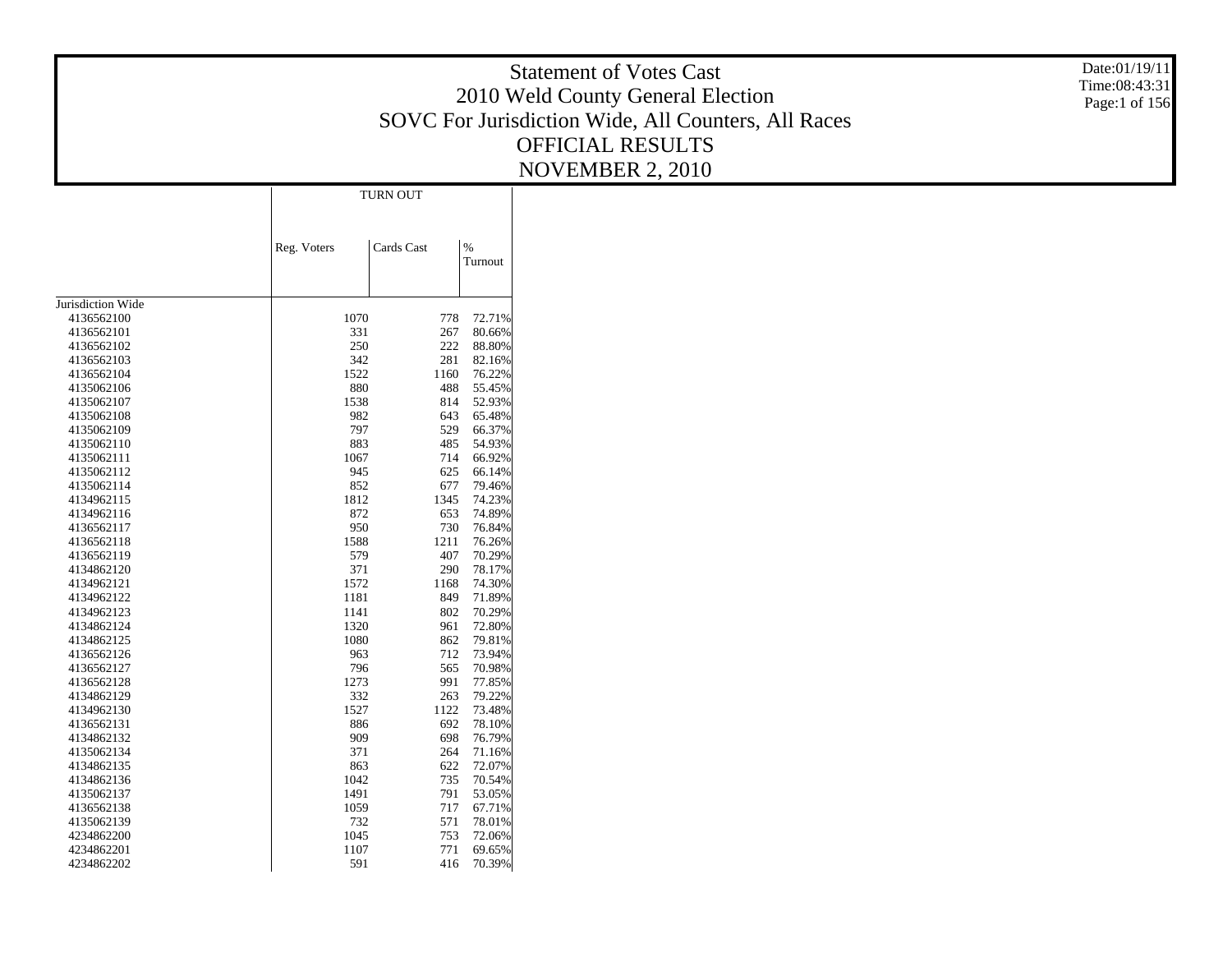# Statement of Votes Cast
## 2010 Weld County General Election
## SOVC For Jurisdiction Wide, All Counters, All Races
## OFFICIAL RESULTS
## NOVEMBER 2, 2010

Date:01/19/11
Time:08:43:31

| | TURN OUT | | |
|---|---|---|---|
| | Reg. Voters | Cards Cast | % Turnout |
| Jurisdiction Wide | | | |
| 4136562100 | 1070 | 778 | 72.71% |
| 4136562101 | 331 | 267 | 80.66% |
| 4136562102 | 250 | 222 | 88.80% |
| 4136562103 | 342 | 281 | 82.16% |
| 4136562104 | 1522 | 1160 | 76.22% |
| 4135062106 | 880 | 488 | 55.45% |
| 4135062107 | 1538 | 814 | 52.93% |
| 4135062108 | 982 | 643 | 65.48% |
| 4135062109 | 797 | 529 | 66.37% |
| 4135062110 | 883 | 485 | 54.93% |
| 4135062111 | 1067 | 714 | 66.92% |
| 4135062112 | 945 | 625 | 66.14% |
| 4135062114 | 852 | 677 | 79.46% |
| 4134962115 | 1812 | 1345 | 74.23% |
| 4134962116 | 872 | 653 | 74.89% |
| 4136562117 | 950 | 730 | 76.84% |
| 4136562118 | 1588 | 1211 | 76.26% |
| 4136562119 | 579 | 407 | 70.29% |
| 4134862120 | 371 | 290 | 78.17% |
| 4134962121 | 1572 | 1168 | 74.30% |
| 4134962122 | 1181 | 849 | 71.89% |
| 4134962123 | 1141 | 802 | 70.29% |
| 4134862124 | 1320 | 961 | 72.80% |
| 4134862125 | 1080 | 862 | 79.81% |
| 4136562126 | 963 | 712 | 73.94% |
| 4136562127 | 796 | 565 | 70.98% |
| 4136562128 | 1273 | 991 | 77.85% |
| 4134862129 | 332 | 263 | 79.22% |
| 4134962130 | 1527 | 1122 | 73.48% |
| 4136562131 | 886 | 692 | 78.10% |
| 4134862132 | 909 | 698 | 76.79% |
| 4135062134 | 371 | 264 | 71.16% |
| 4134862135 | 863 | 622 | 72.07% |
| 4134862136 | 1042 | 735 | 70.54% |
| 4135062137 | 1491 | 791 | 53.05% |
| 4136562138 | 1059 | 717 | 67.71% |
| 4135062139 | 732 | 571 | 78.01% |
| 4234862200 | 1045 | 753 | 72.06% |
| 4234862201 | 1107 | 771 | 69.65% |
| 4234862202 | 591 | 416 | 70.39% |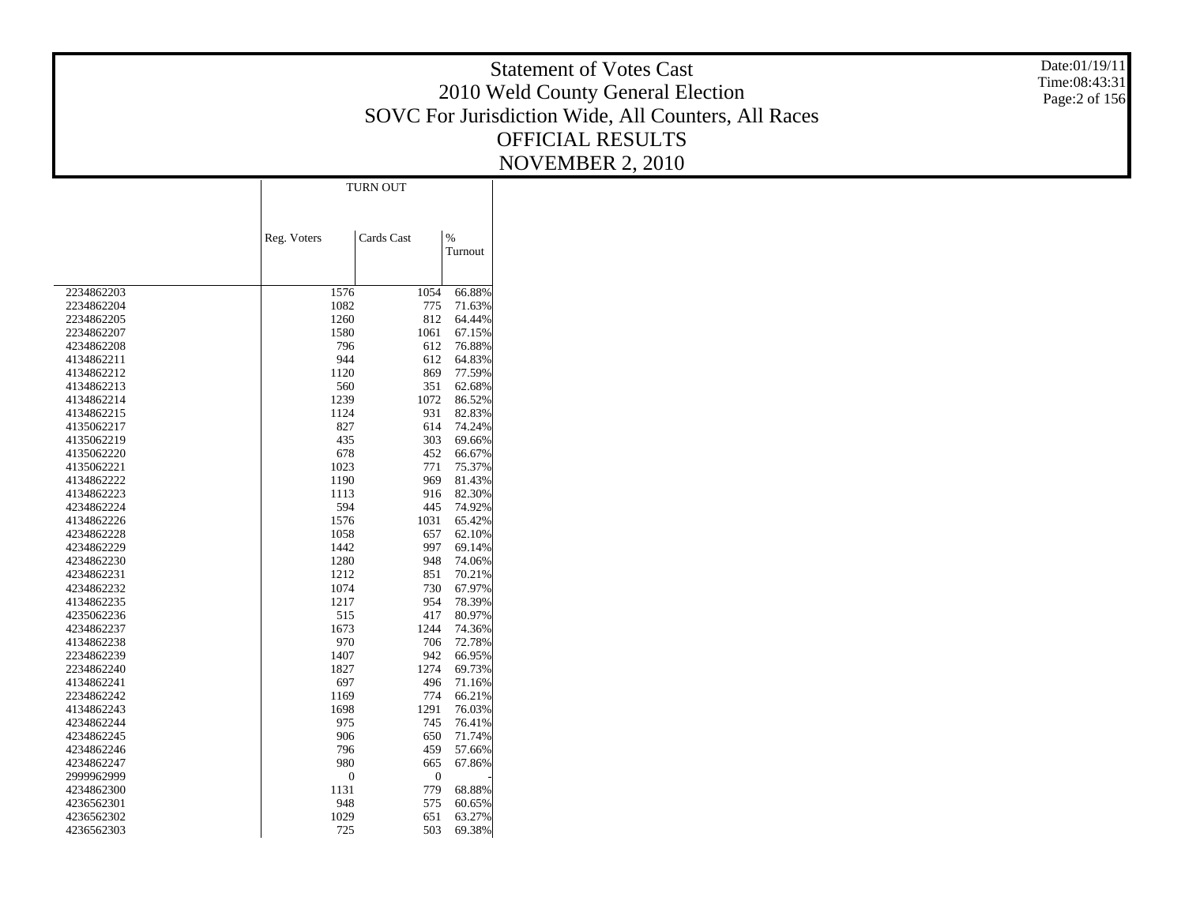# Statement of Votes Cast
## 2010 Weld County General Election
## SOVC For Jurisdiction Wide, All Counters, All Races
## OFFICIAL RESULTS
## NOVEMBER 2, 2010

Date:01/19/11
Time:08:43:31

| | TURN OUT | | |
|---|---|---|---|
| | Reg. Voters | Cards Cast | % Turnout |
| 2234862203 | 1576 | 1054 | 66.88% |
| 2234862204 | 1082 | 775 | 71.63% |
| 2234862205 | 1260 | 812 | 64.44% |
| 2234862207 | 1580 | 1061 | 67.15% |
| 4234862208 | 796 | 612 | 76.88% |
| 4134862211 | 944 | 612 | 64.83% |
| 4134862212 | 1120 | 869 | 77.59% |
| 4134862213 | 560 | 351 | 62.68% |
| 4134862214 | 1239 | 1072 | 86.52% |
| 4134862215 | 1124 | 931 | 82.83% |
| 4135062217 | 827 | 614 | 74.24% |
| 4135062219 | 435 | 303 | 69.66% |
| 4135062220 | 678 | 452 | 66.67% |
| 4135062221 | 1023 | 771 | 75.37% |
| 4134862222 | 1190 | 969 | 81.43% |
| 4134862223 | 1113 | 916 | 82.30% |
| 4234862224 | 594 | 445 | 74.92% |
| 4134862226 | 1576 | 1031 | 65.42% |
| 4234862228 | 1058 | 657 | 62.10% |
| 4234862229 | 1442 | 997 | 69.14% |
| 4234862230 | 1280 | 948 | 74.06% |
| 4234862231 | 1212 | 851 | 70.21% |
| 4234862232 | 1074 | 730 | 67.97% |
| 4134862235 | 1217 | 954 | 78.39% |
| 4235062236 | 515 | 417 | 80.97% |
| 4234862237 | 1673 | 1244 | 74.36% |
| 4134862238 | 970 | 706 | 72.78% |
| 2234862239 | 1407 | 942 | 66.95% |
| 2234862240 | 1827 | 1274 | 69.73% |
| 4134862241 | 697 | 496 | 71.16% |
| 2234862242 | 1169 | 774 | 66.21% |
| 4134862243 | 1698 | 1291 | 76.03% |
| 4234862244 | 975 | 745 | 76.41% |
| 4234862245 | 906 | 650 | 71.74% |
| 4234862246 | 796 | 459 | 57.66% |
| 4234862247 | 980 | 665 | 67.86% |
| 2999962999 | 0 | 0 | - |
| 4234862300 | 1131 | 779 | 68.88% |
| 4236562301 | 948 | 575 | 60.65% |
| 4236562302 | 1029 | 651 | 63.27% |
| 4236562303 | 725 | 503 | 69.38% |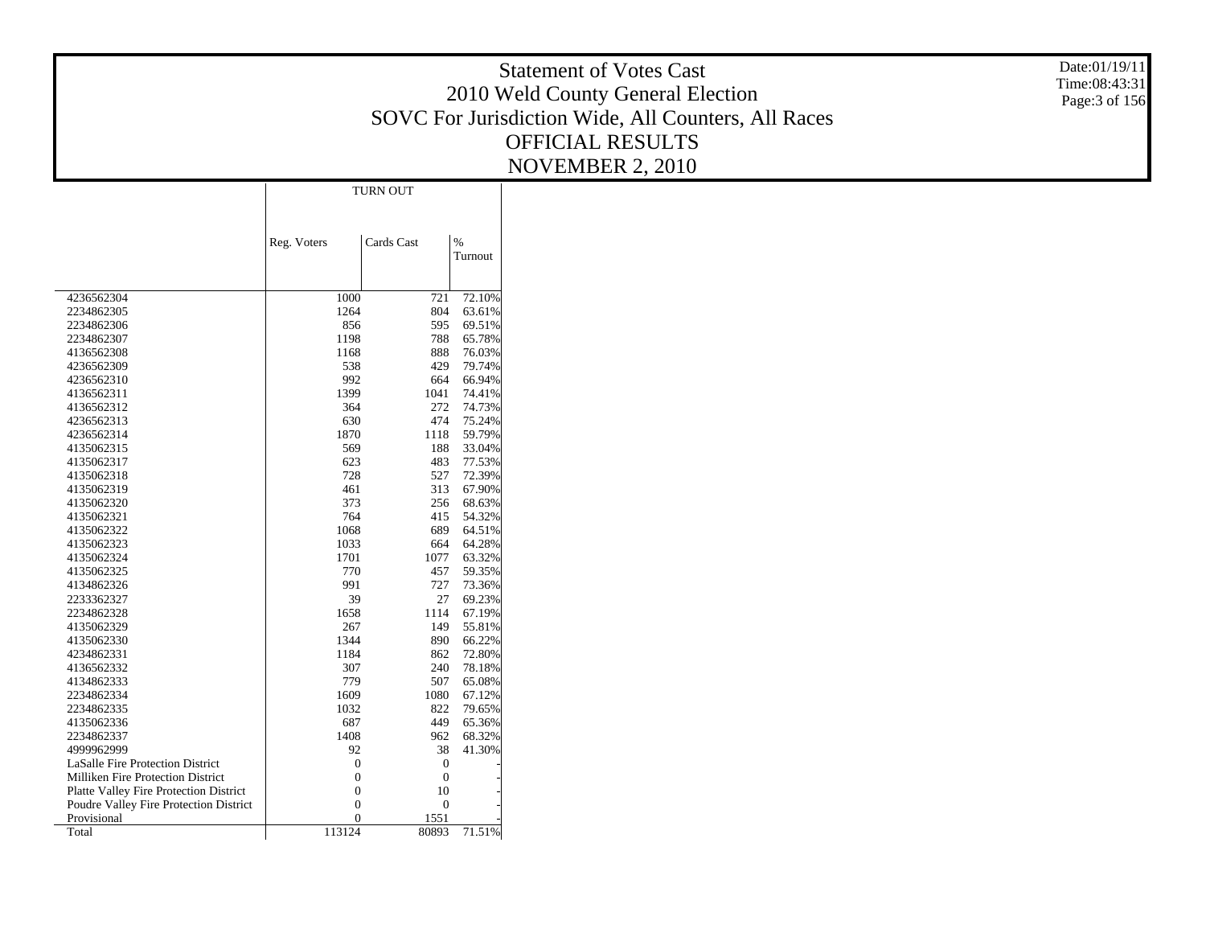# Statement of Votes Cast
## 2010 Weld County General Election
## SOVC For Jurisdiction Wide, All Counters, All Races
## OFFICIAL RESULTS
## NOVEMBER 2, 2010

Date:01/19/11
Time:08:43:31

| | TURN OUT | | |
|---|---|---|---|
| | Reg. Voters | Cards Cast | % Turnout |
| 4236562304 | 1000 | 721 | 72.10% |
| 2234862305 | 1264 | 804 | 63.61% |
| 2234862306 | 856 | 595 | 69.51% |
| 2234862307 | 1198 | 788 | 65.78% |
| 4136562308 | 1168 | 888 | 76.03% |
| 4236562309 | 538 | 429 | 79.74% |
| 4236562310 | 992 | 664 | 66.94% |
| 4136562311 | 1399 | 1041 | 74.41% |
| 4136562312 | 364 | 272 | 74.73% |
| 4236562313 | 630 | 474 | 75.24% |
| 4236562314 | 1870 | 1118 | 59.79% |
| 4135062315 | 569 | 188 | 33.04% |
| 4135062317 | 623 | 483 | 77.53% |
| 4135062318 | 728 | 527 | 72.39% |
| 4135062319 | 461 | 313 | 67.90% |
| 4135062320 | 373 | 256 | 68.63% |
| 4135062321 | 764 | 415 | 54.32% |
| 4135062322 | 1068 | 689 | 64.51% |
| 4135062323 | 1033 | 664 | 64.28% |
| 4135062324 | 1701 | 1077 | 63.32% |
| 4135062325 | 770 | 457 | 59.35% |
| 4134862326 | 991 | 727 | 73.36% |
| 2233362327 | 39 | 27 | 69.23% |
| 2234862328 | 1658 | 1114 | 67.19% |
| 4135062329 | 267 | 149 | 55.81% |
| 4135062330 | 1344 | 890 | 66.22% |
| 4234862331 | 1184 | 862 | 72.80% |
| 4136562332 | 307 | 240 | 78.18% |
| 4134862333 | 779 | 507 | 65.08% |
| 2234862334 | 1609 | 1080 | 67.12% |
| 2234862335 | 1032 | 822 | 79.65% |
| 4135062336 | 687 | 449 | 65.36% |
| 2234862337 | 1408 | 962 | 68.32% |
| 4999962999 | 92 | 38 | 41.30% |
| LaSalle Fire Protection District | 0 | 0 | - |
| Milliken Fire Protection District | 0 | 0 | - |
| Platte Valley Fire Protection District | 0 | 10 | - |
| Poudre Valley Fire Protection District | 0 | 0 | - |
| Provisional | 0 | 1551 | - |
| Total | 113124 | 80893 | 71.51% |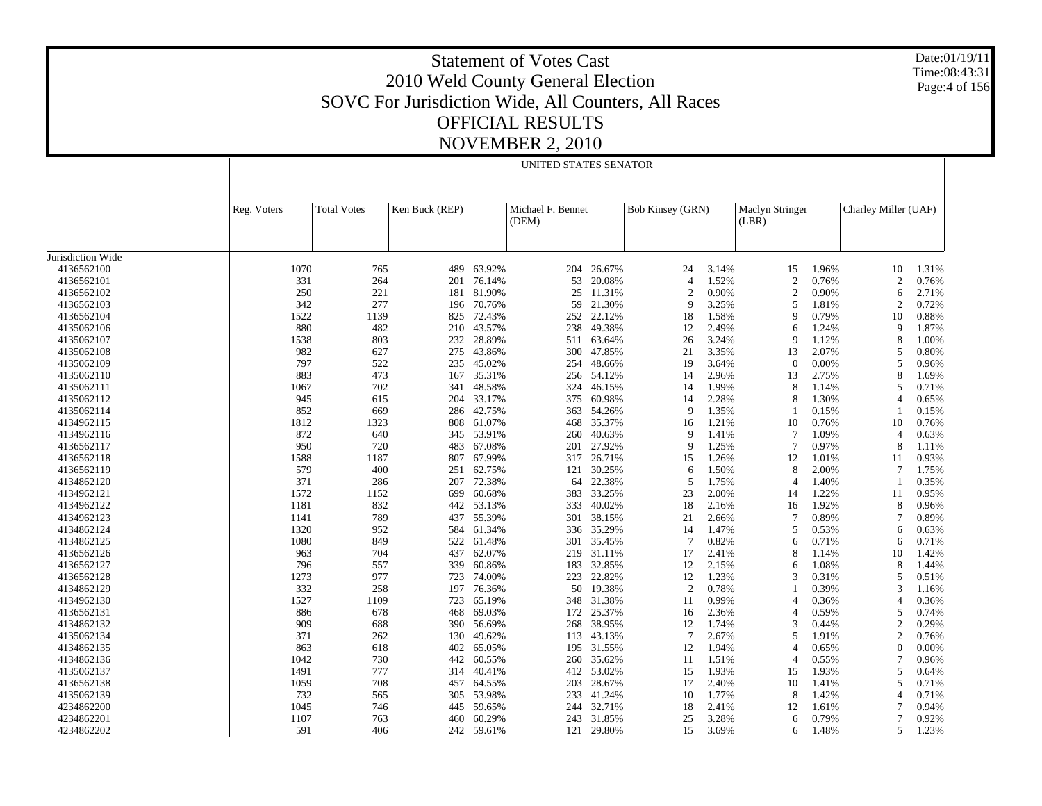# Statement of Votes Cast
## 2010 Weld County General Election
## SOVC For Jurisdiction Wide, All Counters, All Races
## OFFICIAL RESULTS
## NOVEMBER 2, 2010

Date:01/19/11
Time:08:43:31

UNITED STATES SENATOR

| | Reg. Voters | Total Votes | Ken Buck (REP) | | Michael F. Bennet (DEM) | | Bob Kinsey (GRN) | | Maclyn Stringer (LBR) | | Charley Miller (UAF) | |
|---|---|---|---|---|---|---|---|---|---|---|---|---|
| Jurisdiction Wide | | | | | | | | | | | | |
| 4136562100 | 1070 | 765 | 489 | 63.92% | 204 | 26.67% | 24 | 3.14% | 15 | 1.96% | 10 | 1.31% |
| 4136562101 | 331 | 264 | 201 | 76.14% | 53 | 20.08% | 4 | 1.52% | 2 | 0.76% | 2 | 0.76% |
| 4136562102 | 250 | 221 | 181 | 81.90% | 25 | 11.31% | 2 | 0.90% | 2 | 0.90% | 6 | 2.71% |
| 4136562103 | 342 | 277 | 196 | 70.76% | 59 | 21.30% | 9 | 3.25% | 5 | 1.81% | 2 | 0.72% |
| 4136562104 | 1522 | 1139 | 825 | 72.43% | 252 | 22.12% | 18 | 1.58% | 9 | 0.79% | 10 | 0.88% |
| 4135062106 | 880 | 482 | 210 | 43.57% | 238 | 49.38% | 12 | 2.49% | 6 | 1.24% | 9 | 1.87% |
| 4135062107 | 1538 | 803 | 232 | 28.89% | 511 | 63.64% | 26 | 3.24% | 9 | 1.12% | 8 | 1.00% |
| 4135062108 | 982 | 627 | 275 | 43.86% | 300 | 47.85% | 21 | 3.35% | 13 | 2.07% | 5 | 0.80% |
| 4135062109 | 797 | 522 | 235 | 45.02% | 254 | 48.66% | 19 | 3.64% | 0 | 0.00% | 5 | 0.96% |
| 4135062110 | 883 | 473 | 167 | 35.31% | 256 | 54.12% | 14 | 2.96% | 13 | 2.75% | 8 | 1.69% |
| 4135062111 | 1067 | 702 | 341 | 48.58% | 324 | 46.15% | 14 | 1.99% | 8 | 1.14% | 5 | 0.71% |
| 4135062112 | 945 | 615 | 204 | 33.17% | 375 | 60.98% | 14 | 2.28% | 8 | 1.30% | 4 | 0.65% |
| 4135062114 | 852 | 669 | 286 | 42.75% | 363 | 54.26% | 9 | 1.35% | 1 | 0.15% | 1 | 0.15% |
| 4134962115 | 1812 | 1323 | 808 | 61.07% | 468 | 35.37% | 16 | 1.21% | 10 | 0.76% | 10 | 0.76% |
| 4134962116 | 872 | 640 | 345 | 53.91% | 260 | 40.63% | 9 | 1.41% | 7 | 1.09% | 4 | 0.63% |
| 4136562117 | 950 | 720 | 483 | 67.08% | 201 | 27.92% | 9 | 1.25% | 7 | 0.97% | 8 | 1.11% |
| 4136562118 | 1588 | 1187 | 807 | 67.99% | 317 | 26.71% | 15 | 1.26% | 12 | 1.01% | 11 | 0.93% |
| 4136562119 | 579 | 400 | 251 | 62.75% | 121 | 30.25% | 6 | 1.50% | 8 | 2.00% | 7 | 1.75% |
| 4134862120 | 371 | 286 | 207 | 72.38% | 64 | 22.38% | 5 | 1.75% | 4 | 1.40% | 1 | 0.35% |
| 4134962121 | 1572 | 1152 | 699 | 60.68% | 383 | 33.25% | 23 | 2.00% | 14 | 1.22% | 11 | 0.95% |
| 4134962122 | 1181 | 832 | 442 | 53.13% | 333 | 40.02% | 18 | 2.16% | 16 | 1.92% | 8 | 0.96% |
| 4134962123 | 1141 | 789 | 437 | 55.39% | 301 | 38.15% | 21 | 2.66% | 7 | 0.89% | 7 | 0.89% |
| 4134862124 | 1320 | 952 | 584 | 61.34% | 336 | 35.29% | 14 | 1.47% | 5 | 0.53% | 6 | 0.63% |
| 4134862125 | 1080 | 849 | 522 | 61.48% | 301 | 35.45% | 7 | 0.82% | 6 | 0.71% | 6 | 0.71% |
| 4136562126 | 963 | 704 | 437 | 62.07% | 219 | 31.11% | 17 | 2.41% | 8 | 1.14% | 10 | 1.42% |
| 4136562127 | 796 | 557 | 339 | 60.86% | 183 | 32.85% | 12 | 2.15% | 6 | 1.08% | 8 | 1.44% |
| 4136562128 | 1273 | 977 | 723 | 74.00% | 223 | 22.82% | 12 | 1.23% | 3 | 0.31% | 5 | 0.51% |
| 4134862129 | 332 | 258 | 197 | 76.36% | 50 | 19.38% | 2 | 0.78% | 1 | 0.39% | 3 | 1.16% |
| 4134962130 | 1527 | 1109 | 723 | 65.19% | 348 | 31.38% | 11 | 0.99% | 4 | 0.36% | 4 | 0.36% |
| 4136562131 | 886 | 678 | 468 | 69.03% | 172 | 25.37% | 16 | 2.36% | 4 | 0.59% | 5 | 0.74% |
| 4134862132 | 909 | 688 | 390 | 56.69% | 268 | 38.95% | 12 | 1.74% | 3 | 0.44% | 2 | 0.29% |
| 4135062134 | 371 | 262 | 130 | 49.62% | 113 | 43.13% | 7 | 2.67% | 5 | 1.91% | 2 | 0.76% |
| 4134862135 | 863 | 618 | 402 | 65.05% | 195 | 31.55% | 12 | 1.94% | 4 | 0.65% | 0 | 0.00% |
| 4134862136 | 1042 | 730 | 442 | 60.55% | 260 | 35.62% | 11 | 1.51% | 4 | 0.55% | 7 | 0.96% |
| 4135062137 | 1491 | 777 | 314 | 40.41% | 412 | 53.02% | 15 | 1.93% | 15 | 1.93% | 5 | 0.64% |
| 4136562138 | 1059 | 708 | 457 | 64.55% | 203 | 28.67% | 17 | 2.40% | 10 | 1.41% | 5 | 0.71% |
| 4135062139 | 732 | 565 | 305 | 53.98% | 233 | 41.24% | 10 | 1.77% | 8 | 1.42% | 4 | 0.71% |
| 4234862200 | 1045 | 746 | 445 | 59.65% | 244 | 32.71% | 18 | 2.41% | 12 | 1.61% | 7 | 0.94% |
| 4234862201 | 1107 | 763 | 460 | 60.29% | 243 | 31.85% | 25 | 3.28% | 6 | 0.79% | 7 | 0.92% |
| 4234862202 | 591 | 406 | 242 | 59.61% | 121 | 29.80% | 15 | 3.69% | 6 | 1.48% | 5 | 1.23% |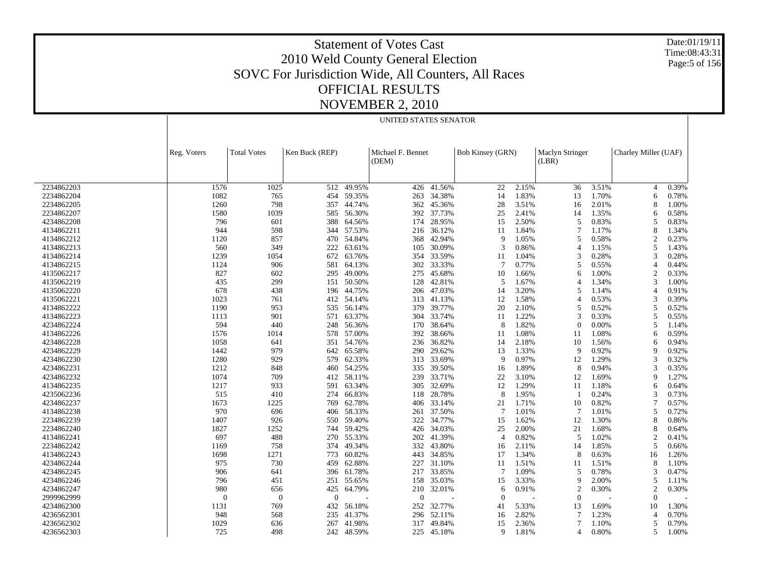# Statement of Votes Cast
# 2010 Weld County General Election
## SOVC For Jurisdiction Wide, All Counters, All Races
## OFFICIAL RESULTS
## NOVEMBER 2, 2010

Date:01/19/11
Time:08:43:31

### UNITED STATES SENATOR

| | Reg. Voters | Total Votes | Ken Buck (REP) | | Michael F. Bennet (DEM) | | Bob Kinsey (GRN) | | Maclyn Stringer (LBR) | | Charley Miller (UAF) | |
|---|---|---|---|---|---|---|---|---|---|---|---|---|
| 2234862203 | 1576 | 1025 | 512 | 49.95% | 426 | 41.56% | 22 | 2.15% | 36 | 3.51% | 4 | 0.39% |
| 2234862204 | 1082 | 765 | 454 | 59.35% | 263 | 34.38% | 14 | 1.83% | 13 | 1.70% | 6 | 0.78% |
| 2234862205 | 1260 | 798 | 357 | 44.74% | 362 | 45.36% | 28 | 3.51% | 16 | 2.01% | 8 | 1.00% |
| 2234862207 | 1580 | 1039 | 585 | 56.30% | 392 | 37.73% | 25 | 2.41% | 14 | 1.35% | 6 | 0.58% |
| 4234862208 | 796 | 601 | 388 | 64.56% | 174 | 28.95% | 15 | 2.50% | 5 | 0.83% | 5 | 0.83% |
| 4134862211 | 944 | 598 | 344 | 57.53% | 216 | 36.12% | 11 | 1.84% | 7 | 1.17% | 8 | 1.34% |
| 4134862212 | 1120 | 857 | 470 | 54.84% | 368 | 42.94% | 9 | 1.05% | 5 | 0.58% | 2 | 0.23% |
| 4134862213 | 560 | 349 | 222 | 63.61% | 105 | 30.09% | 3 | 0.86% | 4 | 1.15% | 5 | 1.43% |
| 4134862214 | 1239 | 1054 | 672 | 63.76% | 354 | 33.59% | 11 | 1.04% | 3 | 0.28% | 3 | 0.28% |
| 4134862215 | 1124 | 906 | 581 | 64.13% | 302 | 33.33% | 7 | 0.77% | 5 | 0.55% | 4 | 0.44% |
| 4135062217 | 827 | 602 | 295 | 49.00% | 275 | 45.68% | 10 | 1.66% | 6 | 1.00% | 2 | 0.33% |
| 4135062219 | 435 | 299 | 151 | 50.50% | 128 | 42.81% | 5 | 1.67% | 4 | 1.34% | 3 | 1.00% |
| 4135062220 | 678 | 438 | 196 | 44.75% | 206 | 47.03% | 14 | 3.20% | 5 | 1.14% | 4 | 0.91% |
| 4135062221 | 1023 | 761 | 412 | 54.14% | 313 | 41.13% | 12 | 1.58% | 4 | 0.53% | 3 | 0.39% |
| 4134862222 | 1190 | 953 | 535 | 56.14% | 379 | 39.77% | 20 | 2.10% | 5 | 0.52% | 5 | 0.52% |
| 4134862223 | 1113 | 901 | 571 | 63.37% | 304 | 33.74% | 11 | 1.22% | 3 | 0.33% | 5 | 0.55% |
| 4234862224 | 594 | 440 | 248 | 56.36% | 170 | 38.64% | 8 | 1.82% | 0 | 0.00% | 5 | 1.14% |
| 4134862226 | 1576 | 1014 | 578 | 57.00% | 392 | 38.66% | 11 | 1.08% | 11 | 1.08% | 6 | 0.59% |
| 4234862228 | 1058 | 641 | 351 | 54.76% | 236 | 36.82% | 14 | 2.18% | 10 | 1.56% | 6 | 0.94% |
| 4234862229 | 1442 | 979 | 642 | 65.58% | 290 | 29.62% | 13 | 1.33% | 9 | 0.92% | 9 | 0.92% |
| 4234862230 | 1280 | 929 | 579 | 62.33% | 313 | 33.69% | 9 | 0.97% | 12 | 1.29% | 3 | 0.32% |
| 4234862231 | 1212 | 848 | 460 | 54.25% | 335 | 39.50% | 16 | 1.89% | 8 | 0.94% | 3 | 0.35% |
| 4234862232 | 1074 | 709 | 412 | 58.11% | 239 | 33.71% | 22 | 3.10% | 12 | 1.69% | 9 | 1.27% |
| 4134862235 | 1217 | 933 | 591 | 63.34% | 305 | 32.69% | 12 | 1.29% | 11 | 1.18% | 6 | 0.64% |
| 4235062236 | 515 | 410 | 274 | 66.83% | 118 | 28.78% | 8 | 1.95% | 1 | 0.24% | 3 | 0.73% |
| 4234862237 | 1673 | 1225 | 769 | 62.78% | 406 | 33.14% | 21 | 1.71% | 10 | 0.82% | 7 | 0.57% |
| 4134862238 | 970 | 696 | 406 | 58.33% | 261 | 37.50% | 7 | 1.01% | 7 | 1.01% | 5 | 0.72% |
| 2234862239 | 1407 | 926 | 550 | 59.40% | 322 | 34.77% | 15 | 1.62% | 12 | 1.30% | 8 | 0.86% |
| 2234862240 | 1827 | 1252 | 744 | 59.42% | 426 | 34.03% | 25 | 2.00% | 21 | 1.68% | 8 | 0.64% |
| 4134862241 | 697 | 488 | 270 | 55.33% | 202 | 41.39% | 4 | 0.82% | 5 | 1.02% | 2 | 0.41% |
| 2234862242 | 1169 | 758 | 374 | 49.34% | 332 | 43.80% | 16 | 2.11% | 14 | 1.85% | 5 | 0.66% |
| 4134862243 | 1698 | 1271 | 773 | 60.82% | 443 | 34.85% | 17 | 1.34% | 8 | 0.63% | 16 | 1.26% |
| 4234862244 | 975 | 730 | 459 | 62.88% | 227 | 31.10% | 11 | 1.51% | 11 | 1.51% | 8 | 1.10% |
| 4234862245 | 906 | 641 | 396 | 61.78% | 217 | 33.85% | 7 | 1.09% | 5 | 0.78% | 3 | 0.47% |
| 4234862246 | 796 | 451 | 251 | 55.65% | 158 | 35.03% | 15 | 3.33% | 9 | 2.00% | 5 | 1.11% |
| 4234862247 | 980 | 656 | 425 | 64.79% | 210 | 32.01% | 6 | 0.91% | 2 | 0.30% | 2 | 0.30% |
| 2999962999 | 0 | 0 | 0 | - | 0 | - | 0 | - | 0 | - | 0 | - |
| 4234862300 | 1131 | 769 | 432 | 56.18% | 252 | 32.77% | 41 | 5.33% | 13 | 1.69% | 10 | 1.30% |
| 4236562301 | 948 | 568 | 235 | 41.37% | 296 | 52.11% | 16 | 2.82% | 7 | 1.23% | 4 | 0.70% |
| 4236562302 | 1029 | 636 | 267 | 41.98% | 317 | 49.84% | 15 | 2.36% | 7 | 1.10% | 5 | 0.79% |
| 4236562303 | 725 | 498 | 242 | 48.59% | 225 | 45.18% | 9 | 1.81% | 4 | 0.80% | 5 | 1.00% |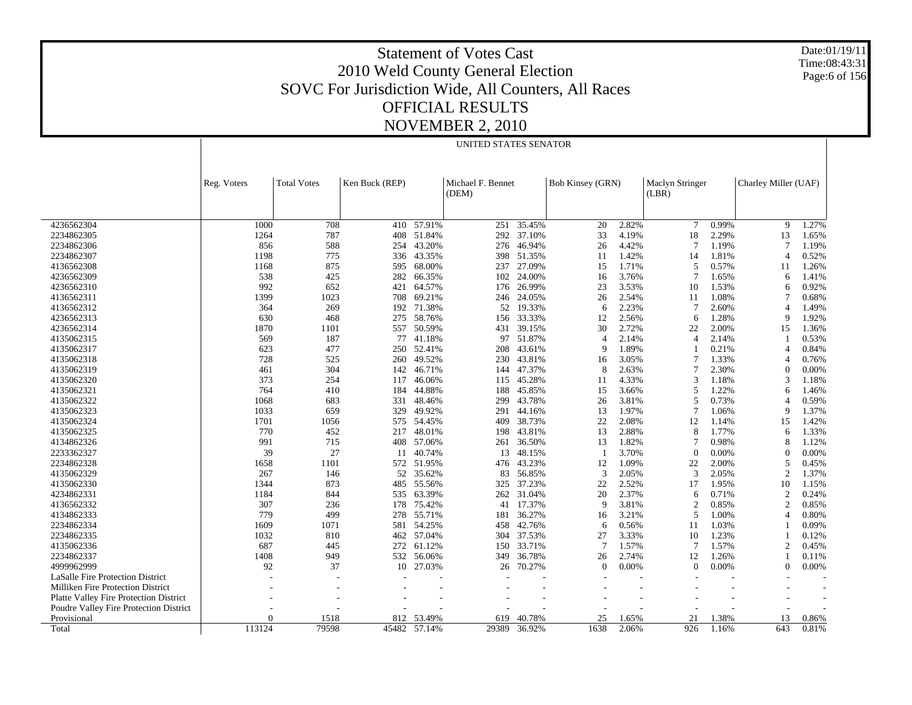# Statement of Votes Cast
## 2010 Weld County General Election
## SOVC For Jurisdiction Wide, All Counters, All Races
## OFFICIAL RESULTS
## NOVEMBER 2, 2010

Date:01/19/11
Time:08:43:31

### UNITED STATES SENATOR

| | Reg. Voters | Total Votes | Ken Buck (REP) | | Michael F. Bennet (DEM) | | Bob Kinsey (GRN) | | Maclyn Stringer (LBR) | | Charley Miller (UAF) | |
|---|---|---|---|---|---|---|---|---|---|---|---|---|
| 4236562304 | 1000 | 708 | 410 | 57.91% | 251 | 35.45% | 20 | 2.82% | 7 | 0.99% | 9 | 1.27% |
| 2234862305 | 1264 | 787 | 408 | 51.84% | 292 | 37.10% | 33 | 4.19% | 18 | 2.29% | 13 | 1.65% |
| 2234862306 | 856 | 588 | 254 | 43.20% | 276 | 46.94% | 26 | 4.42% | 7 | 1.19% | 7 | 1.19% |
| 2234862307 | 1198 | 775 | 336 | 43.35% | 398 | 51.35% | 11 | 1.42% | 14 | 1.81% | 4 | 0.52% |
| 4136562308 | 1168 | 875 | 595 | 68.00% | 237 | 27.09% | 15 | 1.71% | 5 | 0.57% | 11 | 1.26% |
| 4236562309 | 538 | 425 | 282 | 66.35% | 102 | 24.00% | 16 | 3.76% | 7 | 1.65% | 6 | 1.41% |
| 4236562310 | 992 | 652 | 421 | 64.57% | 176 | 26.99% | 23 | 3.53% | 10 | 1.53% | 6 | 0.92% |
| 4136562311 | 1399 | 1023 | 708 | 69.21% | 246 | 24.05% | 26 | 2.54% | 11 | 1.08% | 7 | 0.68% |
| 4136562312 | 364 | 269 | 192 | 71.38% | 52 | 19.33% | 6 | 2.23% | 7 | 2.60% | 4 | 1.49% |
| 4236562313 | 630 | 468 | 275 | 58.76% | 156 | 33.33% | 12 | 2.56% | 6 | 1.28% | 9 | 1.92% |
| 4236562314 | 1870 | 1101 | 557 | 50.59% | 431 | 39.15% | 30 | 2.72% | 22 | 2.00% | 15 | 1.36% |
| 4135062315 | 569 | 187 | 77 | 41.18% | 97 | 51.87% | 4 | 2.14% | 4 | 2.14% | 1 | 0.53% |
| 4135062317 | 623 | 477 | 250 | 52.41% | 208 | 43.61% | 9 | 1.89% | 1 | 0.21% | 4 | 0.84% |
| 4135062318 | 728 | 525 | 260 | 49.52% | 230 | 43.81% | 16 | 3.05% | 7 | 1.33% | 4 | 0.76% |
| 4135062319 | 461 | 304 | 142 | 46.71% | 144 | 47.37% | 8 | 2.63% | 7 | 2.30% | 0 | 0.00% |
| 4135062320 | 373 | 254 | 117 | 46.06% | 115 | 45.28% | 11 | 4.33% | 3 | 1.18% | 3 | 1.18% |
| 4135062321 | 764 | 410 | 184 | 44.88% | 188 | 45.85% | 15 | 3.66% | 5 | 1.22% | 6 | 1.46% |
| 4135062322 | 1068 | 683 | 331 | 48.46% | 299 | 43.78% | 26 | 3.81% | 5 | 0.73% | 4 | 0.59% |
| 4135062323 | 1033 | 659 | 329 | 49.92% | 291 | 44.16% | 13 | 1.97% | 7 | 1.06% | 9 | 1.37% |
| 4135062324 | 1701 | 1056 | 575 | 54.45% | 409 | 38.73% | 22 | 2.08% | 12 | 1.14% | 15 | 1.42% |
| 4135062325 | 770 | 452 | 217 | 48.01% | 198 | 43.81% | 13 | 2.88% | 8 | 1.77% | 6 | 1.33% |
| 4134862326 | 991 | 715 | 408 | 57.06% | 261 | 36.50% | 13 | 1.82% | 7 | 0.98% | 8 | 1.12% |
| 2233362327 | 39 | 27 | 11 | 40.74% | 13 | 48.15% | 1 | 3.70% | 0 | 0.00% | 0 | 0.00% |
| 2234862328 | 1658 | 1101 | 572 | 51.95% | 476 | 43.23% | 12 | 1.09% | 22 | 2.00% | 5 | 0.45% |
| 4135062329 | 267 | 146 | 52 | 35.62% | 83 | 56.85% | 3 | 2.05% | 3 | 2.05% | 2 | 1.37% |
| 4135062330 | 1344 | 873 | 485 | 55.56% | 325 | 37.23% | 22 | 2.52% | 17 | 1.95% | 10 | 1.15% |
| 4234862331 | 1184 | 844 | 535 | 63.39% | 262 | 31.04% | 20 | 2.37% | 6 | 0.71% | 2 | 0.24% |
| 4136562332 | 307 | 236 | 178 | 75.42% | 41 | 17.37% | 9 | 3.81% | 2 | 0.85% | 2 | 0.85% |
| 4134862333 | 779 | 499 | 278 | 55.71% | 181 | 36.27% | 16 | 3.21% | 5 | 1.00% | 4 | 0.80% |
| 2234862334 | 1609 | 1071 | 581 | 54.25% | 458 | 42.76% | 6 | 0.56% | 11 | 1.03% | 1 | 0.09% |
| 2234862335 | 1032 | 810 | 462 | 57.04% | 304 | 37.53% | 27 | 3.33% | 10 | 1.23% | 1 | 0.12% |
| 4135062336 | 687 | 445 | 272 | 61.12% | 150 | 33.71% | 7 | 1.57% | 7 | 1.57% | 2 | 0.45% |
| 2234862337 | 1408 | 949 | 532 | 56.06% | 349 | 36.78% | 26 | 2.74% | 12 | 1.26% | 1 | 0.11% |
| 4999962999 | 92 | 37 | 10 | 27.03% | 26 | 70.27% | 0 | 0.00% | 0 | 0.00% | 0 | 0.00% |
| LaSalle Fire Protection District | - | - | - | - | - | - | - | - | - | - | - | - |
| Milliken Fire Protection District | - | - | - | - | - | - | - | - | - | - | - | - |
| Platte Valley Fire Protection District | - | - | - | - | - | - | - | - | - | - | - | - |
| Poudre Valley Fire Protection District | - | - | - | - | - | - | - | - | - | - | - | - |
| Provisional | 0 | 1518 | 812 | 53.49% | 619 | 40.78% | 25 | 1.65% | 21 | 1.38% | 13 | 0.86% |
| Total | 113124 | 79598 | 45482 | 57.14% | 29389 | 36.92% | 1638 | 2.06% | 926 | 1.16% | 643 | 0.81% |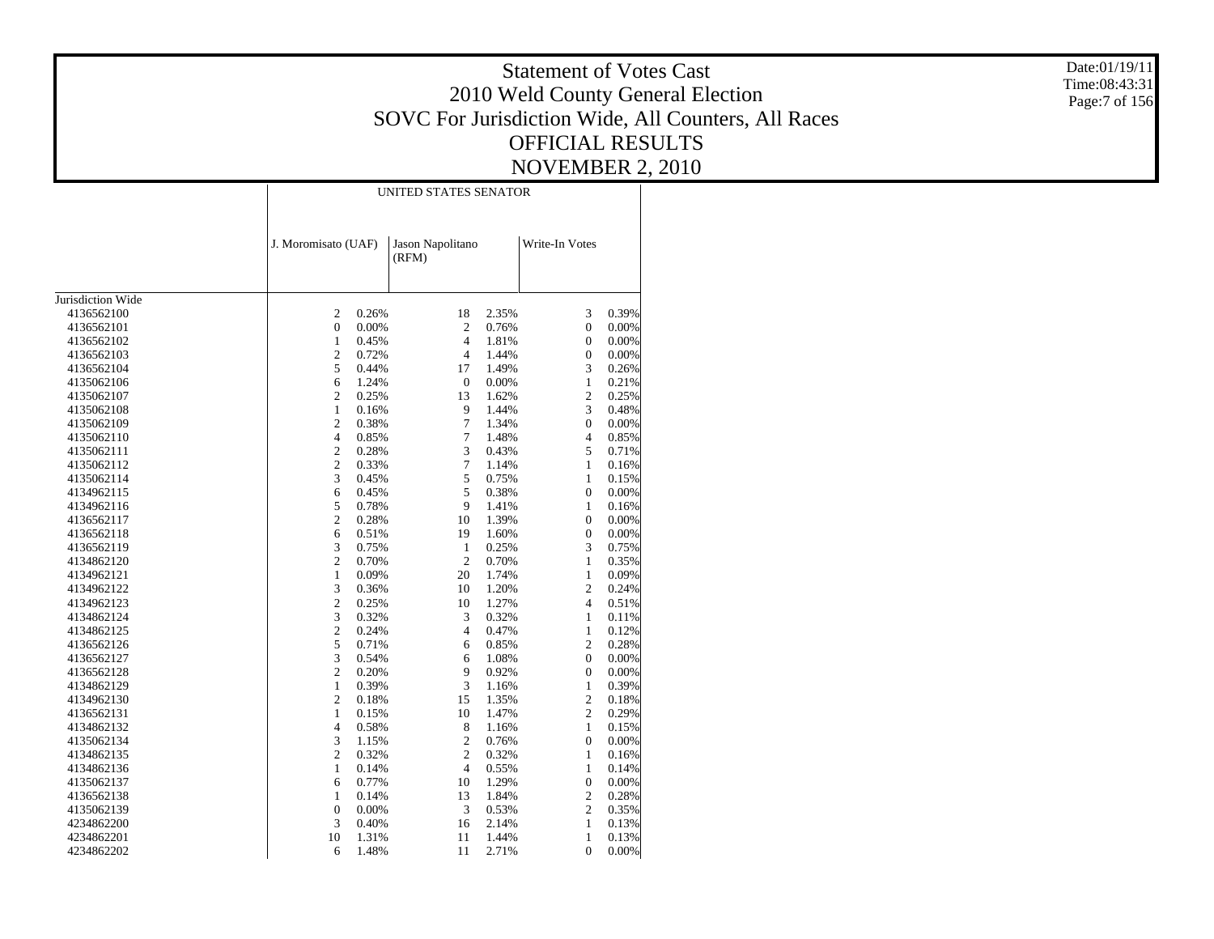# Statement of Votes Cast
## 2010 Weld County General Election
## SOVC For Jurisdiction Wide, All Counters, All Races
## OFFICIAL RESULTS
## NOVEMBER 2, 2010

Date:01/19/11
Time:08:43:31

| | UNITED STATES SENATOR | | | | | |
|---|---|---|---|---|---|---|
| | J. Moromisato (UAF) | | Jason Napolitano (RFM) | | Write-In Votes | |
| Jurisdiction Wide | | | | | | |
| 4136562100 | 2 | 0.26% | 18 | 2.35% | 3 | 0.39% |
| 4136562101 | 0 | 0.00% | 2 | 0.76% | 0 | 0.00% |
| 4136562102 | 1 | 0.45% | 4 | 1.81% | 0 | 0.00% |
| 4136562103 | 2 | 0.72% | 4 | 1.44% | 0 | 0.00% |
| 4136562104 | 5 | 0.44% | 17 | 1.49% | 3 | 0.26% |
| 4135062106 | 6 | 1.24% | 0 | 0.00% | 1 | 0.21% |
| 4135062107 | 2 | 0.25% | 13 | 1.62% | 2 | 0.25% |
| 4136562108 | 1 | 0.16% | 9 | 1.44% | 3 | 0.48% |
| 4135062109 | 2 | 0.38% | 7 | 1.34% | 0 | 0.00% |
| 4135062110 | 4 | 0.85% | 7 | 1.48% | 4 | 0.85% |
| 4135062111 | 2 | 0.28% | 3 | 0.43% | 5 | 0.71% |
| 4135062112 | 2 | 0.33% | 7 | 1.14% | 1 | 0.16% |
| 4135062114 | 3 | 0.45% | 5 | 0.75% | 1 | 0.15% |
| 4134962115 | 6 | 0.45% | 5 | 0.38% | 0 | 0.00% |
| 4134962116 | 5 | 0.78% | 9 | 1.41% | 1 | 0.16% |
| 4136562117 | 2 | 0.28% | 10 | 1.39% | 0 | 0.00% |
| 4136562118 | 6 | 0.51% | 19 | 1.60% | 0 | 0.00% |
| 4136562119 | 3 | 0.75% | 1 | 0.25% | 3 | 0.75% |
| 4134862120 | 2 | 0.70% | 2 | 0.70% | 1 | 0.35% |
| 4134962121 | 1 | 0.09% | 20 | 1.74% | 1 | 0.09% |
| 4134962122 | 3 | 0.36% | 10 | 1.20% | 2 | 0.24% |
| 4134962123 | 2 | 0.25% | 10 | 1.27% | 4 | 0.51% |
| 4134862124 | 3 | 0.32% | 3 | 0.32% | 1 | 0.11% |
| 4134862125 | 2 | 0.24% | 4 | 0.47% | 1 | 0.12% |
| 4136562126 | 5 | 0.71% | 6 | 0.85% | 2 | 0.28% |
| 4136562127 | 3 | 0.54% | 6 | 1.08% | 0 | 0.00% |
| 4136562128 | 2 | 0.20% | 9 | 0.92% | 0 | 0.00% |
| 4134862129 | 1 | 0.39% | 3 | 1.16% | 1 | 0.39% |
| 4134962130 | 2 | 0.18% | 15 | 1.35% | 2 | 0.18% |
| 4136562131 | 1 | 0.15% | 10 | 1.47% | 2 | 0.29% |
| 4134862132 | 4 | 0.58% | 8 | 1.16% | 1 | 0.15% |
| 4135062134 | 3 | 1.15% | 2 | 0.76% | 0 | 0.00% |
| 4134862135 | 2 | 0.32% | 2 | 0.32% | 1 | 0.16% |
| 4134862136 | 1 | 0.14% | 4 | 0.55% | 1 | 0.14% |
| 4135062137 | 6 | 0.77% | 10 | 1.29% | 0 | 0.00% |
| 4136562138 | 1 | 0.14% | 13 | 1.84% | 2 | 0.28% |
| 4135062139 | 0 | 0.00% | 3 | 0.53% | 2 | 0.35% |
| 4234862200 | 3 | 0.40% | 16 | 2.14% | 1 | 0.13% |
| 4234862201 | 10 | 1.31% | 11 | 1.44% | 1 | 0.13% |
| 4234862202 | 6 | 1.48% | 11 | 2.71% | 0 | 0.00% |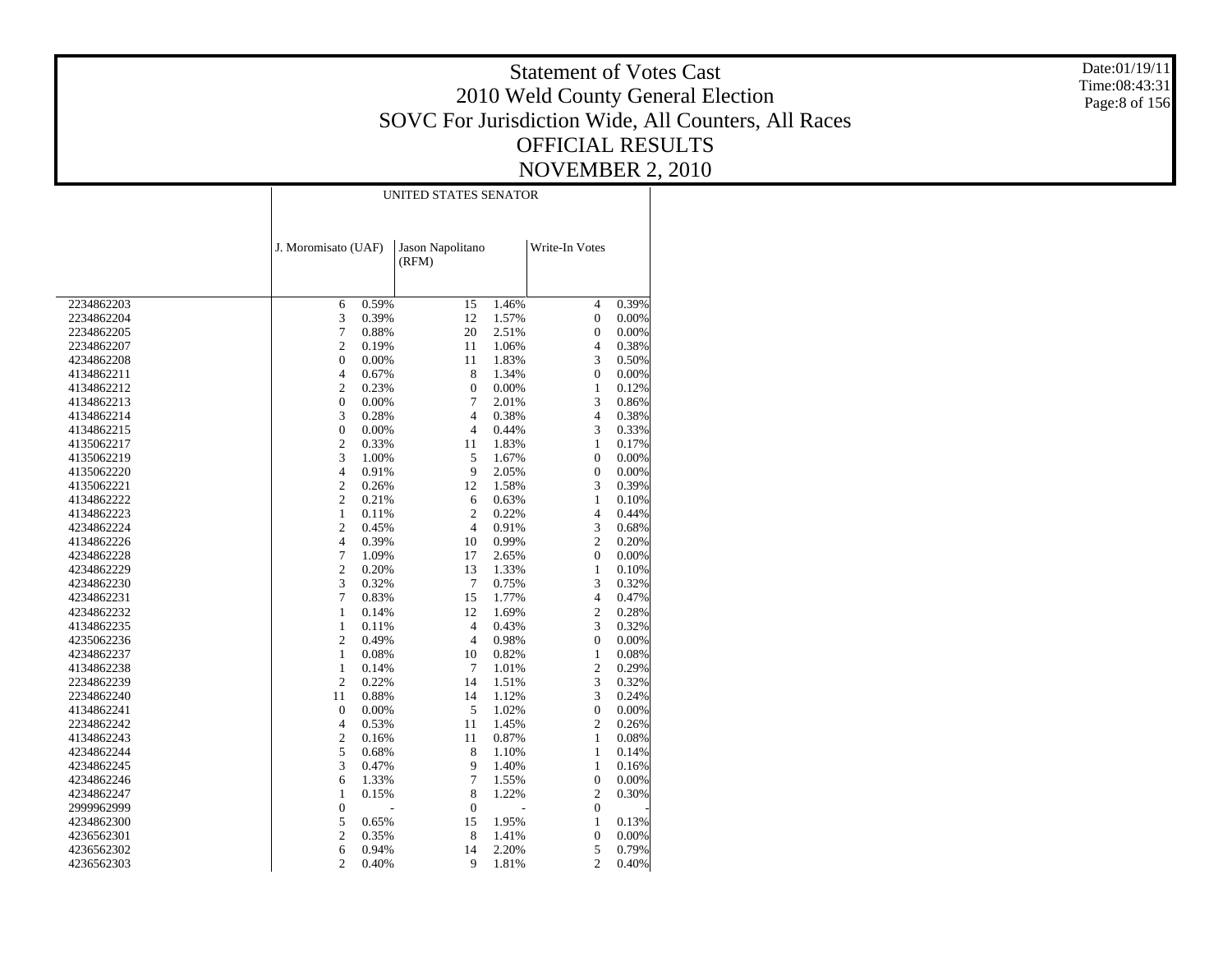# Statement of Votes Cast
## 2010 Weld County General Election
## SOVC For Jurisdiction Wide, All Counters, All Races
## OFFICIAL RESULTS
## NOVEMBER 2, 2010

Date:01/19/11
Time:08:43:31

| | UNITED STATES SENATOR | | | | | |
|---|---|---|---|---|---|---|
| | J. Moromisato (UAF) | | Jason Napolitano (RFM) | | Write-In Votes | |
| 2234862203 | 6 | 0.59% | 15 | 1.46% | 4 | 0.39% |
| 2234862204 | 3 | 0.39% | 12 | 1.57% | 0 | 0.00% |
| 2234862205 | 7 | 0.88% | 20 | 2.51% | 0 | 0.00% |
| 2234862207 | 2 | 0.19% | 11 | 1.06% | 4 | 0.38% |
| 4234862208 | 0 | 0.00% | 11 | 1.83% | 3 | 0.50% |
| 4134862211 | 4 | 0.67% | 8 | 1.34% | 0 | 0.00% |
| 4134862212 | 2 | 0.23% | 0 | 0.00% | 1 | 0.12% |
| 4134862213 | 0 | 0.00% | 7 | 2.01% | 3 | 0.86% |
| 4134862214 | 3 | 0.28% | 4 | 0.38% | 4 | 0.38% |
| 4134862215 | 0 | 0.00% | 4 | 0.44% | 3 | 0.33% |
| 4135062217 | 2 | 0.33% | 11 | 1.83% | 1 | 0.17% |
| 4135062219 | 3 | 1.00% | 5 | 1.67% | 0 | 0.00% |
| 4135062220 | 4 | 0.91% | 9 | 2.05% | 0 | 0.00% |
| 4135062221 | 2 | 0.26% | 12 | 1.58% | 3 | 0.39% |
| 4134862222 | 2 | 0.21% | 6 | 0.63% | 1 | 0.10% |
| 4134862223 | 1 | 0.11% | 2 | 0.22% | 4 | 0.44% |
| 4234862224 | 2 | 0.45% | 4 | 0.91% | 3 | 0.68% |
| 4134862226 | 4 | 0.39% | 10 | 0.99% | 2 | 0.20% |
| 4234862228 | 7 | 1.09% | 17 | 2.65% | 0 | 0.00% |
| 4234862229 | 2 | 0.20% | 13 | 1.33% | 1 | 0.10% |
| 4234862230 | 3 | 0.32% | 7 | 0.75% | 3 | 0.32% |
| 4234862231 | 7 | 0.83% | 15 | 1.77% | 4 | 0.47% |
| 4234862232 | 1 | 0.14% | 12 | 1.69% | 2 | 0.28% |
| 4134862235 | 1 | 0.11% | 4 | 0.43% | 3 | 0.32% |
| 4235062236 | 2 | 0.49% | 4 | 0.98% | 0 | 0.00% |
| 4234862237 | 1 | 0.08% | 10 | 0.82% | 1 | 0.08% |
| 4134862238 | 1 | 0.14% | 7 | 1.01% | 2 | 0.29% |
| 2234862239 | 2 | 0.22% | 14 | 1.51% | 3 | 0.32% |
| 2234862240 | 11 | 0.88% | 14 | 1.12% | 3 | 0.24% |
| 4134862241 | 0 | 0.00% | 5 | 1.02% | 0 | 0.00% |
| 2234862242 | 4 | 0.53% | 11 | 1.45% | 2 | 0.26% |
| 4134862243 | 2 | 0.16% | 11 | 0.87% | 1 | 0.08% |
| 4234862244 | 5 | 0.68% | 8 | 1.10% | 1 | 0.14% |
| 4234862245 | 3 | 0.47% | 9 | 1.40% | 1 | 0.16% |
| 4234862246 | 6 | 1.33% | 7 | 1.55% | 0 | 0.00% |
| 4234862247 | 1 | 0.15% | 8 | 1.22% | 2 | 0.30% |
| 2999962999 | 0 | - | 0 | - | 0 | - |
| 4234862300 | 5 | 0.65% | 15 | 1.95% | 1 | 0.13% |
| 4236562301 | 2 | 0.35% | 8 | 1.41% | 0 | 0.00% |
| 4236562302 | 6 | 0.94% | 14 | 2.20% | 5 | 0.79% |
| 4236562303 | 2 | 0.40% | 9 | 1.81% | 2 | 0.40% |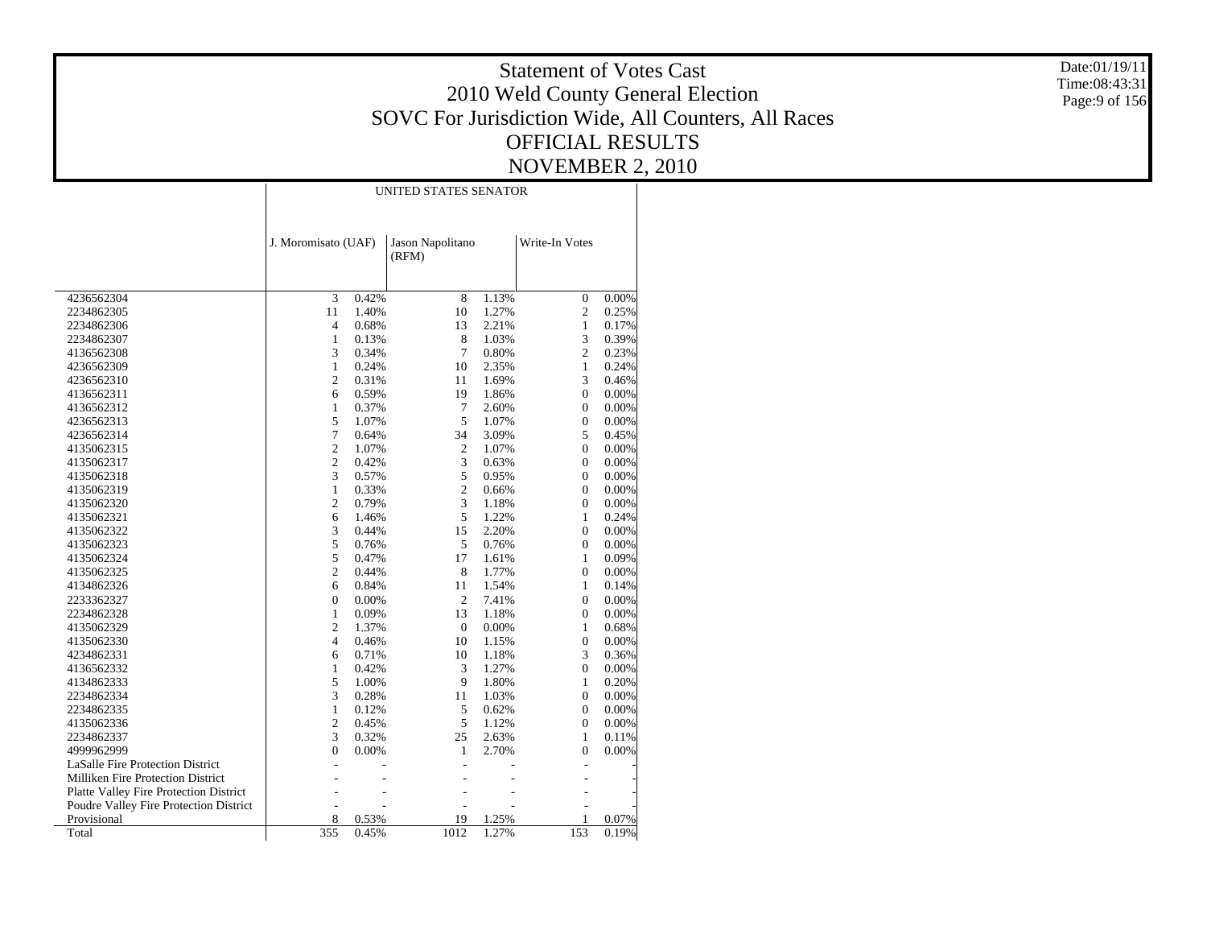# Statement of Votes Cast
## 2010 Weld County General Election
## SOVC For Jurisdiction Wide, All Counters, All Races
## OFFICIAL RESULTS
## NOVEMBER 2, 2010

Date:01/19/11
Time:08:43:31

| | UNITED STATES SENATOR | | | | | |
|---|---|---|---|---|---|---|
| | J. Moromisato (UAF) | | Jason Napolitano (RFM) | | Write-In Votes | |
| 4236562304 | 3 | 0.42% | 8 | 1.13% | 0 | 0.00% |
| 2234862305 | 11 | 1.40% | 10 | 1.27% | 2 | 0.25% |
| 2234862306 | 4 | 0.68% | 13 | 2.21% | 1 | 0.17% |
| 2234862307 | 1 | 0.13% | 8 | 1.03% | 3 | 0.39% |
| 4136562308 | 3 | 0.34% | 7 | 0.80% | 2 | 0.23% |
| 4236562309 | 1 | 0.24% | 10 | 2.35% | 1 | 0.24% |
| 4236562310 | 2 | 0.31% | 11 | 1.69% | 3 | 0.46% |
| 4136562311 | 6 | 0.59% | 19 | 1.86% | 0 | 0.00% |
| 4136562312 | 1 | 0.37% | 7 | 2.60% | 0 | 0.00% |
| 4236562313 | 5 | 1.07% | 5 | 1.07% | 0 | 0.00% |
| 4236562314 | 7 | 0.64% | 34 | 3.09% | 5 | 0.45% |
| 4135062315 | 2 | 1.07% | 2 | 1.07% | 0 | 0.00% |
| 4135062317 | 2 | 0.42% | 3 | 0.63% | 0 | 0.00% |
| 4135062318 | 3 | 0.57% | 5 | 0.95% | 0 | 0.00% |
| 4135062319 | 1 | 0.33% | 2 | 0.66% | 0 | 0.00% |
| 4135062320 | 2 | 0.79% | 3 | 1.18% | 0 | 0.00% |
| 4135062321 | 6 | 1.46% | 5 | 1.22% | 1 | 0.24% |
| 4135062322 | 3 | 0.44% | 15 | 2.20% | 0 | 0.00% |
| 4135062323 | 5 | 0.76% | 5 | 0.76% | 0 | 0.00% |
| 4135062324 | 5 | 0.47% | 17 | 1.61% | 1 | 0.09% |
| 4135062325 | 2 | 0.44% | 8 | 1.77% | 0 | 0.00% |
| 4134862326 | 6 | 0.84% | 11 | 1.54% | 1 | 0.14% |
| 2233362327 | 0 | 0.00% | 2 | 7.41% | 0 | 0.00% |
| 2234862328 | 1 | 0.09% | 13 | 1.18% | 0 | 0.00% |
| 4135062329 | 2 | 1.37% | 0 | 0.00% | 1 | 0.68% |
| 4135062330 | 4 | 0.46% | 10 | 1.15% | 0 | 0.00% |
| 4234862331 | 6 | 0.71% | 10 | 1.18% | 3 | 0.36% |
| 4136562332 | 1 | 0.42% | 3 | 1.27% | 0 | 0.00% |
| 4134862333 | 5 | 1.00% | 9 | 1.80% | 1 | 0.20% |
| 2234862334 | 3 | 0.28% | 11 | 1.03% | 0 | 0.00% |
| 2234862335 | 1 | 0.12% | 5 | 0.62% | 0 | 0.00% |
| 4135062336 | 2 | 0.45% | 5 | 1.12% | 0 | 0.00% |
| 2234862337 | 3 | 0.32% | 25 | 2.63% | 1 | 0.11% |
| 4999962999 | 0 | 0.00% | 1 | 2.70% | 0 | 0.00% |
| LaSalle Fire Protection District | - | - | - | - | - | - |
| Milliken Fire Protection District | - | - | - | - | - | - |
| Platte Valley Fire Protection District | - | - | - | - | - | - |
| Poudre Valley Fire Protection District | - | - | - | - | - | - |
| Provisional | 8 | 0.53% | 19 | 1.25% | 1 | 0.07% |
| Total | 355 | 0.45% | 1012 | 1.27% | 153 | 0.19% |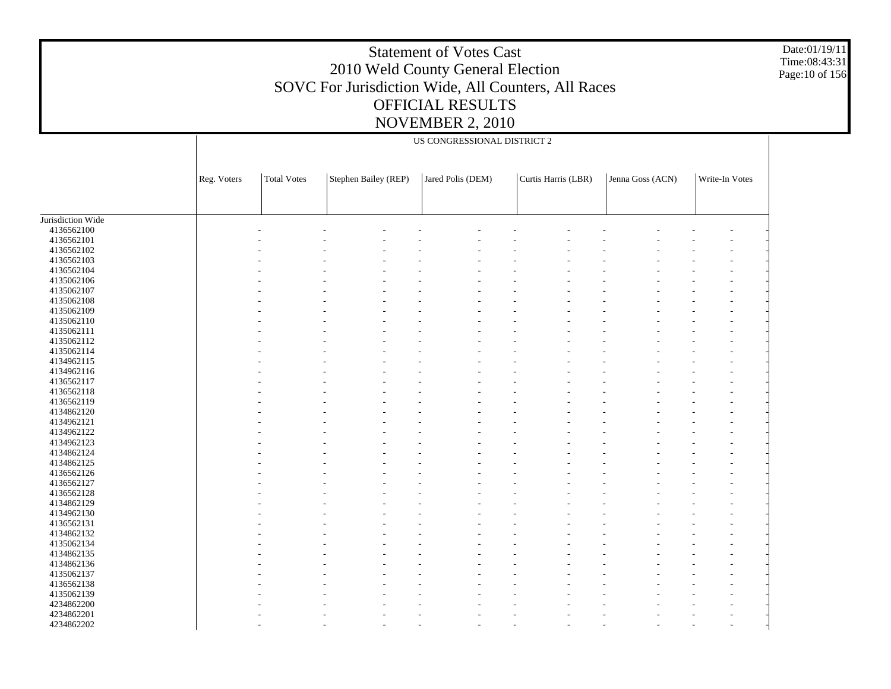# Statement of Votes Cast
## 2010 Weld County General Election
## SOVC For Jurisdiction Wide, All Counters, All Races
## OFFICIAL RESULTS
## NOVEMBER 2, 2010

Date:01/19/11
Time:08:43:31

| | US CONGRESSIONAL DISTRICT 2 | | | | | | |
|---|---|---|---|---|---|---|---|
| | Reg. Voters | Total Votes | Stephen Bailey (REP) | Jared Polis (DEM) | Curtis Harris (LBR) | Jenna Goss (ACN) | Write-In Votes |
| Jurisdiction Wide | | | | | | | |
| 4136562100 | - | - | - | - | - | - | - |
| 4136562101 | - | - | - | - | - | - | - |
| 4136562102 | - | - | - | - | - | - | - |
| 4136562103 | - | - | - | - | - | - | - |
| 4136562104 | - | - | - | - | - | - | - |
| 4135062106 | - | - | - | - | - | - | - |
| 4135062107 | - | - | - | - | - | - | - |
| 4135062108 | - | - | - | - | - | - | - |
| 4135062109 | - | - | - | - | - | - | - |
| 4135062110 | - | - | - | - | - | - | - |
| 4135062111 | - | - | - | - | - | - | - |
| 4135062112 | - | - | - | - | - | - | - |
| 4135062114 | - | - | - | - | - | - | - |
| 4134962115 | - | - | - | - | - | - | - |
| 4134962116 | - | - | - | - | - | - | - |
| 4136562117 | - | - | - | - | - | - | - |
| 4136562118 | - | - | - | - | - | - | - |
| 4136562119 | - | - | - | - | - | - | - |
| 4134862120 | - | - | - | - | - | - | - |
| 4134962121 | - | - | - | - | - | - | - |
| 4134962122 | - | - | - | - | - | - | - |
| 4134962123 | - | - | - | - | - | - | - |
| 4134862124 | - | - | - | - | - | - | - |
| 4134862125 | - | - | - | - | - | - | - |
| 4136562126 | - | - | - | - | - | - | - |
| 4136562127 | - | - | - | - | - | - | - |
| 4136562128 | - | - | - | - | - | - | - |
| 4134862129 | - | - | - | - | - | - | - |
| 4134962130 | - | - | - | - | - | - | - |
| 4136562131 | - | - | - | - | - | - | - |
| 4134862132 | - | - | - | - | - | - | - |
| 4135062134 | - | - | - | - | - | - | - |
| 4134862135 | - | - | - | - | - | - | - |
| 4134862136 | - | - | - | - | - | - | - |
| 4135062137 | - | - | - | - | - | - | - |
| 4136562138 | - | - | - | - | - | - | - |
| 4135062139 | - | - | - | - | - | - | - |
| 4234862200 | - | - | - | - | - | - | - |
| 4234862201 | - | - | - | - | - | - | - |
| 4234862202 | - | - | - | - | - | - | - |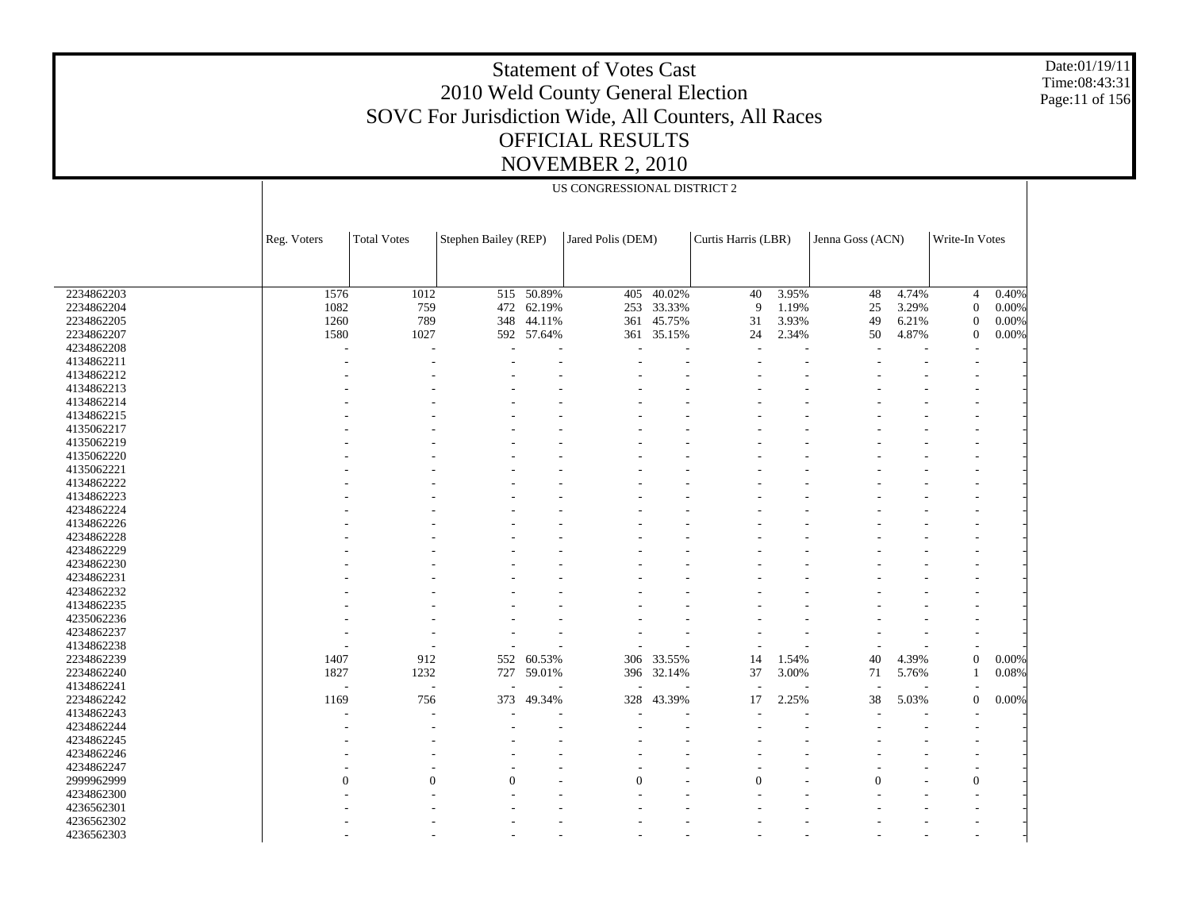# Statement of Votes Cast
## 2010 Weld County General Election
## SOVC For Jurisdiction Wide, All Counters, All Races
## OFFICIAL RESULTS
## NOVEMBER 2, 2010

Date:01/19/11
Time:08:43:31

US CONGRESSIONAL DISTRICT 2

| | Reg. Voters | Total Votes | Stephen Bailey (REP) | | Jared Polis (DEM) | | Curtis Harris (LBR) | | Jenna Goss (ACN) | | Write-In Votes | |
|---|---|---|---|---|---|---|---|---|---|---|---|---|
| 2234862203 | 1576 | 1012 | 515 | 50.89% | 405 | 40.02% | 40 | 3.95% | 48 | 4.74% | 4 | 0.40% |
| 2234862204 | 1082 | 759 | 472 | 62.19% | 253 | 33.33% | 9 | 1.19% | 25 | 3.29% | 0 | 0.00% |
| 2234862205 | 1260 | 789 | 348 | 44.11% | 361 | 45.75% | 31 | 3.93% | 49 | 6.21% | 0 | 0.00% |
| 2234862207 | 1580 | 1027 | 592 | 57.64% | 361 | 35.15% | 24 | 2.34% | 50 | 4.87% | 0 | 0.00% |
| 4234862208 | - | - | - | - | - | - | - | - | - | - | - | - |
| 4134862211 | - | - | - | - | - | - | - | - | - | - | - | - |
| 4134862212 | - | - | - | - | - | - | - | - | - | - | - | - |
| 4134862213 | - | - | - | - | - | - | - | - | - | - | - | - |
| 4134862214 | - | - | - | - | - | - | - | - | - | - | - | - |
| 4134862215 | - | - | - | - | - | - | - | - | - | - | - | - |
| 4135062217 | - | - | - | - | - | - | - | - | - | - | - | - |
| 4135062219 | - | - | - | - | - | - | - | - | - | - | - | - |
| 4135062220 | - | - | - | - | - | - | - | - | - | - | - | - |
| 4135062221 | - | - | - | - | - | - | - | - | - | - | - | - |
| 4134862222 | - | - | - | - | - | - | - | - | - | - | - | - |
| 4134862223 | - | - | - | - | - | - | - | - | - | - | - | - |
| 4234862224 | - | - | - | - | - | - | - | - | - | - | - | - |
| 4134862226 | - | - | - | - | - | - | - | - | - | - | - | - |
| 4234862228 | - | - | - | - | - | - | - | - | - | - | - | - |
| 4234862229 | - | - | - | - | - | - | - | - | - | - | - | - |
| 4234862230 | - | - | - | - | - | - | - | - | - | - | - | - |
| 4234862231 | - | - | - | - | - | - | - | - | - | - | - | - |
| 4234862232 | - | - | - | - | - | - | - | - | - | - | - | - |
| 4134862235 | - | - | - | - | - | - | - | - | - | - | - | - |
| 4235062236 | - | - | - | - | - | - | - | - | - | - | - | - |
| 4234862237 | - | - | - | - | - | - | - | - | - | - | - | - |
| 4134862238 | - | - | - | - | - | - | - | - | - | - | - | - |
| 2234862239 | 1407 | 912 | 552 | 60.53% | 306 | 33.55% | 14 | 1.54% | 40 | 4.39% | 0 | 0.00% |
| 2234862240 | 1827 | 1232 | 727 | 59.01% | 396 | 32.14% | 37 | 3.00% | 71 | 5.76% | 1 | 0.08% |
| 4134862241 | - | - | - | - | - | - | - | - | - | - | - | - |
| 2234862242 | 1169 | 756 | 373 | 49.34% | 328 | 43.39% | 17 | 2.25% | 38 | 5.03% | 0 | 0.00% |
| 4134862243 | - | - | - | - | - | - | - | - | - | - | - | - |
| 4234862244 | - | - | - | - | - | - | - | - | - | - | - | - |
| 4234862245 | - | - | - | - | - | - | - | - | - | - | - | - |
| 4234862246 | - | - | - | - | - | - | - | - | - | - | - | - |
| 4234862247 | - | - | - | - | - | - | - | - | - | - | - | - |
| 2999962999 | 0 | 0 | 0 | - | 0 | - | 0 | - | 0 | - | 0 | - |
| 4234862300 | - | - | - | - | - | - | - | - | - | - | - | - |
| 4236562301 | - | - | - | - | - | - | - | - | - | - | - | - |
| 4236562302 | - | - | - | - | - | - | - | - | - | - | - | - |
| 4236562303 | - | - | - | - | - | - | - | - | - | - | - | - |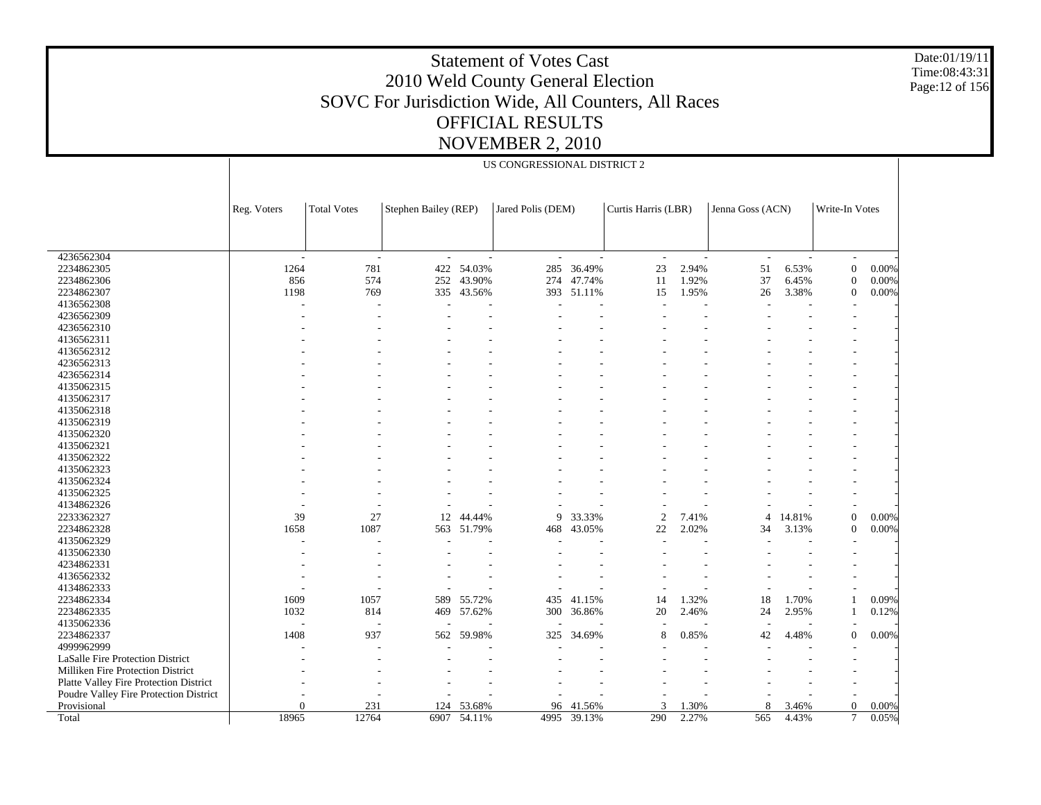# Statement of Votes Cast
# 2010 Weld County General Election
## SOVC For Jurisdiction Wide, All Counters, All Races
## OFFICIAL RESULTS
## NOVEMBER 2, 2010

Date:01/19/11
Time:08:43:31

US CONGRESSIONAL DISTRICT 2

| | Reg. Voters | Total Votes | Stephen Bailey (REP) | | Jared Polis (DEM) | | Curtis Harris (LBR) | | Jenna Goss (ACN) | | Write-In Votes | |
|---|---|---|---|---|---|---|---|---|---|---|---|---|
| 4236562304 | - | - | - | - | - | - | - | - | - | - | - | - |
| 2234862305 | 1264 | 781 | 422 | 54.03% | 285 | 36.49% | 23 | 2.94% | 51 | 6.53% | 0 | 0.00% |
| 2234862306 | 856 | 574 | 252 | 43.90% | 274 | 47.74% | 11 | 1.92% | 37 | 6.45% | 0 | 0.00% |
| 2234862307 | 1198 | 769 | 335 | 43.56% | 393 | 51.11% | 15 | 1.95% | 26 | 3.38% | 0 | 0.00% |
| 4136562308 | - | - | - | - | - | - | - | - | - | - | - | - |
| 4236562309 | - | - | - | - | - | - | - | - | - | - | - | - |
| 4236562310 | - | - | - | - | - | - | - | - | - | - | - | - |
| 4136562311 | - | - | - | - | - | - | - | - | - | - | - | - |
| 4136562312 | - | - | - | - | - | - | - | - | - | - | - | - |
| 4236562313 | - | - | - | - | - | - | - | - | - | - | - | - |
| 4236562314 | - | - | - | - | - | - | - | - | - | - | - | - |
| 4135062315 | - | - | - | - | - | - | - | - | - | - | - | - |
| 4135062317 | - | - | - | - | - | - | - | - | - | - | - | - |
| 4135062318 | - | - | - | - | - | - | - | - | - | - | - | - |
| 4135062319 | - | - | - | - | - | - | - | - | - | - | - | - |
| 4135062320 | - | - | - | - | - | - | - | - | - | - | - | - |
| 4135062321 | - | - | - | - | - | - | - | - | - | - | - | - |
| 4135062322 | - | - | - | - | - | - | - | - | - | - | - | - |
| 4135062323 | - | - | - | - | - | - | - | - | - | - | - | - |
| 4135062324 | - | - | - | - | - | - | - | - | - | - | - | - |
| 4135062325 | - | - | - | - | - | - | - | - | - | - | - | - |
| 4134862326 | - | - | - | - | - | - | - | - | - | - | - | - |
| 2233362327 | 39 | 27 | 12 | 44.44% | 9 | 33.33% | 2 | 7.41% | 4 | 14.81% | 0 | 0.00% |
| 2234862328 | 1658 | 1087 | 563 | 51.79% | 468 | 43.05% | 22 | 2.02% | 34 | 3.13% | 0 | 0.00% |
| 4135062329 | - | - | - | - | - | - | - | - | - | - | - | - |
| 4135062330 | - | - | - | - | - | - | - | - | - | - | - | - |
| 4234862331 | - | - | - | - | - | - | - | - | - | - | - | - |
| 4136562332 | - | - | - | - | - | - | - | - | - | - | - | - |
| 4134862333 | - | - | - | - | - | - | - | - | - | - | - | - |
| 2234862334 | 1609 | 1057 | 589 | 55.72% | 435 | 41.15% | 14 | 1.32% | 18 | 1.70% | 1 | 0.09% |
| 2234862335 | 1032 | 814 | 469 | 57.62% | 300 | 36.86% | 20 | 2.46% | 24 | 2.95% | 1 | 0.12% |
| 4135062336 | - | - | - | - | - | - | - | - | - | - | - | - |
| 2234862337 | 1408 | 937 | 562 | 59.98% | 325 | 34.69% | 8 | 0.85% | 42 | 4.48% | 0 | 0.00% |
| 4999962999 | - | - | - | - | - | - | - | - | - | - | - | - |
| LaSalle Fire Protection District | - | - | - | - | - | - | - | - | - | - | - | - |
| Milliken Fire Protection District | - | - | - | - | - | - | - | - | - | - | - | - |
| Platte Valley Fire Protection District | - | - | - | - | - | - | - | - | - | - | - | - |
| Poudre Valley Fire Protection District | - | - | - | - | - | - | - | - | - | - | - | - |
| Provisional | 0 | 231 | 124 | 53.68% | 96 | 41.56% | 3 | 1.30% | 8 | 3.46% | 0 | 0.00% |
| Total | 18965 | 12764 | 6907 | 54.11% | 4995 | 39.13% | 290 | 2.27% | 565 | 4.43% | 7 | 0.05% |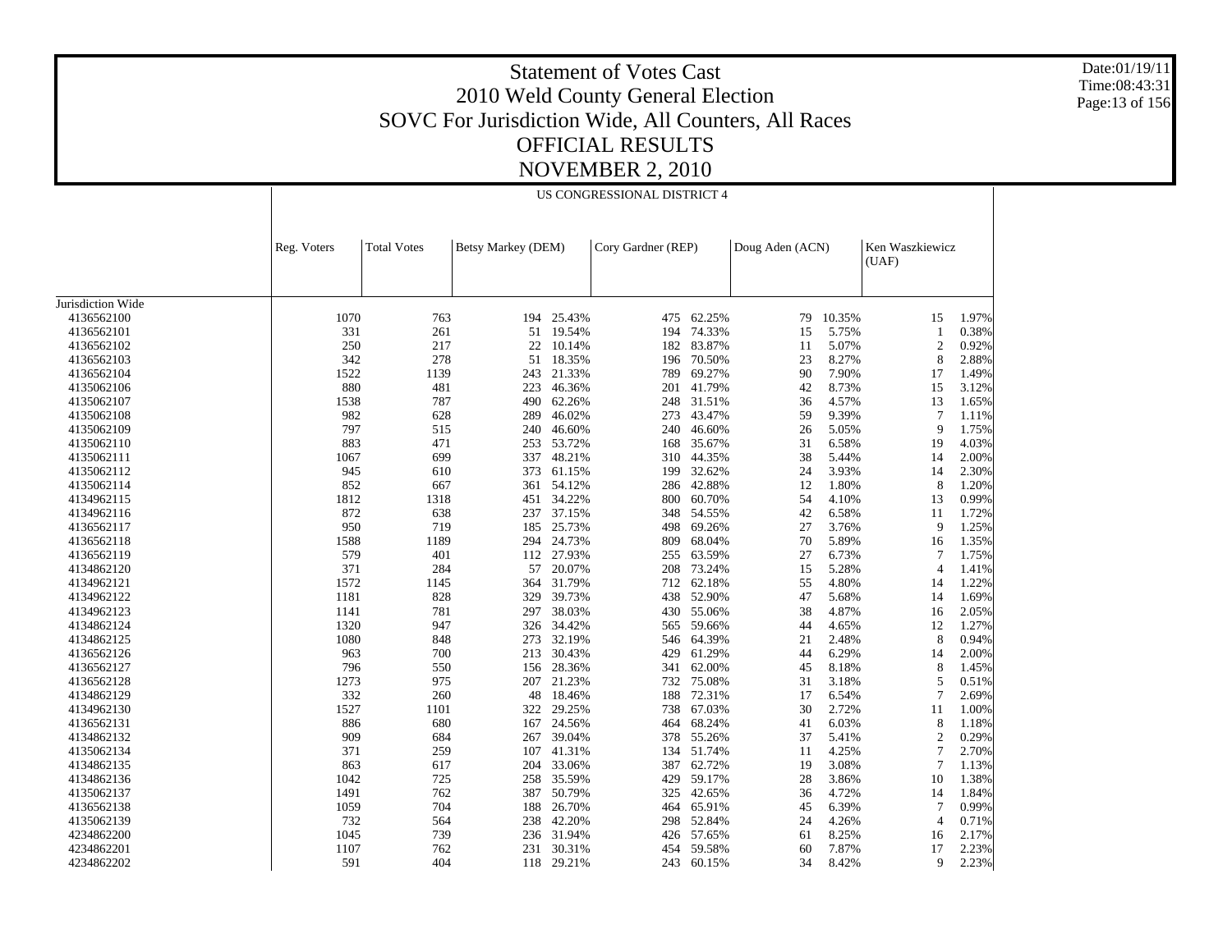# Statement of Votes Cast
## 2010 Weld County General Election
## SOVC For Jurisdiction Wide, All Counters, All Races
## OFFICIAL RESULTS
## NOVEMBER 2, 2010

US CONGRESSIONAL DISTRICT 4

| | Reg. Voters | Total Votes | Betsy Markey (DEM) | | Cory Gardner (REP) | | Doug Aden (ACN) | | Ken Waszkiewicz (UAF) | |
|---|---|---|---|---|---|---|---|---|---|---|
| Jurisdiction Wide | | | | | | | | | | |
| 4136562100 | 1070 | 763 | 194 | 25.43% | 475 | 62.25% | 79 | 10.35% | 15 | 1.97% |
| 4136562101 | 331 | 261 | 51 | 19.54% | 194 | 74.33% | 15 | 5.75% | 1 | 0.38% |
| 4136562102 | 250 | 217 | 22 | 10.14% | 182 | 83.87% | 11 | 5.07% | 2 | 0.92% |
| 4136562103 | 342 | 278 | 51 | 18.35% | 196 | 70.50% | 23 | 8.27% | 8 | 2.88% |
| 4136562104 | 1522 | 1139 | 243 | 21.33% | 789 | 69.27% | 90 | 7.90% | 17 | 1.49% |
| 4135062106 | 880 | 481 | 223 | 46.36% | 201 | 41.79% | 42 | 8.73% | 15 | 3.12% |
| 4135062107 | 1538 | 787 | 490 | 62.26% | 248 | 31.51% | 36 | 4.57% | 13 | 1.65% |
| 4135062108 | 982 | 628 | 289 | 46.02% | 273 | 43.47% | 59 | 9.39% | 7 | 1.11% |
| 4135062109 | 797 | 515 | 240 | 46.60% | 240 | 46.60% | 26 | 5.05% | 9 | 1.75% |
| 4135062110 | 883 | 471 | 253 | 53.72% | 168 | 35.67% | 31 | 6.58% | 19 | 4.03% |
| 4135062111 | 1067 | 699 | 337 | 48.21% | 310 | 44.35% | 38 | 5.44% | 14 | 2.00% |
| 4135062112 | 945 | 610 | 373 | 61.15% | 199 | 32.62% | 24 | 3.93% | 14 | 2.30% |
| 4135062114 | 852 | 667 | 361 | 54.12% | 286 | 42.88% | 12 | 1.80% | 8 | 1.20% |
| 4134962115 | 1812 | 1318 | 451 | 34.22% | 800 | 60.70% | 54 | 4.10% | 13 | 0.99% |
| 4134962116 | 872 | 638 | 237 | 37.15% | 348 | 54.55% | 42 | 6.58% | 11 | 1.72% |
| 4136562117 | 950 | 719 | 185 | 25.73% | 498 | 69.26% | 27 | 3.76% | 9 | 1.25% |
| 4136562118 | 1588 | 1189 | 294 | 24.73% | 809 | 68.04% | 70 | 5.89% | 16 | 1.35% |
| 4136562119 | 579 | 401 | 112 | 27.93% | 255 | 63.59% | 27 | 6.73% | 7 | 1.75% |
| 4134862120 | 371 | 284 | 57 | 20.07% | 208 | 73.24% | 15 | 5.28% | 4 | 1.41% |
| 4134962121 | 1572 | 1145 | 364 | 31.79% | 712 | 62.18% | 55 | 4.80% | 14 | 1.22% |
| 4134962122 | 1181 | 828 | 329 | 39.73% | 438 | 52.90% | 47 | 5.68% | 14 | 1.69% |
| 4134962123 | 1141 | 781 | 297 | 38.03% | 430 | 55.06% | 38 | 4.87% | 16 | 2.05% |
| 4134862124 | 1320 | 947 | 326 | 34.42% | 565 | 59.66% | 44 | 4.65% | 12 | 1.27% |
| 4134862125 | 1080 | 848 | 273 | 32.19% | 546 | 64.39% | 21 | 2.48% | 8 | 0.94% |
| 4136562126 | 963 | 700 | 213 | 30.43% | 429 | 61.29% | 44 | 6.29% | 14 | 2.00% |
| 4136562127 | 796 | 550 | 156 | 28.36% | 341 | 62.00% | 45 | 8.18% | 8 | 1.45% |
| 4136562128 | 1273 | 975 | 207 | 21.23% | 732 | 75.08% | 31 | 3.18% | 5 | 0.51% |
| 4134862129 | 332 | 260 | 48 | 18.46% | 188 | 72.31% | 17 | 6.54% | 7 | 2.69% |
| 4134962130 | 1527 | 1101 | 322 | 29.25% | 738 | 67.03% | 30 | 2.72% | 11 | 1.00% |
| 4136562131 | 886 | 680 | 167 | 24.56% | 464 | 68.24% | 41 | 6.03% | 8 | 1.18% |
| 4134862132 | 909 | 684 | 267 | 39.04% | 378 | 55.26% | 37 | 5.41% | 2 | 0.29% |
| 4135062134 | 371 | 259 | 107 | 41.31% | 134 | 51.74% | 11 | 4.25% | 7 | 2.70% |
| 4134862135 | 863 | 617 | 204 | 33.06% | 387 | 62.72% | 19 | 3.08% | 7 | 1.13% |
| 4134862136 | 1042 | 725 | 258 | 35.59% | 429 | 59.17% | 28 | 3.86% | 10 | 1.38% |
| 4135062137 | 1491 | 762 | 387 | 50.79% | 325 | 42.65% | 36 | 4.72% | 14 | 1.84% |
| 4136562138 | 1059 | 704 | 188 | 26.70% | 464 | 65.91% | 45 | 6.39% | 7 | 0.99% |
| 4135062139 | 732 | 564 | 238 | 42.20% | 298 | 52.84% | 24 | 4.26% | 4 | 0.71% |
| 4234862200 | 1045 | 739 | 236 | 31.94% | 426 | 57.65% | 61 | 8.25% | 16 | 2.17% |
| 4234862201 | 1107 | 762 | 231 | 30.31% | 454 | 59.58% | 60 | 7.87% | 17 | 2.23% |
| 4234862202 | 591 | 404 | 118 | 29.21% | 243 | 60.15% | 34 | 8.42% | 9 | 2.23% |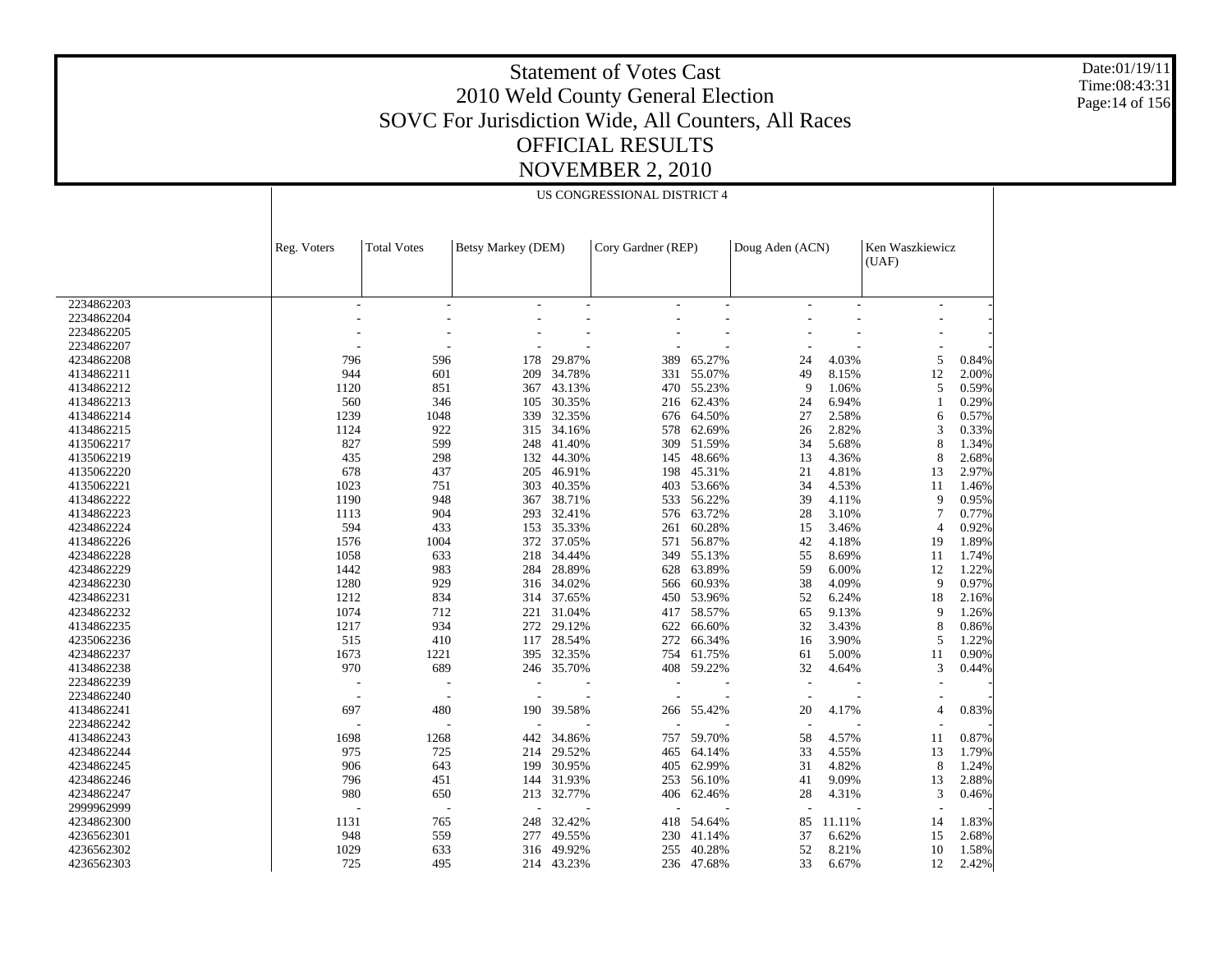# Statement of Votes Cast
## 2010 Weld County General Election
## SOVC For Jurisdiction Wide, All Counters, All Races
## OFFICIAL RESULTS
## NOVEMBER 2, 2010

Date:01/19/11
Time:08:43:31

US CONGRESSIONAL DISTRICT 4

| | Reg. Voters | Total Votes | Betsy Markey (DEM) | | Cory Gardner (REP) | | Doug Aden (ACN) | | Ken Waszkiewicz (UAF) | |
|---|---|---|---|---|---|---|---|---|---|---|
| 2234862203 | - | - | - | - | - | - | - | - | - | - |
| 2234862204 | - | - | - | - | - | - | - | - | - | - |
| 2234862205 | - | - | - | - | - | - | - | - | - | - |
| 2234862207 | - | - | - | - | - | - | - | - | - | - |
| 4234862208 | 796 | 596 | 178 | 29.87% | 389 | 65.27% | 24 | 4.03% | 5 | 0.84% |
| 4134862211 | 944 | 601 | 209 | 34.78% | 331 | 55.07% | 49 | 8.15% | 12 | 2.00% |
| 4134862212 | 1120 | 851 | 367 | 43.13% | 470 | 55.23% | 9 | 1.06% | 5 | 0.59% |
| 4134862213 | 560 | 346 | 105 | 30.35% | 216 | 62.43% | 24 | 6.94% | 1 | 0.29% |
| 4134862214 | 1239 | 1048 | 339 | 32.35% | 676 | 64.50% | 27 | 2.58% | 6 | 0.57% |
| 4134862215 | 1124 | 922 | 315 | 34.16% | 578 | 62.69% | 26 | 2.82% | 3 | 0.33% |
| 4135062217 | 827 | 599 | 248 | 41.40% | 309 | 51.59% | 34 | 5.68% | 8 | 1.34% |
| 4135062219 | 435 | 298 | 132 | 44.30% | 145 | 48.66% | 13 | 4.36% | 8 | 2.68% |
| 4135062220 | 678 | 437 | 205 | 46.91% | 198 | 45.31% | 21 | 4.81% | 13 | 2.97% |
| 4135062221 | 1023 | 751 | 303 | 40.35% | 403 | 53.66% | 34 | 4.53% | 11 | 1.46% |
| 4134862222 | 1190 | 948 | 367 | 38.71% | 533 | 56.22% | 39 | 4.11% | 9 | 0.95% |
| 4134862223 | 1113 | 904 | 293 | 32.41% | 576 | 63.72% | 28 | 3.10% | 7 | 0.77% |
| 4234862224 | 594 | 433 | 153 | 35.33% | 261 | 60.28% | 15 | 3.46% | 4 | 0.92% |
| 4134862226 | 1576 | 1004 | 372 | 37.05% | 571 | 56.87% | 42 | 4.18% | 19 | 1.89% |
| 4234862228 | 1058 | 633 | 218 | 34.44% | 349 | 55.13% | 55 | 8.69% | 11 | 1.74% |
| 4234862229 | 1442 | 983 | 284 | 28.89% | 628 | 63.89% | 59 | 6.00% | 12 | 1.22% |
| 4234862230 | 1280 | 929 | 316 | 34.02% | 566 | 60.93% | 38 | 4.09% | 9 | 0.97% |
| 4234862231 | 1212 | 834 | 314 | 37.65% | 450 | 53.96% | 52 | 6.24% | 18 | 2.16% |
| 4234862232 | 1074 | 712 | 221 | 31.04% | 417 | 58.57% | 65 | 9.13% | 9 | 1.26% |
| 4134862235 | 1217 | 934 | 272 | 29.12% | 622 | 66.60% | 32 | 3.43% | 8 | 0.86% |
| 4235062236 | 515 | 410 | 117 | 28.54% | 272 | 66.34% | 16 | 3.90% | 5 | 1.22% |
| 4234862237 | 1673 | 1221 | 395 | 32.35% | 754 | 61.75% | 61 | 5.00% | 11 | 0.90% |
| 4134862238 | 970 | 689 | 246 | 35.70% | 408 | 59.22% | 32 | 4.64% | 3 | 0.44% |
| 2234862239 | - | - | - | - | - | - | - | - | - | - |
| 2234862240 | - | - | - | - | - | - | - | - | - | - |
| 4134862241 | 697 | 480 | 190 | 39.58% | 266 | 55.42% | 20 | 4.17% | 4 | 0.83% |
| 2234862242 | - | - | - | - | - | - | - | - | - | - |
| 4134862243 | 1698 | 1268 | 442 | 34.86% | 757 | 59.70% | 58 | 4.57% | 11 | 0.87% |
| 4234862244 | 975 | 725 | 214 | 29.52% | 465 | 64.14% | 33 | 4.55% | 13 | 1.79% |
| 4234862245 | 906 | 643 | 199 | 30.95% | 405 | 62.99% | 31 | 4.82% | 8 | 1.24% |
| 4234862246 | 796 | 451 | 144 | 31.93% | 253 | 56.10% | 41 | 9.09% | 13 | 2.88% |
| 4234862247 | 980 | 650 | 213 | 32.77% | 406 | 62.46% | 28 | 4.31% | 3 | 0.46% |
| 2999962999 | - | - | - | - | - | - | - | - | - | - |
| 4234862300 | 1131 | 765 | 248 | 32.42% | 418 | 54.64% | 85 | 11.11% | 14 | 1.83% |
| 4236562301 | 948 | 559 | 277 | 49.55% | 230 | 41.14% | 37 | 6.62% | 15 | 2.68% |
| 4236562302 | 1029 | 633 | 316 | 49.92% | 255 | 40.28% | 52 | 8.21% | 10 | 1.58% |
| 4236562303 | 725 | 495 | 214 | 43.23% | 236 | 47.68% | 33 | 6.67% | 12 | 2.42% |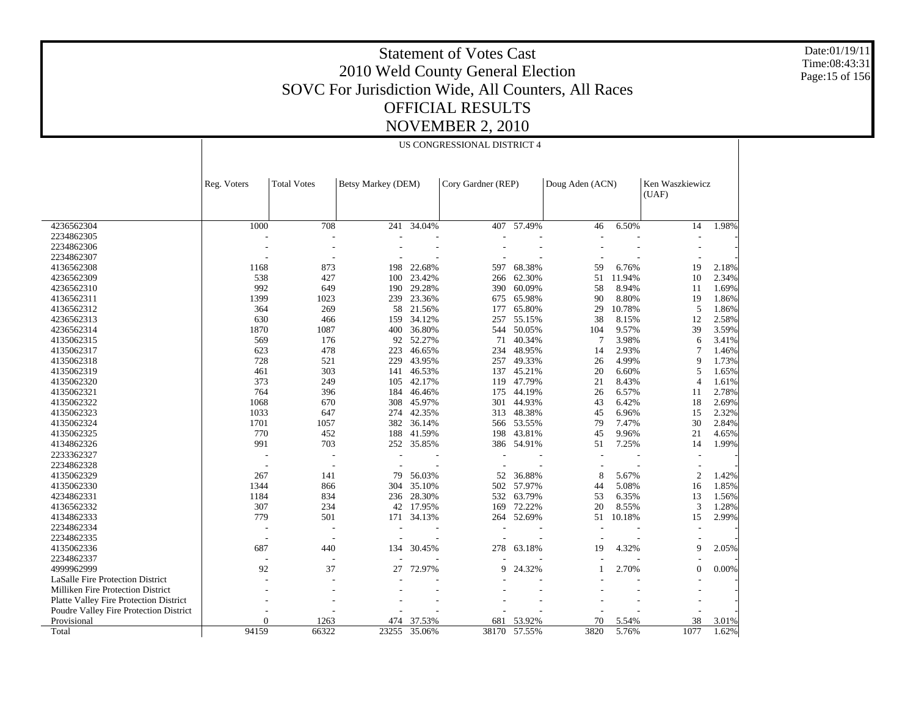# Statement of Votes Cast
## 2010 Weld County General Election
## SOVC For Jurisdiction Wide, All Counters, All Races
## OFFICIAL RESULTS
## NOVEMBER 2, 2010

Date:01/19/11
Time:08:43:31

US CONGRESSIONAL DISTRICT 4

| | Reg. Voters | Total Votes | Betsy Markey (DEM) | | Cory Gardner (REP) | | Doug Aden (ACN) | | Ken Waszkiewicz (UAF) | |
|---|---|---|---|---|---|---|---|---|---|---|
| 4236562304 | 1000 | 708 | 241 | 34.04% | 407 | 57.49% | 46 | 6.50% | 14 | 1.98% |
| 2234862305 | - | - | - | - | - | - | - | - | - | - |
| 2234862306 | - | - | - | - | - | - | - | - | - | - |
| 2234862307 | - | - | - | - | - | - | - | - | - | - |
| 4136562308 | 1168 | 873 | 198 | 22.68% | 597 | 68.38% | 59 | 6.76% | 19 | 2.18% |
| 4236562309 | 538 | 427 | 100 | 23.42% | 266 | 62.30% | 51 | 11.94% | 10 | 2.34% |
| 4236562310 | 992 | 649 | 190 | 29.28% | 390 | 60.09% | 58 | 8.94% | 11 | 1.69% |
| 4136562311 | 1399 | 1023 | 239 | 23.36% | 675 | 65.98% | 90 | 8.80% | 19 | 1.86% |
| 4136562312 | 364 | 269 | 58 | 21.56% | 177 | 65.80% | 29 | 10.78% | 5 | 1.86% |
| 4236562313 | 630 | 466 | 159 | 34.12% | 257 | 55.15% | 38 | 8.15% | 12 | 2.58% |
| 4236562314 | 1870 | 1087 | 400 | 36.80% | 544 | 50.05% | 104 | 9.57% | 39 | 3.59% |
| 4135062315 | 569 | 176 | 92 | 52.27% | 71 | 40.34% | 7 | 3.98% | 6 | 3.41% |
| 4135062317 | 623 | 478 | 223 | 46.65% | 234 | 48.95% | 14 | 2.93% | 7 | 1.46% |
| 4135062318 | 728 | 521 | 229 | 43.95% | 257 | 49.33% | 26 | 4.99% | 9 | 1.73% |
| 4135062319 | 461 | 303 | 141 | 46.53% | 137 | 45.21% | 20 | 6.60% | 5 | 1.65% |
| 4135062320 | 373 | 249 | 105 | 42.17% | 119 | 47.79% | 21 | 8.43% | 4 | 1.61% |
| 4135062321 | 764 | 396 | 184 | 46.46% | 175 | 44.19% | 26 | 6.57% | 11 | 2.78% |
| 4135062322 | 1068 | 670 | 308 | 45.97% | 301 | 44.93% | 43 | 6.42% | 18 | 2.69% |
| 4135062323 | 1033 | 647 | 274 | 42.35% | 313 | 48.38% | 45 | 6.96% | 15 | 2.32% |
| 4135062324 | 1701 | 1057 | 382 | 36.14% | 566 | 53.55% | 79 | 7.47% | 30 | 2.84% |
| 4135062325 | 770 | 452 | 188 | 41.59% | 198 | 43.81% | 45 | 9.96% | 21 | 4.65% |
| 4134862326 | 991 | 703 | 252 | 35.85% | 386 | 54.91% | 51 | 7.25% | 14 | 1.99% |
| 2233362327 | - | - | - | - | - | - | - | - | - | - |
| 2234862328 | - | - | - | - | - | - | - | - | - | - |
| 4135062329 | 267 | 141 | 79 | 56.03% | 52 | 36.88% | 8 | 5.67% | 2 | 1.42% |
| 4135062330 | 1344 | 866 | 304 | 35.10% | 502 | 57.97% | 44 | 5.08% | 16 | 1.85% |
| 4234862331 | 1184 | 834 | 236 | 28.30% | 532 | 63.79% | 53 | 6.35% | 13 | 1.56% |
| 4136562332 | 307 | 234 | 42 | 17.95% | 169 | 72.22% | 20 | 8.55% | 3 | 1.28% |
| 4134862333 | 779 | 501 | 171 | 34.13% | 264 | 52.69% | 51 | 10.18% | 15 | 2.99% |
| 2234862334 | - | - | - | - | - | - | - | - | - | - |
| 2234862335 | - | - | - | - | - | - | - | - | - | - |
| 4135062336 | 687 | 440 | 134 | 30.45% | 278 | 63.18% | 19 | 4.32% | 9 | 2.05% |
| 2234862337 | - | - | - | - | - | - | - | - | - | - |
| 4999962999 | 92 | 37 | 27 | 72.97% | 9 | 24.32% | 1 | 2.70% | 0 | 0.00% |
| LaSalle Fire Protection District | - | - | - | - | - | - | - | - | - | - |
| Milliken Fire Protection District | - | - | - | - | - | - | - | - | - | - |
| Platte Valley Fire Protection District | - | - | - | - | - | - | - | - | - | - |
| Poudre Valley Fire Protection District | - | - | - | - | - | - | - | - | - | - |
| Provisional | 0 | 1263 | 474 | 37.53% | 681 | 53.92% | 70 | 5.54% | 38 | 3.01% |
| Total | 94159 | 66322 | 23255 | 35.06% | 38170 | 57.55% | 3820 | 5.76% | 1077 | 1.62% |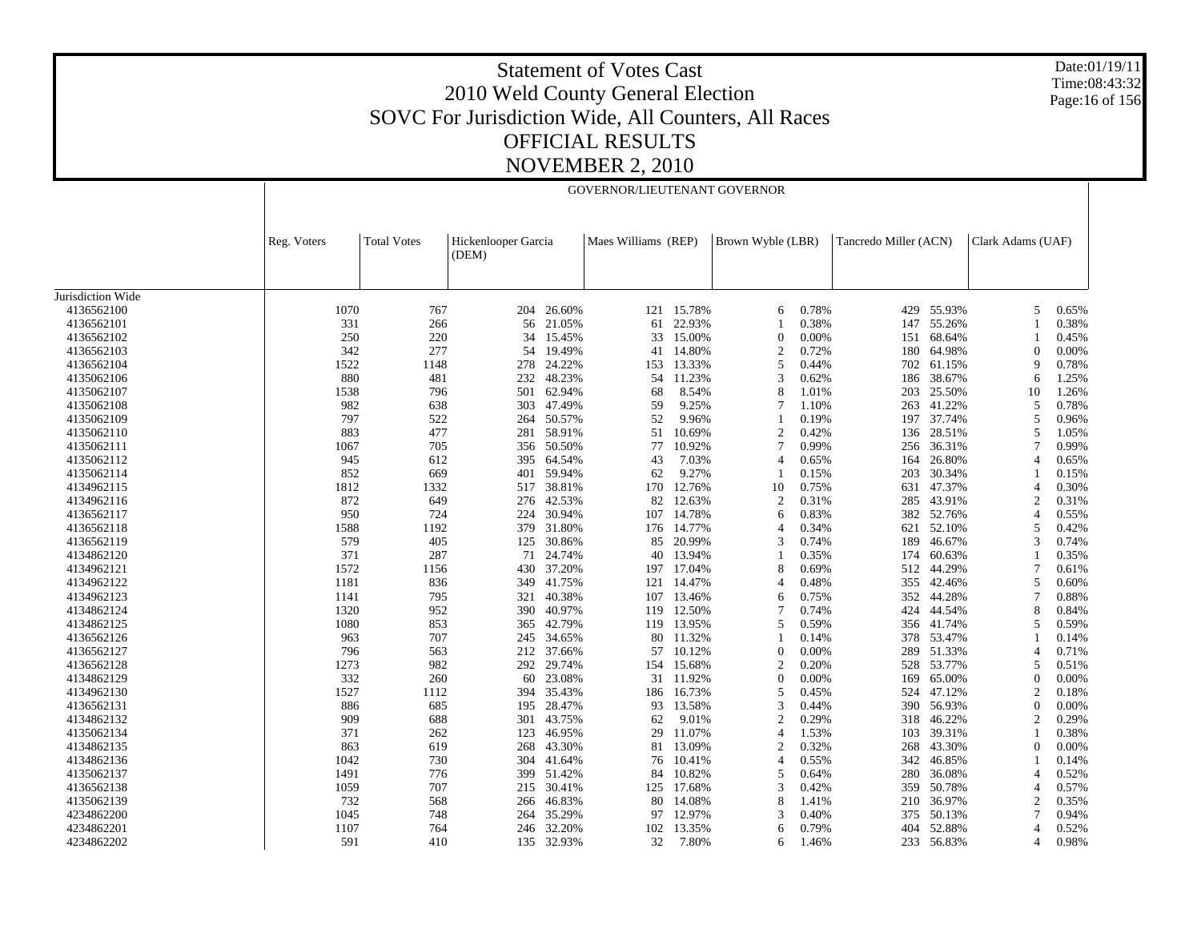# Statement of Votes Cast
## 2010 Weld County General Election
## SOVC For Jurisdiction Wide, All Counters, All Races
## OFFICIAL RESULTS
## NOVEMBER 2, 2010

Date:01/19/11
Time:08:43:32

GOVERNOR/LIEUTENANT GOVERNOR

| | Reg. Voters | Total Votes | Hickenlooper Garcia (DEM) | | Maes Williams (REP) | | Brown Wyble (LBR) | | Tancredo Miller (ACN) | | Clark Adams (UAF) | |
|---|---|---|---|---|---|---|---|---|---|---|---|---|
| Jurisdiction Wide | | | | | | | | | | | | |
| 4136562100 | 1070 | 767 | 204 | 26.60% | 121 | 15.78% | 6 | 0.78% | 429 | 55.93% | 5 | 0.65% |
| 4136562101 | 331 | 266 | 56 | 21.05% | 61 | 22.93% | 1 | 0.38% | 147 | 55.26% | 1 | 0.38% |
| 4136562102 | 250 | 220 | 34 | 15.45% | 33 | 15.00% | 0 | 0.00% | 151 | 68.64% | 1 | 0.45% |
| 4136562103 | 342 | 277 | 54 | 19.49% | 41 | 14.80% | 2 | 0.72% | 180 | 64.98% | 0 | 0.00% |
| 4136562104 | 1522 | 1148 | 278 | 24.22% | 153 | 13.33% | 5 | 0.44% | 702 | 61.15% | 9 | 0.78% |
| 4135062106 | 880 | 481 | 232 | 48.23% | 54 | 11.23% | 3 | 0.62% | 186 | 38.67% | 6 | 1.25% |
| 4135062107 | 1538 | 796 | 501 | 62.94% | 68 | 8.54% | 8 | 1.01% | 203 | 25.50% | 10 | 1.26% |
| 4135062108 | 982 | 638 | 303 | 47.49% | 59 | 9.25% | 7 | 1.10% | 263 | 41.22% | 5 | 0.78% |
| 4135062109 | 797 | 522 | 264 | 50.57% | 52 | 9.96% | 1 | 0.19% | 197 | 37.74% | 5 | 0.96% |
| 4135062110 | 883 | 477 | 281 | 58.91% | 51 | 10.69% | 2 | 0.42% | 136 | 28.51% | 5 | 1.05% |
| 4135062111 | 1067 | 705 | 356 | 50.50% | 77 | 10.92% | 7 | 0.99% | 256 | 36.31% | 7 | 0.99% |
| 4135062112 | 945 | 612 | 395 | 64.54% | 43 | 7.03% | 4 | 0.65% | 164 | 26.80% | 4 | 0.65% |
| 4135062114 | 852 | 669 | 401 | 59.94% | 62 | 9.27% | 1 | 0.15% | 203 | 30.34% | 1 | 0.15% |
| 4134962115 | 1812 | 1332 | 517 | 38.81% | 170 | 12.76% | 10 | 0.75% | 631 | 47.37% | 4 | 0.30% |
| 4134962116 | 872 | 649 | 276 | 42.53% | 82 | 12.63% | 2 | 0.31% | 285 | 43.91% | 2 | 0.31% |
| 4136562117 | 950 | 724 | 224 | 30.94% | 107 | 14.78% | 6 | 0.83% | 382 | 52.76% | 4 | 0.55% |
| 4136562118 | 1588 | 1192 | 379 | 31.80% | 176 | 14.77% | 4 | 0.34% | 621 | 52.10% | 5 | 0.42% |
| 4136562119 | 579 | 405 | 125 | 30.86% | 85 | 20.99% | 3 | 0.74% | 189 | 46.67% | 3 | 0.74% |
| 4134862120 | 371 | 287 | 71 | 24.74% | 40 | 13.94% | 1 | 0.35% | 174 | 60.63% | 1 | 0.35% |
| 4134962121 | 1572 | 1156 | 430 | 37.20% | 197 | 17.04% | 8 | 0.69% | 512 | 44.29% | 7 | 0.61% |
| 4134962122 | 1181 | 836 | 349 | 41.75% | 121 | 14.47% | 4 | 0.48% | 355 | 42.46% | 5 | 0.60% |
| 4134962123 | 1141 | 795 | 321 | 40.38% | 107 | 13.46% | 6 | 0.75% | 352 | 44.28% | 7 | 0.88% |
| 4134862124 | 1320 | 952 | 390 | 40.97% | 119 | 12.50% | 7 | 0.74% | 424 | 44.54% | 8 | 0.84% |
| 4134862125 | 1080 | 853 | 365 | 42.79% | 119 | 13.95% | 5 | 0.59% | 356 | 41.74% | 5 | 0.59% |
| 4136562126 | 963 | 707 | 245 | 34.65% | 80 | 11.32% | 1 | 0.14% | 378 | 53.47% | 1 | 0.14% |
| 4136562127 | 796 | 563 | 212 | 37.66% | 57 | 10.12% | 0 | 0.00% | 289 | 51.33% | 4 | 0.71% |
| 4136562128 | 1273 | 982 | 292 | 29.74% | 154 | 15.68% | 2 | 0.20% | 528 | 53.77% | 5 | 0.51% |
| 4134862129 | 332 | 260 | 60 | 23.08% | 31 | 11.92% | 0 | 0.00% | 169 | 65.00% | 0 | 0.00% |
| 4134962130 | 1527 | 1112 | 394 | 35.43% | 186 | 16.73% | 5 | 0.45% | 524 | 47.12% | 2 | 0.18% |
| 4136562131 | 886 | 685 | 195 | 28.47% | 93 | 13.58% | 3 | 0.44% | 390 | 56.93% | 0 | 0.00% |
| 4134862132 | 909 | 688 | 301 | 43.75% | 62 | 9.01% | 2 | 0.29% | 318 | 46.22% | 2 | 0.29% |
| 4135062134 | 371 | 262 | 123 | 46.95% | 29 | 11.07% | 4 | 1.53% | 103 | 39.31% | 1 | 0.38% |
| 4134862135 | 863 | 619 | 268 | 43.30% | 81 | 13.09% | 2 | 0.32% | 268 | 43.30% | 0 | 0.00% |
| 4134862136 | 1042 | 730 | 304 | 41.64% | 76 | 10.41% | 4 | 0.55% | 342 | 46.85% | 1 | 0.14% |
| 4135062137 | 1491 | 776 | 399 | 51.42% | 84 | 10.82% | 5 | 0.64% | 280 | 36.08% | 4 | 0.52% |
| 4136562138 | 1059 | 707 | 215 | 30.41% | 125 | 17.68% | 3 | 0.42% | 359 | 50.78% | 4 | 0.57% |
| 4135062139 | 732 | 568 | 266 | 46.83% | 80 | 14.08% | 8 | 1.41% | 210 | 36.97% | 2 | 0.35% |
| 4234862200 | 1045 | 748 | 264 | 35.29% | 97 | 12.97% | 3 | 0.40% | 375 | 50.13% | 7 | 0.94% |
| 4234862201 | 1107 | 764 | 246 | 32.20% | 102 | 13.35% | 6 | 0.79% | 404 | 52.88% | 4 | 0.52% |
| 4234862202 | 591 | 410 | 135 | 32.93% | 32 | 7.80% | 6 | 1.46% | 233 | 56.83% | 4 | 0.98% |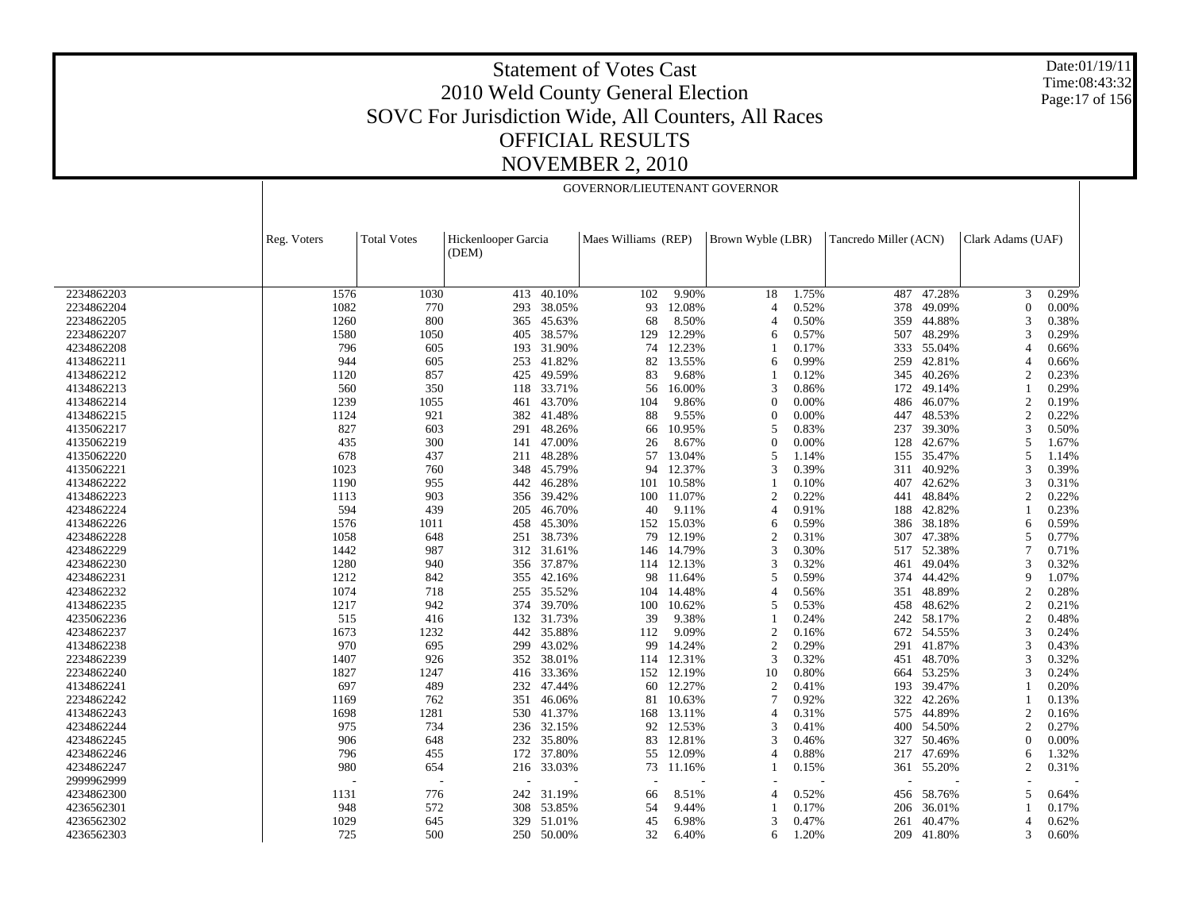# Statement of Votes Cast
## 2010 Weld County General Election
## SOVC For Jurisdiction Wide, All Counters, All Races
## OFFICIAL RESULTS
## NOVEMBER 2, 2010

Date:01/19/11
Time:08:43:32

GOVERNOR/LIEUTENANT GOVERNOR

| | Reg. Voters | Total Votes | Hickenlooper Garcia (DEM) | | Maes Williams (REP) | | Brown Wyble (LBR) | | Tancredo Miller (ACN) | | Clark Adams (UAF) | |
|---|---|---|---|---|---|---|---|---|---|---|---|---|
| 2234862203 | 1576 | 1030 | 413 | 40.10% | 102 | 9.90% | 18 | 1.75% | 487 | 47.28% | 3 | 0.29% |
| 2234862204 | 1082 | 770 | 293 | 38.05% | 93 | 12.08% | 4 | 0.52% | 378 | 49.09% | 0 | 0.00% |
| 2234862205 | 1260 | 800 | 365 | 45.63% | 68 | 8.50% | 4 | 0.50% | 359 | 44.88% | 3 | 0.38% |
| 2234862207 | 1580 | 1050 | 405 | 38.57% | 129 | 12.29% | 6 | 0.57% | 507 | 48.29% | 3 | 0.29% |
| 4234862208 | 796 | 605 | 193 | 31.90% | 74 | 12.23% | 1 | 0.17% | 333 | 55.04% | 4 | 0.66% |
| 4134862211 | 944 | 605 | 253 | 41.82% | 82 | 13.55% | 6 | 0.99% | 259 | 42.81% | 4 | 0.66% |
| 4134862212 | 1120 | 857 | 425 | 49.59% | 83 | 9.68% | 1 | 0.12% | 345 | 40.26% | 2 | 0.23% |
| 4134862213 | 560 | 350 | 118 | 33.71% | 56 | 16.00% | 3 | 0.86% | 172 | 49.14% | 1 | 0.29% |
| 4134862214 | 1239 | 1055 | 461 | 43.70% | 104 | 9.86% | 0 | 0.00% | 486 | 46.07% | 2 | 0.19% |
| 4134862215 | 1124 | 921 | 382 | 41.48% | 88 | 9.55% | 0 | 0.00% | 447 | 48.53% | 2 | 0.22% |
| 4135062217 | 827 | 603 | 291 | 48.26% | 66 | 10.95% | 5 | 0.83% | 237 | 39.30% | 3 | 0.50% |
| 4135062219 | 435 | 300 | 141 | 47.00% | 26 | 8.67% | 0 | 0.00% | 128 | 42.67% | 5 | 1.67% |
| 4135062220 | 678 | 437 | 211 | 48.28% | 57 | 13.04% | 5 | 1.14% | 155 | 35.47% | 5 | 1.14% |
| 4135062221 | 1023 | 760 | 348 | 45.79% | 94 | 12.37% | 3 | 0.39% | 311 | 40.92% | 3 | 0.39% |
| 4134862222 | 1190 | 955 | 442 | 46.28% | 101 | 10.58% | 1 | 0.10% | 407 | 42.62% | 3 | 0.31% |
| 4134862223 | 1113 | 903 | 356 | 39.42% | 100 | 11.07% | 2 | 0.22% | 441 | 48.84% | 2 | 0.22% |
| 4234862224 | 594 | 439 | 205 | 46.70% | 40 | 9.11% | 4 | 0.91% | 188 | 42.82% | 1 | 0.23% |
| 4134862226 | 1576 | 1011 | 458 | 45.30% | 152 | 15.03% | 6 | 0.59% | 386 | 38.18% | 6 | 0.59% |
| 4234862228 | 1058 | 648 | 251 | 38.73% | 79 | 12.19% | 2 | 0.31% | 307 | 47.38% | 5 | 0.77% |
| 4234862229 | 1442 | 987 | 312 | 31.61% | 146 | 14.79% | 3 | 0.30% | 517 | 52.38% | 7 | 0.71% |
| 4234862230 | 1280 | 940 | 356 | 37.87% | 114 | 12.13% | 3 | 0.32% | 461 | 49.04% | 3 | 0.32% |
| 4234862231 | 1212 | 842 | 355 | 42.16% | 98 | 11.64% | 5 | 0.59% | 374 | 44.42% | 9 | 1.07% |
| 4234862232 | 1074 | 718 | 255 | 35.52% | 104 | 14.48% | 4 | 0.56% | 351 | 48.89% | 2 | 0.28% |
| 4134862235 | 1217 | 942 | 374 | 39.70% | 100 | 10.62% | 5 | 0.53% | 458 | 48.62% | 2 | 0.21% |
| 4235062236 | 515 | 416 | 132 | 31.73% | 39 | 9.38% | 1 | 0.24% | 242 | 58.17% | 2 | 0.48% |
| 4234862237 | 1673 | 1232 | 442 | 35.88% | 112 | 9.09% | 2 | 0.16% | 672 | 54.55% | 3 | 0.24% |
| 4134862238 | 970 | 695 | 299 | 43.02% | 99 | 14.24% | 2 | 0.29% | 291 | 41.87% | 3 | 0.43% |
| 2234862239 | 1407 | 926 | 352 | 38.01% | 114 | 12.31% | 3 | 0.32% | 451 | 48.70% | 3 | 0.32% |
| 2234862240 | 1827 | 1247 | 416 | 33.36% | 152 | 12.19% | 10 | 0.80% | 664 | 53.25% | 3 | 0.24% |
| 4134862241 | 697 | 489 | 232 | 47.44% | 60 | 12.27% | 2 | 0.41% | 193 | 39.47% | 1 | 0.20% |
| 2234862242 | 1169 | 762 | 351 | 46.06% | 81 | 10.63% | 7 | 0.92% | 322 | 42.26% | 1 | 0.13% |
| 4134862243 | 1698 | 1281 | 530 | 41.37% | 168 | 13.11% | 4 | 0.31% | 575 | 44.89% | 2 | 0.16% |
| 4234862244 | 975 | 734 | 236 | 32.15% | 92 | 12.53% | 3 | 0.41% | 400 | 54.50% | 2 | 0.27% |
| 4234862245 | 906 | 648 | 232 | 35.80% | 83 | 12.81% | 3 | 0.46% | 327 | 50.46% | 0 | 0.00% |
| 4234862246 | 796 | 455 | 172 | 37.80% | 55 | 12.09% | 4 | 0.88% | 217 | 47.69% | 6 | 1.32% |
| 4234862247 | 980 | 654 | 216 | 33.03% | 73 | 11.16% | 1 | 0.15% | 361 | 55.20% | 2 | 0.31% |
| 2999962999 | - | - | - | - | - | - | - | - | - | - | - | - |
| 4234862300 | 1131 | 776 | 242 | 31.19% | 66 | 8.51% | 4 | 0.52% | 456 | 58.76% | 5 | 0.64% |
| 4236562301 | 948 | 572 | 308 | 53.85% | 54 | 9.44% | 1 | 0.17% | 206 | 36.01% | 1 | 0.17% |
| 4236562302 | 1029 | 645 | 329 | 51.01% | 45 | 6.98% | 3 | 0.47% | 261 | 40.47% | 4 | 0.62% |
| 4236562303 | 725 | 500 | 250 | 50.00% | 32 | 6.40% | 6 | 1.20% | 209 | 41.80% | 3 | 0.60% |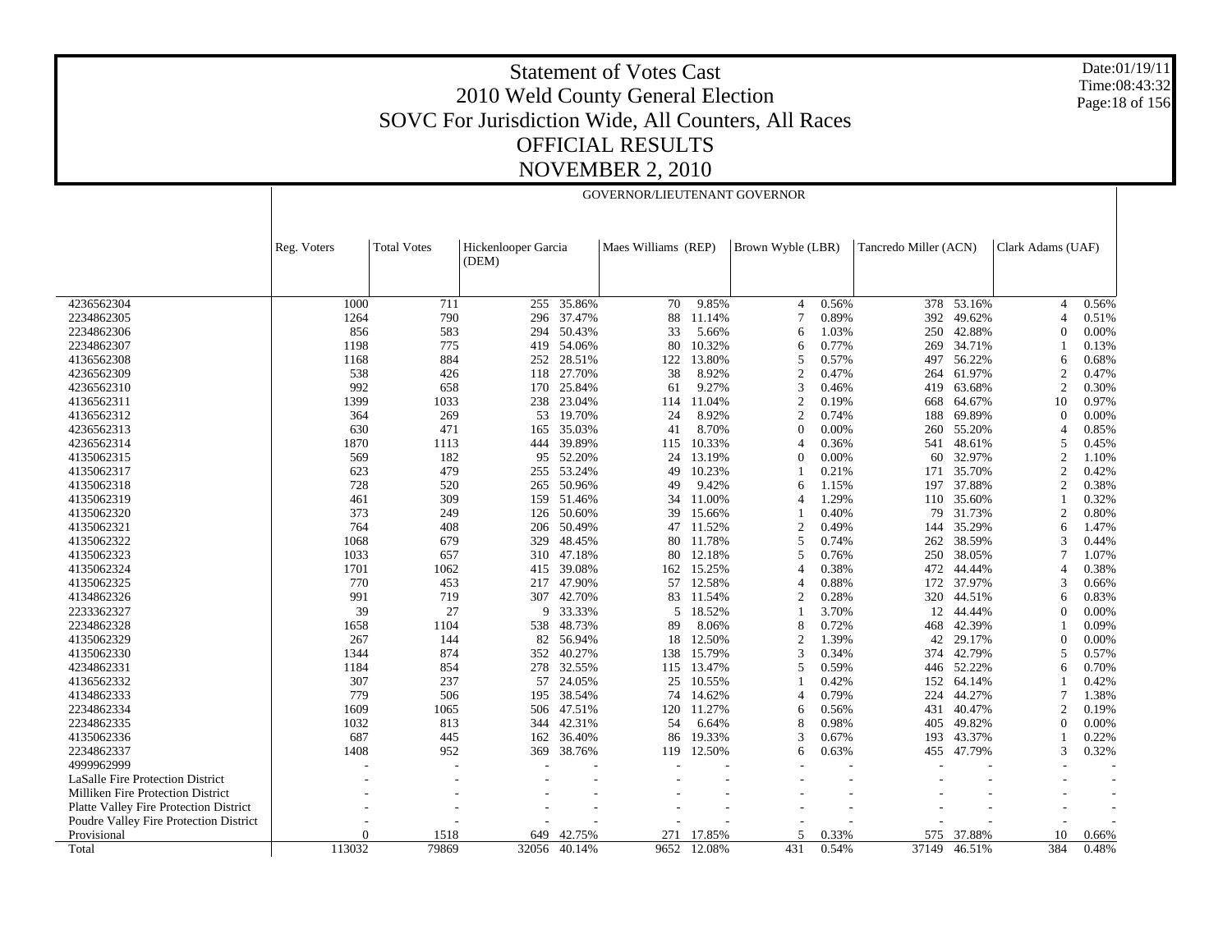# Statement of Votes Cast
## 2010 Weld County General Election
## SOVC For Jurisdiction Wide, All Counters, All Races
## OFFICIAL RESULTS
## NOVEMBER 2, 2010

Date:01/19/11
Time:08:43:32

| | | | GOVERNOR/LIEUTENANT GOVERNOR | | | | | | | | | |
|---|---|---|---|---|---|---|---|---|---|---|---|---|
| | Reg. Voters | Total Votes | Hickenlooper Garcia (DEM) | | Maes Williams (REP) | | Brown Wyble (LBR) | | Tancredo Miller (ACN) | | Clark Adams (UAF) | |
| 4236562304 | 1000 | 711 | 255 | 35.86% | 70 | 9.85% | 4 | 0.56% | 378 | 53.16% | 4 | 0.56% |
| 2234862305 | 1264 | 790 | 296 | 37.47% | 88 | 11.14% | 7 | 0.89% | 392 | 49.62% | 4 | 0.51% |
| 2234862306 | 856 | 583 | 294 | 50.43% | 33 | 5.66% | 6 | 1.03% | 250 | 42.88% | 0 | 0.00% |
| 2234862307 | 1198 | 775 | 419 | 54.06% | 80 | 10.32% | 6 | 0.77% | 269 | 34.71% | 1 | 0.13% |
| 4136562308 | 1168 | 884 | 252 | 28.51% | 122 | 13.80% | 5 | 0.57% | 497 | 56.22% | 6 | 0.68% |
| 4236562309 | 538 | 426 | 118 | 27.70% | 38 | 8.92% | 2 | 0.47% | 264 | 61.97% | 2 | 0.47% |
| 4236562310 | 992 | 658 | 170 | 25.84% | 61 | 9.27% | 3 | 0.46% | 419 | 63.68% | 2 | 0.30% |
| 4136562311 | 1399 | 1033 | 238 | 23.04% | 114 | 11.04% | 2 | 0.19% | 668 | 64.67% | 10 | 0.97% |
| 4136562312 | 364 | 269 | 53 | 19.70% | 24 | 8.92% | 2 | 0.74% | 188 | 69.89% | 0 | 0.00% |
| 4236562313 | 630 | 471 | 165 | 35.03% | 41 | 8.70% | 0 | 0.00% | 260 | 55.20% | 4 | 0.85% |
| 4236562314 | 1870 | 1113 | 444 | 39.89% | 115 | 10.33% | 4 | 0.36% | 541 | 48.61% | 5 | 0.45% |
| 4135062315 | 569 | 182 | 95 | 52.20% | 24 | 13.19% | 0 | 0.00% | 60 | 32.97% | 2 | 1.10% |
| 4135062317 | 623 | 479 | 255 | 53.24% | 49 | 10.23% | 1 | 0.21% | 171 | 35.70% | 2 | 0.42% |
| 4135062318 | 728 | 520 | 265 | 50.96% | 49 | 9.42% | 6 | 1.15% | 197 | 37.88% | 2 | 0.38% |
| 4135062319 | 461 | 309 | 159 | 51.46% | 34 | 11.00% | 4 | 1.29% | 110 | 35.60% | 1 | 0.32% |
| 4135062320 | 373 | 249 | 126 | 50.60% | 39 | 15.66% | 1 | 0.40% | 79 | 31.73% | 2 | 0.80% |
| 4135062321 | 764 | 408 | 206 | 50.49% | 47 | 11.52% | 2 | 0.49% | 144 | 35.29% | 6 | 1.47% |
| 4135062322 | 1068 | 679 | 329 | 48.45% | 80 | 11.78% | 5 | 0.74% | 262 | 38.59% | 3 | 0.44% |
| 4135062323 | 1033 | 657 | 310 | 47.18% | 80 | 12.18% | 5 | 0.76% | 250 | 38.05% | 7 | 1.07% |
| 4135062324 | 1701 | 1062 | 415 | 39.08% | 162 | 15.25% | 4 | 0.38% | 472 | 44.44% | 4 | 0.38% |
| 4135062325 | 770 | 453 | 217 | 47.90% | 57 | 12.58% | 4 | 0.88% | 172 | 37.97% | 3 | 0.66% |
| 4134862326 | 991 | 719 | 307 | 42.70% | 83 | 11.54% | 2 | 0.28% | 320 | 44.51% | 6 | 0.83% |
| 2233362327 | 39 | 27 | 9 | 33.33% | 5 | 18.52% | 1 | 3.70% | 12 | 44.44% | 0 | 0.00% |
| 2234862328 | 1658 | 1104 | 538 | 48.73% | 89 | 8.06% | 8 | 0.72% | 468 | 42.39% | 1 | 0.09% |
| 4135062329 | 267 | 144 | 82 | 56.94% | 18 | 12.50% | 2 | 1.39% | 42 | 29.17% | 0 | 0.00% |
| 4135062330 | 1344 | 874 | 352 | 40.27% | 138 | 15.79% | 3 | 0.34% | 374 | 42.79% | 5 | 0.57% |
| 4234862331 | 1184 | 854 | 278 | 32.55% | 115 | 13.47% | 5 | 0.59% | 446 | 52.22% | 6 | 0.70% |
| 4136562332 | 307 | 237 | 57 | 24.05% | 25 | 10.55% | 1 | 0.42% | 152 | 64.14% | 1 | 0.42% |
| 4134862333 | 779 | 506 | 195 | 38.54% | 74 | 14.62% | 4 | 0.79% | 224 | 44.27% | 7 | 1.38% |
| 2234862334 | 1609 | 1065 | 506 | 47.51% | 120 | 11.27% | 6 | 0.56% | 431 | 40.47% | 2 | 0.19% |
| 2234862335 | 1032 | 813 | 344 | 42.31% | 54 | 6.64% | 8 | 0.98% | 405 | 49.82% | 0 | 0.00% |
| 4135062336 | 687 | 445 | 162 | 36.40% | 86 | 19.33% | 3 | 0.67% | 193 | 43.37% | 1 | 0.22% |
| 2234862337 | 1408 | 952 | 369 | 38.76% | 119 | 12.50% | 6 | 0.63% | 455 | 47.79% | 3 | 0.32% |
| 4999962999 | - | - | - | - | - | - | - | - | - | - | - | - |
| LaSalle Fire Protection District | - | - | - | - | - | - | - | - | - | - | - | - |
| Milliken Fire Protection District | - | - | - | - | - | - | - | - | - | - | - | - |
| Platte Valley Fire Protection District | - | - | - | - | - | - | - | - | - | - | - | - |
| Poudre Valley Fire Protection District | - | - | - | - | - | - | - | - | - | - | - | - |
| Provisional | 0 | 1518 | 649 | 42.75% | 271 | 17.85% | 5 | 0.33% | 575 | 37.88% | 10 | 0.66% |
| Total | 113032 | 79869 | 32056 | 40.14% | 9652 | 12.08% | 431 | 0.54% | 37149 | 46.51% | 384 | 0.48% |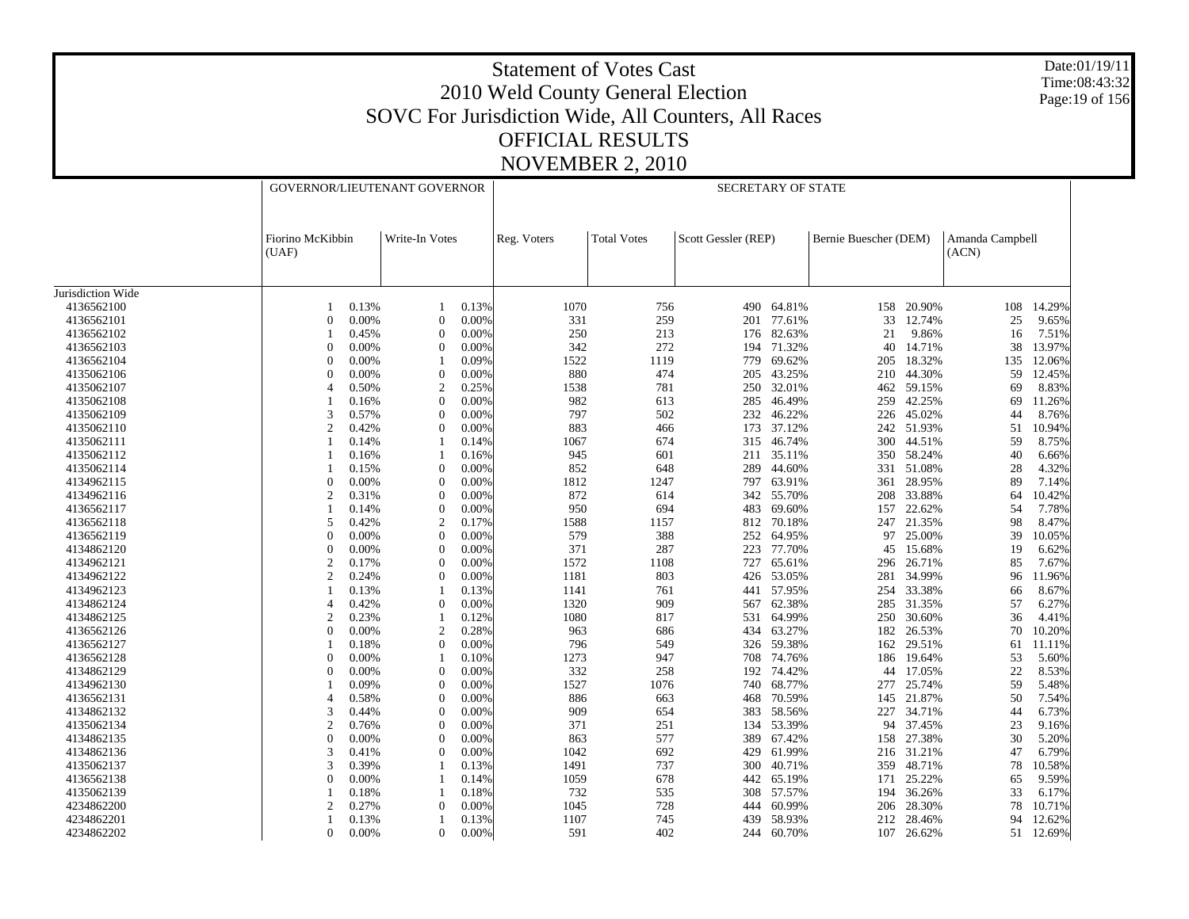# Statement of Votes Cast
## 2010 Weld County General Election
## SOVC For Jurisdiction Wide, All Counters, All Races
## OFFICIAL RESULTS
## NOVEMBER 2, 2010

Date:01/19/11
Time:08:43:32

| | GOVERNOR/LIEUTENANT GOVERNOR | | | | SECRETARY OF STATE | | | | | | | | |
|---|---|---|---|---|---|---|---|---|---|---|---|---|---|
| | Fiorino McKibbin (UAF) | | Write-In Votes | | Reg. Voters | Total Votes | Scott Gessler (REP) | | Bernie Buescher (DEM) | | Amanda Campbell (ACN) | | |
| Jurisdiction Wide | | | | | | | | | | | | | |
| 4136562100 | 1 | 0.13% | 1 | 0.13% | 1070 | 756 | 490 | 64.81% | 158 | 20.90% | 108 | 14.29% | |
| 4136562101 | 0 | 0.00% | 0 | 0.00% | 331 | 259 | 201 | 77.61% | 33 | 12.74% | 25 | 9.65% | |
| 4136562102 | 1 | 0.45% | 0 | 0.00% | 250 | 213 | 176 | 82.63% | 21 | 9.86% | 16 | 7.51% | |
| 4136562103 | 0 | 0.00% | 0 | 0.00% | 342 | 272 | 194 | 71.32% | 40 | 14.71% | 38 | 13.97% | |
| 4136562104 | 0 | 0.00% | 1 | 0.09% | 1522 | 1119 | 779 | 69.62% | 205 | 18.32% | 135 | 12.06% | |
| 4135062106 | 0 | 0.00% | 0 | 0.00% | 880 | 474 | 205 | 43.25% | 210 | 44.30% | 59 | 12.45% | |
| 4135062107 | 4 | 0.50% | 2 | 0.25% | 1538 | 781 | 250 | 32.01% | 462 | 59.15% | 69 | 8.83% | |
| 4135062108 | 1 | 0.16% | 0 | 0.00% | 982 | 613 | 285 | 46.49% | 259 | 42.25% | 69 | 11.26% | |
| 4135062109 | 3 | 0.57% | 0 | 0.00% | 797 | 502 | 232 | 46.22% | 226 | 45.02% | 44 | 8.76% | |
| 4135062110 | 2 | 0.42% | 0 | 0.00% | 883 | 466 | 173 | 37.12% | 242 | 51.93% | 51 | 10.94% | |
| 4135062111 | 1 | 0.14% | 1 | 0.14% | 1067 | 674 | 315 | 46.74% | 300 | 44.51% | 59 | 8.75% | |
| 4135062112 | 1 | 0.16% | 1 | 0.16% | 945 | 601 | 211 | 35.11% | 350 | 58.24% | 40 | 6.66% | |
| 4135062114 | 1 | 0.15% | 0 | 0.00% | 852 | 648 | 289 | 44.60% | 331 | 51.08% | 28 | 4.32% | |
| 4134962115 | 0 | 0.00% | 0 | 0.00% | 1812 | 1247 | 797 | 63.91% | 361 | 28.95% | 89 | 7.14% | |
| 4134962116 | 2 | 0.31% | 0 | 0.00% | 872 | 614 | 342 | 55.70% | 208 | 33.88% | 64 | 10.42% | |
| 4136562117 | 1 | 0.14% | 0 | 0.00% | 950 | 694 | 483 | 69.60% | 157 | 22.62% | 54 | 7.78% | |
| 4136562118 | 5 | 0.42% | 2 | 0.17% | 1588 | 1157 | 812 | 70.18% | 247 | 21.35% | 98 | 8.47% | |
| 4136562119 | 0 | 0.00% | 0 | 0.00% | 579 | 388 | 252 | 64.95% | 97 | 25.00% | 39 | 10.05% | |
| 4134862120 | 0 | 0.00% | 0 | 0.00% | 371 | 287 | 223 | 77.70% | 45 | 15.68% | 19 | 6.62% | |
| 4134962121 | 2 | 0.17% | 0 | 0.00% | 1572 | 1108 | 727 | 65.61% | 296 | 26.71% | 85 | 7.67% | |
| 4134962122 | 2 | 0.24% | 0 | 0.00% | 1181 | 803 | 426 | 53.05% | 281 | 34.99% | 96 | 11.96% | |
| 4134962123 | 1 | 0.13% | 1 | 0.13% | 1141 | 761 | 441 | 57.95% | 254 | 33.38% | 66 | 8.67% | |
| 4134962124 | 4 | 0.42% | 0 | 0.00% | 1320 | 909 | 567 | 62.38% | 285 | 31.35% | 57 | 6.27% | |
| 4134862125 | 2 | 0.23% | 1 | 0.12% | 1080 | 817 | 531 | 64.99% | 250 | 30.60% | 36 | 4.41% | |
| 4136562126 | 0 | 0.00% | 2 | 0.28% | 963 | 686 | 434 | 63.27% | 182 | 26.53% | 70 | 10.20% | |
| 4136562127 | 1 | 0.18% | 0 | 0.00% | 796 | 549 | 326 | 59.38% | 162 | 29.51% | 61 | 11.11% | |
| 4136562128 | 0 | 0.00% | 1 | 0.10% | 1273 | 947 | 708 | 74.76% | 186 | 19.64% | 53 | 5.60% | |
| 4134862129 | 0 | 0.00% | 0 | 0.00% | 332 | 258 | 192 | 74.42% | 44 | 17.05% | 22 | 8.53% | |
| 4134962130 | 1 | 0.09% | 0 | 0.00% | 1527 | 1076 | 740 | 68.77% | 277 | 25.74% | 59 | 5.48% | |
| 4136562131 | 4 | 0.58% | 0 | 0.00% | 886 | 663 | 468 | 70.59% | 145 | 21.87% | 50 | 7.54% | |
| 4134862132 | 3 | 0.44% | 0 | 0.00% | 909 | 654 | 383 | 58.56% | 227 | 34.71% | 44 | 6.73% | |
| 4135062134 | 2 | 0.76% | 0 | 0.00% | 371 | 251 | 134 | 53.39% | 94 | 37.45% | 23 | 9.16% | |
| 4134862135 | 0 | 0.00% | 0 | 0.00% | 863 | 577 | 389 | 67.42% | 158 | 27.38% | 30 | 5.20% | |
| 4134862136 | 3 | 0.41% | 0 | 0.00% | 1042 | 692 | 429 | 61.99% | 216 | 31.21% | 47 | 6.79% | |
| 4135062137 | 3 | 0.39% | 1 | 0.13% | 1491 | 737 | 300 | 40.71% | 359 | 48.71% | 78 | 10.58% | |
| 4136562138 | 0 | 0.00% | 1 | 0.14% | 1059 | 678 | 442 | 65.19% | 171 | 25.22% | 65 | 9.59% | |
| 4135062139 | 1 | 0.18% | 1 | 0.18% | 732 | 535 | 308 | 57.57% | 194 | 36.26% | 33 | 6.17% | |
| 4234862200 | 2 | 0.27% | 0 | 0.00% | 1045 | 728 | 444 | 60.99% | 206 | 28.30% | 78 | 10.71% | |
| 4234862201 | 1 | 0.13% | 1 | 0.13% | 1107 | 745 | 439 | 58.93% | 212 | 28.46% | 94 | 12.62% | |
| 4234862202 | 0 | 0.00% | 0 | 0.00% | 591 | 402 | 244 | 60.70% | 107 | 26.62% | 51 | 12.69% | |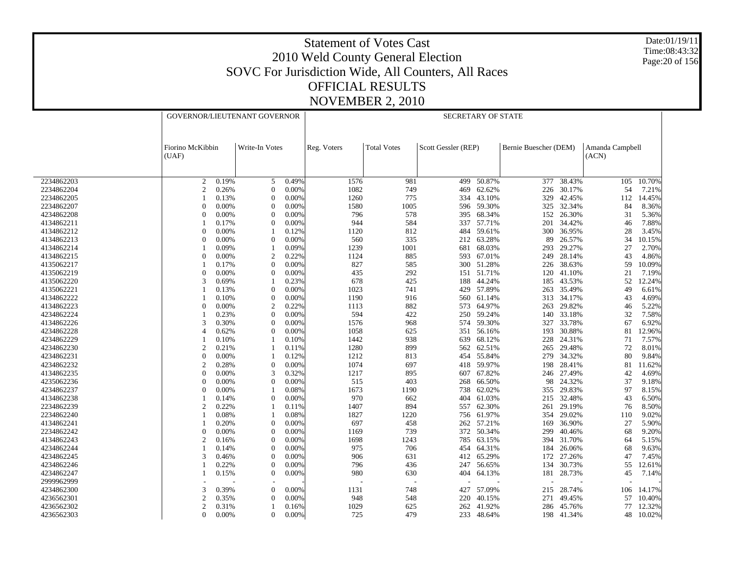# Statement of Votes Cast
## 2010 Weld County General Election
## SOVC For Jurisdiction Wide, All Counters, All Races
## OFFICIAL RESULTS
## NOVEMBER 2, 2010

Date:01/19/11
Time:08:43:32

| | GOVERNOR/LIEUTENANT GOVERNOR | | | | SECRETARY OF STATE | | | | | | | | |
|---|---|---|---|---|---|---|---|---|---|---|---|---|---|
| | Fiorino McKibbin (UAF) | | Write-In Votes | | Reg. Voters | Total Votes | Scott Gessler (REP) | | Bernie Buescher (DEM) | | Amanda Campbell (ACN) | | |
| 2234862203 | 2 | 0.19% | 5 | 0.49% | 1576 | 981 | 499 | 50.87% | 377 | 38.43% | 105 | 10.70% |
| 2234862204 | 2 | 0.26% | 0 | 0.00% | 1082 | 749 | 469 | 62.62% | 226 | 30.17% | 54 | 7.21% |
| 2234862205 | 1 | 0.13% | 0 | 0.00% | 1260 | 775 | 334 | 43.10% | 329 | 42.45% | 112 | 14.45% |
| 2234862207 | 0 | 0.00% | 0 | 0.00% | 1580 | 1005 | 596 | 59.30% | 325 | 32.34% | 84 | 8.36% |
| 4234862208 | 0 | 0.00% | 0 | 0.00% | 796 | 578 | 395 | 68.34% | 152 | 26.30% | 31 | 5.36% |
| 4134862211 | 1 | 0.17% | 0 | 0.00% | 944 | 584 | 337 | 57.71% | 201 | 34.42% | 46 | 7.88% |
| 4134862212 | 0 | 0.00% | 1 | 0.12% | 1120 | 812 | 484 | 59.61% | 300 | 36.95% | 28 | 3.45% |
| 4134862213 | 0 | 0.00% | 0 | 0.00% | 560 | 335 | 212 | 63.28% | 89 | 26.57% | 34 | 10.15% |
| 4134862214 | 1 | 0.09% | 1 | 0.09% | 1239 | 1001 | 681 | 68.03% | 293 | 29.27% | 27 | 2.70% |
| 4134862215 | 0 | 0.00% | 2 | 0.22% | 1124 | 885 | 593 | 67.01% | 249 | 28.14% | 43 | 4.86% |
| 4135062217 | 1 | 0.17% | 0 | 0.00% | 827 | 585 | 300 | 51.28% | 226 | 38.63% | 59 | 10.09% |
| 4135062219 | 0 | 0.00% | 0 | 0.00% | 435 | 292 | 151 | 51.71% | 120 | 41.10% | 21 | 7.19% |
| 4135062220 | 3 | 0.69% | 1 | 0.23% | 678 | 425 | 188 | 44.24% | 185 | 43.53% | 52 | 12.24% |
| 4135062221 | 1 | 0.13% | 0 | 0.00% | 1023 | 741 | 429 | 57.89% | 263 | 35.49% | 49 | 6.61% |
| 4134862222 | 1 | 0.10% | 0 | 0.00% | 1190 | 916 | 560 | 61.14% | 313 | 34.17% | 43 | 4.69% |
| 4134862223 | 0 | 0.00% | 2 | 0.22% | 1113 | 882 | 573 | 64.97% | 263 | 29.82% | 46 | 5.22% |
| 4234862224 | 1 | 0.23% | 0 | 0.00% | 594 | 422 | 250 | 59.24% | 140 | 33.18% | 32 | 7.58% |
| 4134862226 | 3 | 0.30% | 0 | 0.00% | 1576 | 968 | 574 | 59.30% | 327 | 33.78% | 67 | 6.92% |
| 4234862228 | 4 | 0.62% | 0 | 0.00% | 1058 | 625 | 351 | 56.16% | 193 | 30.88% | 81 | 12.96% |
| 4234862229 | 1 | 0.10% | 1 | 0.10% | 1442 | 938 | 639 | 68.12% | 228 | 24.31% | 71 | 7.57% |
| 4234862230 | 2 | 0.21% | 1 | 0.11% | 1280 | 899 | 562 | 62.51% | 265 | 29.48% | 72 | 8.01% |
| 4234862231 | 0 | 0.00% | 1 | 0.12% | 1212 | 813 | 454 | 55.84% | 279 | 34.32% | 80 | 9.84% |
| 4234862232 | 2 | 0.28% | 0 | 0.00% | 1074 | 697 | 418 | 59.97% | 198 | 28.41% | 81 | 11.62% |
| 4134862235 | 0 | 0.00% | 3 | 0.32% | 1217 | 895 | 607 | 67.82% | 246 | 27.49% | 42 | 4.69% |
| 4235062236 | 0 | 0.00% | 0 | 0.00% | 515 | 403 | 268 | 66.50% | 98 | 24.32% | 37 | 9.18% |
| 4234862237 | 0 | 0.00% | 1 | 0.08% | 1673 | 1190 | 738 | 62.02% | 355 | 29.83% | 97 | 8.15% |
| 4134862238 | 1 | 0.14% | 0 | 0.00% | 970 | 662 | 404 | 61.03% | 215 | 32.48% | 43 | 6.50% |
| 2234862239 | 2 | 0.22% | 1 | 0.11% | 1407 | 894 | 557 | 62.30% | 261 | 29.19% | 76 | 8.50% |
| 2234862240 | 1 | 0.08% | 1 | 0.08% | 1827 | 1220 | 756 | 61.97% | 354 | 29.02% | 110 | 9.02% |
| 4134862241 | 1 | 0.20% | 0 | 0.00% | 697 | 458 | 262 | 57.21% | 169 | 36.90% | 27 | 5.90% |
| 2234862242 | 0 | 0.00% | 0 | 0.00% | 1169 | 739 | 372 | 50.34% | 299 | 40.46% | 68 | 9.20% |
| 4134862243 | 2 | 0.16% | 0 | 0.00% | 1698 | 1243 | 785 | 63.15% | 394 | 31.70% | 64 | 5.15% |
| 4234862244 | 1 | 0.14% | 0 | 0.00% | 975 | 706 | 454 | 64.31% | 184 | 26.06% | 68 | 9.63% |
| 4234862245 | 3 | 0.46% | 0 | 0.00% | 906 | 631 | 412 | 65.29% | 172 | 27.26% | 47 | 7.45% |
| 4234862246 | 1 | 0.22% | 0 | 0.00% | 796 | 436 | 247 | 56.65% | 134 | 30.73% | 55 | 12.61% |
| 4234862247 | 1 | 0.15% | 0 | 0.00% | 980 | 630 | 404 | 64.13% | 181 | 28.73% | 45 | 7.14% |
| 2999962999 | - | - | - | - | - | - | - | - | - | - | - | - |
| 4234862300 | 3 | 0.39% | 0 | 0.00% | 1131 | 748 | 427 | 57.09% | 215 | 28.74% | 106 | 14.17% |
| 4236562301 | 2 | 0.35% | 0 | 0.00% | 948 | 548 | 220 | 40.15% | 271 | 49.45% | 57 | 10.40% |
| 4236562302 | 2 | 0.31% | 1 | 0.16% | 1029 | 625 | 262 | 41.92% | 286 | 45.76% | 77 | 12.32% |
| 4236562303 | 0 | 0.00% | 0 | 0.00% | 725 | 479 | 233 | 48.64% | 198 | 41.34% | 48 | 10.02% |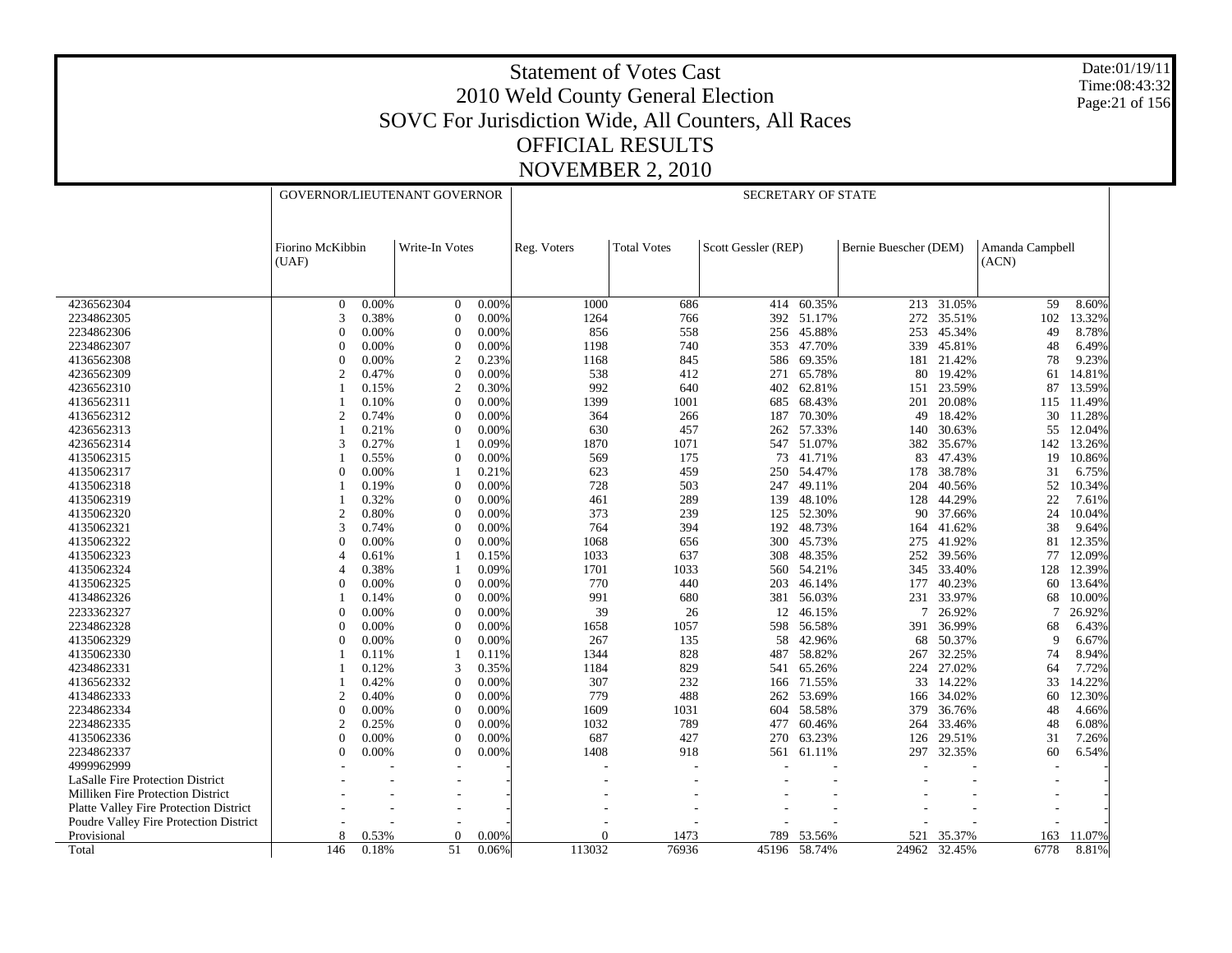# Statement of Votes Cast
## 2010 Weld County General Election
## SOVC For Jurisdiction Wide, All Counters, All Races
## OFFICIAL RESULTS
## NOVEMBER 2, 2010

Date:01/19/11
Time:08:43:32

| | GOVERNOR/LIEUTENANT GOVERNOR | | | | SECRETARY OF STATE | | | | | | | | |
|---|---|---|---|---|---|---|---|---|---|---|---|---|---|
| | Fiorino McKibbin (UAF) | | Write-In Votes | | Reg. Voters | Total Votes | Scott Gessler (REP) | | Bernie Buescher (DEM) | | Amanda Campbell (ACN) | | |
| 4236562304 | 0 | 0.00% | 0 | 0.00% | 1000 | 686 | 414 | 60.35% | 213 | 31.05% | 59 | 8.60% | |
| 2234862305 | 3 | 0.38% | 0 | 0.00% | 1264 | 766 | 392 | 51.17% | 272 | 35.51% | 102 | 13.32% | |
| 2234862306 | 0 | 0.00% | 0 | 0.00% | 856 | 558 | 256 | 45.88% | 253 | 45.34% | 49 | 8.78% | |
| 2234862307 | 0 | 0.00% | 0 | 0.00% | 1198 | 740 | 353 | 47.70% | 339 | 45.81% | 48 | 6.49% | |
| 4136562308 | 0 | 0.00% | 2 | 0.23% | 1168 | 845 | 586 | 69.35% | 181 | 21.42% | 78 | 9.23% | |
| 4236562309 | 2 | 0.47% | 0 | 0.00% | 538 | 412 | 271 | 65.78% | 80 | 19.42% | 61 | 14.81% | |
| 4236562310 | 1 | 0.15% | 2 | 0.30% | 992 | 640 | 402 | 62.81% | 151 | 23.59% | 87 | 13.59% | |
| 4136562311 | 1 | 0.10% | 0 | 0.00% | 1399 | 1001 | 685 | 68.43% | 201 | 20.08% | 115 | 11.49% | |
| 4136562312 | 2 | 0.74% | 0 | 0.00% | 364 | 266 | 187 | 70.30% | 49 | 18.42% | 30 | 11.28% | |
| 4236562313 | 1 | 0.21% | 0 | 0.00% | 630 | 457 | 262 | 57.33% | 140 | 30.63% | 55 | 12.04% | |
| 4236562314 | 3 | 0.27% | 1 | 0.09% | 1870 | 1071 | 547 | 51.07% | 382 | 35.67% | 142 | 13.26% | |
| 4135062315 | 1 | 0.55% | 0 | 0.00% | 569 | 175 | 73 | 41.71% | 83 | 47.43% | 19 | 10.86% | |
| 4135062317 | 0 | 0.00% | 1 | 0.21% | 623 | 459 | 250 | 54.47% | 178 | 38.78% | 31 | 6.75% | |
| 4135062318 | 1 | 0.19% | 0 | 0.00% | 728 | 503 | 247 | 49.11% | 204 | 40.56% | 52 | 10.34% | |
| 4135062319 | 1 | 0.32% | 0 | 0.00% | 461 | 289 | 139 | 48.10% | 128 | 44.29% | 22 | 7.61% | |
| 4135062320 | 2 | 0.80% | 0 | 0.00% | 373 | 239 | 125 | 52.30% | 90 | 37.66% | 24 | 10.04% | |
| 4135062321 | 3 | 0.74% | 0 | 0.00% | 764 | 394 | 192 | 48.73% | 164 | 41.62% | 38 | 9.64% | |
| 4135062322 | 0 | 0.00% | 0 | 0.00% | 1068 | 656 | 300 | 45.73% | 275 | 41.92% | 81 | 12.35% | |
| 4135062323 | 4 | 0.61% | 1 | 0.15% | 1033 | 637 | 308 | 48.35% | 252 | 39.56% | 77 | 12.09% | |
| 4135062324 | 4 | 0.38% | 1 | 0.09% | 1701 | 1033 | 560 | 54.21% | 345 | 33.40% | 128 | 12.39% | |
| 4135062325 | 0 | 0.00% | 0 | 0.00% | 770 | 440 | 203 | 46.14% | 177 | 40.23% | 60 | 13.64% | |
| 4134862326 | 1 | 0.14% | 0 | 0.00% | 991 | 680 | 381 | 56.03% | 231 | 33.97% | 68 | 10.00% | |
| 2233362327 | 0 | 0.00% | 0 | 0.00% | 39 | 26 | 12 | 46.15% | 7 | 26.92% | 7 | 26.92% | |
| 2234862328 | 0 | 0.00% | 0 | 0.00% | 1658 | 1057 | 598 | 56.58% | 391 | 36.99% | 68 | 6.43% | |
| 4135062329 | 0 | 0.00% | 0 | 0.00% | 267 | 135 | 58 | 42.96% | 68 | 50.37% | 9 | 6.67% | |
| 4135062330 | 1 | 0.11% | 1 | 0.11% | 1344 | 828 | 487 | 58.82% | 267 | 32.25% | 74 | 8.94% | |
| 4234862331 | 1 | 0.12% | 3 | 0.35% | 1184 | 829 | 541 | 65.26% | 224 | 27.02% | 64 | 7.72% | |
| 4136562332 | 1 | 0.42% | 0 | 0.00% | 307 | 232 | 166 | 71.55% | 33 | 14.22% | 33 | 14.22% | |
| 4134862333 | 2 | 0.40% | 0 | 0.00% | 779 | 488 | 262 | 53.69% | 166 | 34.02% | 60 | 12.30% | |
| 2234862334 | 0 | 0.00% | 0 | 0.00% | 1609 | 1031 | 604 | 58.58% | 379 | 36.76% | 48 | 4.66% | |
| 2234862335 | 2 | 0.25% | 0 | 0.00% | 1032 | 789 | 477 | 60.46% | 264 | 33.46% | 48 | 6.08% | |
| 4135062336 | 0 | 0.00% | 0 | 0.00% | 687 | 427 | 270 | 63.23% | 126 | 29.51% | 31 | 7.26% | |
| 2234862337 | 0 | 0.00% | 0 | 0.00% | 1408 | 918 | 561 | 61.11% | 297 | 32.35% | 60 | 6.54% | |
| 4999962999 | - | - | - | - | - | - | - | - | - | - | - | - | |
| LaSalle Fire Protection District | - | - | - | - | - | - | - | - | - | - | - | - | |
| Milliken Fire Protection District | - | - | - | - | - | - | - | - | - | - | - | - | |
| Platte Valley Fire Protection District | - | - | - | - | - | - | - | - | - | - | - | - | |
| Poudre Valley Fire Protection District | - | - | - | - | - | - | - | - | - | - | - | - | |
| Provisional | 8 | 0.53% | 0 | 0.00% | 0 | 1473 | 789 | 53.56% | 521 | 35.37% | 163 | 11.07% | |
| Total | 146 | 0.18% | 51 | 0.06% | 113032 | 76936 | 45196 | 58.74% | 24962 | 32.45% | 6778 | 8.81% | |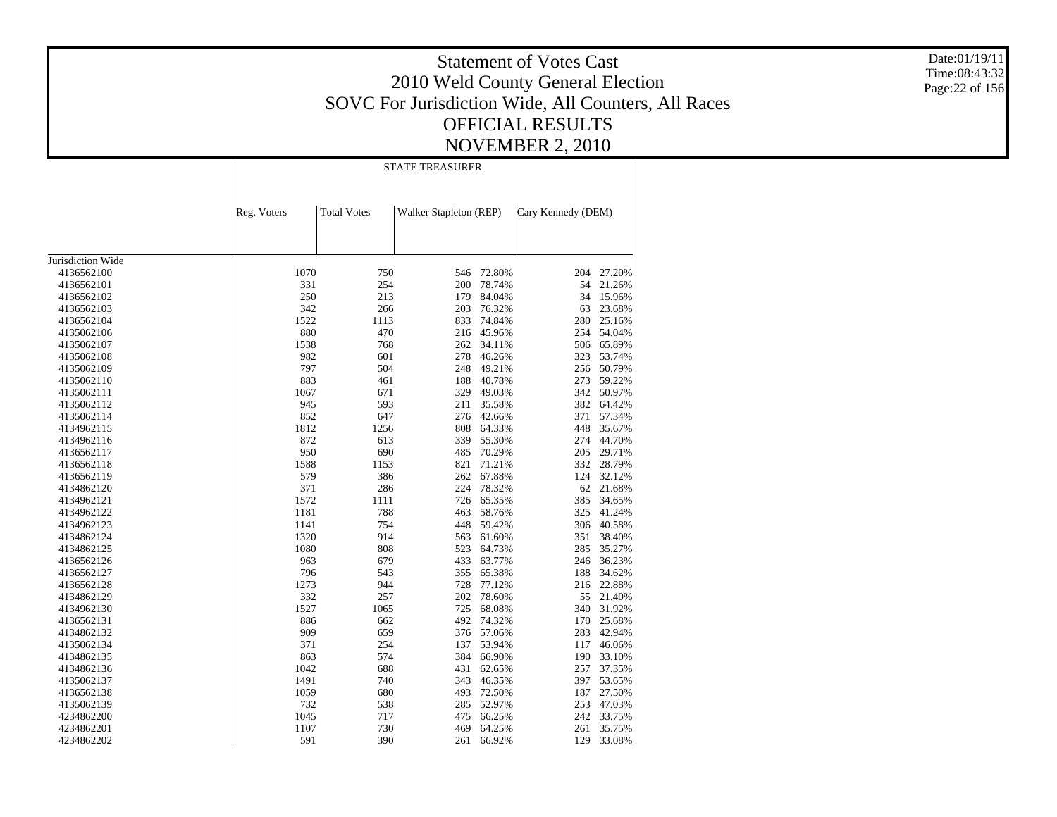# Statement of Votes Cast
## 2010 Weld County General Election
## SOVC For Jurisdiction Wide, All Counters, All Races
## OFFICIAL RESULTS
## NOVEMBER 2, 2010

Date:01/19/11
Time:08:43:32

| | STATE TREASURER | | | | | |
|---|---|---|---|---|---|---|
| | Reg. Voters | Total Votes | Walker Stapleton (REP) | | Cary Kennedy (DEM) | |
| Jurisdiction Wide | | | | | | |
| 4136562100 | 1070 | 750 | 546 | 72.80% | 204 | 27.20% |
| 4136562101 | 331 | 254 | 200 | 78.74% | 54 | 21.26% |
| 4136562102 | 250 | 213 | 179 | 84.04% | 34 | 15.96% |
| 4136562103 | 342 | 266 | 203 | 76.32% | 63 | 23.68% |
| 4136562104 | 1522 | 1113 | 833 | 74.84% | 280 | 25.16% |
| 4135062106 | 880 | 470 | 216 | 45.96% | 254 | 54.04% |
| 4135062107 | 1538 | 768 | 262 | 34.11% | 506 | 65.89% |
| 4135062108 | 982 | 601 | 278 | 46.26% | 323 | 53.74% |
| 4135062109 | 797 | 504 | 248 | 49.21% | 256 | 50.79% |
| 4135062110 | 883 | 461 | 188 | 40.78% | 273 | 59.22% |
| 4135062111 | 1067 | 671 | 329 | 49.03% | 342 | 50.97% |
| 4135062112 | 945 | 593 | 211 | 35.58% | 382 | 64.42% |
| 4135062114 | 852 | 647 | 276 | 42.66% | 371 | 57.34% |
| 4134962115 | 1812 | 1256 | 808 | 64.33% | 448 | 35.67% |
| 4134962116 | 872 | 613 | 339 | 55.30% | 274 | 44.70% |
| 4136562117 | 950 | 690 | 485 | 70.29% | 205 | 29.71% |
| 4136562118 | 1588 | 1153 | 821 | 71.21% | 332 | 28.79% |
| 4136562119 | 579 | 386 | 262 | 67.88% | 124 | 32.12% |
| 4134862120 | 371 | 286 | 224 | 78.32% | 62 | 21.68% |
| 4134962121 | 1572 | 1111 | 726 | 65.35% | 385 | 34.65% |
| 4134962122 | 1181 | 788 | 463 | 58.76% | 325 | 41.24% |
| 4134962123 | 1141 | 754 | 448 | 59.42% | 306 | 40.58% |
| 4134862124 | 1320 | 914 | 563 | 61.60% | 351 | 38.40% |
| 4134862125 | 1080 | 808 | 523 | 64.73% | 285 | 35.27% |
| 4136562126 | 963 | 679 | 433 | 63.77% | 246 | 36.23% |
| 4136562127 | 796 | 543 | 355 | 65.38% | 188 | 34.62% |
| 4136562128 | 1273 | 944 | 728 | 77.12% | 216 | 22.88% |
| 4134862129 | 332 | 257 | 202 | 78.60% | 55 | 21.40% |
| 4134962130 | 1527 | 1065 | 725 | 68.08% | 340 | 31.92% |
| 4136562131 | 886 | 662 | 492 | 74.32% | 170 | 25.68% |
| 4134862132 | 909 | 659 | 376 | 57.06% | 283 | 42.94% |
| 4135062134 | 371 | 254 | 137 | 53.94% | 117 | 46.06% |
| 4134862135 | 863 | 574 | 384 | 66.90% | 190 | 33.10% |
| 4134862136 | 1042 | 688 | 431 | 62.65% | 257 | 37.35% |
| 4135062137 | 1491 | 740 | 343 | 46.35% | 397 | 53.65% |
| 4136562138 | 1059 | 680 | 493 | 72.50% | 187 | 27.50% |
| 4135062139 | 732 | 538 | 285 | 52.97% | 253 | 47.03% |
| 4234862200 | 1045 | 717 | 475 | 66.25% | 242 | 33.75% |
| 4234862201 | 1107 | 730 | 469 | 64.25% | 261 | 35.75% |
| 4234862202 | 591 | 390 | 261 | 66.92% | 129 | 33.08% |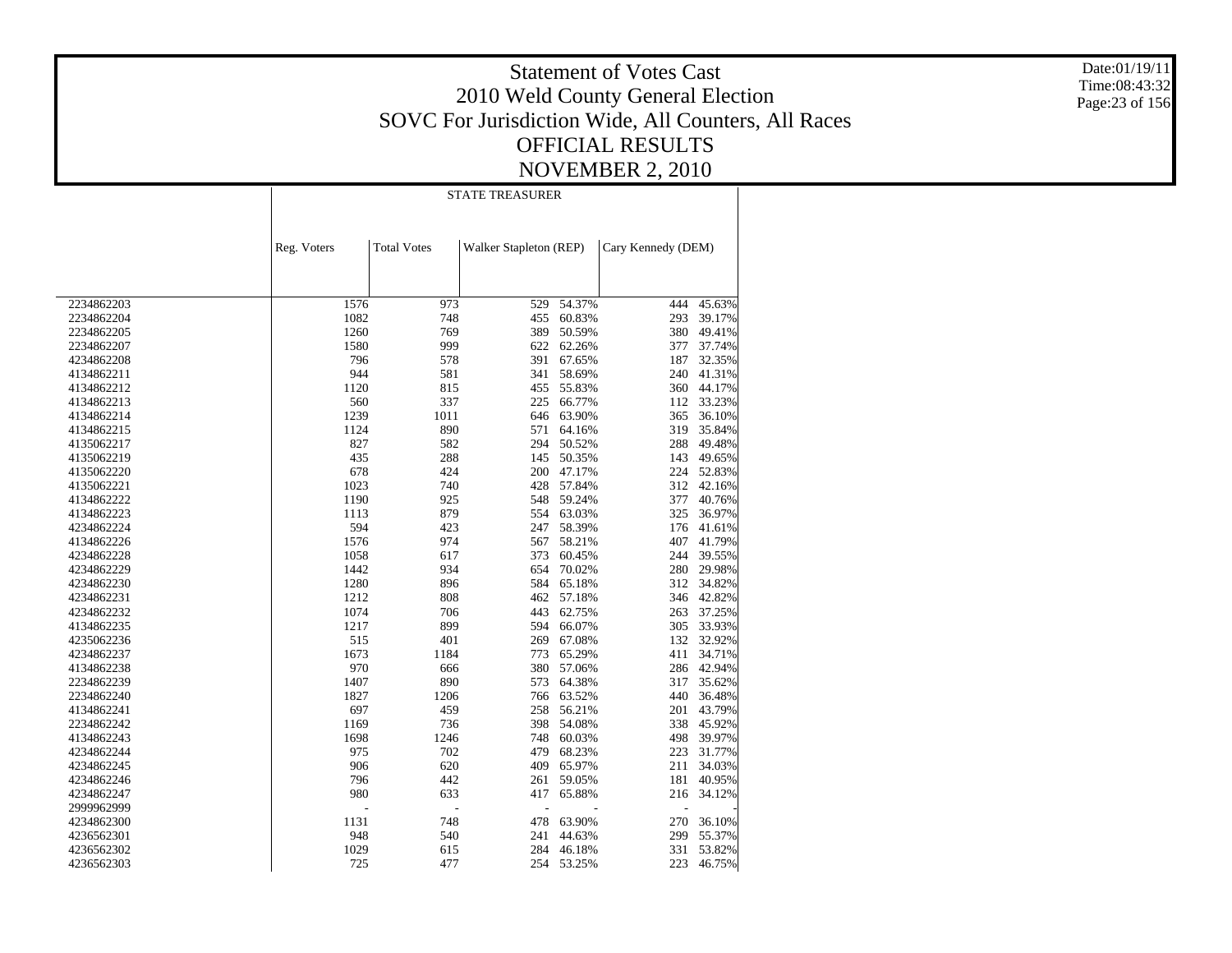# Statement of Votes Cast
## 2010 Weld County General Election
## SOVC For Jurisdiction Wide, All Counters, All Races
## OFFICIAL RESULTS
## NOVEMBER 2, 2010

Date:01/19/11
Time:08:43:32

| | STATE TREASURER | | | | | |
|---|---|---|---|---|---|---|
| | Reg. Voters | Total Votes | Walker Stapleton (REP) | | Cary Kennedy (DEM) | |
| 2234862203 | 1576 | 973 | 529 | 54.37% | 444 | 45.63% |
| 2234862204 | 1082 | 748 | 455 | 60.83% | 293 | 39.17% |
| 2234862205 | 1260 | 769 | 389 | 50.59% | 380 | 49.41% |
| 2234862207 | 1580 | 999 | 622 | 62.26% | 377 | 37.74% |
| 4234862208 | 796 | 578 | 391 | 67.65% | 187 | 32.35% |
| 4134862211 | 944 | 581 | 341 | 58.69% | 240 | 41.31% |
| 4134862212 | 1120 | 815 | 455 | 55.83% | 360 | 44.17% |
| 4134862213 | 560 | 337 | 225 | 66.77% | 112 | 33.23% |
| 4134862214 | 1239 | 1011 | 646 | 63.90% | 365 | 36.10% |
| 4134862215 | 1124 | 890 | 571 | 64.16% | 319 | 35.84% |
| 4135062217 | 827 | 582 | 294 | 50.52% | 288 | 49.48% |
| 4135062219 | 435 | 288 | 145 | 50.35% | 143 | 49.65% |
| 4135062220 | 678 | 424 | 200 | 47.17% | 224 | 52.83% |
| 4135062221 | 1023 | 740 | 428 | 57.84% | 312 | 42.16% |
| 4134862222 | 1190 | 925 | 548 | 59.24% | 377 | 40.76% |
| 4134862223 | 1113 | 879 | 554 | 63.03% | 325 | 36.97% |
| 4234862224 | 594 | 423 | 247 | 58.39% | 176 | 41.61% |
| 4134862226 | 1576 | 974 | 567 | 58.21% | 407 | 41.79% |
| 4234862228 | 1058 | 617 | 373 | 60.45% | 244 | 39.55% |
| 4234862229 | 1442 | 934 | 654 | 70.02% | 280 | 29.98% |
| 4234862230 | 1280 | 896 | 584 | 65.18% | 312 | 34.82% |
| 4234862231 | 1212 | 808 | 462 | 57.18% | 346 | 42.82% |
| 4234862232 | 1074 | 706 | 443 | 62.75% | 263 | 37.25% |
| 4134862235 | 1217 | 899 | 594 | 66.07% | 305 | 33.93% |
| 4235062236 | 515 | 401 | 269 | 67.08% | 132 | 32.92% |
| 4234862237 | 1673 | 1184 | 773 | 65.29% | 411 | 34.71% |
| 4134862238 | 970 | 666 | 380 | 57.06% | 286 | 42.94% |
| 2234862239 | 1407 | 890 | 573 | 64.38% | 317 | 35.62% |
| 2234862240 | 1827 | 1206 | 766 | 63.52% | 440 | 36.48% |
| 4134862241 | 697 | 459 | 258 | 56.21% | 201 | 43.79% |
| 2234862242 | 1169 | 736 | 398 | 54.08% | 338 | 45.92% |
| 4134862243 | 1698 | 1246 | 748 | 60.03% | 498 | 39.97% |
| 4234862244 | 975 | 702 | 479 | 68.23% | 223 | 31.77% |
| 4234862245 | 906 | 620 | 409 | 65.97% | 211 | 34.03% |
| 4234862246 | 796 | 442 | 261 | 59.05% | 181 | 40.95% |
| 4234862247 | 980 | 633 | 417 | 65.88% | 216 | 34.12% |
| 2999962999 | - | - | - | - | - | - |
| 4234862300 | 1131 | 748 | 478 | 63.90% | 270 | 36.10% |
| 4236562301 | 948 | 540 | 241 | 44.63% | 299 | 55.37% |
| 4236562302 | 1029 | 615 | 284 | 46.18% | 331 | 53.82% |
| 4236562303 | 725 | 477 | 254 | 53.25% | 223 | 46.75% |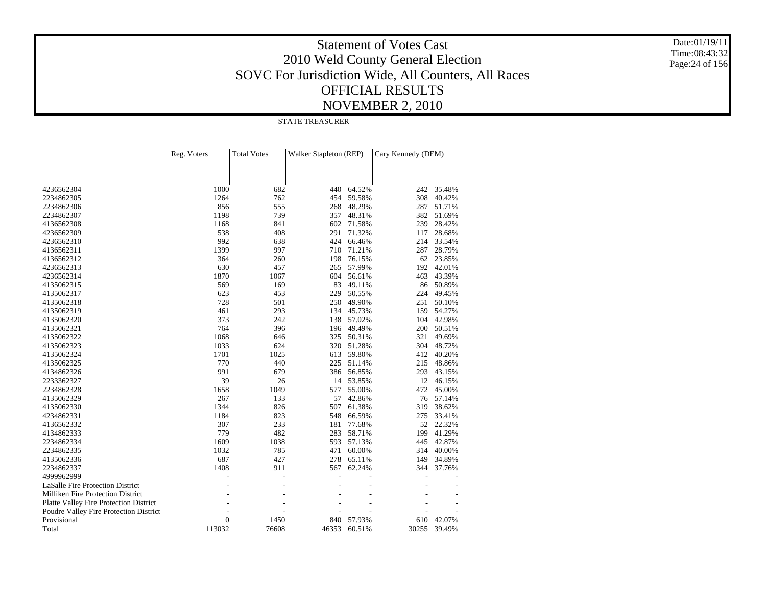# Statement of Votes Cast
# 2010 Weld County General Election
## SOVC For Jurisdiction Wide, All Counters, All Races
## OFFICIAL RESULTS
## NOVEMBER 2, 2010

Date:01/19/11
Time:08:43:32

| | STATE TREASURER | | | | | |
|---|---|---|---|---|---|---|
| | Reg. Voters | Total Votes | Walker Stapleton (REP) | | Cary Kennedy (DEM) | |
| 4236562304 | 1000 | 682 | 440 | 64.52% | 242 | 35.48% |
| 2234862305 | 1264 | 762 | 454 | 59.58% | 308 | 40.42% |
| 2234862306 | 856 | 555 | 268 | 48.29% | 287 | 51.71% |
| 2234862307 | 1198 | 739 | 357 | 48.31% | 382 | 51.69% |
| 4136562308 | 1168 | 841 | 602 | 71.58% | 239 | 28.42% |
| 4236562309 | 538 | 408 | 291 | 71.32% | 117 | 28.68% |
| 4236562310 | 992 | 638 | 424 | 66.46% | 214 | 33.54% |
| 4136562311 | 1399 | 997 | 710 | 71.21% | 287 | 28.79% |
| 4136562312 | 364 | 260 | 198 | 76.15% | 62 | 23.85% |
| 4236562313 | 630 | 457 | 265 | 57.99% | 192 | 42.01% |
| 4236562314 | 1870 | 1067 | 604 | 56.61% | 463 | 43.39% |
| 4135062315 | 569 | 169 | 83 | 49.11% | 86 | 50.89% |
| 4135062317 | 623 | 453 | 229 | 50.55% | 224 | 49.45% |
| 4135062318 | 728 | 501 | 250 | 49.90% | 251 | 50.10% |
| 4135062319 | 461 | 293 | 134 | 45.73% | 159 | 54.27% |
| 4135062320 | 373 | 242 | 138 | 57.02% | 104 | 42.98% |
| 4135062321 | 764 | 396 | 196 | 49.49% | 200 | 50.51% |
| 4135062322 | 1068 | 646 | 325 | 50.31% | 321 | 49.69% |
| 4135062323 | 1033 | 624 | 320 | 51.28% | 304 | 48.72% |
| 4135062324 | 1701 | 1025 | 613 | 59.80% | 412 | 40.20% |
| 4135062325 | 770 | 440 | 225 | 51.14% | 215 | 48.86% |
| 4134862326 | 991 | 679 | 386 | 56.85% | 293 | 43.15% |
| 2233362327 | 39 | 26 | 14 | 53.85% | 12 | 46.15% |
| 2234862328 | 1658 | 1049 | 577 | 55.00% | 472 | 45.00% |
| 4135062329 | 267 | 133 | 57 | 42.86% | 76 | 57.14% |
| 4135062330 | 1344 | 826 | 507 | 61.38% | 319 | 38.62% |
| 4234862331 | 1184 | 823 | 548 | 66.59% | 275 | 33.41% |
| 4136562332 | 307 | 233 | 181 | 77.68% | 52 | 22.32% |
| 4134862333 | 779 | 482 | 283 | 58.71% | 199 | 41.29% |
| 2234862334 | 1609 | 1038 | 593 | 57.13% | 445 | 42.87% |
| 2234862335 | 1032 | 785 | 471 | 60.00% | 314 | 40.00% |
| 4135062336 | 687 | 427 | 278 | 65.11% | 149 | 34.89% |
| 2234862337 | 1408 | 911 | 567 | 62.24% | 344 | 37.76% |
| 4999962999 | - | - | - | - | - | - |
| LaSalle Fire Protection District | - | - | - | - | - | - |
| Milliken Fire Protection District | - | - | - | - | - | - |
| Platte Valley Fire Protection District | - | - | - | - | - | - |
| Poudre Valley Fire Protection District | - | - | - | - | - | - |
| Provisional | 0 | 1450 | 840 | 57.93% | 610 | 42.07% |
| Total | 113032 | 76608 | 46353 | 60.51% | 30255 | 39.49% |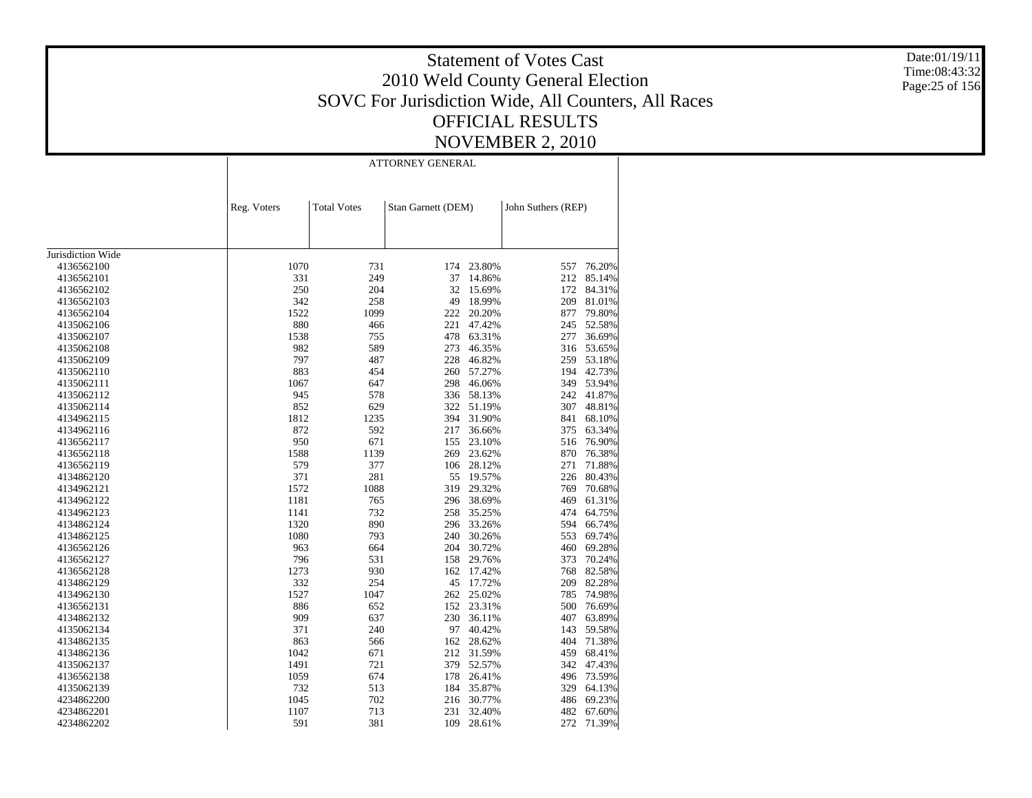# Statement of Votes Cast
# 2010 Weld County General Election
## SOVC For Jurisdiction Wide, All Counters, All Races
## OFFICIAL RESULTS
## NOVEMBER 2, 2010

Date:01/19/11
Time:08:43:32

| | ATTORNEY GENERAL | | | | | |
|---|---|---|---|---|---|---|
| | Reg. Voters | Total Votes | Stan Garnett (DEM) | | John Suthers (REP) | |
| Jurisdiction Wide | | | | | | |
| 4136562100 | 1070 | 731 | 174 | 23.80% | 557 | 76.20% |
| 4136562101 | 331 | 249 | 37 | 14.86% | 212 | 85.14% |
| 4136562102 | 250 | 204 | 32 | 15.69% | 172 | 84.31% |
| 4136562103 | 342 | 258 | 49 | 18.99% | 209 | 81.01% |
| 4136562104 | 1522 | 1099 | 222 | 20.20% | 877 | 79.80% |
| 4135062106 | 880 | 466 | 221 | 47.42% | 245 | 52.58% |
| 4135062107 | 1538 | 755 | 478 | 63.31% | 277 | 36.69% |
| 4135062108 | 982 | 589 | 273 | 46.35% | 316 | 53.65% |
| 4135062109 | 797 | 487 | 228 | 46.82% | 259 | 53.18% |
| 4135062110 | 883 | 454 | 260 | 57.27% | 194 | 42.73% |
| 4135062111 | 1067 | 647 | 298 | 46.06% | 349 | 53.94% |
| 4135062112 | 945 | 578 | 336 | 58.13% | 242 | 41.87% |
| 4135062114 | 852 | 629 | 322 | 51.19% | 307 | 48.81% |
| 4134962115 | 1812 | 1235 | 394 | 31.90% | 841 | 68.10% |
| 4134962116 | 872 | 592 | 217 | 36.66% | 375 | 63.34% |
| 4136562117 | 950 | 671 | 155 | 23.10% | 516 | 76.90% |
| 4136562118 | 1588 | 1139 | 269 | 23.62% | 870 | 76.38% |
| 4136562119 | 579 | 377 | 106 | 28.12% | 271 | 71.88% |
| 4134862120 | 371 | 281 | 55 | 19.57% | 226 | 80.43% |
| 4134962121 | 1572 | 1088 | 319 | 29.32% | 769 | 70.68% |
| 4134962122 | 1181 | 765 | 296 | 38.69% | 469 | 61.31% |
| 4134962123 | 1141 | 732 | 258 | 35.25% | 474 | 64.75% |
| 4134862124 | 1320 | 890 | 296 | 33.26% | 594 | 66.74% |
| 4134862125 | 1080 | 793 | 240 | 30.26% | 553 | 69.74% |
| 4136562126 | 963 | 664 | 204 | 30.72% | 460 | 69.28% |
| 4136562127 | 796 | 531 | 158 | 29.76% | 373 | 70.24% |
| 4136562128 | 1273 | 930 | 162 | 17.42% | 768 | 82.58% |
| 4134862129 | 332 | 254 | 45 | 17.72% | 209 | 82.28% |
| 4134962130 | 1527 | 1047 | 262 | 25.02% | 785 | 74.98% |
| 4136562131 | 886 | 652 | 152 | 23.31% | 500 | 76.69% |
| 4134862132 | 909 | 637 | 230 | 36.11% | 407 | 63.89% |
| 4135062134 | 371 | 240 | 97 | 40.42% | 143 | 59.58% |
| 4134862135 | 863 | 566 | 162 | 28.62% | 404 | 71.38% |
| 4134862136 | 1042 | 671 | 212 | 31.59% | 459 | 68.41% |
| 4135062137 | 1491 | 721 | 379 | 52.57% | 342 | 47.43% |
| 4136562138 | 1059 | 674 | 178 | 26.41% | 496 | 73.59% |
| 4135062139 | 732 | 513 | 184 | 35.87% | 329 | 64.13% |
| 4234862200 | 1045 | 702 | 216 | 30.77% | 486 | 69.23% |
| 4234862201 | 1107 | 713 | 231 | 32.40% | 482 | 67.60% |
| 4234862202 | 591 | 381 | 109 | 28.61% | 272 | 71.39% |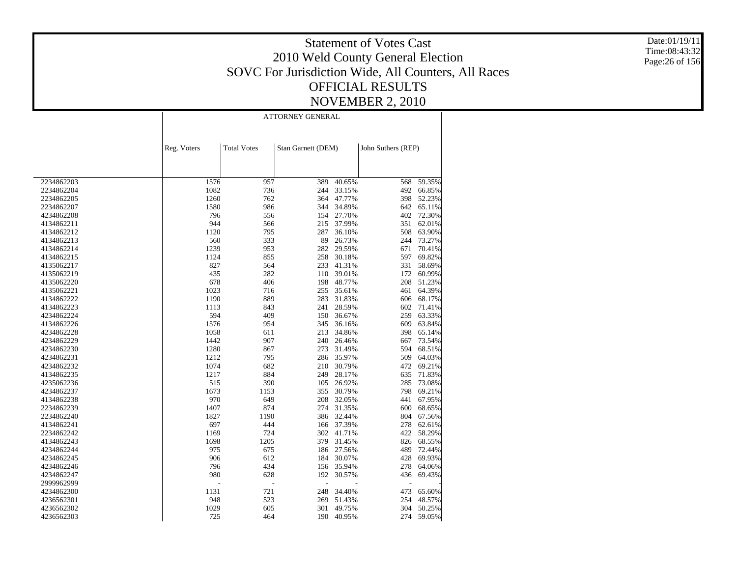# Statement of Votes Cast
## 2010 Weld County General Election
## SOVC For Jurisdiction Wide, All Counters, All Races
## OFFICIAL RESULTS
## NOVEMBER 2, 2010

Date:01/19/11
Time:08:43:32

| | ATTORNEY GENERAL | | | | | |
|---|---|---|---|---|---|---|
| | Reg. Voters | Total Votes | Stan Garnett (DEM) | | John Suthers (REP) | |
| 2234862203 | 1576 | 957 | 389 | 40.65% | 568 | 59.35% |
| 2234862204 | 1082 | 736 | 244 | 33.15% | 492 | 66.85% |
| 2234862205 | 1260 | 762 | 364 | 47.77% | 398 | 52.23% |
| 2234862207 | 1580 | 986 | 344 | 34.89% | 642 | 65.11% |
| 4234862208 | 796 | 556 | 154 | 27.70% | 402 | 72.30% |
| 4134862211 | 944 | 566 | 215 | 37.99% | 351 | 62.01% |
| 4134862212 | 1120 | 795 | 287 | 36.10% | 508 | 63.90% |
| 4134862213 | 560 | 333 | 89 | 26.73% | 244 | 73.27% |
| 4134862214 | 1239 | 953 | 282 | 29.59% | 671 | 70.41% |
| 4134862215 | 1124 | 855 | 258 | 30.18% | 597 | 69.82% |
| 4135062217 | 827 | 564 | 233 | 41.31% | 331 | 58.69% |
| 4135062219 | 435 | 282 | 110 | 39.01% | 172 | 60.99% |
| 4135062220 | 678 | 406 | 198 | 48.77% | 208 | 51.23% |
| 4135062221 | 1023 | 716 | 255 | 35.61% | 461 | 64.39% |
| 4134862222 | 1190 | 889 | 283 | 31.83% | 606 | 68.17% |
| 4134862223 | 1113 | 843 | 241 | 28.59% | 602 | 71.41% |
| 4234862224 | 594 | 409 | 150 | 36.67% | 259 | 63.33% |
| 4134862226 | 1576 | 954 | 345 | 36.16% | 609 | 63.84% |
| 4234862228 | 1058 | 611 | 213 | 34.86% | 398 | 65.14% |
| 4234862229 | 1442 | 907 | 240 | 26.46% | 667 | 73.54% |
| 4234862230 | 1280 | 867 | 273 | 31.49% | 594 | 68.51% |
| 4234862231 | 1212 | 795 | 286 | 35.97% | 509 | 64.03% |
| 4234862232 | 1074 | 682 | 210 | 30.79% | 472 | 69.21% |
| 4134862235 | 1217 | 884 | 249 | 28.17% | 635 | 71.83% |
| 4235062236 | 515 | 390 | 105 | 26.92% | 285 | 73.08% |
| 4234862237 | 1673 | 1153 | 355 | 30.79% | 798 | 69.21% |
| 4134862238 | 970 | 649 | 208 | 32.05% | 441 | 67.95% |
| 2234862239 | 1407 | 874 | 274 | 31.35% | 600 | 68.65% |
| 2234862240 | 1827 | 1190 | 386 | 32.44% | 804 | 67.56% |
| 4134862241 | 697 | 444 | 166 | 37.39% | 278 | 62.61% |
| 2234862242 | 1169 | 724 | 302 | 41.71% | 422 | 58.29% |
| 4134862243 | 1698 | 1205 | 379 | 31.45% | 826 | 68.55% |
| 4234862244 | 975 | 675 | 186 | 27.56% | 489 | 72.44% |
| 4234862245 | 906 | 612 | 184 | 30.07% | 428 | 69.93% |
| 4234862246 | 796 | 434 | 156 | 35.94% | 278 | 64.06% |
| 4234862247 | 980 | 628 | 192 | 30.57% | 436 | 69.43% |
| 2999962999 | - | - | - | - | - | - |
| 4234862300 | 1131 | 721 | 248 | 34.40% | 473 | 65.60% |
| 4236562301 | 948 | 523 | 269 | 51.43% | 254 | 48.57% |
| 4236562302 | 1029 | 605 | 301 | 49.75% | 304 | 50.25% |
| 4236562303 | 725 | 464 | 190 | 40.95% | 274 | 59.05% |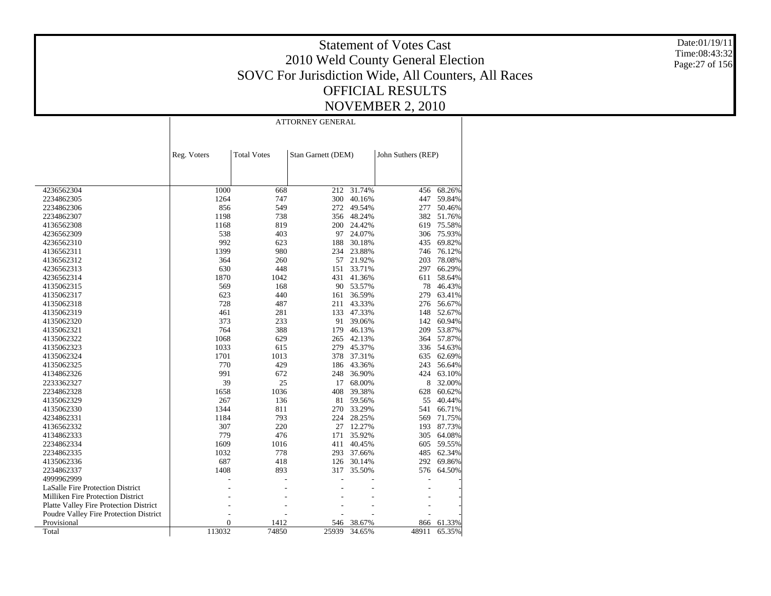# Statement of Votes Cast
## 2010 Weld County General Election
## SOVC For Jurisdiction Wide, All Counters, All Races
## OFFICIAL RESULTS
## NOVEMBER 2, 2010

Date:01/19/11
Time:08:43:32

ATTORNEY GENERAL

| | Reg. Voters | Total Votes | Stan Garnett (DEM) | | John Suthers (REP) | |
|---|---|---|---|---|---|---|
| 4236562304 | 1000 | 668 | 212 | 31.74% | 456 | 68.26% |
| 2234862305 | 1264 | 747 | 300 | 40.16% | 447 | 59.84% |
| 2234862306 | 856 | 549 | 272 | 49.54% | 277 | 50.46% |
| 2234862307 | 1198 | 738 | 356 | 48.24% | 382 | 51.76% |
| 4136562308 | 1168 | 819 | 200 | 24.42% | 619 | 75.58% |
| 4236562309 | 538 | 403 | 97 | 24.07% | 306 | 75.93% |
| 4236562310 | 992 | 623 | 188 | 30.18% | 435 | 69.82% |
| 4136562311 | 1399 | 980 | 234 | 23.88% | 746 | 76.12% |
| 4136562312 | 364 | 260 | 57 | 21.92% | 203 | 78.08% |
| 4236562313 | 630 | 448 | 151 | 33.71% | 297 | 66.29% |
| 4236562314 | 1870 | 1042 | 431 | 41.36% | 611 | 58.64% |
| 4135062315 | 569 | 168 | 90 | 53.57% | 78 | 46.43% |
| 4135062317 | 623 | 440 | 161 | 36.59% | 279 | 63.41% |
| 4135062318 | 728 | 487 | 211 | 43.33% | 276 | 56.67% |
| 4135062319 | 461 | 281 | 133 | 47.33% | 148 | 52.67% |
| 4135062320 | 373 | 233 | 91 | 39.06% | 142 | 60.94% |
| 4135062321 | 764 | 388 | 179 | 46.13% | 209 | 53.87% |
| 4135062322 | 1068 | 629 | 265 | 42.13% | 364 | 57.87% |
| 4135062323 | 1033 | 615 | 279 | 45.37% | 336 | 54.63% |
| 4135062324 | 1701 | 1013 | 378 | 37.31% | 635 | 62.69% |
| 4135062325 | 770 | 429 | 186 | 43.36% | 243 | 56.64% |
| 4134862326 | 991 | 672 | 248 | 36.90% | 424 | 63.10% |
| 2233362327 | 39 | 25 | 17 | 68.00% | 8 | 32.00% |
| 2234862328 | 1658 | 1036 | 408 | 39.38% | 628 | 60.62% |
| 4135062329 | 267 | 136 | 81 | 59.56% | 55 | 40.44% |
| 4135062330 | 1344 | 811 | 270 | 33.29% | 541 | 66.71% |
| 4234862331 | 1184 | 793 | 224 | 28.25% | 569 | 71.75% |
| 4136562332 | 307 | 220 | 27 | 12.27% | 193 | 87.73% |
| 4134862333 | 779 | 476 | 171 | 35.92% | 305 | 64.08% |
| 2234862334 | 1609 | 1016 | 411 | 40.45% | 605 | 59.55% |
| 2234862335 | 1032 | 778 | 293 | 37.66% | 485 | 62.34% |
| 4135062336 | 687 | 418 | 126 | 30.14% | 292 | 69.86% |
| 2234862337 | 1408 | 893 | 317 | 35.50% | 576 | 64.50% |
| 4999962999 | - | - | - | - | - | - |
| LaSalle Fire Protection District | - | - | - | - | - | - |
| Milliken Fire Protection District | - | - | - | - | - | - |
| Platte Valley Fire Protection District | - | - | - | - | - | - |
| Poudre Valley Fire Protection District | - | - | - | - | - | - |
| Provisional | 0 | 1412 | 546 | 38.67% | 866 | 61.33% |
| Total | 113032 | 74850 | 25939 | 34.65% | 48911 | 65.35% |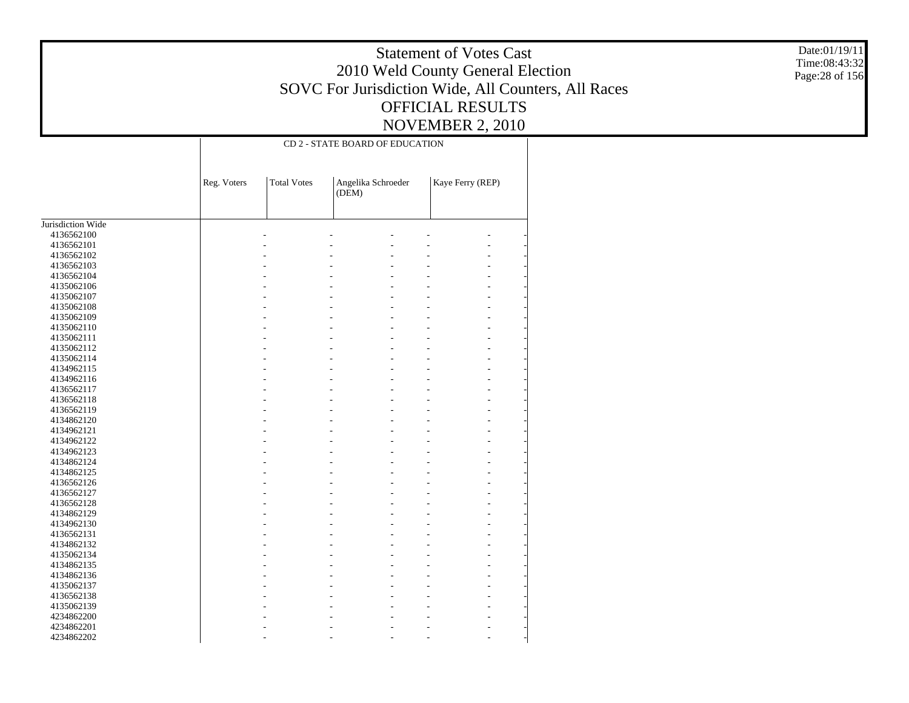# Statement of Votes Cast
## 2010 Weld County General Election
## SOVC For Jurisdiction Wide, All Counters, All Races
## OFFICIAL RESULTS
## NOVEMBER 2, 2010

| | CD 2 - STATE BOARD OF EDUCATION | | | | | |
|---|---|---|---|---|---|---|
| | Reg. Voters | Total Votes | Angelika Schroeder (DEM) | | Kaye Ferry (REP) | |
| Jurisdiction Wide | | | | | | |
| 4136562100 | - | - | - | - | - | - |
| 4136562101 | - | - | - | - | - | - |
| 4136562102 | - | - | - | - | - | - |
| 4136562103 | - | - | - | - | - | - |
| 4136562104 | - | - | - | - | - | - |
| 4135062106 | - | - | - | - | - | - |
| 4135062107 | - | - | - | - | - | - |
| 4135062108 | - | - | - | - | - | - |
| 4135062109 | - | - | - | - | - | - |
| 4135062110 | - | - | - | - | - | - |
| 4135062111 | - | - | - | - | - | - |
| 4135062112 | - | - | - | - | - | - |
| 4135062114 | - | - | - | - | - | - |
| 4134962115 | - | - | - | - | - | - |
| 4134962116 | - | - | - | - | - | - |
| 4136562117 | - | - | - | - | - | - |
| 4136562118 | - | - | - | - | - | - |
| 4136562119 | - | - | - | - | - | - |
| 4134862120 | - | - | - | - | - | - |
| 4134962121 | - | - | - | - | - | - |
| 4134962122 | - | - | - | - | - | - |
| 4134962123 | - | - | - | - | - | - |
| 4134862124 | - | - | - | - | - | - |
| 4134862125 | - | - | - | - | - | - |
| 4136562126 | - | - | - | - | - | - |
| 4136562127 | - | - | - | - | - | - |
| 4136562128 | - | - | - | - | - | - |
| 4134862129 | - | - | - | - | - | - |
| 4134962130 | - | - | - | - | - | - |
| 4136562131 | - | - | - | - | - | - |
| 4134862132 | - | - | - | - | - | - |
| 4135062134 | - | - | - | - | - | - |
| 4134862135 | - | - | - | - | - | - |
| 4134862136 | - | - | - | - | - | - |
| 4135062137 | - | - | - | - | - | - |
| 4136562138 | - | - | - | - | - | - |
| 4135062139 | - | - | - | - | - | - |
| 4234862200 | - | - | - | - | - | - |
| 4234862201 | - | - | - | - | - | - |
| 4234862202 | - | - | - | - | - | - |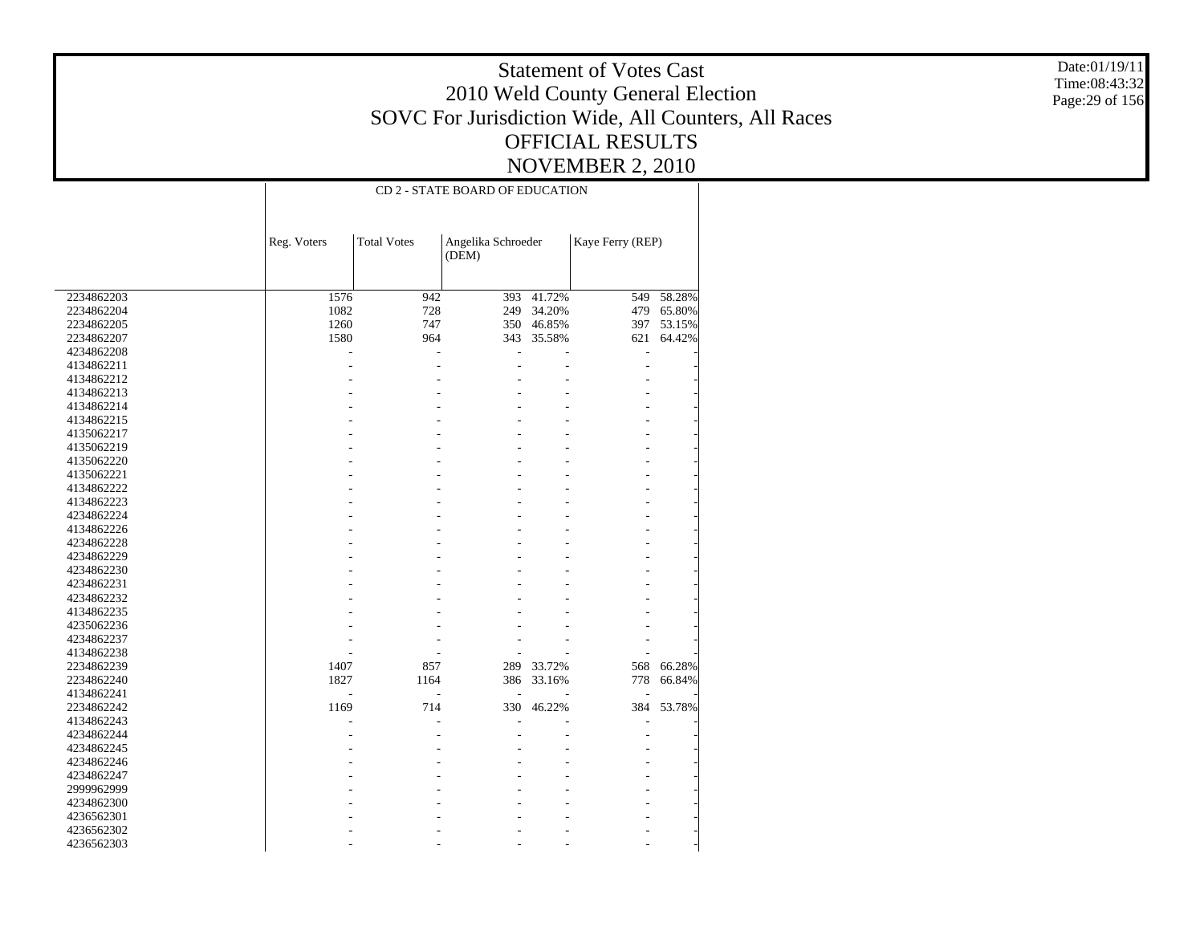# Statement of Votes Cast
# 2010 Weld County General Election
## SOVC For Jurisdiction Wide, All Counters, All Races
## OFFICIAL RESULTS
## NOVEMBER 2, 2010

Date:01/19/11
Time:08:43:32

| | CD 2 - STATE BOARD OF EDUCATION | | | | | |
|---|---|---|---|---|---|---|
| | Reg. Voters | Total Votes | Angelika Schroeder (DEM) | | Kaye Ferry (REP) | |
| 2234862203 | 1576 | 942 | 393 | 41.72% | 549 | 58.28% |
| 2234862204 | 1082 | 728 | 249 | 34.20% | 479 | 65.80% |
| 2234862205 | 1260 | 747 | 350 | 46.85% | 397 | 53.15% |
| 2234862207 | 1580 | 964 | 343 | 35.58% | 621 | 64.42% |
| 4234862208 | - | - | - | - | - | - |
| 4134862211 | - | - | - | - | - | - |
| 4134862212 | - | - | - | - | - | - |
| 4134862213 | - | - | - | - | - | - |
| 4134862214 | - | - | - | - | - | - |
| 4134862215 | - | - | - | - | - | - |
| 4135062217 | - | - | - | - | - | - |
| 4135062219 | - | - | - | - | - | - |
| 4135062220 | - | - | - | - | - | - |
| 4135062221 | - | - | - | - | - | - |
| 4134862222 | - | - | - | - | - | - |
| 4134862223 | - | - | - | - | - | - |
| 4234862224 | - | - | - | - | - | - |
| 4134862226 | - | - | - | - | - | - |
| 4234862228 | - | - | - | - | - | - |
| 4234862229 | - | - | - | - | - | - |
| 4234862230 | - | - | - | - | - | - |
| 4234862231 | - | - | - | - | - | - |
| 4234862232 | - | - | - | - | - | - |
| 4134862235 | - | - | - | - | - | - |
| 4235062236 | - | - | - | - | - | - |
| 4234862237 | - | - | - | - | - | - |
| 4134862238 | - | - | - | - | - | - |
| 2234862239 | 1407 | 857 | 289 | 33.72% | 568 | 66.28% |
| 2234862240 | 1827 | 1164 | 386 | 33.16% | 778 | 66.84% |
| 4134862241 | - | - | - | - | - | - |
| 2234862242 | 1169 | 714 | 330 | 46.22% | 384 | 53.78% |
| 4134862243 | - | - | - | - | - | - |
| 4234862244 | - | - | - | - | - | - |
| 4234862245 | - | - | - | - | - | - |
| 4234862246 | - | - | - | - | - | - |
| 4234862247 | - | - | - | - | - | - |
| 2999962999 | - | - | - | - | - | - |
| 4234862300 | - | - | - | - | - | - |
| 4236562301 | - | - | - | - | - | - |
| 4236562302 | - | - | - | - | - | - |
| 4236562303 | - | - | - | - | - | - |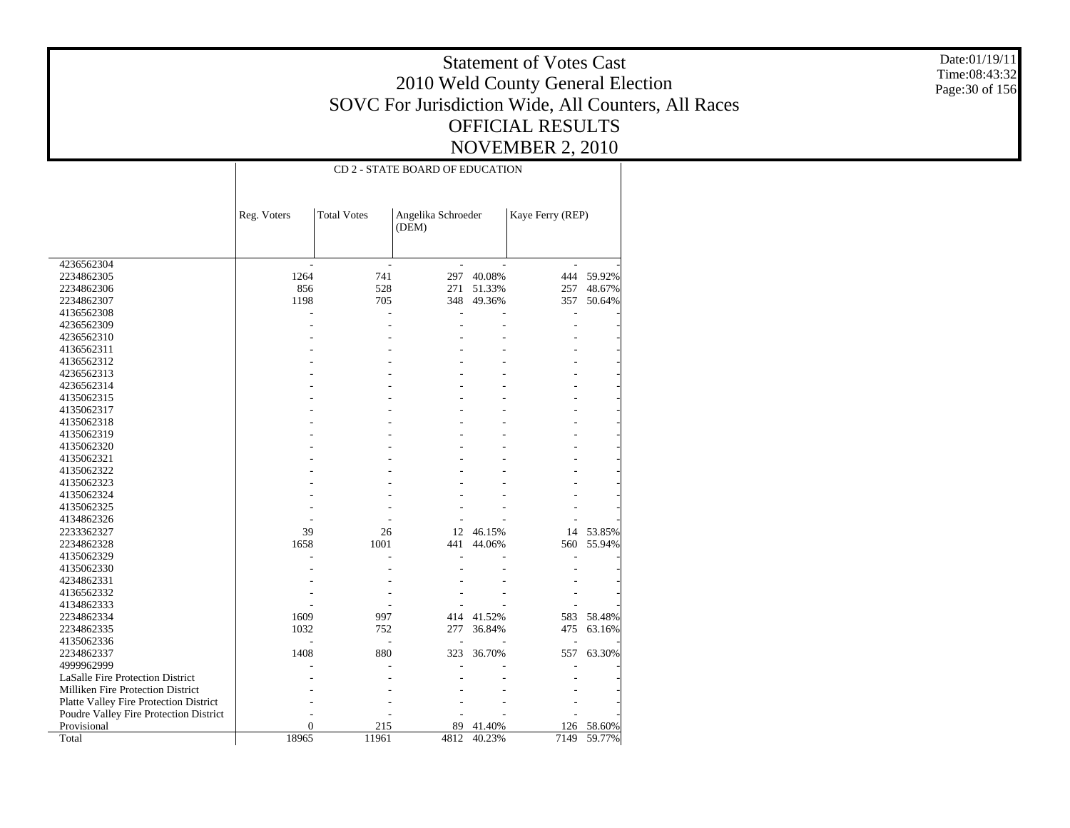# Statement of Votes Cast
## 2010 Weld County General Election
## SOVC For Jurisdiction Wide, All Counters, All Races
## OFFICIAL RESULTS
## NOVEMBER 2, 2010

Date:01/19/11
Time:08:43:32

CD 2 - STATE BOARD OF EDUCATION

| | Reg. Voters | Total Votes | Angelika Schroeder (DEM) | | Kaye Ferry (REP) | |
|---|---|---|---|---|---|---|
| 4236562304 | - | - | - | - | - | - |
| 2234862305 | 1264 | 741 | 297 | 40.08% | 444 | 59.92% |
| 2234862306 | 856 | 528 | 271 | 51.33% | 257 | 48.67% |
| 2234862307 | 1198 | 705 | 348 | 49.36% | 357 | 50.64% |
| 4136562308 | - | - | - | - | - | - |
| 4236562309 | - | - | - | - | - | - |
| 4236562310 | - | - | - | - | - | - |
| 4136562311 | - | - | - | - | - | - |
| 4136562312 | - | - | - | - | - | - |
| 4236562313 | - | - | - | - | - | - |
| 4236562314 | - | - | - | - | - | - |
| 4135062315 | - | - | - | - | - | - |
| 4135062317 | - | - | - | - | - | - |
| 4135062318 | - | - | - | - | - | - |
| 4135062319 | - | - | - | - | - | - |
| 4135062320 | - | - | - | - | - | - |
| 4135062321 | - | - | - | - | - | - |
| 4135062322 | - | - | - | - | - | - |
| 4135062323 | - | - | - | - | - | - |
| 4135062324 | - | - | - | - | - | - |
| 4135062325 | - | - | - | - | - | - |
| 4134862326 | - | - | - | - | - | - |
| 2233362327 | 39 | 26 | 12 | 46.15% | 14 | 53.85% |
| 2234862328 | 1658 | 1001 | 441 | 44.06% | 560 | 55.94% |
| 4135062329 | - | - | - | - | - | - |
| 4135062330 | - | - | - | - | - | - |
| 4234862331 | - | - | - | - | - | - |
| 4136562332 | - | - | - | - | - | - |
| 4134862333 | - | - | - | - | - | - |
| 2234862334 | 1609 | 997 | 414 | 41.52% | 583 | 58.48% |
| 2234862335 | 1032 | 752 | 277 | 36.84% | 475 | 63.16% |
| 4135062336 | - | - | - | - | - | - |
| 2234862337 | 1408 | 880 | 323 | 36.70% | 557 | 63.30% |
| 4999962999 | - | - | - | - | - | - |
| LaSalle Fire Protection District | - | - | - | - | - | - |
| Milliken Fire Protection District | - | - | - | - | - | - |
| Platte Valley Fire Protection District | - | - | - | - | - | - |
| Poudre Valley Fire Protection District | - | - | - | - | - | - |
| Provisional | 0 | 215 | 89 | 41.40% | 126 | 58.60% |
| Total | 18965 | 11961 | 4812 | 40.23% | 7149 | 59.77% |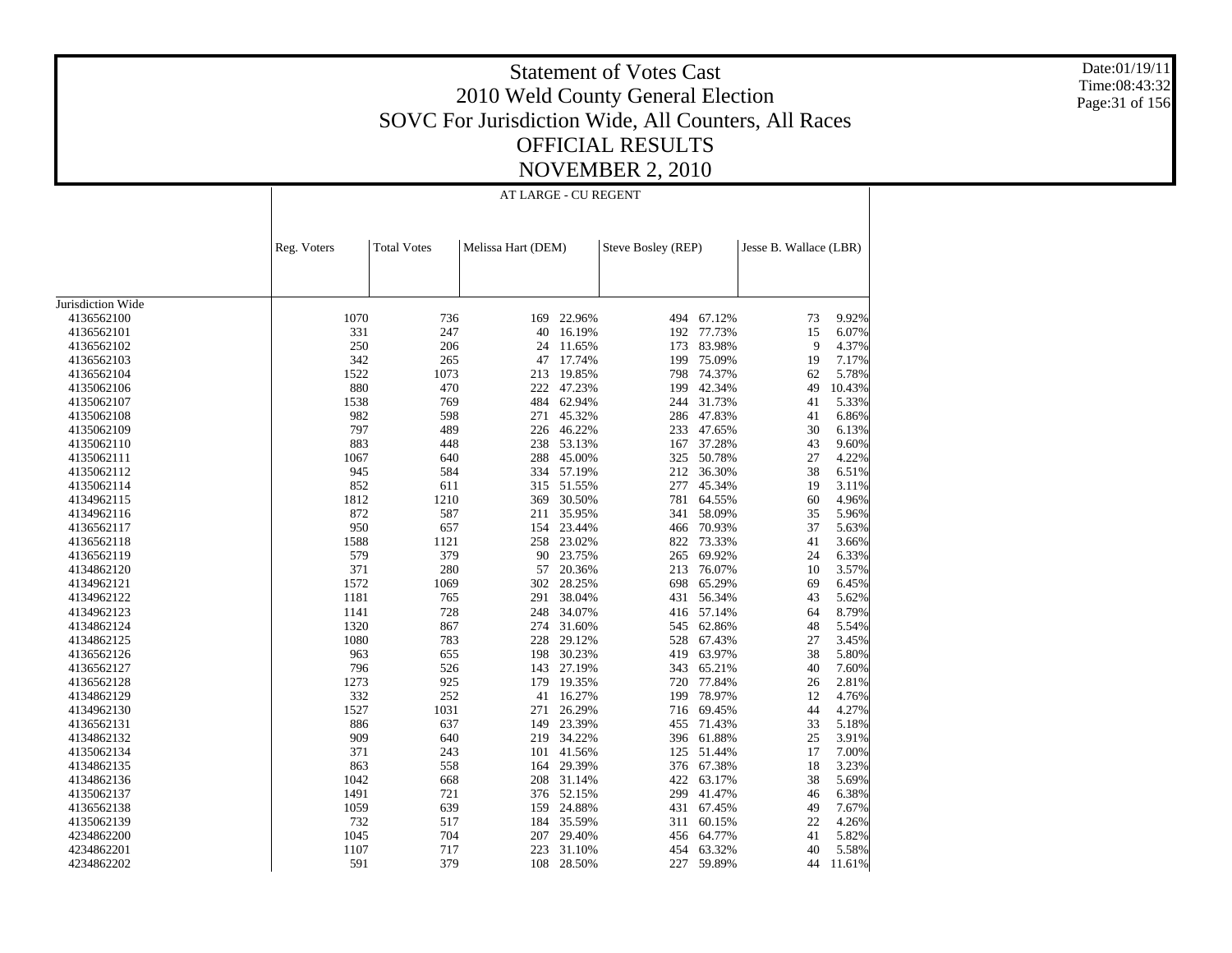# Statement of Votes Cast
## 2010 Weld County General Election
## SOVC For Jurisdiction Wide, All Counters, All Races
## OFFICIAL RESULTS
## NOVEMBER 2, 2010

Date:01/19/11
Time:08:43:32

AT LARGE - CU REGENT

| | Reg. Voters | Total Votes | Melissa Hart (DEM) | | Steve Bosley (REP) | | Jesse B. Wallace (LBR) | |
|---|---|---|---|---|---|---|---|---|
| Jurisdiction Wide | | | | | | | | |
| 4136562100 | 1070 | 736 | 169 | 22.96% | 494 | 67.12% | 73 | 9.92% |
| 4136562101 | 331 | 247 | 40 | 16.19% | 192 | 77.73% | 15 | 6.07% |
| 4136562102 | 250 | 206 | 24 | 11.65% | 173 | 83.98% | 9 | 4.37% |
| 4136562103 | 342 | 265 | 47 | 17.74% | 199 | 75.09% | 19 | 7.17% |
| 4136562104 | 1522 | 1073 | 213 | 19.85% | 798 | 74.37% | 62 | 5.78% |
| 4135062106 | 880 | 470 | 222 | 47.23% | 199 | 42.34% | 49 | 10.43% |
| 4135062107 | 1538 | 769 | 484 | 62.94% | 244 | 31.73% | 41 | 5.33% |
| 4135062108 | 982 | 598 | 271 | 45.32% | 286 | 47.83% | 41 | 6.86% |
| 4135062109 | 797 | 489 | 226 | 46.22% | 233 | 47.65% | 30 | 6.13% |
| 4135062110 | 883 | 448 | 238 | 53.13% | 167 | 37.28% | 43 | 9.60% |
| 4135062111 | 1067 | 640 | 288 | 45.00% | 325 | 50.78% | 27 | 4.22% |
| 4135062112 | 945 | 584 | 334 | 57.19% | 212 | 36.30% | 38 | 6.51% |
| 4135062114 | 852 | 611 | 315 | 51.55% | 277 | 45.34% | 19 | 3.11% |
| 4134962115 | 1812 | 1210 | 369 | 30.50% | 781 | 64.55% | 60 | 4.96% |
| 4134962116 | 872 | 587 | 211 | 35.95% | 341 | 58.09% | 35 | 5.96% |
| 4136562117 | 950 | 657 | 154 | 23.44% | 466 | 70.93% | 37 | 5.63% |
| 4136562118 | 1588 | 1121 | 258 | 23.02% | 822 | 73.33% | 41 | 3.66% |
| 4136562119 | 579 | 379 | 90 | 23.75% | 265 | 69.92% | 24 | 6.33% |
| 4134862120 | 371 | 280 | 57 | 20.36% | 213 | 76.07% | 10 | 3.57% |
| 4134962121 | 1572 | 1069 | 302 | 28.25% | 698 | 65.29% | 69 | 6.45% |
| 4134962122 | 1181 | 765 | 291 | 38.04% | 431 | 56.34% | 43 | 5.62% |
| 4134962123 | 1141 | 728 | 248 | 34.07% | 416 | 57.14% | 64 | 8.79% |
| 4134862124 | 1320 | 867 | 274 | 31.60% | 545 | 62.86% | 48 | 5.54% |
| 4134862125 | 1080 | 783 | 228 | 29.12% | 528 | 67.43% | 27 | 3.45% |
| 4136562126 | 963 | 655 | 198 | 30.23% | 419 | 63.97% | 38 | 5.80% |
| 4136562127 | 796 | 526 | 143 | 27.19% | 343 | 65.21% | 40 | 7.60% |
| 4136562128 | 1273 | 925 | 179 | 19.35% | 720 | 77.84% | 26 | 2.81% |
| 4134862129 | 332 | 252 | 41 | 16.27% | 199 | 78.97% | 12 | 4.76% |
| 4134962130 | 1527 | 1031 | 271 | 26.29% | 716 | 69.45% | 44 | 4.27% |
| 4136562131 | 886 | 637 | 149 | 23.39% | 455 | 71.43% | 33 | 5.18% |
| 4134862132 | 909 | 640 | 219 | 34.22% | 396 | 61.88% | 25 | 3.91% |
| 4135062134 | 371 | 243 | 101 | 41.56% | 125 | 51.44% | 17 | 7.00% |
| 4134862135 | 863 | 558 | 164 | 29.39% | 376 | 67.38% | 18 | 3.23% |
| 4134862136 | 1042 | 668 | 208 | 31.14% | 422 | 63.17% | 38 | 5.69% |
| 4135062137 | 1491 | 721 | 376 | 52.15% | 299 | 41.47% | 46 | 6.38% |
| 4136562138 | 1059 | 639 | 159 | 24.88% | 431 | 67.45% | 49 | 7.67% |
| 4135062139 | 732 | 517 | 184 | 35.59% | 311 | 60.15% | 22 | 4.26% |
| 4234862200 | 1045 | 704 | 207 | 29.40% | 456 | 64.77% | 41 | 5.82% |
| 4234862201 | 1107 | 717 | 223 | 31.10% | 454 | 63.32% | 40 | 5.58% |
| 4234862202 | 591 | 379 | 108 | 28.50% | 227 | 59.89% | 44 | 11.61% |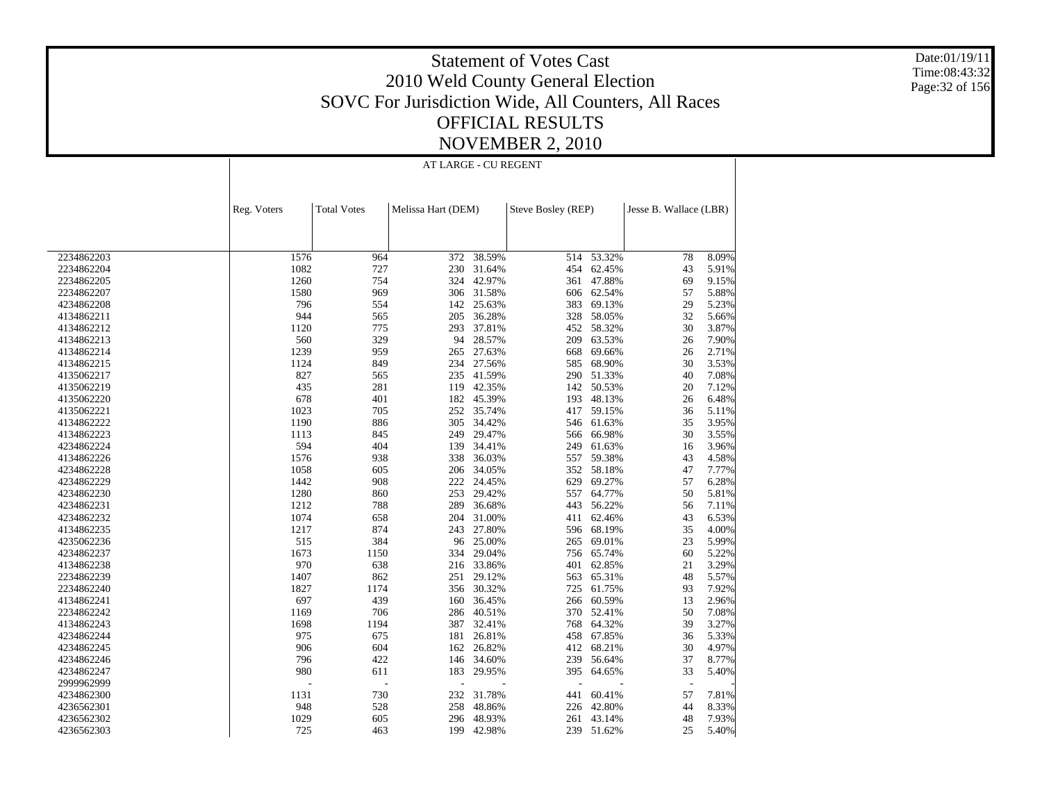# Statement of Votes Cast
# 2010 Weld County General Election
# SOVC For Jurisdiction Wide, All Counters, All Races
# OFFICIAL RESULTS
# NOVEMBER 2, 2010

Date:01/19/11
Time:08:43:32

AT LARGE - CU REGENT

| | Reg. Voters | Total Votes | Melissa Hart (DEM) | | Steve Bosley (REP) | | Jesse B. Wallace (LBR) | |
|---|---|---|---|---|---|---|---|---|
| 2234862203 | 1576 | 964 | 372 | 38.59% | 514 | 53.32% | 78 | 8.09% |
| 2234862204 | 1082 | 727 | 230 | 31.64% | 454 | 62.45% | 43 | 5.91% |
| 2234862205 | 1260 | 754 | 324 | 42.97% | 361 | 47.88% | 69 | 9.15% |
| 2234862207 | 1580 | 969 | 306 | 31.58% | 606 | 62.54% | 57 | 5.88% |
| 4234862208 | 796 | 554 | 142 | 25.63% | 383 | 69.13% | 29 | 5.23% |
| 4134862211 | 944 | 565 | 205 | 36.28% | 328 | 58.05% | 32 | 5.66% |
| 4134862212 | 1120 | 775 | 293 | 37.81% | 452 | 58.32% | 30 | 3.87% |
| 4134862213 | 560 | 329 | 94 | 28.57% | 209 | 63.53% | 26 | 7.90% |
| 4134862214 | 1239 | 959 | 265 | 27.63% | 668 | 69.66% | 26 | 2.71% |
| 4134862215 | 1124 | 849 | 234 | 27.56% | 585 | 68.90% | 30 | 3.53% |
| 4135062217 | 827 | 565 | 235 | 41.59% | 290 | 51.33% | 40 | 7.08% |
| 4135062219 | 435 | 281 | 119 | 42.35% | 142 | 50.53% | 20 | 7.12% |
| 4135062220 | 678 | 401 | 182 | 45.39% | 193 | 48.13% | 26 | 6.48% |
| 4135062221 | 1023 | 705 | 252 | 35.74% | 417 | 59.15% | 36 | 5.11% |
| 4134862222 | 1190 | 886 | 305 | 34.42% | 546 | 61.63% | 35 | 3.95% |
| 4134862223 | 1113 | 845 | 249 | 29.47% | 566 | 66.98% | 30 | 3.55% |
| 4234862224 | 594 | 404 | 139 | 34.41% | 249 | 61.63% | 16 | 3.96% |
| 4134862226 | 1576 | 938 | 338 | 36.03% | 557 | 59.38% | 43 | 4.58% |
| 4234862228 | 1058 | 605 | 206 | 34.05% | 352 | 58.18% | 47 | 7.77% |
| 4234862229 | 1442 | 908 | 222 | 24.45% | 629 | 69.27% | 57 | 6.28% |
| 4234862230 | 1280 | 860 | 253 | 29.42% | 557 | 64.77% | 50 | 5.81% |
| 4234862231 | 1212 | 788 | 289 | 36.68% | 443 | 56.22% | 56 | 7.11% |
| 4234862232 | 1074 | 658 | 204 | 31.00% | 411 | 62.46% | 43 | 6.53% |
| 4134862235 | 1217 | 874 | 243 | 27.80% | 596 | 68.19% | 35 | 4.00% |
| 4235062236 | 515 | 384 | 96 | 25.00% | 265 | 69.01% | 23 | 5.99% |
| 4234862237 | 1673 | 1150 | 334 | 29.04% | 756 | 65.74% | 60 | 5.22% |
| 4134862238 | 970 | 638 | 216 | 33.86% | 401 | 62.85% | 21 | 3.29% |
| 2234862239 | 1407 | 862 | 251 | 29.12% | 563 | 65.31% | 48 | 5.57% |
| 2234862240 | 1827 | 1174 | 356 | 30.32% | 725 | 61.75% | 93 | 7.92% |
| 4134862241 | 697 | 439 | 160 | 36.45% | 266 | 60.59% | 13 | 2.96% |
| 2234862242 | 1169 | 706 | 286 | 40.51% | 370 | 52.41% | 50 | 7.08% |
| 4134862243 | 1698 | 1194 | 387 | 32.41% | 768 | 64.32% | 39 | 3.27% |
| 4234862244 | 975 | 675 | 181 | 26.81% | 458 | 67.85% | 36 | 5.33% |
| 4234862245 | 906 | 604 | 162 | 26.82% | 412 | 68.21% | 30 | 4.97% |
| 4234862246 | 796 | 422 | 146 | 34.60% | 239 | 56.64% | 37 | 8.77% |
| 4234862247 | 980 | 611 | 183 | 29.95% | 395 | 64.65% | 33 | 5.40% |
| 2999962999 | - | - | - | - | - | - | - | - |
| 4234862300 | 1131 | 730 | 232 | 31.78% | 441 | 60.41% | 57 | 7.81% |
| 4236562301 | 948 | 528 | 258 | 48.86% | 226 | 42.80% | 44 | 8.33% |
| 4236562302 | 1029 | 605 | 296 | 48.93% | 261 | 43.14% | 48 | 7.93% |
| 4236562303 | 725 | 463 | 199 | 42.98% | 239 | 51.62% | 25 | 5.40% |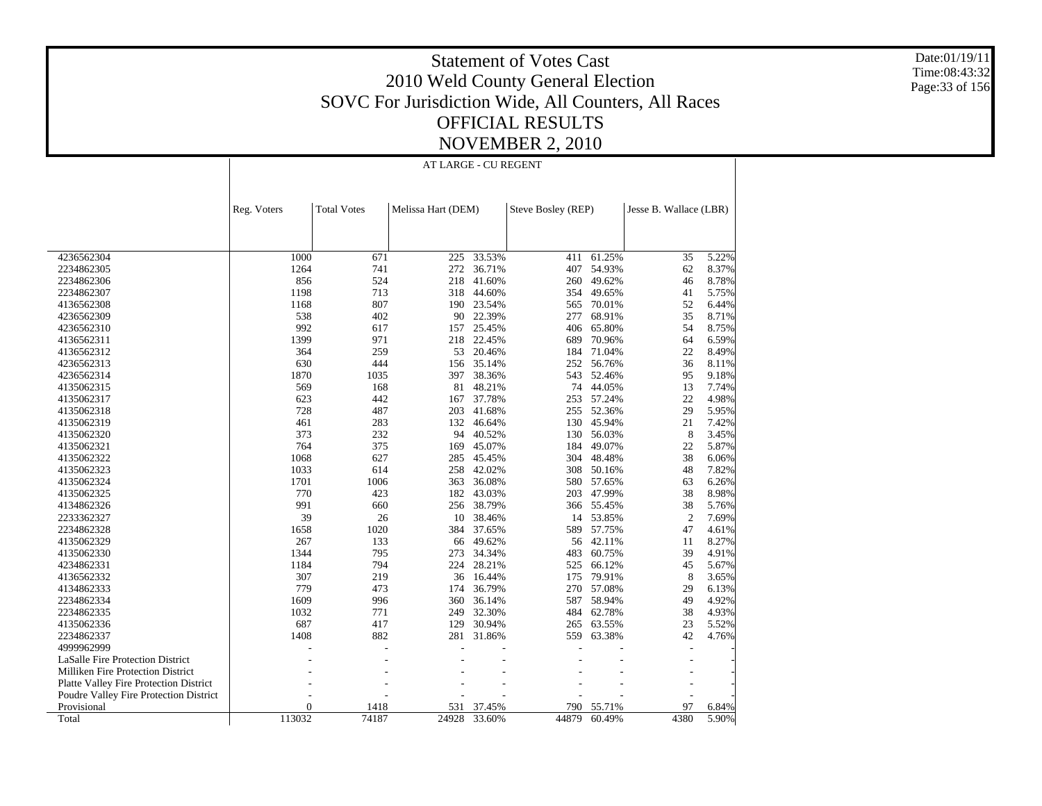# Statement of Votes Cast

## 2010 Weld County General Election

## SOVC For Jurisdiction Wide, All Counters, All Races

## OFFICIAL RESULTS

## NOVEMBER 2, 2010

Date:01/19/11
Time:08:43:32

| | AT LARGE - CU REGENT | | | | | | | |
|---|---|---|---|---|---|---|---|---|
| | Reg. Voters | Total Votes | Melissa Hart (DEM) | | Steve Bosley (REP) | | Jesse B. Wallace (LBR) | |
| 4236562304 | 1000 | 671 | 225 | 33.53% | 411 | 61.25% | 35 | 5.22% |
| 2234862305 | 1264 | 741 | 272 | 36.71% | 407 | 54.93% | 62 | 8.37% |
| 2234862306 | 856 | 524 | 218 | 41.60% | 260 | 49.62% | 46 | 8.78% |
| 2234862307 | 1198 | 713 | 318 | 44.60% | 354 | 49.65% | 41 | 5.75% |
| 4136562308 | 1168 | 807 | 190 | 23.54% | 565 | 70.01% | 52 | 6.44% |
| 4236562309 | 538 | 402 | 90 | 22.39% | 277 | 68.91% | 35 | 8.71% |
| 4236562310 | 992 | 617 | 157 | 25.45% | 406 | 65.80% | 54 | 8.75% |
| 4136562311 | 1399 | 971 | 218 | 22.45% | 689 | 70.96% | 64 | 6.59% |
| 4136562312 | 364 | 259 | 53 | 20.46% | 184 | 71.04% | 22 | 8.49% |
| 4236562313 | 630 | 444 | 156 | 35.14% | 252 | 56.76% | 36 | 8.11% |
| 4236562314 | 1870 | 1035 | 397 | 38.36% | 543 | 52.46% | 95 | 9.18% |
| 4135062315 | 569 | 168 | 81 | 48.21% | 74 | 44.05% | 13 | 7.74% |
| 4135062317 | 623 | 442 | 167 | 37.78% | 253 | 57.24% | 22 | 4.98% |
| 4135062318 | 728 | 487 | 203 | 41.68% | 255 | 52.36% | 29 | 5.95% |
| 4135062319 | 461 | 283 | 132 | 46.64% | 130 | 45.94% | 21 | 7.42% |
| 4135062320 | 373 | 232 | 94 | 40.52% | 130 | 56.03% | 8 | 3.45% |
| 4135062321 | 764 | 375 | 169 | 45.07% | 184 | 49.07% | 22 | 5.87% |
| 4135062322 | 1068 | 627 | 285 | 45.45% | 304 | 48.48% | 38 | 6.06% |
| 4135062323 | 1033 | 614 | 258 | 42.02% | 308 | 50.16% | 48 | 7.82% |
| 4135062324 | 1701 | 1006 | 363 | 36.08% | 580 | 57.65% | 63 | 6.26% |
| 4135062325 | 770 | 423 | 182 | 43.03% | 203 | 47.99% | 38 | 8.98% |
| 4134862326 | 991 | 660 | 256 | 38.79% | 366 | 55.45% | 38 | 5.76% |
| 2233362327 | 39 | 26 | 10 | 38.46% | 14 | 53.85% | 2 | 7.69% |
| 2234862328 | 1658 | 1020 | 384 | 37.65% | 589 | 57.75% | 47 | 4.61% |
| 4135062329 | 267 | 133 | 66 | 49.62% | 56 | 42.11% | 11 | 8.27% |
| 4135062330 | 1344 | 795 | 273 | 34.34% | 483 | 60.75% | 39 | 4.91% |
| 4234862331 | 1184 | 794 | 224 | 28.21% | 525 | 66.12% | 45 | 5.67% |
| 4136562332 | 307 | 219 | 36 | 16.44% | 175 | 79.91% | 8 | 3.65% |
| 4134862333 | 779 | 473 | 174 | 36.79% | 270 | 57.08% | 29 | 6.13% |
| 2234862334 | 1609 | 996 | 360 | 36.14% | 587 | 58.94% | 49 | 4.92% |
| 2234862335 | 1032 | 771 | 249 | 32.30% | 484 | 62.78% | 38 | 4.93% |
| 4135062336 | 687 | 417 | 129 | 30.94% | 265 | 63.55% | 23 | 5.52% |
| 2234862337 | 1408 | 882 | 281 | 31.86% | 559 | 63.38% | 42 | 4.76% |
| 4999962999 | - | - | - | - | - | - | - | - |
| LaSalle Fire Protection District | - | - | - | - | - | - | - | - |
| Milliken Fire Protection District | - | - | - | - | - | - | - | - |
| Platte Valley Fire Protection District | - | - | - | - | - | - | - | - |
| Poudre Valley Fire Protection District | - | - | - | - | - | - | - | - |
| Provisional | 0 | 1418 | 531 | 37.45% | 790 | 55.71% | 97 | 6.84% |
| Total | 113032 | 74187 | 24928 | 33.60% | 44879 | 60.49% | 4380 | 5.90% |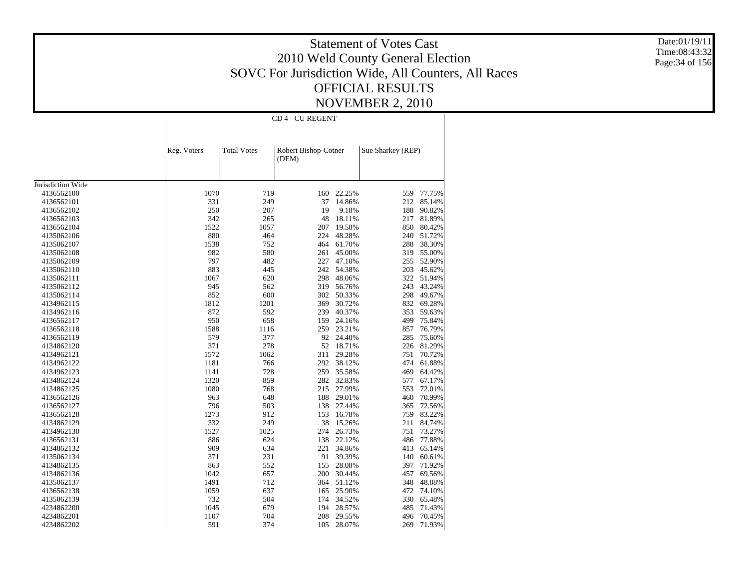# Statement of Votes Cast
## 2010 Weld County General Election
## SOVC For Jurisdiction Wide, All Counters, All Races
## OFFICIAL RESULTS
## NOVEMBER 2, 2010

Date:01/19/11
Time:08:43:32

| | CD 4 - CU REGENT | | | | | |
|---|---|---|---|---|---|---|
| | Reg. Voters | Total Votes | Robert Bishop-Cotner (DEM) | | Sue Sharkey (REP) | |
| Jurisdiction Wide | | | | | | |
| 4136562100 | 1070 | 719 | 160 | 22.25% | 559 | 77.75% |
| 4136562101 | 331 | 249 | 37 | 14.86% | 212 | 85.14% |
| 4136562102 | 250 | 207 | 19 | 9.18% | 188 | 90.82% |
| 4136562103 | 342 | 265 | 48 | 18.11% | 217 | 81.89% |
| 4136562104 | 1522 | 1057 | 207 | 19.58% | 850 | 80.42% |
| 4135062106 | 880 | 464 | 224 | 48.28% | 240 | 51.72% |
| 4135062107 | 1538 | 752 | 464 | 61.70% | 288 | 38.30% |
| 4135062108 | 982 | 580 | 261 | 45.00% | 319 | 55.00% |
| 4135062109 | 797 | 482 | 227 | 47.10% | 255 | 52.90% |
| 4135062110 | 883 | 445 | 242 | 54.38% | 203 | 45.62% |
| 4135062111 | 1067 | 620 | 298 | 48.06% | 322 | 51.94% |
| 4135062112 | 945 | 562 | 319 | 56.76% | 243 | 43.24% |
| 4135062114 | 852 | 600 | 302 | 50.33% | 298 | 49.67% |
| 4134962115 | 1812 | 1201 | 369 | 30.72% | 832 | 69.28% |
| 4134962116 | 872 | 592 | 239 | 40.37% | 353 | 59.63% |
| 4136562117 | 950 | 658 | 159 | 24.16% | 499 | 75.84% |
| 4136562118 | 1588 | 1116 | 259 | 23.21% | 857 | 76.79% |
| 4136562119 | 579 | 377 | 92 | 24.40% | 285 | 75.60% |
| 4134862120 | 371 | 278 | 52 | 18.71% | 226 | 81.29% |
| 4134962121 | 1572 | 1062 | 311 | 29.28% | 751 | 70.72% |
| 4134962122 | 1181 | 766 | 292 | 38.12% | 474 | 61.88% |
| 4134962123 | 1141 | 728 | 259 | 35.58% | 469 | 64.42% |
| 4134962124 | 1320 | 859 | 282 | 32.83% | 577 | 67.17% |
| 4134862125 | 1080 | 768 | 215 | 27.99% | 553 | 72.01% |
| 4136562126 | 963 | 648 | 188 | 29.01% | 460 | 70.99% |
| 4136562127 | 796 | 503 | 138 | 27.44% | 365 | 72.56% |
| 4136562128 | 1273 | 912 | 153 | 16.78% | 759 | 83.22% |
| 4134862129 | 332 | 249 | 38 | 15.26% | 211 | 84.74% |
| 4134962130 | 1527 | 1025 | 274 | 26.73% | 751 | 73.27% |
| 4136562131 | 886 | 624 | 138 | 22.12% | 486 | 77.88% |
| 4134862132 | 909 | 634 | 221 | 34.86% | 413 | 65.14% |
| 4135062134 | 371 | 231 | 91 | 39.39% | 140 | 60.61% |
| 4134862135 | 863 | 552 | 155 | 28.08% | 397 | 71.92% |
| 4134862136 | 1042 | 657 | 200 | 30.44% | 457 | 69.56% |
| 4135062137 | 1491 | 712 | 364 | 51.12% | 348 | 48.88% |
| 4136562138 | 1059 | 637 | 165 | 25.90% | 472 | 74.10% |
| 4135062139 | 732 | 504 | 174 | 34.52% | 330 | 65.48% |
| 4234862200 | 1045 | 679 | 194 | 28.57% | 485 | 71.43% |
| 4234862201 | 1107 | 704 | 208 | 29.55% | 496 | 70.45% |
| 4234862202 | 591 | 374 | 105 | 28.07% | 269 | 71.93% |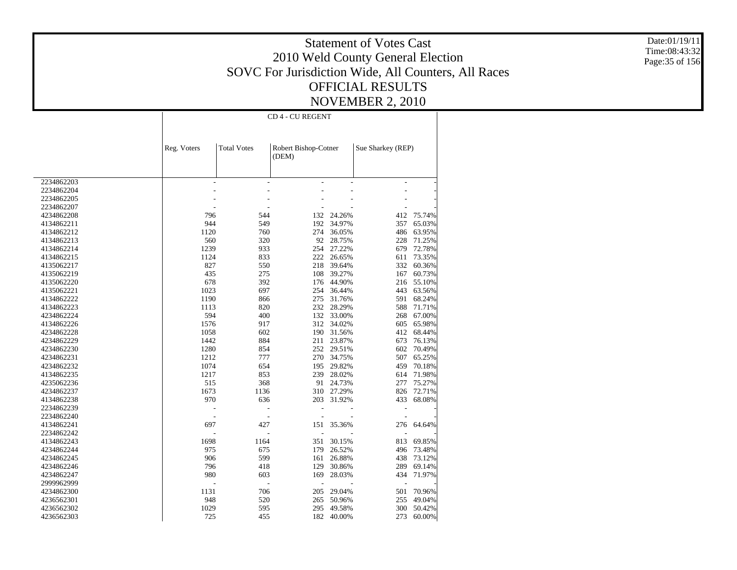# Statement of Votes Cast
## 2010 Weld County General Election
## SOVC For Jurisdiction Wide, All Counters, All Races
## OFFICIAL RESULTS
## NOVEMBER 2, 2010

Date:01/19/11
Time:08:43:32

| | CD 4 - CU REGENT | | | | | |
|---|---|---|---|---|---|---|
| | Reg. Voters | Total Votes | Robert Bishop-Cotner (DEM) | | Sue Sharkey (REP) | |
| 2234862203 | - | - | - | - | - | - |
| 2234862204 | - | - | - | - | - | - |
| 2234862205 | - | - | - | - | - | - |
| 2234862207 | - | - | - | - | - | - |
| 4234862208 | 796 | 544 | 132 | 24.26% | 412 | 75.74% |
| 4134862211 | 944 | 549 | 192 | 34.97% | 357 | 65.03% |
| 4134862212 | 1120 | 760 | 274 | 36.05% | 486 | 63.95% |
| 4134862213 | 560 | 320 | 92 | 28.75% | 228 | 71.25% |
| 4134862214 | 1239 | 933 | 254 | 27.22% | 679 | 72.78% |
| 4134862215 | 1124 | 833 | 222 | 26.65% | 611 | 73.35% |
| 4135062217 | 827 | 550 | 218 | 39.64% | 332 | 60.36% |
| 4135062219 | 435 | 275 | 108 | 39.27% | 167 | 60.73% |
| 4135062220 | 678 | 392 | 176 | 44.90% | 216 | 55.10% |
| 4135062221 | 1023 | 697 | 254 | 36.44% | 443 | 63.56% |
| 4134862222 | 1190 | 866 | 275 | 31.76% | 591 | 68.24% |
| 4134862223 | 1113 | 820 | 232 | 28.29% | 588 | 71.71% |
| 4234862224 | 594 | 400 | 132 | 33.00% | 268 | 67.00% |
| 4134862226 | 1576 | 917 | 312 | 34.02% | 605 | 65.98% |
| 4234862228 | 1058 | 602 | 190 | 31.56% | 412 | 68.44% |
| 4234862229 | 1442 | 884 | 211 | 23.87% | 673 | 76.13% |
| 4234862230 | 1280 | 854 | 252 | 29.51% | 602 | 70.49% |
| 4234862231 | 1212 | 777 | 270 | 34.75% | 507 | 65.25% |
| 4234862232 | 1074 | 654 | 195 | 29.82% | 459 | 70.18% |
| 4134862235 | 1217 | 853 | 239 | 28.02% | 614 | 71.98% |
| 4235062236 | 515 | 368 | 91 | 24.73% | 277 | 75.27% |
| 4234862237 | 1673 | 1136 | 310 | 27.29% | 826 | 72.71% |
| 4134862238 | 970 | 636 | 203 | 31.92% | 433 | 68.08% |
| 2234862239 | - | - | - | - | - | - |
| 2234862240 | - | - | - | - | - | - |
| 4134862241 | 697 | 427 | 151 | 35.36% | 276 | 64.64% |
| 2234862242 | - | - | - | - | - | - |
| 4134862243 | 1698 | 1164 | 351 | 30.15% | 813 | 69.85% |
| 4234862244 | 975 | 675 | 179 | 26.52% | 496 | 73.48% |
| 4234862245 | 906 | 599 | 161 | 26.88% | 438 | 73.12% |
| 4234862246 | 796 | 418 | 129 | 30.86% | 289 | 69.14% |
| 4234862247 | 980 | 603 | 169 | 28.03% | 434 | 71.97% |
| 2999962999 | - | - | - | - | - | - |
| 4234862300 | 1131 | 706 | 205 | 29.04% | 501 | 70.96% |
| 4236562301 | 948 | 520 | 265 | 50.96% | 255 | 49.04% |
| 4236562302 | 1029 | 595 | 295 | 49.58% | 300 | 50.42% |
| 4236562303 | 725 | 455 | 182 | 40.00% | 273 | 60.00% |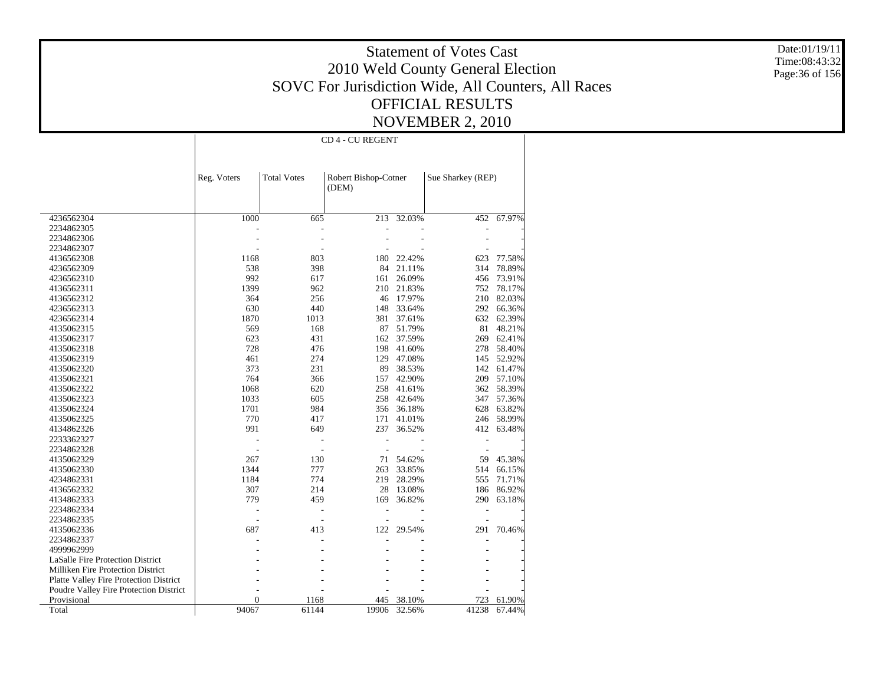# Statement of Votes Cast
## 2010 Weld County General Election
## SOVC For Jurisdiction Wide, All Counters, All Races
## OFFICIAL RESULTS
## NOVEMBER 2, 2010

Date:01/19/11
Time:08:43:32

CD 4 - CU REGENT

| | Reg. Voters | Total Votes | Robert Bishop-Cotner (DEM) | | Sue Sharkey (REP) | |
|---|---|---|---|---|---|---|
| 4236562304 | 1000 | 665 | 213 | 32.03% | 452 | 67.97% |
| 2234862305 | - | - | - | - | - | - |
| 2234862306 | - | - | - | - | - | - |
| 2234862307 | - | - | - | - | - | - |
| 4136562308 | 1168 | 803 | 180 | 22.42% | 623 | 77.58% |
| 4236562309 | 538 | 398 | 84 | 21.11% | 314 | 78.89% |
| 4236562310 | 992 | 617 | 161 | 26.09% | 456 | 73.91% |
| 4136562311 | 1399 | 962 | 210 | 21.83% | 752 | 78.17% |
| 4136562312 | 364 | 256 | 46 | 17.97% | 210 | 82.03% |
| 4236562313 | 630 | 440 | 148 | 33.64% | 292 | 66.36% |
| 4236562314 | 1870 | 1013 | 381 | 37.61% | 632 | 62.39% |
| 4135062315 | 569 | 168 | 87 | 51.79% | 81 | 48.21% |
| 4135062317 | 623 | 431 | 162 | 37.59% | 269 | 62.41% |
| 4135062318 | 728 | 476 | 198 | 41.60% | 278 | 58.40% |
| 4135062319 | 461 | 274 | 129 | 47.08% | 145 | 52.92% |
| 4135062320 | 373 | 231 | 89 | 38.53% | 142 | 61.47% |
| 4135062321 | 764 | 366 | 157 | 42.90% | 209 | 57.10% |
| 4135062322 | 1068 | 620 | 258 | 41.61% | 362 | 58.39% |
| 4135062323 | 1033 | 605 | 258 | 42.64% | 347 | 57.36% |
| 4135062324 | 1701 | 984 | 356 | 36.18% | 628 | 63.82% |
| 4135062325 | 770 | 417 | 171 | 41.01% | 246 | 58.99% |
| 4134862326 | 991 | 649 | 237 | 36.52% | 412 | 63.48% |
| 2233362327 | - | - | - | - | - | - |
| 2234862328 | - | - | - | - | - | - |
| 4135062329 | 267 | 130 | 71 | 54.62% | 59 | 45.38% |
| 4135062330 | 1344 | 777 | 263 | 33.85% | 514 | 66.15% |
| 4234862331 | 1184 | 774 | 219 | 28.29% | 555 | 71.71% |
| 4136562332 | 307 | 214 | 28 | 13.08% | 186 | 86.92% |
| 4134862333 | 779 | 459 | 169 | 36.82% | 290 | 63.18% |
| 2234862334 | - | - | - | - | - | - |
| 2234862335 | - | - | - | - | - | - |
| 4135062336 | 687 | 413 | 122 | 29.54% | 291 | 70.46% |
| 2234862337 | - | - | - | - | - | - |
| 4999962999 | - | - | - | - | - | - |
| LaSalle Fire Protection District | - | - | - | - | - | - |
| Milliken Fire Protection District | - | - | - | - | - | - |
| Platte Valley Fire Protection District | - | - | - | - | - | - |
| Poudre Valley Fire Protection District | - | - | - | - | - | - |
| Provisional | 0 | 1168 | 445 | 38.10% | 723 | 61.90% |
| Total | 94067 | 61144 | 19906 | 32.56% | 41238 | 67.44% |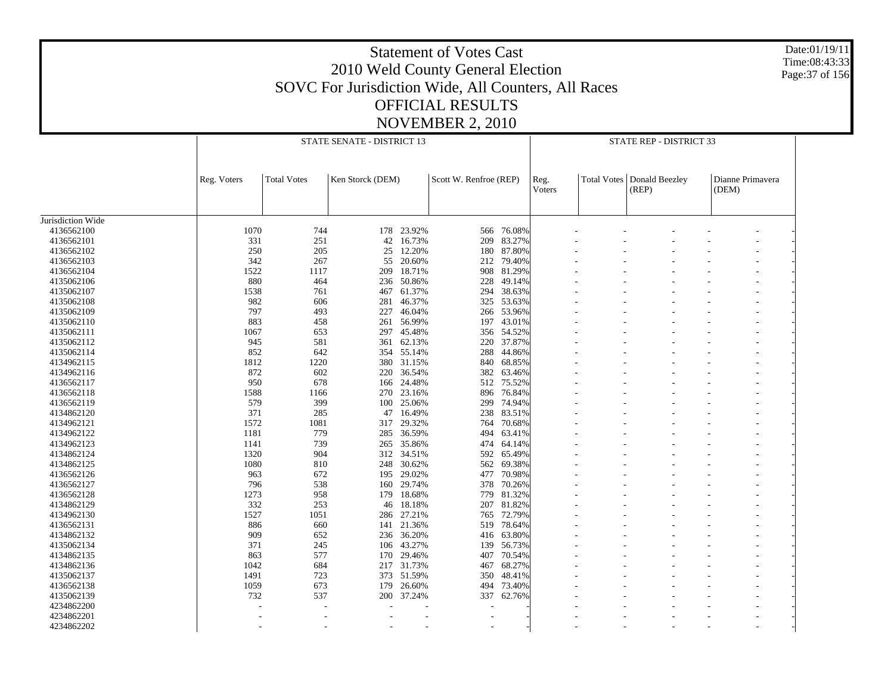# Statement of Votes Cast
## 2010 Weld County General Election
## SOVC For Jurisdiction Wide, All Counters, All Races
## OFFICIAL RESULTS
## NOVEMBER 2, 2010

Date:01/19/11
Time:08:43:33

| | STATE SENATE - DISTRICT 13 | | | | | | STATE REP - DISTRICT 33 | | | | | |
|---|---|---|---|---|---|---|---|---|---|---|---|---|
| | Reg. Voters | Total Votes | Ken Storck (DEM) | | Scott W. Renfroe (REP) | | Reg. Voters | Total Votes | Donald Beezley (REP) | | Dianne Primavera (DEM) | |
| Jurisdiction Wide | | | | | | | | | | | | |
| 4136562100 | 1070 | 744 | 178 | 23.92% | 566 | 76.08% | - | - | - | - | - | - |
| 4136562101 | 331 | 251 | 42 | 16.73% | 209 | 83.27% | - | - | - | - | - | - |
| 4136562102 | 250 | 205 | 25 | 12.20% | 180 | 87.80% | - | - | - | - | - | - |
| 4136562103 | 342 | 267 | 55 | 20.60% | 212 | 79.40% | - | - | - | - | - | - |
| 4136562104 | 1522 | 1117 | 209 | 18.71% | 908 | 81.29% | - | - | - | - | - | - |
| 4135062106 | 880 | 464 | 236 | 50.86% | 228 | 49.14% | - | - | - | - | - | - |
| 4135062107 | 1538 | 761 | 467 | 61.37% | 294 | 38.63% | - | - | - | - | - | - |
| 4135062108 | 982 | 606 | 281 | 46.37% | 325 | 53.63% | - | - | - | - | - | - |
| 4135062109 | 797 | 493 | 227 | 46.04% | 266 | 53.96% | - | - | - | - | - | - |
| 4135062110 | 883 | 458 | 261 | 56.99% | 197 | 43.01% | - | - | - | - | - | - |
| 4135062111 | 1067 | 653 | 297 | 45.48% | 356 | 54.52% | - | - | - | - | - | - |
| 4135062112 | 945 | 581 | 361 | 62.13% | 220 | 37.87% | - | - | - | - | - | - |
| 4135062114 | 852 | 642 | 354 | 55.14% | 288 | 44.86% | - | - | - | - | - | - |
| 4134962115 | 1812 | 1220 | 380 | 31.15% | 840 | 68.85% | - | - | - | - | - | - |
| 4134962116 | 872 | 602 | 220 | 36.54% | 382 | 63.46% | - | - | - | - | - | - |
| 4136562117 | 950 | 678 | 166 | 24.48% | 512 | 75.52% | - | - | - | - | - | - |
| 4136562118 | 1588 | 1166 | 270 | 23.16% | 896 | 76.84% | - | - | - | - | - | - |
| 4136562119 | 579 | 399 | 100 | 25.06% | 299 | 74.94% | - | - | - | - | - | - |
| 4134862120 | 371 | 285 | 47 | 16.49% | 238 | 83.51% | - | - | - | - | - | - |
| 4134962121 | 1572 | 1081 | 317 | 29.32% | 764 | 70.68% | - | - | - | - | - | - |
| 4134962122 | 1181 | 779 | 285 | 36.59% | 494 | 63.41% | - | - | - | - | - | - |
| 4134962123 | 1141 | 739 | 265 | 35.86% | 474 | 64.14% | - | - | - | - | - | - |
| 4134862124 | 1320 | 904 | 312 | 34.51% | 592 | 65.49% | - | - | - | - | - | - |
| 4134862125 | 1080 | 810 | 248 | 30.62% | 562 | 69.38% | - | - | - | - | - | - |
| 4136562126 | 963 | 672 | 195 | 29.02% | 477 | 70.98% | - | - | - | - | - | - |
| 4136562127 | 796 | 538 | 160 | 29.74% | 378 | 70.26% | - | - | - | - | - | - |
| 4136562128 | 1273 | 958 | 179 | 18.68% | 779 | 81.32% | - | - | - | - | - | - |
| 4134862129 | 332 | 253 | 46 | 18.18% | 207 | 81.82% | - | - | - | - | - | - |
| 4134962130 | 1527 | 1051 | 286 | 27.21% | 765 | 72.79% | - | - | - | - | - | - |
| 4136562131 | 886 | 660 | 141 | 21.36% | 519 | 78.64% | - | - | - | - | - | - |
| 4134862132 | 909 | 652 | 236 | 36.20% | 416 | 63.80% | - | - | - | - | - | - |
| 4135062134 | 371 | 245 | 106 | 43.27% | 139 | 56.73% | - | - | - | - | - | - |
| 4134862135 | 863 | 577 | 170 | 29.46% | 407 | 70.54% | - | - | - | - | - | - |
| 4134862136 | 1042 | 684 | 217 | 31.73% | 467 | 68.27% | - | - | - | - | - | - |
| 4135062137 | 1491 | 723 | 373 | 51.59% | 350 | 48.41% | - | - | - | - | - | - |
| 4136562138 | 1059 | 673 | 179 | 26.60% | 494 | 73.40% | - | - | - | - | - | - |
| 4135062139 | 732 | 537 | 200 | 37.24% | 337 | 62.76% | - | - | - | - | - | - |
| 4234862200 | - | - | - | - | - | - | - | - | - | - | - | - |
| 4234862201 | - | - | - | - | - | - | - | - | - | - | - | - |
| 4234862202 | - | - | - | - | - | - | - | - | - | - | - | - |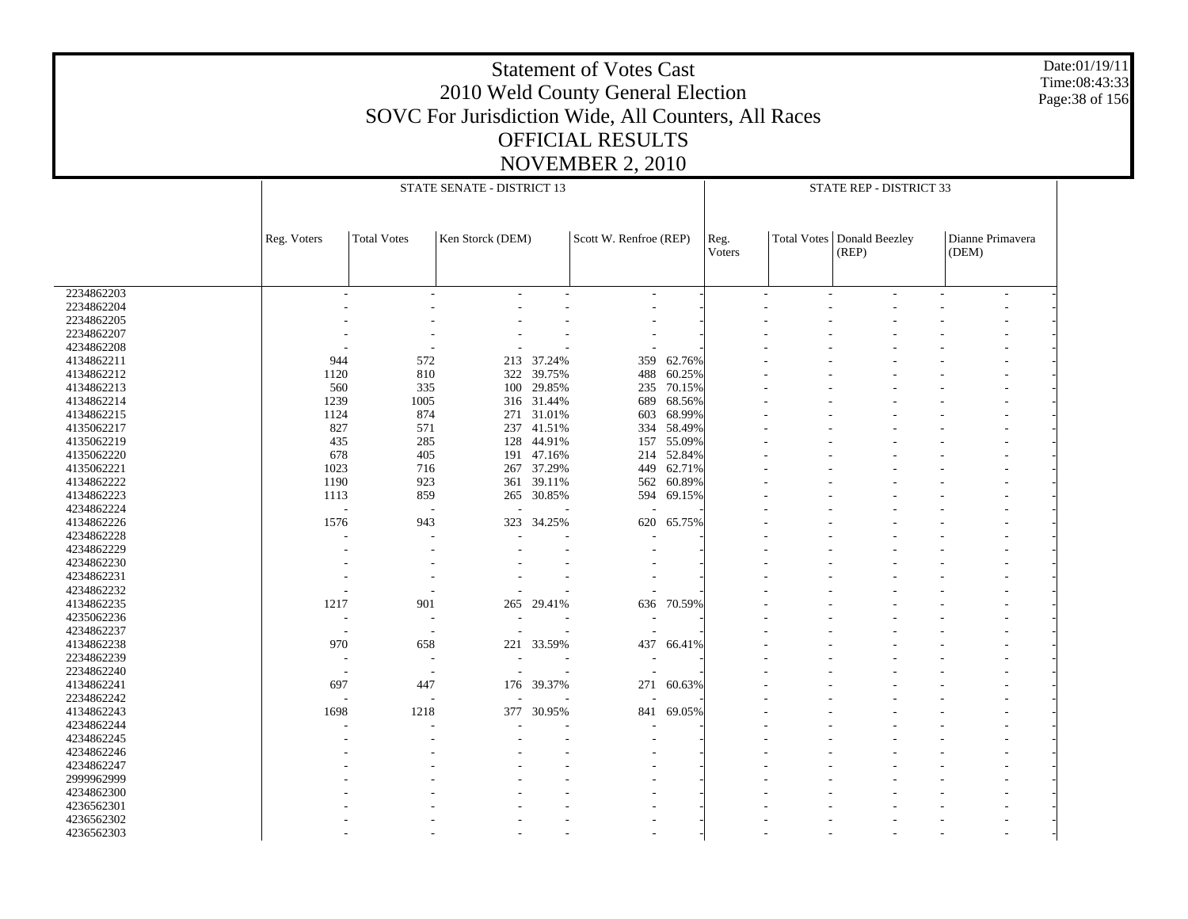# Statement of Votes Cast
## 2010 Weld County General Election
## SOVC For Jurisdiction Wide, All Counters, All Races
## OFFICIAL RESULTS
## NOVEMBER 2, 2010

Date:01/19/11
Time:08:43:33

| | STATE SENATE - DISTRICT 13 | | | | | | | STATE REP - DISTRICT 33 | | | | | | |
|---|---|---|---|---|---|---|---|---|---|---|---|---|---|---|
| | Reg. Voters | Total Votes | Ken Storck (DEM) | | Scott W. Renfroe (REP) | | Reg. Voters | Total Votes | Donald Beezley (REP) | | Dianne Primavera (DEM) | |
| 2234862203 | - | - | - | - | - | - | - | - | - | - | - | - |
| 2234862204 | - | - | - | - | - | - | - | - | - | - | - | - |
| 2234862205 | - | - | - | - | - | - | - | - | - | - | - | - |
| 2234862207 | - | - | - | - | - | - | - | - | - | - | - | - |
| 4234862208 | - | - | - | - | - | - | - | - | - | - | - | - |
| 4134862211 | 944 | 572 | 213 | 37.24% | 359 | 62.76% | - | - | - | - | - | - |
| 4134862212 | 1120 | 810 | 322 | 39.75% | 488 | 60.25% | - | - | - | - | - | - |
| 4134862213 | 560 | 335 | 100 | 29.85% | 235 | 70.15% | - | - | - | - | - | - |
| 4134862214 | 1239 | 1005 | 316 | 31.44% | 689 | 68.56% | - | - | - | - | - | - |
| 4134862215 | 1124 | 874 | 271 | 31.01% | 603 | 68.99% | - | - | - | - | - | - |
| 4135062217 | 827 | 571 | 237 | 41.51% | 334 | 58.49% | - | - | - | - | - | - |
| 4135062219 | 435 | 285 | 128 | 44.91% | 157 | 55.09% | - | - | - | - | - | - |
| 4135062220 | 678 | 405 | 191 | 47.16% | 214 | 52.84% | - | - | - | - | - | - |
| 4135062221 | 1023 | 716 | 267 | 37.29% | 449 | 62.71% | - | - | - | - | - | - |
| 4134862222 | 1190 | 923 | 361 | 39.11% | 562 | 60.89% | - | - | - | - | - | - |
| 4134862223 | 1113 | 859 | 265 | 30.85% | 594 | 69.15% | - | - | - | - | - | - |
| 4234862224 | - | - | - | - | - | - | - | - | - | - | - | - |
| 4134862226 | 1576 | 943 | 323 | 34.25% | 620 | 65.75% | - | - | - | - | - | - |
| 4234862228 | - | - | - | - | - | - | - | - | - | - | - | - |
| 4234862229 | - | - | - | - | - | - | - | - | - | - | - | - |
| 4234862230 | - | - | - | - | - | - | - | - | - | - | - | - |
| 4234862231 | - | - | - | - | - | - | - | - | - | - | - | - |
| 4234862232 | - | - | - | - | - | - | - | - | - | - | - | - |
| 4134862235 | 1217 | 901 | 265 | 29.41% | 636 | 70.59% | - | - | - | - | - | - |
| 4235062236 | - | - | - | - | - | - | - | - | - | - | - | - |
| 4234862237 | - | - | - | - | - | - | - | - | - | - | - | - |
| 4134862238 | 970 | 658 | 221 | 33.59% | 437 | 66.41% | - | - | - | - | - | - |
| 2234862239 | - | - | - | - | - | - | - | - | - | - | - | - |
| 2234862240 | - | - | - | - | - | - | - | - | - | - | - | - |
| 4134862241 | 697 | 447 | 176 | 39.37% | 271 | 60.63% | - | - | - | - | - | - |
| 2234862242 | - | - | - | - | - | - | - | - | - | - | - | - |
| 4134862243 | 1698 | 1218 | 377 | 30.95% | 841 | 69.05% | - | - | - | - | - | - |
| 4234862244 | - | - | - | - | - | - | - | - | - | - | - | - |
| 4234862245 | - | - | - | - | - | - | - | - | - | - | - | - |
| 4234862246 | - | - | - | - | - | - | - | - | - | - | - | - |
| 4234862247 | - | - | - | - | - | - | - | - | - | - | - | - |
| 2999962999 | - | - | - | - | - | - | - | - | - | - | - | - |
| 4234862300 | - | - | - | - | - | - | - | - | - | - | - | - |
| 4236562301 | - | - | - | - | - | - | - | - | - | - | - | - |
| 4236562302 | - | - | - | - | - | - | - | - | - | - | - | - |
| 4236562303 | - | - | - | - | - | - | - | - | - | - | - | - |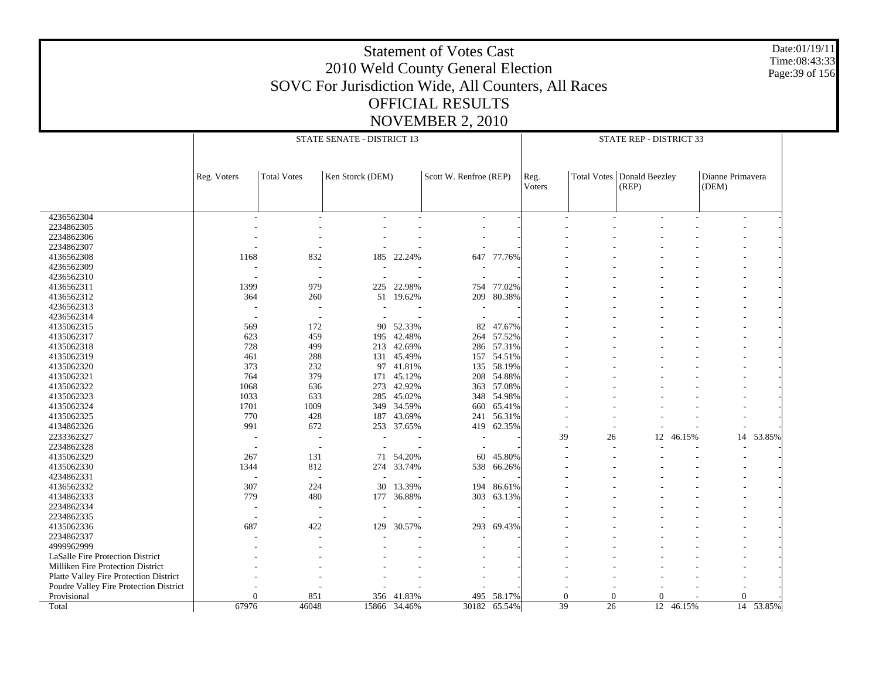# Statement of Votes Cast
# 2010 Weld County General Election
## SOVC For Jurisdiction Wide, All Counters, All Races
## OFFICIAL RESULTS
## NOVEMBER 2, 2010

Date:01/19/11
Time:08:43:33

| | STATE SENATE - DISTRICT 13 | | | | | | | STATE REP - DISTRICT 33 | | | | | | |
|---|---|---|---|---|---|---|---|---|---|---|---|---|---|---|
| | Reg. Voters | Total Votes | Ken Storck (DEM) | | Scott W. Renfroe (REP) | | Reg. Voters | Total Votes | Donald Beezley (REP) | | Dianne Primavera (DEM) | |
| 4236562304 | - | - | - | - | - | - | - | - | - | - | - | - |
| 2234862305 | - | - | - | - | - | - | - | - | - | - | - | - |
| 2234862306 | - | - | - | - | - | - | - | - | - | - | - | - |
| 2234862307 | - | - | - | - | - | - | - | - | - | - | - | - |
| 4136562308 | 1168 | 832 | 185 | 22.24% | 647 | 77.76% | - | - | - | - | - | - |
| 4236562309 | - | - | - | - | - | - | - | - | - | - | - | - |
| 4236562310 | - | - | - | - | - | - | - | - | - | - | - | - |
| 4136562311 | 1399 | 979 | 225 | 22.98% | 754 | 77.02% | - | - | - | - | - | - |
| 4136562312 | 364 | 260 | 51 | 19.62% | 209 | 80.38% | - | - | - | - | - | - |
| 4236562313 | - | - | - | - | - | - | - | - | - | - | - | - |
| 4236562314 | - | - | - | - | - | - | - | - | - | - | - | - |
| 4135062315 | 569 | 172 | 90 | 52.33% | 82 | 47.67% | - | - | - | - | - | - |
| 4135062317 | 623 | 459 | 195 | 42.48% | 264 | 57.52% | - | - | - | - | - | - |
| 4135062318 | 728 | 499 | 213 | 42.69% | 286 | 57.31% | - | - | - | - | - | - |
| 4135062319 | 461 | 288 | 131 | 45.49% | 157 | 54.51% | - | - | - | - | - | - |
| 4135062320 | 373 | 232 | 97 | 41.81% | 135 | 58.19% | - | - | - | - | - | - |
| 4135062321 | 764 | 379 | 171 | 45.12% | 208 | 54.88% | - | - | - | - | - | - |
| 4135062322 | 1068 | 636 | 273 | 42.92% | 363 | 57.08% | - | - | - | - | - | - |
| 4135062323 | 1033 | 633 | 285 | 45.02% | 348 | 54.98% | - | - | - | - | - | - |
| 4135062324 | 1701 | 1009 | 349 | 34.59% | 660 | 65.41% | - | - | - | - | - | - |
| 4135062325 | 770 | 428 | 187 | 43.69% | 241 | 56.31% | - | - | - | - | - | - |
| 4134862326 | 991 | 672 | 253 | 37.65% | 419 | 62.35% | - | - | - | - | - | - |
| 2233362327 | - | - | - | - | - | - | 39 | 26 | 12 | 46.15% | 14 | 53.85% |
| 2234862328 | - | - | - | - | - | - | - | - | - | - | - | - |
| 4135062329 | 267 | 131 | 71 | 54.20% | 60 | 45.80% | - | - | - | - | - | - |
| 4135062330 | 1344 | 812 | 274 | 33.74% | 538 | 66.26% | - | - | - | - | - | - |
| 4234862331 | - | - | - | - | - | - | - | - | - | - | - | - |
| 4136562332 | 307 | 224 | 30 | 13.39% | 194 | 86.61% | - | - | - | - | - | - |
| 4134862333 | 779 | 480 | 177 | 36.88% | 303 | 63.13% | - | - | - | - | - | - |
| 2234862334 | - | - | - | - | - | - | - | - | - | - | - | - |
| 2234862335 | - | - | - | - | - | - | - | - | - | - | - | - |
| 4135062336 | 687 | 422 | 129 | 30.57% | 293 | 69.43% | - | - | - | - | - | - |
| 2234862337 | - | - | - | - | - | - | - | - | - | - | - | - |
| 4999962999 | - | - | - | - | - | - | - | - | - | - | - | - |
| LaSalle Fire Protection District | - | - | - | - | - | - | - | - | - | - | - | - |
| Milliken Fire Protection District | - | - | - | - | - | - | - | - | - | - | - | - |
| Platte Valley Fire Protection District | - | - | - | - | - | - | - | - | - | - | - | - |
| Poudre Valley Fire Protection District | - | - | - | - | - | - | - | - | - | - | - | - |
| Provisional | 0 | 851 | 356 | 41.83% | 495 | 58.17% | 0 | 0 | 0 | - | 0 | - |
| Total | 67976 | 46048 | 15866 | 34.46% | 30182 | 65.54% | 39 | 26 | 12 | 46.15% | 14 | 53.85% |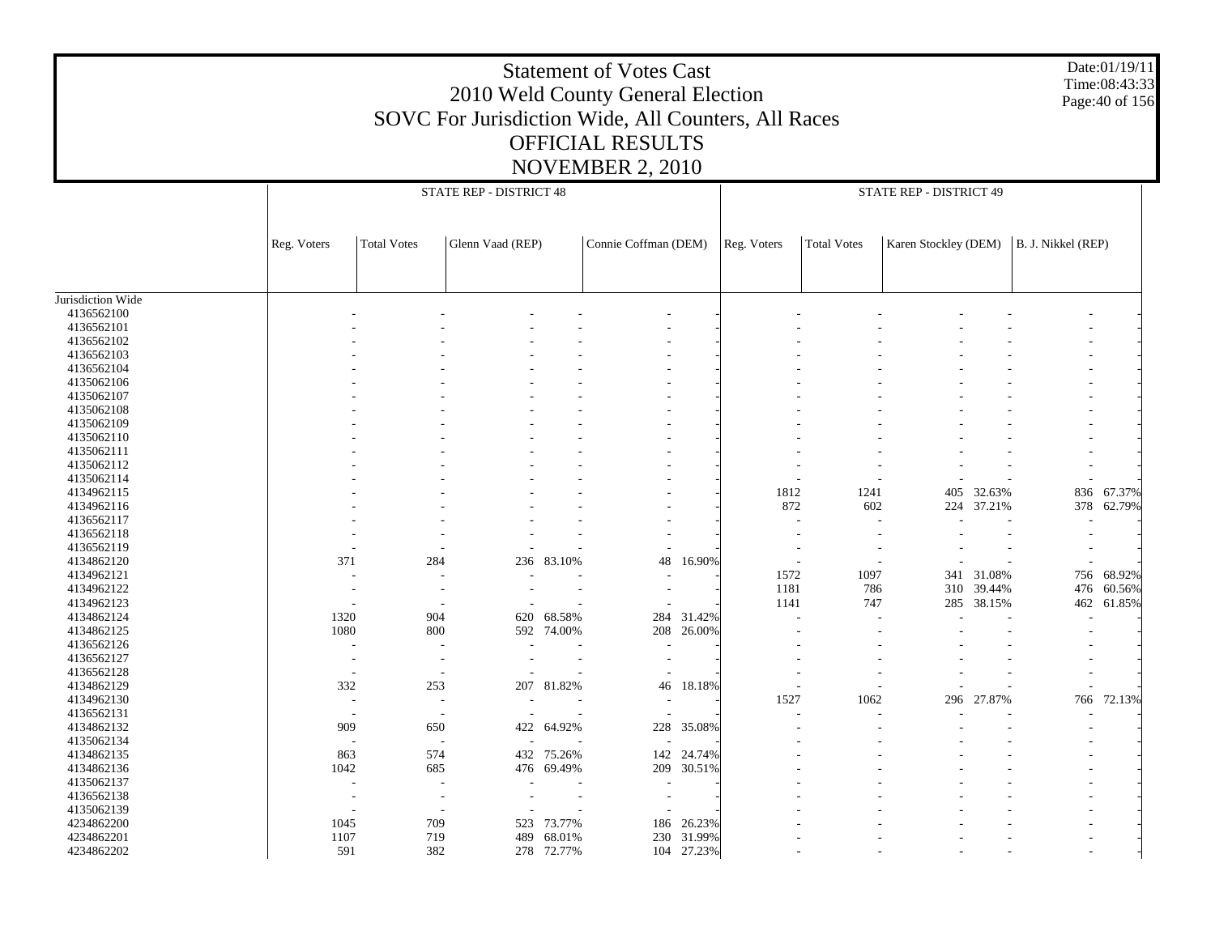# Statement of Votes Cast
## 2010 Weld County General Election
## SOVC For Jurisdiction Wide, All Counters, All Races
## OFFICIAL RESULTS
## NOVEMBER 2, 2010

Date:01/19/11
Time:08:43:33

| | STATE REP - DISTRICT 48 | | | | | | STATE REP - DISTRICT 49 | | | | | |
|---|---|---|---|---|---|---|---|---|---|---|---|---|
| | Reg. Voters | Total Votes | Glenn Vaad (REP) | | Connie Coffman (DEM) | | Reg. Voters | Total Votes | Karen Stockley (DEM) | | B. J. Nikkel (REP) | |
| Jurisdiction Wide | | | | | | | | | | | | |
| 4136562100 | - | - | - | - | - | - | - | - | - | - | - | - |
| 4136562101 | - | - | - | - | - | - | - | - | - | - | - | - |
| 4136562102 | - | - | - | - | - | - | - | - | - | - | - | - |
| 4136562103 | - | - | - | - | - | - | - | - | - | - | - | - |
| 4136562104 | - | - | - | - | - | - | - | - | - | - | - | - |
| 4135062106 | - | - | - | - | - | - | - | - | - | - | - | - |
| 4135062107 | - | - | - | - | - | - | - | - | - | - | - | - |
| 4135062108 | - | - | - | - | - | - | - | - | - | - | - | - |
| 4135062109 | - | - | - | - | - | - | - | - | - | - | - | - |
| 4135062110 | - | - | - | - | - | - | - | - | - | - | - | - |
| 4135062111 | - | - | - | - | - | - | - | - | - | - | - | - |
| 4135062112 | - | - | - | - | - | - | - | - | - | - | - | - |
| 4135062114 | - | - | - | - | - | - | - | - | - | - | - | - |
| 4134962115 | - | - | - | - | - | - | 1812 | 1241 | 405 | 32.63% | 836 | 67.37% |
| 4134962116 | - | - | - | - | - | - | 872 | 602 | 224 | 37.21% | 378 | 62.79% |
| 4136562117 | - | - | - | - | - | - | - | - | - | - | - | - |
| 4136562118 | - | - | - | - | - | - | - | - | - | - | - | - |
| 4136562119 | - | - | - | - | - | - | - | - | - | - | - | - |
| 4134862120 | 371 | 284 | 236 | 83.10% | 48 | 16.90% | - | - | - | - | - | - |
| 4134962121 | - | - | - | - | - | - | 1572 | 1097 | 341 | 31.08% | 756 | 68.92% |
| 4134962122 | - | - | - | - | - | - | 1181 | 786 | 310 | 39.44% | 476 | 60.56% |
| 4134962123 | - | - | - | - | - | - | 1141 | 747 | 285 | 38.15% | 462 | 61.85% |
| 4134862124 | 1320 | 904 | 620 | 68.58% | 284 | 31.42% | - | - | - | - | - | - |
| 4134862125 | 1080 | 800 | 592 | 74.00% | 208 | 26.00% | - | - | - | - | - | - |
| 4136562126 | - | - | - | - | - | - | - | - | - | - | - | - |
| 4136562127 | - | - | - | - | - | - | - | - | - | - | - | - |
| 4136562128 | - | - | - | - | - | - | - | - | - | - | - | - |
| 4134862129 | 332 | 253 | 207 | 81.82% | 46 | 18.18% | - | - | - | - | - | - |
| 4134962130 | - | - | - | - | - | - | 1527 | 1062 | 296 | 27.87% | 766 | 72.13% |
| 4136562131 | - | - | - | - | - | - | - | - | - | - | - | - |
| 4134862132 | 909 | 650 | 422 | 64.92% | 228 | 35.08% | - | - | - | - | - | - |
| 4135062134 | - | - | - | - | - | - | - | - | - | - | - | - |
| 4134862135 | 863 | 574 | 432 | 75.26% | 142 | 24.74% | - | - | - | - | - | - |
| 4134862136 | 1042 | 685 | 476 | 69.49% | 209 | 30.51% | - | - | - | - | - | - |
| 4135062137 | - | - | - | - | - | - | - | - | - | - | - | - |
| 4136562138 | - | - | - | - | - | - | - | - | - | - | - | - |
| 4135062139 | - | - | - | - | - | - | - | - | - | - | - | - |
| 4234862200 | 1045 | 709 | 523 | 73.77% | 186 | 26.23% | - | - | - | - | - | - |
| 4234862201 | 1107 | 719 | 489 | 68.01% | 230 | 31.99% | - | - | - | - | - | - |
| 4234862202 | 591 | 382 | 278 | 72.77% | 104 | 27.23% | - | - | - | - | - | - |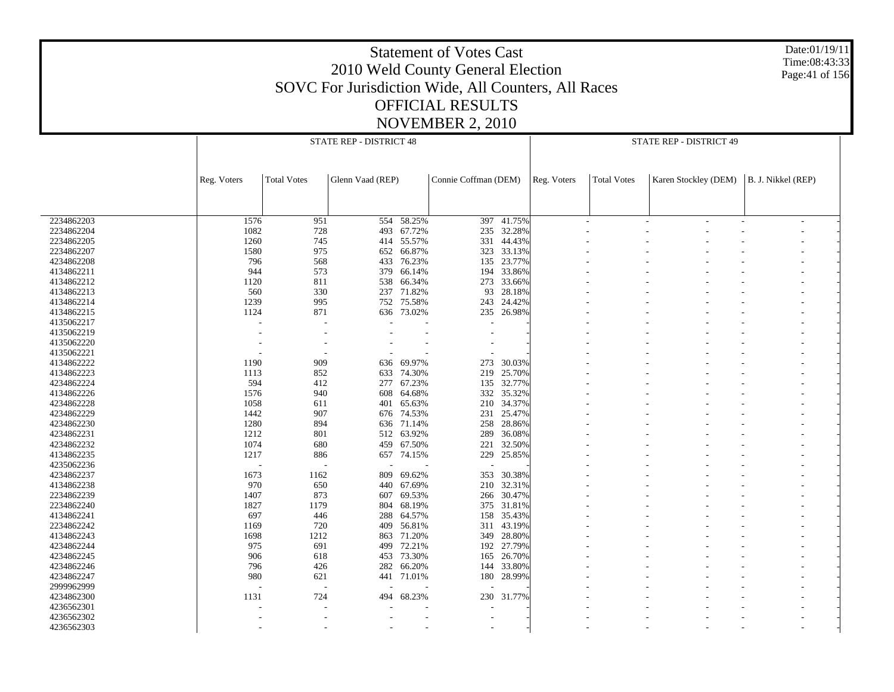# Statement of Votes Cast

## 2010 Weld County General Election

### SOVC For Jurisdiction Wide, All Counters, All Races

### OFFICIAL RESULTS

### NOVEMBER 2, 2010

Date:01/19/11
Time:08:43:33

| | STATE REP - DISTRICT 48 | | | | | | STATE REP - DISTRICT 49 | | | | | |
|---|---|---|---|---|---|---|---|---|---|---|---|---|
| | Reg. Voters | Total Votes | Glenn Vaad (REP) | | Connie Coffman (DEM) | | Reg. Voters | Total Votes | Karen Stockley (DEM) | | B. J. Nikkel (REP) | |
| 2234862203 | 1576 | 951 | 554 | 58.25% | 397 | 41.75% | - | - | - | - | - | - |
| 2234862204 | 1082 | 728 | 493 | 67.72% | 235 | 32.28% | - | - | - | - | - | - |
| 2234862205 | 1260 | 745 | 414 | 55.57% | 331 | 44.43% | - | - | - | - | - | - |
| 2234862207 | 1580 | 975 | 652 | 66.87% | 323 | 33.13% | - | - | - | - | - | - |
| 4234862208 | 796 | 568 | 433 | 76.23% | 135 | 23.77% | - | - | - | - | - | - |
| 4134862211 | 944 | 573 | 379 | 66.14% | 194 | 33.86% | - | - | - | - | - | - |
| 4134862212 | 1120 | 811 | 538 | 66.34% | 273 | 33.66% | - | - | - | - | - | - |
| 4134862213 | 560 | 330 | 237 | 71.82% | 93 | 28.18% | - | - | - | - | - | - |
| 4134862214 | 1239 | 995 | 752 | 75.58% | 243 | 24.42% | - | - | - | - | - | - |
| 4134862215 | 1124 | 871 | 636 | 73.02% | 235 | 26.98% | - | - | - | - | - | - |
| 4135062217 | - | - | - | - | - | - | - | - | - | - | - | - |
| 4135062219 | - | - | - | - | - | - | - | - | - | - | - | - |
| 4135062220 | - | - | - | - | - | - | - | - | - | - | - | - |
| 4135062221 | - | - | - | - | - | - | - | - | - | - | - | - |
| 4134862222 | 1190 | 909 | 636 | 69.97% | 273 | 30.03% | - | - | - | - | - | - |
| 4134862223 | 1113 | 852 | 633 | 74.30% | 219 | 25.70% | - | - | - | - | - | - |
| 4234862224 | 594 | 412 | 277 | 67.23% | 135 | 32.77% | - | - | - | - | - | - |
| 4134862226 | 1576 | 940 | 608 | 64.68% | 332 | 35.32% | - | - | - | - | - | - |
| 4234862228 | 1058 | 611 | 401 | 65.63% | 210 | 34.37% | - | - | - | - | - | - |
| 4234862229 | 1442 | 907 | 676 | 74.53% | 231 | 25.47% | - | - | - | - | - | - |
| 4234862230 | 1280 | 894 | 636 | 71.14% | 258 | 28.86% | - | - | - | - | - | - |
| 4234862231 | 1212 | 801 | 512 | 63.92% | 289 | 36.08% | - | - | - | - | - | - |
| 4234862232 | 1074 | 680 | 459 | 67.50% | 221 | 32.50% | - | - | - | - | - | - |
| 4134862235 | 1217 | 886 | 657 | 74.15% | 229 | 25.85% | - | - | - | - | - | - |
| 4235062236 | - | - | - | - | - | - | - | - | - | - | - | - |
| 4234862237 | 1673 | 1162 | 809 | 69.62% | 353 | 30.38% | - | - | - | - | - | - |
| 4134862238 | 970 | 650 | 440 | 67.69% | 210 | 32.31% | - | - | - | - | - | - |
| 2234862239 | 1407 | 873 | 607 | 69.53% | 266 | 30.47% | - | - | - | - | - | - |
| 2234862240 | 1827 | 1179 | 804 | 68.19% | 375 | 31.81% | - | - | - | - | - | - |
| 4134862241 | 697 | 446 | 288 | 64.57% | 158 | 35.43% | - | - | - | - | - | - |
| 2234862242 | 1169 | 720 | 409 | 56.81% | 311 | 43.19% | - | - | - | - | - | - |
| 4134862243 | 1698 | 1212 | 863 | 71.20% | 349 | 28.80% | - | - | - | - | - | - |
| 4234862244 | 975 | 691 | 499 | 72.21% | 192 | 27.79% | - | - | - | - | - | - |
| 4234862245 | 906 | 618 | 453 | 73.30% | 165 | 26.70% | - | - | - | - | - | - |
| 4234862246 | 796 | 426 | 282 | 66.20% | 144 | 33.80% | - | - | - | - | - | - |
| 4234862247 | 980 | 621 | 441 | 71.01% | 180 | 28.99% | - | - | - | - | - | - |
| 2999962999 | - | - | - | - | - | - | - | - | - | - | - | - |
| 4234862300 | 1131 | 724 | 494 | 68.23% | 230 | 31.77% | - | - | - | - | - | - |
| 4236562301 | - | - | - | - | - | - | - | - | - | - | - | - |
| 4236562302 | - | - | - | - | - | - | - | - | - | - | - | - |
| 4236562303 | - | - | - | - | - | - | - | - | - | - | - | - |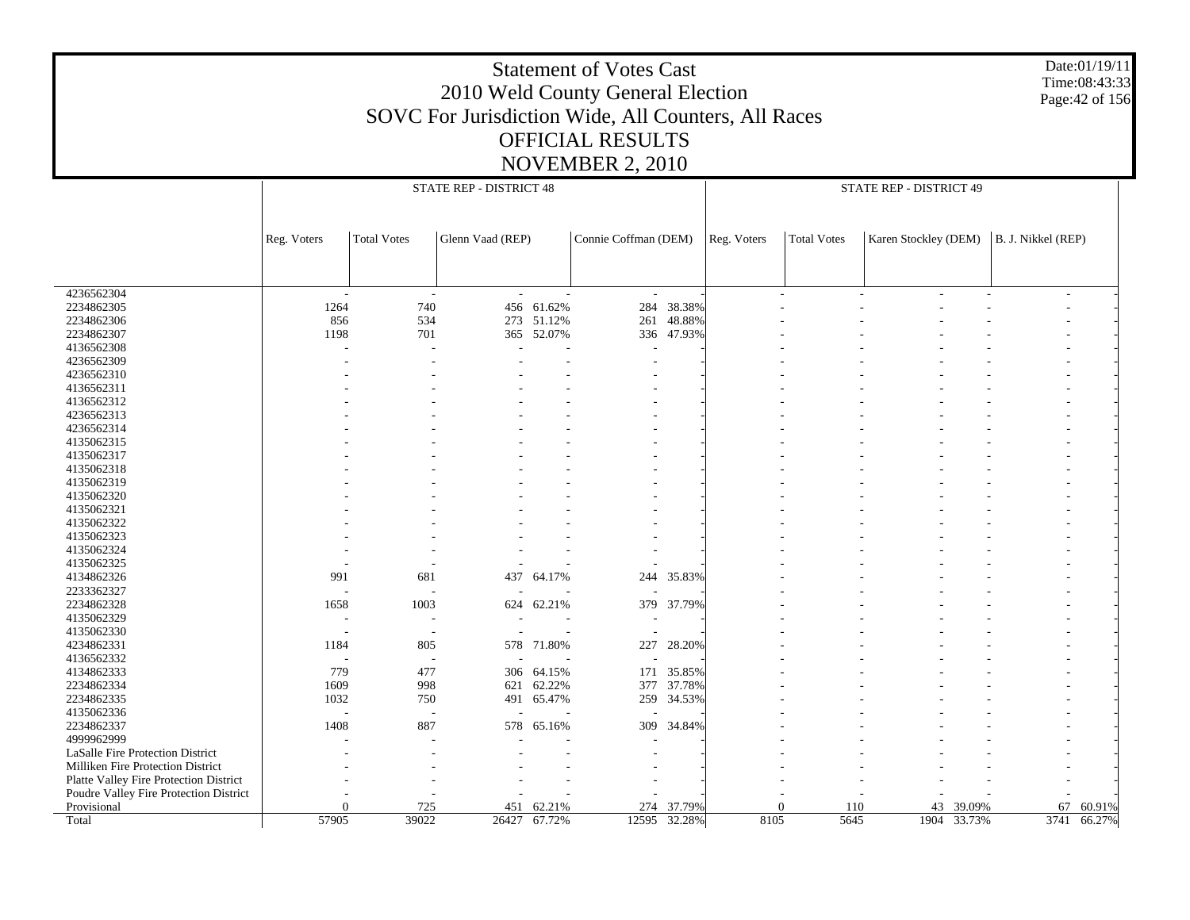# Statement of Votes Cast
## 2010 Weld County General Election
## SOVC For Jurisdiction Wide, All Counters, All Races
## OFFICIAL RESULTS
## NOVEMBER 2, 2010

Date:01/19/11
Time:08:43:33

| | STATE REP - DISTRICT 48 | | | | | | STATE REP - DISTRICT 49 | | | | | |
|---|---|---|---|---|---|---|---|---|---|---|---|---|
| | Reg. Voters | Total Votes | Glenn Vaad (REP) | | Connie Coffman (DEM) | | Reg. Voters | Total Votes | Karen Stockley (DEM) | | B. J. Nikkel (REP) | |
| 4236562304 | - | - | - | - | - | - | - | - | - | - | - | - |
| 2234862305 | 1264 | 740 | 456 | 61.62% | 284 | 38.38% | - | - | - | - | - | - |
| 2234862306 | 856 | 534 | 273 | 51.12% | 261 | 48.88% | - | - | - | - | - | - |
| 2234862307 | 1198 | 701 | 365 | 52.07% | 336 | 47.93% | - | - | - | - | - | - |
| 4136562308 | - | - | - | - | - | - | - | - | - | - | - | - |
| 4236562309 | - | - | - | - | - | - | - | - | - | - | - | - |
| 4236562310 | - | - | - | - | - | - | - | - | - | - | - | - |
| 4136562311 | - | - | - | - | - | - | - | - | - | - | - | - |
| 4136562312 | - | - | - | - | - | - | - | - | - | - | - | - |
| 4236562313 | - | - | - | - | - | - | - | - | - | - | - | - |
| 4236562314 | - | - | - | - | - | - | - | - | - | - | - | - |
| 4135062315 | - | - | - | - | - | - | - | - | - | - | - | - |
| 4135062317 | - | - | - | - | - | - | - | - | - | - | - | - |
| 4135062318 | - | - | - | - | - | - | - | - | - | - | - | - |
| 4135062319 | - | - | - | - | - | - | - | - | - | - | - | - |
| 4135062320 | - | - | - | - | - | - | - | - | - | - | - | - |
| 4135062321 | - | - | - | - | - | - | - | - | - | - | - | - |
| 4135062322 | - | - | - | - | - | - | - | - | - | - | - | - |
| 4135062323 | - | - | - | - | - | - | - | - | - | - | - | - |
| 4135062324 | - | - | - | - | - | - | - | - | - | - | - | - |
| 4135062325 | - | - | - | - | - | - | - | - | - | - | - | - |
| 4134862326 | 991 | 681 | 437 | 64.17% | 244 | 35.83% | - | - | - | - | - | - |
| 2233362327 | - | - | - | - | - | - | - | - | - | - | - | - |
| 2234862328 | 1658 | 1003 | 624 | 62.21% | 379 | 37.79% | - | - | - | - | - | - |
| 4135062329 | - | - | - | - | - | - | - | - | - | - | - | - |
| 4135062330 | - | - | - | - | - | - | - | - | - | - | - | - |
| 4234862331 | 1184 | 805 | 578 | 71.80% | 227 | 28.20% | - | - | - | - | - | - |
| 4136562332 | - | - | - | - | - | - | - | - | - | - | - | - |
| 4134862333 | 779 | 477 | 306 | 64.15% | 171 | 35.85% | - | - | - | - | - | - |
| 2234862334 | 1609 | 998 | 621 | 62.22% | 377 | 37.78% | - | - | - | - | - | - |
| 2234862335 | 1032 | 750 | 491 | 65.47% | 259 | 34.53% | - | - | - | - | - | - |
| 4135062336 | - | - | - | - | - | - | - | - | - | - | - | - |
| 2234862337 | 1408 | 887 | 578 | 65.16% | 309 | 34.84% | - | - | - | - | - | - |
| 4999962999 | - | - | - | - | - | - | - | - | - | - | - | - |
| LaSalle Fire Protection District | - | - | - | - | - | - | - | - | - | - | - | - |
| Milliken Fire Protection District | - | - | - | - | - | - | - | - | - | - | - | - |
| Platte Valley Fire Protection District | - | - | - | - | - | - | - | - | - | - | - | - |
| Poudre Valley Fire Protection District | - | - | - | - | - | - | - | - | - | - | - | - |
| Provisional | 0 | 725 | 451 | 62.21% | 274 | 37.79% | 0 | 110 | 43 | 39.09% | 67 | 60.91% |
| Total | 57905 | 39022 | 26427 | 67.72% | 12595 | 32.28% | 8105 | 5645 | 1904 | 33.73% | 3741 | 66.27% |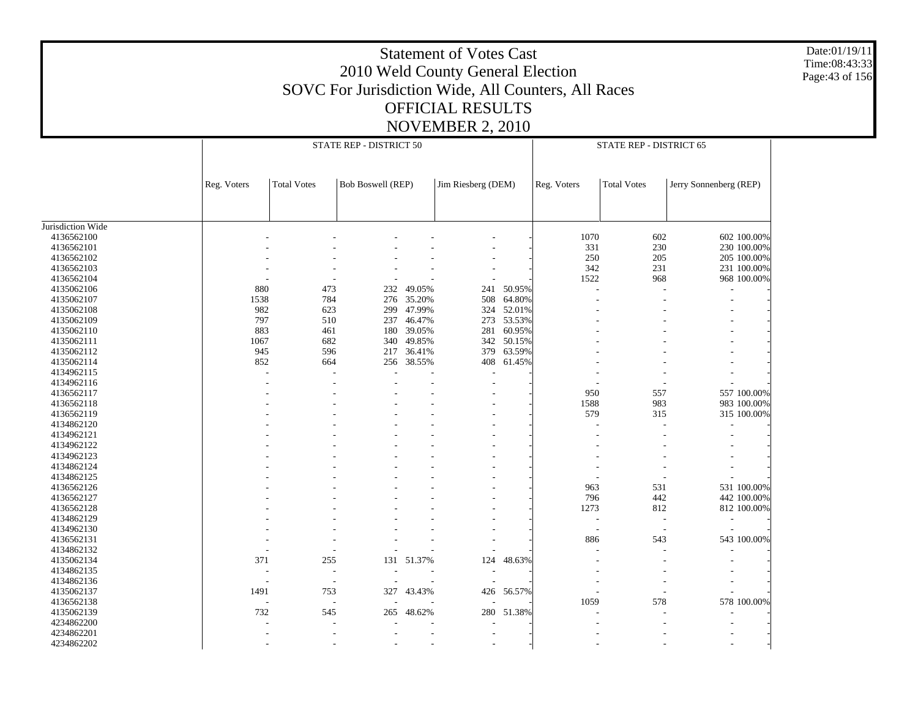# Statement of Votes Cast
## 2010 Weld County General Election
## SOVC For Jurisdiction Wide, All Counters, All Races
## OFFICIAL RESULTS
## NOVEMBER 2, 2010

Date:01/19/11
Time:08:43:33

| | STATE REP - DISTRICT 50 | | | | | | STATE REP - DISTRICT 65 | | | |
|---|---|---|---|---|---|---|---|---|---|---|
| | Reg. Voters | Total Votes | Bob Boswell (REP) | | Jim Riesberg (DEM) | | Reg. Voters | Total Votes | Jerry Sonnenberg (REP) | |
| Jurisdiction Wide | | | | | | | | | | |
| 4136562100 | - | - | - | - | - | - | 1070 | 602 | 602 | 100.00% |
| 4136562101 | - | - | - | - | - | - | 331 | 230 | 230 | 100.00% |
| 4136562102 | - | - | - | - | - | - | 250 | 205 | 205 | 100.00% |
| 4136562103 | - | - | - | - | - | - | 342 | 231 | 231 | 100.00% |
| 4136562104 | - | - | - | - | - | - | 1522 | 968 | 968 | 100.00% |
| 4135062106 | 880 | 473 | 232 | 49.05% | 241 | 50.95% | - | - | - | - |
| 4135062107 | 1538 | 784 | 276 | 35.20% | 508 | 64.80% | - | - | - | - |
| 4135062108 | 982 | 623 | 299 | 47.99% | 324 | 52.01% | - | - | - | - |
| 4135062109 | 797 | 510 | 237 | 46.47% | 273 | 53.53% | - | - | - | - |
| 4135062110 | 883 | 461 | 180 | 39.05% | 281 | 60.95% | - | - | - | - |
| 4135062111 | 1067 | 682 | 340 | 49.85% | 342 | 50.15% | - | - | - | - |
| 4135062112 | 945 | 596 | 217 | 36.41% | 379 | 63.59% | - | - | - | - |
| 4135062114 | 852 | 664 | 256 | 38.55% | 408 | 61.45% | - | - | - | - |
| 4134962115 | - | - | - | - | - | - | - | - | - | - |
| 4134962116 | - | - | - | - | - | - | - | - | - | - |
| 4136562117 | - | - | - | - | - | - | 950 | 557 | 557 | 100.00% |
| 4136562118 | - | - | - | - | - | - | 1588 | 983 | 983 | 100.00% |
| 4136562119 | - | - | - | - | - | - | 579 | 315 | 315 | 100.00% |
| 4134862120 | - | - | - | - | - | - | - | - | - | - |
| 4134962121 | - | - | - | - | - | - | - | - | - | - |
| 4134962122 | - | - | - | - | - | - | - | - | - | - |
| 4134962123 | - | - | - | - | - | - | - | - | - | - |
| 4134862124 | - | - | - | - | - | - | - | - | - | - |
| 4134862125 | - | - | - | - | - | - | - | - | - | - |
| 4136562126 | - | - | - | - | - | - | 963 | 531 | 531 | 100.00% |
| 4136562127 | - | - | - | - | - | - | 796 | 442 | 442 | 100.00% |
| 4136562128 | - | - | - | - | - | - | 1273 | 812 | 812 | 100.00% |
| 4134862129 | - | - | - | - | - | - | - | - | - | - |
| 4134962130 | - | - | - | - | - | - | - | - | - | - |
| 4136562131 | - | - | - | - | - | - | 886 | 543 | 543 | 100.00% |
| 4134862132 | - | - | - | - | - | - | - | - | - | - |
| 4135062134 | 371 | 255 | 131 | 51.37% | 124 | 48.63% | - | - | - | - |
| 4134862135 | - | - | - | - | - | - | - | - | - | - |
| 4134862136 | - | - | - | - | - | - | - | - | - | - |
| 4135062137 | 1491 | 753 | 327 | 43.43% | 426 | 56.57% | - | - | - | - |
| 4136562138 | - | - | - | - | - | - | 1059 | 578 | 578 | 100.00% |
| 4135062139 | 732 | 545 | 265 | 48.62% | 280 | 51.38% | - | - | - | - |
| 4234862200 | - | - | - | - | - | - | - | - | - | - |
| 4234862201 | - | - | - | - | - | - | - | - | - | - |
| 4234862202 | - | - | - | - | - | - | - | - | - | - |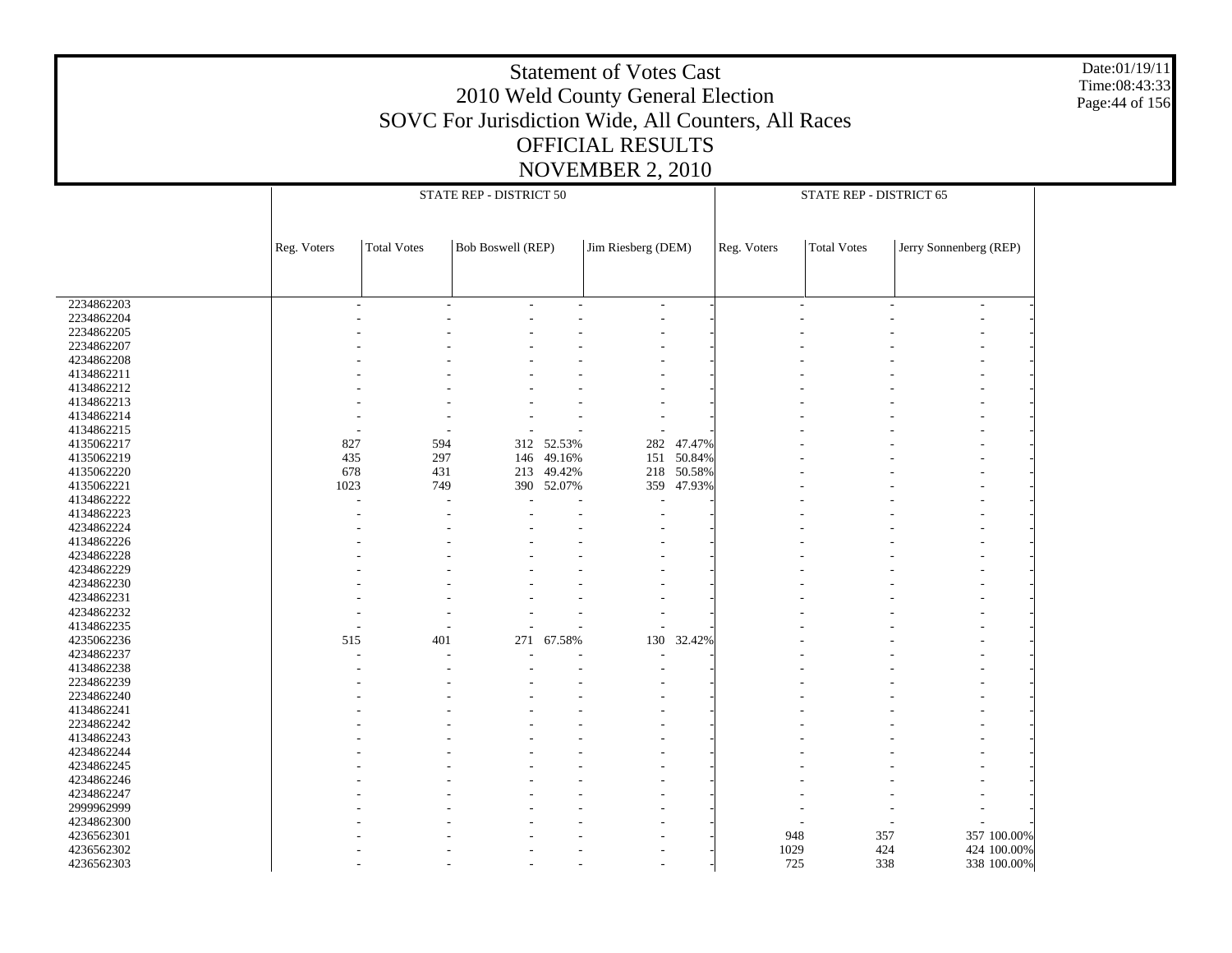# Statement of Votes Cast
# 2010 Weld County General Election
# SOVC For Jurisdiction Wide, All Counters, All Races
# OFFICIAL RESULTS
# NOVEMBER 2, 2010

Date:01/19/11
Time:08:43:33

| | STATE REP - DISTRICT 50 | | | | | | STATE REP - DISTRICT 65 | | | |
|---|---|---|---|---|---|---|---|---|---|---|
| | Reg. Voters | Total Votes | Bob Boswell (REP) | | Jim Riesberg (DEM) | | Reg. Voters | Total Votes | Jerry Sonnenberg (REP) | |
| 2234862203 | - | - | - | - | - | - | - | - | - | - |
| 2234862204 | - | - | - | - | - | - | - | - | - | - |
| 2234862205 | - | - | - | - | - | - | - | - | - | - |
| 2234862207 | - | - | - | - | - | - | - | - | - | - |
| 4234862208 | - | - | - | - | - | - | - | - | - | - |
| 4134862211 | - | - | - | - | - | - | - | - | - | - |
| 4134862212 | - | - | - | - | - | - | - | - | - | - |
| 4134862213 | - | - | - | - | - | - | - | - | - | - |
| 4134862214 | - | - | - | - | - | - | - | - | - | - |
| 4134862215 | - | - | - | - | - | - | - | - | - | - |
| 4135062217 | 827 | 594 | 312 | 52.53% | 282 | 47.47% | - | - | - | - |
| 4135062219 | 435 | 297 | 146 | 49.16% | 151 | 50.84% | - | - | - | - |
| 4135062220 | 678 | 431 | 213 | 49.42% | 218 | 50.58% | - | - | - | - |
| 4135062221 | 1023 | 749 | 390 | 52.07% | 359 | 47.93% | - | - | - | - |
| 4134862222 | - | - | - | - | - | - | - | - | - | - |
| 4134862223 | - | - | - | - | - | - | - | - | - | - |
| 4234862224 | - | - | - | - | - | - | - | - | - | - |
| 4134862226 | - | - | - | - | - | - | - | - | - | - |
| 4234862228 | - | - | - | - | - | - | - | - | - | - |
| 4234862229 | - | - | - | - | - | - | - | - | - | - |
| 4234862230 | - | - | - | - | - | - | - | - | - | - |
| 4234862231 | - | - | - | - | - | - | - | - | - | - |
| 4234862232 | - | - | - | - | - | - | - | - | - | - |
| 4134862235 | - | - | - | - | - | - | - | - | - | - |
| 4235062236 | 515 | 401 | 271 | 67.58% | 130 | 32.42% | - | - | - | - |
| 4234862237 | - | - | - | - | - | - | - | - | - | - |
| 4134862238 | - | - | - | - | - | - | - | - | - | - |
| 2234862239 | - | - | - | - | - | - | - | - | - | - |
| 2234862240 | - | - | - | - | - | - | - | - | - | - |
| 4134862241 | - | - | - | - | - | - | - | - | - | - |
| 2234862242 | - | - | - | - | - | - | - | - | - | - |
| 4134862243 | - | - | - | - | - | - | - | - | - | - |
| 4234862244 | - | - | - | - | - | - | - | - | - | - |
| 4234862245 | - | - | - | - | - | - | - | - | - | - |
| 4234862246 | - | - | - | - | - | - | - | - | - | - |
| 4234862247 | - | - | - | - | - | - | - | - | - | - |
| 2999962999 | - | - | - | - | - | - | - | - | - | - |
| 4234862300 | - | - | - | - | - | - | - | - | - | - |
| 4236562301 | - | - | - | - | - | - | 948 | 357 | 357 | 100.00% |
| 4236562302 | - | - | - | - | - | - | 1029 | 424 | 424 | 100.00% |
| 4236562303 | - | - | - | - | - | - | 725 | 338 | 338 | 100.00% |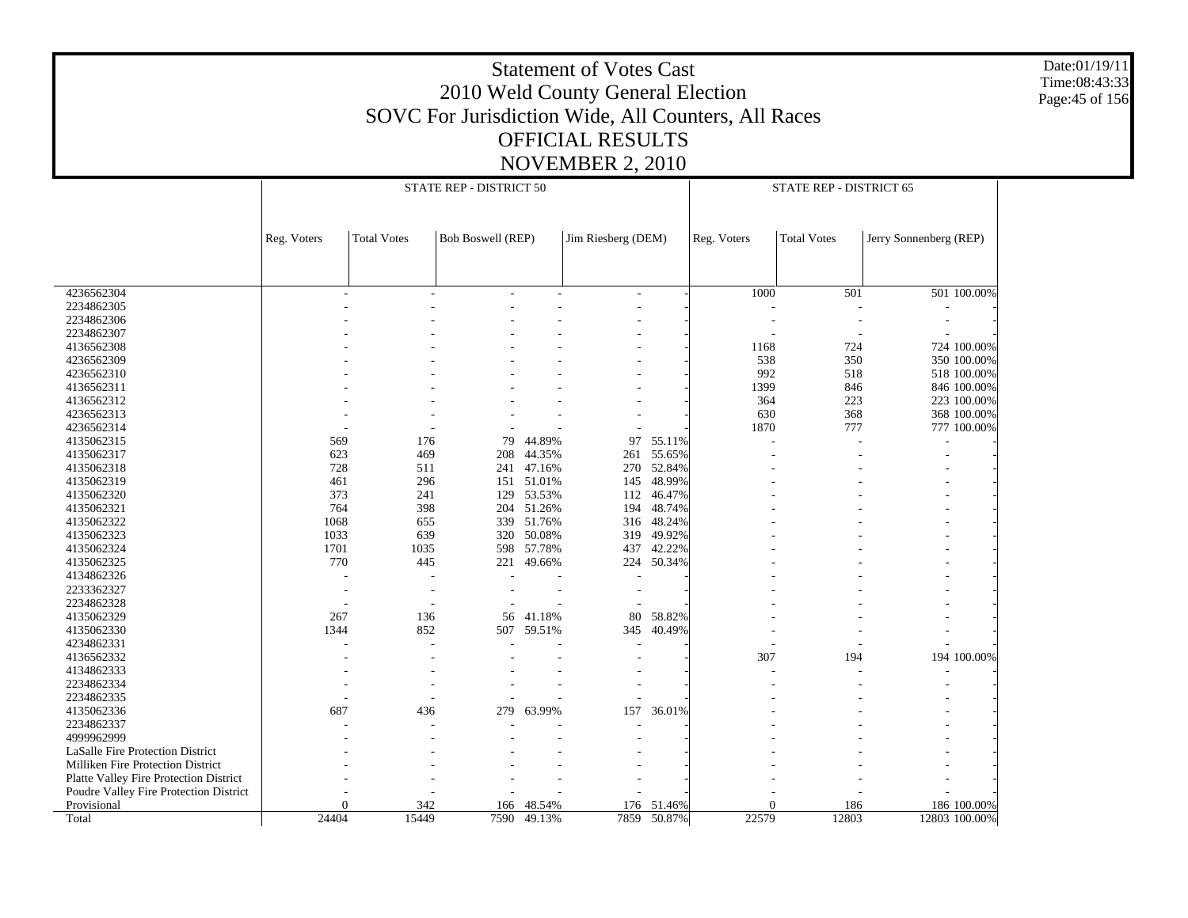# Statement of Votes Cast
## 2010 Weld County General Election
## SOVC For Jurisdiction Wide, All Counters, All Races
## OFFICIAL RESULTS
## NOVEMBER 2, 2010

Date:01/19/11
Time:08:43:33

| | STATE REP - DISTRICT 50 | | | | | | STATE REP - DISTRICT 65 | | | |
|---|---|---|---|---|---|---|---|---|---|---|
| | Reg. Voters | Total Votes | Bob Boswell (REP) | | Jim Riesberg (DEM) | | Reg. Voters | Total Votes | Jerry Sonnenberg (REP) | |
| 4236562304 | - | - | - | - | - | - | 1000 | 501 | 501 | 100.00% |
| 2234862305 | - | - | - | - | - | - | - | - | - | - |
| 2234862306 | - | - | - | - | - | - | - | - | - | - |
| 2234862307 | - | - | - | - | - | - | - | - | - | - |
| 4136562308 | - | - | - | - | - | - | 1168 | 724 | 724 | 100.00% |
| 4236562309 | - | - | - | - | - | - | 538 | 350 | 350 | 100.00% |
| 4236562310 | - | - | - | - | - | - | 992 | 518 | 518 | 100.00% |
| 4136562311 | - | - | - | - | - | - | 1399 | 846 | 846 | 100.00% |
| 4136562312 | - | - | - | - | - | - | 364 | 223 | 223 | 100.00% |
| 4236562313 | - | - | - | - | - | - | 630 | 368 | 368 | 100.00% |
| 4236562314 | - | - | - | - | - | - | 1870 | 777 | 777 | 100.00% |
| 4135062315 | 569 | 176 | 79 | 44.89% | 97 | 55.11% | - | - | - | - |
| 4135062317 | 623 | 469 | 208 | 44.35% | 261 | 55.65% | - | - | - | - |
| 4135062318 | 728 | 511 | 241 | 47.16% | 270 | 52.84% | - | - | - | - |
| 4135062319 | 461 | 296 | 151 | 51.01% | 145 | 48.99% | - | - | - | - |
| 4135062320 | 373 | 241 | 129 | 53.53% | 112 | 46.47% | - | - | - | - |
| 4135062321 | 764 | 398 | 204 | 51.26% | 194 | 48.74% | - | - | - | - |
| 4135062322 | 1068 | 655 | 339 | 51.76% | 316 | 48.24% | - | - | - | - |
| 4135062323 | 1033 | 639 | 320 | 50.08% | 319 | 49.92% | - | - | - | - |
| 4135062324 | 1701 | 1035 | 598 | 57.78% | 437 | 42.22% | - | - | - | - |
| 4135062325 | 770 | 445 | 221 | 49.66% | 224 | 50.34% | - | - | - | - |
| 4134862326 | - | - | - | - | - | - | - | - | - | - |
| 2233362327 | - | - | - | - | - | - | - | - | - | - |
| 2234862328 | - | - | - | - | - | - | - | - | - | - |
| 4135062329 | 267 | 136 | 56 | 41.18% | 80 | 58.82% | - | - | - | - |
| 4135062330 | 1344 | 852 | 507 | 59.51% | 345 | 40.49% | - | - | - | - |
| 4234862331 | - | - | - | - | - | - | - | - | - | - |
| 4136562332 | - | - | - | - | - | - | 307 | 194 | 194 | 100.00% |
| 4134862333 | - | - | - | - | - | - | - | - | - | - |
| 2234862334 | - | - | - | - | - | - | - | - | - | - |
| 2234862335 | - | - | - | - | - | - | - | - | - | - |
| 4135062336 | 687 | 436 | 279 | 63.99% | 157 | 36.01% | - | - | - | - |
| 2234862337 | - | - | - | - | - | - | - | - | - | - |
| 4999962999 | - | - | - | - | - | - | - | - | - | - |
| LaSalle Fire Protection District | - | - | - | - | - | - | - | - | - | - |
| Milliken Fire Protection District | - | - | - | - | - | - | - | - | - | - |
| Platte Valley Fire Protection District | - | - | - | - | - | - | - | - | - | - |
| Poudre Valley Fire Protection District | - | - | - | - | - | - | - | - | - | - |
| Provisional | 0 | 342 | 166 | 48.54% | 176 | 51.46% | 0 | 186 | 186 | 100.00% |
| Total | 24404 | 15449 | 7590 | 49.13% | 7859 | 50.87% | 22579 | 12803 | 12803 | 100.00% |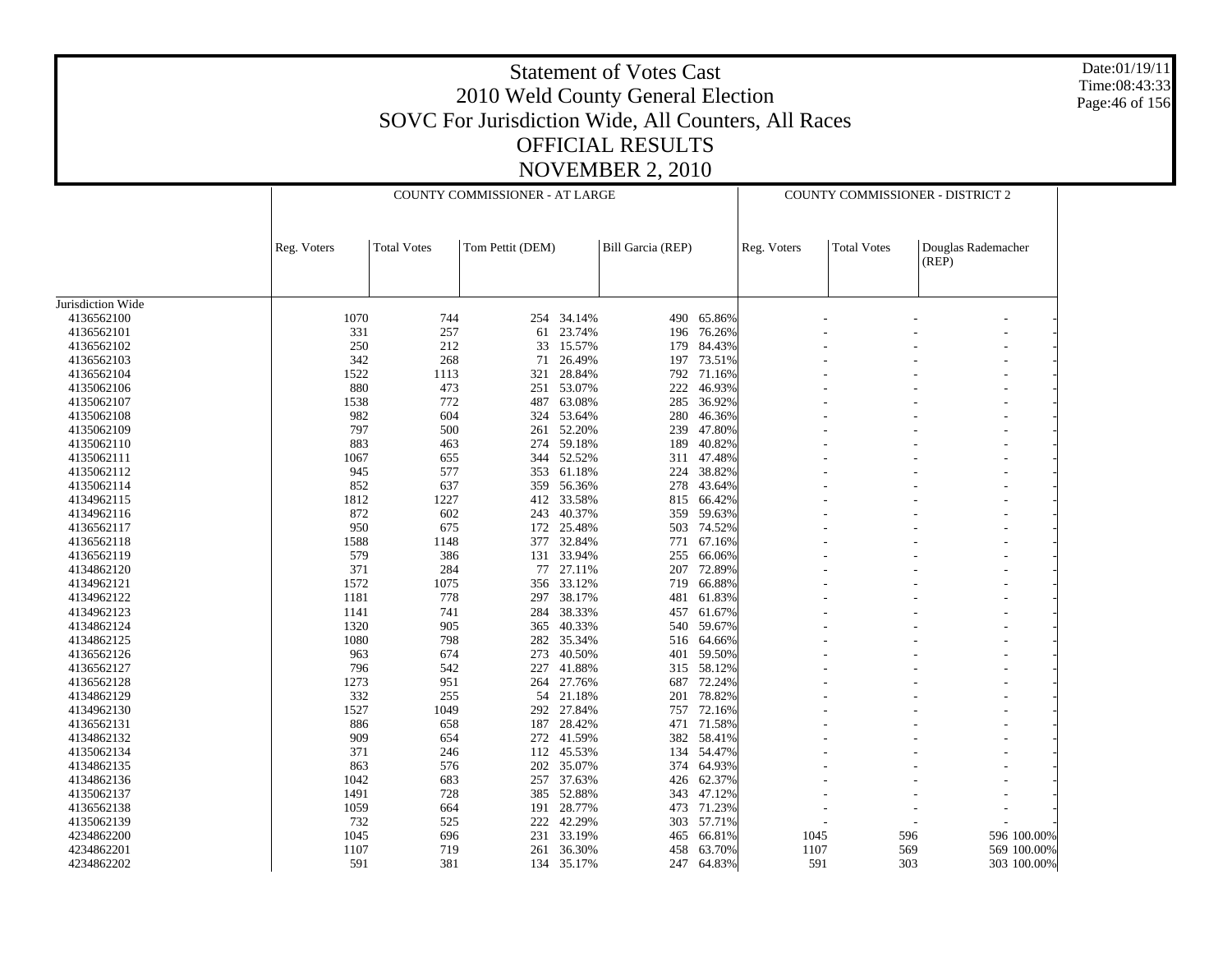# Statement of Votes Cast
## 2010 Weld County General Election
## SOVC For Jurisdiction Wide, All Counters, All Races
## OFFICIAL RESULTS
## NOVEMBER 2, 2010

Date:01/19/11
Time:08:43:33

| | COUNTY COMMISSIONER - AT LARGE | | | | | | COUNTY COMMISSIONER - DISTRICT 2 | | | |
|---|---|---|---|---|---|---|---|---|---|---|
| | Reg. Voters | Total Votes | Tom Pettit (DEM) | | Bill Garcia (REP) | | Reg. Voters | Total Votes | Douglas Rademacher (REP) | |
| Jurisdiction Wide | | | | | | | | | | |
| 4136562100 | 1070 | 744 | 254 | 34.14% | 490 | 65.86% | - | - | - | - |
| 4136562101 | 331 | 257 | 61 | 23.74% | 196 | 76.26% | - | - | - | - |
| 4136562102 | 250 | 212 | 33 | 15.57% | 179 | 84.43% | - | - | - | - |
| 4136562103 | 342 | 268 | 71 | 26.49% | 197 | 73.51% | - | - | - | - |
| 4136562104 | 1522 | 1113 | 321 | 28.84% | 792 | 71.16% | - | - | - | - |
| 4135062106 | 880 | 473 | 251 | 53.07% | 222 | 46.93% | - | - | - | - |
| 4135062107 | 1538 | 772 | 487 | 63.08% | 285 | 36.92% | - | - | - | - |
| 4135062108 | 982 | 604 | 324 | 53.64% | 280 | 46.36% | - | - | - | - |
| 4135062109 | 797 | 500 | 261 | 52.20% | 239 | 47.80% | - | - | - | - |
| 4135062110 | 883 | 463 | 274 | 59.18% | 189 | 40.82% | - | - | - | - |
| 4135062111 | 1067 | 655 | 344 | 52.52% | 311 | 47.48% | - | - | - | - |
| 4135062112 | 945 | 577 | 353 | 61.18% | 224 | 38.82% | - | - | - | - |
| 4135062114 | 852 | 637 | 359 | 56.36% | 278 | 43.64% | - | - | - | - |
| 4134962115 | 1812 | 1227 | 412 | 33.58% | 815 | 66.42% | - | - | - | - |
| 4134962116 | 872 | 602 | 243 | 40.37% | 359 | 59.63% | - | - | - | - |
| 4136562117 | 950 | 675 | 172 | 25.48% | 503 | 74.52% | - | - | - | - |
| 4136562118 | 1588 | 1148 | 377 | 32.84% | 771 | 67.16% | - | - | - | - |
| 4136562119 | 579 | 386 | 131 | 33.94% | 255 | 66.06% | - | - | - | - |
| 4134862120 | 371 | 284 | 77 | 27.11% | 207 | 72.89% | - | - | - | - |
| 4134962121 | 1572 | 1075 | 356 | 33.12% | 719 | 66.88% | - | - | - | - |
| 4134962122 | 1181 | 778 | 297 | 38.17% | 481 | 61.83% | - | - | - | - |
| 4134962123 | 1141 | 741 | 284 | 38.33% | 457 | 61.67% | - | - | - | - |
| 4134862124 | 1320 | 905 | 365 | 40.33% | 540 | 59.67% | - | - | - | - |
| 4134862125 | 1080 | 798 | 282 | 35.34% | 516 | 64.66% | - | - | - | - |
| 4136562126 | 963 | 674 | 273 | 40.50% | 401 | 59.50% | - | - | - | - |
| 4136562127 | 796 | 542 | 227 | 41.88% | 315 | 58.12% | - | - | - | - |
| 4136562128 | 1273 | 951 | 264 | 27.76% | 687 | 72.24% | - | - | - | - |
| 4134862129 | 332 | 255 | 54 | 21.18% | 201 | 78.82% | - | - | - | - |
| 4134962130 | 1527 | 1049 | 292 | 27.84% | 757 | 72.16% | - | - | - | - |
| 4136562131 | 886 | 658 | 187 | 28.42% | 471 | 71.58% | - | - | - | - |
| 4134862132 | 909 | 654 | 272 | 41.59% | 382 | 58.41% | - | - | - | - |
| 4135062134 | 371 | 246 | 112 | 45.53% | 134 | 54.47% | - | - | - | - |
| 4134862135 | 863 | 576 | 202 | 35.07% | 374 | 64.93% | - | - | - | - |
| 4134862136 | 1042 | 683 | 257 | 37.63% | 426 | 62.37% | - | - | - | - |
| 4135062137 | 1491 | 728 | 385 | 52.88% | 343 | 47.12% | - | - | - | - |
| 4136562138 | 1059 | 664 | 191 | 28.77% | 473 | 71.23% | - | - | - | - |
| 4135062139 | 732 | 525 | 222 | 42.29% | 303 | 57.71% | - | - | - | - |
| 4234862200 | 1045 | 696 | 231 | 33.19% | 465 | 66.81% | 1045 | 596 | 596 | 100.00% |
| 4234862201 | 1107 | 719 | 261 | 36.30% | 458 | 63.70% | 1107 | 569 | 569 | 100.00% |
| 4234862202 | 591 | 381 | 134 | 35.17% | 247 | 64.83% | 591 | 303 | 303 | 100.00% |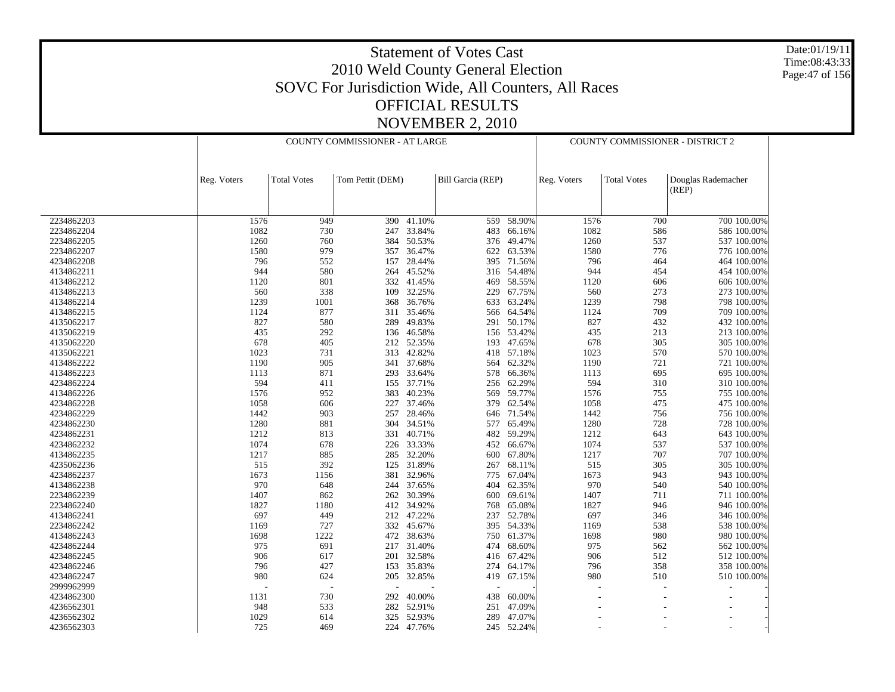# Statement of Votes Cast
## 2010 Weld County General Election
## SOVC For Jurisdiction Wide, All Counters, All Races
## OFFICIAL RESULTS
## NOVEMBER 2, 2010

Date:01/19/11
Time:08:43:33

| | COUNTY COMMISSIONER - AT LARGE | | | | | | COUNTY COMMISSIONER - DISTRICT 2 | | | |
|---|---|---|---|---|---|---|---|---|---|---|
| | Reg. Voters | Total Votes | Tom Pettit (DEM) | | Bill Garcia (REP) | | Reg. Voters | Total Votes | Douglas Rademacher (REP) | |
| 2234862203 | 1576 | 949 | 390 | 41.10% | 559 | 58.90% | 1576 | 700 | 700 | 100.00% |
| 2234862204 | 1082 | 730 | 247 | 33.84% | 483 | 66.16% | 1082 | 586 | 586 | 100.00% |
| 2234862205 | 1260 | 760 | 384 | 50.53% | 376 | 49.47% | 1260 | 537 | 537 | 100.00% |
| 2234862207 | 1580 | 979 | 357 | 36.47% | 622 | 63.53% | 1580 | 776 | 776 | 100.00% |
| 4234862208 | 796 | 552 | 157 | 28.44% | 395 | 71.56% | 796 | 464 | 464 | 100.00% |
| 4134862211 | 944 | 580 | 264 | 45.52% | 316 | 54.48% | 944 | 454 | 454 | 100.00% |
| 4134862212 | 1120 | 801 | 332 | 41.45% | 469 | 58.55% | 1120 | 606 | 606 | 100.00% |
| 4134862213 | 560 | 338 | 109 | 32.25% | 229 | 67.75% | 560 | 273 | 273 | 100.00% |
| 4134862214 | 1239 | 1001 | 368 | 36.76% | 633 | 63.24% | 1239 | 798 | 798 | 100.00% |
| 4134862215 | 1124 | 877 | 311 | 35.46% | 566 | 64.54% | 1124 | 709 | 709 | 100.00% |
| 4135062217 | 827 | 580 | 289 | 49.83% | 291 | 50.17% | 827 | 432 | 432 | 100.00% |
| 4135062219 | 435 | 292 | 136 | 46.58% | 156 | 53.42% | 435 | 213 | 213 | 100.00% |
| 4135062220 | 678 | 405 | 212 | 52.35% | 193 | 47.65% | 678 | 305 | 305 | 100.00% |
| 4135062221 | 1023 | 731 | 313 | 42.82% | 418 | 57.18% | 1023 | 570 | 570 | 100.00% |
| 4134862222 | 1190 | 905 | 341 | 37.68% | 564 | 62.32% | 1190 | 721 | 721 | 100.00% |
| 4134862223 | 1113 | 871 | 293 | 33.64% | 578 | 66.36% | 1113 | 695 | 695 | 100.00% |
| 4234862224 | 594 | 411 | 155 | 37.71% | 256 | 62.29% | 594 | 310 | 310 | 100.00% |
| 4134862226 | 1576 | 952 | 383 | 40.23% | 569 | 59.77% | 1576 | 755 | 755 | 100.00% |
| 4234862228 | 1058 | 606 | 227 | 37.46% | 379 | 62.54% | 1058 | 475 | 475 | 100.00% |
| 4234862229 | 1442 | 903 | 257 | 28.46% | 646 | 71.54% | 1442 | 756 | 756 | 100.00% |
| 4234862230 | 1280 | 881 | 304 | 34.51% | 577 | 65.49% | 1280 | 728 | 728 | 100.00% |
| 4234862231 | 1212 | 813 | 331 | 40.71% | 482 | 59.29% | 1212 | 643 | 643 | 100.00% |
| 4234862232 | 1074 | 678 | 226 | 33.33% | 452 | 66.67% | 1074 | 537 | 537 | 100.00% |
| 4134862235 | 1217 | 885 | 285 | 32.20% | 600 | 67.80% | 1217 | 707 | 707 | 100.00% |
| 4235062236 | 515 | 392 | 125 | 31.89% | 267 | 68.11% | 515 | 305 | 305 | 100.00% |
| 4234862237 | 1673 | 1156 | 381 | 32.96% | 775 | 67.04% | 1673 | 943 | 943 | 100.00% |
| 4134862238 | 970 | 648 | 244 | 37.65% | 404 | 62.35% | 970 | 540 | 540 | 100.00% |
| 2234862239 | 1407 | 862 | 262 | 30.39% | 600 | 69.61% | 1407 | 711 | 711 | 100.00% |
| 2234862240 | 1827 | 1180 | 412 | 34.92% | 768 | 65.08% | 1827 | 946 | 946 | 100.00% |
| 4134862241 | 697 | 449 | 212 | 47.22% | 237 | 52.78% | 697 | 346 | 346 | 100.00% |
| 2234862242 | 1169 | 727 | 332 | 45.67% | 395 | 54.33% | 1169 | 538 | 538 | 100.00% |
| 4134862243 | 1698 | 1222 | 472 | 38.63% | 750 | 61.37% | 1698 | 980 | 980 | 100.00% |
| 4234862244 | 975 | 691 | 217 | 31.40% | 474 | 68.60% | 975 | 562 | 562 | 100.00% |
| 4234862245 | 906 | 617 | 201 | 32.58% | 416 | 67.42% | 906 | 512 | 512 | 100.00% |
| 4234862246 | 796 | 427 | 153 | 35.83% | 274 | 64.17% | 796 | 358 | 358 | 100.00% |
| 4234862247 | 980 | 624 | 205 | 32.85% | 419 | 67.15% | 980 | 510 | 510 | 100.00% |
| 2999962999 | - | - | - | - | - | - | - | - | - | - |
| 4234862300 | 1131 | 730 | 292 | 40.00% | 438 | 60.00% | - | - | - | - |
| 4236562301 | 948 | 533 | 282 | 52.91% | 251 | 47.09% | - | - | - | - |
| 4236562302 | 1029 | 614 | 325 | 52.93% | 289 | 47.07% | - | - | - | - |
| 4236562303 | 725 | 469 | 224 | 47.76% | 245 | 52.24% | - | - | - | - |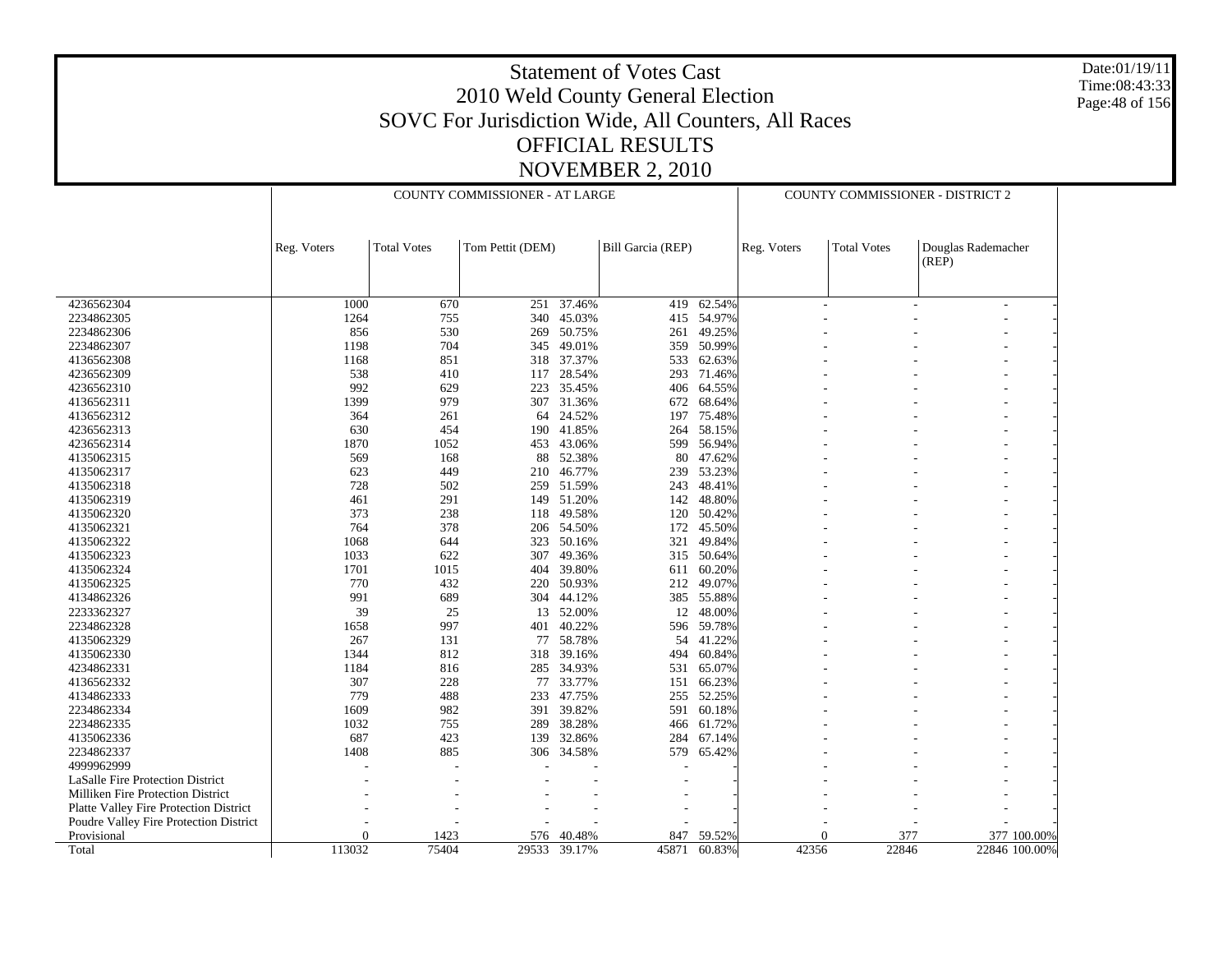# Statement of Votes Cast
# 2010 Weld County General Election
## SOVC For Jurisdiction Wide, All Counters, All Races
## OFFICIAL RESULTS
## NOVEMBER 2, 2010

| | COUNTY COMMISSIONER - AT LARGE | | | | | | COUNTY COMMISSIONER - DISTRICT 2 | | | |
|---|---|---|---|---|---|---|---|---|---|---|
| | Reg. Voters | Total Votes | Tom Pettit (DEM) | | Bill Garcia (REP) | | Reg. Voters | Total Votes | Douglas Rademacher (REP) | |
| 4236562304 | 1000 | 670 | 251 | 37.46% | 419 | 62.54% | - | - | - | - |
| 2234862305 | 1264 | 755 | 340 | 45.03% | 415 | 54.97% | - | - | - | - |
| 2234862306 | 856 | 530 | 269 | 50.75% | 261 | 49.25% | - | - | - | - |
| 2234862307 | 1198 | 704 | 345 | 49.01% | 359 | 50.99% | - | - | - | - |
| 4136562308 | 1168 | 851 | 318 | 37.37% | 533 | 62.63% | - | - | - | - |
| 4236562309 | 538 | 410 | 117 | 28.54% | 293 | 71.46% | - | - | - | - |
| 4236562310 | 992 | 629 | 223 | 35.45% | 406 | 64.55% | - | - | - | - |
| 4136562311 | 1399 | 979 | 307 | 31.36% | 672 | 68.64% | - | - | - | - |
| 4136562312 | 364 | 261 | 64 | 24.52% | 197 | 75.48% | - | - | - | - |
| 4236562313 | 630 | 454 | 190 | 41.85% | 264 | 58.15% | - | - | - | - |
| 4236562314 | 1870 | 1052 | 453 | 43.06% | 599 | 56.94% | - | - | - | - |
| 4135062315 | 569 | 168 | 88 | 52.38% | 80 | 47.62% | - | - | - | - |
| 4135062317 | 623 | 449 | 210 | 46.77% | 239 | 53.23% | - | - | - | - |
| 4135062318 | 728 | 502 | 259 | 51.59% | 243 | 48.41% | - | - | - | - |
| 4135062319 | 461 | 291 | 149 | 51.20% | 142 | 48.80% | - | - | - | - |
| 4135062320 | 373 | 238 | 118 | 49.58% | 120 | 50.42% | - | - | - | - |
| 4135062321 | 764 | 378 | 206 | 54.50% | 172 | 45.50% | - | - | - | - |
| 4135062322 | 1068 | 644 | 323 | 50.16% | 321 | 49.84% | - | - | - | - |
| 4135062323 | 1033 | 622 | 307 | 49.36% | 315 | 50.64% | - | - | - | - |
| 4135062324 | 1701 | 1015 | 404 | 39.80% | 611 | 60.20% | - | - | - | - |
| 4135062325 | 770 | 432 | 220 | 50.93% | 212 | 49.07% | - | - | - | - |
| 4134862326 | 991 | 689 | 304 | 44.12% | 385 | 55.88% | - | - | - | - |
| 2233362327 | 39 | 25 | 13 | 52.00% | 12 | 48.00% | - | - | - | - |
| 2234862328 | 1658 | 997 | 401 | 40.22% | 596 | 59.78% | - | - | - | - |
| 4135062329 | 267 | 131 | 77 | 58.78% | 54 | 41.22% | - | - | - | - |
| 4135062330 | 1344 | 812 | 318 | 39.16% | 494 | 60.84% | - | - | - | - |
| 4234862331 | 1184 | 816 | 285 | 34.93% | 531 | 65.07% | - | - | - | - |
| 4136562332 | 307 | 228 | 77 | 33.77% | 151 | 66.23% | - | - | - | - |
| 4134862333 | 779 | 488 | 233 | 47.75% | 255 | 52.25% | - | - | - | - |
| 2234862334 | 1609 | 982 | 391 | 39.82% | 591 | 60.18% | - | - | - | - |
| 2234862335 | 1032 | 755 | 289 | 38.28% | 466 | 61.72% | - | - | - | - |
| 4135062336 | 687 | 423 | 139 | 32.86% | 284 | 67.14% | - | - | - | - |
| 2234862337 | 1408 | 885 | 306 | 34.58% | 579 | 65.42% | - | - | - | - |
| 4999962999 | - | - | - | - | - | - | - | - | - | - |
| LaSalle Fire Protection District | - | - | - | - | - | - | - | - | - | - |
| Milliken Fire Protection District | - | - | - | - | - | - | - | - | - | - |
| Platte Valley Fire Protection District | - | - | - | - | - | - | - | - | - | - |
| Poudre Valley Fire Protection District | - | - | - | - | - | - | - | - | - | - |
| Provisional | 0 | 1423 | 576 | 40.48% | 847 | 59.52% | 0 | 377 | 377 | 100.00% |
| Total | 113032 | 75404 | 29533 | 39.17% | 45871 | 60.83% | 42356 | 22846 | 22846 | 100.00% |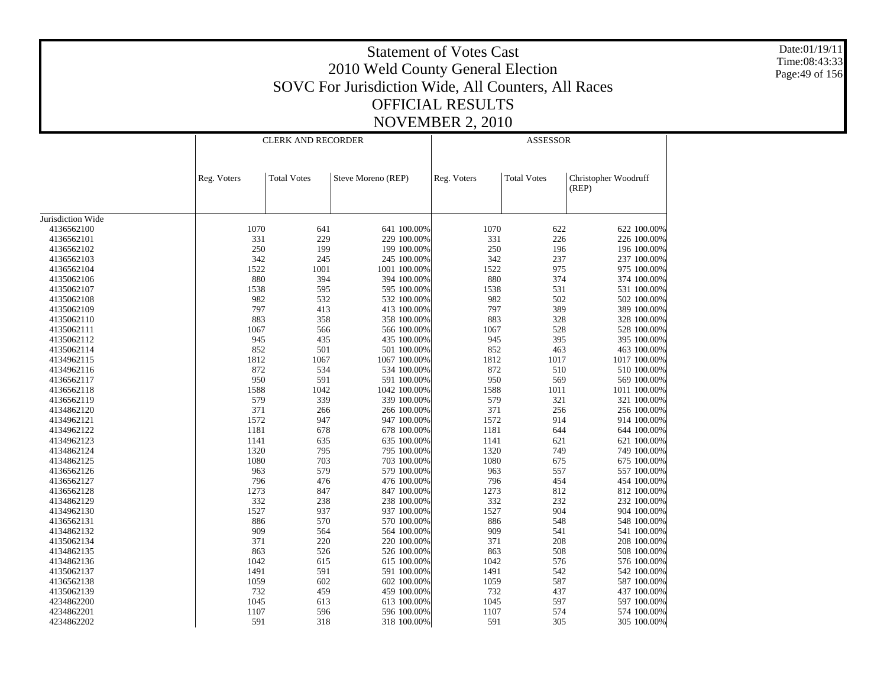# Statement of Votes Cast
## 2010 Weld County General Election
## SOVC For Jurisdiction Wide, All Counters, All Races
## OFFICIAL RESULTS
## NOVEMBER 2, 2010

Date:01/19/11
Time:08:43:33

| | CLERK AND RECORDER | | | | ASSESSOR | | | |
|---|---|---|---|---|---|---|---|---|
| | Reg. Voters | Total Votes | Steve Moreno (REP) | | Reg. Voters | Total Votes | Christopher Woodruff (REP) | |
| Jurisdiction Wide | | | | | | | | |
| 4136562100 | 1070 | 641 | 641 | 100.00% | 1070 | 622 | 622 | 100.00% |
| 4136562101 | 331 | 229 | 229 | 100.00% | 331 | 226 | 226 | 100.00% |
| 4136562102 | 250 | 199 | 199 | 100.00% | 250 | 196 | 196 | 100.00% |
| 4136562103 | 342 | 245 | 245 | 100.00% | 342 | 237 | 237 | 100.00% |
| 4136562104 | 1522 | 1001 | 1001 | 100.00% | 1522 | 975 | 975 | 100.00% |
| 4135062106 | 880 | 394 | 394 | 100.00% | 880 | 374 | 374 | 100.00% |
| 4135062107 | 1538 | 595 | 595 | 100.00% | 1538 | 531 | 531 | 100.00% |
| 4135062108 | 982 | 532 | 532 | 100.00% | 982 | 502 | 502 | 100.00% |
| 4135062109 | 797 | 413 | 413 | 100.00% | 797 | 389 | 389 | 100.00% |
| 4135062110 | 883 | 358 | 358 | 100.00% | 883 | 328 | 328 | 100.00% |
| 4135062111 | 1067 | 566 | 566 | 100.00% | 1067 | 528 | 528 | 100.00% |
| 4135062112 | 945 | 435 | 435 | 100.00% | 945 | 395 | 395 | 100.00% |
| 4135062114 | 852 | 501 | 501 | 100.00% | 852 | 463 | 463 | 100.00% |
| 4134962115 | 1812 | 1067 | 1067 | 100.00% | 1812 | 1017 | 1017 | 100.00% |
| 4134962116 | 872 | 534 | 534 | 100.00% | 872 | 510 | 510 | 100.00% |
| 4136562117 | 950 | 591 | 591 | 100.00% | 950 | 569 | 569 | 100.00% |
| 4136562118 | 1588 | 1042 | 1042 | 100.00% | 1588 | 1011 | 1011 | 100.00% |
| 4136562119 | 579 | 339 | 339 | 100.00% | 579 | 321 | 321 | 100.00% |
| 4134862120 | 371 | 266 | 266 | 100.00% | 371 | 256 | 256 | 100.00% |
| 4134962121 | 1572 | 947 | 947 | 100.00% | 1572 | 914 | 914 | 100.00% |
| 4134962122 | 1181 | 678 | 678 | 100.00% | 1181 | 644 | 644 | 100.00% |
| 4134962123 | 1141 | 635 | 635 | 100.00% | 1141 | 621 | 621 | 100.00% |
| 4134862124 | 1320 | 795 | 795 | 100.00% | 1320 | 749 | 749 | 100.00% |
| 4134862125 | 1080 | 703 | 703 | 100.00% | 1080 | 675 | 675 | 100.00% |
| 4136562126 | 963 | 579 | 579 | 100.00% | 963 | 557 | 557 | 100.00% |
| 4136562127 | 796 | 476 | 476 | 100.00% | 796 | 454 | 454 | 100.00% |
| 4136562128 | 1273 | 847 | 847 | 100.00% | 1273 | 812 | 812 | 100.00% |
| 4134862129 | 332 | 238 | 238 | 100.00% | 332 | 232 | 232 | 100.00% |
| 4134962130 | 1527 | 937 | 937 | 100.00% | 1527 | 904 | 904 | 100.00% |
| 4136562131 | 886 | 570 | 570 | 100.00% | 886 | 548 | 548 | 100.00% |
| 4134862132 | 909 | 564 | 564 | 100.00% | 909 | 541 | 541 | 100.00% |
| 4135062134 | 371 | 220 | 220 | 100.00% | 371 | 208 | 208 | 100.00% |
| 4134862135 | 863 | 526 | 526 | 100.00% | 863 | 508 | 508 | 100.00% |
| 4134862136 | 1042 | 615 | 615 | 100.00% | 1042 | 576 | 576 | 100.00% |
| 4135062137 | 1491 | 591 | 591 | 100.00% | 1491 | 542 | 542 | 100.00% |
| 4136562138 | 1059 | 602 | 602 | 100.00% | 1059 | 587 | 587 | 100.00% |
| 4135062139 | 732 | 459 | 459 | 100.00% | 732 | 437 | 437 | 100.00% |
| 4234862200 | 1045 | 613 | 613 | 100.00% | 1045 | 597 | 597 | 100.00% |
| 4234862201 | 1107 | 596 | 596 | 100.00% | 1107 | 574 | 574 | 100.00% |
| 4234862202 | 591 | 318 | 318 | 100.00% | 591 | 305 | 305 | 100.00% |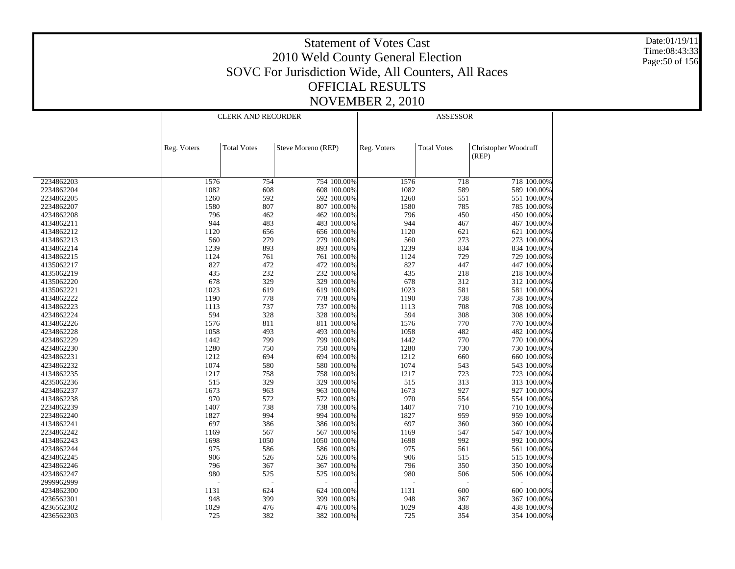# Statement of Votes Cast
## 2010 Weld County General Election
## SOVC For Jurisdiction Wide, All Counters, All Races
## OFFICIAL RESULTS
## NOVEMBER 2, 2010

Date:01/19/11
Time:08:43:33

| | CLERK AND RECORDER | | | | ASSESSOR | | | |
|---|---|---|---|---|---|---|---|---|
| | Reg. Voters | Total Votes | Steve Moreno (REP) | | Reg. Voters | Total Votes | Christopher Woodruff (REP) | |
| 2234862203 | 1576 | 754 | 754 | 100.00% | 1576 | 718 | 718 | 100.00% |
| 2234862204 | 1082 | 608 | 608 | 100.00% | 1082 | 589 | 589 | 100.00% |
| 2234862205 | 1260 | 592 | 592 | 100.00% | 1260 | 551 | 551 | 100.00% |
| 2234862207 | 1580 | 807 | 807 | 100.00% | 1580 | 785 | 785 | 100.00% |
| 4234862208 | 796 | 462 | 462 | 100.00% | 796 | 450 | 450 | 100.00% |
| 4134862211 | 944 | 483 | 483 | 100.00% | 944 | 467 | 467 | 100.00% |
| 4134862212 | 1120 | 656 | 656 | 100.00% | 1120 | 621 | 621 | 100.00% |
| 4134862213 | 560 | 279 | 279 | 100.00% | 560 | 273 | 273 | 100.00% |
| 4134862214 | 1239 | 893 | 893 | 100.00% | 1239 | 834 | 834 | 100.00% |
| 4134862215 | 1124 | 761 | 761 | 100.00% | 1124 | 729 | 729 | 100.00% |
| 4135062217 | 827 | 472 | 472 | 100.00% | 827 | 447 | 447 | 100.00% |
| 4135062219 | 435 | 232 | 232 | 100.00% | 435 | 218 | 218 | 100.00% |
| 4135062220 | 678 | 329 | 329 | 100.00% | 678 | 312 | 312 | 100.00% |
| 4135062221 | 1023 | 619 | 619 | 100.00% | 1023 | 581 | 581 | 100.00% |
| 4134862222 | 1190 | 778 | 778 | 100.00% | 1190 | 738 | 738 | 100.00% |
| 4134862223 | 1113 | 737 | 737 | 100.00% | 1113 | 708 | 708 | 100.00% |
| 4234862224 | 594 | 328 | 328 | 100.00% | 594 | 308 | 308 | 100.00% |
| 4134862226 | 1576 | 811 | 811 | 100.00% | 1576 | 770 | 770 | 100.00% |
| 4234862228 | 1058 | 493 | 493 | 100.00% | 1058 | 482 | 482 | 100.00% |
| 4234862229 | 1442 | 799 | 799 | 100.00% | 1442 | 770 | 770 | 100.00% |
| 4234862230 | 1280 | 750 | 750 | 100.00% | 1280 | 730 | 730 | 100.00% |
| 4234862231 | 1212 | 694 | 694 | 100.00% | 1212 | 660 | 660 | 100.00% |
| 4234862232 | 1074 | 580 | 580 | 100.00% | 1074 | 543 | 543 | 100.00% |
| 4134862235 | 1217 | 758 | 758 | 100.00% | 1217 | 723 | 723 | 100.00% |
| 4235062236 | 515 | 329 | 329 | 100.00% | 515 | 313 | 313 | 100.00% |
| 4234862237 | 1673 | 963 | 963 | 100.00% | 1673 | 927 | 927 | 100.00% |
| 4134862238 | 970 | 572 | 572 | 100.00% | 970 | 554 | 554 | 100.00% |
| 2234862239 | 1407 | 738 | 738 | 100.00% | 1407 | 710 | 710 | 100.00% |
| 2234862240 | 1827 | 994 | 994 | 100.00% | 1827 | 959 | 959 | 100.00% |
| 4134862241 | 697 | 386 | 386 | 100.00% | 697 | 360 | 360 | 100.00% |
| 2234862242 | 1169 | 567 | 567 | 100.00% | 1169 | 547 | 547 | 100.00% |
| 4134862243 | 1698 | 1050 | 1050 | 100.00% | 1698 | 992 | 992 | 100.00% |
| 4234862244 | 975 | 586 | 586 | 100.00% | 975 | 561 | 561 | 100.00% |
| 4234862245 | 906 | 526 | 526 | 100.00% | 906 | 515 | 515 | 100.00% |
| 4234862246 | 796 | 367 | 367 | 100.00% | 796 | 350 | 350 | 100.00% |
| 4234862247 | 980 | 525 | 525 | 100.00% | 980 | 506 | 506 | 100.00% |
| 2999962999 | - | - | - | - | - | - | - | - |
| 4234862300 | 1131 | 624 | 624 | 100.00% | 1131 | 600 | 600 | 100.00% |
| 4236562301 | 948 | 399 | 399 | 100.00% | 948 | 367 | 367 | 100.00% |
| 4236562302 | 1029 | 476 | 476 | 100.00% | 1029 | 438 | 438 | 100.00% |
| 4236562303 | 725 | 382 | 382 | 100.00% | 725 | 354 | 354 | 100.00% |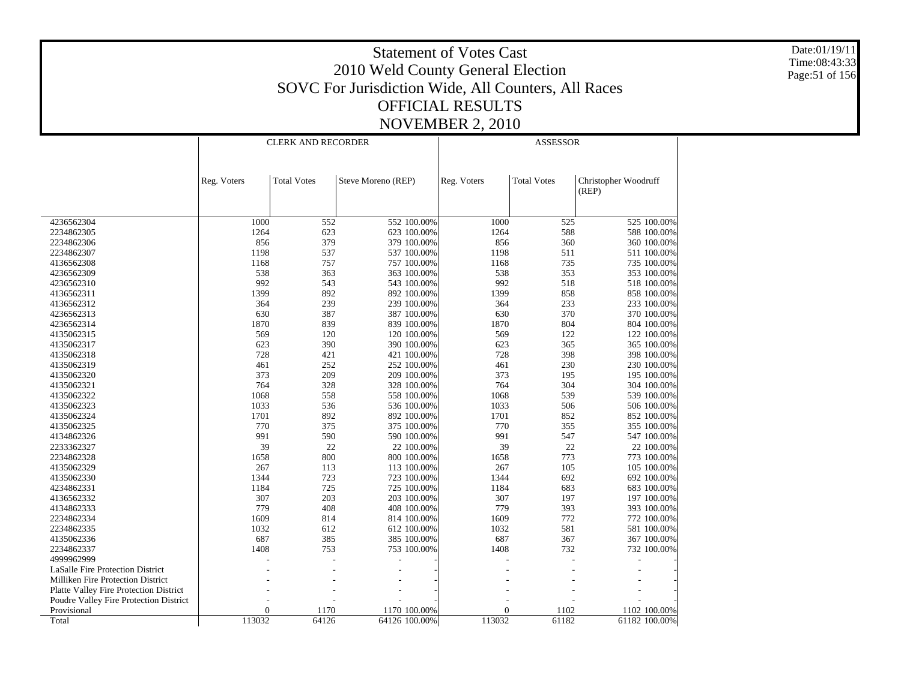# Statement of Votes Cast
# 2010 Weld County General Election
## SOVC For Jurisdiction Wide, All Counters, All Races
## OFFICIAL RESULTS
## NOVEMBER 2, 2010

Date:01/19/11
Time:08:43:33

| | CLERK AND RECORDER | | | | ASSESSOR | | | |
|---|---|---|---|---|---|---|---|---|
| | Reg. Voters | Total Votes | Steve Moreno (REP) | | Reg. Voters | Total Votes | Christopher Woodruff (REP) | |
| 4236562304 | 1000 | 552 | 552 | 100.00% | 1000 | 525 | 525 | 100.00% |
| 2234862305 | 1264 | 623 | 623 | 100.00% | 1264 | 588 | 588 | 100.00% |
| 2234862306 | 856 | 379 | 379 | 100.00% | 856 | 360 | 360 | 100.00% |
| 2234862307 | 1198 | 537 | 537 | 100.00% | 1198 | 511 | 511 | 100.00% |
| 4136562308 | 1168 | 757 | 757 | 100.00% | 1168 | 735 | 735 | 100.00% |
| 4236562309 | 538 | 363 | 363 | 100.00% | 538 | 353 | 353 | 100.00% |
| 4236562310 | 992 | 543 | 543 | 100.00% | 992 | 518 | 518 | 100.00% |
| 4136562311 | 1399 | 892 | 892 | 100.00% | 1399 | 858 | 858 | 100.00% |
| 4136562312 | 364 | 239 | 239 | 100.00% | 364 | 233 | 233 | 100.00% |
| 4236562313 | 630 | 387 | 387 | 100.00% | 630 | 370 | 370 | 100.00% |
| 4236562314 | 1870 | 839 | 839 | 100.00% | 1870 | 804 | 804 | 100.00% |
| 4135062315 | 569 | 120 | 120 | 100.00% | 569 | 122 | 122 | 100.00% |
| 4135062317 | 623 | 390 | 390 | 100.00% | 623 | 365 | 365 | 100.00% |
| 4135062318 | 728 | 421 | 421 | 100.00% | 728 | 398 | 398 | 100.00% |
| 4135062319 | 461 | 252 | 252 | 100.00% | 461 | 230 | 230 | 100.00% |
| 4135062320 | 373 | 209 | 209 | 100.00% | 373 | 195 | 195 | 100.00% |
| 4135062321 | 764 | 328 | 328 | 100.00% | 764 | 304 | 304 | 100.00% |
| 4135062322 | 1068 | 558 | 558 | 100.00% | 1068 | 539 | 539 | 100.00% |
| 4135062323 | 1033 | 536 | 536 | 100.00% | 1033 | 506 | 506 | 100.00% |
| 4135062324 | 1701 | 892 | 892 | 100.00% | 1701 | 852 | 852 | 100.00% |
| 4135062325 | 770 | 375 | 375 | 100.00% | 770 | 355 | 355 | 100.00% |
| 4134862326 | 991 | 590 | 590 | 100.00% | 991 | 547 | 547 | 100.00% |
| 2233362327 | 39 | 22 | 22 | 100.00% | 39 | 22 | 22 | 100.00% |
| 2234862328 | 1658 | 800 | 800 | 100.00% | 1658 | 773 | 773 | 100.00% |
| 4135062329 | 267 | 113 | 113 | 100.00% | 267 | 105 | 105 | 100.00% |
| 4135062330 | 1344 | 723 | 723 | 100.00% | 1344 | 692 | 692 | 100.00% |
| 4234862331 | 1184 | 725 | 725 | 100.00% | 1184 | 683 | 683 | 100.00% |
| 4136562332 | 307 | 203 | 203 | 100.00% | 307 | 197 | 197 | 100.00% |
| 4134862333 | 779 | 408 | 408 | 100.00% | 779 | 393 | 393 | 100.00% |
| 2234862334 | 1609 | 814 | 814 | 100.00% | 1609 | 772 | 772 | 100.00% |
| 2234862335 | 1032 | 612 | 612 | 100.00% | 1032 | 581 | 581 | 100.00% |
| 4135062336 | 687 | 385 | 385 | 100.00% | 687 | 367 | 367 | 100.00% |
| 2234862337 | 1408 | 753 | 753 | 100.00% | 1408 | 732 | 732 | 100.00% |
| 4999962999 | - | - | - | - | - | - | - | - |
| LaSalle Fire Protection District | - | - | - | - | - | - | - | - |
| Milliken Fire Protection District | - | - | - | - | - | - | - | - |
| Platte Valley Fire Protection District | - | - | - | - | - | - | - | - |
| Poudre Valley Fire Protection District | - | - | - | - | - | - | - | - |
| Provisional | 0 | 1170 | 1170 | 100.00% | 0 | 1102 | 1102 | 100.00% |
| Total | 113032 | 64126 | 64126 | 100.00% | 113032 | 61182 | 61182 | 100.00% |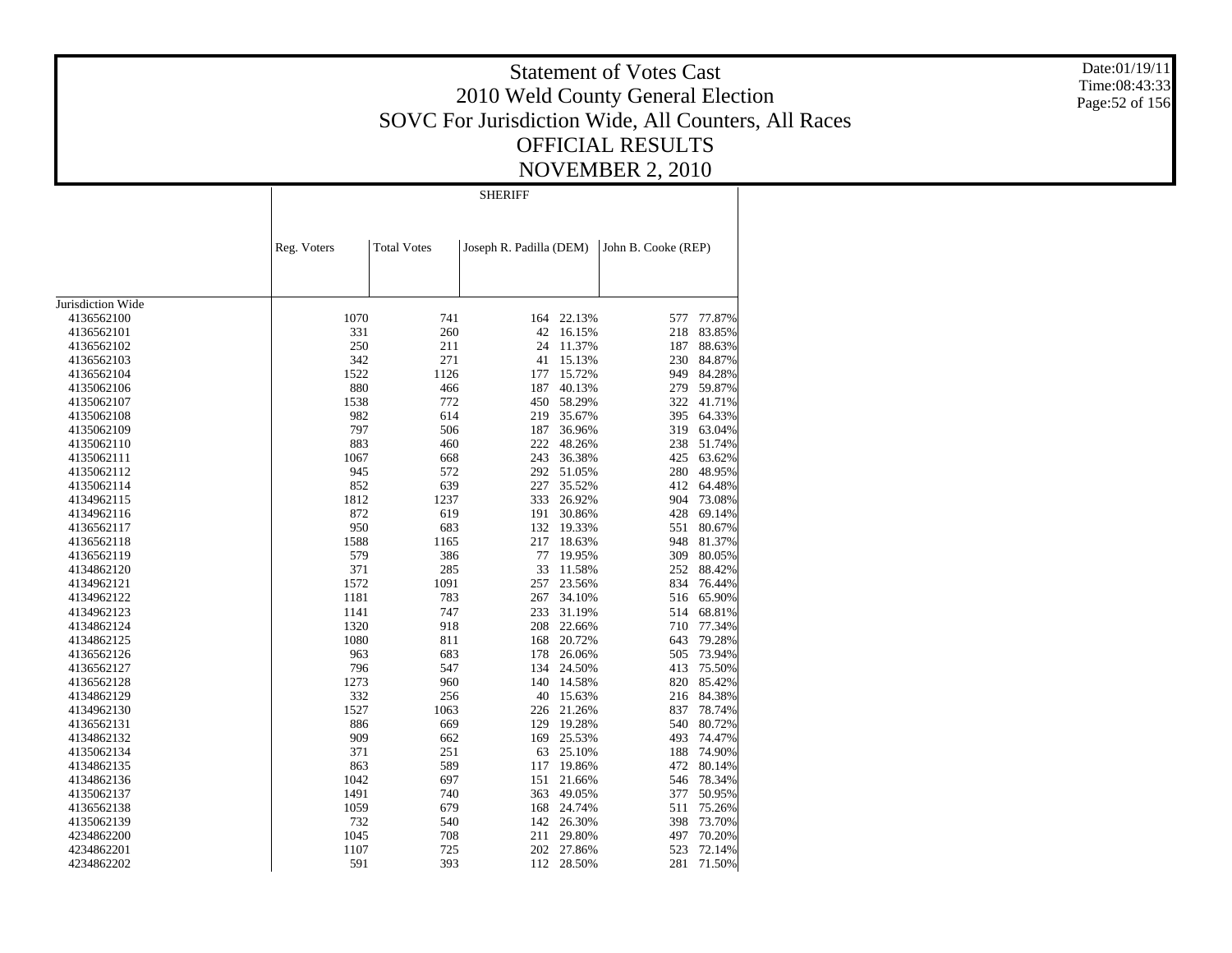# Statement of Votes Cast
# 2010 Weld County General Election
# SOVC For Jurisdiction Wide, All Counters, All Races
# OFFICIAL RESULTS
# NOVEMBER 2, 2010

Date:01/19/11
Time:08:43:33

| | SHERIFF | | | | | |
|---|---|---|---|---|---|---|
| | Reg. Voters | Total Votes | Joseph R. Padilla (DEM) | | John B. Cooke (REP) | |
| Jurisdiction Wide | | | | | | |
| 4136562100 | 1070 | 741 | 164 | 22.13% | 577 | 77.87% |
| 4136562101 | 331 | 260 | 42 | 16.15% | 218 | 83.85% |
| 4136562102 | 250 | 211 | 24 | 11.37% | 187 | 88.63% |
| 4136562103 | 342 | 271 | 41 | 15.13% | 230 | 84.87% |
| 4136562104 | 1522 | 1126 | 177 | 15.72% | 949 | 84.28% |
| 4135062106 | 880 | 466 | 187 | 40.13% | 279 | 59.87% |
| 4135062107 | 1538 | 772 | 450 | 58.29% | 322 | 41.71% |
| 4135062108 | 982 | 614 | 219 | 35.67% | 395 | 64.33% |
| 4135062109 | 797 | 506 | 187 | 36.96% | 319 | 63.04% |
| 4135062110 | 883 | 460 | 222 | 48.26% | 238 | 51.74% |
| 4135062111 | 1067 | 668 | 243 | 36.38% | 425 | 63.62% |
| 4135062112 | 945 | 572 | 292 | 51.05% | 280 | 48.95% |
| 4135062114 | 852 | 639 | 227 | 35.52% | 412 | 64.48% |
| 4134962115 | 1812 | 1237 | 333 | 26.92% | 904 | 73.08% |
| 4134962116 | 872 | 619 | 191 | 30.86% | 428 | 69.14% |
| 4136562117 | 950 | 683 | 132 | 19.33% | 551 | 80.67% |
| 4136562118 | 1588 | 1165 | 217 | 18.63% | 948 | 81.37% |
| 4136562119 | 579 | 386 | 77 | 19.95% | 309 | 80.05% |
| 4134862120 | 371 | 285 | 33 | 11.58% | 252 | 88.42% |
| 4134962121 | 1572 | 1091 | 257 | 23.56% | 834 | 76.44% |
| 4134962122 | 1181 | 783 | 267 | 34.10% | 516 | 65.90% |
| 4134962123 | 1141 | 747 | 233 | 31.19% | 514 | 68.81% |
| 4134962124 | 1320 | 918 | 208 | 22.66% | 710 | 77.34% |
| 4134862125 | 1080 | 811 | 168 | 20.72% | 643 | 79.28% |
| 4136562126 | 963 | 683 | 178 | 26.06% | 505 | 73.94% |
| 4136562127 | 796 | 547 | 134 | 24.50% | 413 | 75.50% |
| 4136562128 | 1273 | 960 | 140 | 14.58% | 820 | 85.42% |
| 4134862129 | 332 | 256 | 40 | 15.63% | 216 | 84.38% |
| 4134962130 | 1527 | 1063 | 226 | 21.26% | 837 | 78.74% |
| 4136562131 | 886 | 669 | 129 | 19.28% | 540 | 80.72% |
| 4134862132 | 909 | 662 | 169 | 25.53% | 493 | 74.47% |
| 4135062134 | 371 | 251 | 63 | 25.10% | 188 | 74.90% |
| 4134862135 | 863 | 589 | 117 | 19.86% | 472 | 80.14% |
| 4134862136 | 1042 | 697 | 151 | 21.66% | 546 | 78.34% |
| 4135062137 | 1491 | 740 | 363 | 49.05% | 377 | 50.95% |
| 4136562138 | 1059 | 679 | 168 | 24.74% | 511 | 75.26% |
| 4135062139 | 732 | 540 | 142 | 26.30% | 398 | 73.70% |
| 4234862200 | 1045 | 708 | 211 | 29.80% | 497 | 70.20% |
| 4234862201 | 1107 | 725 | 202 | 27.86% | 523 | 72.14% |
| 4234862202 | 591 | 393 | 112 | 28.50% | 281 | 71.50% |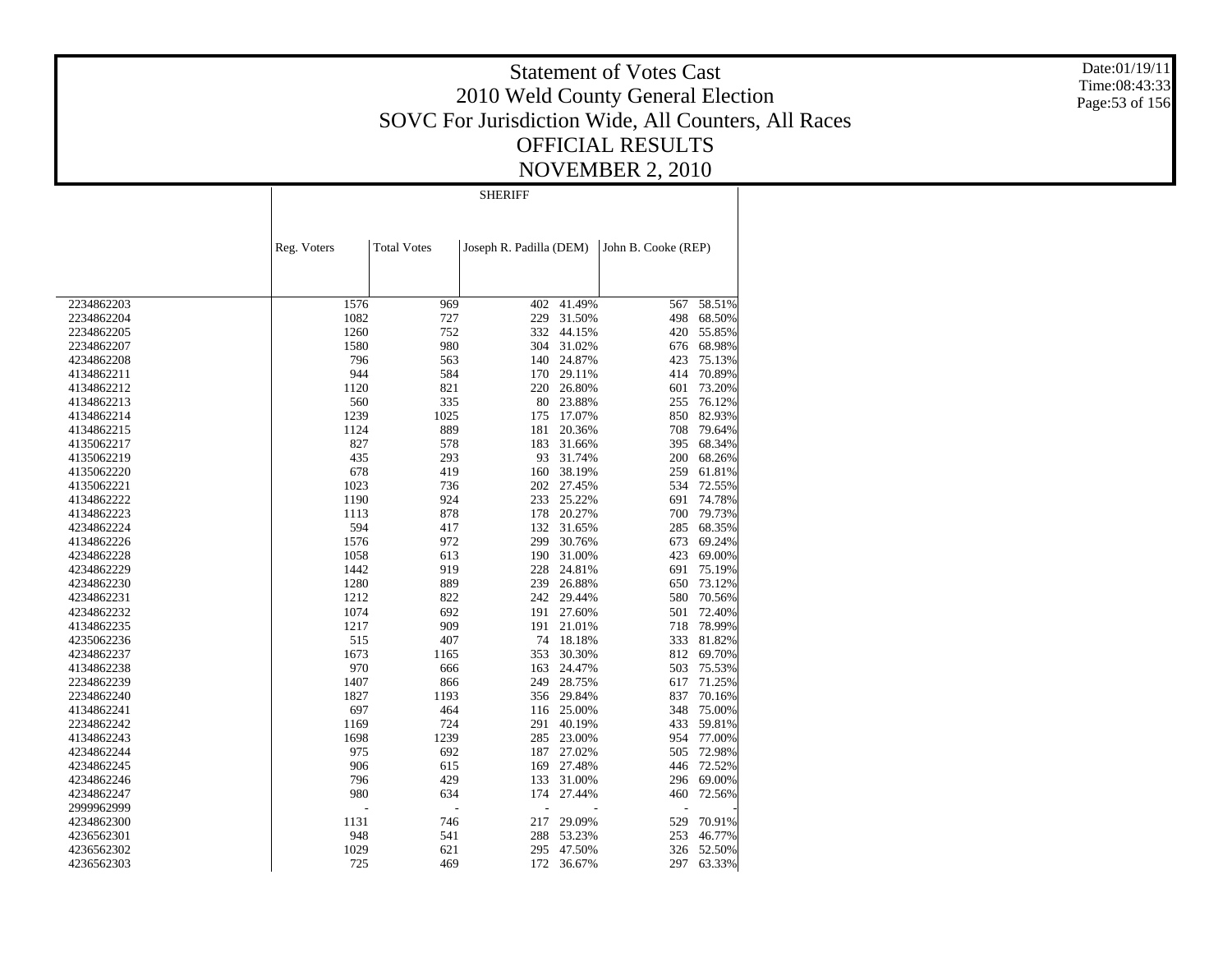# Statement of Votes Cast
## 2010 Weld County General Election
## SOVC For Jurisdiction Wide, All Counters, All Races
## OFFICIAL RESULTS
## NOVEMBER 2, 2010

Date:01/19/11
Time:08:43:33

| | SHERIFF | | | | | |
|---|---|---|---|---|---|---|
| | Reg. Voters | Total Votes | Joseph R. Padilla (DEM) | | John B. Cooke (REP) | |
| 2234862203 | 1576 | 969 | 402 | 41.49% | 567 | 58.51% |
| 2234862204 | 1082 | 727 | 229 | 31.50% | 498 | 68.50% |
| 2234862205 | 1260 | 752 | 332 | 44.15% | 420 | 55.85% |
| 2234862207 | 1580 | 980 | 304 | 31.02% | 676 | 68.98% |
| 4234862208 | 796 | 563 | 140 | 24.87% | 423 | 75.13% |
| 4134862211 | 944 | 584 | 170 | 29.11% | 414 | 70.89% |
| 4134862212 | 1120 | 821 | 220 | 26.80% | 601 | 73.20% |
| 4134862213 | 560 | 335 | 80 | 23.88% | 255 | 76.12% |
| 4134862214 | 1239 | 1025 | 175 | 17.07% | 850 | 82.93% |
| 4134862215 | 1124 | 889 | 181 | 20.36% | 708 | 79.64% |
| 4135062217 | 827 | 578 | 183 | 31.66% | 395 | 68.34% |
| 4135062219 | 435 | 293 | 93 | 31.74% | 200 | 68.26% |
| 4135062220 | 678 | 419 | 160 | 38.19% | 259 | 61.81% |
| 4135062221 | 1023 | 736 | 202 | 27.45% | 534 | 72.55% |
| 4134862222 | 1190 | 924 | 233 | 25.22% | 691 | 74.78% |
| 4134862223 | 1113 | 878 | 178 | 20.27% | 700 | 79.73% |
| 4234862224 | 594 | 417 | 132 | 31.65% | 285 | 68.35% |
| 4134862226 | 1576 | 972 | 299 | 30.76% | 673 | 69.24% |
| 4234862228 | 1058 | 613 | 190 | 31.00% | 423 | 69.00% |
| 4234862229 | 1442 | 919 | 228 | 24.81% | 691 | 75.19% |
| 4234862230 | 1280 | 889 | 239 | 26.88% | 650 | 73.12% |
| 4234862231 | 1212 | 822 | 242 | 29.44% | 580 | 70.56% |
| 4234862232 | 1074 | 692 | 191 | 27.60% | 501 | 72.40% |
| 4134862235 | 1217 | 909 | 191 | 21.01% | 718 | 78.99% |
| 4235062236 | 515 | 407 | 74 | 18.18% | 333 | 81.82% |
| 4234862237 | 1673 | 1165 | 353 | 30.30% | 812 | 69.70% |
| 4134862238 | 970 | 666 | 163 | 24.47% | 503 | 75.53% |
| 2234862239 | 1407 | 866 | 249 | 28.75% | 617 | 71.25% |
| 2234862240 | 1827 | 1193 | 356 | 29.84% | 837 | 70.16% |
| 4134862241 | 697 | 464 | 116 | 25.00% | 348 | 75.00% |
| 2234862242 | 1169 | 724 | 291 | 40.19% | 433 | 59.81% |
| 4134862243 | 1698 | 1239 | 285 | 23.00% | 954 | 77.00% |
| 4234862244 | 975 | 692 | 187 | 27.02% | 505 | 72.98% |
| 4234862245 | 906 | 615 | 169 | 27.48% | 446 | 72.52% |
| 4234862246 | 796 | 429 | 133 | 31.00% | 296 | 69.00% |
| 4234862247 | 980 | 634 | 174 | 27.44% | 460 | 72.56% |
| 2999962999 | - | - | - | - | - | - |
| 4234862300 | 1131 | 746 | 217 | 29.09% | 529 | 70.91% |
| 4236562301 | 948 | 541 | 288 | 53.23% | 253 | 46.77% |
| 4236562302 | 1029 | 621 | 295 | 47.50% | 326 | 52.50% |
| 4236562303 | 725 | 469 | 172 | 36.67% | 297 | 63.33% |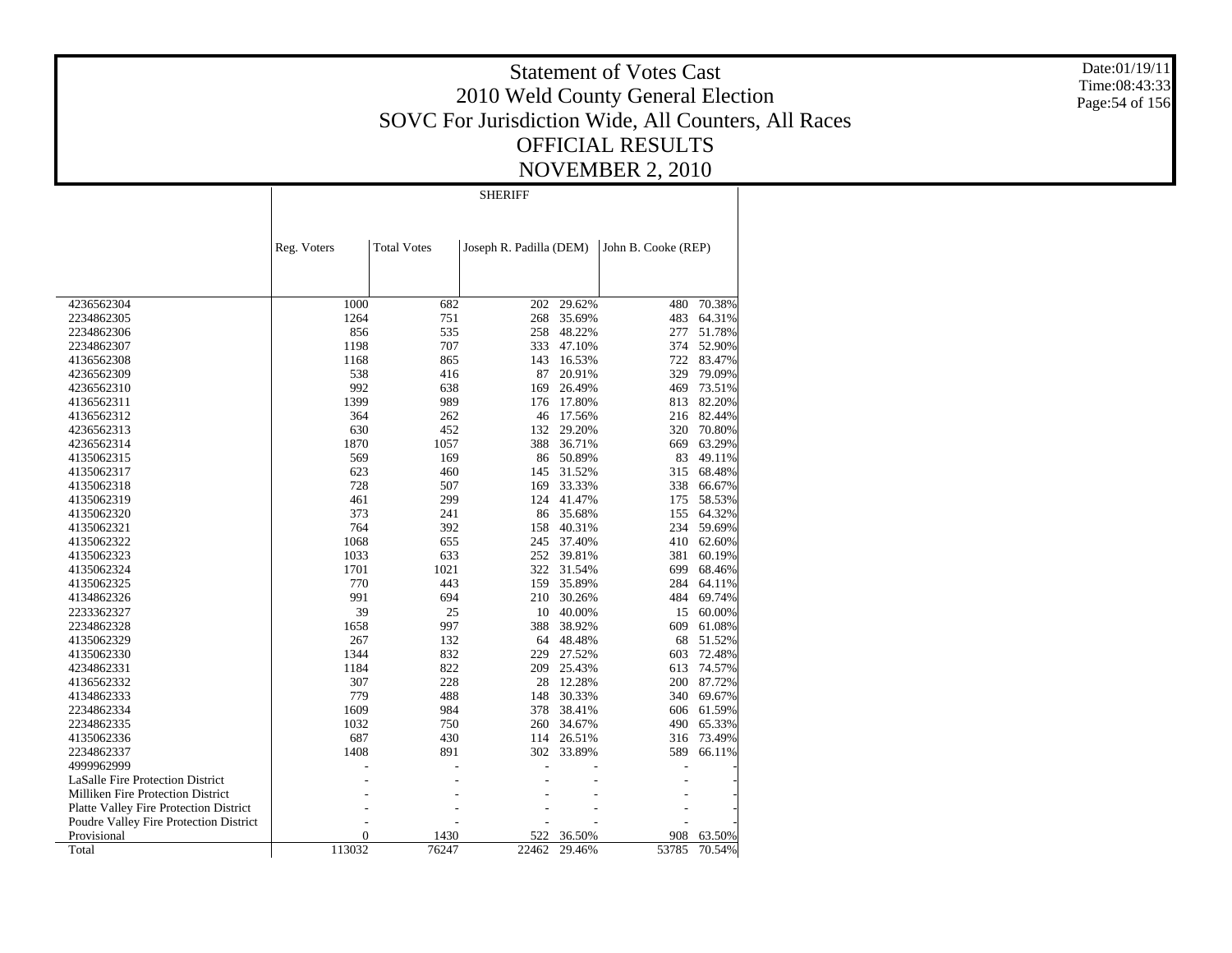# Statement of Votes Cast
## 2010 Weld County General Election
## SOVC For Jurisdiction Wide, All Counters, All Races
## OFFICIAL RESULTS
## NOVEMBER 2, 2010

Date:01/19/11
Time:08:43:33

SHERIFF

| | Reg. Voters | Total Votes | Joseph R. Padilla (DEM) | | John B. Cooke (REP) | |
|---|---|---|---|---|---|---|
| 4236562304 | 1000 | 682 | 202 | 29.62% | 480 | 70.38% |
| 2234862305 | 1264 | 751 | 268 | 35.69% | 483 | 64.31% |
| 2234862306 | 856 | 535 | 258 | 48.22% | 277 | 51.78% |
| 2234862307 | 1198 | 707 | 333 | 47.10% | 374 | 52.90% |
| 4136562308 | 1168 | 865 | 143 | 16.53% | 722 | 83.47% |
| 4236562309 | 538 | 416 | 87 | 20.91% | 329 | 79.09% |
| 4236562310 | 992 | 638 | 169 | 26.49% | 469 | 73.51% |
| 4136562311 | 1399 | 989 | 176 | 17.80% | 813 | 82.20% |
| 4136562312 | 364 | 262 | 46 | 17.56% | 216 | 82.44% |
| 4236562313 | 630 | 452 | 132 | 29.20% | 320 | 70.80% |
| 4236562314 | 1870 | 1057 | 388 | 36.71% | 669 | 63.29% |
| 4135062315 | 569 | 169 | 86 | 50.89% | 83 | 49.11% |
| 4135062317 | 623 | 460 | 145 | 31.52% | 315 | 68.48% |
| 4135062318 | 728 | 507 | 169 | 33.33% | 338 | 66.67% |
| 4135062319 | 461 | 299 | 124 | 41.47% | 175 | 58.53% |
| 4135062320 | 373 | 241 | 86 | 35.68% | 155 | 64.32% |
| 4135062321 | 764 | 392 | 158 | 40.31% | 234 | 59.69% |
| 4135062322 | 1068 | 655 | 245 | 37.40% | 410 | 62.60% |
| 4135062323 | 1033 | 633 | 252 | 39.81% | 381 | 60.19% |
| 4135062324 | 1701 | 1021 | 322 | 31.54% | 699 | 68.46% |
| 4135062325 | 770 | 443 | 159 | 35.89% | 284 | 64.11% |
| 4134862326 | 991 | 694 | 210 | 30.26% | 484 | 69.74% |
| 2233362327 | 39 | 25 | 10 | 40.00% | 15 | 60.00% |
| 2234862328 | 1658 | 997 | 388 | 38.92% | 609 | 61.08% |
| 4135062329 | 267 | 132 | 64 | 48.48% | 68 | 51.52% |
| 4135062330 | 1344 | 832 | 229 | 27.52% | 603 | 72.48% |
| 4234862331 | 1184 | 822 | 209 | 25.43% | 613 | 74.57% |
| 4136562332 | 307 | 228 | 28 | 12.28% | 200 | 87.72% |
| 4134862333 | 779 | 488 | 148 | 30.33% | 340 | 69.67% |
| 2234862334 | 1609 | 984 | 378 | 38.41% | 606 | 61.59% |
| 2234862335 | 1032 | 750 | 260 | 34.67% | 490 | 65.33% |
| 4135062336 | 687 | 430 | 114 | 26.51% | 316 | 73.49% |
| 2234862337 | 1408 | 891 | 302 | 33.89% | 589 | 66.11% |
| 4999962999 | - | - | - | - | - | - |
| LaSalle Fire Protection District | - | - | - | - | - | - |
| Milliken Fire Protection District | - | - | - | - | - | - |
| Platte Valley Fire Protection District | - | - | - | - | - | - |
| Poudre Valley Fire Protection District | - | - | - | - | - | - |
| Provisional | 0 | 1430 | 522 | 36.50% | 908 | 63.50% |
| Total | 113032 | 76247 | 22462 | 29.46% | 53785 | 70.54% |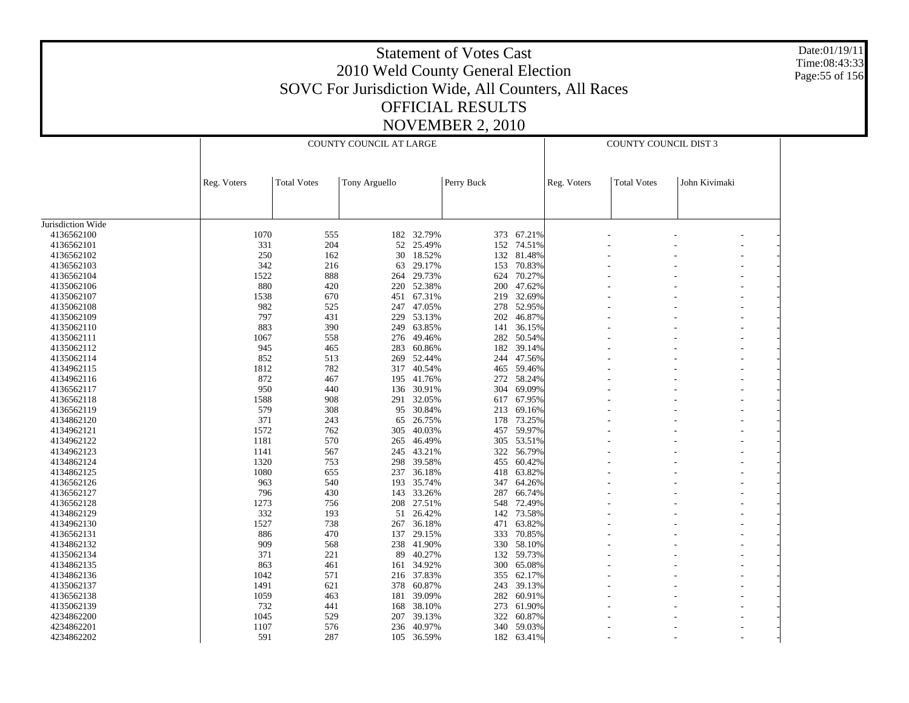# Statement of Votes Cast
## 2010 Weld County General Election
## SOVC For Jurisdiction Wide, All Counters, All Races
## OFFICIAL RESULTS
## NOVEMBER 2, 2010

| | COUNTY COUNCIL AT LARGE | | | | | | COUNTY COUNCIL DIST 3 | | | |
|---|---|---|---|---|---|---|---|---|---|---|
| | Reg. Voters | Total Votes | Tony Arguello | | Perry Buck | | Reg. Voters | Total Votes | John Kivimaki | |
| Jurisdiction Wide | | | | | | | | | | |
| 4136562100 | 1070 | 555 | 182 | 32.79% | 373 | 67.21% | - | - | - | - |
| 4136562101 | 331 | 204 | 52 | 25.49% | 152 | 74.51% | - | - | - | - |
| 4136562102 | 250 | 162 | 30 | 18.52% | 132 | 81.48% | - | - | - | - |
| 4136562103 | 342 | 216 | 63 | 29.17% | 153 | 70.83% | - | - | - | - |
| 4136562104 | 1522 | 888 | 264 | 29.73% | 624 | 70.27% | - | - | - | - |
| 4135062106 | 880 | 420 | 220 | 52.38% | 200 | 47.62% | - | - | - | - |
| 4135062107 | 1538 | 670 | 451 | 67.31% | 219 | 32.69% | - | - | - | - |
| 4135062108 | 982 | 525 | 247 | 47.05% | 278 | 52.95% | - | - | - | - |
| 4135062109 | 797 | 431 | 229 | 53.13% | 202 | 46.87% | - | - | - | - |
| 4135062110 | 883 | 390 | 249 | 63.85% | 141 | 36.15% | - | - | - | - |
| 4135062111 | 1067 | 558 | 276 | 49.46% | 282 | 50.54% | - | - | - | - |
| 4135062112 | 945 | 465 | 283 | 60.86% | 182 | 39.14% | - | - | - | - |
| 4135062114 | 852 | 513 | 269 | 52.44% | 244 | 47.56% | - | - | - | - |
| 4134962115 | 1812 | 782 | 317 | 40.54% | 465 | 59.46% | - | - | - | - |
| 4134962116 | 872 | 467 | 195 | 41.76% | 272 | 58.24% | - | - | - | - |
| 4136562117 | 950 | 440 | 136 | 30.91% | 304 | 69.09% | - | - | - | - |
| 4136562118 | 1588 | 908 | 291 | 32.05% | 617 | 67.95% | - | - | - | - |
| 4136562119 | 579 | 308 | 95 | 30.84% | 213 | 69.16% | - | - | - | - |
| 4134862120 | 371 | 243 | 65 | 26.75% | 178 | 73.25% | - | - | - | - |
| 4134962121 | 1572 | 762 | 305 | 40.03% | 457 | 59.97% | - | - | - | - |
| 4134962122 | 1181 | 570 | 265 | 46.49% | 305 | 53.51% | - | - | - | - |
| 4134962123 | 1141 | 567 | 245 | 43.21% | 322 | 56.79% | - | - | - | - |
| 4134862124 | 1320 | 753 | 298 | 39.58% | 455 | 60.42% | - | - | - | - |
| 4134862125 | 1080 | 655 | 237 | 36.18% | 418 | 63.82% | - | - | - | - |
| 4136562126 | 963 | 540 | 193 | 35.74% | 347 | 64.26% | - | - | - | - |
| 4136562127 | 796 | 430 | 143 | 33.26% | 287 | 66.74% | - | - | - | - |
| 4136562128 | 1273 | 756 | 208 | 27.51% | 548 | 72.49% | - | - | - | - |
| 4134862129 | 332 | 193 | 51 | 26.42% | 142 | 73.58% | - | - | - | - |
| 4134962130 | 1527 | 738 | 267 | 36.18% | 471 | 63.82% | - | - | - | - |
| 4136562131 | 886 | 470 | 137 | 29.15% | 333 | 70.85% | - | - | - | - |
| 4134862132 | 909 | 568 | 238 | 41.90% | 330 | 58.10% | - | - | - | - |
| 4135062134 | 371 | 221 | 89 | 40.27% | 132 | 59.73% | - | - | - | - |
| 4134862135 | 863 | 461 | 161 | 34.92% | 300 | 65.08% | - | - | - | - |
| 4134862136 | 1042 | 571 | 216 | 37.83% | 355 | 62.17% | - | - | - | - |
| 4135062137 | 1491 | 621 | 378 | 60.87% | 243 | 39.13% | - | - | - | - |
| 4136562138 | 1059 | 463 | 181 | 39.09% | 282 | 60.91% | - | - | - | - |
| 4135062139 | 732 | 441 | 168 | 38.10% | 273 | 61.90% | - | - | - | - |
| 4234862200 | 1045 | 529 | 207 | 39.13% | 322 | 60.87% | - | - | - | - |
| 4234862201 | 1107 | 576 | 236 | 40.97% | 340 | 59.03% | - | - | - | - |
| 4234862202 | 591 | 287 | 105 | 36.59% | 182 | 63.41% | - | - | - | - |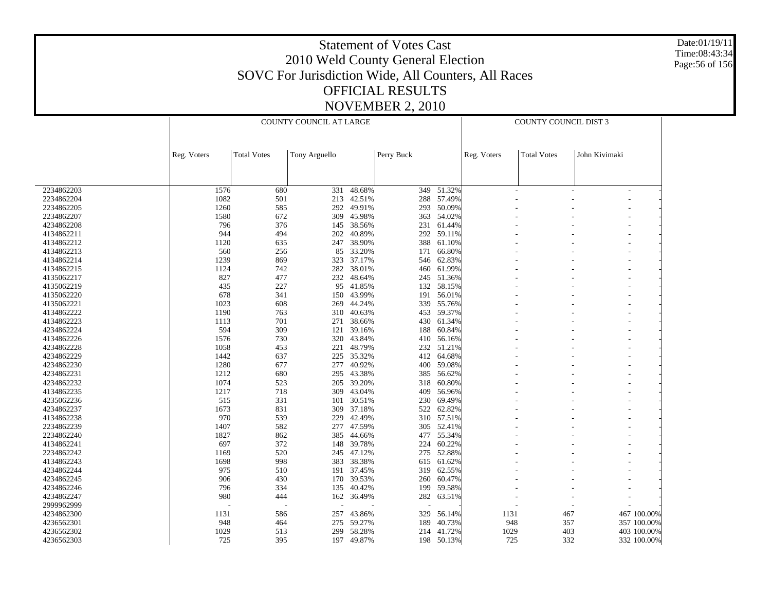# Statement of Votes Cast
# 2010 Weld County General Election
## SOVC For Jurisdiction Wide, All Counters, All Races
## OFFICIAL RESULTS
## NOVEMBER 2, 2010

Date:01/19/11
Time:08:43:34

| | COUNTY COUNCIL AT LARGE | | | | | | COUNTY COUNCIL DIST 3 | | | |
|---|---|---|---|---|---|---|---|---|---|---|
| | Reg. Voters | Total Votes | Tony Arguello | | Perry Buck | | Reg. Voters | Total Votes | John Kivimaki | |
| 2234862203 | 1576 | 680 | 331 | 48.68% | 349 | 51.32% | - | - | - | - |
| 2234862204 | 1082 | 501 | 213 | 42.51% | 288 | 57.49% | - | - | - | - |
| 2234862205 | 1260 | 585 | 292 | 49.91% | 293 | 50.09% | - | - | - | - |
| 2234862207 | 1580 | 672 | 309 | 45.98% | 363 | 54.02% | - | - | - | - |
| 4234862208 | 796 | 376 | 145 | 38.56% | 231 | 61.44% | - | - | - | - |
| 4134862211 | 944 | 494 | 202 | 40.89% | 292 | 59.11% | - | - | - | - |
| 4134862212 | 1120 | 635 | 247 | 38.90% | 388 | 61.10% | - | - | - | - |
| 4134862213 | 560 | 256 | 85 | 33.20% | 171 | 66.80% | - | - | - | - |
| 4134862214 | 1239 | 869 | 323 | 37.17% | 546 | 62.83% | - | - | - | - |
| 4134862215 | 1124 | 742 | 282 | 38.01% | 460 | 61.99% | - | - | - | - |
| 4135062217 | 827 | 477 | 232 | 48.64% | 245 | 51.36% | - | - | - | - |
| 4135062219 | 435 | 227 | 95 | 41.85% | 132 | 58.15% | - | - | - | - |
| 4135062220 | 678 | 341 | 150 | 43.99% | 191 | 56.01% | - | - | - | - |
| 4135062221 | 1023 | 608 | 269 | 44.24% | 339 | 55.76% | - | - | - | - |
| 4134862222 | 1190 | 763 | 310 | 40.63% | 453 | 59.37% | - | - | - | - |
| 4134862223 | 1113 | 701 | 271 | 38.66% | 430 | 61.34% | - | - | - | - |
| 4234862224 | 594 | 309 | 121 | 39.16% | 188 | 60.84% | - | - | - | - |
| 4134862226 | 1576 | 730 | 320 | 43.84% | 410 | 56.16% | - | - | - | - |
| 4234862228 | 1058 | 453 | 221 | 48.79% | 232 | 51.21% | - | - | - | - |
| 4234862229 | 1442 | 637 | 225 | 35.32% | 412 | 64.68% | - | - | - | - |
| 4234862230 | 1280 | 677 | 277 | 40.92% | 400 | 59.08% | - | - | - | - |
| 4234862231 | 1212 | 680 | 295 | 43.38% | 385 | 56.62% | - | - | - | - |
| 4234862232 | 1074 | 523 | 205 | 39.20% | 318 | 60.80% | - | - | - | - |
| 4134862235 | 1217 | 718 | 309 | 43.04% | 409 | 56.96% | - | - | - | - |
| 4235062236 | 515 | 331 | 101 | 30.51% | 230 | 69.49% | - | - | - | - |
| 4234862237 | 1673 | 831 | 309 | 37.18% | 522 | 62.82% | - | - | - | - |
| 4134862238 | 970 | 539 | 229 | 42.49% | 310 | 57.51% | - | - | - | - |
| 2234862239 | 1407 | 582 | 277 | 47.59% | 305 | 52.41% | - | - | - | - |
| 2234862240 | 1827 | 862 | 385 | 44.66% | 477 | 55.34% | - | - | - | - |
| 4134862241 | 697 | 372 | 148 | 39.78% | 224 | 60.22% | - | - | - | - |
| 2234862242 | 1169 | 520 | 245 | 47.12% | 275 | 52.88% | - | - | - | - |
| 4134862243 | 1698 | 998 | 383 | 38.38% | 615 | 61.62% | - | - | - | - |
| 4234862244 | 975 | 510 | 191 | 37.45% | 319 | 62.55% | - | - | - | - |
| 4234862245 | 906 | 430 | 170 | 39.53% | 260 | 60.47% | - | - | - | - |
| 4234862246 | 796 | 334 | 135 | 40.42% | 199 | 59.58% | - | - | - | - |
| 4234862247 | 980 | 444 | 162 | 36.49% | 282 | 63.51% | - | - | - | - |
| 2999962999 | - | - | - | - | - | - | - | - | - | - |
| 4234862300 | 1131 | 586 | 257 | 43.86% | 329 | 56.14% | 1131 | 467 | 467 | 100.00% |
| 4236562301 | 948 | 464 | 275 | 59.27% | 189 | 40.73% | 948 | 357 | 357 | 100.00% |
| 4236562302 | 1029 | 513 | 299 | 58.28% | 214 | 41.72% | 1029 | 403 | 403 | 100.00% |
| 4236562303 | 725 | 395 | 197 | 49.87% | 198 | 50.13% | 725 | 332 | 332 | 100.00% |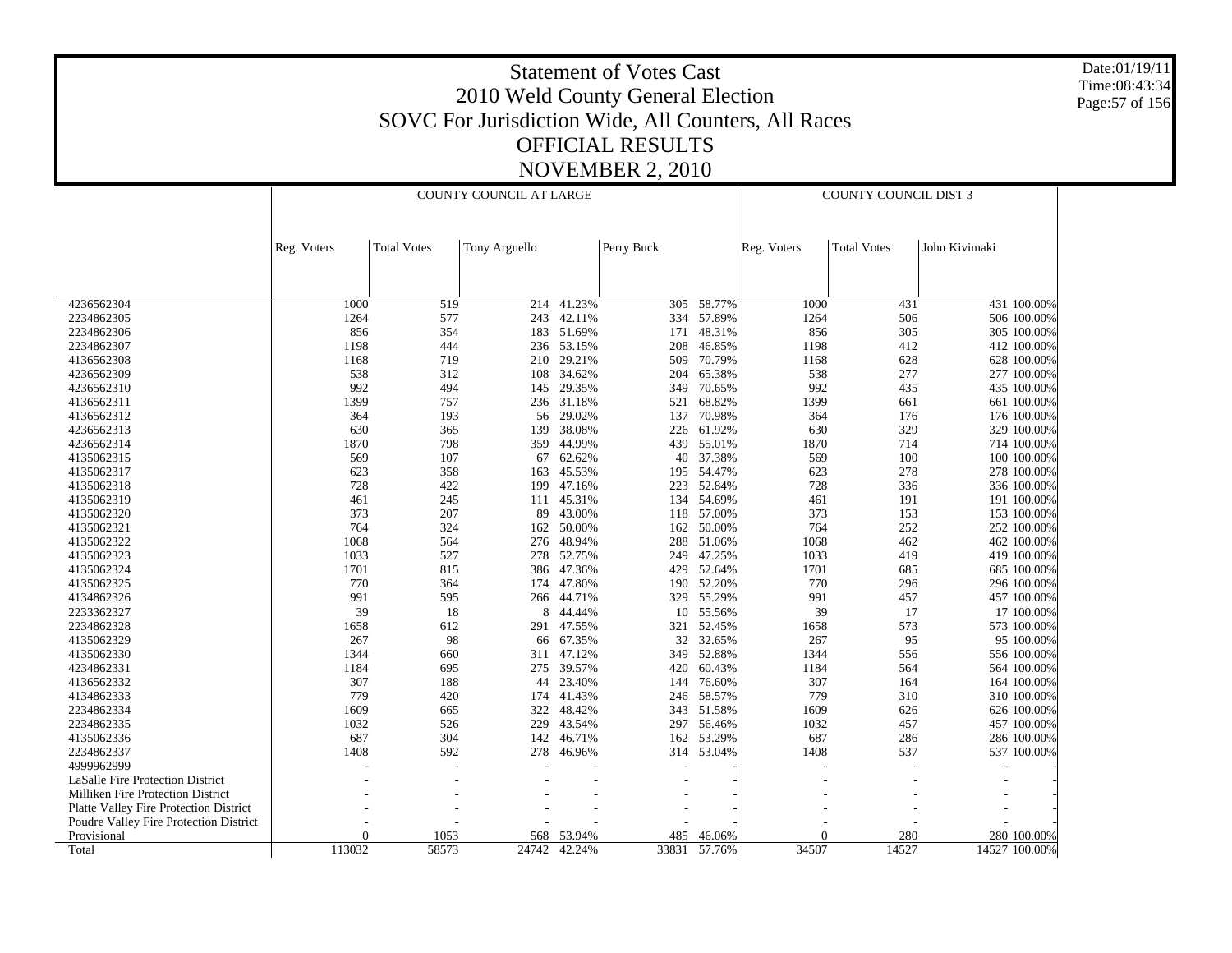# Statement of Votes Cast
## 2010 Weld County General Election
## SOVC For Jurisdiction Wide, All Counters, All Races
## OFFICIAL RESULTS
## NOVEMBER 2, 2010

| | COUNTY COUNCIL AT LARGE | | | | | | | COUNTY COUNCIL DIST 3 | | | |
|---|---|---|---|---|---|---|---|---|---|---|---|
| | Reg. Voters | Total Votes | Tony Arguello | | Perry Buck | | | Reg. Voters | Total Votes | John Kivimaki | |
| 4236562304 | 1000 | 519 | 214 | 41.23% | 305 | 58.77% | | 1000 | 431 | 431 | 100.00% |
| 2234862305 | 1264 | 577 | 243 | 42.11% | 334 | 57.89% | | 1264 | 506 | 506 | 100.00% |
| 2234862306 | 856 | 354 | 183 | 51.69% | 171 | 48.31% | | 856 | 305 | 305 | 100.00% |
| 2234862307 | 1198 | 444 | 236 | 53.15% | 208 | 46.85% | | 1198 | 412 | 412 | 100.00% |
| 4136562308 | 1168 | 719 | 210 | 29.21% | 509 | 70.79% | | 1168 | 628 | 628 | 100.00% |
| 4236562309 | 538 | 312 | 108 | 34.62% | 204 | 65.38% | | 538 | 277 | 277 | 100.00% |
| 4236562310 | 992 | 494 | 145 | 29.35% | 349 | 70.65% | | 992 | 435 | 435 | 100.00% |
| 4136562311 | 1399 | 757 | 236 | 31.18% | 521 | 68.82% | | 1399 | 661 | 661 | 100.00% |
| 4136562312 | 364 | 193 | 56 | 29.02% | 137 | 70.98% | | 364 | 176 | 176 | 100.00% |
| 4236562313 | 630 | 365 | 139 | 38.08% | 226 | 61.92% | | 630 | 329 | 329 | 100.00% |
| 4236562314 | 1870 | 798 | 359 | 44.99% | 439 | 55.01% | | 1870 | 714 | 714 | 100.00% |
| 4135062315 | 569 | 107 | 67 | 62.62% | 40 | 37.38% | | 569 | 100 | 100 | 100.00% |
| 4135062317 | 623 | 358 | 163 | 45.53% | 195 | 54.47% | | 623 | 278 | 278 | 100.00% |
| 4135062318 | 728 | 422 | 199 | 47.16% | 223 | 52.84% | | 728 | 336 | 336 | 100.00% |
| 4135062319 | 461 | 245 | 111 | 45.31% | 134 | 54.69% | | 461 | 191 | 191 | 100.00% |
| 4135062320 | 373 | 207 | 89 | 43.00% | 118 | 57.00% | | 373 | 153 | 153 | 100.00% |
| 4135062321 | 764 | 324 | 162 | 50.00% | 162 | 50.00% | | 764 | 252 | 252 | 100.00% |
| 4135062322 | 1068 | 564 | 276 | 48.94% | 288 | 51.06% | | 1068 | 462 | 462 | 100.00% |
| 4135062323 | 1033 | 527 | 278 | 52.75% | 249 | 47.25% | | 1033 | 419 | 419 | 100.00% |
| 4135062324 | 1701 | 815 | 386 | 47.36% | 429 | 52.64% | | 1701 | 685 | 685 | 100.00% |
| 4135062325 | 770 | 364 | 174 | 47.80% | 190 | 52.20% | | 770 | 296 | 296 | 100.00% |
| 4134862326 | 991 | 595 | 266 | 44.71% | 329 | 55.29% | | 991 | 457 | 457 | 100.00% |
| 2233362327 | 39 | 18 | 8 | 44.44% | 10 | 55.56% | | 39 | 17 | 17 | 100.00% |
| 2234862328 | 1658 | 612 | 291 | 47.55% | 321 | 52.45% | | 1658 | 573 | 573 | 100.00% |
| 4135062329 | 267 | 98 | 66 | 67.35% | 32 | 32.65% | | 267 | 95 | 95 | 100.00% |
| 4135062330 | 1344 | 660 | 311 | 47.12% | 349 | 52.88% | | 1344 | 556 | 556 | 100.00% |
| 4234862331 | 1184 | 695 | 275 | 39.57% | 420 | 60.43% | | 1184 | 564 | 564 | 100.00% |
| 4136562332 | 307 | 188 | 44 | 23.40% | 144 | 76.60% | | 307 | 164 | 164 | 100.00% |
| 4134862333 | 779 | 420 | 174 | 41.43% | 246 | 58.57% | | 779 | 310 | 310 | 100.00% |
| 2234862334 | 1609 | 665 | 322 | 48.42% | 343 | 51.58% | | 1609 | 626 | 626 | 100.00% |
| 2234862335 | 1032 | 526 | 229 | 43.54% | 297 | 56.46% | | 1032 | 457 | 457 | 100.00% |
| 4135062336 | 687 | 304 | 142 | 46.71% | 162 | 53.29% | | 687 | 286 | 286 | 100.00% |
| 2234862337 | 1408 | 592 | 278 | 46.96% | 314 | 53.04% | | 1408 | 537 | 537 | 100.00% |
| 4999962999 | - | - | - | - | - | - | | - | - | - | - |
| LaSalle Fire Protection District | - | - | - | - | - | - | | - | - | - | - |
| Milliken Fire Protection District | - | - | - | - | - | - | | - | - | - | - |
| Platte Valley Fire Protection District | - | - | - | - | - | - | | - | - | - | - |
| Poudre Valley Fire Protection District | - | - | - | - | - | - | | - | - | - | - |
| Provisional | 0 | 1053 | 568 | 53.94% | 485 | 46.06% | | 0 | 280 | 280 | 100.00% |
| Total | 113032 | 58573 | 24742 | 42.24% | 33831 | 57.76% | | 34507 | 14527 | 14527 | 100.00% |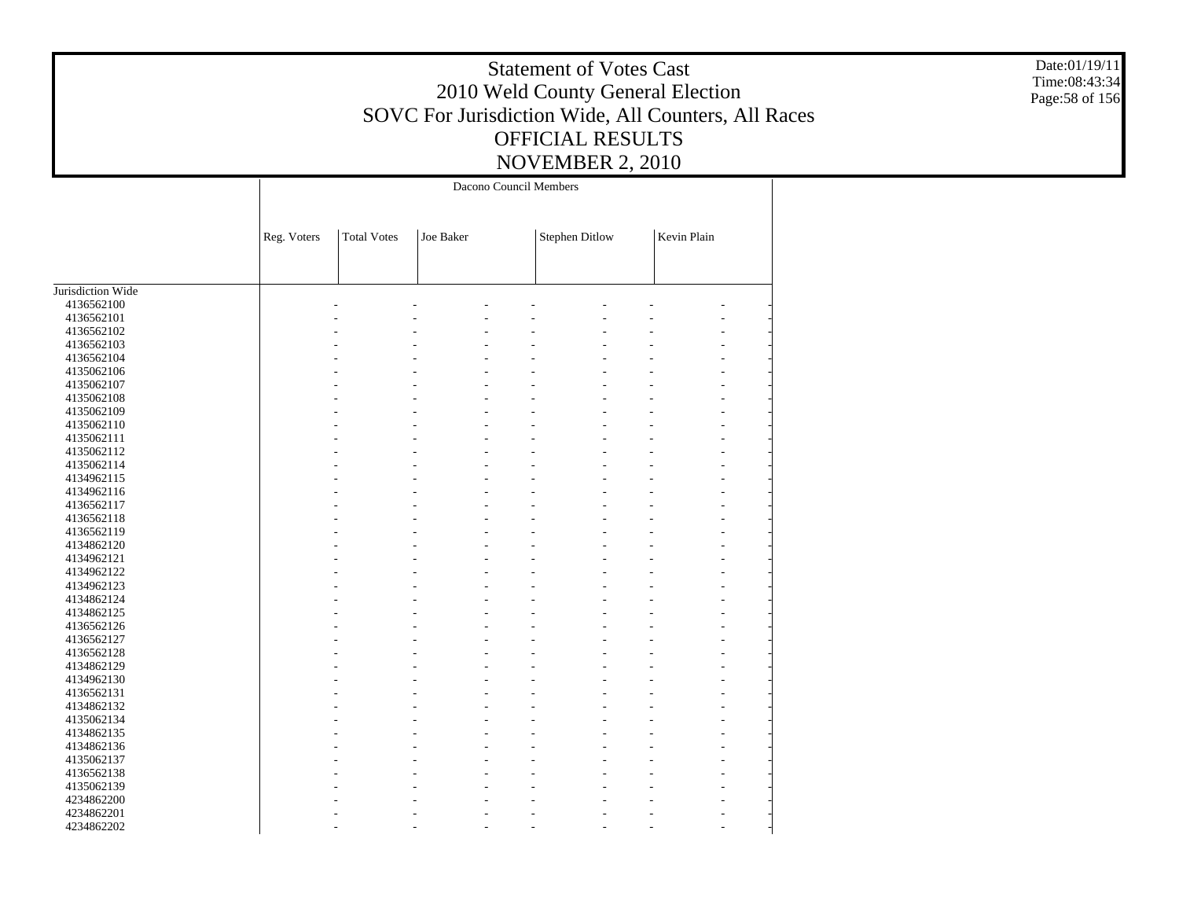# Statement of Votes Cast
## 2010 Weld County General Election
## SOVC For Jurisdiction Wide, All Counters, All Races
## OFFICIAL RESULTS
## NOVEMBER 2, 2010

| | Dacono Council Members | | | | | | | |
|---|---|---|---|---|---|---|---|---|
| | Reg. Voters | Total Votes | Joe Baker | | Stephen Ditlow | | Kevin Plain | |
| Jurisdiction Wide | | | | | | | | |
| 4136562100 | - | - | - | - | - | - | - | - |
| 4136562101 | - | - | - | - | - | - | - | - |
| 4136562102 | - | - | - | - | - | - | - | - |
| 4136562103 | - | - | - | - | - | - | - | - |
| 4136562104 | - | - | - | - | - | - | - | - |
| 4135062106 | - | - | - | - | - | - | - | - |
| 4135062107 | - | - | - | - | - | - | - | - |
| 4135062108 | - | - | - | - | - | - | - | - |
| 4135062109 | - | - | - | - | - | - | - | - |
| 4135062110 | - | - | - | - | - | - | - | - |
| 4135062111 | - | - | - | - | - | - | - | - |
| 4135062112 | - | - | - | - | - | - | - | - |
| 4135062114 | - | - | - | - | - | - | - | - |
| 4134962115 | - | - | - | - | - | - | - | - |
| 4134962116 | - | - | - | - | - | - | - | - |
| 4136562117 | - | - | - | - | - | - | - | - |
| 4136562118 | - | - | - | - | - | - | - | - |
| 4136562119 | - | - | - | - | - | - | - | - |
| 4134862120 | - | - | - | - | - | - | - | - |
| 4134962121 | - | - | - | - | - | - | - | - |
| 4134962122 | - | - | - | - | - | - | - | - |
| 4134962123 | - | - | - | - | - | - | - | - |
| 4134862124 | - | - | - | - | - | - | - | - |
| 4134862125 | - | - | - | - | - | - | - | - |
| 4136562126 | - | - | - | - | - | - | - | - |
| 4136562127 | - | - | - | - | - | - | - | - |
| 4136562128 | - | - | - | - | - | - | - | - |
| 4134862129 | - | - | - | - | - | - | - | - |
| 4134962130 | - | - | - | - | - | - | - | - |
| 4136562131 | - | - | - | - | - | - | - | - |
| 4134862132 | - | - | - | - | - | - | - | - |
| 4135062134 | - | - | - | - | - | - | - | - |
| 4134862135 | - | - | - | - | - | - | - | - |
| 4134862136 | - | - | - | - | - | - | - | - |
| 4135062137 | - | - | - | - | - | - | - | - |
| 4136562138 | - | - | - | - | - | - | - | - |
| 4135062139 | - | - | - | - | - | - | - | - |
| 4234862200 | - | - | - | - | - | - | - | - |
| 4234862201 | - | - | - | - | - | - | - | - |
| 4234862202 | - | - | - | - | - | - | - | - |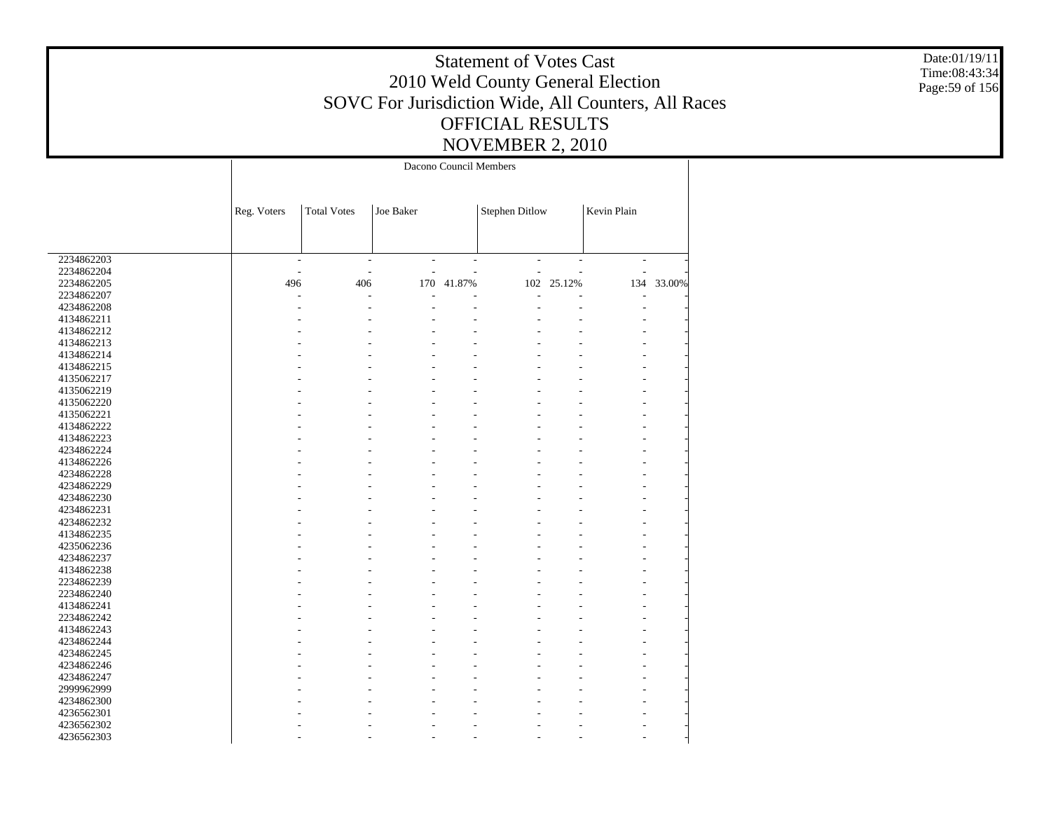# Statement of Votes Cast
# 2010 Weld County General Election
# SOVC For Jurisdiction Wide, All Counters, All Races
# OFFICIAL RESULTS
# NOVEMBER 2, 2010

Date:01/19/11
Time:08:43:34

| | Dacono Council Members | | | | | | | |
|---|---|---|---|---|---|---|---|---|
| | Reg. Voters | Total Votes | Joe Baker | | Stephen Ditlow | | Kevin Plain | |
| 2234862203 | - | - | - | - | - | - | - | - |
| 2234862204 | - | - | - | - | - | - | - | - |
| 2234862205 | 496 | 406 | 170 | 41.87% | 102 | 25.12% | 134 | 33.00% |
| 2234862207 | - | - | - | - | - | - | - | - |
| 4234862208 | - | - | - | - | - | - | - | - |
| 4134862211 | - | - | - | - | - | - | - | - |
| 4134862212 | - | - | - | - | - | - | - | - |
| 4134862213 | - | - | - | - | - | - | - | - |
| 4134862214 | - | - | - | - | - | - | - | - |
| 4134862215 | - | - | - | - | - | - | - | - |
| 4135062217 | - | - | - | - | - | - | - | - |
| 4135062219 | - | - | - | - | - | - | - | - |
| 4135062220 | - | - | - | - | - | - | - | - |
| 4135062221 | - | - | - | - | - | - | - | - |
| 4134862222 | - | - | - | - | - | - | - | - |
| 4134862223 | - | - | - | - | - | - | - | - |
| 4234862224 | - | - | - | - | - | - | - | - |
| 4134862226 | - | - | - | - | - | - | - | - |
| 4234862228 | - | - | - | - | - | - | - | - |
| 4234862229 | - | - | - | - | - | - | - | - |
| 4234862230 | - | - | - | - | - | - | - | - |
| 4234862231 | - | - | - | - | - | - | - | - |
| 4234862232 | - | - | - | - | - | - | - | - |
| 4134862235 | - | - | - | - | - | - | - | - |
| 4235062236 | - | - | - | - | - | - | - | - |
| 4234862237 | - | - | - | - | - | - | - | - |
| 4134862238 | - | - | - | - | - | - | - | - |
| 2234862239 | - | - | - | - | - | - | - | - |
| 2234862240 | - | - | - | - | - | - | - | - |
| 4134862241 | - | - | - | - | - | - | - | - |
| 2234862242 | - | - | - | - | - | - | - | - |
| 4134862243 | - | - | - | - | - | - | - | - |
| 4234862244 | - | - | - | - | - | - | - | - |
| 4234862245 | - | - | - | - | - | - | - | - |
| 4234862246 | - | - | - | - | - | - | - | - |
| 4234862247 | - | - | - | - | - | - | - | - |
| 2999962999 | - | - | - | - | - | - | - | - |
| 4234862300 | - | - | - | - | - | - | - | - |
| 4236562301 | - | - | - | - | - | - | - | - |
| 4236562302 | - | - | - | - | - | - | - | - |
| 4236562303 | - | - | - | - | - | - | - | - |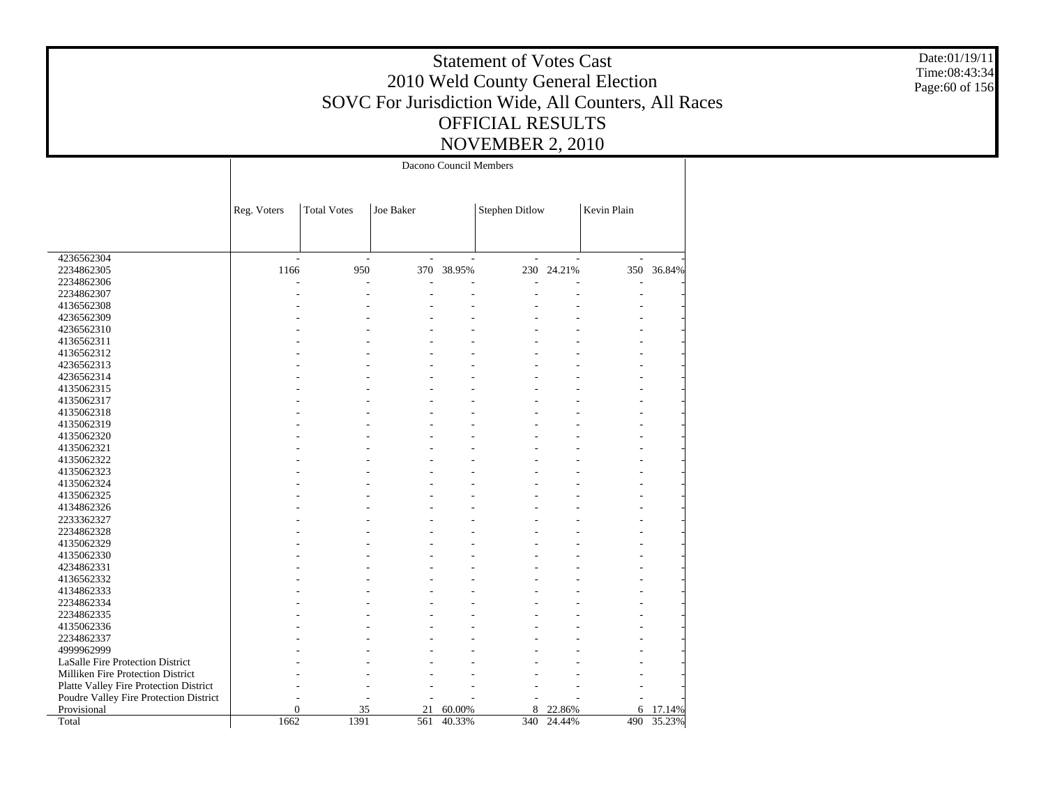# Statement of Votes Cast
## 2010 Weld County General Election
## SOVC For Jurisdiction Wide, All Counters, All Races
## OFFICIAL RESULTS
## NOVEMBER 2, 2010

Date:01/19/11
Time:08:43:34

| | Dacono Council Members | | | | | | | |
|---|---|---|---|---|---|---|---|---|
| | Reg. Voters | Total Votes | Joe Baker | | Stephen Ditlow | | Kevin Plain | |
| 4236562304 | - | - | - | - | - | - | - | - |
| 2234862305 | 1166 | 950 | 370 | 38.95% | 230 | 24.21% | 350 | 36.84% |
| 2234862306 | - | - | - | - | - | - | - | - |
| 2234862307 | - | - | - | - | - | - | - | - |
| 4136562308 | - | - | - | - | - | - | - | - |
| 4236562309 | - | - | - | - | - | - | - | - |
| 4236562310 | - | - | - | - | - | - | - | - |
| 4136562311 | - | - | - | - | - | - | - | - |
| 4136562312 | - | - | - | - | - | - | - | - |
| 4236562313 | - | - | - | - | - | - | - | - |
| 4236562314 | - | - | - | - | - | - | - | - |
| 4135062315 | - | - | - | - | - | - | - | - |
| 4135062317 | - | - | - | - | - | - | - | - |
| 4135062318 | - | - | - | - | - | - | - | - |
| 4135062319 | - | - | - | - | - | - | - | - |
| 4135062320 | - | - | - | - | - | - | - | - |
| 4135062321 | - | - | - | - | - | - | - | - |
| 4135062322 | - | - | - | - | - | - | - | - |
| 4135062323 | - | - | - | - | - | - | - | - |
| 4135062324 | - | - | - | - | - | - | - | - |
| 4135062325 | - | - | - | - | - | - | - | - |
| 4134862326 | - | - | - | - | - | - | - | - |
| 2233362327 | - | - | - | - | - | - | - | - |
| 2234862328 | - | - | - | - | - | - | - | - |
| 4135062329 | - | - | - | - | - | - | - | - |
| 4135062330 | - | - | - | - | - | - | - | - |
| 4234862331 | - | - | - | - | - | - | - | - |
| 4136562332 | - | - | - | - | - | - | - | - |
| 4134862333 | - | - | - | - | - | - | - | - |
| 2234862334 | - | - | - | - | - | - | - | - |
| 2234862335 | - | - | - | - | - | - | - | - |
| 4135062336 | - | - | - | - | - | - | - | - |
| 2234862337 | - | - | - | - | - | - | - | - |
| 4999962999 | - | - | - | - | - | - | - | - |
| LaSalle Fire Protection District | - | - | - | - | - | - | - | - |
| Milliken Fire Protection District | - | - | - | - | - | - | - | - |
| Platte Valley Fire Protection District | - | - | - | - | - | - | - | - |
| Poudre Valley Fire Protection District | - | - | - | - | - | - | - | - |
| Provisional | 0 | 35 | 21 | 60.00% | 8 | 22.86% | 6 | 17.14% |
| Total | 1662 | 1391 | 561 | 40.33% | 340 | 24.44% | 490 | 35.23% |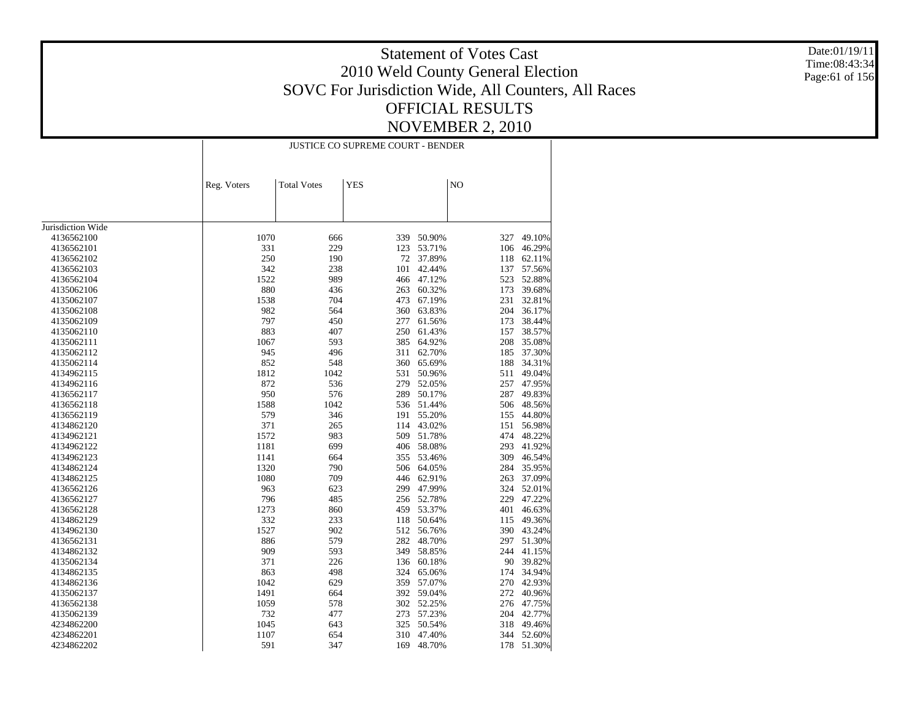# Statement of Votes Cast
# 2010 Weld County General Election
# SOVC For Jurisdiction Wide, All Counters, All Races
# OFFICIAL RESULTS
# NOVEMBER 2, 2010

Date:01/19/11
Time:08:43:34

| | JUSTICE CO SUPREME COURT - BENDER | | | | | |
|---|---|---|---|---|---|---|
| | Reg. Voters | Total Votes | YES | | NO | |
| Jurisdiction Wide | | | | | | |
| 4136562100 | 1070 | 666 | 339 | 50.90% | 327 | 49.10% |
| 4136562101 | 331 | 229 | 123 | 53.71% | 106 | 46.29% |
| 4136562102 | 250 | 190 | 72 | 37.89% | 118 | 62.11% |
| 4136562103 | 342 | 238 | 101 | 42.44% | 137 | 57.56% |
| 4136562104 | 1522 | 989 | 466 | 47.12% | 523 | 52.88% |
| 4135062106 | 880 | 436 | 263 | 60.32% | 173 | 39.68% |
| 4135062107 | 1538 | 704 | 473 | 67.19% | 231 | 32.81% |
| 4135062108 | 982 | 564 | 360 | 63.83% | 204 | 36.17% |
| 4135062109 | 797 | 450 | 277 | 61.56% | 173 | 38.44% |
| 4135062110 | 883 | 407 | 250 | 61.43% | 157 | 38.57% |
| 4135062111 | 1067 | 593 | 385 | 64.92% | 208 | 35.08% |
| 4135062112 | 945 | 496 | 311 | 62.70% | 185 | 37.30% |
| 4135062114 | 852 | 548 | 360 | 65.69% | 188 | 34.31% |
| 4134962115 | 1812 | 1042 | 531 | 50.96% | 511 | 49.04% |
| 4134962116 | 872 | 536 | 279 | 52.05% | 257 | 47.95% |
| 4136562117 | 950 | 576 | 289 | 50.17% | 287 | 49.83% |
| 4136562118 | 1588 | 1042 | 536 | 51.44% | 506 | 48.56% |
| 4136562119 | 579 | 346 | 191 | 55.20% | 155 | 44.80% |
| 4134862120 | 371 | 265 | 114 | 43.02% | 151 | 56.98% |
| 4134962121 | 1572 | 983 | 509 | 51.78% | 474 | 48.22% |
| 4134962122 | 1181 | 699 | 406 | 58.08% | 293 | 41.92% |
| 4134962123 | 1141 | 664 | 355 | 53.46% | 309 | 46.54% |
| 4134962124 | 1320 | 790 | 506 | 64.05% | 284 | 35.95% |
| 4134862125 | 1080 | 709 | 446 | 62.91% | 263 | 37.09% |
| 4136562126 | 963 | 623 | 299 | 47.99% | 324 | 52.01% |
| 4136562127 | 796 | 485 | 256 | 52.78% | 229 | 47.22% |
| 4136562128 | 1273 | 860 | 459 | 53.37% | 401 | 46.63% |
| 4134862129 | 332 | 233 | 118 | 50.64% | 115 | 49.36% |
| 4134962130 | 1527 | 902 | 512 | 56.76% | 390 | 43.24% |
| 4136562131 | 886 | 579 | 282 | 48.70% | 297 | 51.30% |
| 4134862132 | 909 | 593 | 349 | 58.85% | 244 | 41.15% |
| 4135062134 | 371 | 226 | 136 | 60.18% | 90 | 39.82% |
| 4134862135 | 863 | 498 | 324 | 65.06% | 174 | 34.94% |
| 4134862136 | 1042 | 629 | 359 | 57.07% | 270 | 42.93% |
| 4135062137 | 1491 | 664 | 392 | 59.04% | 272 | 40.96% |
| 4136562138 | 1059 | 578 | 302 | 52.25% | 276 | 47.75% |
| 4135062139 | 732 | 477 | 273 | 57.23% | 204 | 42.77% |
| 4234862200 | 1045 | 643 | 325 | 50.54% | 318 | 49.46% |
| 4234862201 | 1107 | 654 | 310 | 47.40% | 344 | 52.60% |
| 4234862202 | 591 | 347 | 169 | 48.70% | 178 | 51.30% |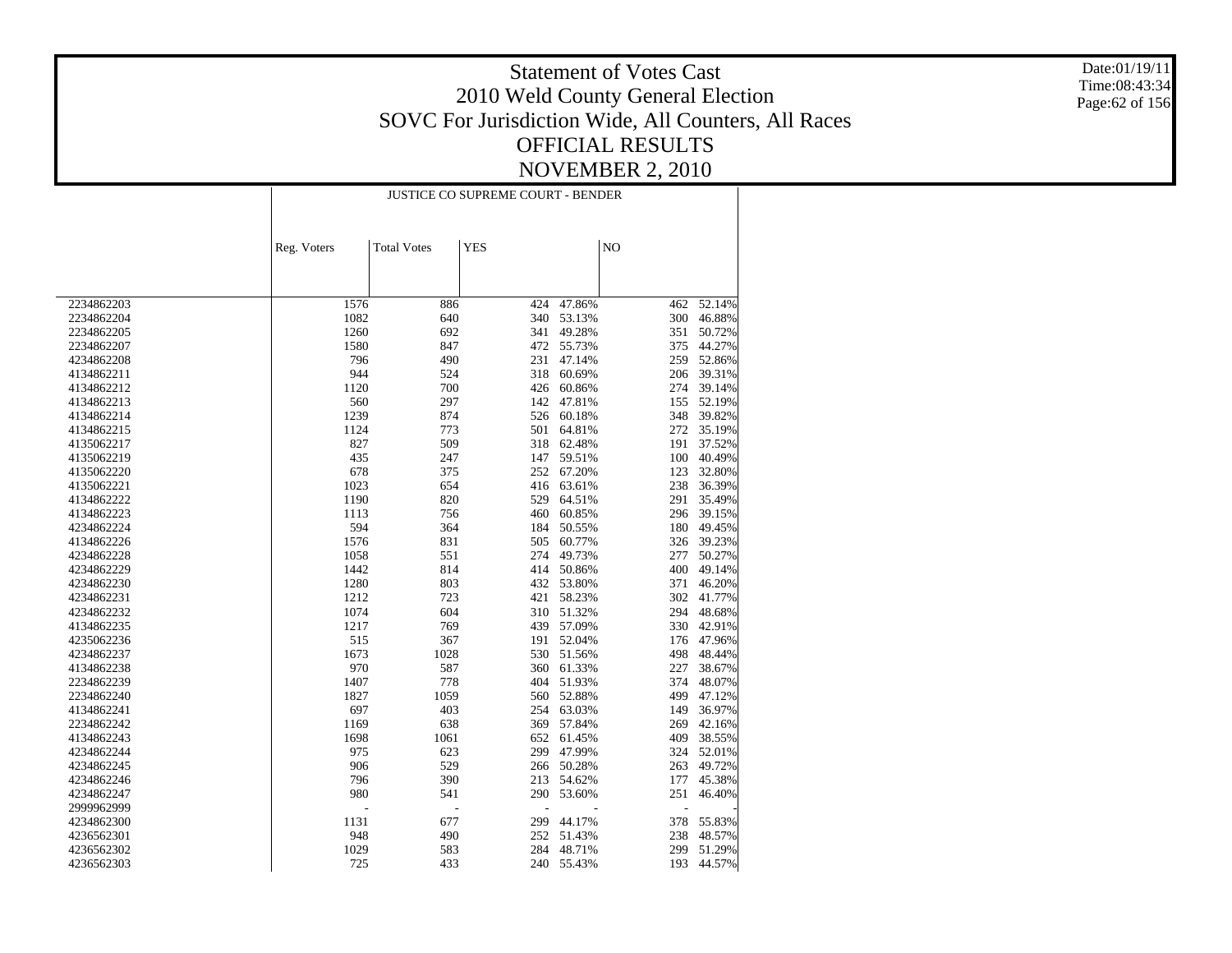# Statement of Votes Cast
## 2010 Weld County General Election
## SOVC For Jurisdiction Wide, All Counters, All Races
## OFFICIAL RESULTS
## NOVEMBER 2, 2010

Date:01/19/11
Time:08:43:34

| | JUSTICE CO SUPREME COURT - BENDER | | | | | |
|---|---|---|---|---|---|---|
| | Reg. Voters | Total Votes | YES | | NO | |
| 2234862203 | 1576 | 886 | 424 | 47.86% | 462 | 52.14% |
| 2234862204 | 1082 | 640 | 340 | 53.13% | 300 | 46.88% |
| 2234862205 | 1260 | 692 | 341 | 49.28% | 351 | 50.72% |
| 2234862207 | 1580 | 847 | 472 | 55.73% | 375 | 44.27% |
| 4234862208 | 796 | 490 | 231 | 47.14% | 259 | 52.86% |
| 4134862211 | 944 | 524 | 318 | 60.69% | 206 | 39.31% |
| 4134862212 | 1120 | 700 | 426 | 60.86% | 274 | 39.14% |
| 4134862213 | 560 | 297 | 142 | 47.81% | 155 | 52.19% |
| 4134862214 | 1239 | 874 | 526 | 60.18% | 348 | 39.82% |
| 4134862215 | 1124 | 773 | 501 | 64.81% | 272 | 35.19% |
| 4135062217 | 827 | 509 | 318 | 62.48% | 191 | 37.52% |
| 4135062219 | 435 | 247 | 147 | 59.51% | 100 | 40.49% |
| 4135062220 | 678 | 375 | 252 | 67.20% | 123 | 32.80% |
| 4135062221 | 1023 | 654 | 416 | 63.61% | 238 | 36.39% |
| 4134862222 | 1190 | 820 | 529 | 64.51% | 291 | 35.49% |
| 4134862223 | 1113 | 756 | 460 | 60.85% | 296 | 39.15% |
| 4234862224 | 594 | 364 | 184 | 50.55% | 180 | 49.45% |
| 4134862226 | 1576 | 831 | 505 | 60.77% | 326 | 39.23% |
| 4234862228 | 1058 | 551 | 274 | 49.73% | 277 | 50.27% |
| 4234862229 | 1442 | 814 | 414 | 50.86% | 400 | 49.14% |
| 4234862230 | 1280 | 803 | 432 | 53.80% | 371 | 46.20% |
| 4234862231 | 1212 | 723 | 421 | 58.23% | 302 | 41.77% |
| 4234862232 | 1074 | 604 | 310 | 51.32% | 294 | 48.68% |
| 4134862235 | 1217 | 769 | 439 | 57.09% | 330 | 42.91% |
| 4235062236 | 515 | 367 | 191 | 52.04% | 176 | 47.96% |
| 4234862237 | 1673 | 1028 | 530 | 51.56% | 498 | 48.44% |
| 4134862238 | 970 | 587 | 360 | 61.33% | 227 | 38.67% |
| 2234862239 | 1407 | 778 | 404 | 51.93% | 374 | 48.07% |
| 2234862240 | 1827 | 1059 | 560 | 52.88% | 499 | 47.12% |
| 4134862241 | 697 | 403 | 254 | 63.03% | 149 | 36.97% |
| 2234862242 | 1169 | 638 | 369 | 57.84% | 269 | 42.16% |
| 4134862243 | 1698 | 1061 | 652 | 61.45% | 409 | 38.55% |
| 4234862244 | 975 | 623 | 299 | 47.99% | 324 | 52.01% |
| 4234862245 | 906 | 529 | 266 | 50.28% | 263 | 49.72% |
| 4234862246 | 796 | 390 | 213 | 54.62% | 177 | 45.38% |
| 4234862247 | 980 | 541 | 290 | 53.60% | 251 | 46.40% |
| 2999962999 | - | - | - | - | - | - |
| 4234862300 | 1131 | 677 | 299 | 44.17% | 378 | 55.83% |
| 4236562301 | 948 | 490 | 252 | 51.43% | 238 | 48.57% |
| 4236562302 | 1029 | 583 | 284 | 48.71% | 299 | 51.29% |
| 4236562303 | 725 | 433 | 240 | 55.43% | 193 | 44.57% |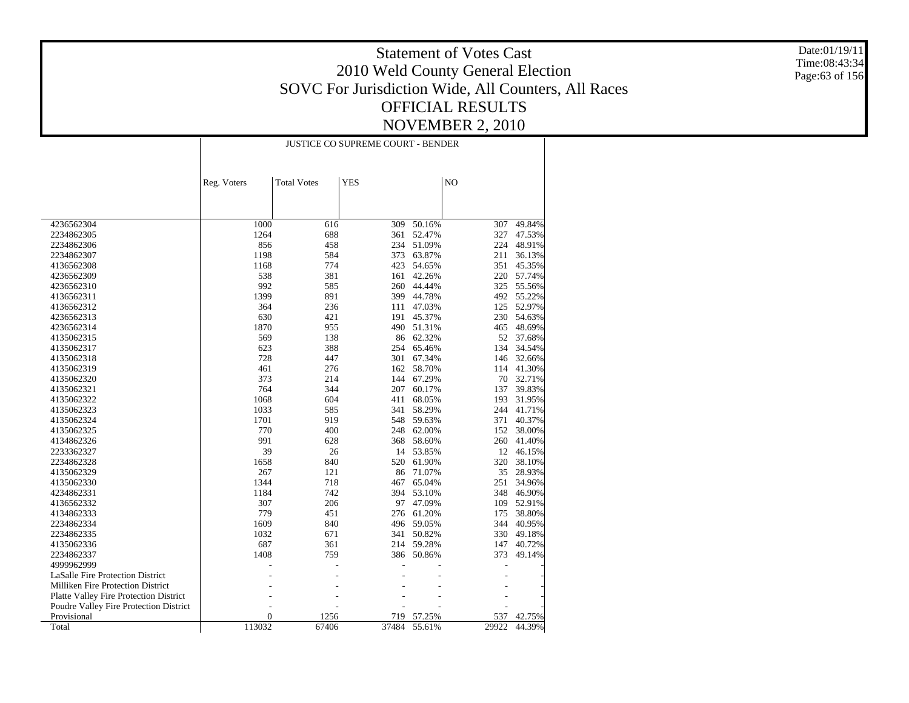# Statement of Votes Cast
## 2010 Weld County General Election
## SOVC For Jurisdiction Wide, All Counters, All Races
## OFFICIAL RESULTS
## NOVEMBER 2, 2010

Date:01/19/11
Time:08:43:34

| | JUSTICE CO SUPREME COURT - BENDER | | | | | |
|---|---|---|---|---|---|---|
| | Reg. Voters | Total Votes | YES | | NO | |
| 4236562304 | 1000 | 616 | 309 | 50.16% | 307 | 49.84% |
| 2234862305 | 1264 | 688 | 361 | 52.47% | 327 | 47.53% |
| 2234862306 | 856 | 458 | 234 | 51.09% | 224 | 48.91% |
| 2234862307 | 1198 | 584 | 373 | 63.87% | 211 | 36.13% |
| 4136562308 | 1168 | 774 | 423 | 54.65% | 351 | 45.35% |
| 4236562309 | 538 | 381 | 161 | 42.26% | 220 | 57.74% |
| 4236562310 | 992 | 585 | 260 | 44.44% | 325 | 55.56% |
| 4136562311 | 1399 | 891 | 399 | 44.78% | 492 | 55.22% |
| 4136562312 | 364 | 236 | 111 | 47.03% | 125 | 52.97% |
| 4236562313 | 630 | 421 | 191 | 45.37% | 230 | 54.63% |
| 4236562314 | 1870 | 955 | 490 | 51.31% | 465 | 48.69% |
| 4135062315 | 569 | 138 | 86 | 62.32% | 52 | 37.68% |
| 4135062317 | 623 | 388 | 254 | 65.46% | 134 | 34.54% |
| 4135062318 | 728 | 447 | 301 | 67.34% | 146 | 32.66% |
| 4135062319 | 461 | 276 | 162 | 58.70% | 114 | 41.30% |
| 4135062320 | 373 | 214 | 144 | 67.29% | 70 | 32.71% |
| 4135062321 | 764 | 344 | 207 | 60.17% | 137 | 39.83% |
| 4135062322 | 1068 | 604 | 411 | 68.05% | 193 | 31.95% |
| 4135062323 | 1033 | 585 | 341 | 58.29% | 244 | 41.71% |
| 4135062324 | 1701 | 919 | 548 | 59.63% | 371 | 40.37% |
| 4135062325 | 770 | 400 | 248 | 62.00% | 152 | 38.00% |
| 4134862326 | 991 | 628 | 368 | 58.60% | 260 | 41.40% |
| 2233362327 | 39 | 26 | 14 | 53.85% | 12 | 46.15% |
| 2234862328 | 1658 | 840 | 520 | 61.90% | 320 | 38.10% |
| 4135062329 | 267 | 121 | 86 | 71.07% | 35 | 28.93% |
| 4135062330 | 1344 | 718 | 467 | 65.04% | 251 | 34.96% |
| 4234862331 | 1184 | 742 | 394 | 53.10% | 348 | 46.90% |
| 4136562332 | 307 | 206 | 97 | 47.09% | 109 | 52.91% |
| 4134862333 | 779 | 451 | 276 | 61.20% | 175 | 38.80% |
| 2234862334 | 1609 | 840 | 496 | 59.05% | 344 | 40.95% |
| 2234862335 | 1032 | 671 | 341 | 50.82% | 330 | 49.18% |
| 4135062336 | 687 | 361 | 214 | 59.28% | 147 | 40.72% |
| 2234862337 | 1408 | 759 | 386 | 50.86% | 373 | 49.14% |
| 4999962999 | - | - | - | - | - | - |
| LaSalle Fire Protection District | - | - | - | - | - | - |
| Milliken Fire Protection District | - | - | - | - | - | - |
| Platte Valley Fire Protection District | - | - | - | - | - | - |
| Poudre Valley Fire Protection District | - | - | - | - | - | - |
| Provisional | 0 | 1256 | 719 | 57.25% | 537 | 42.75% |
| Total | 113032 | 67406 | 37484 | 55.61% | 29922 | 44.39% |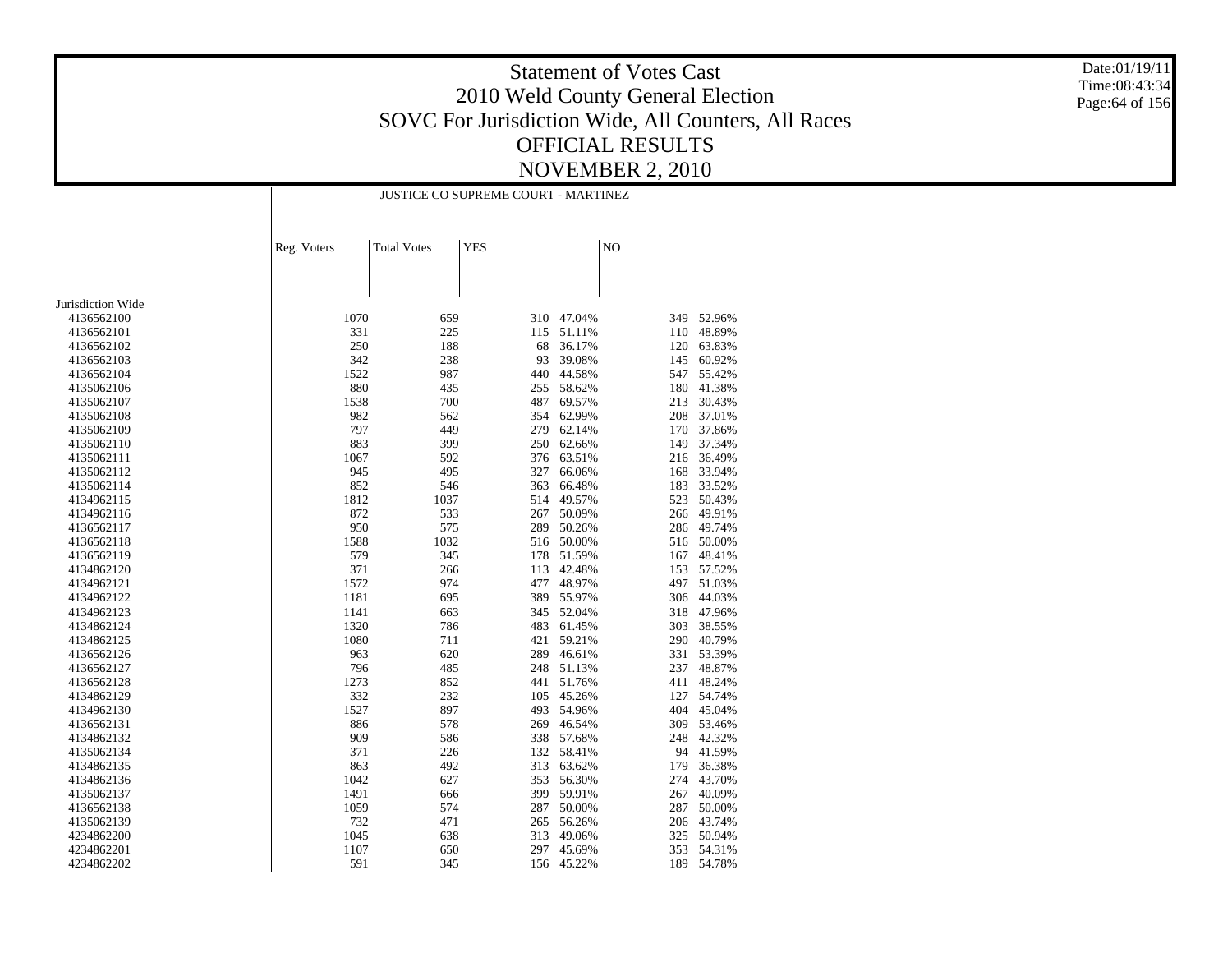# Statement of Votes Cast
## 2010 Weld County General Election
## SOVC For Jurisdiction Wide, All Counters, All Races
## OFFICIAL RESULTS
## NOVEMBER 2, 2010

Date:01/19/11
Time:08:43:34

| | JUSTICE CO SUPREME COURT - MARTINEZ | | | | | |
|---|---|---|---|---|---|---|
| | Reg. Voters | Total Votes | YES | | NO | |
| Jurisdiction Wide | | | | | | |
| 4136562100 | 1070 | 659 | 310 | 47.04% | 349 | 52.96% |
| 4136562101 | 331 | 225 | 115 | 51.11% | 110 | 48.89% |
| 4136562102 | 250 | 188 | 68 | 36.17% | 120 | 63.83% |
| 4136562103 | 342 | 238 | 93 | 39.08% | 145 | 60.92% |
| 4136562104 | 1522 | 987 | 440 | 44.58% | 547 | 55.42% |
| 4135062106 | 880 | 435 | 255 | 58.62% | 180 | 41.38% |
| 4135062107 | 1538 | 700 | 487 | 69.57% | 213 | 30.43% |
| 4135062108 | 982 | 562 | 354 | 62.99% | 208 | 37.01% |
| 4135062109 | 797 | 449 | 279 | 62.14% | 170 | 37.86% |
| 4135062110 | 883 | 399 | 250 | 62.66% | 149 | 37.34% |
| 4135062111 | 1067 | 592 | 376 | 63.51% | 216 | 36.49% |
| 4135062112 | 945 | 495 | 327 | 66.06% | 168 | 33.94% |
| 4135062114 | 852 | 546 | 363 | 66.48% | 183 | 33.52% |
| 4134962115 | 1812 | 1037 | 514 | 49.57% | 523 | 50.43% |
| 4134962116 | 872 | 533 | 267 | 50.09% | 266 | 49.91% |
| 4136562117 | 950 | 575 | 289 | 50.26% | 286 | 49.74% |
| 4136562118 | 1588 | 1032 | 516 | 50.00% | 516 | 50.00% |
| 4136562119 | 579 | 345 | 178 | 51.59% | 167 | 48.41% |
| 4134862120 | 371 | 266 | 113 | 42.48% | 153 | 57.52% |
| 4134962121 | 1572 | 974 | 477 | 48.97% | 497 | 51.03% |
| 4134962122 | 1181 | 695 | 389 | 55.97% | 306 | 44.03% |
| 4134962123 | 1141 | 663 | 345 | 52.04% | 318 | 47.96% |
| 4134862124 | 1320 | 786 | 483 | 61.45% | 303 | 38.55% |
| 4134862125 | 1080 | 711 | 421 | 59.21% | 290 | 40.79% |
| 4136562126 | 963 | 620 | 289 | 46.61% | 331 | 53.39% |
| 4136562127 | 796 | 485 | 248 | 51.13% | 237 | 48.87% |
| 4136562128 | 1273 | 852 | 441 | 51.76% | 411 | 48.24% |
| 4134862129 | 332 | 232 | 105 | 45.26% | 127 | 54.74% |
| 4134962130 | 1527 | 897 | 493 | 54.96% | 404 | 45.04% |
| 4136562131 | 886 | 578 | 269 | 46.54% | 309 | 53.46% |
| 4134862132 | 909 | 586 | 338 | 57.68% | 248 | 42.32% |
| 4135062134 | 371 | 226 | 132 | 58.41% | 94 | 41.59% |
| 4134862135 | 863 | 492 | 313 | 63.62% | 179 | 36.38% |
| 4134862136 | 1042 | 627 | 353 | 56.30% | 274 | 43.70% |
| 4135062137 | 1491 | 666 | 399 | 59.91% | 267 | 40.09% |
| 4136562138 | 1059 | 574 | 287 | 50.00% | 287 | 50.00% |
| 4135062139 | 732 | 471 | 265 | 56.26% | 206 | 43.74% |
| 4234862200 | 1045 | 638 | 313 | 49.06% | 325 | 50.94% |
| 4234862201 | 1107 | 650 | 297 | 45.69% | 353 | 54.31% |
| 4234862202 | 591 | 345 | 156 | 45.22% | 189 | 54.78% |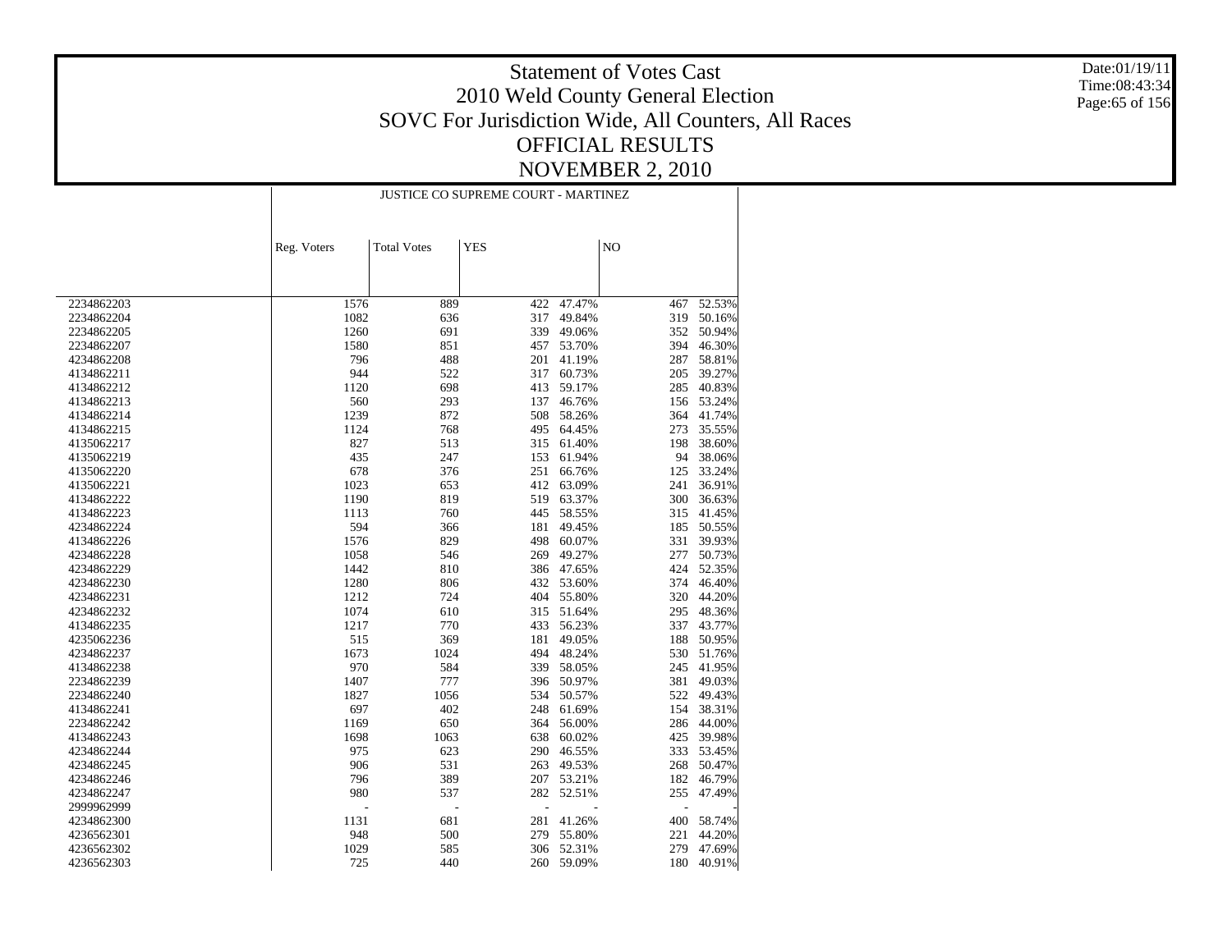# Statement of Votes Cast
## 2010 Weld County General Election
## SOVC For Jurisdiction Wide, All Counters, All Races
## OFFICIAL RESULTS
## NOVEMBER 2, 2010

Date:01/19/11
Time:08:43:34

| | JUSTICE CO SUPREME COURT - MARTINEZ | | | | | |
|---|---|---|---|---|---|---|
| | Reg. Voters | Total Votes | YES | | NO | |
| 2234862203 | 1576 | 889 | 422 | 47.47% | 467 | 52.53% |
| 2234862204 | 1082 | 636 | 317 | 49.84% | 319 | 50.16% |
| 2234862205 | 1260 | 691 | 339 | 49.06% | 352 | 50.94% |
| 2234862207 | 1580 | 851 | 457 | 53.70% | 394 | 46.30% |
| 4234862208 | 796 | 488 | 201 | 41.19% | 287 | 58.81% |
| 4134862211 | 944 | 522 | 317 | 60.73% | 205 | 39.27% |
| 4134862212 | 1120 | 698 | 413 | 59.17% | 285 | 40.83% |
| 4134862213 | 560 | 293 | 137 | 46.76% | 156 | 53.24% |
| 4134862214 | 1239 | 872 | 508 | 58.26% | 364 | 41.74% |
| 4134862215 | 1124 | 768 | 495 | 64.45% | 273 | 35.55% |
| 4135062217 | 827 | 513 | 315 | 61.40% | 198 | 38.60% |
| 4135062219 | 435 | 247 | 153 | 61.94% | 94 | 38.06% |
| 4135062220 | 678 | 376 | 251 | 66.76% | 125 | 33.24% |
| 4135062221 | 1023 | 653 | 412 | 63.09% | 241 | 36.91% |
| 4134862222 | 1190 | 819 | 519 | 63.37% | 300 | 36.63% |
| 4134862223 | 1113 | 760 | 445 | 58.55% | 315 | 41.45% |
| 4234862224 | 594 | 366 | 181 | 49.45% | 185 | 50.55% |
| 4134862226 | 1576 | 829 | 498 | 60.07% | 331 | 39.93% |
| 4234862228 | 1058 | 546 | 269 | 49.27% | 277 | 50.73% |
| 4234862229 | 1442 | 810 | 386 | 47.65% | 424 | 52.35% |
| 4234862230 | 1280 | 806 | 432 | 53.60% | 374 | 46.40% |
| 4234862231 | 1212 | 724 | 404 | 55.80% | 320 | 44.20% |
| 4234862232 | 1074 | 610 | 315 | 51.64% | 295 | 48.36% |
| 4134862235 | 1217 | 770 | 433 | 56.23% | 337 | 43.77% |
| 4235062236 | 515 | 369 | 181 | 49.05% | 188 | 50.95% |
| 4234862237 | 1673 | 1024 | 494 | 48.24% | 530 | 51.76% |
| 4134862238 | 970 | 584 | 339 | 58.05% | 245 | 41.95% |
| 2234862239 | 1407 | 777 | 396 | 50.97% | 381 | 49.03% |
| 2234862240 | 1827 | 1056 | 534 | 50.57% | 522 | 49.43% |
| 4134862241 | 697 | 402 | 248 | 61.69% | 154 | 38.31% |
| 2234862242 | 1169 | 650 | 364 | 56.00% | 286 | 44.00% |
| 4134862243 | 1698 | 1063 | 638 | 60.02% | 425 | 39.98% |
| 4234862244 | 975 | 623 | 290 | 46.55% | 333 | 53.45% |
| 4234862245 | 906 | 531 | 263 | 49.53% | 268 | 50.47% |
| 4234862246 | 796 | 389 | 207 | 53.21% | 182 | 46.79% |
| 4234862247 | 980 | 537 | 282 | 52.51% | 255 | 47.49% |
| 2999962999 | - | - | - | - | - | - |
| 4234862300 | 1131 | 681 | 281 | 41.26% | 400 | 58.74% |
| 4236562301 | 948 | 500 | 279 | 55.80% | 221 | 44.20% |
| 4236562302 | 1029 | 585 | 306 | 52.31% | 279 | 47.69% |
| 4236562303 | 725 | 440 | 260 | 59.09% | 180 | 40.91% |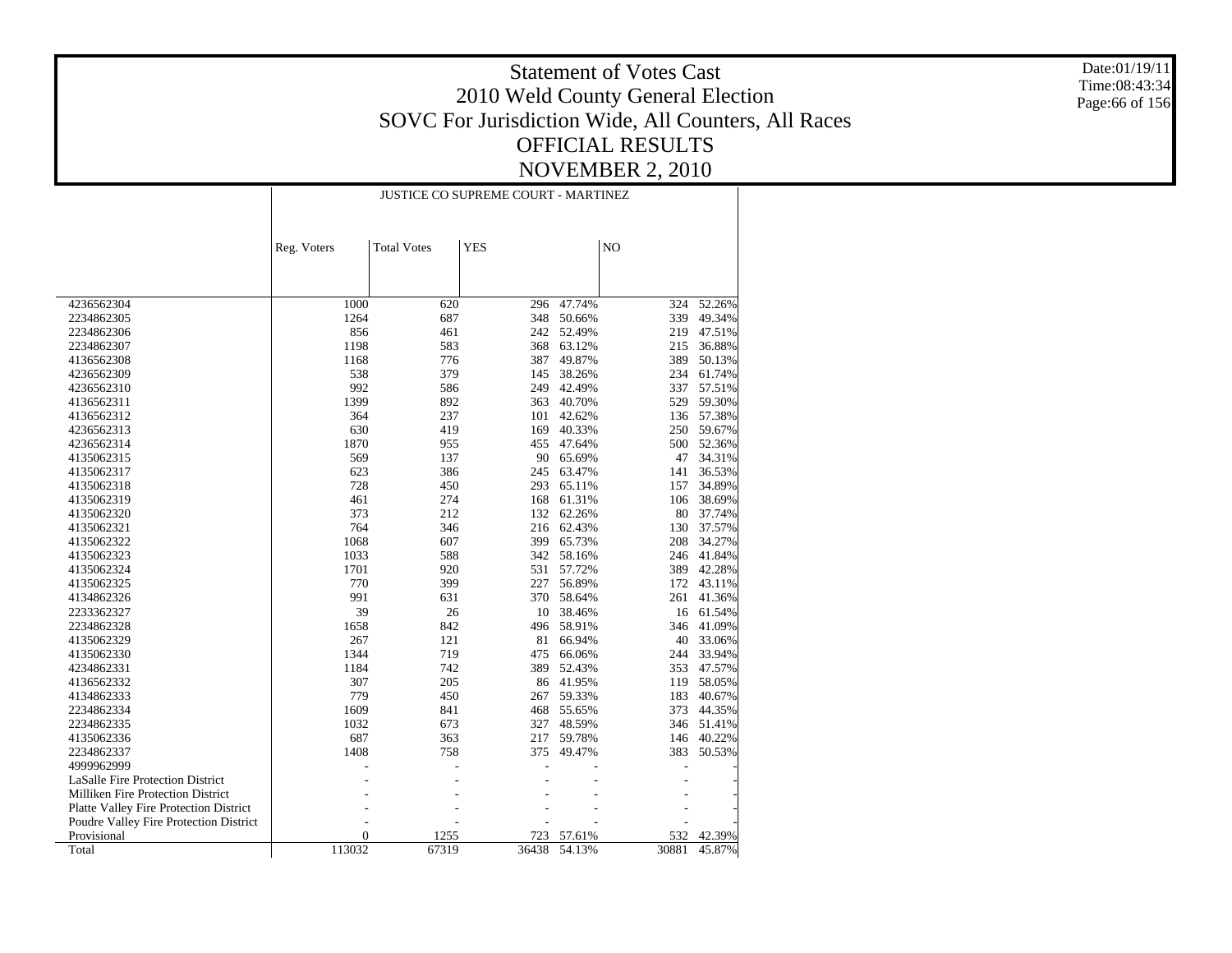# Statement of Votes Cast
## 2010 Weld County General Election
## SOVC For Jurisdiction Wide, All Counters, All Races
## OFFICIAL RESULTS
## NOVEMBER 2, 2010

Date:01/19/11
Time:08:43:34

JUSTICE CO SUPREME COURT - MARTINEZ

| | Reg. Voters | Total Votes | YES | | NO | |
|---|---|---|---|---|---|---|
| 4236562304 | 1000 | 620 | 296 | 47.74% | 324 | 52.26% |
| 2234862305 | 1264 | 687 | 348 | 50.66% | 339 | 49.34% |
| 2234862306 | 856 | 461 | 242 | 52.49% | 219 | 47.51% |
| 2234862307 | 1198 | 583 | 368 | 63.12% | 215 | 36.88% |
| 4136562308 | 1168 | 776 | 387 | 49.87% | 389 | 50.13% |
| 4236562309 | 538 | 379 | 145 | 38.26% | 234 | 61.74% |
| 4236562310 | 992 | 586 | 249 | 42.49% | 337 | 57.51% |
| 4136562311 | 1399 | 892 | 363 | 40.70% | 529 | 59.30% |
| 4136562312 | 364 | 237 | 101 | 42.62% | 136 | 57.38% |
| 4236562313 | 630 | 419 | 169 | 40.33% | 250 | 59.67% |
| 4236562314 | 1870 | 955 | 455 | 47.64% | 500 | 52.36% |
| 4135062315 | 569 | 137 | 90 | 65.69% | 47 | 34.31% |
| 4135062317 | 623 | 386 | 245 | 63.47% | 141 | 36.53% |
| 4135062318 | 728 | 450 | 293 | 65.11% | 157 | 34.89% |
| 4135062319 | 461 | 274 | 168 | 61.31% | 106 | 38.69% |
| 4135062320 | 373 | 212 | 132 | 62.26% | 80 | 37.74% |
| 4135062321 | 764 | 346 | 216 | 62.43% | 130 | 37.57% |
| 4135062322 | 1068 | 607 | 399 | 65.73% | 208 | 34.27% |
| 4135062323 | 1033 | 588 | 342 | 58.16% | 246 | 41.84% |
| 4135062324 | 1701 | 920 | 531 | 57.72% | 389 | 42.28% |
| 4135062325 | 770 | 399 | 227 | 56.89% | 172 | 43.11% |
| 4134862326 | 991 | 631 | 370 | 58.64% | 261 | 41.36% |
| 2233362327 | 39 | 26 | 10 | 38.46% | 16 | 61.54% |
| 2234862328 | 1658 | 842 | 496 | 58.91% | 346 | 41.09% |
| 4135062329 | 267 | 121 | 81 | 66.94% | 40 | 33.06% |
| 4135062330 | 1344 | 719 | 475 | 66.06% | 244 | 33.94% |
| 4234862331 | 1184 | 742 | 389 | 52.43% | 353 | 47.57% |
| 4136562332 | 307 | 205 | 86 | 41.95% | 119 | 58.05% |
| 4134862333 | 779 | 450 | 267 | 59.33% | 183 | 40.67% |
| 2234862334 | 1609 | 841 | 468 | 55.65% | 373 | 44.35% |
| 2234862335 | 1032 | 673 | 327 | 48.59% | 346 | 51.41% |
| 4135062336 | 687 | 363 | 217 | 59.78% | 146 | 40.22% |
| 2234862337 | 1408 | 758 | 375 | 49.47% | 383 | 50.53% |
| 4999962999 | - | - | - | - | - | - |
| LaSalle Fire Protection District | - | - | - | - | - | - |
| Milliken Fire Protection District | - | - | - | - | - | - |
| Platte Valley Fire Protection District | - | - | - | - | - | - |
| Poudre Valley Fire Protection District | - | - | - | - | - | - |
| Provisional | 0 | 1255 | 723 | 57.61% | 532 | 42.39% |
| Total | 113032 | 67319 | 36438 | 54.13% | 30881 | 45.87% |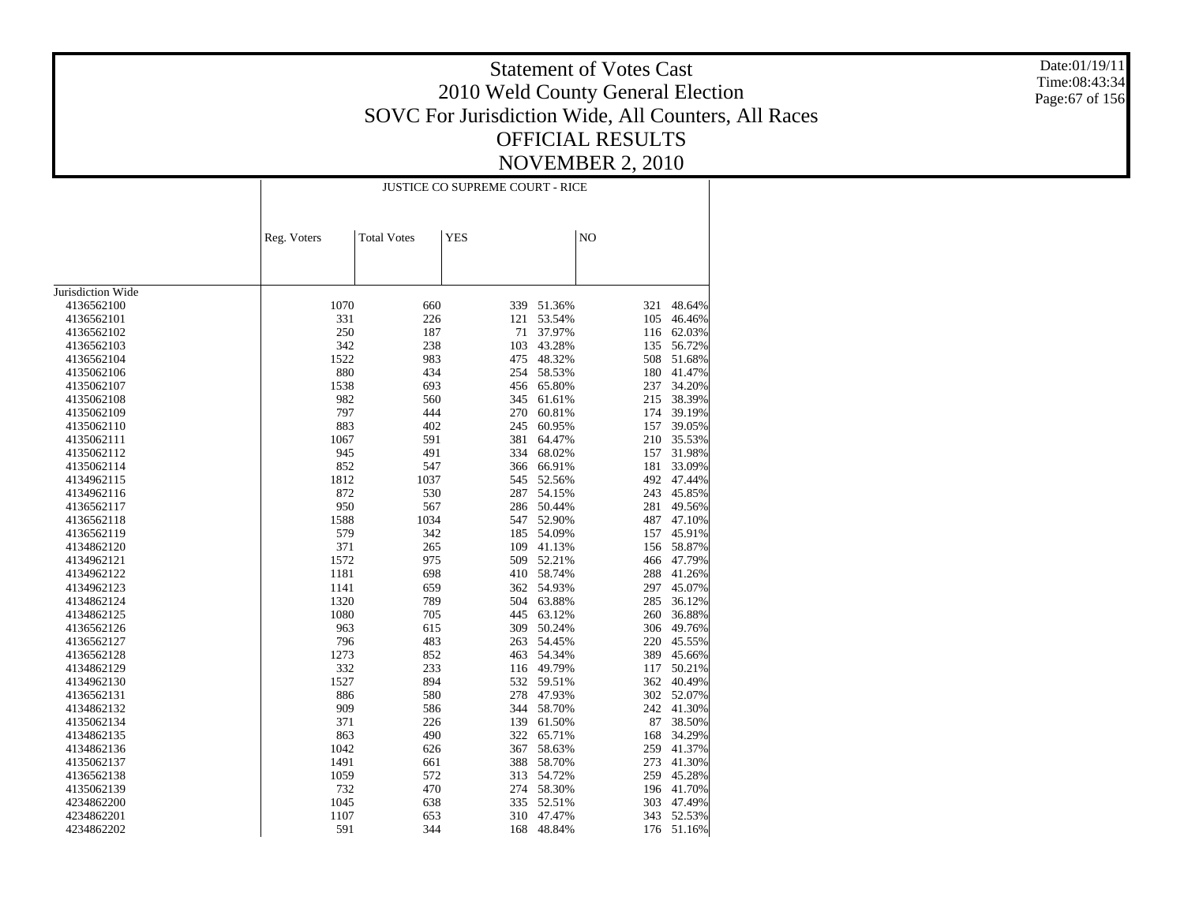# Statement of Votes Cast
## 2010 Weld County General Election
## SOVC For Jurisdiction Wide, All Counters, All Races
## OFFICIAL RESULTS
## NOVEMBER 2, 2010

Date:01/19/11
Time:08:43:34

| | JUSTICE CO SUPREME COURT - RICE | | | | | |
|---|---|---|---|---|---|---|
| | Reg. Voters | Total Votes | YES | | NO | |
| Jurisdiction Wide | | | | | | |
| 4136562100 | 1070 | 660 | 339 | 51.36% | 321 | 48.64% |
| 4136562101 | 331 | 226 | 121 | 53.54% | 105 | 46.46% |
| 4136562102 | 250 | 187 | 71 | 37.97% | 116 | 62.03% |
| 4136562103 | 342 | 238 | 103 | 43.28% | 135 | 56.72% |
| 4136562104 | 1522 | 983 | 475 | 48.32% | 508 | 51.68% |
| 4135062106 | 880 | 434 | 254 | 58.53% | 180 | 41.47% |
| 4135062107 | 1538 | 693 | 456 | 65.80% | 237 | 34.20% |
| 4135062108 | 982 | 560 | 345 | 61.61% | 215 | 38.39% |
| 4135062109 | 797 | 444 | 270 | 60.81% | 174 | 39.19% |
| 4135062110 | 883 | 402 | 245 | 60.95% | 157 | 39.05% |
| 4135062111 | 1067 | 591 | 381 | 64.47% | 210 | 35.53% |
| 4135062112 | 945 | 491 | 334 | 68.02% | 157 | 31.98% |
| 4135062114 | 852 | 547 | 366 | 66.91% | 181 | 33.09% |
| 4134962115 | 1812 | 1037 | 545 | 52.56% | 492 | 47.44% |
| 4134962116 | 872 | 530 | 287 | 54.15% | 243 | 45.85% |
| 4136562117 | 950 | 567 | 286 | 50.44% | 281 | 49.56% |
| 4136562118 | 1588 | 1034 | 547 | 52.90% | 487 | 47.10% |
| 4136562119 | 579 | 342 | 185 | 54.09% | 157 | 45.91% |
| 4134862120 | 371 | 265 | 109 | 41.13% | 156 | 58.87% |
| 4134962121 | 1572 | 975 | 509 | 52.21% | 466 | 47.79% |
| 4134962122 | 1181 | 698 | 410 | 58.74% | 288 | 41.26% |
| 4134962123 | 1141 | 659 | 362 | 54.93% | 297 | 45.07% |
| 4134862124 | 1320 | 789 | 504 | 63.88% | 285 | 36.12% |
| 4134862125 | 1080 | 705 | 445 | 63.12% | 260 | 36.88% |
| 4136562126 | 963 | 615 | 309 | 50.24% | 306 | 49.76% |
| 4136562127 | 796 | 483 | 263 | 54.45% | 220 | 45.55% |
| 4136562128 | 1273 | 852 | 463 | 54.34% | 389 | 45.66% |
| 4134862129 | 332 | 233 | 116 | 49.79% | 117 | 50.21% |
| 4134962130 | 1527 | 894 | 532 | 59.51% | 362 | 40.49% |
| 4136562131 | 886 | 580 | 278 | 47.93% | 302 | 52.07% |
| 4134862132 | 909 | 586 | 344 | 58.70% | 242 | 41.30% |
| 4135062134 | 371 | 226 | 139 | 61.50% | 87 | 38.50% |
| 4134862135 | 863 | 490 | 322 | 65.71% | 168 | 34.29% |
| 4134862136 | 1042 | 626 | 367 | 58.63% | 259 | 41.37% |
| 4135062137 | 1491 | 661 | 388 | 58.70% | 273 | 41.30% |
| 4136562138 | 1059 | 572 | 313 | 54.72% | 259 | 45.28% |
| 4135062139 | 732 | 470 | 274 | 58.30% | 196 | 41.70% |
| 4234862200 | 1045 | 638 | 335 | 52.51% | 303 | 47.49% |
| 4234862201 | 1107 | 653 | 310 | 47.47% | 343 | 52.53% |
| 4234862202 | 591 | 344 | 168 | 48.84% | 176 | 51.16% |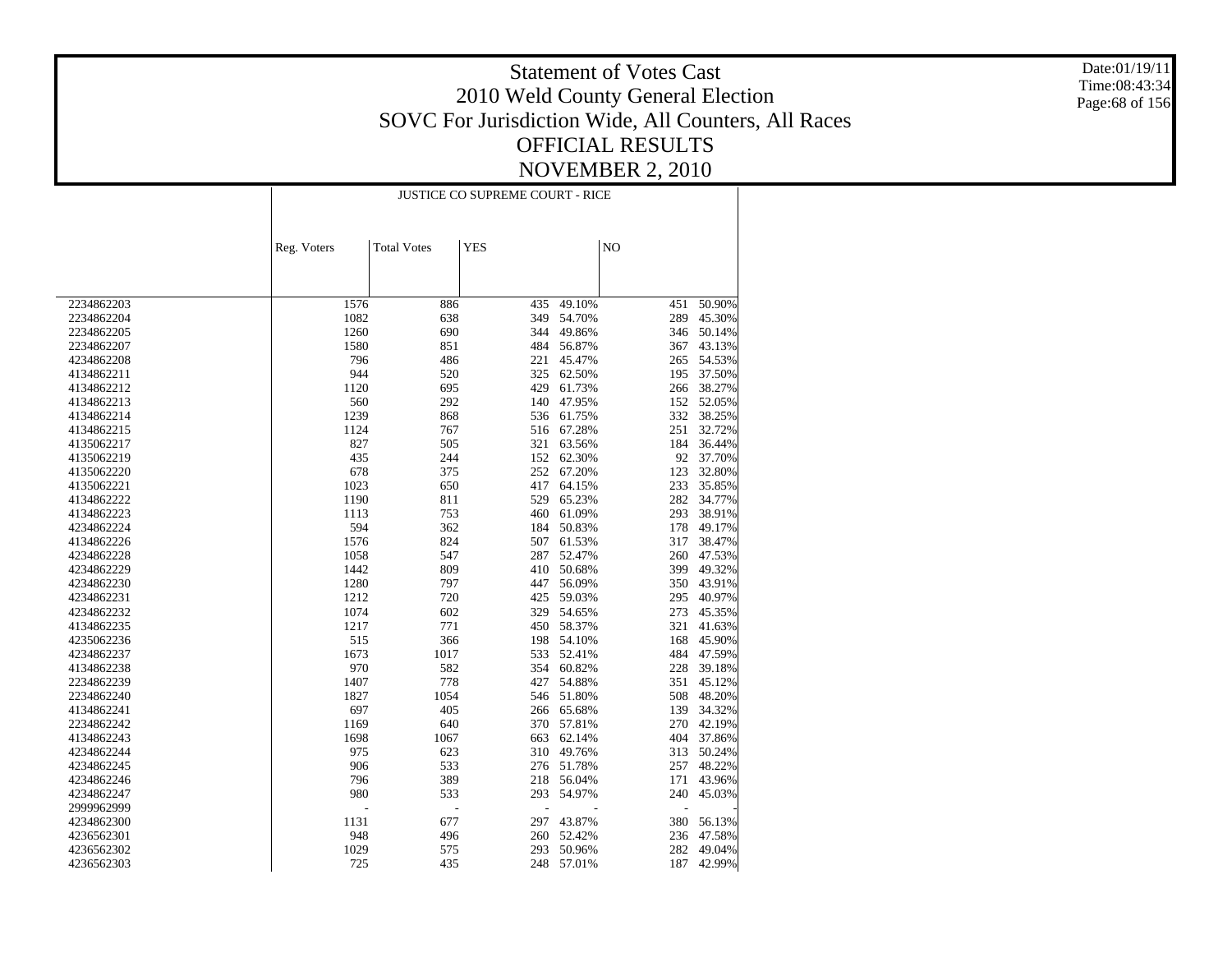# Statement of Votes Cast
## 2010 Weld County General Election
## SOVC For Jurisdiction Wide, All Counters, All Races
## OFFICIAL RESULTS
## NOVEMBER 2, 2010

Date:01/19/11
Time:08:43:34

| | JUSTICE CO SUPREME COURT - RICE | | | | | |
|---|---|---|---|---|---|---|
| | Reg. Voters | Total Votes | YES | | NO | |
| 2234862203 | 1576 | 886 | 435 | 49.10% | 451 | 50.90% |
| 2234862204 | 1082 | 638 | 349 | 54.70% | 289 | 45.30% |
| 2234862205 | 1260 | 690 | 344 | 49.86% | 346 | 50.14% |
| 2234862207 | 1580 | 851 | 484 | 56.87% | 367 | 43.13% |
| 4234862208 | 796 | 486 | 221 | 45.47% | 265 | 54.53% |
| 4134862211 | 944 | 520 | 325 | 62.50% | 195 | 37.50% |
| 4134862212 | 1120 | 695 | 429 | 61.73% | 266 | 38.27% |
| 4134862213 | 560 | 292 | 140 | 47.95% | 152 | 52.05% |
| 4134862214 | 1239 | 868 | 536 | 61.75% | 332 | 38.25% |
| 4134862215 | 1124 | 767 | 516 | 67.28% | 251 | 32.72% |
| 4135062217 | 827 | 505 | 321 | 63.56% | 184 | 36.44% |
| 4135062219 | 435 | 244 | 152 | 62.30% | 92 | 37.70% |
| 4135062220 | 678 | 375 | 252 | 67.20% | 123 | 32.80% |
| 4135062221 | 1023 | 650 | 417 | 64.15% | 233 | 35.85% |
| 4134862222 | 1190 | 811 | 529 | 65.23% | 282 | 34.77% |
| 4134862223 | 1113 | 753 | 460 | 61.09% | 293 | 38.91% |
| 4234862224 | 594 | 362 | 184 | 50.83% | 178 | 49.17% |
| 4134862226 | 1576 | 824 | 507 | 61.53% | 317 | 38.47% |
| 4234862228 | 1058 | 547 | 287 | 52.47% | 260 | 47.53% |
| 4234862229 | 1442 | 809 | 410 | 50.68% | 399 | 49.32% |
| 4234862230 | 1280 | 797 | 447 | 56.09% | 350 | 43.91% |
| 4234862231 | 1212 | 720 | 425 | 59.03% | 295 | 40.97% |
| 4234862232 | 1074 | 602 | 329 | 54.65% | 273 | 45.35% |
| 4134862235 | 1217 | 771 | 450 | 58.37% | 321 | 41.63% |
| 4235062236 | 515 | 366 | 198 | 54.10% | 168 | 45.90% |
| 4234862237 | 1673 | 1017 | 533 | 52.41% | 484 | 47.59% |
| 4134862238 | 970 | 582 | 354 | 60.82% | 228 | 39.18% |
| 2234862239 | 1407 | 778 | 427 | 54.88% | 351 | 45.12% |
| 2234862240 | 1827 | 1054 | 546 | 51.80% | 508 | 48.20% |
| 4134862241 | 697 | 405 | 266 | 65.68% | 139 | 34.32% |
| 2234862242 | 1169 | 640 | 370 | 57.81% | 270 | 42.19% |
| 4134862243 | 1698 | 1067 | 663 | 62.14% | 404 | 37.86% |
| 4234862244 | 975 | 623 | 310 | 49.76% | 313 | 50.24% |
| 4234862245 | 906 | 533 | 276 | 51.78% | 257 | 48.22% |
| 4234862246 | 796 | 389 | 218 | 56.04% | 171 | 43.96% |
| 4234862247 | 980 | 533 | 293 | 54.97% | 240 | 45.03% |
| 2999962999 | - | - | - | - | - | - |
| 4234862300 | 1131 | 677 | 297 | 43.87% | 380 | 56.13% |
| 4236562301 | 948 | 496 | 260 | 52.42% | 236 | 47.58% |
| 4236562302 | 1029 | 575 | 293 | 50.96% | 282 | 49.04% |
| 4236562303 | 725 | 435 | 248 | 57.01% | 187 | 42.99% |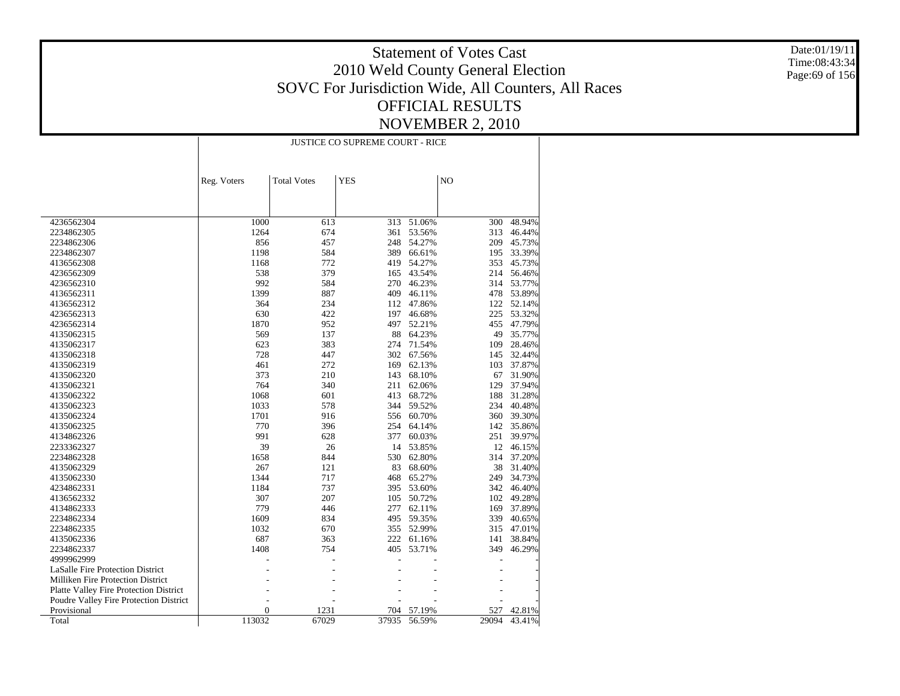# Statement of Votes Cast
## 2010 Weld County General Election
## SOVC For Jurisdiction Wide, All Counters, All Races
## OFFICIAL RESULTS
## NOVEMBER 2, 2010

Date:01/19/11
Time:08:43:34

| | JUSTICE CO SUPREME COURT - RICE | | | | | |
|---|---|---|---|---|---|---|
| | Reg. Voters | Total Votes | YES | | NO | |
| 4236562304 | 1000 | 613 | 313 | 51.06% | 300 | 48.94% |
| 2234862305 | 1264 | 674 | 361 | 53.56% | 313 | 46.44% |
| 2234862306 | 856 | 457 | 248 | 54.27% | 209 | 45.73% |
| 2234862307 | 1198 | 584 | 389 | 66.61% | 195 | 33.39% |
| 4136562308 | 1168 | 772 | 419 | 54.27% | 353 | 45.73% |
| 4236562309 | 538 | 379 | 165 | 43.54% | 214 | 56.46% |
| 4236562310 | 992 | 584 | 270 | 46.23% | 314 | 53.77% |
| 4136562311 | 1399 | 887 | 409 | 46.11% | 478 | 53.89% |
| 4136562312 | 364 | 234 | 112 | 47.86% | 122 | 52.14% |
| 4236562313 | 630 | 422 | 197 | 46.68% | 225 | 53.32% |
| 4236562314 | 1870 | 952 | 497 | 52.21% | 455 | 47.79% |
| 4135062315 | 569 | 137 | 88 | 64.23% | 49 | 35.77% |
| 4135062317 | 623 | 383 | 274 | 71.54% | 109 | 28.46% |
| 4135062318 | 728 | 447 | 302 | 67.56% | 145 | 32.44% |
| 4135062319 | 461 | 272 | 169 | 62.13% | 103 | 37.87% |
| 4135062320 | 373 | 210 | 143 | 68.10% | 67 | 31.90% |
| 4135062321 | 764 | 340 | 211 | 62.06% | 129 | 37.94% |
| 4135062322 | 1068 | 601 | 413 | 68.72% | 188 | 31.28% |
| 4135062323 | 1033 | 578 | 344 | 59.52% | 234 | 40.48% |
| 4135062324 | 1701 | 916 | 556 | 60.70% | 360 | 39.30% |
| 4135062325 | 770 | 396 | 254 | 64.14% | 142 | 35.86% |
| 4134862326 | 991 | 628 | 377 | 60.03% | 251 | 39.97% |
| 2233362327 | 39 | 26 | 14 | 53.85% | 12 | 46.15% |
| 2234862328 | 1658 | 844 | 530 | 62.80% | 314 | 37.20% |
| 4135062329 | 267 | 121 | 83 | 68.60% | 38 | 31.40% |
| 4135062330 | 1344 | 717 | 468 | 65.27% | 249 | 34.73% |
| 4234862331 | 1184 | 737 | 395 | 53.60% | 342 | 46.40% |
| 4136562332 | 307 | 207 | 105 | 50.72% | 102 | 49.28% |
| 4134862333 | 779 | 446 | 277 | 62.11% | 169 | 37.89% |
| 2234862334 | 1609 | 834 | 495 | 59.35% | 339 | 40.65% |
| 2234862335 | 1032 | 670 | 355 | 52.99% | 315 | 47.01% |
| 4135062336 | 687 | 363 | 222 | 61.16% | 141 | 38.84% |
| 2234862337 | 1408 | 754 | 405 | 53.71% | 349 | 46.29% |
| 4999962999 | - | - | - | - | - | - |
| LaSalle Fire Protection District | - | - | - | - | - | - |
| Milliken Fire Protection District | - | - | - | - | - | - |
| Platte Valley Fire Protection District | - | - | - | - | - | - |
| Poudre Valley Fire Protection District | - | - | - | - | - | - |
| Provisional | 0 | 1231 | 704 | 57.19% | 527 | 42.81% |
| Total | 113032 | 67029 | 37935 | 56.59% | 29094 | 43.41% |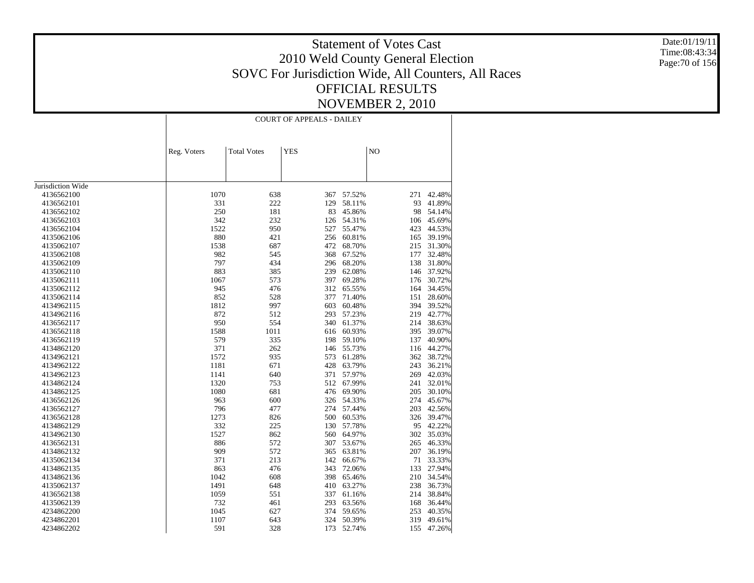# Statement of Votes Cast
# 2010 Weld County General Election
## SOVC For Jurisdiction Wide, All Counters, All Races
## OFFICIAL RESULTS
## NOVEMBER 2, 2010

Date:01/19/11
Time:08:43:34

| | COURT OF APPEALS - DAILEY | | | | | |
|---|---|---|---|---|---|---|
| | Reg. Voters | Total Votes | YES | | NO | |
| Jurisdiction Wide | | | | | | |
| 4136562100 | 1070 | 638 | 367 | 57.52% | 271 | 42.48% |
| 4136562101 | 331 | 222 | 129 | 58.11% | 93 | 41.89% |
| 4136562102 | 250 | 181 | 83 | 45.86% | 98 | 54.14% |
| 4136562103 | 342 | 232 | 126 | 54.31% | 106 | 45.69% |
| 4136562104 | 1522 | 950 | 527 | 55.47% | 423 | 44.53% |
| 4135062106 | 880 | 421 | 256 | 60.81% | 165 | 39.19% |
| 4135062107 | 1538 | 687 | 472 | 68.70% | 215 | 31.30% |
| 4135062108 | 982 | 545 | 368 | 67.52% | 177 | 32.48% |
| 4135062109 | 797 | 434 | 296 | 68.20% | 138 | 31.80% |
| 4135062110 | 883 | 385 | 239 | 62.08% | 146 | 37.92% |
| 4135062111 | 1067 | 573 | 397 | 69.28% | 176 | 30.72% |
| 4135062112 | 945 | 476 | 312 | 65.55% | 164 | 34.45% |
| 4135062114 | 852 | 528 | 377 | 71.40% | 151 | 28.60% |
| 4134962115 | 1812 | 997 | 603 | 60.48% | 394 | 39.52% |
| 4134962116 | 872 | 512 | 293 | 57.23% | 219 | 42.77% |
| 4136562117 | 950 | 554 | 340 | 61.37% | 214 | 38.63% |
| 4136562118 | 1588 | 1011 | 616 | 60.93% | 395 | 39.07% |
| 4136562119 | 579 | 335 | 198 | 59.10% | 137 | 40.90% |
| 4134862120 | 371 | 262 | 146 | 55.73% | 116 | 44.27% |
| 4134962121 | 1572 | 935 | 573 | 61.28% | 362 | 38.72% |
| 4134962122 | 1181 | 671 | 428 | 63.79% | 243 | 36.21% |
| 4134962123 | 1141 | 640 | 371 | 57.97% | 269 | 42.03% |
| 4134962124 | 1320 | 753 | 512 | 67.99% | 241 | 32.01% |
| 4134862125 | 1080 | 681 | 476 | 69.90% | 205 | 30.10% |
| 4136562126 | 963 | 600 | 326 | 54.33% | 274 | 45.67% |
| 4136562127 | 796 | 477 | 274 | 57.44% | 203 | 42.56% |
| 4136562128 | 1273 | 826 | 500 | 60.53% | 326 | 39.47% |
| 4134862129 | 332 | 225 | 130 | 57.78% | 95 | 42.22% |
| 4134962130 | 1527 | 862 | 560 | 64.97% | 302 | 35.03% |
| 4136562131 | 886 | 572 | 307 | 53.67% | 265 | 46.33% |
| 4134862132 | 909 | 572 | 365 | 63.81% | 207 | 36.19% |
| 4135062134 | 371 | 213 | 142 | 66.67% | 71 | 33.33% |
| 4134862135 | 863 | 476 | 343 | 72.06% | 133 | 27.94% |
| 4134862136 | 1042 | 608 | 398 | 65.46% | 210 | 34.54% |
| 4135062137 | 1491 | 648 | 410 | 63.27% | 238 | 36.73% |
| 4136562138 | 1059 | 551 | 337 | 61.16% | 214 | 38.84% |
| 4135062139 | 732 | 461 | 293 | 63.56% | 168 | 36.44% |
| 4234862200 | 1045 | 627 | 374 | 59.65% | 253 | 40.35% |
| 4234862201 | 1107 | 643 | 324 | 50.39% | 319 | 49.61% |
| 4234862202 | 591 | 328 | 173 | 52.74% | 155 | 47.26% |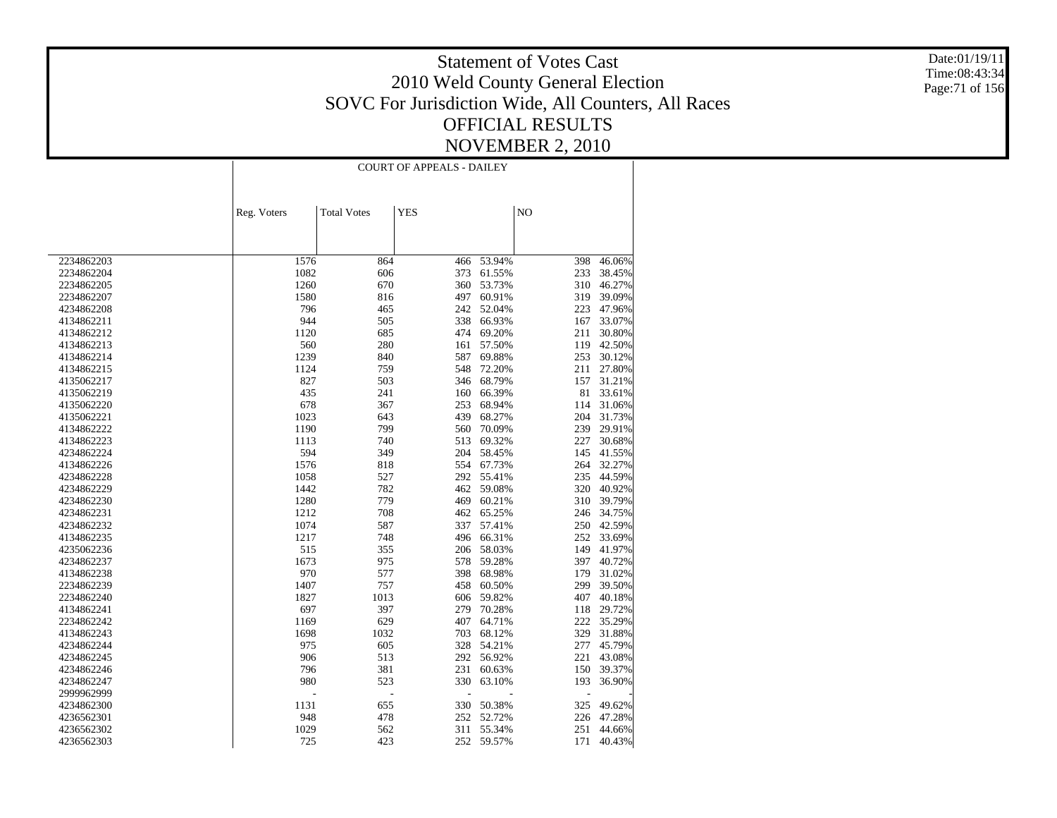# Statement of Votes Cast
# 2010 Weld County General Election
# SOVC For Jurisdiction Wide, All Counters, All Races
# OFFICIAL RESULTS
# NOVEMBER 2, 2010

Date:01/19/11
Time:08:43:34

| | COURT OF APPEALS - DAILEY | | | | | |
|---|---|---|---|---|---|---|
| | Reg. Voters | Total Votes | YES | | NO | |
| 2234862203 | 1576 | 864 | 466 | 53.94% | 398 | 46.06% |
| 2234862204 | 1082 | 606 | 373 | 61.55% | 233 | 38.45% |
| 2234862205 | 1260 | 670 | 360 | 53.73% | 310 | 46.27% |
| 2234862207 | 1580 | 816 | 497 | 60.91% | 319 | 39.09% |
| 4234862208 | 796 | 465 | 242 | 52.04% | 223 | 47.96% |
| 4134862211 | 944 | 505 | 338 | 66.93% | 167 | 33.07% |
| 4134862212 | 1120 | 685 | 474 | 69.20% | 211 | 30.80% |
| 4134862213 | 560 | 280 | 161 | 57.50% | 119 | 42.50% |
| 4134862214 | 1239 | 840 | 587 | 69.88% | 253 | 30.12% |
| 4134862215 | 1124 | 759 | 548 | 72.20% | 211 | 27.80% |
| 4135062217 | 827 | 503 | 346 | 68.79% | 157 | 31.21% |
| 4135062219 | 435 | 241 | 160 | 66.39% | 81 | 33.61% |
| 4135062220 | 678 | 367 | 253 | 68.94% | 114 | 31.06% |
| 4135062221 | 1023 | 643 | 439 | 68.27% | 204 | 31.73% |
| 4134862222 | 1190 | 799 | 560 | 70.09% | 239 | 29.91% |
| 4134862223 | 1113 | 740 | 513 | 69.32% | 227 | 30.68% |
| 4234862224 | 594 | 349 | 204 | 58.45% | 145 | 41.55% |
| 4134862226 | 1576 | 818 | 554 | 67.73% | 264 | 32.27% |
| 4234862228 | 1058 | 527 | 292 | 55.41% | 235 | 44.59% |
| 4234862229 | 1442 | 782 | 462 | 59.08% | 320 | 40.92% |
| 4234862230 | 1280 | 779 | 469 | 60.21% | 310 | 39.79% |
| 4234862231 | 1212 | 708 | 462 | 65.25% | 246 | 34.75% |
| 4234862232 | 1074 | 587 | 337 | 57.41% | 250 | 42.59% |
| 4134862235 | 1217 | 748 | 496 | 66.31% | 252 | 33.69% |
| 4235062236 | 515 | 355 | 206 | 58.03% | 149 | 41.97% |
| 4234862237 | 1673 | 975 | 578 | 59.28% | 397 | 40.72% |
| 4134862238 | 970 | 577 | 398 | 68.98% | 179 | 31.02% |
| 2234862239 | 1407 | 757 | 458 | 60.50% | 299 | 39.50% |
| 2234862240 | 1827 | 1013 | 606 | 59.82% | 407 | 40.18% |
| 4134862241 | 697 | 397 | 279 | 70.28% | 118 | 29.72% |
| 2234862242 | 1169 | 629 | 407 | 64.71% | 222 | 35.29% |
| 4134862243 | 1698 | 1032 | 703 | 68.12% | 329 | 31.88% |
| 4234862244 | 975 | 605 | 328 | 54.21% | 277 | 45.79% |
| 4234862245 | 906 | 513 | 292 | 56.92% | 221 | 43.08% |
| 4234862246 | 796 | 381 | 231 | 60.63% | 150 | 39.37% |
| 4234862247 | 980 | 523 | 330 | 63.10% | 193 | 36.90% |
| 2999962999 | - | - | - | - | - | - |
| 4234862300 | 1131 | 655 | 330 | 50.38% | 325 | 49.62% |
| 4236562301 | 948 | 478 | 252 | 52.72% | 226 | 47.28% |
| 4236562302 | 1029 | 562 | 311 | 55.34% | 251 | 44.66% |
| 4236562303 | 725 | 423 | 252 | 59.57% | 171 | 40.43% |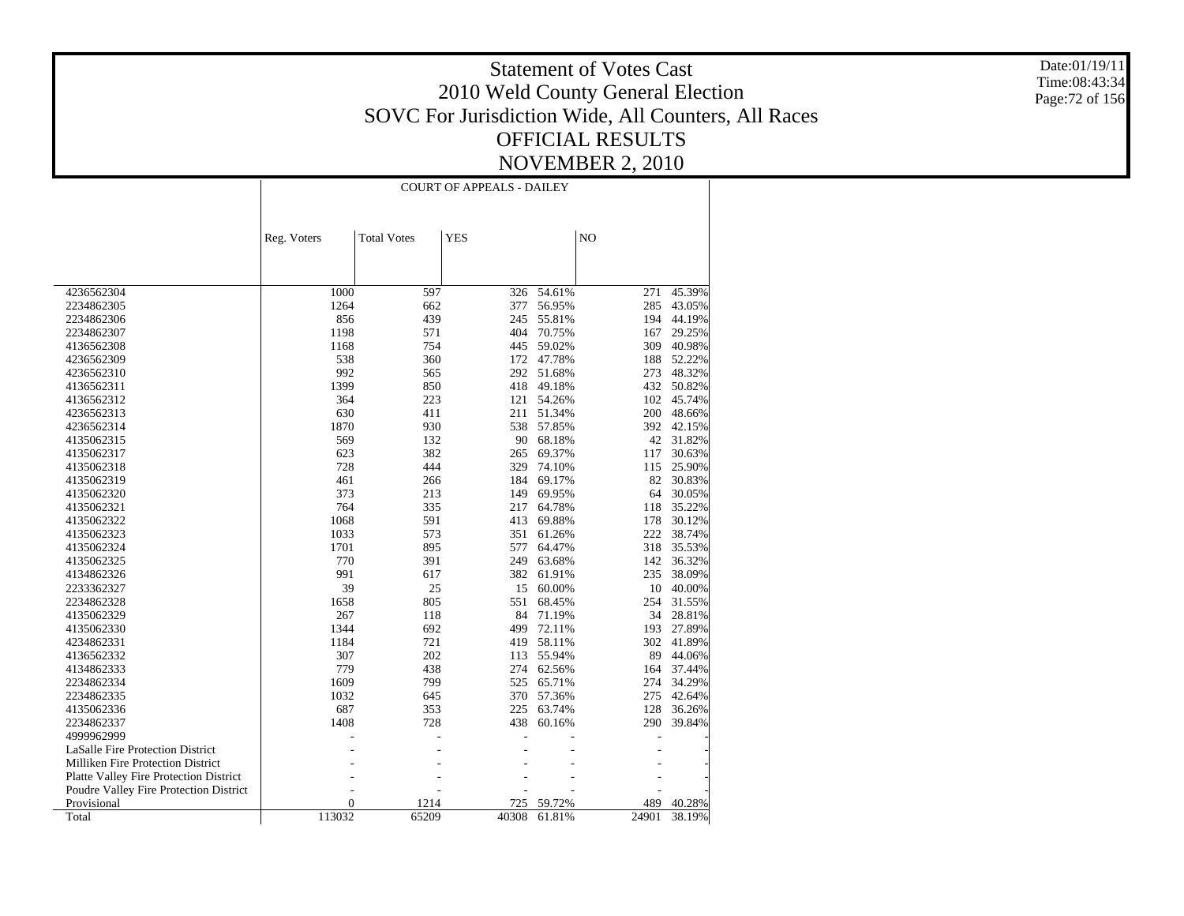# Statement of Votes Cast
## 2010 Weld County General Election
## SOVC For Jurisdiction Wide, All Counters, All Races
## OFFICIAL RESULTS
## NOVEMBER 2, 2010

Date:01/19/11
Time:08:43:34

| | COURT OF APPEALS - DAILEY | | | | | |
|---|---|---|---|---|---|---|
| | Reg. Voters | Total Votes | YES | | NO | |
| 4236562304 | 1000 | 597 | 326 | 54.61% | 271 | 45.39% |
| 2234862305 | 1264 | 662 | 377 | 56.95% | 285 | 43.05% |
| 2234862306 | 856 | 439 | 245 | 55.81% | 194 | 44.19% |
| 2234862307 | 1198 | 571 | 404 | 70.75% | 167 | 29.25% |
| 4136562308 | 1168 | 754 | 445 | 59.02% | 309 | 40.98% |
| 4236562309 | 538 | 360 | 172 | 47.78% | 188 | 52.22% |
| 4236562310 | 992 | 565 | 292 | 51.68% | 273 | 48.32% |
| 4136562311 | 1399 | 850 | 418 | 49.18% | 432 | 50.82% |
| 4136562312 | 364 | 223 | 121 | 54.26% | 102 | 45.74% |
| 4236562313 | 630 | 411 | 211 | 51.34% | 200 | 48.66% |
| 4236562314 | 1870 | 930 | 538 | 57.85% | 392 | 42.15% |
| 4135062315 | 569 | 132 | 90 | 68.18% | 42 | 31.82% |
| 4135062317 | 623 | 382 | 265 | 69.37% | 117 | 30.63% |
| 4135062318 | 728 | 444 | 329 | 74.10% | 115 | 25.90% |
| 4135062319 | 461 | 266 | 184 | 69.17% | 82 | 30.83% |
| 4135062320 | 373 | 213 | 149 | 69.95% | 64 | 30.05% |
| 4135062321 | 764 | 335 | 217 | 64.78% | 118 | 35.22% |
| 4135062322 | 1068 | 591 | 413 | 69.88% | 178 | 30.12% |
| 4135062323 | 1033 | 573 | 351 | 61.26% | 222 | 38.74% |
| 4135062324 | 1701 | 895 | 577 | 64.47% | 318 | 35.53% |
| 4135062325 | 770 | 391 | 249 | 63.68% | 142 | 36.32% |
| 4134862326 | 991 | 617 | 382 | 61.91% | 235 | 38.09% |
| 2233362327 | 39 | 25 | 15 | 60.00% | 10 | 40.00% |
| 2234862328 | 1658 | 805 | 551 | 68.45% | 254 | 31.55% |
| 4135062329 | 267 | 118 | 84 | 71.19% | 34 | 28.81% |
| 4135062330 | 1344 | 692 | 499 | 72.11% | 193 | 27.89% |
| 4234862331 | 1184 | 721 | 419 | 58.11% | 302 | 41.89% |
| 4136562332 | 307 | 202 | 113 | 55.94% | 89 | 44.06% |
| 4134862333 | 779 | 438 | 274 | 62.56% | 164 | 37.44% |
| 2234862334 | 1609 | 799 | 525 | 65.71% | 274 | 34.29% |
| 2234862335 | 1032 | 645 | 370 | 57.36% | 275 | 42.64% |
| 4135062336 | 687 | 353 | 225 | 63.74% | 128 | 36.26% |
| 2234862337 | 1408 | 728 | 438 | 60.16% | 290 | 39.84% |
| 4999962999 | - | - | - | - | - | - |
| LaSalle Fire Protection District | - | - | - | - | - | - |
| Milliken Fire Protection District | - | - | - | - | - | - |
| Platte Valley Fire Protection District | - | - | - | - | - | - |
| Poudre Valley Fire Protection District | - | - | - | - | - | - |
| Provisional | 0 | 1214 | 725 | 59.72% | 489 | 40.28% |
| Total | 113032 | 65209 | 40308 | 61.81% | 24901 | 38.19% |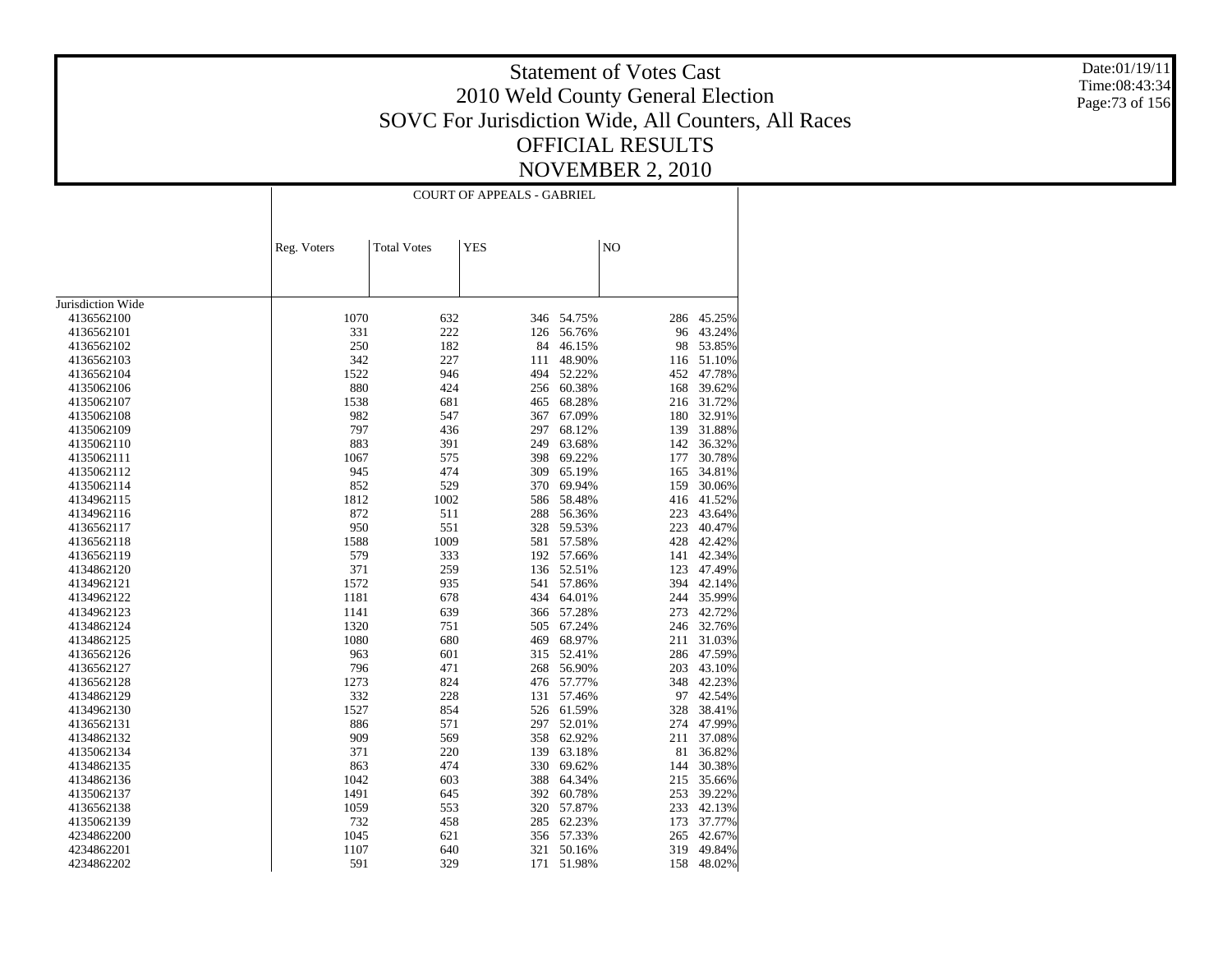# Statement of Votes Cast
## 2010 Weld County General Election
## SOVC For Jurisdiction Wide, All Counters, All Races
## OFFICIAL RESULTS
## NOVEMBER 2, 2010

Date:01/19/11
Time:08:43:34

| | COURT OF APPEALS - GABRIEL | | | | | |
|---|---|---|---|---|---|---|
| | Reg. Voters | Total Votes | YES | | NO | |
| Jurisdiction Wide | | | | | | |
| 4136562100 | 1070 | 632 | 346 | 54.75% | 286 | 45.25% |
| 4136562101 | 331 | 222 | 126 | 56.76% | 96 | 43.24% |
| 4136562102 | 250 | 182 | 84 | 46.15% | 98 | 53.85% |
| 4136562103 | 342 | 227 | 111 | 48.90% | 116 | 51.10% |
| 4136562104 | 1522 | 946 | 494 | 52.22% | 452 | 47.78% |
| 4135062106 | 880 | 424 | 256 | 60.38% | 168 | 39.62% |
| 4135062107 | 1538 | 681 | 465 | 68.28% | 216 | 31.72% |
| 4135062108 | 982 | 547 | 367 | 67.09% | 180 | 32.91% |
| 4135062109 | 797 | 436 | 297 | 68.12% | 139 | 31.88% |
| 4135062110 | 883 | 391 | 249 | 63.68% | 142 | 36.32% |
| 4135062111 | 1067 | 575 | 398 | 69.22% | 177 | 30.78% |
| 4135062112 | 945 | 474 | 309 | 65.19% | 165 | 34.81% |
| 4135062114 | 852 | 529 | 370 | 69.94% | 159 | 30.06% |
| 4134962115 | 1812 | 1002 | 586 | 58.48% | 416 | 41.52% |
| 4134962116 | 872 | 511 | 288 | 56.36% | 223 | 43.64% |
| 4136562117 | 950 | 551 | 328 | 59.53% | 223 | 40.47% |
| 4136562118 | 1588 | 1009 | 581 | 57.58% | 428 | 42.42% |
| 4136562119 | 579 | 333 | 192 | 57.66% | 141 | 42.34% |
| 4134862120 | 371 | 259 | 136 | 52.51% | 123 | 47.49% |
| 4134962121 | 1572 | 935 | 541 | 57.86% | 394 | 42.14% |
| 4134962122 | 1181 | 678 | 434 | 64.01% | 244 | 35.99% |
| 4134962123 | 1141 | 639 | 366 | 57.28% | 273 | 42.72% |
| 4134862124 | 1320 | 751 | 505 | 67.24% | 246 | 32.76% |
| 4134862125 | 1080 | 680 | 469 | 68.97% | 211 | 31.03% |
| 4136562126 | 963 | 601 | 315 | 52.41% | 286 | 47.59% |
| 4136562127 | 796 | 471 | 268 | 56.90% | 203 | 43.10% |
| 4136562128 | 1273 | 824 | 476 | 57.77% | 348 | 42.23% |
| 4134862129 | 332 | 228 | 131 | 57.46% | 97 | 42.54% |
| 4134962130 | 1527 | 854 | 526 | 61.59% | 328 | 38.41% |
| 4136562131 | 886 | 571 | 297 | 52.01% | 274 | 47.99% |
| 4134862132 | 909 | 569 | 358 | 62.92% | 211 | 37.08% |
| 4135062134 | 371 | 220 | 139 | 63.18% | 81 | 36.82% |
| 4134862135 | 863 | 474 | 330 | 69.62% | 144 | 30.38% |
| 4134862136 | 1042 | 603 | 388 | 64.34% | 215 | 35.66% |
| 4135062137 | 1491 | 645 | 392 | 60.78% | 253 | 39.22% |
| 4136562138 | 1059 | 553 | 320 | 57.87% | 233 | 42.13% |
| 4135062139 | 732 | 458 | 285 | 62.23% | 173 | 37.77% |
| 4234862200 | 1045 | 621 | 356 | 57.33% | 265 | 42.67% |
| 4234862201 | 1107 | 640 | 321 | 50.16% | 319 | 49.84% |
| 4234862202 | 591 | 329 | 171 | 51.98% | 158 | 48.02% |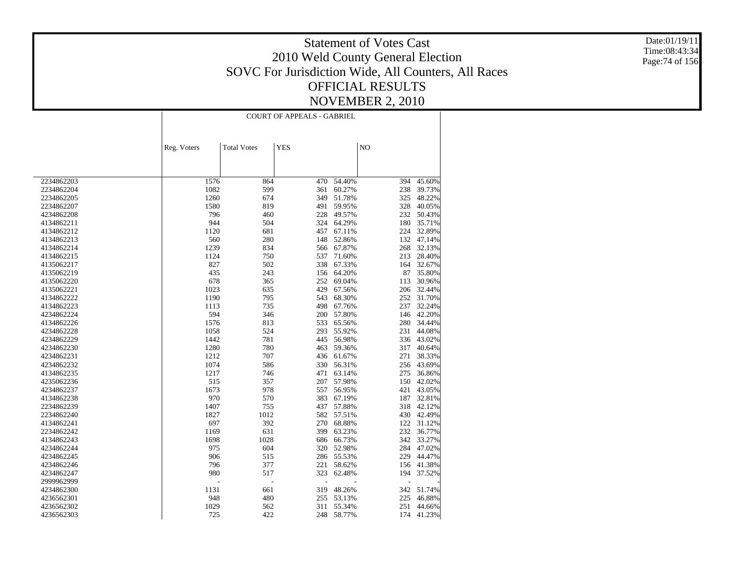# Statement of Votes Cast
## 2010 Weld County General Election
## SOVC For Jurisdiction Wide, All Counters, All Races
## OFFICIAL RESULTS
## NOVEMBER 2, 2010

Date:01/19/11
Time:08:43:34

| | COURT OF APPEALS - GABRIEL | | | | | |
|---|---|---|---|---|---|---|
| | Reg. Voters | Total Votes | YES | | NO | |
| 2234862203 | 1576 | 864 | 470 | 54.40% | 394 | 45.60% |
| 2234862204 | 1082 | 599 | 361 | 60.27% | 238 | 39.73% |
| 2234862205 | 1260 | 674 | 349 | 51.78% | 325 | 48.22% |
| 2234862207 | 1580 | 819 | 491 | 59.95% | 328 | 40.05% |
| 4234862208 | 796 | 460 | 228 | 49.57% | 232 | 50.43% |
| 4134862211 | 944 | 504 | 324 | 64.29% | 180 | 35.71% |
| 4134862212 | 1120 | 681 | 457 | 67.11% | 224 | 32.89% |
| 4134862213 | 560 | 280 | 148 | 52.86% | 132 | 47.14% |
| 4134862214 | 1239 | 834 | 566 | 67.87% | 268 | 32.13% |
| 4134862215 | 1124 | 750 | 537 | 71.60% | 213 | 28.40% |
| 4135062217 | 827 | 502 | 338 | 67.33% | 164 | 32.67% |
| 4135062219 | 435 | 243 | 156 | 64.20% | 87 | 35.80% |
| 4135062220 | 678 | 365 | 252 | 69.04% | 113 | 30.96% |
| 4135062221 | 1023 | 635 | 429 | 67.56% | 206 | 32.44% |
| 4134862222 | 1190 | 795 | 543 | 68.30% | 252 | 31.70% |
| 4134862223 | 1113 | 735 | 498 | 67.76% | 237 | 32.24% |
| 4234862224 | 594 | 346 | 200 | 57.80% | 146 | 42.20% |
| 4134862226 | 1576 | 813 | 533 | 65.56% | 280 | 34.44% |
| 4234862228 | 1058 | 524 | 293 | 55.92% | 231 | 44.08% |
| 4234862229 | 1442 | 781 | 445 | 56.98% | 336 | 43.02% |
| 4234862230 | 1280 | 780 | 463 | 59.36% | 317 | 40.64% |
| 4234862231 | 1212 | 707 | 436 | 61.67% | 271 | 38.33% |
| 4234862232 | 1074 | 586 | 330 | 56.31% | 256 | 43.69% |
| 4134862235 | 1217 | 746 | 471 | 63.14% | 275 | 36.86% |
| 4235062236 | 515 | 357 | 207 | 57.98% | 150 | 42.02% |
| 4234862237 | 1673 | 978 | 557 | 56.95% | 421 | 43.05% |
| 4134862238 | 970 | 570 | 383 | 67.19% | 187 | 32.81% |
| 2234862239 | 1407 | 755 | 437 | 57.88% | 318 | 42.12% |
| 2234862240 | 1827 | 1012 | 582 | 57.51% | 430 | 42.49% |
| 4134862241 | 697 | 392 | 270 | 68.88% | 122 | 31.12% |
| 2234862242 | 1169 | 631 | 399 | 63.23% | 232 | 36.77% |
| 4134862243 | 1698 | 1028 | 686 | 66.73% | 342 | 33.27% |
| 4234862244 | 975 | 604 | 320 | 52.98% | 284 | 47.02% |
| 4234862245 | 906 | 515 | 286 | 55.53% | 229 | 44.47% |
| 4234862246 | 796 | 377 | 221 | 58.62% | 156 | 41.38% |
| 4234862247 | 980 | 517 | 323 | 62.48% | 194 | 37.52% |
| 2999962999 | - | - | - | - | - | - |
| 4234862300 | 1131 | 661 | 319 | 48.26% | 342 | 51.74% |
| 4236562301 | 948 | 480 | 255 | 53.13% | 225 | 46.88% |
| 4236562302 | 1029 | 562 | 311 | 55.34% | 251 | 44.66% |
| 4236562303 | 725 | 422 | 248 | 58.77% | 174 | 41.23% |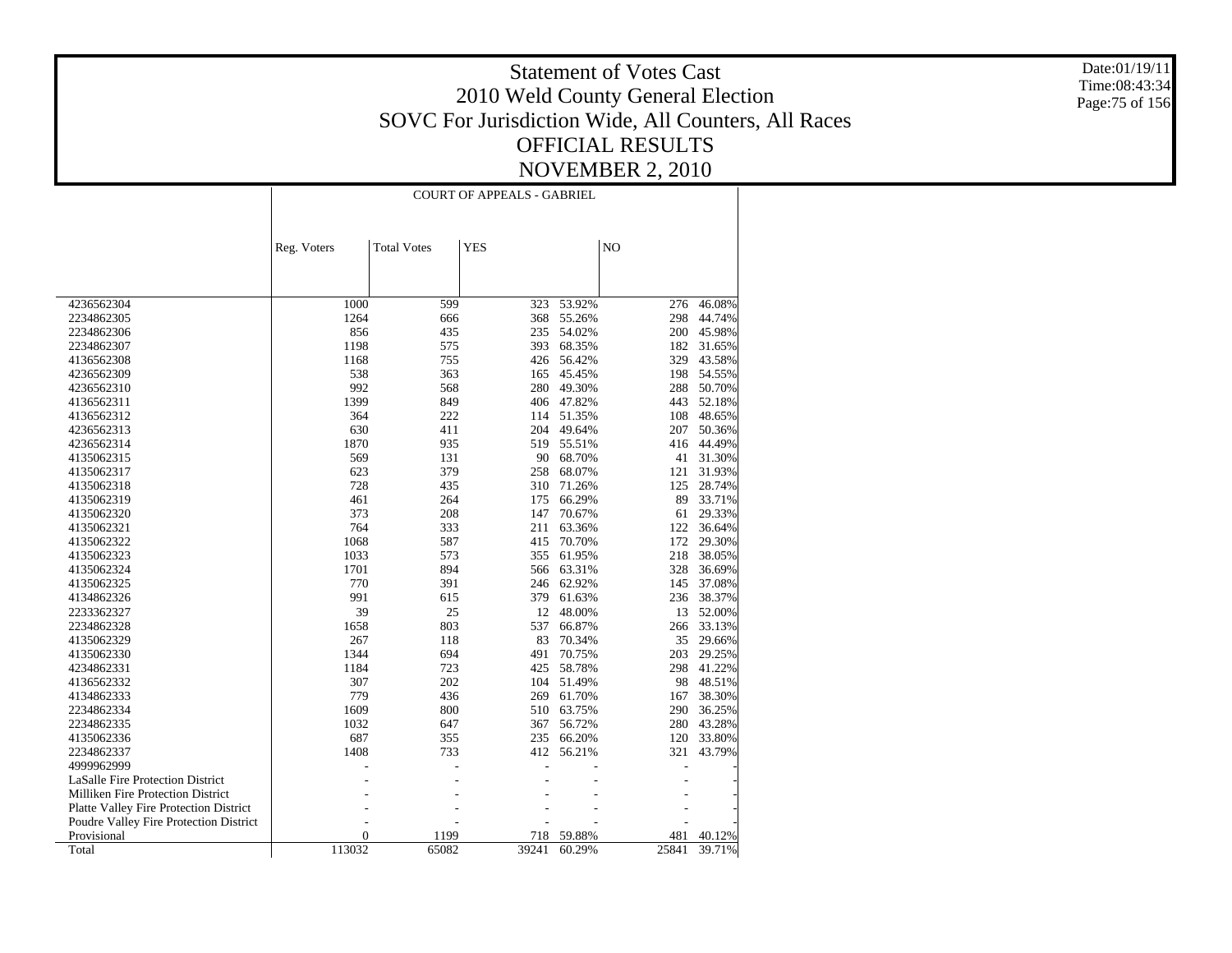# Statement of Votes Cast
## 2010 Weld County General Election
## SOVC For Jurisdiction Wide, All Counters, All Races
## OFFICIAL RESULTS
## NOVEMBER 2, 2010

Date:01/19/11
Time:08:43:34

| | COURT OF APPEALS - GABRIEL | | | | | |
|---|---|---|---|---|---|---|
| | Reg. Voters | Total Votes | YES | | NO | |
| 4236562304 | 1000 | 599 | 323 | 53.92% | 276 | 46.08% |
| 2234862305 | 1264 | 666 | 368 | 55.26% | 298 | 44.74% |
| 2234862306 | 856 | 435 | 235 | 54.02% | 200 | 45.98% |
| 2234862307 | 1198 | 575 | 393 | 68.35% | 182 | 31.65% |
| 4136562308 | 1168 | 755 | 426 | 56.42% | 329 | 43.58% |
| 4236562309 | 538 | 363 | 165 | 45.45% | 198 | 54.55% |
| 4236562310 | 992 | 568 | 280 | 49.30% | 288 | 50.70% |
| 4136562311 | 1399 | 849 | 406 | 47.82% | 443 | 52.18% |
| 4136562312 | 364 | 222 | 114 | 51.35% | 108 | 48.65% |
| 4236562313 | 630 | 411 | 204 | 49.64% | 207 | 50.36% |
| 4236562314 | 1870 | 935 | 519 | 55.51% | 416 | 44.49% |
| 4135062315 | 569 | 131 | 90 | 68.70% | 41 | 31.30% |
| 4135062317 | 623 | 379 | 258 | 68.07% | 121 | 31.93% |
| 4135062318 | 728 | 435 | 310 | 71.26% | 125 | 28.74% |
| 4135062319 | 461 | 264 | 175 | 66.29% | 89 | 33.71% |
| 4135062320 | 373 | 208 | 147 | 70.67% | 61 | 29.33% |
| 4135062321 | 764 | 333 | 211 | 63.36% | 122 | 36.64% |
| 4135062322 | 1068 | 587 | 415 | 70.70% | 172 | 29.30% |
| 4135062323 | 1033 | 573 | 355 | 61.95% | 218 | 38.05% |
| 4135062324 | 1701 | 894 | 566 | 63.31% | 328 | 36.69% |
| 4135062325 | 770 | 391 | 246 | 62.92% | 145 | 37.08% |
| 4134862326 | 991 | 615 | 379 | 61.63% | 236 | 38.37% |
| 2233362327 | 39 | 25 | 12 | 48.00% | 13 | 52.00% |
| 2234862328 | 1658 | 803 | 537 | 66.87% | 266 | 33.13% |
| 4135062329 | 267 | 118 | 83 | 70.34% | 35 | 29.66% |
| 4135062330 | 1344 | 694 | 491 | 70.75% | 203 | 29.25% |
| 4234862331 | 1184 | 723 | 425 | 58.78% | 298 | 41.22% |
| 4136562332 | 307 | 202 | 104 | 51.49% | 98 | 48.51% |
| 4134862333 | 779 | 436 | 269 | 61.70% | 167 | 38.30% |
| 2234862334 | 1609 | 800 | 510 | 63.75% | 290 | 36.25% |
| 2234862335 | 1032 | 647 | 367 | 56.72% | 280 | 43.28% |
| 4135062336 | 687 | 355 | 235 | 66.20% | 120 | 33.80% |
| 2234862337 | 1408 | 733 | 412 | 56.21% | 321 | 43.79% |
| 4999962999 | - | - | - | - | - | - |
| LaSalle Fire Protection District | - | - | - | - | - | - |
| Milliken Fire Protection District | - | - | - | - | - | - |
| Platte Valley Fire Protection District | - | - | - | - | - | - |
| Poudre Valley Fire Protection District | - | - | - | - | - | - |
| Provisional | 0 | 1199 | 718 | 59.88% | 481 | 40.12% |
| Total | 113032 | 65082 | 39241 | 60.29% | 25841 | 39.71% |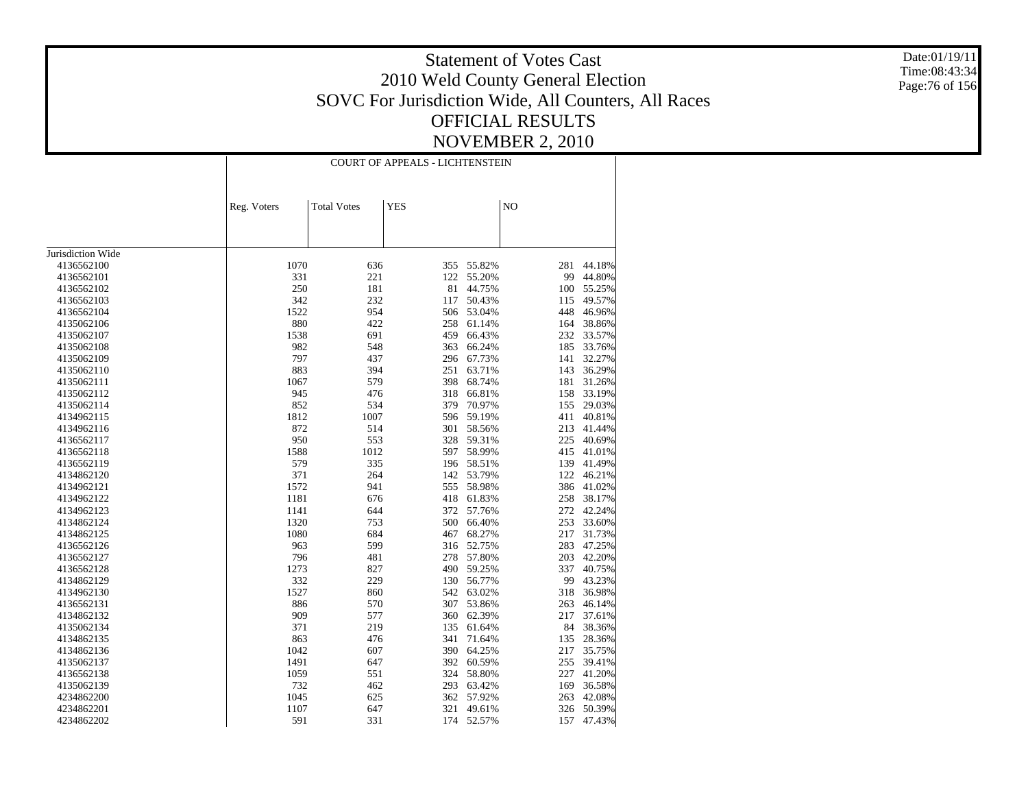# Statement of Votes Cast
## 2010 Weld County General Election
## SOVC For Jurisdiction Wide, All Counters, All Races
## OFFICIAL RESULTS
## NOVEMBER 2, 2010

Date:01/19/11
Time:08:43:34

| | COURT OF APPEALS - LICHTENSTEIN | | | | | |
|---|---|---|---|---|---|---|
| | Reg. Voters | Total Votes | YES | | NO | |
| Jurisdiction Wide | | | | | | |
| 4136562100 | 1070 | 636 | 355 | 55.82% | 281 | 44.18% |
| 4136562101 | 331 | 221 | 122 | 55.20% | 99 | 44.80% |
| 4136562102 | 250 | 181 | 81 | 44.75% | 100 | 55.25% |
| 4136562103 | 342 | 232 | 117 | 50.43% | 115 | 49.57% |
| 4136562104 | 1522 | 954 | 506 | 53.04% | 448 | 46.96% |
| 4135062106 | 880 | 422 | 258 | 61.14% | 164 | 38.86% |
| 4135062107 | 1538 | 691 | 459 | 66.43% | 232 | 33.57% |
| 4135062108 | 982 | 548 | 363 | 66.24% | 185 | 33.76% |
| 4135062109 | 797 | 437 | 296 | 67.73% | 141 | 32.27% |
| 4135062110 | 883 | 394 | 251 | 63.71% | 143 | 36.29% |
| 4135062111 | 1067 | 579 | 398 | 68.74% | 181 | 31.26% |
| 4135062112 | 945 | 476 | 318 | 66.81% | 158 | 33.19% |
| 4135062114 | 852 | 534 | 379 | 70.97% | 155 | 29.03% |
| 4134962115 | 1812 | 1007 | 596 | 59.19% | 411 | 40.81% |
| 4134962116 | 872 | 514 | 301 | 58.56% | 213 | 41.44% |
| 4136562117 | 950 | 553 | 328 | 59.31% | 225 | 40.69% |
| 4136562118 | 1588 | 1012 | 597 | 58.99% | 415 | 41.01% |
| 4136562119 | 579 | 335 | 196 | 58.51% | 139 | 41.49% |
| 4134862120 | 371 | 264 | 142 | 53.79% | 122 | 46.21% |
| 4134962121 | 1572 | 941 | 555 | 58.98% | 386 | 41.02% |
| 4134962122 | 1181 | 676 | 418 | 61.83% | 258 | 38.17% |
| 4134962123 | 1141 | 644 | 372 | 57.76% | 272 | 42.24% |
| 4134862124 | 1320 | 753 | 500 | 66.40% | 253 | 33.60% |
| 4134862125 | 1080 | 684 | 467 | 68.27% | 217 | 31.73% |
| 4136562126 | 963 | 599 | 316 | 52.75% | 283 | 47.25% |
| 4136562127 | 796 | 481 | 278 | 57.80% | 203 | 42.20% |
| 4136562128 | 1273 | 827 | 490 | 59.25% | 337 | 40.75% |
| 4134862129 | 332 | 229 | 130 | 56.77% | 99 | 43.23% |
| 4134962130 | 1527 | 860 | 542 | 63.02% | 318 | 36.98% |
| 4136562131 | 886 | 570 | 307 | 53.86% | 263 | 46.14% |
| 4134862132 | 909 | 577 | 360 | 62.39% | 217 | 37.61% |
| 4135062134 | 371 | 219 | 135 | 61.64% | 84 | 38.36% |
| 4134862135 | 863 | 476 | 341 | 71.64% | 135 | 28.36% |
| 4134862136 | 1042 | 607 | 390 | 64.25% | 217 | 35.75% |
| 4135062137 | 1491 | 647 | 392 | 60.59% | 255 | 39.41% |
| 4136562138 | 1059 | 551 | 324 | 58.80% | 227 | 41.20% |
| 4135062139 | 732 | 462 | 293 | 63.42% | 169 | 36.58% |
| 4234862200 | 1045 | 625 | 362 | 57.92% | 263 | 42.08% |
| 4234862201 | 1107 | 647 | 321 | 49.61% | 326 | 50.39% |
| 4234862202 | 591 | 331 | 174 | 52.57% | 157 | 47.43% |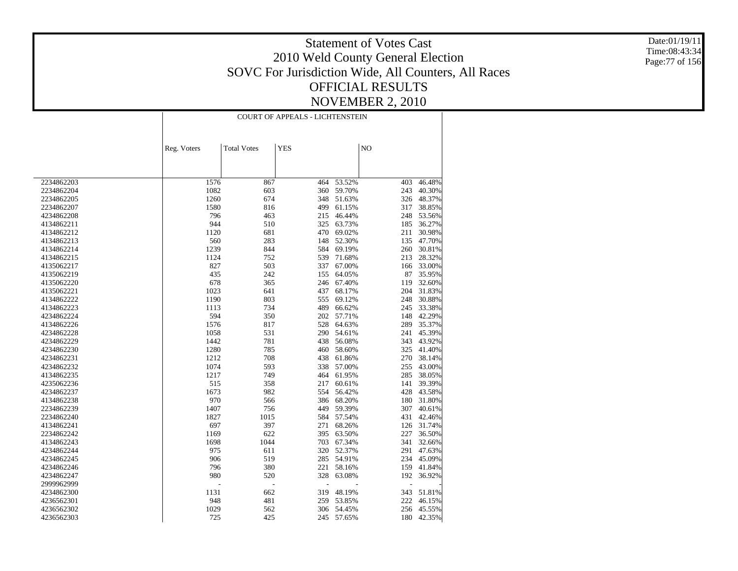# Statement of Votes Cast
## 2010 Weld County General Election
## SOVC For Jurisdiction Wide, All Counters, All Races
## OFFICIAL RESULTS
## NOVEMBER 2, 2010

Date:01/19/11
Time:08:43:34

| | COURT OF APPEALS - LICHTENSTEIN | | | | | |
|---|---|---|---|---|---|---|
| | Reg. Voters | Total Votes | YES | | NO | |
| 2234862203 | 1576 | 867 | 464 | 53.52% | 403 | 46.48% |
| 2234862204 | 1082 | 603 | 360 | 59.70% | 243 | 40.30% |
| 2234862205 | 1260 | 674 | 348 | 51.63% | 326 | 48.37% |
| 2234862207 | 1580 | 816 | 499 | 61.15% | 317 | 38.85% |
| 4234862208 | 796 | 463 | 215 | 46.44% | 248 | 53.56% |
| 4134862211 | 944 | 510 | 325 | 63.73% | 185 | 36.27% |
| 4134862212 | 1120 | 681 | 470 | 69.02% | 211 | 30.98% |
| 4134862213 | 560 | 283 | 148 | 52.30% | 135 | 47.70% |
| 4134862214 | 1239 | 844 | 584 | 69.19% | 260 | 30.81% |
| 4134862215 | 1124 | 752 | 539 | 71.68% | 213 | 28.32% |
| 4135062217 | 827 | 503 | 337 | 67.00% | 166 | 33.00% |
| 4135062219 | 435 | 242 | 155 | 64.05% | 87 | 35.95% |
| 4135062220 | 678 | 365 | 246 | 67.40% | 119 | 32.60% |
| 4135062221 | 1023 | 641 | 437 | 68.17% | 204 | 31.83% |
| 4134862222 | 1190 | 803 | 555 | 69.12% | 248 | 30.88% |
| 4134862223 | 1113 | 734 | 489 | 66.62% | 245 | 33.38% |
| 4234862224 | 594 | 350 | 202 | 57.71% | 148 | 42.29% |
| 4134862226 | 1576 | 817 | 528 | 64.63% | 289 | 35.37% |
| 4234862228 | 1058 | 531 | 290 | 54.61% | 241 | 45.39% |
| 4234862229 | 1442 | 781 | 438 | 56.08% | 343 | 43.92% |
| 4234862230 | 1280 | 785 | 460 | 58.60% | 325 | 41.40% |
| 4234862231 | 1212 | 708 | 438 | 61.86% | 270 | 38.14% |
| 4234862232 | 1074 | 593 | 338 | 57.00% | 255 | 43.00% |
| 4134862235 | 1217 | 749 | 464 | 61.95% | 285 | 38.05% |
| 4235062236 | 515 | 358 | 217 | 60.61% | 141 | 39.39% |
| 4234862237 | 1673 | 982 | 554 | 56.42% | 428 | 43.58% |
| 4134862238 | 970 | 566 | 386 | 68.20% | 180 | 31.80% |
| 2234862239 | 1407 | 756 | 449 | 59.39% | 307 | 40.61% |
| 2234862240 | 1827 | 1015 | 584 | 57.54% | 431 | 42.46% |
| 4134862241 | 697 | 397 | 271 | 68.26% | 126 | 31.74% |
| 2234862242 | 1169 | 622 | 395 | 63.50% | 227 | 36.50% |
| 4134862243 | 1698 | 1044 | 703 | 67.34% | 341 | 32.66% |
| 4234862244 | 975 | 611 | 320 | 52.37% | 291 | 47.63% |
| 4234862245 | 906 | 519 | 285 | 54.91% | 234 | 45.09% |
| 4234862246 | 796 | 380 | 221 | 58.16% | 159 | 41.84% |
| 4234862247 | 980 | 520 | 328 | 63.08% | 192 | 36.92% |
| 2999962999 | - | - | - | - | - | - |
| 4234862300 | 1131 | 662 | 319 | 48.19% | 343 | 51.81% |
| 4236562301 | 948 | 481 | 259 | 53.85% | 222 | 46.15% |
| 4236562302 | 1029 | 562 | 306 | 54.45% | 256 | 45.55% |
| 4236562303 | 725 | 425 | 245 | 57.65% | 180 | 42.35% |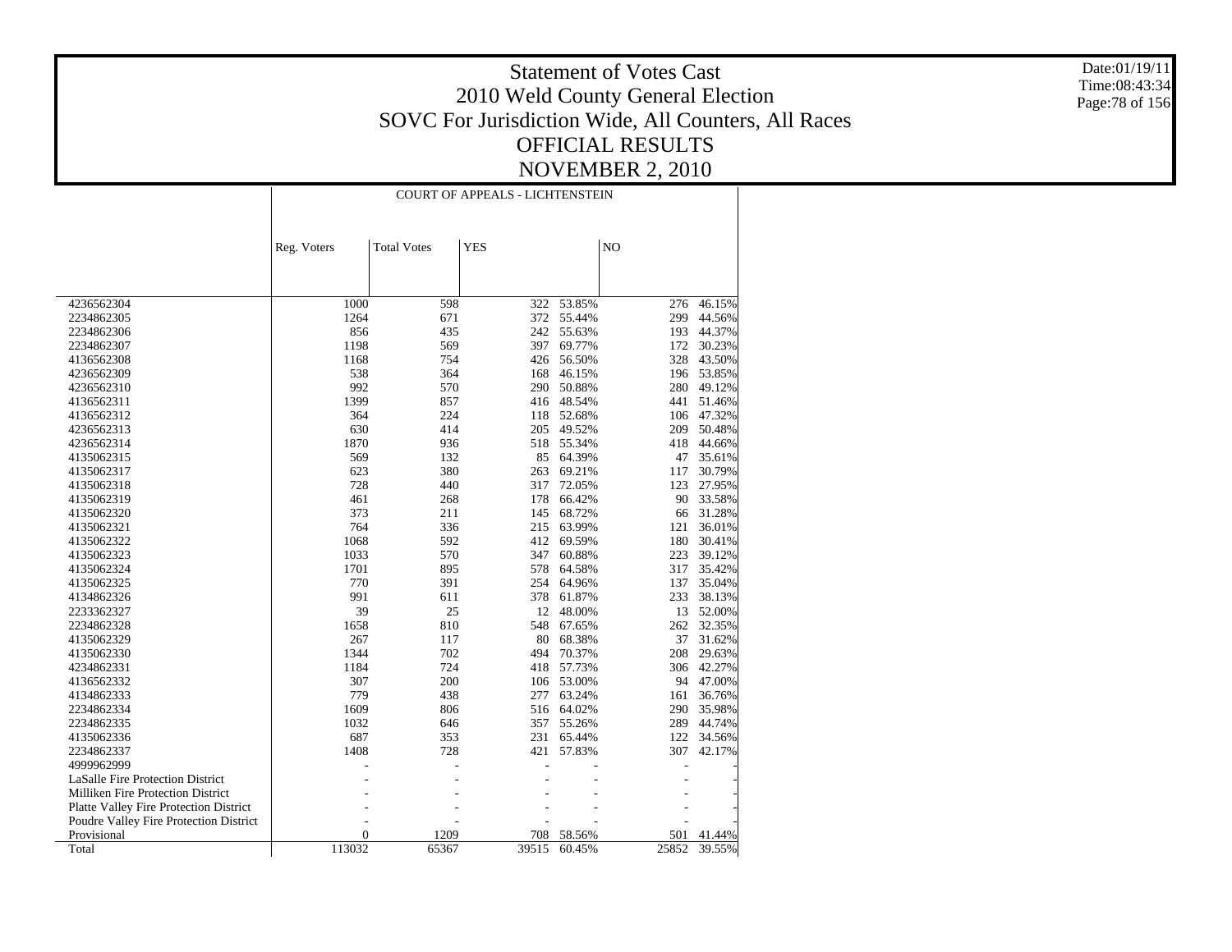# Statement of Votes Cast
## 2010 Weld County General Election
## SOVC For Jurisdiction Wide, All Counters, All Races
## OFFICIAL RESULTS
## NOVEMBER 2, 2010

Date:01/19/11
Time:08:43:34

| | COURT OF APPEALS - LICHTENSTEIN | | | | | |
|---|---|---|---|---|---|---|
| | Reg. Voters | Total Votes | YES | | NO | |
| 4236562304 | 1000 | 598 | 322 | 53.85% | 276 | 46.15% |
| 2234862305 | 1264 | 671 | 372 | 55.44% | 299 | 44.56% |
| 2234862306 | 856 | 435 | 242 | 55.63% | 193 | 44.37% |
| 2234862307 | 1198 | 569 | 397 | 69.77% | 172 | 30.23% |
| 4136562308 | 1168 | 754 | 426 | 56.50% | 328 | 43.50% |
| 4236562309 | 538 | 364 | 168 | 46.15% | 196 | 53.85% |
| 4236562310 | 992 | 570 | 290 | 50.88% | 280 | 49.12% |
| 4136562311 | 1399 | 857 | 416 | 48.54% | 441 | 51.46% |
| 4136562312 | 364 | 224 | 118 | 52.68% | 106 | 47.32% |
| 4236562313 | 630 | 414 | 205 | 49.52% | 209 | 50.48% |
| 4236562314 | 1870 | 936 | 518 | 55.34% | 418 | 44.66% |
| 4135062315 | 569 | 132 | 85 | 64.39% | 47 | 35.61% |
| 4135062317 | 623 | 380 | 263 | 69.21% | 117 | 30.79% |
| 4135062318 | 728 | 440 | 317 | 72.05% | 123 | 27.95% |
| 4135062319 | 461 | 268 | 178 | 66.42% | 90 | 33.58% |
| 4135062320 | 373 | 211 | 145 | 68.72% | 66 | 31.28% |
| 4135062321 | 764 | 336 | 215 | 63.99% | 121 | 36.01% |
| 4135062322 | 1068 | 592 | 412 | 69.59% | 180 | 30.41% |
| 4135062323 | 1033 | 570 | 347 | 60.88% | 223 | 39.12% |
| 4135062324 | 1701 | 895 | 578 | 64.58% | 317 | 35.42% |
| 4135062325 | 770 | 391 | 254 | 64.96% | 137 | 35.04% |
| 4134862326 | 991 | 611 | 378 | 61.87% | 233 | 38.13% |
| 2233362327 | 39 | 25 | 12 | 48.00% | 13 | 52.00% |
| 2234862328 | 1658 | 810 | 548 | 67.65% | 262 | 32.35% |
| 4135062329 | 267 | 117 | 80 | 68.38% | 37 | 31.62% |
| 4135062330 | 1344 | 702 | 494 | 70.37% | 208 | 29.63% |
| 4234862331 | 1184 | 724 | 418 | 57.73% | 306 | 42.27% |
| 4136562332 | 307 | 200 | 106 | 53.00% | 94 | 47.00% |
| 4134862333 | 779 | 438 | 277 | 63.24% | 161 | 36.76% |
| 2234862334 | 1609 | 806 | 516 | 64.02% | 290 | 35.98% |
| 2234862335 | 1032 | 646 | 357 | 55.26% | 289 | 44.74% |
| 4135062336 | 687 | 353 | 231 | 65.44% | 122 | 34.56% |
| 2234862337 | 1408 | 728 | 421 | 57.83% | 307 | 42.17% |
| 4999962999 | - | - | - | - | - | - |
| LaSalle Fire Protection District | - | - | - | - | - | - |
| Milliken Fire Protection District | - | - | - | - | - | - |
| Platte Valley Fire Protection District | - | - | - | - | - | - |
| Poudre Valley Fire Protection District | - | - | - | - | - | - |
| Provisional | 0 | 1209 | 708 | 58.56% | 501 | 41.44% |
| Total | 113032 | 65367 | 39515 | 60.45% | 25852 | 39.55% |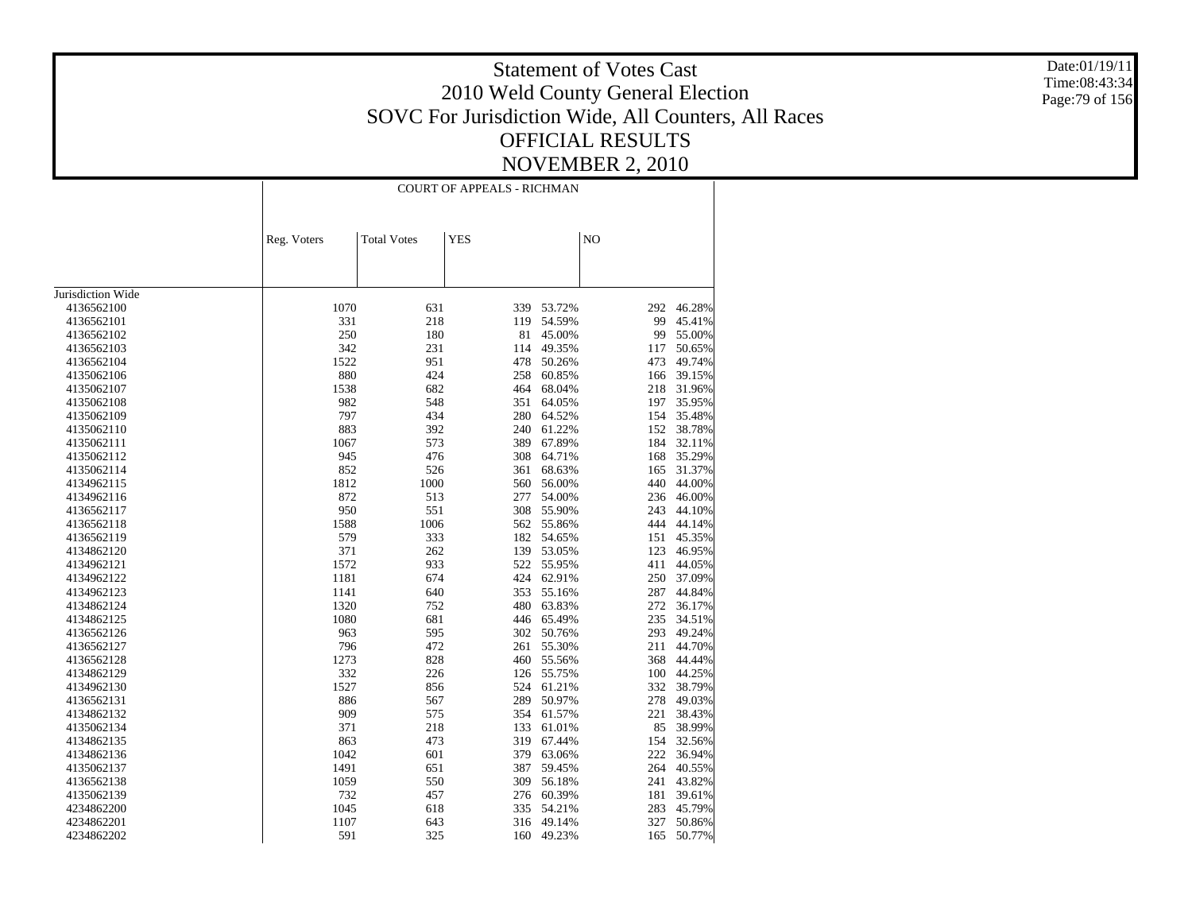# Statement of Votes Cast
## 2010 Weld County General Election
## SOVC For Jurisdiction Wide, All Counters, All Races
## OFFICIAL RESULTS
## NOVEMBER 2, 2010

Date:01/19/11
Time:08:43:34

| | COURT OF APPEALS - RICHMAN | | | | | |
|---|---|---|---|---|---|---|
| | Reg. Voters | Total Votes | YES | | NO | |
| Jurisdiction Wide | | | | | | |
| 4136562100 | 1070 | 631 | 339 | 53.72% | 292 | 46.28% |
| 4136562101 | 331 | 218 | 119 | 54.59% | 99 | 45.41% |
| 4136562102 | 250 | 180 | 81 | 45.00% | 99 | 55.00% |
| 4136562103 | 342 | 231 | 114 | 49.35% | 117 | 50.65% |
| 4136562104 | 1522 | 951 | 478 | 50.26% | 473 | 49.74% |
| 4135062106 | 880 | 424 | 258 | 60.85% | 166 | 39.15% |
| 4135062107 | 1538 | 682 | 464 | 68.04% | 218 | 31.96% |
| 4135062108 | 982 | 548 | 351 | 64.05% | 197 | 35.95% |
| 4135062109 | 797 | 434 | 280 | 64.52% | 154 | 35.48% |
| 4135062110 | 883 | 392 | 240 | 61.22% | 152 | 38.78% |
| 4135062111 | 1067 | 573 | 389 | 67.89% | 184 | 32.11% |
| 4135062112 | 945 | 476 | 308 | 64.71% | 168 | 35.29% |
| 4135062114 | 852 | 526 | 361 | 68.63% | 165 | 31.37% |
| 4134962115 | 1812 | 1000 | 560 | 56.00% | 440 | 44.00% |
| 4134962116 | 872 | 513 | 277 | 54.00% | 236 | 46.00% |
| 4136562117 | 950 | 551 | 308 | 55.90% | 243 | 44.10% |
| 4136562118 | 1588 | 1006 | 562 | 55.86% | 444 | 44.14% |
| 4136562119 | 579 | 333 | 182 | 54.65% | 151 | 45.35% |
| 4134862120 | 371 | 262 | 139 | 53.05% | 123 | 46.95% |
| 4134962121 | 1572 | 933 | 522 | 55.95% | 411 | 44.05% |
| 4134962122 | 1181 | 674 | 424 | 62.91% | 250 | 37.09% |
| 4134962123 | 1141 | 640 | 353 | 55.16% | 287 | 44.84% |
| 4134862124 | 1320 | 752 | 480 | 63.83% | 272 | 36.17% |
| 4134862125 | 1080 | 681 | 446 | 65.49% | 235 | 34.51% |
| 4136562126 | 963 | 595 | 302 | 50.76% | 293 | 49.24% |
| 4136562127 | 796 | 472 | 261 | 55.30% | 211 | 44.70% |
| 4136562128 | 1273 | 828 | 460 | 55.56% | 368 | 44.44% |
| 4134862129 | 332 | 226 | 126 | 55.75% | 100 | 44.25% |
| 4134962130 | 1527 | 856 | 524 | 61.21% | 332 | 38.79% |
| 4136562131 | 886 | 567 | 289 | 50.97% | 278 | 49.03% |
| 4134862132 | 909 | 575 | 354 | 61.57% | 221 | 38.43% |
| 4135062134 | 371 | 218 | 133 | 61.01% | 85 | 38.99% |
| 4134862135 | 863 | 473 | 319 | 67.44% | 154 | 32.56% |
| 4134862136 | 1042 | 601 | 379 | 63.06% | 222 | 36.94% |
| 4135062137 | 1491 | 651 | 387 | 59.45% | 264 | 40.55% |
| 4136562138 | 1059 | 550 | 309 | 56.18% | 241 | 43.82% |
| 4135062139 | 732 | 457 | 276 | 60.39% | 181 | 39.61% |
| 4234862200 | 1045 | 618 | 335 | 54.21% | 283 | 45.79% |
| 4234862201 | 1107 | 643 | 316 | 49.14% | 327 | 50.86% |
| 4234862202 | 591 | 325 | 160 | 49.23% | 165 | 50.77% |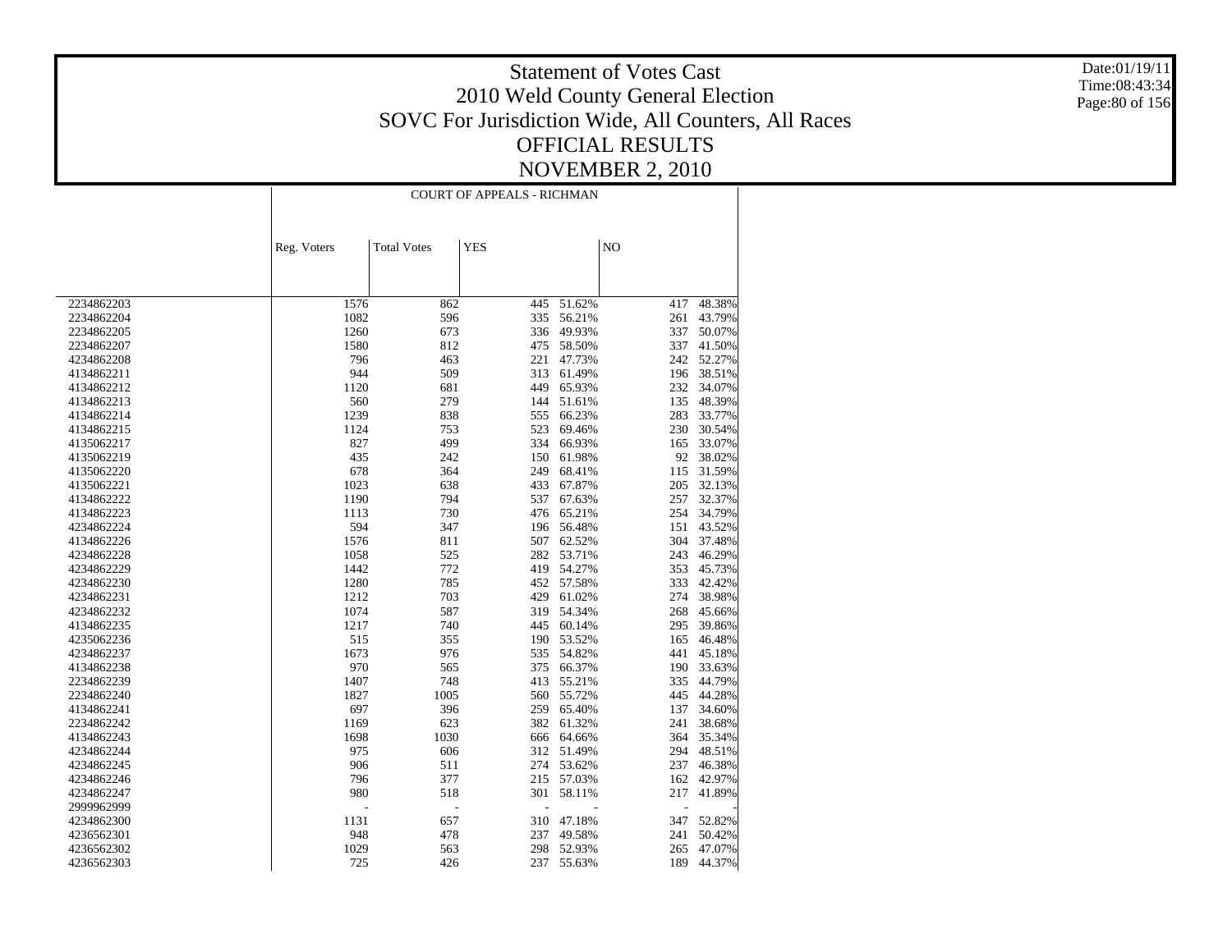# Statement of Votes Cast
## 2010 Weld County General Election
## SOVC For Jurisdiction Wide, All Counters, All Races
## OFFICIAL RESULTS
## NOVEMBER 2, 2010

Date:01/19/11
Time:08:43:34

| | COURT OF APPEALS - RICHMAN | | | | | |
|---|---|---|---|---|---|---|
| | Reg. Voters | Total Votes | YES | | NO | |
| 2234862203 | 1576 | 862 | 445 | 51.62% | 417 | 48.38% |
| 2234862204 | 1082 | 596 | 335 | 56.21% | 261 | 43.79% |
| 2234862205 | 1260 | 673 | 336 | 49.93% | 337 | 50.07% |
| 2234862207 | 1580 | 812 | 475 | 58.50% | 337 | 41.50% |
| 4234862208 | 796 | 463 | 221 | 47.73% | 242 | 52.27% |
| 4134862211 | 944 | 509 | 313 | 61.49% | 196 | 38.51% |
| 4134862212 | 1120 | 681 | 449 | 65.93% | 232 | 34.07% |
| 4134862213 | 560 | 279 | 144 | 51.61% | 135 | 48.39% |
| 4134862214 | 1239 | 838 | 555 | 66.23% | 283 | 33.77% |
| 4134862215 | 1124 | 753 | 523 | 69.46% | 230 | 30.54% |
| 4135062217 | 827 | 499 | 334 | 66.93% | 165 | 33.07% |
| 4135062219 | 435 | 242 | 150 | 61.98% | 92 | 38.02% |
| 4135062220 | 678 | 364 | 249 | 68.41% | 115 | 31.59% |
| 4135062221 | 1023 | 638 | 433 | 67.87% | 205 | 32.13% |
| 4134862222 | 1190 | 794 | 537 | 67.63% | 257 | 32.37% |
| 4134862223 | 1113 | 730 | 476 | 65.21% | 254 | 34.79% |
| 4234862224 | 594 | 347 | 196 | 56.48% | 151 | 43.52% |
| 4134862226 | 1576 | 811 | 507 | 62.52% | 304 | 37.48% |
| 4234862228 | 1058 | 525 | 282 | 53.71% | 243 | 46.29% |
| 4234862229 | 1442 | 772 | 419 | 54.27% | 353 | 45.73% |
| 4234862230 | 1280 | 785 | 452 | 57.58% | 333 | 42.42% |
| 4234862231 | 1212 | 703 | 429 | 61.02% | 274 | 38.98% |
| 4234862232 | 1074 | 587 | 319 | 54.34% | 268 | 45.66% |
| 4134862235 | 1217 | 740 | 445 | 60.14% | 295 | 39.86% |
| 4235062236 | 515 | 355 | 190 | 53.52% | 165 | 46.48% |
| 4234862237 | 1673 | 976 | 535 | 54.82% | 441 | 45.18% |
| 4134862238 | 970 | 565 | 375 | 66.37% | 190 | 33.63% |
| 2234862239 | 1407 | 748 | 413 | 55.21% | 335 | 44.79% |
| 2234862240 | 1827 | 1005 | 560 | 55.72% | 445 | 44.28% |
| 4134862241 | 697 | 396 | 259 | 65.40% | 137 | 34.60% |
| 2234862242 | 1169 | 623 | 382 | 61.32% | 241 | 38.68% |
| 4134862243 | 1698 | 1030 | 666 | 64.66% | 364 | 35.34% |
| 4234862244 | 975 | 606 | 312 | 51.49% | 294 | 48.51% |
| 4234862245 | 906 | 511 | 274 | 53.62% | 237 | 46.38% |
| 4234862246 | 796 | 377 | 215 | 57.03% | 162 | 42.97% |
| 4234862247 | 980 | 518 | 301 | 58.11% | 217 | 41.89% |
| 2999962999 | - | - | - | - | - | - |
| 4234862300 | 1131 | 657 | 310 | 47.18% | 347 | 52.82% |
| 4236562301 | 948 | 478 | 237 | 49.58% | 241 | 50.42% |
| 4236562302 | 1029 | 563 | 298 | 52.93% | 265 | 47.07% |
| 4236562303 | 725 | 426 | 237 | 55.63% | 189 | 44.37% |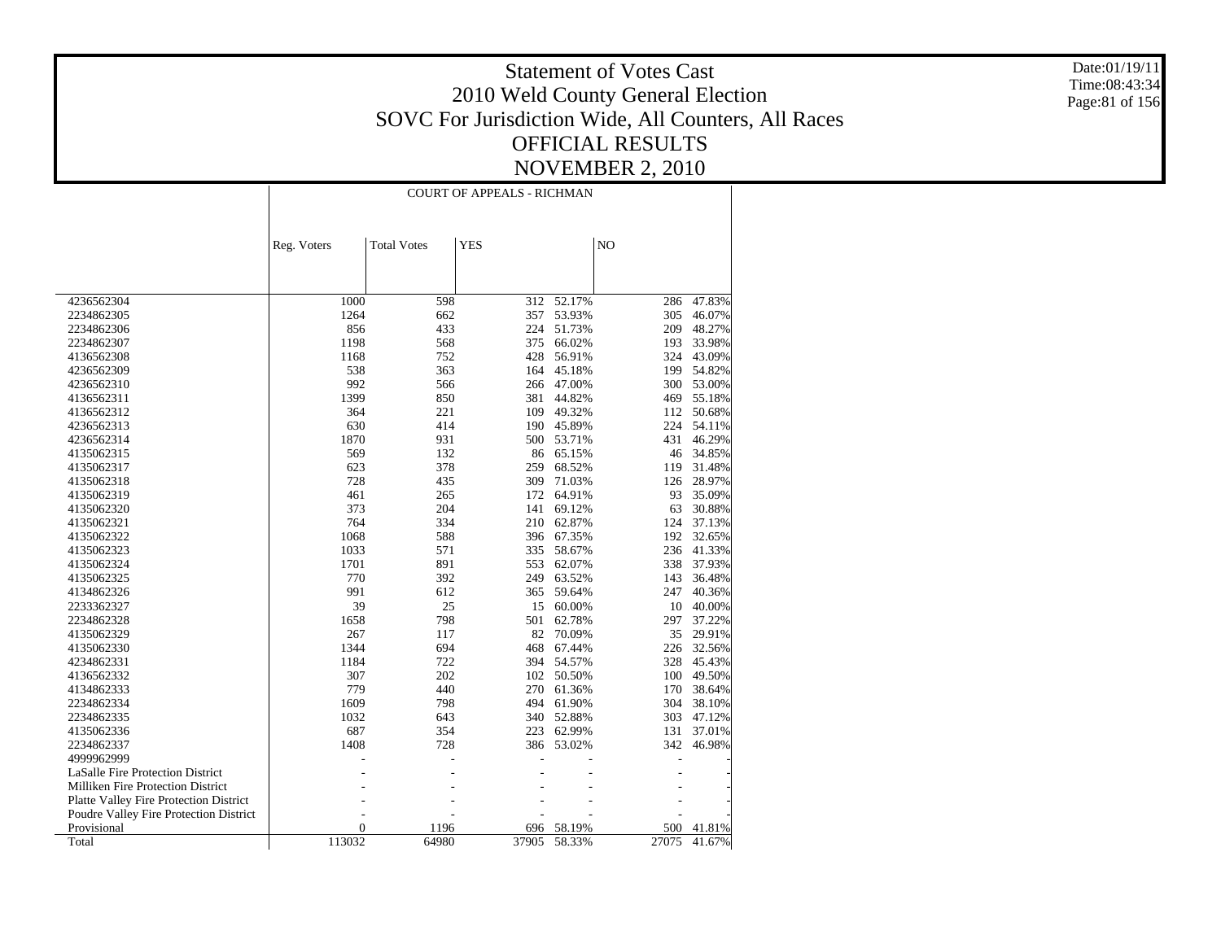# Statement of Votes Cast
## 2010 Weld County General Election
## SOVC For Jurisdiction Wide, All Counters, All Races
## OFFICIAL RESULTS
## NOVEMBER 2, 2010

Date:01/19/11
Time:08:43:34

| | COURT OF APPEALS - RICHMAN | | | | | |
|---|---|---|---|---|---|---|
| | Reg. Voters | Total Votes | YES | | NO | |
| 4236562304 | 1000 | 598 | 312 | 52.17% | 286 | 47.83% |
| 2234862305 | 1264 | 662 | 357 | 53.93% | 305 | 46.07% |
| 2234862306 | 856 | 433 | 224 | 51.73% | 209 | 48.27% |
| 2234862307 | 1198 | 568 | 375 | 66.02% | 193 | 33.98% |
| 4136562308 | 1168 | 752 | 428 | 56.91% | 324 | 43.09% |
| 4236562309 | 538 | 363 | 164 | 45.18% | 199 | 54.82% |
| 4236562310 | 992 | 566 | 266 | 47.00% | 300 | 53.00% |
| 4136562311 | 1399 | 850 | 381 | 44.82% | 469 | 55.18% |
| 4136562312 | 364 | 221 | 109 | 49.32% | 112 | 50.68% |
| 4236562313 | 630 | 414 | 190 | 45.89% | 224 | 54.11% |
| 4236562314 | 1870 | 931 | 500 | 53.71% | 431 | 46.29% |
| 4135062315 | 569 | 132 | 86 | 65.15% | 46 | 34.85% |
| 4135062317 | 623 | 378 | 259 | 68.52% | 119 | 31.48% |
| 4135062318 | 728 | 435 | 309 | 71.03% | 126 | 28.97% |
| 4135062319 | 461 | 265 | 172 | 64.91% | 93 | 35.09% |
| 4135062320 | 373 | 204 | 141 | 69.12% | 63 | 30.88% |
| 4135062321 | 764 | 334 | 210 | 62.87% | 124 | 37.13% |
| 4135062322 | 1068 | 588 | 396 | 67.35% | 192 | 32.65% |
| 4135062323 | 1033 | 571 | 335 | 58.67% | 236 | 41.33% |
| 4135062324 | 1701 | 891 | 553 | 62.07% | 338 | 37.93% |
| 4135062325 | 770 | 392 | 249 | 63.52% | 143 | 36.48% |
| 4134862326 | 991 | 612 | 365 | 59.64% | 247 | 40.36% |
| 2233362327 | 39 | 25 | 15 | 60.00% | 10 | 40.00% |
| 2234862328 | 1658 | 798 | 501 | 62.78% | 297 | 37.22% |
| 4135062329 | 267 | 117 | 82 | 70.09% | 35 | 29.91% |
| 4135062330 | 1344 | 694 | 468 | 67.44% | 226 | 32.56% |
| 4234862331 | 1184 | 722 | 394 | 54.57% | 328 | 45.43% |
| 4136562332 | 307 | 202 | 102 | 50.50% | 100 | 49.50% |
| 4134862333 | 779 | 440 | 270 | 61.36% | 170 | 38.64% |
| 2234862334 | 1609 | 798 | 494 | 61.90% | 304 | 38.10% |
| 2234862335 | 1032 | 643 | 340 | 52.88% | 303 | 47.12% |
| 4135062336 | 687 | 354 | 223 | 62.99% | 131 | 37.01% |
| 2234862337 | 1408 | 728 | 386 | 53.02% | 342 | 46.98% |
| 4999962999 | - | - | - | - | - | - |
| LaSalle Fire Protection District | - | - | - | - | - | - |
| Milliken Fire Protection District | - | - | - | - | - | - |
| Platte Valley Fire Protection District | - | - | - | - | - | - |
| Poudre Valley Fire Protection District | - | - | - | - | - | - |
| Provisional | 0 | 1196 | 696 | 58.19% | 500 | 41.81% |
| Total | 113032 | 64980 | 37905 | 58.33% | 27075 | 41.67% |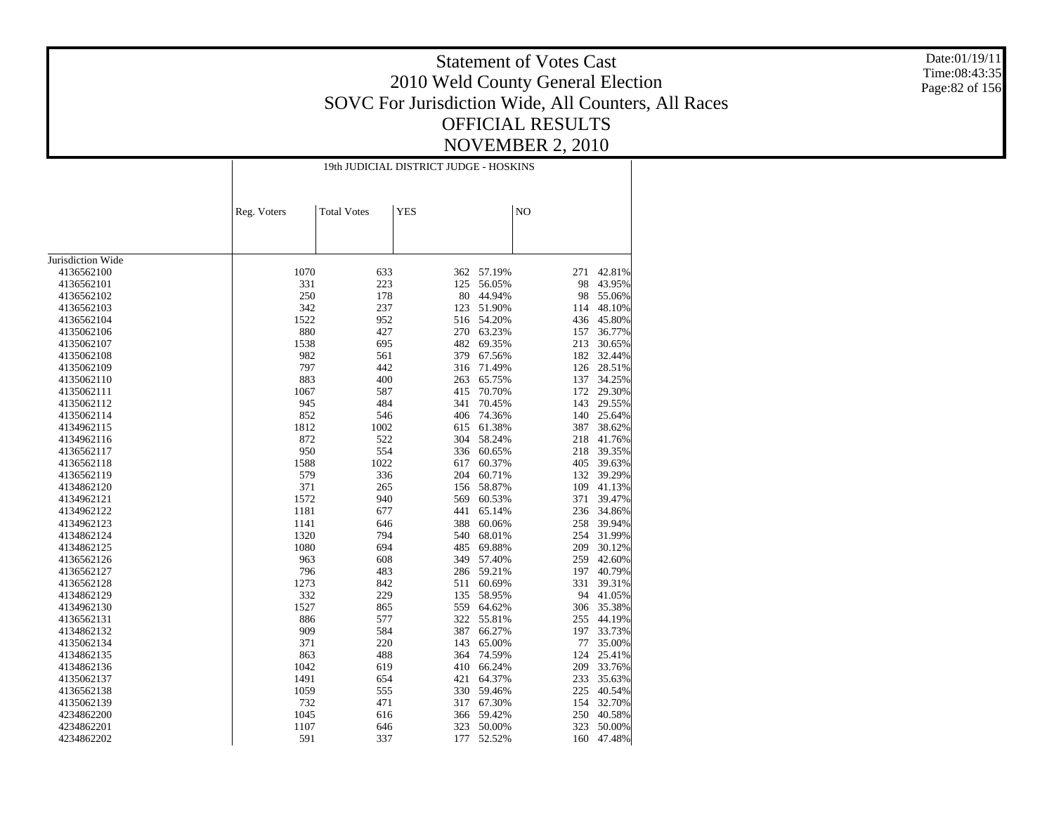# Statement of Votes Cast
# 2010 Weld County General Election
# SOVC For Jurisdiction Wide, All Counters, All Races
# OFFICIAL RESULTS
# NOVEMBER 2, 2010

Date:01/19/11
Time:08:43:35

| | 19th JUDICIAL DISTRICT JUDGE - HOSKINS | | | | | |
|---|---|---|---|---|---|---|
| | Reg. Voters | Total Votes | YES | | NO | |
| Jurisdiction Wide | | | | | | |
| 4136562100 | 1070 | 633 | 362 | 57.19% | 271 | 42.81% |
| 4136562101 | 331 | 223 | 125 | 56.05% | 98 | 43.95% |
| 4136562102 | 250 | 178 | 80 | 44.94% | 98 | 55.06% |
| 4136562103 | 342 | 237 | 123 | 51.90% | 114 | 48.10% |
| 4136562104 | 1522 | 952 | 516 | 54.20% | 436 | 45.80% |
| 4135062106 | 880 | 427 | 270 | 63.23% | 157 | 36.77% |
| 4135062107 | 1538 | 695 | 482 | 69.35% | 213 | 30.65% |
| 4135062108 | 982 | 561 | 379 | 67.56% | 182 | 32.44% |
| 4135062109 | 797 | 442 | 316 | 71.49% | 126 | 28.51% |
| 4135062110 | 883 | 400 | 263 | 65.75% | 137 | 34.25% |
| 4135062111 | 1067 | 587 | 415 | 70.70% | 172 | 29.30% |
| 4135062112 | 945 | 484 | 341 | 70.45% | 143 | 29.55% |
| 4135062114 | 852 | 546 | 406 | 74.36% | 140 | 25.64% |
| 4134962115 | 1812 | 1002 | 615 | 61.38% | 387 | 38.62% |
| 4134962116 | 872 | 522 | 304 | 58.24% | 218 | 41.76% |
| 4136562117 | 950 | 554 | 336 | 60.65% | 218 | 39.35% |
| 4136562118 | 1588 | 1022 | 617 | 60.37% | 405 | 39.63% |
| 4136562119 | 579 | 336 | 204 | 60.71% | 132 | 39.29% |
| 4134862120 | 371 | 265 | 156 | 58.87% | 109 | 41.13% |
| 4134962121 | 1572 | 940 | 569 | 60.53% | 371 | 39.47% |
| 4134962122 | 1181 | 677 | 441 | 65.14% | 236 | 34.86% |
| 4134962123 | 1141 | 646 | 388 | 60.06% | 258 | 39.94% |
| 4134862124 | 1320 | 794 | 540 | 68.01% | 254 | 31.99% |
| 4134862125 | 1080 | 694 | 485 | 69.88% | 209 | 30.12% |
| 4136562126 | 963 | 608 | 349 | 57.40% | 259 | 42.60% |
| 4136562127 | 796 | 483 | 286 | 59.21% | 197 | 40.79% |
| 4136562128 | 1273 | 842 | 511 | 60.69% | 331 | 39.31% |
| 4134862129 | 332 | 229 | 135 | 58.95% | 94 | 41.05% |
| 4134962130 | 1527 | 865 | 559 | 64.62% | 306 | 35.38% |
| 4136562131 | 886 | 577 | 322 | 55.81% | 255 | 44.19% |
| 4134862132 | 909 | 584 | 387 | 66.27% | 197 | 33.73% |
| 4135062134 | 371 | 220 | 143 | 65.00% | 77 | 35.00% |
| 4134862135 | 863 | 488 | 364 | 74.59% | 124 | 25.41% |
| 4134862136 | 1042 | 619 | 410 | 66.24% | 209 | 33.76% |
| 4135062137 | 1491 | 654 | 421 | 64.37% | 233 | 35.63% |
| 4136562138 | 1059 | 555 | 330 | 59.46% | 225 | 40.54% |
| 4135062139 | 732 | 471 | 317 | 67.30% | 154 | 32.70% |
| 4234862200 | 1045 | 616 | 366 | 59.42% | 250 | 40.58% |
| 4234862201 | 1107 | 646 | 323 | 50.00% | 323 | 50.00% |
| 4234862202 | 591 | 337 | 177 | 52.52% | 160 | 47.48% |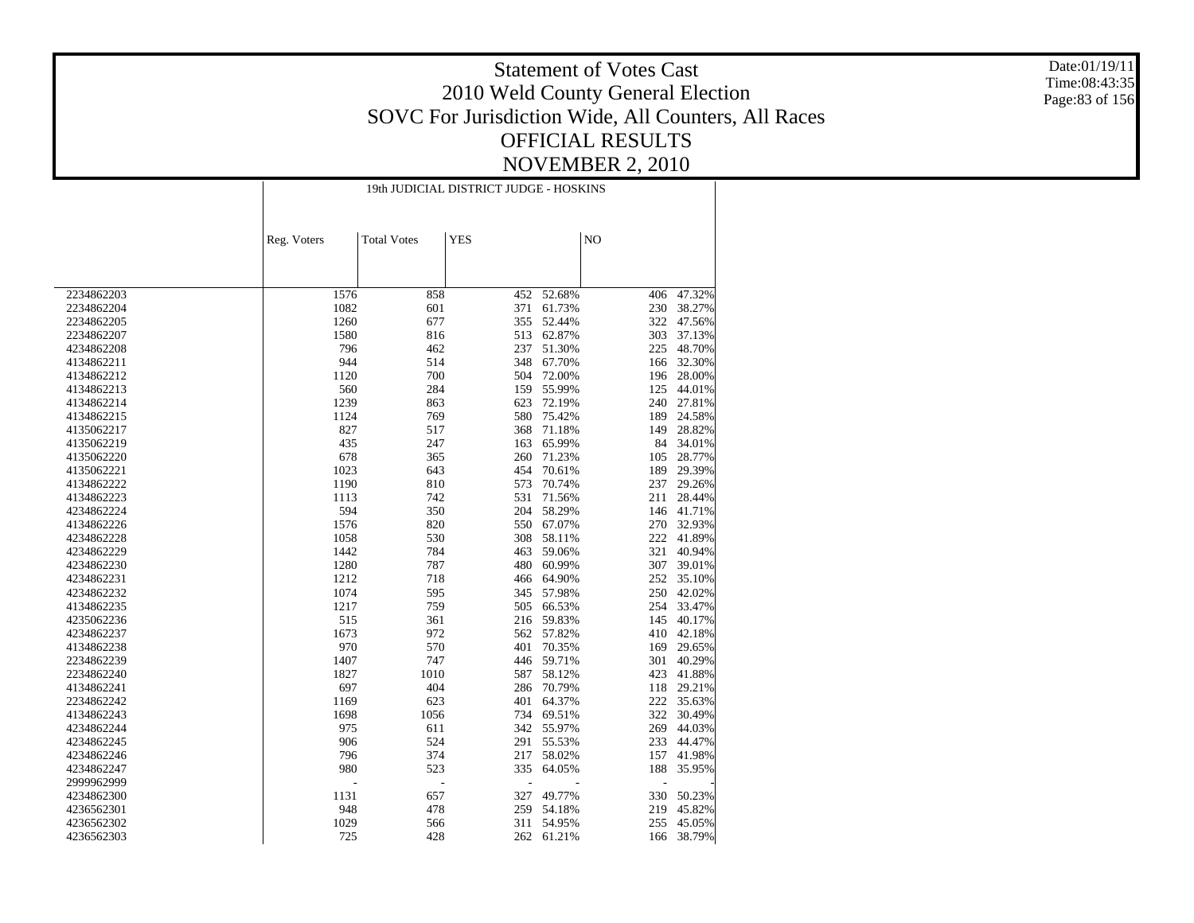# Statement of Votes Cast
# 2010 Weld County General Election
# SOVC For Jurisdiction Wide, All Counters, All Races
# OFFICIAL RESULTS
# NOVEMBER 2, 2010

Date:01/19/11
Time:08:43:35

| | 19th JUDICIAL DISTRICT JUDGE - HOSKINS | | | | | |
|---|---|---|---|---|---|---|
| | Reg. Voters | Total Votes | YES | | NO | |
| 2234862203 | 1576 | 858 | 452 | 52.68% | 406 | 47.32% |
| 2234862204 | 1082 | 601 | 371 | 61.73% | 230 | 38.27% |
| 2234862205 | 1260 | 677 | 355 | 52.44% | 322 | 47.56% |
| 2234862207 | 1580 | 816 | 513 | 62.87% | 303 | 37.13% |
| 4234862208 | 796 | 462 | 237 | 51.30% | 225 | 48.70% |
| 4134862211 | 944 | 514 | 348 | 67.70% | 166 | 32.30% |
| 4134862212 | 1120 | 700 | 504 | 72.00% | 196 | 28.00% |
| 4134862213 | 560 | 284 | 159 | 55.99% | 125 | 44.01% |
| 4134862214 | 1239 | 863 | 623 | 72.19% | 240 | 27.81% |
| 4134862215 | 1124 | 769 | 580 | 75.42% | 189 | 24.58% |
| 4135062217 | 827 | 517 | 368 | 71.18% | 149 | 28.82% |
| 4135062219 | 435 | 247 | 163 | 65.99% | 84 | 34.01% |
| 4135062220 | 678 | 365 | 260 | 71.23% | 105 | 28.77% |
| 4135062221 | 1023 | 643 | 454 | 70.61% | 189 | 29.39% |
| 4134862222 | 1190 | 810 | 573 | 70.74% | 237 | 29.26% |
| 4134862223 | 1113 | 742 | 531 | 71.56% | 211 | 28.44% |
| 4234862224 | 594 | 350 | 204 | 58.29% | 146 | 41.71% |
| 4134862226 | 1576 | 820 | 550 | 67.07% | 270 | 32.93% |
| 4234862228 | 1058 | 530 | 308 | 58.11% | 222 | 41.89% |
| 4234862229 | 1442 | 784 | 463 | 59.06% | 321 | 40.94% |
| 4234862230 | 1280 | 787 | 480 | 60.99% | 307 | 39.01% |
| 4234862231 | 1212 | 718 | 466 | 64.90% | 252 | 35.10% |
| 4234862232 | 1074 | 595 | 345 | 57.98% | 250 | 42.02% |
| 4134862235 | 1217 | 759 | 505 | 66.53% | 254 | 33.47% |
| 4235062236 | 515 | 361 | 216 | 59.83% | 145 | 40.17% |
| 4234862237 | 1673 | 972 | 562 | 57.82% | 410 | 42.18% |
| 4134862238 | 970 | 570 | 401 | 70.35% | 169 | 29.65% |
| 2234862239 | 1407 | 747 | 446 | 59.71% | 301 | 40.29% |
| 2234862240 | 1827 | 1010 | 587 | 58.12% | 423 | 41.88% |
| 4134862241 | 697 | 404 | 286 | 70.79% | 118 | 29.21% |
| 2234862242 | 1169 | 623 | 401 | 64.37% | 222 | 35.63% |
| 4134862243 | 1698 | 1056 | 734 | 69.51% | 322 | 30.49% |
| 4234862244 | 975 | 611 | 342 | 55.97% | 269 | 44.03% |
| 4234862245 | 906 | 524 | 291 | 55.53% | 233 | 44.47% |
| 4234862246 | 796 | 374 | 217 | 58.02% | 157 | 41.98% |
| 4234862247 | 980 | 523 | 335 | 64.05% | 188 | 35.95% |
| 2999962999 | - | - | - | - | - | - |
| 4234862300 | 1131 | 657 | 327 | 49.77% | 330 | 50.23% |
| 4236562301 | 948 | 478 | 259 | 54.18% | 219 | 45.82% |
| 4236562302 | 1029 | 566 | 311 | 54.95% | 255 | 45.05% |
| 4236562303 | 725 | 428 | 262 | 61.21% | 166 | 38.79% |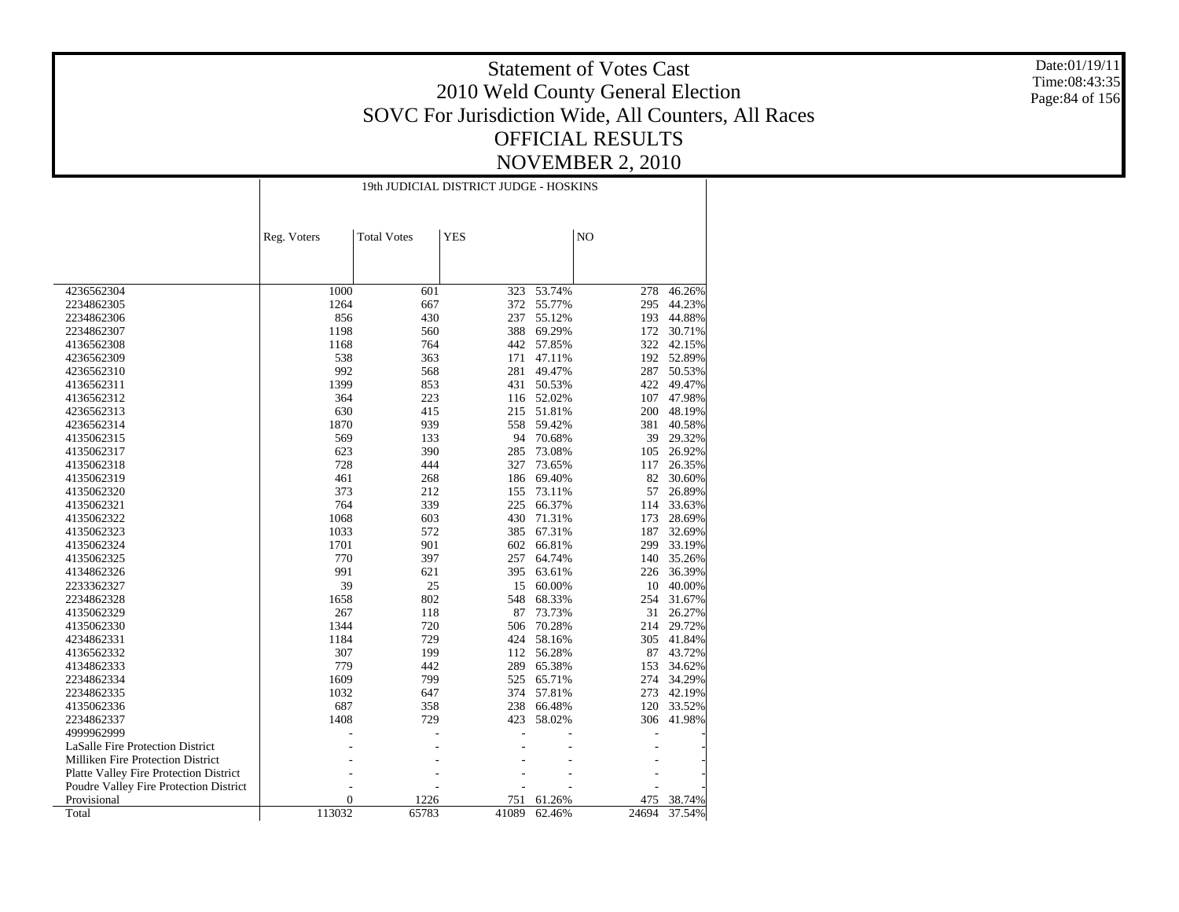# Statement of Votes Cast

## 2010 Weld County General Election

## SOVC For Jurisdiction Wide, All Counters, All Races

## OFFICIAL RESULTS

## NOVEMBER 2, 2010

Date:01/19/11
Time:08:43:35

| | 19th JUDICIAL DISTRICT JUDGE - HOSKINS | | | | | |
|---|---|---|---|---|---|---|
| | Reg. Voters | Total Votes | YES | | NO | |
| 4236562304 | 1000 | 601 | 323 | 53.74% | 278 | 46.26% |
| 2234862305 | 1264 | 667 | 372 | 55.77% | 295 | 44.23% |
| 2234862306 | 856 | 430 | 237 | 55.12% | 193 | 44.88% |
| 2234862307 | 1198 | 560 | 388 | 69.29% | 172 | 30.71% |
| 4136562308 | 1168 | 764 | 442 | 57.85% | 322 | 42.15% |
| 4236562309 | 538 | 363 | 171 | 47.11% | 192 | 52.89% |
| 4236562310 | 992 | 568 | 281 | 49.47% | 287 | 50.53% |
| 4136562311 | 1399 | 853 | 431 | 50.53% | 422 | 49.47% |
| 4136562312 | 364 | 223 | 116 | 52.02% | 107 | 47.98% |
| 4236562313 | 630 | 415 | 215 | 51.81% | 200 | 48.19% |
| 4236562314 | 1870 | 939 | 558 | 59.42% | 381 | 40.58% |
| 4135062315 | 569 | 133 | 94 | 70.68% | 39 | 29.32% |
| 4135062317 | 623 | 390 | 285 | 73.08% | 105 | 26.92% |
| 4135062318 | 728 | 444 | 327 | 73.65% | 117 | 26.35% |
| 4135062319 | 461 | 268 | 186 | 69.40% | 82 | 30.60% |
| 4135062320 | 373 | 212 | 155 | 73.11% | 57 | 26.89% |
| 4135062321 | 764 | 339 | 225 | 66.37% | 114 | 33.63% |
| 4135062322 | 1068 | 603 | 430 | 71.31% | 173 | 28.69% |
| 4135062323 | 1033 | 572 | 385 | 67.31% | 187 | 32.69% |
| 4135062324 | 1701 | 901 | 602 | 66.81% | 299 | 33.19% |
| 4135062325 | 770 | 397 | 257 | 64.74% | 140 | 35.26% |
| 4134862326 | 991 | 621 | 395 | 63.61% | 226 | 36.39% |
| 2233362327 | 39 | 25 | 15 | 60.00% | 10 | 40.00% |
| 2234862328 | 1658 | 802 | 548 | 68.33% | 254 | 31.67% |
| 4135062329 | 267 | 118 | 87 | 73.73% | 31 | 26.27% |
| 4135062330 | 1344 | 720 | 506 | 70.28% | 214 | 29.72% |
| 4234862331 | 1184 | 729 | 424 | 58.16% | 305 | 41.84% |
| 4136562332 | 307 | 199 | 112 | 56.28% | 87 | 43.72% |
| 4134862333 | 779 | 442 | 289 | 65.38% | 153 | 34.62% |
| 2234862334 | 1609 | 799 | 525 | 65.71% | 274 | 34.29% |
| 2234862335 | 1032 | 647 | 374 | 57.81% | 273 | 42.19% |
| 4135062336 | 687 | 358 | 238 | 66.48% | 120 | 33.52% |
| 2234862337 | 1408 | 729 | 423 | 58.02% | 306 | 41.98% |
| 4999962999 | - | - | - | - | - | - |
| LaSalle Fire Protection District | - | - | - | - | - | - |
| Milliken Fire Protection District | - | - | - | - | - | - |
| Platte Valley Fire Protection District | - | - | - | - | - | - |
| Poudre Valley Fire Protection District | - | - | - | - | - | - |
| Provisional | 0 | 1226 | 751 | 61.26% | 475 | 38.74% |
| Total | 113032 | 65783 | 41089 | 62.46% | 24694 | 37.54% |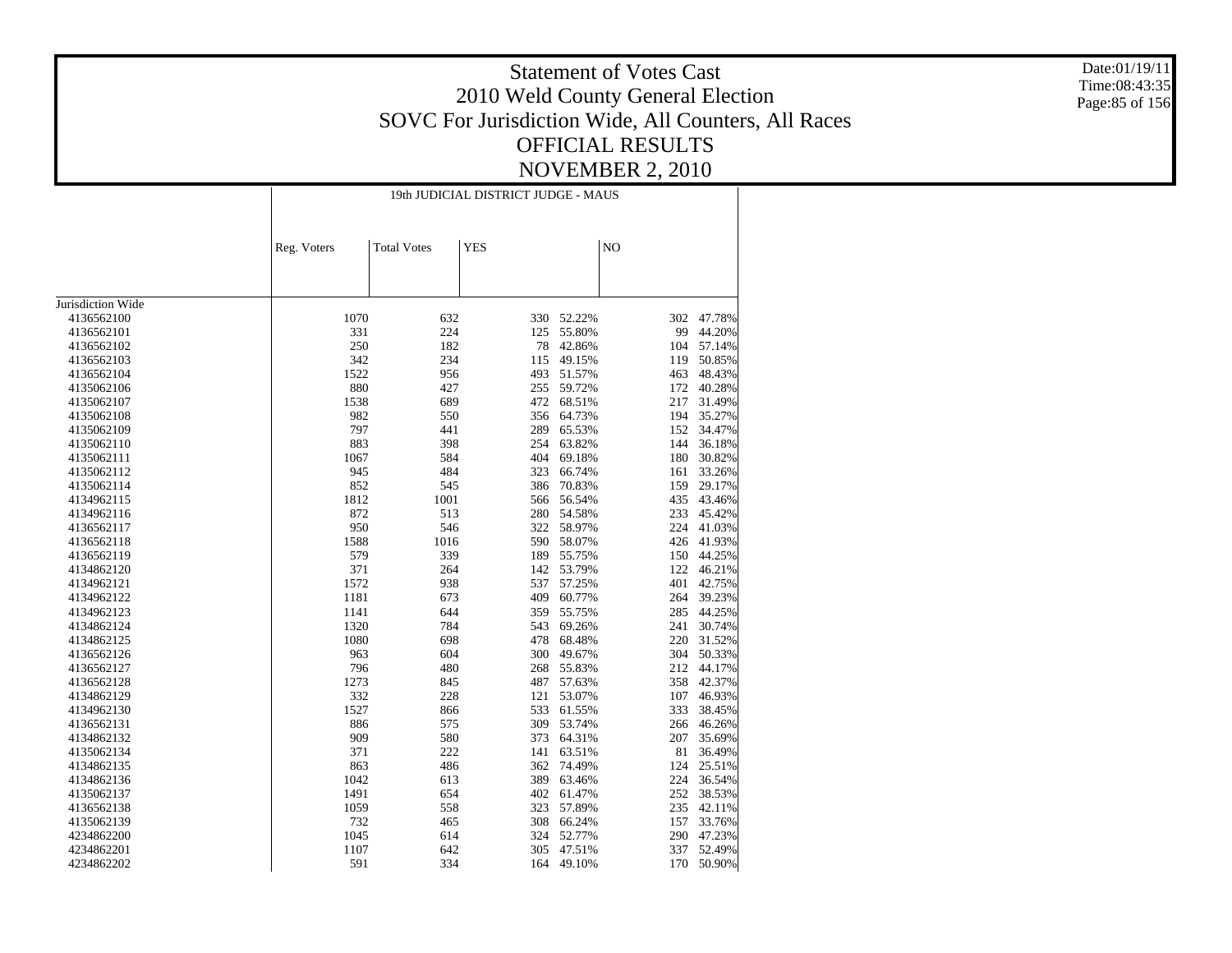# Statement of Votes Cast
# 2010 Weld County General Election
# SOVC For Jurisdiction Wide, All Counters, All Races
# OFFICIAL RESULTS
# NOVEMBER 2, 2010

Date:01/19/11
Time:08:43:35

| | 19th JUDICIAL DISTRICT JUDGE - MAUS | | | | | |
|---|---|---|---|---|---|---|
| | Reg. Voters | Total Votes | YES | | NO | |
| Jurisdiction Wide | | | | | | |
| 4136562100 | 1070 | 632 | 330 | 52.22% | 302 | 47.78% |
| 4136562101 | 331 | 224 | 125 | 55.80% | 99 | 44.20% |
| 4136562102 | 250 | 182 | 78 | 42.86% | 104 | 57.14% |
| 4136562103 | 342 | 234 | 115 | 49.15% | 119 | 50.85% |
| 4136562104 | 1522 | 956 | 493 | 51.57% | 463 | 48.43% |
| 4135062106 | 880 | 427 | 255 | 59.72% | 172 | 40.28% |
| 4135062107 | 1538 | 689 | 472 | 68.51% | 217 | 31.49% |
| 4135062108 | 982 | 550 | 356 | 64.73% | 194 | 35.27% |
| 4135062109 | 797 | 441 | 289 | 65.53% | 152 | 34.47% |
| 4135062110 | 883 | 398 | 254 | 63.82% | 144 | 36.18% |
| 4135062111 | 1067 | 584 | 404 | 69.18% | 180 | 30.82% |
| 4135062112 | 945 | 484 | 323 | 66.74% | 161 | 33.26% |
| 4135062114 | 852 | 545 | 386 | 70.83% | 159 | 29.17% |
| 4134962115 | 1812 | 1001 | 566 | 56.54% | 435 | 43.46% |
| 4134962116 | 872 | 513 | 280 | 54.58% | 233 | 45.42% |
| 4136562117 | 950 | 546 | 322 | 58.97% | 224 | 41.03% |
| 4136562118 | 1588 | 1016 | 590 | 58.07% | 426 | 41.93% |
| 4136562119 | 579 | 339 | 189 | 55.75% | 150 | 44.25% |
| 4134862120 | 371 | 264 | 142 | 53.79% | 122 | 46.21% |
| 4134962121 | 1572 | 938 | 537 | 57.25% | 401 | 42.75% |
| 4134962122 | 1181 | 673 | 409 | 60.77% | 264 | 39.23% |
| 4134962123 | 1141 | 644 | 359 | 55.75% | 285 | 44.25% |
| 4134862124 | 1320 | 784 | 543 | 69.26% | 241 | 30.74% |
| 4134862125 | 1080 | 698 | 478 | 68.48% | 220 | 31.52% |
| 4136562126 | 963 | 604 | 300 | 49.67% | 304 | 50.33% |
| 4136562127 | 796 | 480 | 268 | 55.83% | 212 | 44.17% |
| 4136562128 | 1273 | 845 | 487 | 57.63% | 358 | 42.37% |
| 4134862129 | 332 | 228 | 121 | 53.07% | 107 | 46.93% |
| 4134962130 | 1527 | 866 | 533 | 61.55% | 333 | 38.45% |
| 4136562131 | 886 | 575 | 309 | 53.74% | 266 | 46.26% |
| 4134862132 | 909 | 580 | 373 | 64.31% | 207 | 35.69% |
| 4135062134 | 371 | 222 | 141 | 63.51% | 81 | 36.49% |
| 4134862135 | 863 | 486 | 362 | 74.49% | 124 | 25.51% |
| 4134862136 | 1042 | 613 | 389 | 63.46% | 224 | 36.54% |
| 4135062137 | 1491 | 654 | 402 | 61.47% | 252 | 38.53% |
| 4136562138 | 1059 | 558 | 323 | 57.89% | 235 | 42.11% |
| 4135062139 | 732 | 465 | 308 | 66.24% | 157 | 33.76% |
| 4234862200 | 1045 | 614 | 324 | 52.77% | 290 | 47.23% |
| 4234862201 | 1107 | 642 | 305 | 47.51% | 337 | 52.49% |
| 4234862202 | 591 | 334 | 164 | 49.10% | 170 | 50.90% |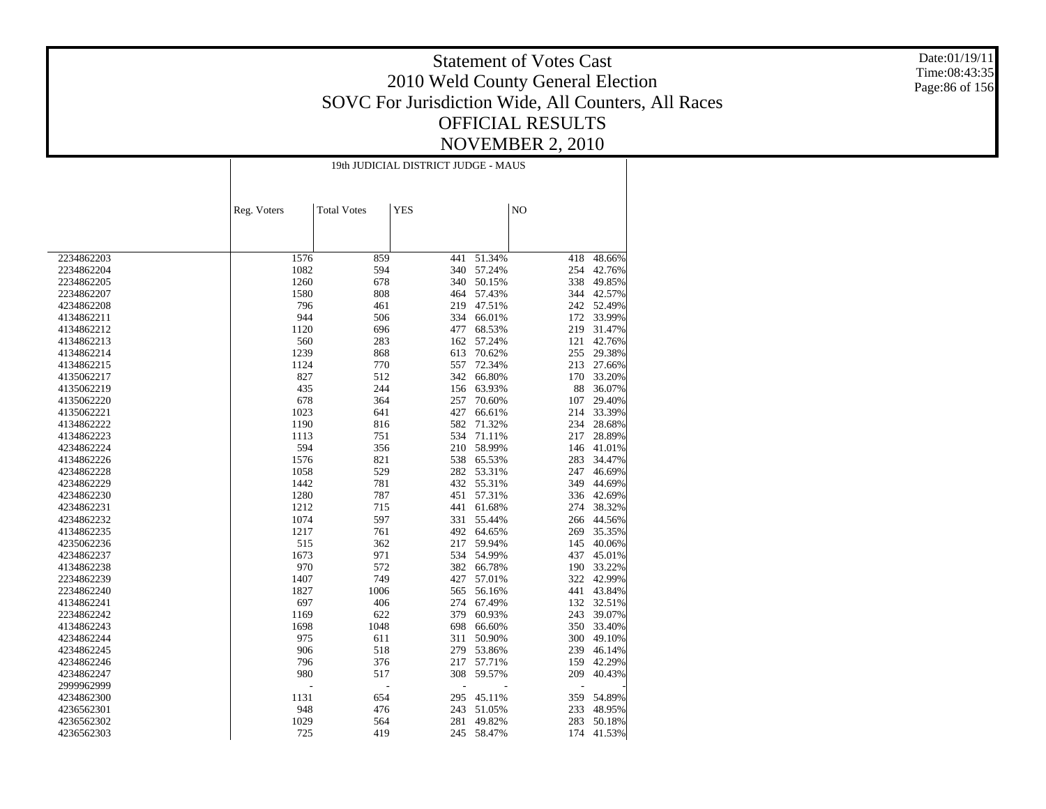# Statement of Votes Cast
## 2010 Weld County General Election
## SOVC For Jurisdiction Wide, All Counters, All Races
## OFFICIAL RESULTS
## NOVEMBER 2, 2010

Date:01/19/11
Time:08:43:35

| | 19th JUDICIAL DISTRICT JUDGE - MAUS | | | | | |
|---|---|---|---|---|---|---|
| | Reg. Voters | Total Votes | YES | | NO | |
| 2234862203 | 1576 | 859 | 441 | 51.34% | 418 | 48.66% |
| 2234862204 | 1082 | 594 | 340 | 57.24% | 254 | 42.76% |
| 2234862205 | 1260 | 678 | 340 | 50.15% | 338 | 49.85% |
| 2234862207 | 1580 | 808 | 464 | 57.43% | 344 | 42.57% |
| 4234862208 | 796 | 461 | 219 | 47.51% | 242 | 52.49% |
| 4134862211 | 944 | 506 | 334 | 66.01% | 172 | 33.99% |
| 4134862212 | 1120 | 696 | 477 | 68.53% | 219 | 31.47% |
| 4134862213 | 560 | 283 | 162 | 57.24% | 121 | 42.76% |
| 4134862214 | 1239 | 868 | 613 | 70.62% | 255 | 29.38% |
| 4134862215 | 1124 | 770 | 557 | 72.34% | 213 | 27.66% |
| 4135062217 | 827 | 512 | 342 | 66.80% | 170 | 33.20% |
| 4135062219 | 435 | 244 | 156 | 63.93% | 88 | 36.07% |
| 4135062220 | 678 | 364 | 257 | 70.60% | 107 | 29.40% |
| 4135062221 | 1023 | 641 | 427 | 66.61% | 214 | 33.39% |
| 4134862222 | 1190 | 816 | 582 | 71.32% | 234 | 28.68% |
| 4134862223 | 1113 | 751 | 534 | 71.11% | 217 | 28.89% |
| 4234862224 | 594 | 356 | 210 | 58.99% | 146 | 41.01% |
| 4134862226 | 1576 | 821 | 538 | 65.53% | 283 | 34.47% |
| 4234862228 | 1058 | 529 | 282 | 53.31% | 247 | 46.69% |
| 4234862229 | 1442 | 781 | 432 | 55.31% | 349 | 44.69% |
| 4234862230 | 1280 | 787 | 451 | 57.31% | 336 | 42.69% |
| 4234862231 | 1212 | 715 | 441 | 61.68% | 274 | 38.32% |
| 4234862232 | 1074 | 597 | 331 | 55.44% | 266 | 44.56% |
| 4134862235 | 1217 | 761 | 492 | 64.65% | 269 | 35.35% |
| 4235062236 | 515 | 362 | 217 | 59.94% | 145 | 40.06% |
| 4234862237 | 1673 | 971 | 534 | 54.99% | 437 | 45.01% |
| 4134862238 | 970 | 572 | 382 | 66.78% | 190 | 33.22% |
| 2234862239 | 1407 | 749 | 427 | 57.01% | 322 | 42.99% |
| 2234862240 | 1827 | 1006 | 565 | 56.16% | 441 | 43.84% |
| 4134862241 | 697 | 406 | 274 | 67.49% | 132 | 32.51% |
| 2234862242 | 1169 | 622 | 379 | 60.93% | 243 | 39.07% |
| 4134862243 | 1698 | 1048 | 698 | 66.60% | 350 | 33.40% |
| 4234862244 | 975 | 611 | 311 | 50.90% | 300 | 49.10% |
| 4234862245 | 906 | 518 | 279 | 53.86% | 239 | 46.14% |
| 4234862246 | 796 | 376 | 217 | 57.71% | 159 | 42.29% |
| 4234862247 | 980 | 517 | 308 | 59.57% | 209 | 40.43% |
| 2999962999 | - | - | - | - | - | - |
| 4234862300 | 1131 | 654 | 295 | 45.11% | 359 | 54.89% |
| 4236562301 | 948 | 476 | 243 | 51.05% | 233 | 48.95% |
| 4236562302 | 1029 | 564 | 281 | 49.82% | 283 | 50.18% |
| 4236562303 | 725 | 419 | 245 | 58.47% | 174 | 41.53% |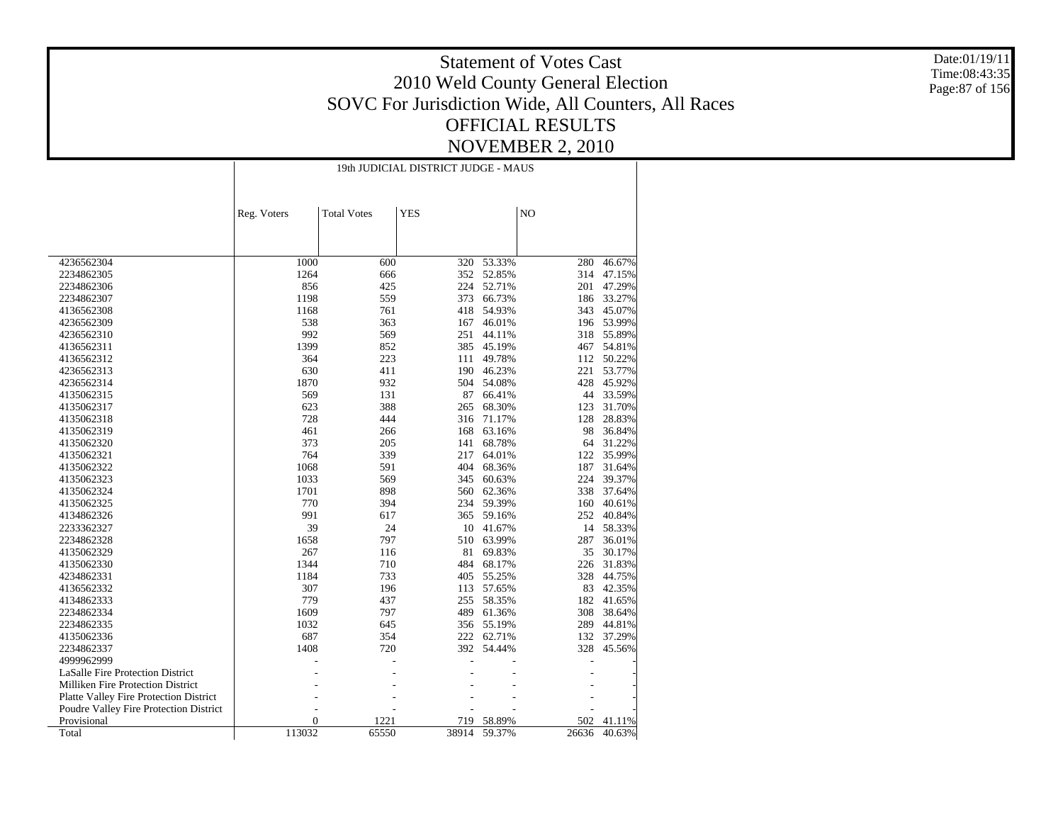# Statement of Votes Cast
## 2010 Weld County General Election
## SOVC For Jurisdiction Wide, All Counters, All Races
## OFFICIAL RESULTS
## NOVEMBER 2, 2010

Date:01/19/11
Time:08:43:35

| | 19th JUDICIAL DISTRICT JUDGE - MAUS | | | | | |
|---|---|---|---|---|---|---|
| | Reg. Voters | Total Votes | YES | | NO | |
| 4236562304 | 1000 | 600 | 320 | 53.33% | 280 | 46.67% |
| 2234862305 | 1264 | 666 | 352 | 52.85% | 314 | 47.15% |
| 2234862306 | 856 | 425 | 224 | 52.71% | 201 | 47.29% |
| 2234862307 | 1198 | 559 | 373 | 66.73% | 186 | 33.27% |
| 4136562308 | 1168 | 761 | 418 | 54.93% | 343 | 45.07% |
| 4236562309 | 538 | 363 | 167 | 46.01% | 196 | 53.99% |
| 4236562310 | 992 | 569 | 251 | 44.11% | 318 | 55.89% |
| 4136562311 | 1399 | 852 | 385 | 45.19% | 467 | 54.81% |
| 4136562312 | 364 | 223 | 111 | 49.78% | 112 | 50.22% |
| 4236562313 | 630 | 411 | 190 | 46.23% | 221 | 53.77% |
| 4236562314 | 1870 | 932 | 504 | 54.08% | 428 | 45.92% |
| 4135062315 | 569 | 131 | 87 | 66.41% | 44 | 33.59% |
| 4135062317 | 623 | 388 | 265 | 68.30% | 123 | 31.70% |
| 4135062318 | 728 | 444 | 316 | 71.17% | 128 | 28.83% |
| 4135062319 | 461 | 266 | 168 | 63.16% | 98 | 36.84% |
| 4135062320 | 373 | 205 | 141 | 68.78% | 64 | 31.22% |
| 4135062321 | 764 | 339 | 217 | 64.01% | 122 | 35.99% |
| 4135062322 | 1068 | 591 | 404 | 68.36% | 187 | 31.64% |
| 4135062323 | 1033 | 569 | 345 | 60.63% | 224 | 39.37% |
| 4135062324 | 1701 | 898 | 560 | 62.36% | 338 | 37.64% |
| 4135062325 | 770 | 394 | 234 | 59.39% | 160 | 40.61% |
| 4134862326 | 991 | 617 | 365 | 59.16% | 252 | 40.84% |
| 2233362327 | 39 | 24 | 10 | 41.67% | 14 | 58.33% |
| 2234862328 | 1658 | 797 | 510 | 63.99% | 287 | 36.01% |
| 4135062329 | 267 | 116 | 81 | 69.83% | 35 | 30.17% |
| 4135062330 | 1344 | 710 | 484 | 68.17% | 226 | 31.83% |
| 4234862331 | 1184 | 733 | 405 | 55.25% | 328 | 44.75% |
| 4136562332 | 307 | 196 | 113 | 57.65% | 83 | 42.35% |
| 4134862333 | 779 | 437 | 255 | 58.35% | 182 | 41.65% |
| 2234862334 | 1609 | 797 | 489 | 61.36% | 308 | 38.64% |
| 2234862335 | 1032 | 645 | 356 | 55.19% | 289 | 44.81% |
| 4135062336 | 687 | 354 | 222 | 62.71% | 132 | 37.29% |
| 2234862337 | 1408 | 720 | 392 | 54.44% | 328 | 45.56% |
| 4999962999 | - | - | - | - | - | - |
| LaSalle Fire Protection District | - | - | - | - | - | - |
| Milliken Fire Protection District | - | - | - | - | - | - |
| Platte Valley Fire Protection District | - | - | - | - | - | - |
| Poudre Valley Fire Protection District | - | - | - | - | - | - |
| Provisional | 0 | 1221 | 719 | 58.89% | 502 | 41.11% |
| Total | 113032 | 65550 | 38914 | 59.37% | 26636 | 40.63% |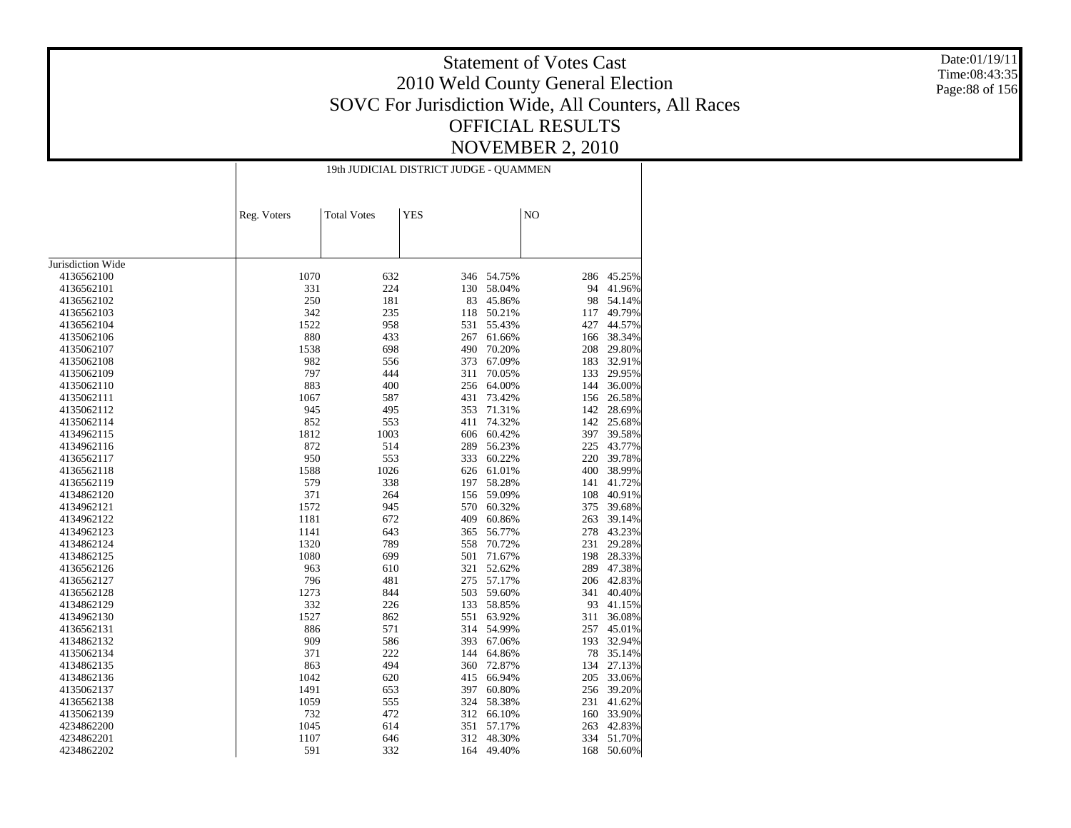# Statement of Votes Cast
# 2010 Weld County General Election
## SOVC For Jurisdiction Wide, All Counters, All Races
## OFFICIAL RESULTS
## NOVEMBER 2, 2010

Date:01/19/11
Time:08:43:35

| | 19th JUDICIAL DISTRICT JUDGE - QUAMMEN | | | | | |
|---|---|---|---|---|---|---|
| | Reg. Voters | Total Votes | YES | | NO | |
| Jurisdiction Wide | | | | | | |
| 4136562100 | 1070 | 632 | 346 | 54.75% | 286 | 45.25% |
| 4136562101 | 331 | 224 | 130 | 58.04% | 94 | 41.96% |
| 4136562102 | 250 | 181 | 83 | 45.86% | 98 | 54.14% |
| 4136562103 | 342 | 235 | 118 | 50.21% | 117 | 49.79% |
| 4136562104 | 1522 | 958 | 531 | 55.43% | 427 | 44.57% |
| 4135062106 | 880 | 433 | 267 | 61.66% | 166 | 38.34% |
| 4135062107 | 1538 | 698 | 490 | 70.20% | 208 | 29.80% |
| 4135062108 | 982 | 556 | 373 | 67.09% | 183 | 32.91% |
| 4135062109 | 797 | 444 | 311 | 70.05% | 133 | 29.95% |
| 4135062110 | 883 | 400 | 256 | 64.00% | 144 | 36.00% |
| 4135062111 | 1067 | 587 | 431 | 73.42% | 156 | 26.58% |
| 4135062112 | 945 | 495 | 353 | 71.31% | 142 | 28.69% |
| 4135062114 | 852 | 553 | 411 | 74.32% | 142 | 25.68% |
| 4134962115 | 1812 | 1003 | 606 | 60.42% | 397 | 39.58% |
| 4134962116 | 872 | 514 | 289 | 56.23% | 225 | 43.77% |
| 4136562117 | 950 | 553 | 333 | 60.22% | 220 | 39.78% |
| 4136562118 | 1588 | 1026 | 626 | 61.01% | 400 | 38.99% |
| 4136562119 | 579 | 338 | 197 | 58.28% | 141 | 41.72% |
| 4134862120 | 371 | 264 | 156 | 59.09% | 108 | 40.91% |
| 4134962121 | 1572 | 945 | 570 | 60.32% | 375 | 39.68% |
| 4134962122 | 1181 | 672 | 409 | 60.86% | 263 | 39.14% |
| 4134962123 | 1141 | 643 | 365 | 56.77% | 278 | 43.23% |
| 4134962124 | 1320 | 789 | 558 | 70.72% | 231 | 29.28% |
| 4134862125 | 1080 | 699 | 501 | 71.67% | 198 | 28.33% |
| 4136562126 | 963 | 610 | 321 | 52.62% | 289 | 47.38% |
| 4136562127 | 796 | 481 | 275 | 57.17% | 206 | 42.83% |
| 4136562128 | 1273 | 844 | 503 | 59.60% | 341 | 40.40% |
| 4134862129 | 332 | 226 | 133 | 58.85% | 93 | 41.15% |
| 4134962130 | 1527 | 862 | 551 | 63.92% | 311 | 36.08% |
| 4136562131 | 886 | 571 | 314 | 54.99% | 257 | 45.01% |
| 4134862132 | 909 | 586 | 393 | 67.06% | 193 | 32.94% |
| 4135062134 | 371 | 222 | 144 | 64.86% | 78 | 35.14% |
| 4134862135 | 863 | 494 | 360 | 72.87% | 134 | 27.13% |
| 4134862136 | 1042 | 620 | 415 | 66.94% | 205 | 33.06% |
| 4135062137 | 1491 | 653 | 397 | 60.80% | 256 | 39.20% |
| 4136562138 | 1059 | 555 | 324 | 58.38% | 231 | 41.62% |
| 4135062139 | 732 | 472 | 312 | 66.10% | 160 | 33.90% |
| 4234862200 | 1045 | 614 | 351 | 57.17% | 263 | 42.83% |
| 4234862201 | 1107 | 646 | 312 | 48.30% | 334 | 51.70% |
| 4234862202 | 591 | 332 | 164 | 49.40% | 168 | 50.60% |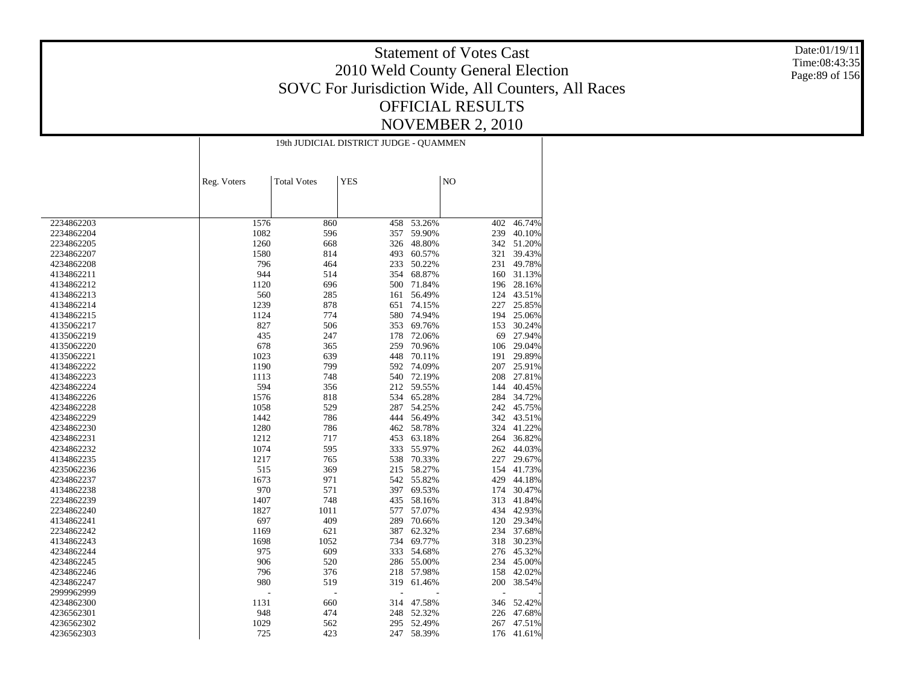# Statement of Votes Cast
## 2010 Weld County General Election
## SOVC For Jurisdiction Wide, All Counters, All Races
## OFFICIAL RESULTS
## NOVEMBER 2, 2010

Date:01/19/11
Time:08:43:35

| | 19th JUDICIAL DISTRICT JUDGE - QUAMMEN | | | | | |
|---|---|---|---|---|---|---|
| | Reg. Voters | Total Votes | YES | | NO | |
| 2234862203 | 1576 | 860 | 458 | 53.26% | 402 | 46.74% |
| 2234862204 | 1082 | 596 | 357 | 59.90% | 239 | 40.10% |
| 2234862205 | 1260 | 668 | 326 | 48.80% | 342 | 51.20% |
| 2234862207 | 1580 | 814 | 493 | 60.57% | 321 | 39.43% |
| 4234862208 | 796 | 464 | 233 | 50.22% | 231 | 49.78% |
| 4134862211 | 944 | 514 | 354 | 68.87% | 160 | 31.13% |
| 4134862212 | 1120 | 696 | 500 | 71.84% | 196 | 28.16% |
| 4134862213 | 560 | 285 | 161 | 56.49% | 124 | 43.51% |
| 4134862214 | 1239 | 878 | 651 | 74.15% | 227 | 25.85% |
| 4134862215 | 1124 | 774 | 580 | 74.94% | 194 | 25.06% |
| 4135062217 | 827 | 506 | 353 | 69.76% | 153 | 30.24% |
| 4135062219 | 435 | 247 | 178 | 72.06% | 69 | 27.94% |
| 4135062220 | 678 | 365 | 259 | 70.96% | 106 | 29.04% |
| 4135062221 | 1023 | 639 | 448 | 70.11% | 191 | 29.89% |
| 4134862222 | 1190 | 799 | 592 | 74.09% | 207 | 25.91% |
| 4134862223 | 1113 | 748 | 540 | 72.19% | 208 | 27.81% |
| 4234862224 | 594 | 356 | 212 | 59.55% | 144 | 40.45% |
| 4134862226 | 1576 | 818 | 534 | 65.28% | 284 | 34.72% |
| 4234862228 | 1058 | 529 | 287 | 54.25% | 242 | 45.75% |
| 4234862229 | 1442 | 786 | 444 | 56.49% | 342 | 43.51% |
| 4234862230 | 1280 | 786 | 462 | 58.78% | 324 | 41.22% |
| 4234862231 | 1212 | 717 | 453 | 63.18% | 264 | 36.82% |
| 4234862232 | 1074 | 595 | 333 | 55.97% | 262 | 44.03% |
| 4134862235 | 1217 | 765 | 538 | 70.33% | 227 | 29.67% |
| 4235062236 | 515 | 369 | 215 | 58.27% | 154 | 41.73% |
| 4234862237 | 1673 | 971 | 542 | 55.82% | 429 | 44.18% |
| 4134862238 | 970 | 571 | 397 | 69.53% | 174 | 30.47% |
| 2234862239 | 1407 | 748 | 435 | 58.16% | 313 | 41.84% |
| 2234862240 | 1827 | 1011 | 577 | 57.07% | 434 | 42.93% |
| 4134862241 | 697 | 409 | 289 | 70.66% | 120 | 29.34% |
| 2234862242 | 1169 | 621 | 387 | 62.32% | 234 | 37.68% |
| 4134862243 | 1698 | 1052 | 734 | 69.77% | 318 | 30.23% |
| 4234862244 | 975 | 609 | 333 | 54.68% | 276 | 45.32% |
| 4234862245 | 906 | 520 | 286 | 55.00% | 234 | 45.00% |
| 4234862246 | 796 | 376 | 218 | 57.98% | 158 | 42.02% |
| 4234862247 | 980 | 519 | 319 | 61.46% | 200 | 38.54% |
| 2999962999 | - | - | - | - | - | - |
| 4234862300 | 1131 | 660 | 314 | 47.58% | 346 | 52.42% |
| 4236562301 | 948 | 474 | 248 | 52.32% | 226 | 47.68% |
| 4236562302 | 1029 | 562 | 295 | 52.49% | 267 | 47.51% |
| 4236562303 | 725 | 423 | 247 | 58.39% | 176 | 41.61% |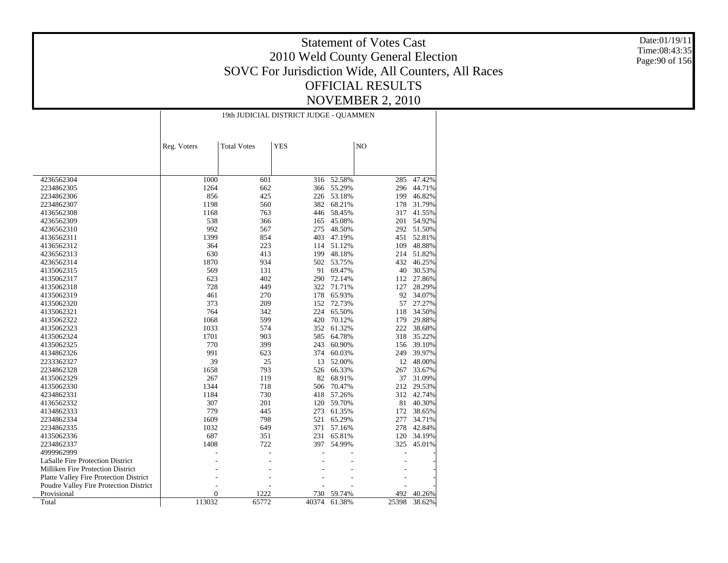# Statement of Votes Cast
# 2010 Weld County General Election
# SOVC For Jurisdiction Wide, All Counters, All Races
# OFFICIAL RESULTS
# NOVEMBER 2, 2010

Date:01/19/11
Time:08:43:35

| | 19th JUDICIAL DISTRICT JUDGE - QUAMMEN | | | | | |
|---|---|---|---|---|---|---|
| | Reg. Voters | Total Votes | YES | | NO | |
| 4236562304 | 1000 | 601 | 316 | 52.58% | 285 | 47.42% |
| 2234862305 | 1264 | 662 | 366 | 55.29% | 296 | 44.71% |
| 2234862306 | 856 | 425 | 226 | 53.18% | 199 | 46.82% |
| 2234862307 | 1198 | 560 | 382 | 68.21% | 178 | 31.79% |
| 4136562308 | 1168 | 763 | 446 | 58.45% | 317 | 41.55% |
| 4236562309 | 538 | 366 | 165 | 45.08% | 201 | 54.92% |
| 4236562310 | 992 | 567 | 275 | 48.50% | 292 | 51.50% |
| 4136562311 | 1399 | 854 | 403 | 47.19% | 451 | 52.81% |
| 4136562312 | 364 | 223 | 114 | 51.12% | 109 | 48.88% |
| 4236562313 | 630 | 413 | 199 | 48.18% | 214 | 51.82% |
| 4236562314 | 1870 | 934 | 502 | 53.75% | 432 | 46.25% |
| 4135062315 | 569 | 131 | 91 | 69.47% | 40 | 30.53% |
| 4135062317 | 623 | 402 | 290 | 72.14% | 112 | 27.86% |
| 4135062318 | 728 | 449 | 322 | 71.71% | 127 | 28.29% |
| 4135062319 | 461 | 270 | 178 | 65.93% | 92 | 34.07% |
| 4135062320 | 373 | 209 | 152 | 72.73% | 57 | 27.27% |
| 4135062321 | 764 | 342 | 224 | 65.50% | 118 | 34.50% |
| 4135062322 | 1068 | 599 | 420 | 70.12% | 179 | 29.88% |
| 4135062323 | 1033 | 574 | 352 | 61.32% | 222 | 38.68% |
| 4135062324 | 1701 | 903 | 585 | 64.78% | 318 | 35.22% |
| 4135062325 | 770 | 399 | 243 | 60.90% | 156 | 39.10% |
| 4134862326 | 991 | 623 | 374 | 60.03% | 249 | 39.97% |
| 2233362327 | 39 | 25 | 13 | 52.00% | 12 | 48.00% |
| 2234862328 | 1658 | 793 | 526 | 66.33% | 267 | 33.67% |
| 4135062329 | 267 | 119 | 82 | 68.91% | 37 | 31.09% |
| 4135062330 | 1344 | 718 | 506 | 70.47% | 212 | 29.53% |
| 4234862331 | 1184 | 730 | 418 | 57.26% | 312 | 42.74% |
| 4136562332 | 307 | 201 | 120 | 59.70% | 81 | 40.30% |
| 4134862333 | 779 | 445 | 273 | 61.35% | 172 | 38.65% |
| 2234862334 | 1609 | 798 | 521 | 65.29% | 277 | 34.71% |
| 2234862335 | 1032 | 649 | 371 | 57.16% | 278 | 42.84% |
| 4135062336 | 687 | 351 | 231 | 65.81% | 120 | 34.19% |
| 2234862337 | 1408 | 722 | 397 | 54.99% | 325 | 45.01% |
| 4999962999 | - | - | - | - | - | - |
| LaSalle Fire Protection District | - | - | - | - | - | - |
| Milliken Fire Protection District | - | - | - | - | - | - |
| Platte Valley Fire Protection District | - | - | - | - | - | - |
| Poudre Valley Fire Protection District | - | - | - | - | - | - |
| Provisional | 0 | 1222 | 730 | 59.74% | 492 | 40.26% |
| Total | 113032 | 65772 | 40374 | 61.38% | 25398 | 38.62% |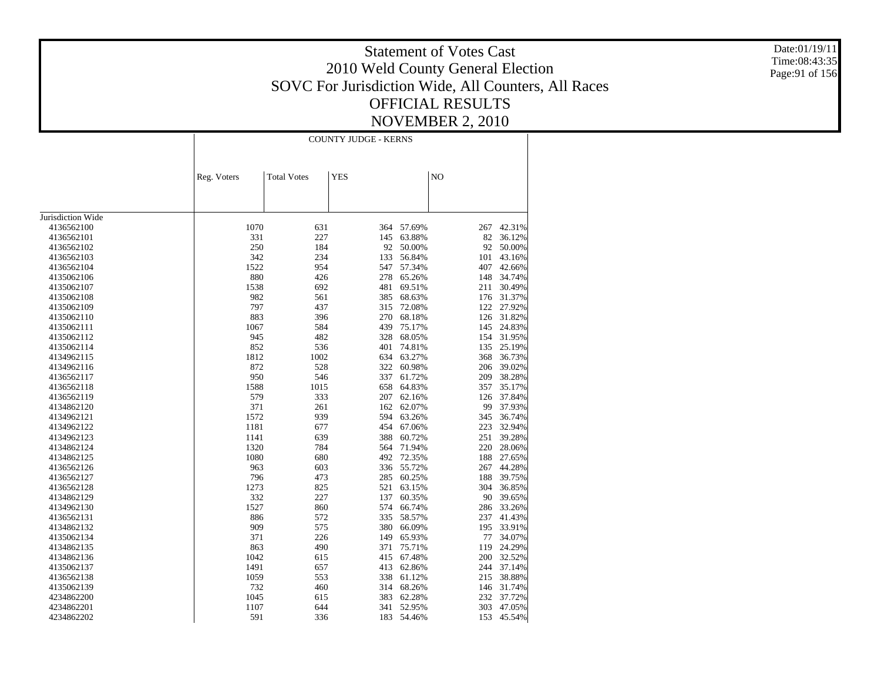# Statement of Votes Cast
## 2010 Weld County General Election
## SOVC For Jurisdiction Wide, All Counters, All Races
## OFFICIAL RESULTS
## NOVEMBER 2, 2010

Date:01/19/11
Time:08:43:35

| | COUNTY JUDGE - KERNS | | | | | |
|---|---|---|---|---|---|---|
| | Reg. Voters | Total Votes | YES | | NO | |
| Jurisdiction Wide | | | | | | |
| 4136562100 | 1070 | 631 | 364 | 57.69% | 267 | 42.31% |
| 4136562101 | 331 | 227 | 145 | 63.88% | 82 | 36.12% |
| 4136562102 | 250 | 184 | 92 | 50.00% | 92 | 50.00% |
| 4136562103 | 342 | 234 | 133 | 56.84% | 101 | 43.16% |
| 4136562104 | 1522 | 954 | 547 | 57.34% | 407 | 42.66% |
| 4135062106 | 880 | 426 | 278 | 65.26% | 148 | 34.74% |
| 4135062107 | 1538 | 692 | 481 | 69.51% | 211 | 30.49% |
| 4135062108 | 982 | 561 | 385 | 68.63% | 176 | 31.37% |
| 4135062109 | 797 | 437 | 315 | 72.08% | 122 | 27.92% |
| 4135062110 | 883 | 396 | 270 | 68.18% | 126 | 31.82% |
| 4135062111 | 1067 | 584 | 439 | 75.17% | 145 | 24.83% |
| 4135062112 | 945 | 482 | 328 | 68.05% | 154 | 31.95% |
| 4135062114 | 852 | 536 | 401 | 74.81% | 135 | 25.19% |
| 4134962115 | 1812 | 1002 | 634 | 63.27% | 368 | 36.73% |
| 4134962116 | 872 | 528 | 322 | 60.98% | 206 | 39.02% |
| 4136562117 | 950 | 546 | 337 | 61.72% | 209 | 38.28% |
| 4136562118 | 1588 | 1015 | 658 | 64.83% | 357 | 35.17% |
| 4136562119 | 579 | 333 | 207 | 62.16% | 126 | 37.84% |
| 4134862120 | 371 | 261 | 162 | 62.07% | 99 | 37.93% |
| 4134962121 | 1572 | 939 | 594 | 63.26% | 345 | 36.74% |
| 4134962122 | 1181 | 677 | 454 | 67.06% | 223 | 32.94% |
| 4134962123 | 1141 | 639 | 388 | 60.72% | 251 | 39.28% |
| 4134962124 | 1320 | 784 | 564 | 71.94% | 220 | 28.06% |
| 4134862125 | 1080 | 680 | 492 | 72.35% | 188 | 27.65% |
| 4136562126 | 963 | 603 | 336 | 55.72% | 267 | 44.28% |
| 4136562127 | 796 | 473 | 285 | 60.25% | 188 | 39.75% |
| 4136562128 | 1273 | 825 | 521 | 63.15% | 304 | 36.85% |
| 4134862129 | 332 | 227 | 137 | 60.35% | 90 | 39.65% |
| 4134962130 | 1527 | 860 | 574 | 66.74% | 286 | 33.26% |
| 4136562131 | 886 | 572 | 335 | 58.57% | 237 | 41.43% |
| 4134862132 | 909 | 575 | 380 | 66.09% | 195 | 33.91% |
| 4135062134 | 371 | 226 | 149 | 65.93% | 77 | 34.07% |
| 4134862135 | 863 | 490 | 371 | 75.71% | 119 | 24.29% |
| 4134862136 | 1042 | 615 | 415 | 67.48% | 200 | 32.52% |
| 4135062137 | 1491 | 657 | 413 | 62.86% | 244 | 37.14% |
| 4136562138 | 1059 | 553 | 338 | 61.12% | 215 | 38.88% |
| 4135062139 | 732 | 460 | 314 | 68.26% | 146 | 31.74% |
| 4234862200 | 1045 | 615 | 383 | 62.28% | 232 | 37.72% |
| 4234862201 | 1107 | 644 | 341 | 52.95% | 303 | 47.05% |
| 4234862202 | 591 | 336 | 183 | 54.46% | 153 | 45.54% |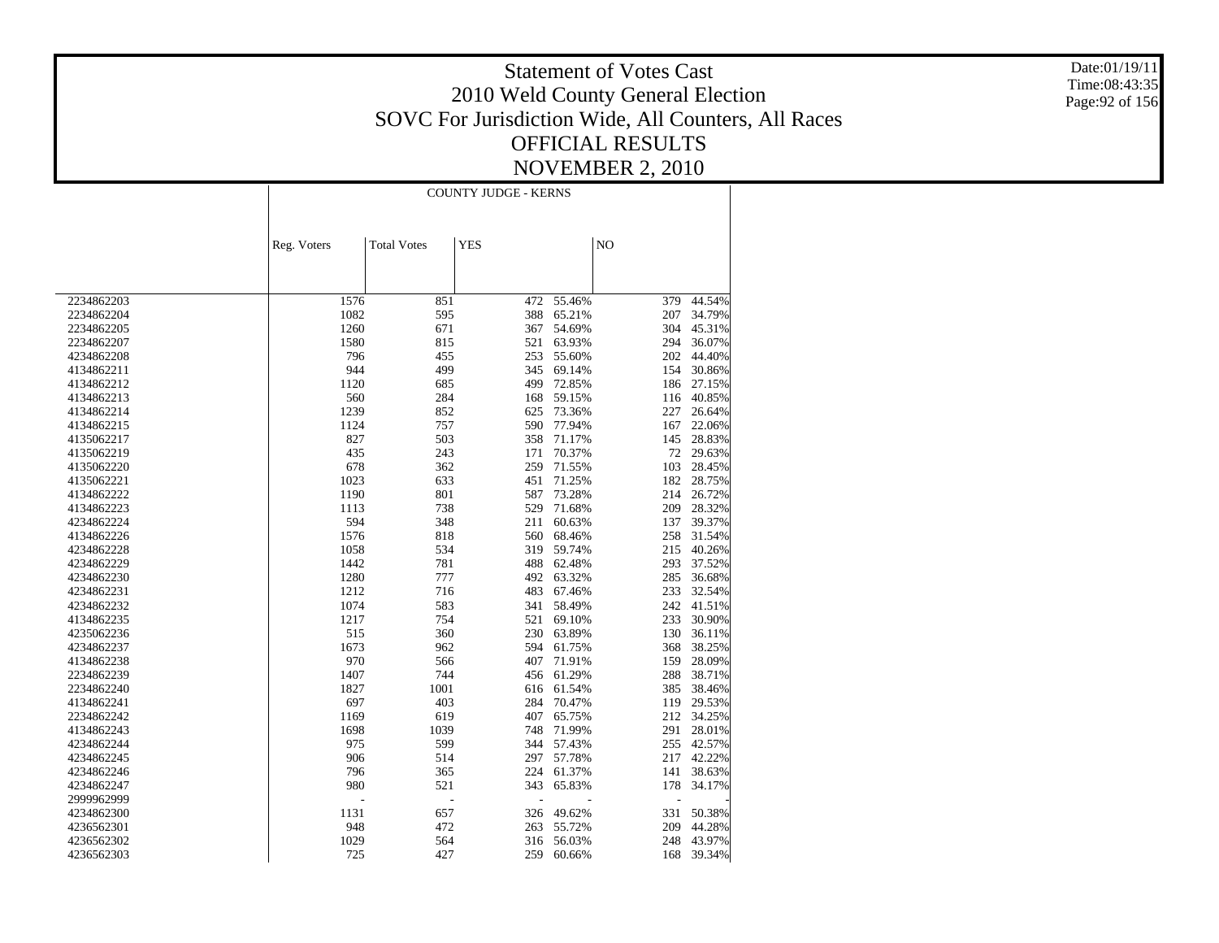# Statement of Votes Cast
## 2010 Weld County General Election
## SOVC For Jurisdiction Wide, All Counters, All Races
## OFFICIAL RESULTS
## NOVEMBER 2, 2010

Date:01/19/11
Time:08:43:35

| | COUNTY JUDGE - KERNS | | | | | |
|---|---|---|---|---|---|---|
| | Reg. Voters | Total Votes | YES | | NO | |
| 2234862203 | 1576 | 851 | 472 | 55.46% | 379 | 44.54% |
| 2234862204 | 1082 | 595 | 388 | 65.21% | 207 | 34.79% |
| 2234862205 | 1260 | 671 | 367 | 54.69% | 304 | 45.31% |
| 2234862207 | 1580 | 815 | 521 | 63.93% | 294 | 36.07% |
| 4234862208 | 796 | 455 | 253 | 55.60% | 202 | 44.40% |
| 4134862211 | 944 | 499 | 345 | 69.14% | 154 | 30.86% |
| 4134862212 | 1120 | 685 | 499 | 72.85% | 186 | 27.15% |
| 4134862213 | 560 | 284 | 168 | 59.15% | 116 | 40.85% |
| 4134862214 | 1239 | 852 | 625 | 73.36% | 227 | 26.64% |
| 4134862215 | 1124 | 757 | 590 | 77.94% | 167 | 22.06% |
| 4135062217 | 827 | 503 | 358 | 71.17% | 145 | 28.83% |
| 4135062219 | 435 | 243 | 171 | 70.37% | 72 | 29.63% |
| 4135062220 | 678 | 362 | 259 | 71.55% | 103 | 28.45% |
| 4135062221 | 1023 | 633 | 451 | 71.25% | 182 | 28.75% |
| 4134862222 | 1190 | 801 | 587 | 73.28% | 214 | 26.72% |
| 4134862223 | 1113 | 738 | 529 | 71.68% | 209 | 28.32% |
| 4234862224 | 594 | 348 | 211 | 60.63% | 137 | 39.37% |
| 4134862226 | 1576 | 818 | 560 | 68.46% | 258 | 31.54% |
| 4234862228 | 1058 | 534 | 319 | 59.74% | 215 | 40.26% |
| 4234862229 | 1442 | 781 | 488 | 62.48% | 293 | 37.52% |
| 4234862230 | 1280 | 777 | 492 | 63.32% | 285 | 36.68% |
| 4234862231 | 1212 | 716 | 483 | 67.46% | 233 | 32.54% |
| 4234862232 | 1074 | 583 | 341 | 58.49% | 242 | 41.51% |
| 4134862235 | 1217 | 754 | 521 | 69.10% | 233 | 30.90% |
| 4235062236 | 515 | 360 | 230 | 63.89% | 130 | 36.11% |
| 4234862237 | 1673 | 962 | 594 | 61.75% | 368 | 38.25% |
| 4134862238 | 970 | 566 | 407 | 71.91% | 159 | 28.09% |
| 2234862239 | 1407 | 744 | 456 | 61.29% | 288 | 38.71% |
| 2234862240 | 1827 | 1001 | 616 | 61.54% | 385 | 38.46% |
| 4134862241 | 697 | 403 | 284 | 70.47% | 119 | 29.53% |
| 2234862242 | 1169 | 619 | 407 | 65.75% | 212 | 34.25% |
| 4134862243 | 1698 | 1039 | 748 | 71.99% | 291 | 28.01% |
| 4234862244 | 975 | 599 | 344 | 57.43% | 255 | 42.57% |
| 4234862245 | 906 | 514 | 297 | 57.78% | 217 | 42.22% |
| 4234862246 | 796 | 365 | 224 | 61.37% | 141 | 38.63% |
| 4234862247 | 980 | 521 | 343 | 65.83% | 178 | 34.17% |
| 2999962999 | - | - | - | - | - | - |
| 4234862300 | 1131 | 657 | 326 | 49.62% | 331 | 50.38% |
| 4236562301 | 948 | 472 | 263 | 55.72% | 209 | 44.28% |
| 4236562302 | 1029 | 564 | 316 | 56.03% | 248 | 43.97% |
| 4236562303 | 725 | 427 | 259 | 60.66% | 168 | 39.34% |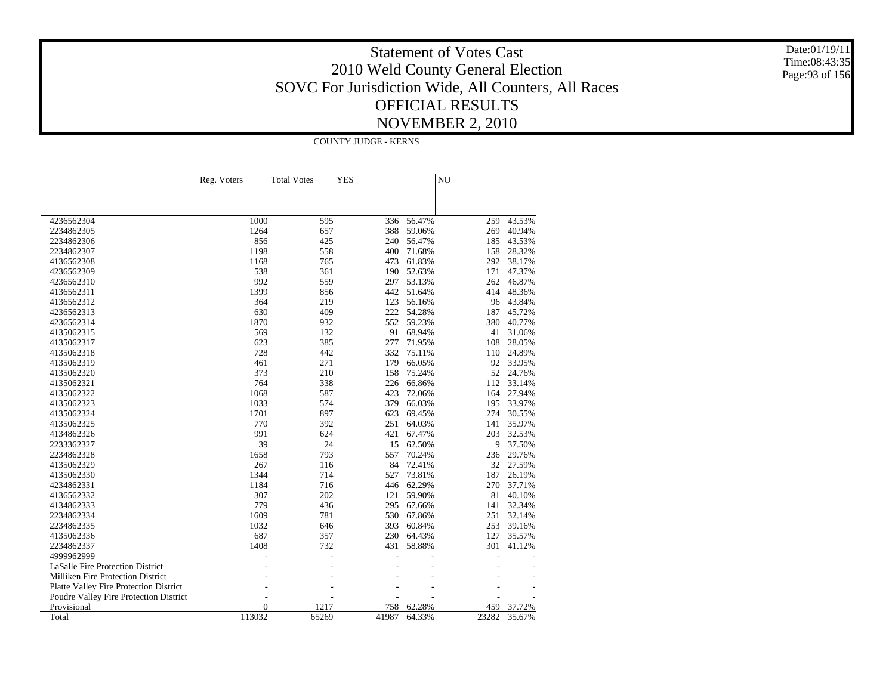# Statement of Votes Cast
# 2010 Weld County General Election
# SOVC For Jurisdiction Wide, All Counters, All Races
# OFFICIAL RESULTS
# NOVEMBER 2, 2010

Date:01/19/11
Time:08:43:35

| | COUNTY JUDGE - KERNS | | | | | |
|---|---|---|---|---|---|---|
| | Reg. Voters | Total Votes | YES | | NO | |
| 4236562304 | 1000 | 595 | 336 | 56.47% | 259 | 43.53% |
| 2234862305 | 1264 | 657 | 388 | 59.06% | 269 | 40.94% |
| 2234862306 | 856 | 425 | 240 | 56.47% | 185 | 43.53% |
| 2234862307 | 1198 | 558 | 400 | 71.68% | 158 | 28.32% |
| 4136562308 | 1168 | 765 | 473 | 61.83% | 292 | 38.17% |
| 4236562309 | 538 | 361 | 190 | 52.63% | 171 | 47.37% |
| 4236562310 | 992 | 559 | 297 | 53.13% | 262 | 46.87% |
| 4136562311 | 1399 | 856 | 442 | 51.64% | 414 | 48.36% |
| 4136562312 | 364 | 219 | 123 | 56.16% | 96 | 43.84% |
| 4236562313 | 630 | 409 | 222 | 54.28% | 187 | 45.72% |
| 4236562314 | 1870 | 932 | 552 | 59.23% | 380 | 40.77% |
| 4135062315 | 569 | 132 | 91 | 68.94% | 41 | 31.06% |
| 4135062317 | 623 | 385 | 277 | 71.95% | 108 | 28.05% |
| 4135062318 | 728 | 442 | 332 | 75.11% | 110 | 24.89% |
| 4135062319 | 461 | 271 | 179 | 66.05% | 92 | 33.95% |
| 4135062320 | 373 | 210 | 158 | 75.24% | 52 | 24.76% |
| 4135062321 | 764 | 338 | 226 | 66.86% | 112 | 33.14% |
| 4135062322 | 1068 | 587 | 423 | 72.06% | 164 | 27.94% |
| 4135062323 | 1033 | 574 | 379 | 66.03% | 195 | 33.97% |
| 4135062324 | 1701 | 897 | 623 | 69.45% | 274 | 30.55% |
| 4135062325 | 770 | 392 | 251 | 64.03% | 141 | 35.97% |
| 4134862326 | 991 | 624 | 421 | 67.47% | 203 | 32.53% |
| 2233362327 | 39 | 24 | 15 | 62.50% | 9 | 37.50% |
| 2234862328 | 1658 | 793 | 557 | 70.24% | 236 | 29.76% |
| 4135062329 | 267 | 116 | 84 | 72.41% | 32 | 27.59% |
| 4135062330 | 1344 | 714 | 527 | 73.81% | 187 | 26.19% |
| 4234862331 | 1184 | 716 | 446 | 62.29% | 270 | 37.71% |
| 4136562332 | 307 | 202 | 121 | 59.90% | 81 | 40.10% |
| 4134862333 | 779 | 436 | 295 | 67.66% | 141 | 32.34% |
| 2234862334 | 1609 | 781 | 530 | 67.86% | 251 | 32.14% |
| 2234862335 | 1032 | 646 | 393 | 60.84% | 253 | 39.16% |
| 4135062336 | 687 | 357 | 230 | 64.43% | 127 | 35.57% |
| 2234862337 | 1408 | 732 | 431 | 58.88% | 301 | 41.12% |
| 4999962999 | - | - | - | - | - | - |
| LaSalle Fire Protection District | - | - | - | - | - | - |
| Milliken Fire Protection District | - | - | - | - | - | - |
| Platte Valley Fire Protection District | - | - | - | - | - | - |
| Poudre Valley Fire Protection District | - | - | - | - | - | - |
| Provisional | 0 | 1217 | 758 | 62.28% | 459 | 37.72% |
| Total | 113032 | 65269 | 41987 | 64.33% | 23282 | 35.67% |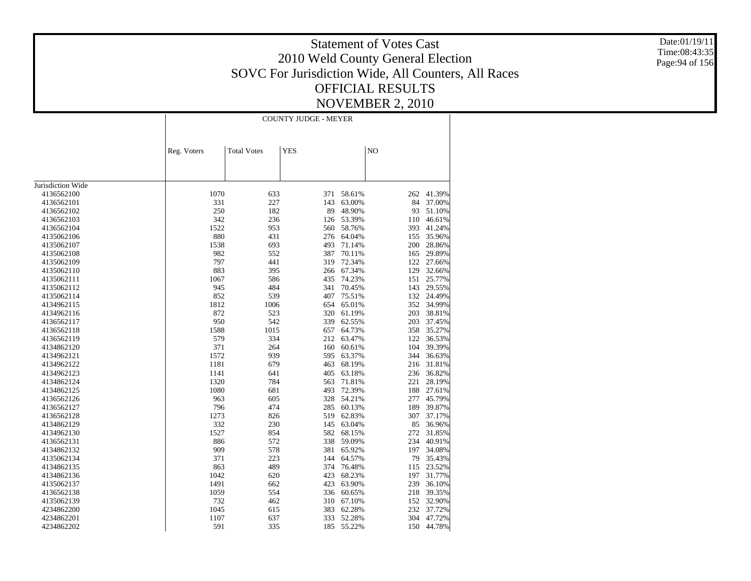# Statement of Votes Cast
## 2010 Weld County General Election
## SOVC For Jurisdiction Wide, All Counters, All Races
## OFFICIAL RESULTS
## NOVEMBER 2, 2010

Date:01/19/11
Time:08:43:35

| | COUNTY JUDGE - MEYER | | | | | |
|---|---|---|---|---|---|---|
| | Reg. Voters | Total Votes | YES | | NO | |
| Jurisdiction Wide | | | | | | |
| 4136562100 | 1070 | 633 | 371 | 58.61% | 262 | 41.39% |
| 4136562101 | 331 | 227 | 143 | 63.00% | 84 | 37.00% |
| 4136562102 | 250 | 182 | 89 | 48.90% | 93 | 51.10% |
| 4136562103 | 342 | 236 | 126 | 53.39% | 110 | 46.61% |
| 4136562104 | 1522 | 953 | 560 | 58.76% | 393 | 41.24% |
| 4135062106 | 880 | 431 | 276 | 64.04% | 155 | 35.96% |
| 4135062107 | 1538 | 693 | 493 | 71.14% | 200 | 28.86% |
| 4135062108 | 982 | 552 | 387 | 70.11% | 165 | 29.89% |
| 4135062109 | 797 | 441 | 319 | 72.34% | 122 | 27.66% |
| 4135062110 | 883 | 395 | 266 | 67.34% | 129 | 32.66% |
| 4135062111 | 1067 | 586 | 435 | 74.23% | 151 | 25.77% |
| 4135062112 | 945 | 484 | 341 | 70.45% | 143 | 29.55% |
| 4135062114 | 852 | 539 | 407 | 75.51% | 132 | 24.49% |
| 4134962115 | 1812 | 1006 | 654 | 65.01% | 352 | 34.99% |
| 4134962116 | 872 | 523 | 320 | 61.19% | 203 | 38.81% |
| 4136562117 | 950 | 542 | 339 | 62.55% | 203 | 37.45% |
| 4136562118 | 1588 | 1015 | 657 | 64.73% | 358 | 35.27% |
| 4136562119 | 579 | 334 | 212 | 63.47% | 122 | 36.53% |
| 4134862120 | 371 | 264 | 160 | 60.61% | 104 | 39.39% |
| 4134962121 | 1572 | 939 | 595 | 63.37% | 344 | 36.63% |
| 4134962122 | 1181 | 679 | 463 | 68.19% | 216 | 31.81% |
| 4134962123 | 1141 | 641 | 405 | 63.18% | 236 | 36.82% |
| 4134862124 | 1320 | 784 | 563 | 71.81% | 221 | 28.19% |
| 4134862125 | 1080 | 681 | 493 | 72.39% | 188 | 27.61% |
| 4136562126 | 963 | 605 | 328 | 54.21% | 277 | 45.79% |
| 4136562127 | 796 | 474 | 285 | 60.13% | 189 | 39.87% |
| 4136562128 | 1273 | 826 | 519 | 62.83% | 307 | 37.17% |
| 4134862129 | 332 | 230 | 145 | 63.04% | 85 | 36.96% |
| 4134962130 | 1527 | 854 | 582 | 68.15% | 272 | 31.85% |
| 4136562131 | 886 | 572 | 338 | 59.09% | 234 | 40.91% |
| 4134862132 | 909 | 578 | 381 | 65.92% | 197 | 34.08% |
| 4135062134 | 371 | 223 | 144 | 64.57% | 79 | 35.43% |
| 4134862135 | 863 | 489 | 374 | 76.48% | 115 | 23.52% |
| 4134862136 | 1042 | 620 | 423 | 68.23% | 197 | 31.77% |
| 4135062137 | 1491 | 662 | 423 | 63.90% | 239 | 36.10% |
| 4136562138 | 1059 | 554 | 336 | 60.65% | 218 | 39.35% |
| 4135062139 | 732 | 462 | 310 | 67.10% | 152 | 32.90% |
| 4234862200 | 1045 | 615 | 383 | 62.28% | 232 | 37.72% |
| 4234862201 | 1107 | 637 | 333 | 52.28% | 304 | 47.72% |
| 4234862202 | 591 | 335 | 185 | 55.22% | 150 | 44.78% |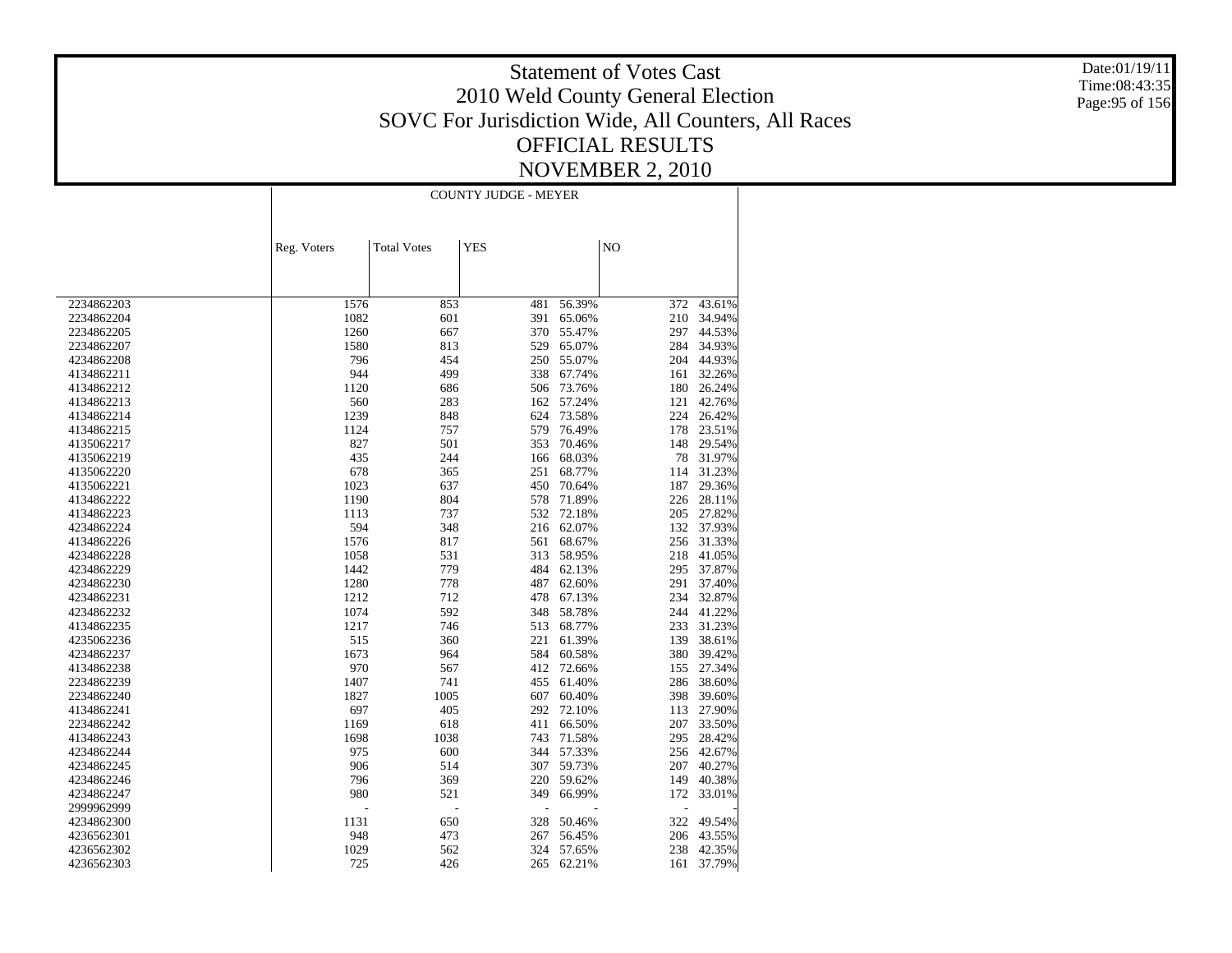# Statement of Votes Cast
## 2010 Weld County General Election
## SOVC For Jurisdiction Wide, All Counters, All Races
## OFFICIAL RESULTS
## NOVEMBER 2, 2010

Date:01/19/11
Time:08:43:35

| | COUNTY JUDGE - MEYER | | | | | |
|---|---|---|---|---|---|---|
| | Reg. Voters | Total Votes | YES | | NO | |
| 2234862203 | 1576 | 853 | 481 | 56.39% | 372 | 43.61% |
| 2234862204 | 1082 | 601 | 391 | 65.06% | 210 | 34.94% |
| 2234862205 | 1260 | 667 | 370 | 55.47% | 297 | 44.53% |
| 2234862207 | 1580 | 813 | 529 | 65.07% | 284 | 34.93% |
| 4234862208 | 796 | 454 | 250 | 55.07% | 204 | 44.93% |
| 4134862211 | 944 | 499 | 338 | 67.74% | 161 | 32.26% |
| 4134862212 | 1120 | 686 | 506 | 73.76% | 180 | 26.24% |
| 4134862213 | 560 | 283 | 162 | 57.24% | 121 | 42.76% |
| 4134862214 | 1239 | 848 | 624 | 73.58% | 224 | 26.42% |
| 4134862215 | 1124 | 757 | 579 | 76.49% | 178 | 23.51% |
| 4135062217 | 827 | 501 | 353 | 70.46% | 148 | 29.54% |
| 4135062219 | 435 | 244 | 166 | 68.03% | 78 | 31.97% |
| 4135062220 | 678 | 365 | 251 | 68.77% | 114 | 31.23% |
| 4135062221 | 1023 | 637 | 450 | 70.64% | 187 | 29.36% |
| 4134862222 | 1190 | 804 | 578 | 71.89% | 226 | 28.11% |
| 4134862223 | 1113 | 737 | 532 | 72.18% | 205 | 27.82% |
| 4234862224 | 594 | 348 | 216 | 62.07% | 132 | 37.93% |
| 4134862226 | 1576 | 817 | 561 | 68.67% | 256 | 31.33% |
| 4234862228 | 1058 | 531 | 313 | 58.95% | 218 | 41.05% |
| 4234862229 | 1442 | 779 | 484 | 62.13% | 295 | 37.87% |
| 4234862230 | 1280 | 778 | 487 | 62.60% | 291 | 37.40% |
| 4234862231 | 1212 | 712 | 478 | 67.13% | 234 | 32.87% |
| 4234862232 | 1074 | 592 | 348 | 58.78% | 244 | 41.22% |
| 4134862235 | 1217 | 746 | 513 | 68.77% | 233 | 31.23% |
| 4235062236 | 515 | 360 | 221 | 61.39% | 139 | 38.61% |
| 4234862237 | 1673 | 964 | 584 | 60.58% | 380 | 39.42% |
| 4134862238 | 970 | 567 | 412 | 72.66% | 155 | 27.34% |
| 2234862239 | 1407 | 741 | 455 | 61.40% | 286 | 38.60% |
| 2234862240 | 1827 | 1005 | 607 | 60.40% | 398 | 39.60% |
| 4134862241 | 697 | 405 | 292 | 72.10% | 113 | 27.90% |
| 2234862242 | 1169 | 618 | 411 | 66.50% | 207 | 33.50% |
| 4134862243 | 1698 | 1038 | 743 | 71.58% | 295 | 28.42% |
| 4234862244 | 975 | 600 | 344 | 57.33% | 256 | 42.67% |
| 4234862245 | 906 | 514 | 307 | 59.73% | 207 | 40.27% |
| 4234862246 | 796 | 369 | 220 | 59.62% | 149 | 40.38% |
| 4234862247 | 980 | 521 | 349 | 66.99% | 172 | 33.01% |
| 2999962999 | - | - | - | - | - | - |
| 4234862300 | 1131 | 650 | 328 | 50.46% | 322 | 49.54% |
| 4236562301 | 948 | 473 | 267 | 56.45% | 206 | 43.55% |
| 4236562302 | 1029 | 562 | 324 | 57.65% | 238 | 42.35% |
| 4236562303 | 725 | 426 | 265 | 62.21% | 161 | 37.79% |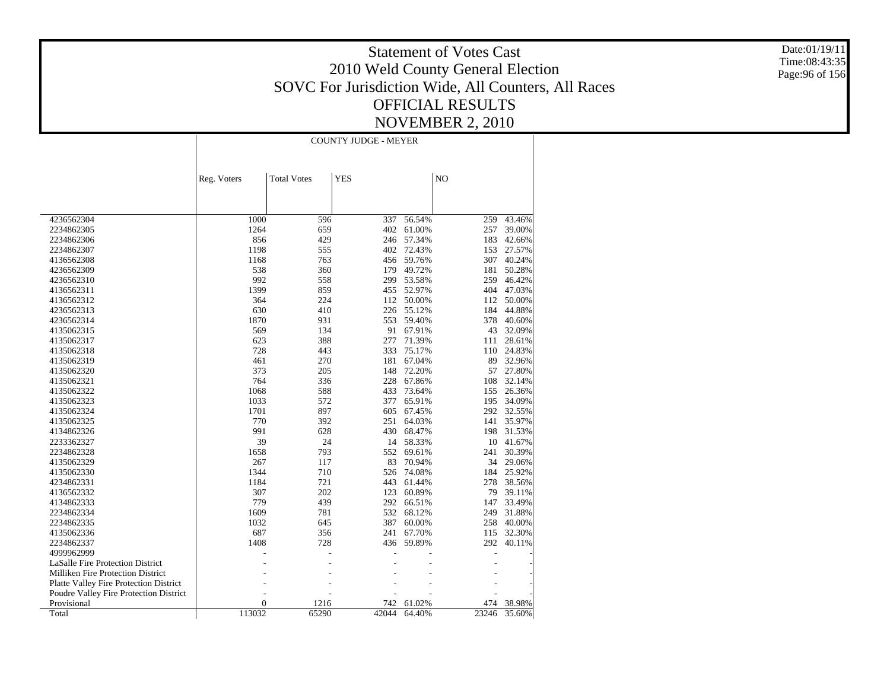# Statement of Votes Cast
# 2010 Weld County General Election
# SOVC For Jurisdiction Wide, All Counters, All Races
# OFFICIAL RESULTS
# NOVEMBER 2, 2010

Date:01/19/11
Time:08:43:35

| | COUNTY JUDGE - MEYER | | | | | |
|---|---|---|---|---|---|---|
| | Reg. Voters | Total Votes | YES | | NO | |
| 4236562304 | 1000 | 596 | 337 | 56.54% | 259 | 43.46% |
| 2234862305 | 1264 | 659 | 402 | 61.00% | 257 | 39.00% |
| 2234862306 | 856 | 429 | 246 | 57.34% | 183 | 42.66% |
| 2234862307 | 1198 | 555 | 402 | 72.43% | 153 | 27.57% |
| 4136562308 | 1168 | 763 | 456 | 59.76% | 307 | 40.24% |
| 4236562309 | 538 | 360 | 179 | 49.72% | 181 | 50.28% |
| 4236562310 | 992 | 558 | 299 | 53.58% | 259 | 46.42% |
| 4136562311 | 1399 | 859 | 455 | 52.97% | 404 | 47.03% |
| 4136562312 | 364 | 224 | 112 | 50.00% | 112 | 50.00% |
| 4236562313 | 630 | 410 | 226 | 55.12% | 184 | 44.88% |
| 4236562314 | 1870 | 931 | 553 | 59.40% | 378 | 40.60% |
| 4135062315 | 569 | 134 | 91 | 67.91% | 43 | 32.09% |
| 4135062317 | 623 | 388 | 277 | 71.39% | 111 | 28.61% |
| 4135062318 | 728 | 443 | 333 | 75.17% | 110 | 24.83% |
| 4135062319 | 461 | 270 | 181 | 67.04% | 89 | 32.96% |
| 4135062320 | 373 | 205 | 148 | 72.20% | 57 | 27.80% |
| 4135062321 | 764 | 336 | 228 | 67.86% | 108 | 32.14% |
| 4135062322 | 1068 | 588 | 433 | 73.64% | 155 | 26.36% |
| 4135062323 | 1033 | 572 | 377 | 65.91% | 195 | 34.09% |
| 4135062324 | 1701 | 897 | 605 | 67.45% | 292 | 32.55% |
| 4135062325 | 770 | 392 | 251 | 64.03% | 141 | 35.97% |
| 4134862326 | 991 | 628 | 430 | 68.47% | 198 | 31.53% |
| 2233362327 | 39 | 24 | 14 | 58.33% | 10 | 41.67% |
| 2234862328 | 1658 | 793 | 552 | 69.61% | 241 | 30.39% |
| 4135062329 | 267 | 117 | 83 | 70.94% | 34 | 29.06% |
| 4135062330 | 1344 | 710 | 526 | 74.08% | 184 | 25.92% |
| 4234862331 | 1184 | 721 | 443 | 61.44% | 278 | 38.56% |
| 4136562332 | 307 | 202 | 123 | 60.89% | 79 | 39.11% |
| 4134862333 | 779 | 439 | 292 | 66.51% | 147 | 33.49% |
| 2234862334 | 1609 | 781 | 532 | 68.12% | 249 | 31.88% |
| 2234862335 | 1032 | 645 | 387 | 60.00% | 258 | 40.00% |
| 4135062336 | 687 | 356 | 241 | 67.70% | 115 | 32.30% |
| 2234862337 | 1408 | 728 | 436 | 59.89% | 292 | 40.11% |
| 4999962999 | - | - | - | - | - | - |
| LaSalle Fire Protection District | - | - | - | - | - | - |
| Milliken Fire Protection District | - | - | - | - | - | - |
| Platte Valley Fire Protection District | - | - | - | - | - | - |
| Poudre Valley Fire Protection District | - | - | - | - | - | - |
| Provisional | 0 | 1216 | 742 | 61.02% | 474 | 38.98% |
| Total | 113032 | 65290 | 42044 | 64.40% | 23246 | 35.60% |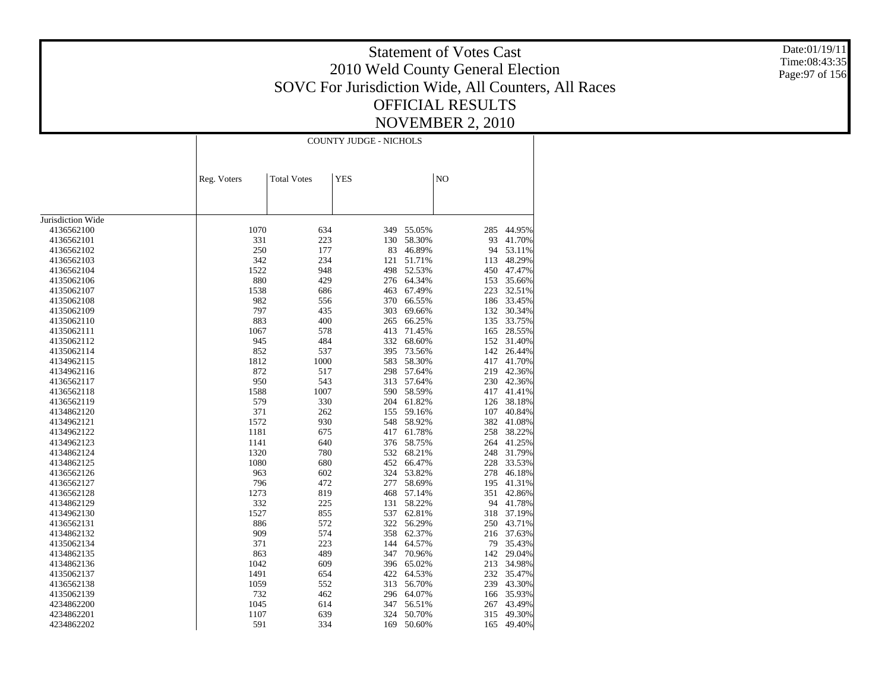# Statement of Votes Cast
# 2010 Weld County General Election
# SOVC For Jurisdiction Wide, All Counters, All Races
# OFFICIAL RESULTS
# NOVEMBER 2, 2010

Date:01/19/11
Time:08:43:35

| | COUNTY JUDGE - NICHOLS | | | | | |
|---|---|---|---|---|---|---|
| | Reg. Voters | Total Votes | YES | | NO | |
| Jurisdiction Wide | | | | | | |
| 4136562100 | 1070 | 634 | 349 | 55.05% | 285 | 44.95% |
| 4136562101 | 331 | 223 | 130 | 58.30% | 93 | 41.70% |
| 4136562102 | 250 | 177 | 83 | 46.89% | 94 | 53.11% |
| 4136562103 | 342 | 234 | 121 | 51.71% | 113 | 48.29% |
| 4136562104 | 1522 | 948 | 498 | 52.53% | 450 | 47.47% |
| 4135062106 | 880 | 429 | 276 | 64.34% | 153 | 35.66% |
| 4135062107 | 1538 | 686 | 463 | 67.49% | 223 | 32.51% |
| 4135062108 | 982 | 556 | 370 | 66.55% | 186 | 33.45% |
| 4135062109 | 797 | 435 | 303 | 69.66% | 132 | 30.34% |
| 4135062110 | 883 | 400 | 265 | 66.25% | 135 | 33.75% |
| 4135062111 | 1067 | 578 | 413 | 71.45% | 165 | 28.55% |
| 4135062112 | 945 | 484 | 332 | 68.60% | 152 | 31.40% |
| 4135062114 | 852 | 537 | 395 | 73.56% | 142 | 26.44% |
| 4134962115 | 1812 | 1000 | 583 | 58.30% | 417 | 41.70% |
| 4134962116 | 872 | 517 | 298 | 57.64% | 219 | 42.36% |
| 4136562117 | 950 | 543 | 313 | 57.64% | 230 | 42.36% |
| 4136562118 | 1588 | 1007 | 590 | 58.59% | 417 | 41.41% |
| 4136562119 | 579 | 330 | 204 | 61.82% | 126 | 38.18% |
| 4134862120 | 371 | 262 | 155 | 59.16% | 107 | 40.84% |
| 4134962121 | 1572 | 930 | 548 | 58.92% | 382 | 41.08% |
| 4134962122 | 1181 | 675 | 417 | 61.78% | 258 | 38.22% |
| 4134962123 | 1141 | 640 | 376 | 58.75% | 264 | 41.25% |
| 4134862124 | 1320 | 780 | 532 | 68.21% | 248 | 31.79% |
| 4134862125 | 1080 | 680 | 452 | 66.47% | 228 | 33.53% |
| 4136562126 | 963 | 602 | 324 | 53.82% | 278 | 46.18% |
| 4136562127 | 796 | 472 | 277 | 58.69% | 195 | 41.31% |
| 4136562128 | 1273 | 819 | 468 | 57.14% | 351 | 42.86% |
| 4134862129 | 332 | 225 | 131 | 58.22% | 94 | 41.78% |
| 4134962130 | 1527 | 855 | 537 | 62.81% | 318 | 37.19% |
| 4136562131 | 886 | 572 | 322 | 56.29% | 250 | 43.71% |
| 4134862132 | 909 | 574 | 358 | 62.37% | 216 | 37.63% |
| 4135062134 | 371 | 223 | 144 | 64.57% | 79 | 35.43% |
| 4134862135 | 863 | 489 | 347 | 70.96% | 142 | 29.04% |
| 4134862136 | 1042 | 609 | 396 | 65.02% | 213 | 34.98% |
| 4135062137 | 1491 | 654 | 422 | 64.53% | 232 | 35.47% |
| 4136562138 | 1059 | 552 | 313 | 56.70% | 239 | 43.30% |
| 4135062139 | 732 | 462 | 296 | 64.07% | 166 | 35.93% |
| 4234862200 | 1045 | 614 | 347 | 56.51% | 267 | 43.49% |
| 4234862201 | 1107 | 639 | 324 | 50.70% | 315 | 49.30% |
| 4234862202 | 591 | 334 | 169 | 50.60% | 165 | 49.40% |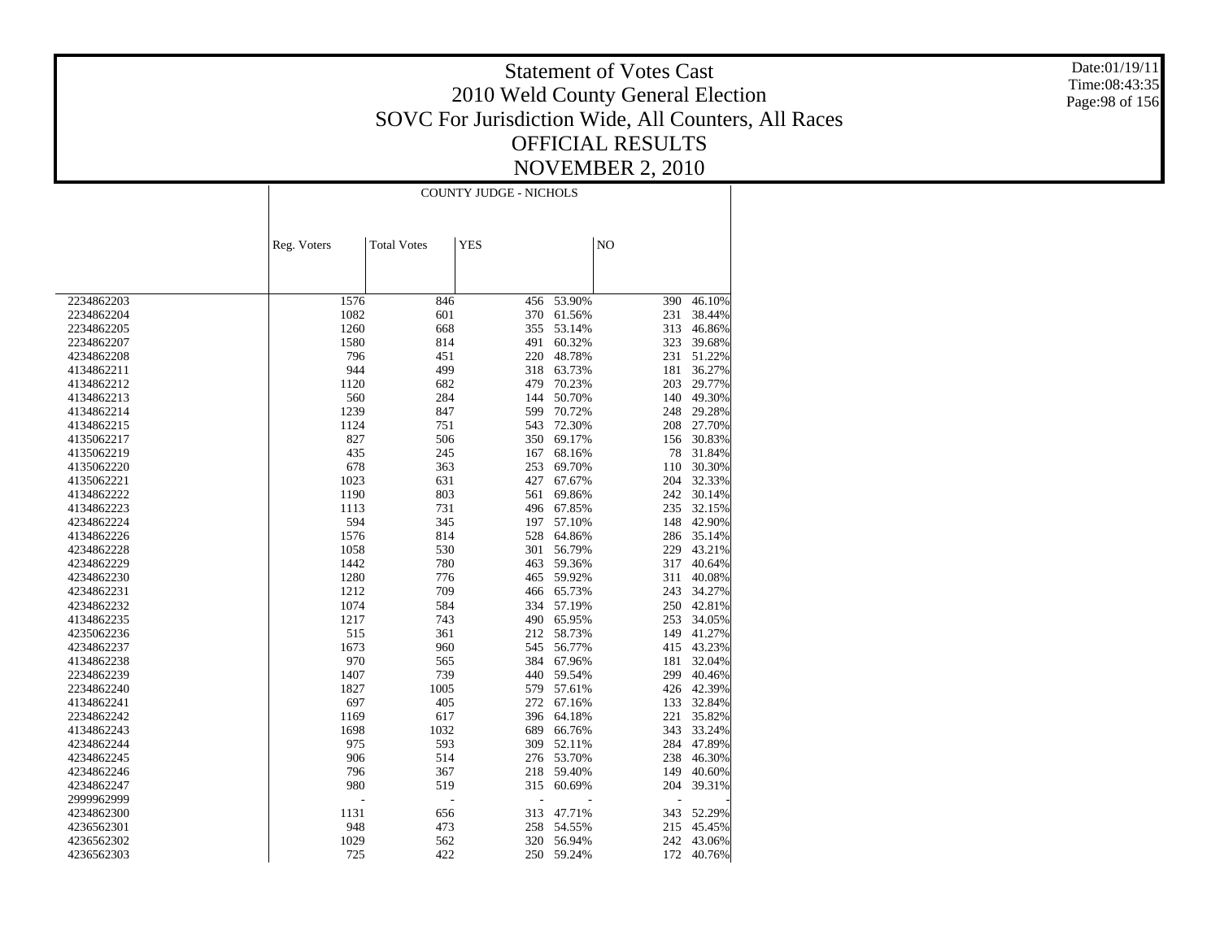# Statement of Votes Cast
## 2010 Weld County General Election
## SOVC For Jurisdiction Wide, All Counters, All Races
## OFFICIAL RESULTS
## NOVEMBER 2, 2010

Date:01/19/11
Time:08:43:35

| | COUNTY JUDGE - NICHOLS | | | | | |
|---|---|---|---|---|---|---|
| | Reg. Voters | Total Votes | YES | | NO | |
| 2234862203 | 1576 | 846 | 456 | 53.90% | 390 | 46.10% |
| 2234862204 | 1082 | 601 | 370 | 61.56% | 231 | 38.44% |
| 2234862205 | 1260 | 668 | 355 | 53.14% | 313 | 46.86% |
| 2234862207 | 1580 | 814 | 491 | 60.32% | 323 | 39.68% |
| 4234862208 | 796 | 451 | 220 | 48.78% | 231 | 51.22% |
| 4134862211 | 944 | 499 | 318 | 63.73% | 181 | 36.27% |
| 4134862212 | 1120 | 682 | 479 | 70.23% | 203 | 29.77% |
| 4134862213 | 560 | 284 | 144 | 50.70% | 140 | 49.30% |
| 4134862214 | 1239 | 847 | 599 | 70.72% | 248 | 29.28% |
| 4134862215 | 1124 | 751 | 543 | 72.30% | 208 | 27.70% |
| 4135062217 | 827 | 506 | 350 | 69.17% | 156 | 30.83% |
| 4135062219 | 435 | 245 | 167 | 68.16% | 78 | 31.84% |
| 4135062220 | 678 | 363 | 253 | 69.70% | 110 | 30.30% |
| 4135062221 | 1023 | 631 | 427 | 67.67% | 204 | 32.33% |
| 4134862222 | 1190 | 803 | 561 | 69.86% | 242 | 30.14% |
| 4134862223 | 1113 | 731 | 496 | 67.85% | 235 | 32.15% |
| 4234862224 | 594 | 345 | 197 | 57.10% | 148 | 42.90% |
| 4134862226 | 1576 | 814 | 528 | 64.86% | 286 | 35.14% |
| 4234862228 | 1058 | 530 | 301 | 56.79% | 229 | 43.21% |
| 4234862229 | 1442 | 780 | 463 | 59.36% | 317 | 40.64% |
| 4234862230 | 1280 | 776 | 465 | 59.92% | 311 | 40.08% |
| 4234862231 | 1212 | 709 | 466 | 65.73% | 243 | 34.27% |
| 4234862232 | 1074 | 584 | 334 | 57.19% | 250 | 42.81% |
| 4134862235 | 1217 | 743 | 490 | 65.95% | 253 | 34.05% |
| 4235062236 | 515 | 361 | 212 | 58.73% | 149 | 41.27% |
| 4234862237 | 1673 | 960 | 545 | 56.77% | 415 | 43.23% |
| 4134862238 | 970 | 565 | 384 | 67.96% | 181 | 32.04% |
| 2234862239 | 1407 | 739 | 440 | 59.54% | 299 | 40.46% |
| 2234862240 | 1827 | 1005 | 579 | 57.61% | 426 | 42.39% |
| 4134862241 | 697 | 405 | 272 | 67.16% | 133 | 32.84% |
| 2234862242 | 1169 | 617 | 396 | 64.18% | 221 | 35.82% |
| 4134862243 | 1698 | 1032 | 689 | 66.76% | 343 | 33.24% |
| 4234862244 | 975 | 593 | 309 | 52.11% | 284 | 47.89% |
| 4234862245 | 906 | 514 | 276 | 53.70% | 238 | 46.30% |
| 4234862246 | 796 | 367 | 218 | 59.40% | 149 | 40.60% |
| 4234862247 | 980 | 519 | 315 | 60.69% | 204 | 39.31% |
| 2999962999 | - | - | - | - | - | - |
| 4234862300 | 1131 | 656 | 313 | 47.71% | 343 | 52.29% |
| 4236562301 | 948 | 473 | 258 | 54.55% | 215 | 45.45% |
| 4236562302 | 1029 | 562 | 320 | 56.94% | 242 | 43.06% |
| 4236562303 | 725 | 422 | 250 | 59.24% | 172 | 40.76% |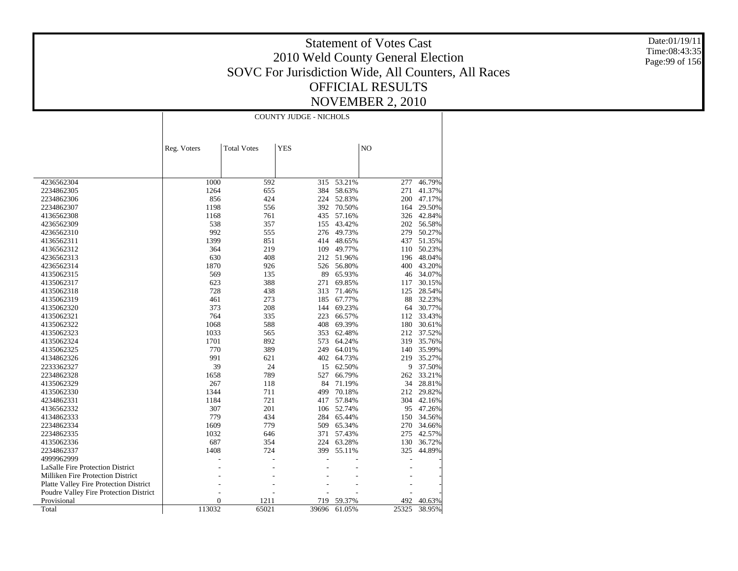# Statement of Votes Cast
## 2010 Weld County General Election
## SOVC For Jurisdiction Wide, All Counters, All Races
## OFFICIAL RESULTS
## NOVEMBER 2, 2010

Date:01/19/11
Time:08:43:35

| | COUNTY JUDGE - NICHOLS | | | | | |
|---|---|---|---|---|---|---|
| | Reg. Voters | Total Votes | YES | | NO | |
| 4236562304 | 1000 | 592 | 315 | 53.21% | 277 | 46.79% |
| 2234862305 | 1264 | 655 | 384 | 58.63% | 271 | 41.37% |
| 2234862306 | 856 | 424 | 224 | 52.83% | 200 | 47.17% |
| 2234862307 | 1198 | 556 | 392 | 70.50% | 164 | 29.50% |
| 4136562308 | 1168 | 761 | 435 | 57.16% | 326 | 42.84% |
| 4236562309 | 538 | 357 | 155 | 43.42% | 202 | 56.58% |
| 4236562310 | 992 | 555 | 276 | 49.73% | 279 | 50.27% |
| 4136562311 | 1399 | 851 | 414 | 48.65% | 437 | 51.35% |
| 4136562312 | 364 | 219 | 109 | 49.77% | 110 | 50.23% |
| 4236562313 | 630 | 408 | 212 | 51.96% | 196 | 48.04% |
| 4236562314 | 1870 | 926 | 526 | 56.80% | 400 | 43.20% |
| 4135062315 | 569 | 135 | 89 | 65.93% | 46 | 34.07% |
| 4135062317 | 623 | 388 | 271 | 69.85% | 117 | 30.15% |
| 4135062318 | 728 | 438 | 313 | 71.46% | 125 | 28.54% |
| 4135062319 | 461 | 273 | 185 | 67.77% | 88 | 32.23% |
| 4135062320 | 373 | 208 | 144 | 69.23% | 64 | 30.77% |
| 4135062321 | 764 | 335 | 223 | 66.57% | 112 | 33.43% |
| 4135062322 | 1068 | 588 | 408 | 69.39% | 180 | 30.61% |
| 4135062323 | 1033 | 565 | 353 | 62.48% | 212 | 37.52% |
| 4135062324 | 1701 | 892 | 573 | 64.24% | 319 | 35.76% |
| 4135062325 | 770 | 389 | 249 | 64.01% | 140 | 35.99% |
| 4134862326 | 991 | 621 | 402 | 64.73% | 219 | 35.27% |
| 2233362327 | 39 | 24 | 15 | 62.50% | 9 | 37.50% |
| 2234862328 | 1658 | 789 | 527 | 66.79% | 262 | 33.21% |
| 4135062329 | 267 | 118 | 84 | 71.19% | 34 | 28.81% |
| 4135062330 | 1344 | 711 | 499 | 70.18% | 212 | 29.82% |
| 4234862331 | 1184 | 721 | 417 | 57.84% | 304 | 42.16% |
| 4136562332 | 307 | 201 | 106 | 52.74% | 95 | 47.26% |
| 4134862333 | 779 | 434 | 284 | 65.44% | 150 | 34.56% |
| 2234862334 | 1609 | 779 | 509 | 65.34% | 270 | 34.66% |
| 2234862335 | 1032 | 646 | 371 | 57.43% | 275 | 42.57% |
| 4135062336 | 687 | 354 | 224 | 63.28% | 130 | 36.72% |
| 2234862337 | 1408 | 724 | 399 | 55.11% | 325 | 44.89% |
| 4999962999 | - | - | - | - | - | - |
| LaSalle Fire Protection District | - | - | - | - | - | - |
| Milliken Fire Protection District | - | - | - | - | - | - |
| Platte Valley Fire Protection District | - | - | - | - | - | - |
| Poudre Valley Fire Protection District | - | - | - | - | - | - |
| Provisional | 0 | 1211 | 719 | 59.37% | 492 | 40.63% |
| Total | 113032 | 65021 | 39696 | 61.05% | 25325 | 38.95% |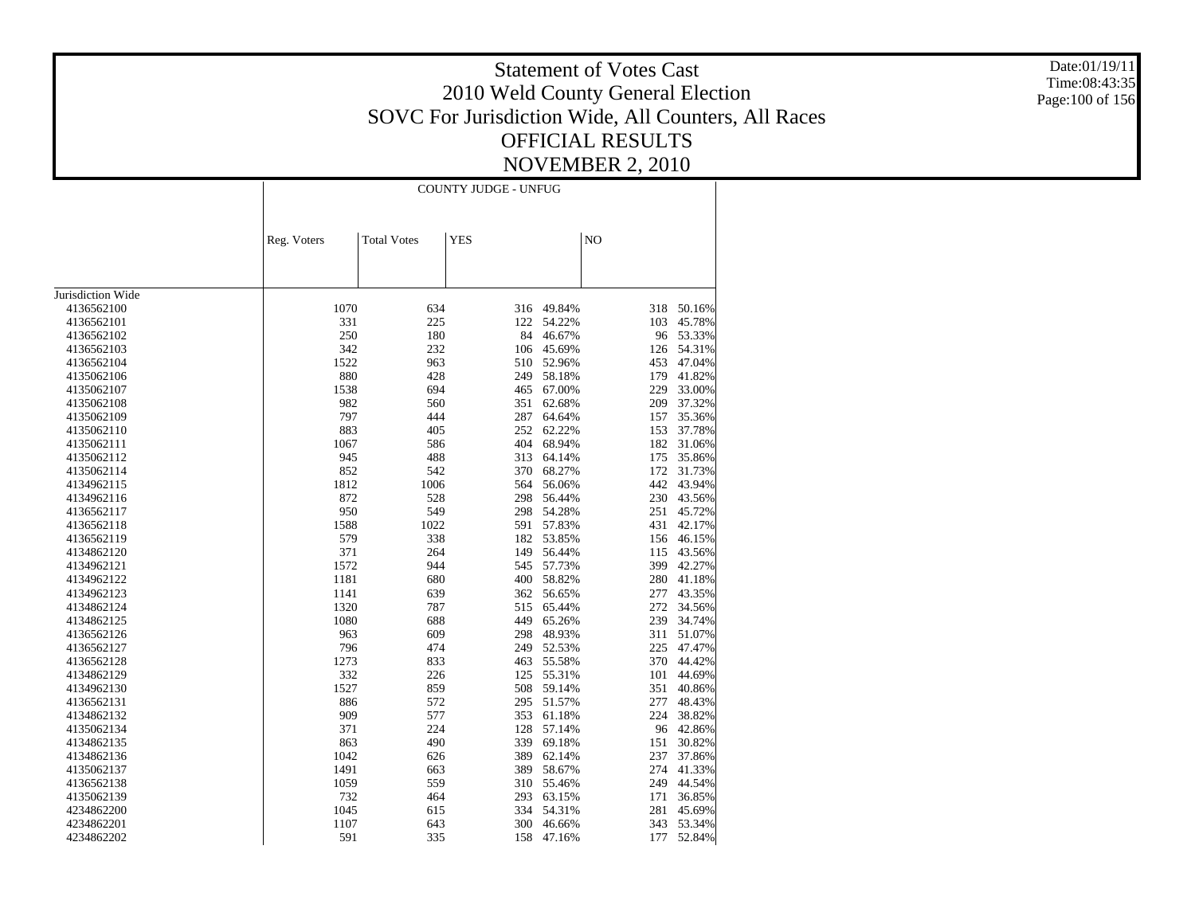# Statement of Votes Cast
# 2010 Weld County General Election
# SOVC For Jurisdiction Wide, All Counters, All Races
# OFFICIAL RESULTS
# NOVEMBER 2, 2010

Date:01/19/11
Time:08:43:35

| | COUNTY JUDGE - UNFUG | | | | | |
|---|---|---|---|---|---|---|
| | Reg. Voters | Total Votes | YES | | NO | |
| Jurisdiction Wide | | | | | | |
| 4136562100 | 1070 | 634 | 316 | 49.84% | 318 | 50.16% |
| 4136562101 | 331 | 225 | 122 | 54.22% | 103 | 45.78% |
| 4136562102 | 250 | 180 | 84 | 46.67% | 96 | 53.33% |
| 4136562103 | 342 | 232 | 106 | 45.69% | 126 | 54.31% |
| 4136562104 | 1522 | 963 | 510 | 52.96% | 453 | 47.04% |
| 4135062106 | 880 | 428 | 249 | 58.18% | 179 | 41.82% |
| 4135062107 | 1538 | 694 | 465 | 67.00% | 229 | 33.00% |
| 4135062108 | 982 | 560 | 351 | 62.68% | 209 | 37.32% |
| 4135062109 | 797 | 444 | 287 | 64.64% | 157 | 35.36% |
| 4135062110 | 883 | 405 | 252 | 62.22% | 153 | 37.78% |
| 4135062111 | 1067 | 586 | 404 | 68.94% | 182 | 31.06% |
| 4135062112 | 945 | 488 | 313 | 64.14% | 175 | 35.86% |
| 4135062114 | 852 | 542 | 370 | 68.27% | 172 | 31.73% |
| 4134962115 | 1812 | 1006 | 564 | 56.06% | 442 | 43.94% |
| 4134962116 | 872 | 528 | 298 | 56.44% | 230 | 43.56% |
| 4136562117 | 950 | 549 | 298 | 54.28% | 251 | 45.72% |
| 4136562118 | 1588 | 1022 | 591 | 57.83% | 431 | 42.17% |
| 4136562119 | 579 | 338 | 182 | 53.85% | 156 | 46.15% |
| 4134862120 | 371 | 264 | 149 | 56.44% | 115 | 43.56% |
| 4134962121 | 1572 | 944 | 545 | 57.73% | 399 | 42.27% |
| 4134962122 | 1181 | 680 | 400 | 58.82% | 280 | 41.18% |
| 4134962123 | 1141 | 639 | 362 | 56.65% | 277 | 43.35% |
| 4134962124 | 1320 | 787 | 515 | 65.44% | 272 | 34.56% |
| 4134862125 | 1080 | 688 | 449 | 65.26% | 239 | 34.74% |
| 4136562126 | 963 | 609 | 298 | 48.93% | 311 | 51.07% |
| 4136562127 | 796 | 474 | 249 | 52.53% | 225 | 47.47% |
| 4136562128 | 1273 | 833 | 463 | 55.58% | 370 | 44.42% |
| 4134862129 | 332 | 226 | 125 | 55.31% | 101 | 44.69% |
| 4134962130 | 1527 | 859 | 508 | 59.14% | 351 | 40.86% |
| 4136562131 | 886 | 572 | 295 | 51.57% | 277 | 48.43% |
| 4134862132 | 909 | 577 | 353 | 61.18% | 224 | 38.82% |
| 4135062134 | 371 | 224 | 128 | 57.14% | 96 | 42.86% |
| 4134862135 | 863 | 490 | 339 | 69.18% | 151 | 30.82% |
| 4134862136 | 1042 | 626 | 389 | 62.14% | 237 | 37.86% |
| 4135062137 | 1491 | 663 | 389 | 58.67% | 274 | 41.33% |
| 4136562138 | 1059 | 559 | 310 | 55.46% | 249 | 44.54% |
| 4135062139 | 732 | 464 | 293 | 63.15% | 171 | 36.85% |
| 4234862200 | 1045 | 615 | 334 | 54.31% | 281 | 45.69% |
| 4234862201 | 1107 | 643 | 300 | 46.66% | 343 | 53.34% |
| 4234862202 | 591 | 335 | 158 | 47.16% | 177 | 52.84% |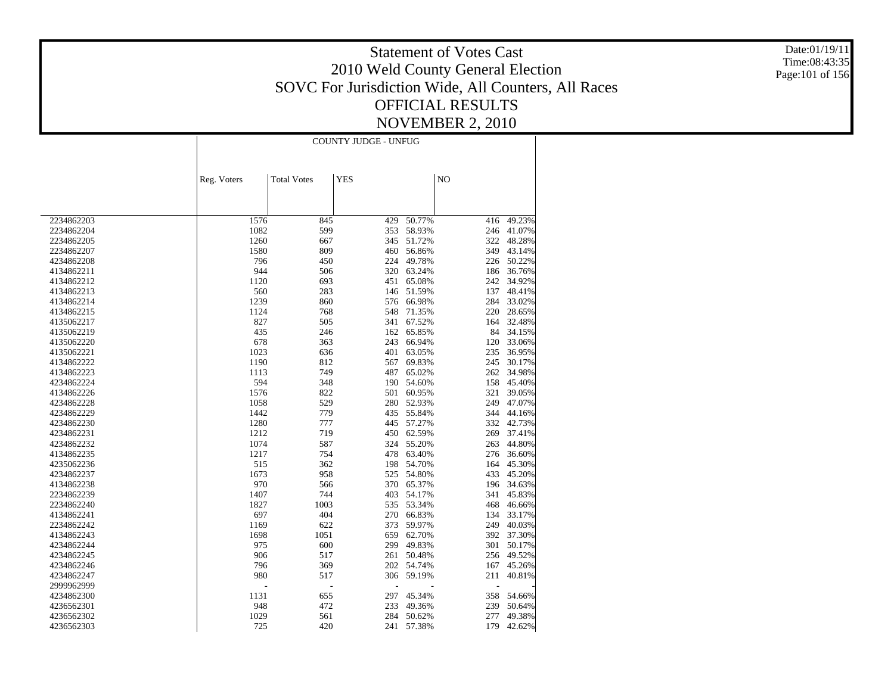# Statement of Votes Cast
## 2010 Weld County General Election
## SOVC For Jurisdiction Wide, All Counters, All Races
## OFFICIAL RESULTS
## NOVEMBER 2, 2010

Date:01/19/11
Time:08:43:35

| | COUNTY JUDGE - UNFUG | | | | | |
|---|---|---|---|---|---|---|
| | Reg. Voters | Total Votes | YES | | NO | |
| 2234862203 | 1576 | 845 | 429 | 50.77% | 416 | 49.23% |
| 2234862204 | 1082 | 599 | 353 | 58.93% | 246 | 41.07% |
| 2234862205 | 1260 | 667 | 345 | 51.72% | 322 | 48.28% |
| 2234862207 | 1580 | 809 | 460 | 56.86% | 349 | 43.14% |
| 4234862208 | 796 | 450 | 224 | 49.78% | 226 | 50.22% |
| 4134862211 | 944 | 506 | 320 | 63.24% | 186 | 36.76% |
| 4134862212 | 1120 | 693 | 451 | 65.08% | 242 | 34.92% |
| 4134862213 | 560 | 283 | 146 | 51.59% | 137 | 48.41% |
| 4134862214 | 1239 | 860 | 576 | 66.98% | 284 | 33.02% |
| 4134862215 | 1124 | 768 | 548 | 71.35% | 220 | 28.65% |
| 4135062217 | 827 | 505 | 341 | 67.52% | 164 | 32.48% |
| 4135062219 | 435 | 246 | 162 | 65.85% | 84 | 34.15% |
| 4135062220 | 678 | 363 | 243 | 66.94% | 120 | 33.06% |
| 4135062221 | 1023 | 636 | 401 | 63.05% | 235 | 36.95% |
| 4134862222 | 1190 | 812 | 567 | 69.83% | 245 | 30.17% |
| 4134862223 | 1113 | 749 | 487 | 65.02% | 262 | 34.98% |
| 4234862224 | 594 | 348 | 190 | 54.60% | 158 | 45.40% |
| 4134862226 | 1576 | 822 | 501 | 60.95% | 321 | 39.05% |
| 4234862228 | 1058 | 529 | 280 | 52.93% | 249 | 47.07% |
| 4234862229 | 1442 | 779 | 435 | 55.84% | 344 | 44.16% |
| 4234862230 | 1280 | 777 | 445 | 57.27% | 332 | 42.73% |
| 4234862231 | 1212 | 719 | 450 | 62.59% | 269 | 37.41% |
| 4234862232 | 1074 | 587 | 324 | 55.20% | 263 | 44.80% |
| 4134862235 | 1217 | 754 | 478 | 63.40% | 276 | 36.60% |
| 4235062236 | 515 | 362 | 198 | 54.70% | 164 | 45.30% |
| 4234862237 | 1673 | 958 | 525 | 54.80% | 433 | 45.20% |
| 4134862238 | 970 | 566 | 370 | 65.37% | 196 | 34.63% |
| 2234862239 | 1407 | 744 | 403 | 54.17% | 341 | 45.83% |
| 2234862240 | 1827 | 1003 | 535 | 53.34% | 468 | 46.66% |
| 4134862241 | 697 | 404 | 270 | 66.83% | 134 | 33.17% |
| 2234862242 | 1169 | 622 | 373 | 59.97% | 249 | 40.03% |
| 4134862243 | 1698 | 1051 | 659 | 62.70% | 392 | 37.30% |
| 4234862244 | 975 | 600 | 299 | 49.83% | 301 | 50.17% |
| 4234862245 | 906 | 517 | 261 | 50.48% | 256 | 49.52% |
| 4234862246 | 796 | 369 | 202 | 54.74% | 167 | 45.26% |
| 4234862247 | 980 | 517 | 306 | 59.19% | 211 | 40.81% |
| 2999962999 | - | - | - | - | - | - |
| 4234862300 | 1131 | 655 | 297 | 45.34% | 358 | 54.66% |
| 4236562301 | 948 | 472 | 233 | 49.36% | 239 | 50.64% |
| 4236562302 | 1029 | 561 | 284 | 50.62% | 277 | 49.38% |
| 4236562303 | 725 | 420 | 241 | 57.38% | 179 | 42.62% |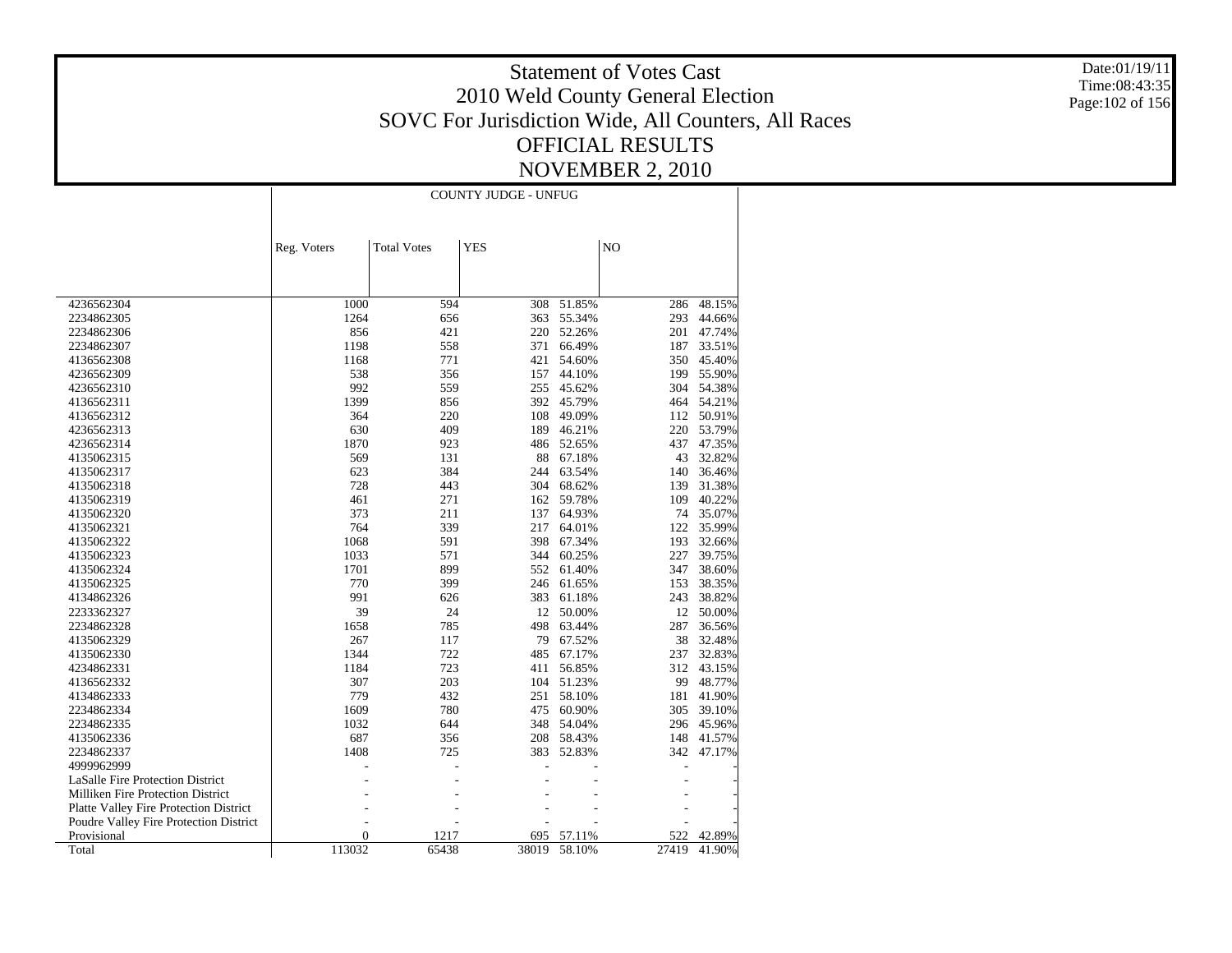# Statement of Votes Cast
# 2010 Weld County General Election
# SOVC For Jurisdiction Wide, All Counters, All Races
# OFFICIAL RESULTS
# NOVEMBER 2, 2010

Date:01/19/11
Time:08:43:35

| | COUNTY JUDGE - UNFUG | | | | | |
|---|---|---|---|---|---|---|
| | Reg. Voters | Total Votes | YES | | NO | |
| 4236562304 | 1000 | 594 | 308 | 51.85% | 286 | 48.15% |
| 2234862305 | 1264 | 656 | 363 | 55.34% | 293 | 44.66% |
| 2234862306 | 856 | 421 | 220 | 52.26% | 201 | 47.74% |
| 2234862307 | 1198 | 558 | 371 | 66.49% | 187 | 33.51% |
| 4136562308 | 1168 | 771 | 421 | 54.60% | 350 | 45.40% |
| 4236562309 | 538 | 356 | 157 | 44.10% | 199 | 55.90% |
| 4236562310 | 992 | 559 | 255 | 45.62% | 304 | 54.38% |
| 4136562311 | 1399 | 856 | 392 | 45.79% | 464 | 54.21% |
| 4136562312 | 364 | 220 | 108 | 49.09% | 112 | 50.91% |
| 4236562313 | 630 | 409 | 189 | 46.21% | 220 | 53.79% |
| 4236562314 | 1870 | 923 | 486 | 52.65% | 437 | 47.35% |
| 4135062315 | 569 | 131 | 88 | 67.18% | 43 | 32.82% |
| 4135062317 | 623 | 384 | 244 | 63.54% | 140 | 36.46% |
| 4135062318 | 728 | 443 | 304 | 68.62% | 139 | 31.38% |
| 4135062319 | 461 | 271 | 162 | 59.78% | 109 | 40.22% |
| 4135062320 | 373 | 211 | 137 | 64.93% | 74 | 35.07% |
| 4135062321 | 764 | 339 | 217 | 64.01% | 122 | 35.99% |
| 4135062322 | 1068 | 591 | 398 | 67.34% | 193 | 32.66% |
| 4135062323 | 1033 | 571 | 344 | 60.25% | 227 | 39.75% |
| 4135062324 | 1701 | 899 | 552 | 61.40% | 347 | 38.60% |
| 4135062325 | 770 | 399 | 246 | 61.65% | 153 | 38.35% |
| 4134862326 | 991 | 626 | 383 | 61.18% | 243 | 38.82% |
| 2233362327 | 39 | 24 | 12 | 50.00% | 12 | 50.00% |
| 2234862328 | 1658 | 785 | 498 | 63.44% | 287 | 36.56% |
| 4135062329 | 267 | 117 | 79 | 67.52% | 38 | 32.48% |
| 4135062330 | 1344 | 722 | 485 | 67.17% | 237 | 32.83% |
| 4234862331 | 1184 | 723 | 411 | 56.85% | 312 | 43.15% |
| 4136562332 | 307 | 203 | 104 | 51.23% | 99 | 48.77% |
| 4134862333 | 779 | 432 | 251 | 58.10% | 181 | 41.90% |
| 2234862334 | 1609 | 780 | 475 | 60.90% | 305 | 39.10% |
| 2234862335 | 1032 | 644 | 348 | 54.04% | 296 | 45.96% |
| 4135062336 | 687 | 356 | 208 | 58.43% | 148 | 41.57% |
| 2234862337 | 1408 | 725 | 383 | 52.83% | 342 | 47.17% |
| 4999962999 | - | - | - | - | - | - |
| LaSalle Fire Protection District | - | - | - | - | - | - |
| Milliken Fire Protection District | - | - | - | - | - | - |
| Platte Valley Fire Protection District | - | - | - | - | - | - |
| Poudre Valley Fire Protection District | - | - | - | - | - | - |
| Provisional | 0 | 1217 | 695 | 57.11% | 522 | 42.89% |
| Total | 113032 | 65438 | 38019 | 58.10% | 27419 | 41.90% |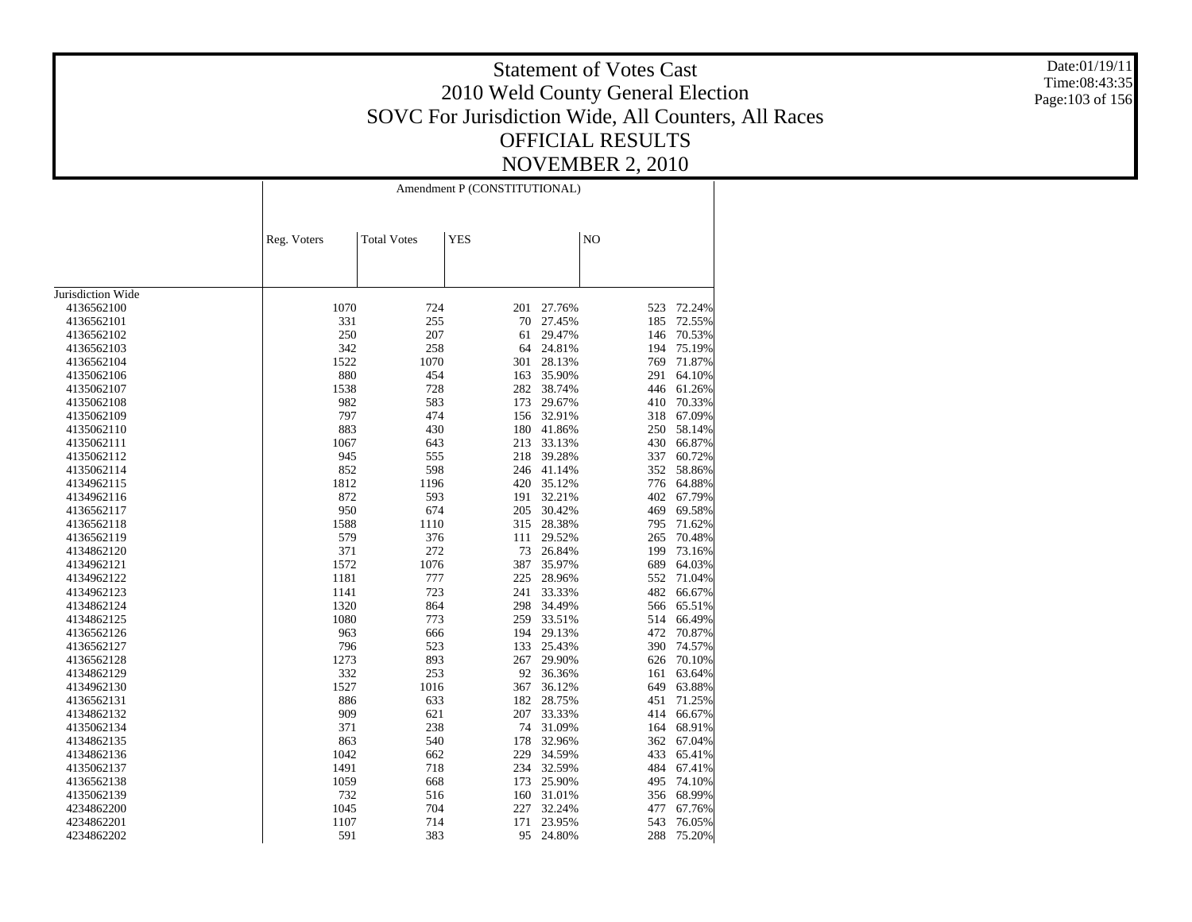# Statement of Votes Cast
## 2010 Weld County General Election
## SOVC For Jurisdiction Wide, All Counters, All Races
## OFFICIAL RESULTS
## NOVEMBER 2, 2010

Date:01/19/11
Time:08:43:35

| | Amendment P (CONSTITUTIONAL) | | | | | |
|---|---|---|---|---|---|---|
| | Reg. Voters | Total Votes | YES | | NO | |
| Jurisdiction Wide | | | | | | |
| 4136562100 | 1070 | 724 | 201 | 27.76% | 523 | 72.24% |
| 4136562101 | 331 | 255 | 70 | 27.45% | 185 | 72.55% |
| 4136562102 | 250 | 207 | 61 | 29.47% | 146 | 70.53% |
| 4136562103 | 342 | 258 | 64 | 24.81% | 194 | 75.19% |
| 4136562104 | 1522 | 1070 | 301 | 28.13% | 769 | 71.87% |
| 4135062106 | 880 | 454 | 163 | 35.90% | 291 | 64.10% |
| 4135062107 | 1538 | 728 | 282 | 38.74% | 446 | 61.26% |
| 4135062108 | 982 | 583 | 173 | 29.67% | 410 | 70.33% |
| 4135062109 | 797 | 474 | 156 | 32.91% | 318 | 67.09% |
| 4135062110 | 883 | 430 | 180 | 41.86% | 250 | 58.14% |
| 4135062111 | 1067 | 643 | 213 | 33.13% | 430 | 66.87% |
| 4135062112 | 945 | 555 | 218 | 39.28% | 337 | 60.72% |
| 4135062114 | 852 | 598 | 246 | 41.14% | 352 | 58.86% |
| 4134962115 | 1812 | 1196 | 420 | 35.12% | 776 | 64.88% |
| 4134962116 | 872 | 593 | 191 | 32.21% | 402 | 67.79% |
| 4136562117 | 950 | 674 | 205 | 30.42% | 469 | 69.58% |
| 4136562118 | 1588 | 1110 | 315 | 28.38% | 795 | 71.62% |
| 4136562119 | 579 | 376 | 111 | 29.52% | 265 | 70.48% |
| 4134862120 | 371 | 272 | 73 | 26.84% | 199 | 73.16% |
| 4134962121 | 1572 | 1076 | 387 | 35.97% | 689 | 64.03% |
| 4134962122 | 1181 | 777 | 225 | 28.96% | 552 | 71.04% |
| 4134962123 | 1141 | 723 | 241 | 33.33% | 482 | 66.67% |
| 4134962124 | 1320 | 864 | 298 | 34.49% | 566 | 65.51% |
| 4134862125 | 1080 | 773 | 259 | 33.51% | 514 | 66.49% |
| 4136562126 | 963 | 666 | 194 | 29.13% | 472 | 70.87% |
| 4136562127 | 796 | 523 | 133 | 25.43% | 390 | 74.57% |
| 4136562128 | 1273 | 893 | 267 | 29.90% | 626 | 70.10% |
| 4134862129 | 332 | 253 | 92 | 36.36% | 161 | 63.64% |
| 4134962130 | 1527 | 1016 | 367 | 36.12% | 649 | 63.88% |
| 4136562131 | 886 | 633 | 182 | 28.75% | 451 | 71.25% |
| 4134862132 | 909 | 621 | 207 | 33.33% | 414 | 66.67% |
| 4135062134 | 371 | 238 | 74 | 31.09% | 164 | 68.91% |
| 4134862135 | 863 | 540 | 178 | 32.96% | 362 | 67.04% |
| 4134862136 | 1042 | 662 | 229 | 34.59% | 433 | 65.41% |
| 4135062137 | 1491 | 718 | 234 | 32.59% | 484 | 67.41% |
| 4136562138 | 1059 | 668 | 173 | 25.90% | 495 | 74.10% |
| 4135062139 | 732 | 516 | 160 | 31.01% | 356 | 68.99% |
| 4234862200 | 1045 | 704 | 227 | 32.24% | 477 | 67.76% |
| 4234862201 | 1107 | 714 | 171 | 23.95% | 543 | 76.05% |
| 4234862202 | 591 | 383 | 95 | 24.80% | 288 | 75.20% |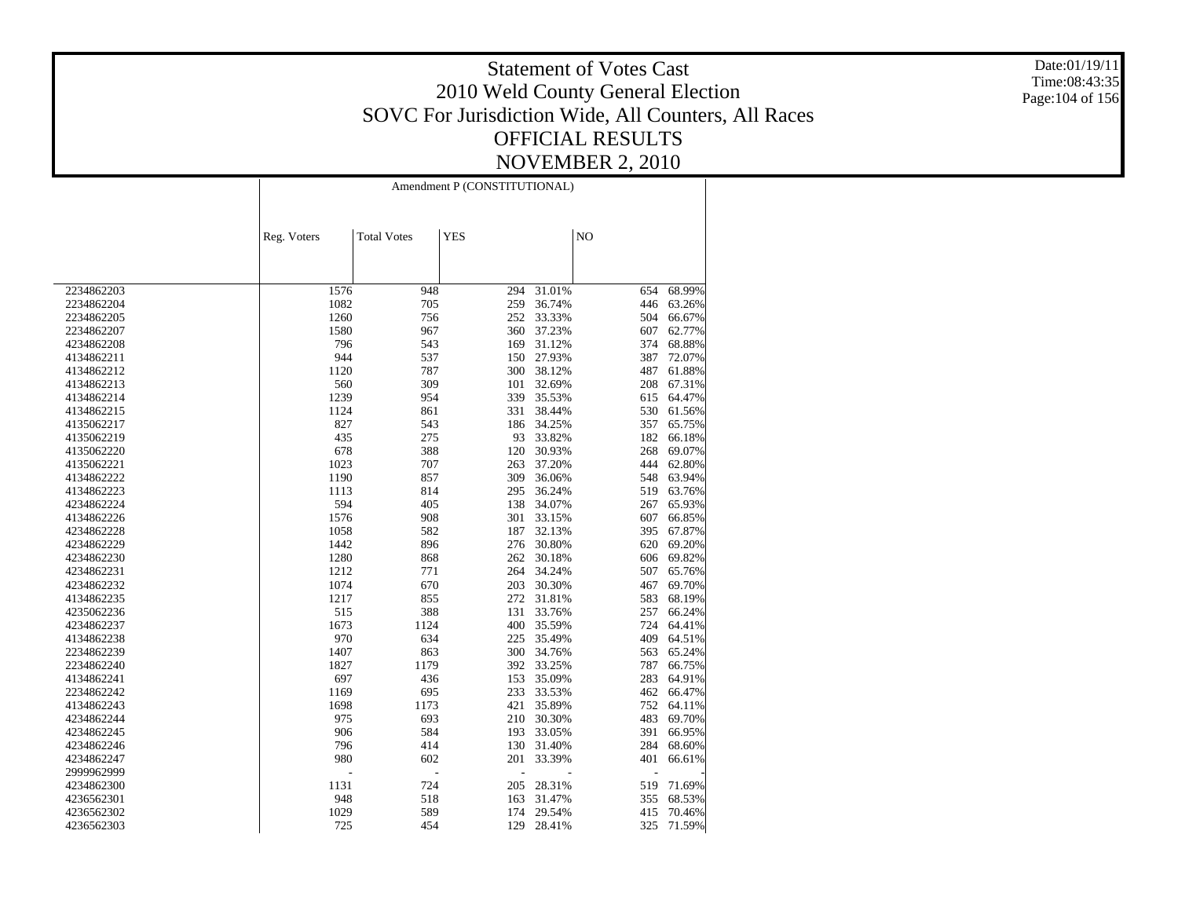# Statement of Votes Cast

## 2010 Weld County General Election

## SOVC For Jurisdiction Wide, All Counters, All Races

## OFFICIAL RESULTS

## NOVEMBER 2, 2010

Date:01/19/11
Time:08:43:35

| | Amendment P (CONSTITUTIONAL) | | | | | |
|---|---|---|---|---|---|---|
| | Reg. Voters | Total Votes | YES | | NO | |
| 2234862203 | 1576 | 948 | 294 | 31.01% | 654 | 68.99% |
| 2234862204 | 1082 | 705 | 259 | 36.74% | 446 | 63.26% |
| 2234862205 | 1260 | 756 | 252 | 33.33% | 504 | 66.67% |
| 2234862207 | 1580 | 967 | 360 | 37.23% | 607 | 62.77% |
| 4234862208 | 796 | 543 | 169 | 31.12% | 374 | 68.88% |
| 4134862211 | 944 | 537 | 150 | 27.93% | 387 | 72.07% |
| 4134862212 | 1120 | 787 | 300 | 38.12% | 487 | 61.88% |
| 4134862213 | 560 | 309 | 101 | 32.69% | 208 | 67.31% |
| 4134862214 | 1239 | 954 | 339 | 35.53% | 615 | 64.47% |
| 4134862215 | 1124 | 861 | 331 | 38.44% | 530 | 61.56% |
| 4135062217 | 827 | 543 | 186 | 34.25% | 357 | 65.75% |
| 4135062219 | 435 | 275 | 93 | 33.82% | 182 | 66.18% |
| 4135062220 | 678 | 388 | 120 | 30.93% | 268 | 69.07% |
| 4135062221 | 1023 | 707 | 263 | 37.20% | 444 | 62.80% |
| 4134862222 | 1190 | 857 | 309 | 36.06% | 548 | 63.94% |
| 4134862223 | 1113 | 814 | 295 | 36.24% | 519 | 63.76% |
| 4234862224 | 594 | 405 | 138 | 34.07% | 267 | 65.93% |
| 4134862226 | 1576 | 908 | 301 | 33.15% | 607 | 66.85% |
| 4234862228 | 1058 | 582 | 187 | 32.13% | 395 | 67.87% |
| 4234862229 | 1442 | 896 | 276 | 30.80% | 620 | 69.20% |
| 4234862230 | 1280 | 868 | 262 | 30.18% | 606 | 69.82% |
| 4234862231 | 1212 | 771 | 264 | 34.24% | 507 | 65.76% |
| 4234862232 | 1074 | 670 | 203 | 30.30% | 467 | 69.70% |
| 4134862235 | 1217 | 855 | 272 | 31.81% | 583 | 68.19% |
| 4235062236 | 515 | 388 | 131 | 33.76% | 257 | 66.24% |
| 4234862237 | 1673 | 1124 | 400 | 35.59% | 724 | 64.41% |
| 4134862238 | 970 | 634 | 225 | 35.49% | 409 | 64.51% |
| 2234862239 | 1407 | 863 | 300 | 34.76% | 563 | 65.24% |
| 2234862240 | 1827 | 1179 | 392 | 33.25% | 787 | 66.75% |
| 4134862241 | 697 | 436 | 153 | 35.09% | 283 | 64.91% |
| 2234862242 | 1169 | 695 | 233 | 33.53% | 462 | 66.47% |
| 4134862243 | 1698 | 1173 | 421 | 35.89% | 752 | 64.11% |
| 4234862244 | 975 | 693 | 210 | 30.30% | 483 | 69.70% |
| 4234862245 | 906 | 584 | 193 | 33.05% | 391 | 66.95% |
| 4234862246 | 796 | 414 | 130 | 31.40% | 284 | 68.60% |
| 4234862247 | 980 | 602 | 201 | 33.39% | 401 | 66.61% |
| 2999962999 | - | - | - | - | - | - |
| 4234862300 | 1131 | 724 | 205 | 28.31% | 519 | 71.69% |
| 4236562301 | 948 | 518 | 163 | 31.47% | 355 | 68.53% |
| 4236562302 | 1029 | 589 | 174 | 29.54% | 415 | 70.46% |
| 4236562303 | 725 | 454 | 129 | 28.41% | 325 | 71.59% |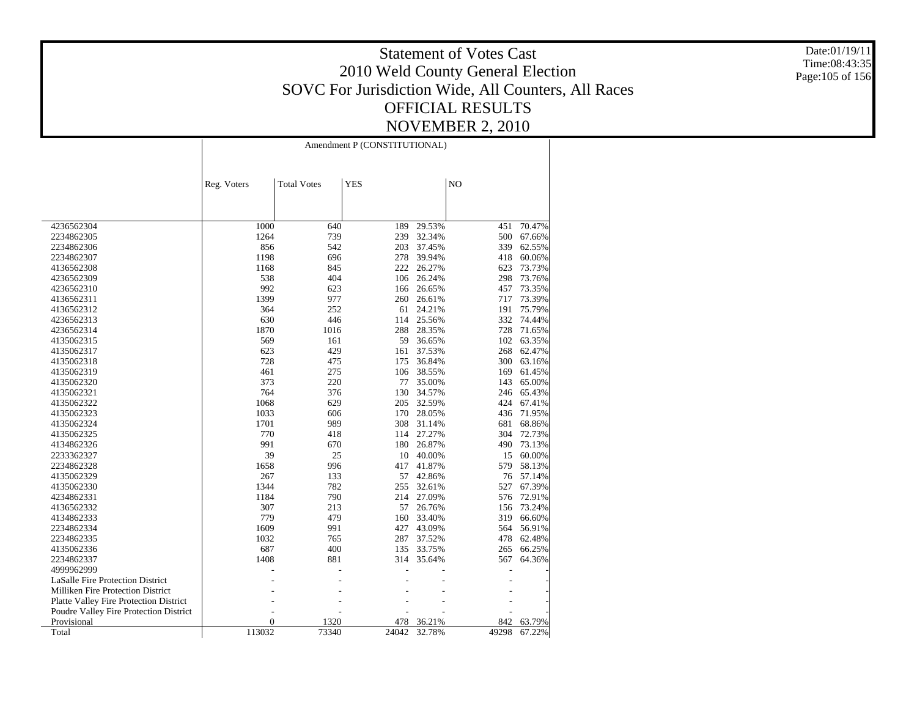# Statement of Votes Cast
## 2010 Weld County General Election
## SOVC For Jurisdiction Wide, All Counters, All Races
## OFFICIAL RESULTS
## NOVEMBER 2, 2010

Date:01/19/11
Time:08:43:35

| | Amendment P (CONSTITUTIONAL) | | | | | |
|---|---|---|---|---|---|---|
| | Reg. Voters | Total Votes | YES | | NO | |
| 4236562304 | 1000 | 640 | 189 | 29.53% | 451 | 70.47% |
| 2234862305 | 1264 | 739 | 239 | 32.34% | 500 | 67.66% |
| 2234862306 | 856 | 542 | 203 | 37.45% | 339 | 62.55% |
| 2234862307 | 1198 | 696 | 278 | 39.94% | 418 | 60.06% |
| 4136562308 | 1168 | 845 | 222 | 26.27% | 623 | 73.73% |
| 4236562309 | 538 | 404 | 106 | 26.24% | 298 | 73.76% |
| 4236562310 | 992 | 623 | 166 | 26.65% | 457 | 73.35% |
| 4136562311 | 1399 | 977 | 260 | 26.61% | 717 | 73.39% |
| 4136562312 | 364 | 252 | 61 | 24.21% | 191 | 75.79% |
| 4236562313 | 630 | 446 | 114 | 25.56% | 332 | 74.44% |
| 4236562314 | 1870 | 1016 | 288 | 28.35% | 728 | 71.65% |
| 4135062315 | 569 | 161 | 59 | 36.65% | 102 | 63.35% |
| 4135062317 | 623 | 429 | 161 | 37.53% | 268 | 62.47% |
| 4135062318 | 728 | 475 | 175 | 36.84% | 300 | 63.16% |
| 4135062319 | 461 | 275 | 106 | 38.55% | 169 | 61.45% |
| 4135062320 | 373 | 220 | 77 | 35.00% | 143 | 65.00% |
| 4135062321 | 764 | 376 | 130 | 34.57% | 246 | 65.43% |
| 4135062322 | 1068 | 629 | 205 | 32.59% | 424 | 67.41% |
| 4135062323 | 1033 | 606 | 170 | 28.05% | 436 | 71.95% |
| 4135062324 | 1701 | 989 | 308 | 31.14% | 681 | 68.86% |
| 4135062325 | 770 | 418 | 114 | 27.27% | 304 | 72.73% |
| 4134862326 | 991 | 670 | 180 | 26.87% | 490 | 73.13% |
| 2233362327 | 39 | 25 | 10 | 40.00% | 15 | 60.00% |
| 2234862328 | 1658 | 996 | 417 | 41.87% | 579 | 58.13% |
| 4135062329 | 267 | 133 | 57 | 42.86% | 76 | 57.14% |
| 4135062330 | 1344 | 782 | 255 | 32.61% | 527 | 67.39% |
| 4234862331 | 1184 | 790 | 214 | 27.09% | 576 | 72.91% |
| 4136562332 | 307 | 213 | 57 | 26.76% | 156 | 73.24% |
| 4134862333 | 779 | 479 | 160 | 33.40% | 319 | 66.60% |
| 2234862334 | 1609 | 991 | 427 | 43.09% | 564 | 56.91% |
| 2234862335 | 1032 | 765 | 287 | 37.52% | 478 | 62.48% |
| 4135062336 | 687 | 400 | 135 | 33.75% | 265 | 66.25% |
| 2234862337 | 1408 | 881 | 314 | 35.64% | 567 | 64.36% |
| 4999962999 | - | - | - | - | - | - |
| LaSalle Fire Protection District | - | - | - | - | - | - |
| Milliken Fire Protection District | - | - | - | - | - | - |
| Platte Valley Fire Protection District | - | - | - | - | - | - |
| Poudre Valley Fire Protection District | - | - | - | - | - | - |
| Provisional | 0 | 1320 | 478 | 36.21% | 842 | 63.79% |
| Total | 113032 | 73340 | 24042 | 32.78% | 49298 | 67.22% |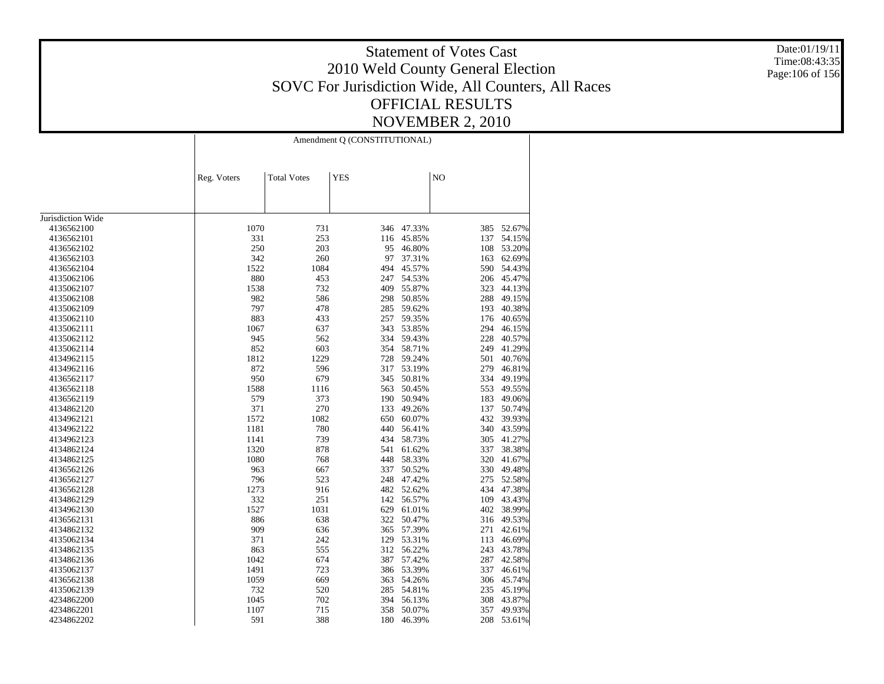# Statement of Votes Cast
## 2010 Weld County General Election
## SOVC For Jurisdiction Wide, All Counters, All Races
## OFFICIAL RESULTS
## NOVEMBER 2, 2010

Date:01/19/11
Time:08:43:35

| | Amendment Q (CONSTITUTIONAL) | | | | | |
|---|---|---|---|---|---|---|
| | Reg. Voters | Total Votes | YES | | NO | |
| Jurisdiction Wide | | | | | | |
| 4136562100 | 1070 | 731 | 346 | 47.33% | 385 | 52.67% |
| 4136562101 | 331 | 253 | 116 | 45.85% | 137 | 54.15% |
| 4136562102 | 250 | 203 | 95 | 46.80% | 108 | 53.20% |
| 4136562103 | 342 | 260 | 97 | 37.31% | 163 | 62.69% |
| 4136562104 | 1522 | 1084 | 494 | 45.57% | 590 | 54.43% |
| 4135062106 | 880 | 453 | 247 | 54.53% | 206 | 45.47% |
| 4135062107 | 1538 | 732 | 409 | 55.87% | 323 | 44.13% |
| 4135062108 | 982 | 586 | 298 | 50.85% | 288 | 49.15% |
| 4135062109 | 797 | 478 | 285 | 59.62% | 193 | 40.38% |
| 4135062110 | 883 | 433 | 257 | 59.35% | 176 | 40.65% |
| 4135062111 | 1067 | 637 | 343 | 53.85% | 294 | 46.15% |
| 4135062112 | 945 | 562 | 334 | 59.43% | 228 | 40.57% |
| 4135062114 | 852 | 603 | 354 | 58.71% | 249 | 41.29% |
| 4134962115 | 1812 | 1229 | 728 | 59.24% | 501 | 40.76% |
| 4134962116 | 872 | 596 | 317 | 53.19% | 279 | 46.81% |
| 4136562117 | 950 | 679 | 345 | 50.81% | 334 | 49.19% |
| 4136562118 | 1588 | 1116 | 563 | 50.45% | 553 | 49.55% |
| 4136562119 | 579 | 373 | 190 | 50.94% | 183 | 49.06% |
| 4134862120 | 371 | 270 | 133 | 49.26% | 137 | 50.74% |
| 4134962121 | 1572 | 1082 | 650 | 60.07% | 432 | 39.93% |
| 4134962122 | 1181 | 780 | 440 | 56.41% | 340 | 43.59% |
| 4134962123 | 1141 | 739 | 434 | 58.73% | 305 | 41.27% |
| 4134962124 | 1320 | 878 | 541 | 61.62% | 337 | 38.38% |
| 4134862125 | 1080 | 768 | 448 | 58.33% | 320 | 41.67% |
| 4136562126 | 963 | 667 | 337 | 50.52% | 330 | 49.48% |
| 4136562127 | 796 | 523 | 248 | 47.42% | 275 | 52.58% |
| 4136562128 | 1273 | 916 | 482 | 52.62% | 434 | 47.38% |
| 4134862129 | 332 | 251 | 142 | 56.57% | 109 | 43.43% |
| 4134962130 | 1527 | 1031 | 629 | 61.01% | 402 | 38.99% |
| 4136562131 | 886 | 638 | 322 | 50.47% | 316 | 49.53% |
| 4134862132 | 909 | 636 | 365 | 57.39% | 271 | 42.61% |
| 4135062134 | 371 | 242 | 129 | 53.31% | 113 | 46.69% |
| 4134862135 | 863 | 555 | 312 | 56.22% | 243 | 43.78% |
| 4134862136 | 1042 | 674 | 387 | 57.42% | 287 | 42.58% |
| 4135062137 | 1491 | 723 | 386 | 53.39% | 337 | 46.61% |
| 4136562138 | 1059 | 669 | 363 | 54.26% | 306 | 45.74% |
| 4135062139 | 732 | 520 | 285 | 54.81% | 235 | 45.19% |
| 4234862200 | 1045 | 702 | 394 | 56.13% | 308 | 43.87% |
| 4234862201 | 1107 | 715 | 358 | 50.07% | 357 | 49.93% |
| 4234862202 | 591 | 388 | 180 | 46.39% | 208 | 53.61% |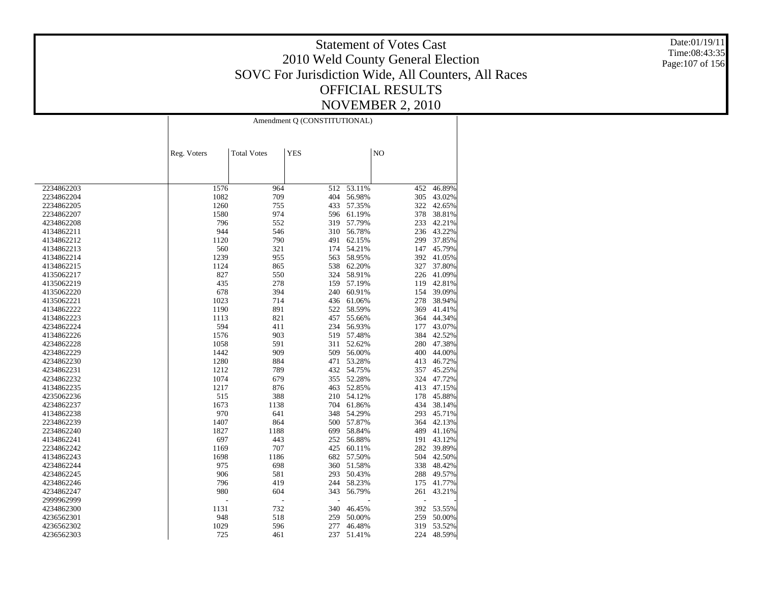# Statement of Votes Cast
## 2010 Weld County General Election
## SOVC For Jurisdiction Wide, All Counters, All Races
## OFFICIAL RESULTS
## NOVEMBER 2, 2010

Date:01/19/11
Time:08:43:35

| | Amendment Q (CONSTITUTIONAL) | | | | | |
|---|---|---|---|---|---|---|
| | Reg. Voters | Total Votes | YES | | NO | |
| 2234862203 | 1576 | 964 | 512 | 53.11% | 452 | 46.89% |
| 2234862204 | 1082 | 709 | 404 | 56.98% | 305 | 43.02% |
| 2234862205 | 1260 | 755 | 433 | 57.35% | 322 | 42.65% |
| 2234862207 | 1580 | 974 | 596 | 61.19% | 378 | 38.81% |
| 4234862208 | 796 | 552 | 319 | 57.79% | 233 | 42.21% |
| 4134862211 | 944 | 546 | 310 | 56.78% | 236 | 43.22% |
| 4134862212 | 1120 | 790 | 491 | 62.15% | 299 | 37.85% |
| 4134862213 | 560 | 321 | 174 | 54.21% | 147 | 45.79% |
| 4134862214 | 1239 | 955 | 563 | 58.95% | 392 | 41.05% |
| 4134862215 | 1124 | 865 | 538 | 62.20% | 327 | 37.80% |
| 4135062217 | 827 | 550 | 324 | 58.91% | 226 | 41.09% |
| 4135062219 | 435 | 278 | 159 | 57.19% | 119 | 42.81% |
| 4135062220 | 678 | 394 | 240 | 60.91% | 154 | 39.09% |
| 4135062221 | 1023 | 714 | 436 | 61.06% | 278 | 38.94% |
| 4134862222 | 1190 | 891 | 522 | 58.59% | 369 | 41.41% |
| 4134862223 | 1113 | 821 | 457 | 55.66% | 364 | 44.34% |
| 4234862224 | 594 | 411 | 234 | 56.93% | 177 | 43.07% |
| 4134862226 | 1576 | 903 | 519 | 57.48% | 384 | 42.52% |
| 4234862228 | 1058 | 591 | 311 | 52.62% | 280 | 47.38% |
| 4234862229 | 1442 | 909 | 509 | 56.00% | 400 | 44.00% |
| 4234862230 | 1280 | 884 | 471 | 53.28% | 413 | 46.72% |
| 4234862231 | 1212 | 789 | 432 | 54.75% | 357 | 45.25% |
| 4234862232 | 1074 | 679 | 355 | 52.28% | 324 | 47.72% |
| 4134862235 | 1217 | 876 | 463 | 52.85% | 413 | 47.15% |
| 4235062236 | 515 | 388 | 210 | 54.12% | 178 | 45.88% |
| 4234862237 | 1673 | 1138 | 704 | 61.86% | 434 | 38.14% |
| 4134862238 | 970 | 641 | 348 | 54.29% | 293 | 45.71% |
| 2234862239 | 1407 | 864 | 500 | 57.87% | 364 | 42.13% |
| 2234862240 | 1827 | 1188 | 699 | 58.84% | 489 | 41.16% |
| 4134862241 | 697 | 443 | 252 | 56.88% | 191 | 43.12% |
| 2234862242 | 1169 | 707 | 425 | 60.11% | 282 | 39.89% |
| 4134862243 | 1698 | 1186 | 682 | 57.50% | 504 | 42.50% |
| 4234862244 | 975 | 698 | 360 | 51.58% | 338 | 48.42% |
| 4234862245 | 906 | 581 | 293 | 50.43% | 288 | 49.57% |
| 4234862246 | 796 | 419 | 244 | 58.23% | 175 | 41.77% |
| 4234862247 | 980 | 604 | 343 | 56.79% | 261 | 43.21% |
| 2999962999 | - | - | - | - | - | - |
| 4234862300 | 1131 | 732 | 340 | 46.45% | 392 | 53.55% |
| 4236562301 | 948 | 518 | 259 | 50.00% | 259 | 50.00% |
| 4236562302 | 1029 | 596 | 277 | 46.48% | 319 | 53.52% |
| 4236562303 | 725 | 461 | 237 | 51.41% | 224 | 48.59% |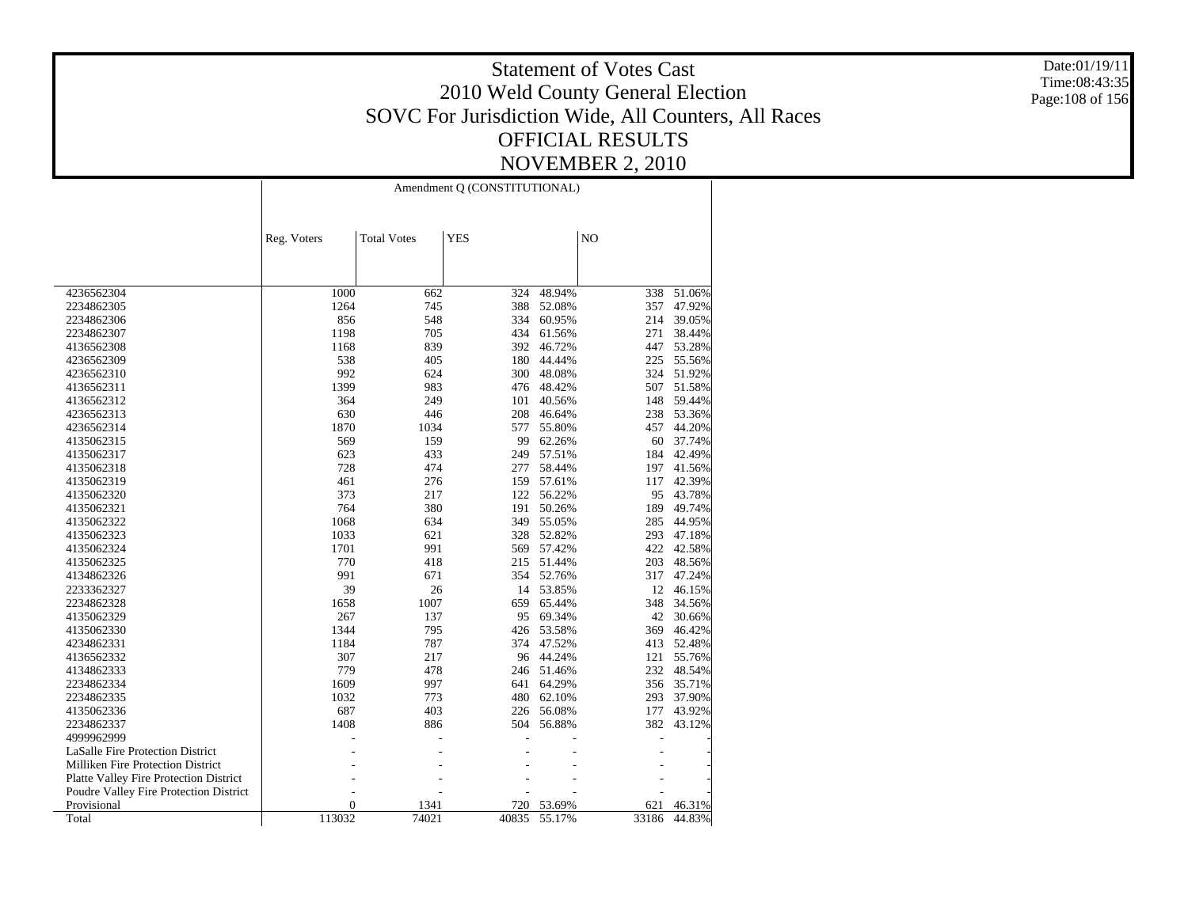# Statement of Votes Cast
## 2010 Weld County General Election
## SOVC For Jurisdiction Wide, All Counters, All Races
## OFFICIAL RESULTS
## NOVEMBER 2, 2010

Date:01/19/11
Time:08:43:35

| | Amendment Q (CONSTITUTIONAL) | | | | | |
|---|---|---|---|---|---|---|
| | Reg. Voters | Total Votes | YES | | NO | |
| 4236562304 | 1000 | 662 | 324 | 48.94% | 338 | 51.06% |
| 2234862305 | 1264 | 745 | 388 | 52.08% | 357 | 47.92% |
| 2234862306 | 856 | 548 | 334 | 60.95% | 214 | 39.05% |
| 2234862307 | 1198 | 705 | 434 | 61.56% | 271 | 38.44% |
| 4136562308 | 1168 | 839 | 392 | 46.72% | 447 | 53.28% |
| 4236562309 | 538 | 405 | 180 | 44.44% | 225 | 55.56% |
| 4236562310 | 992 | 624 | 300 | 48.08% | 324 | 51.92% |
| 4136562311 | 1399 | 983 | 476 | 48.42% | 507 | 51.58% |
| 4136562312 | 364 | 249 | 101 | 40.56% | 148 | 59.44% |
| 4236562313 | 630 | 446 | 208 | 46.64% | 238 | 53.36% |
| 4236562314 | 1870 | 1034 | 577 | 55.80% | 457 | 44.20% |
| 4135062315 | 569 | 159 | 99 | 62.26% | 60 | 37.74% |
| 4135062317 | 623 | 433 | 249 | 57.51% | 184 | 42.49% |
| 4135062318 | 728 | 474 | 277 | 58.44% | 197 | 41.56% |
| 4135062319 | 461 | 276 | 159 | 57.61% | 117 | 42.39% |
| 4135062320 | 373 | 217 | 122 | 56.22% | 95 | 43.78% |
| 4135062321 | 764 | 380 | 191 | 50.26% | 189 | 49.74% |
| 4135062322 | 1068 | 634 | 349 | 55.05% | 285 | 44.95% |
| 4135062323 | 1033 | 621 | 328 | 52.82% | 293 | 47.18% |
| 4135062324 | 1701 | 991 | 569 | 57.42% | 422 | 42.58% |
| 4135062325 | 770 | 418 | 215 | 51.44% | 203 | 48.56% |
| 4134862326 | 991 | 671 | 354 | 52.76% | 317 | 47.24% |
| 2233362327 | 39 | 26 | 14 | 53.85% | 12 | 46.15% |
| 2234862328 | 1658 | 1007 | 659 | 65.44% | 348 | 34.56% |
| 4135062329 | 267 | 137 | 95 | 69.34% | 42 | 30.66% |
| 4135062330 | 1344 | 795 | 426 | 53.58% | 369 | 46.42% |
| 4234862331 | 1184 | 787 | 374 | 47.52% | 413 | 52.48% |
| 4136562332 | 307 | 217 | 96 | 44.24% | 121 | 55.76% |
| 4134862333 | 779 | 478 | 246 | 51.46% | 232 | 48.54% |
| 2234862334 | 1609 | 997 | 641 | 64.29% | 356 | 35.71% |
| 2234862335 | 1032 | 773 | 480 | 62.10% | 293 | 37.90% |
| 4135062336 | 687 | 403 | 226 | 56.08% | 177 | 43.92% |
| 2234862337 | 1408 | 886 | 504 | 56.88% | 382 | 43.12% |
| 4999962999 | - | - | - | - | - | - |
| LaSalle Fire Protection District | - | - | - | - | - | - |
| Milliken Fire Protection District | - | - | - | - | - | - |
| Platte Valley Fire Protection District | - | - | - | - | - | - |
| Poudre Valley Fire Protection District | - | - | - | - | - | - |
| Provisional | 0 | 1341 | 720 | 53.69% | 621 | 46.31% |
| Total | 113032 | 74021 | 40835 | 55.17% | 33186 | 44.83% |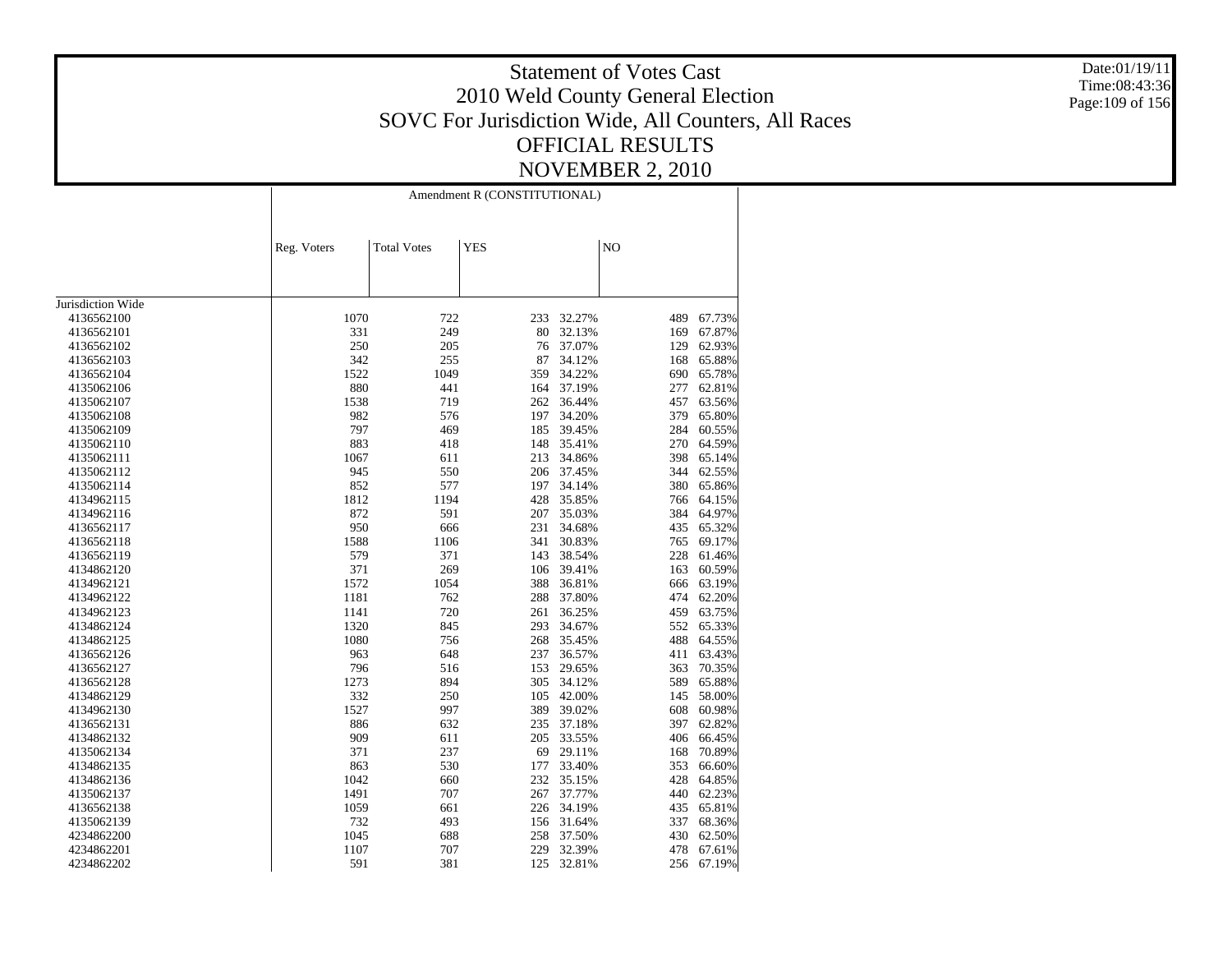# Statement of Votes Cast
# 2010 Weld County General Election
# SOVC For Jurisdiction Wide, All Counters, All Races
# OFFICIAL RESULTS
# NOVEMBER 2, 2010

Date:01/19/11
Time:08:43:36

| | Amendment R (CONSTITUTIONAL) | | | | | |
|---|---|---|---|---|---|---|
| | Reg. Voters | Total Votes | YES | | NO | |
| Jurisdiction Wide | | | | | | |
| 4136562100 | 1070 | 722 | 233 | 32.27% | 489 | 67.73% |
| 4136562101 | 331 | 249 | 80 | 32.13% | 169 | 67.87% |
| 4136562102 | 250 | 205 | 76 | 37.07% | 129 | 62.93% |
| 4136562103 | 342 | 255 | 87 | 34.12% | 168 | 65.88% |
| 4136562104 | 1522 | 1049 | 359 | 34.22% | 690 | 65.78% |
| 4135062106 | 880 | 441 | 164 | 37.19% | 277 | 62.81% |
| 4135062107 | 1538 | 719 | 262 | 36.44% | 457 | 63.56% |
| 4135062108 | 982 | 576 | 197 | 34.20% | 379 | 65.80% |
| 4135062109 | 797 | 469 | 185 | 39.45% | 284 | 60.55% |
| 4135062110 | 883 | 418 | 148 | 35.41% | 270 | 64.59% |
| 4135062111 | 1067 | 611 | 213 | 34.86% | 398 | 65.14% |
| 4135062112 | 945 | 550 | 206 | 37.45% | 344 | 62.55% |
| 4135062114 | 852 | 577 | 197 | 34.14% | 380 | 65.86% |
| 4134962115 | 1812 | 1194 | 428 | 35.85% | 766 | 64.15% |
| 4134962116 | 872 | 591 | 207 | 35.03% | 384 | 64.97% |
| 4136562117 | 950 | 666 | 231 | 34.68% | 435 | 65.32% |
| 4136562118 | 1588 | 1106 | 341 | 30.83% | 765 | 69.17% |
| 4136562119 | 579 | 371 | 143 | 38.54% | 228 | 61.46% |
| 4134862120 | 371 | 269 | 106 | 39.41% | 163 | 60.59% |
| 4134962121 | 1572 | 1054 | 388 | 36.81% | 666 | 63.19% |
| 4134962122 | 1181 | 762 | 288 | 37.80% | 474 | 62.20% |
| 4134962123 | 1141 | 720 | 261 | 36.25% | 459 | 63.75% |
| 4134862124 | 1320 | 845 | 293 | 34.67% | 552 | 65.33% |
| 4134862125 | 1080 | 756 | 268 | 35.45% | 488 | 64.55% |
| 4136562126 | 963 | 648 | 237 | 36.57% | 411 | 63.43% |
| 4136562127 | 796 | 516 | 153 | 29.65% | 363 | 70.35% |
| 4136562128 | 1273 | 894 | 305 | 34.12% | 589 | 65.88% |
| 4134862129 | 332 | 250 | 105 | 42.00% | 145 | 58.00% |
| 4134962130 | 1527 | 997 | 389 | 39.02% | 608 | 60.98% |
| 4136562131 | 886 | 632 | 235 | 37.18% | 397 | 62.82% |
| 4134862132 | 909 | 611 | 205 | 33.55% | 406 | 66.45% |
| 4135062134 | 371 | 237 | 69 | 29.11% | 168 | 70.89% |
| 4134862135 | 863 | 530 | 177 | 33.40% | 353 | 66.60% |
| 4134862136 | 1042 | 660 | 232 | 35.15% | 428 | 64.85% |
| 4135062137 | 1491 | 707 | 267 | 37.77% | 440 | 62.23% |
| 4136562138 | 1059 | 661 | 226 | 34.19% | 435 | 65.81% |
| 4135062139 | 732 | 493 | 156 | 31.64% | 337 | 68.36% |
| 4234862200 | 1045 | 688 | 258 | 37.50% | 430 | 62.50% |
| 4234862201 | 1107 | 707 | 229 | 32.39% | 478 | 67.61% |
| 4234862202 | 591 | 381 | 125 | 32.81% | 256 | 67.19% |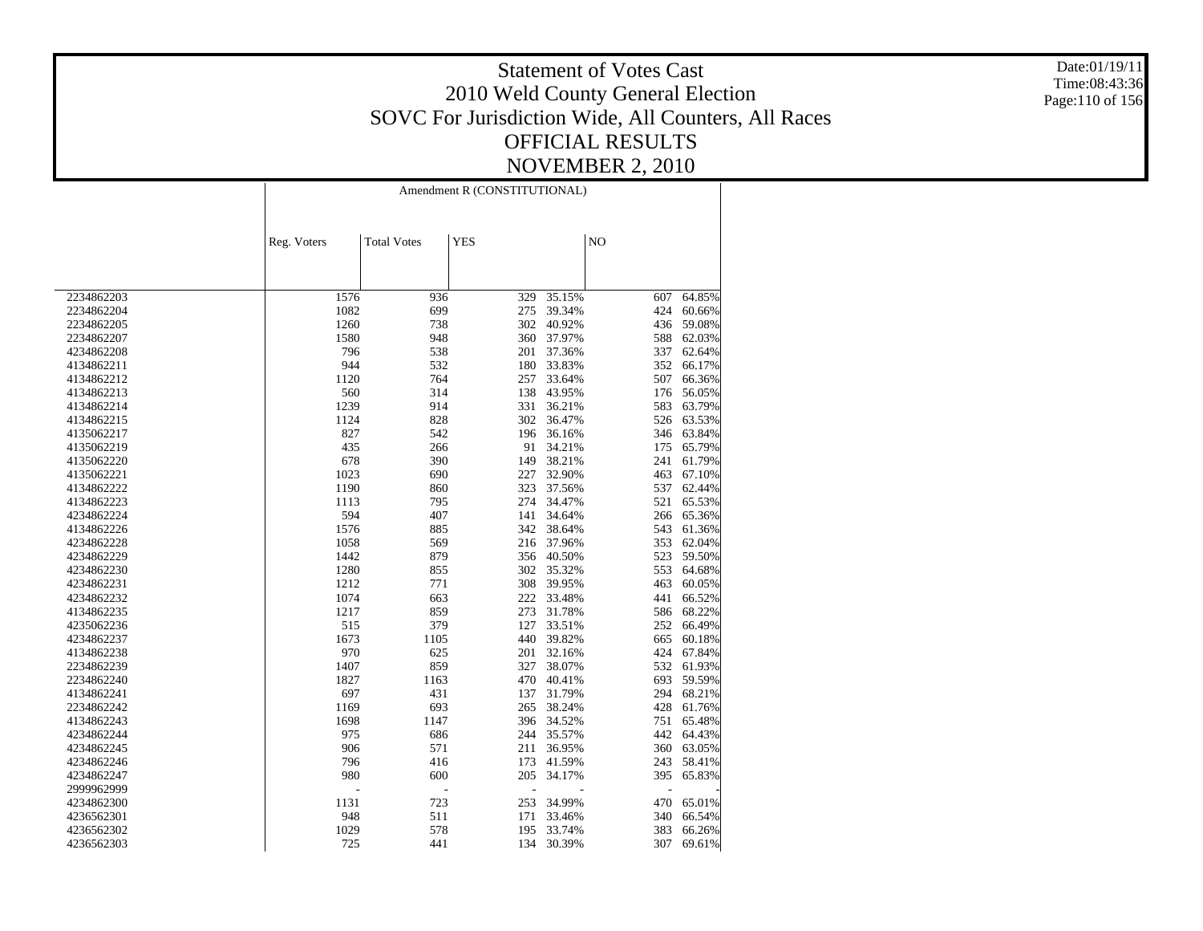# Statement of Votes Cast
## 2010 Weld County General Election
## SOVC For Jurisdiction Wide, All Counters, All Races
## OFFICIAL RESULTS
## NOVEMBER 2, 2010

Date:01/19/11
Time:08:43:36

| | Amendment R (CONSTITUTIONAL) | | | | | |
|---|---|---|---|---|---|---|
| | Reg. Voters | Total Votes | YES | | NO | |
| 2234862203 | 1576 | 936 | 329 | 35.15% | 607 | 64.85% |
| 2234862204 | 1082 | 699 | 275 | 39.34% | 424 | 60.66% |
| 2234862205 | 1260 | 738 | 302 | 40.92% | 436 | 59.08% |
| 2234862207 | 1580 | 948 | 360 | 37.97% | 588 | 62.03% |
| 4234862208 | 796 | 538 | 201 | 37.36% | 337 | 62.64% |
| 4134862211 | 944 | 532 | 180 | 33.83% | 352 | 66.17% |
| 4134862212 | 1120 | 764 | 257 | 33.64% | 507 | 66.36% |
| 4134862213 | 560 | 314 | 138 | 43.95% | 176 | 56.05% |
| 4134862214 | 1239 | 914 | 331 | 36.21% | 583 | 63.79% |
| 4134862215 | 1124 | 828 | 302 | 36.47% | 526 | 63.53% |
| 4135062217 | 827 | 542 | 196 | 36.16% | 346 | 63.84% |
| 4135062219 | 435 | 266 | 91 | 34.21% | 175 | 65.79% |
| 4135062220 | 678 | 390 | 149 | 38.21% | 241 | 61.79% |
| 4135062221 | 1023 | 690 | 227 | 32.90% | 463 | 67.10% |
| 4134862222 | 1190 | 860 | 323 | 37.56% | 537 | 62.44% |
| 4134862223 | 1113 | 795 | 274 | 34.47% | 521 | 65.53% |
| 4234862224 | 594 | 407 | 141 | 34.64% | 266 | 65.36% |
| 4134862226 | 1576 | 885 | 342 | 38.64% | 543 | 61.36% |
| 4234862228 | 1058 | 569 | 216 | 37.96% | 353 | 62.04% |
| 4234862229 | 1442 | 879 | 356 | 40.50% | 523 | 59.50% |
| 4234862230 | 1280 | 855 | 302 | 35.32% | 553 | 64.68% |
| 4234862231 | 1212 | 771 | 308 | 39.95% | 463 | 60.05% |
| 4234862232 | 1074 | 663 | 222 | 33.48% | 441 | 66.52% |
| 4134862235 | 1217 | 859 | 273 | 31.78% | 586 | 68.22% |
| 4235062236 | 515 | 379 | 127 | 33.51% | 252 | 66.49% |
| 4234862237 | 1673 | 1105 | 440 | 39.82% | 665 | 60.18% |
| 4134862238 | 970 | 625 | 201 | 32.16% | 424 | 67.84% |
| 2234862239 | 1407 | 859 | 327 | 38.07% | 532 | 61.93% |
| 2234862240 | 1827 | 1163 | 470 | 40.41% | 693 | 59.59% |
| 4134862241 | 697 | 431 | 137 | 31.79% | 294 | 68.21% |
| 2234862242 | 1169 | 693 | 265 | 38.24% | 428 | 61.76% |
| 4134862243 | 1698 | 1147 | 396 | 34.52% | 751 | 65.48% |
| 4234862244 | 975 | 686 | 244 | 35.57% | 442 | 64.43% |
| 4234862245 | 906 | 571 | 211 | 36.95% | 360 | 63.05% |
| 4234862246 | 796 | 416 | 173 | 41.59% | 243 | 58.41% |
| 4234862247 | 980 | 600 | 205 | 34.17% | 395 | 65.83% |
| 2999962999 | - | - | - | - | - | - |
| 4234862300 | 1131 | 723 | 253 | 34.99% | 470 | 65.01% |
| 4236562301 | 948 | 511 | 171 | 33.46% | 340 | 66.54% |
| 4236562302 | 1029 | 578 | 195 | 33.74% | 383 | 66.26% |
| 4236562303 | 725 | 441 | 134 | 30.39% | 307 | 69.61% |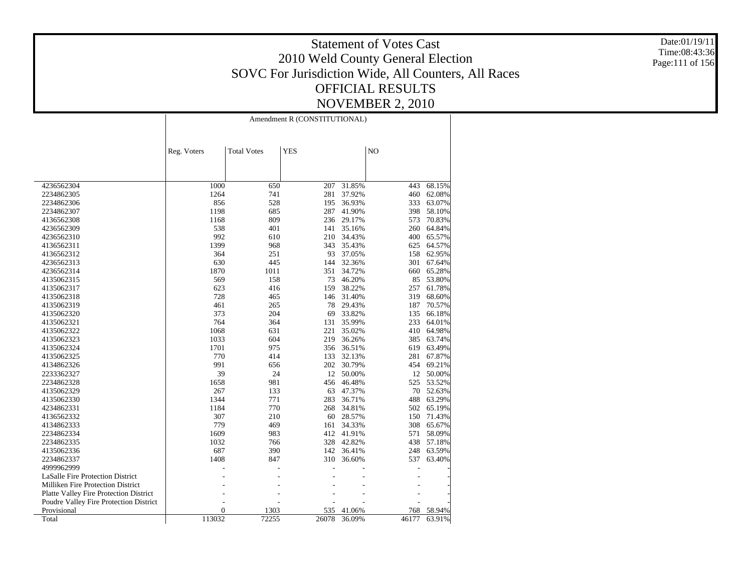# Statement of Votes Cast
## 2010 Weld County General Election
## SOVC For Jurisdiction Wide, All Counters, All Races
## OFFICIAL RESULTS
## NOVEMBER 2, 2010

Date:01/19/11
Time:08:43:36

| | Amendment R (CONSTITUTIONAL) | | | | | |
|---|---|---|---|---|---|---|
| | Reg. Voters | Total Votes | YES | | NO | |
| 4236562304 | 1000 | 650 | 207 | 31.85% | 443 | 68.15% |
| 2234862305 | 1264 | 741 | 281 | 37.92% | 460 | 62.08% |
| 2234862306 | 856 | 528 | 195 | 36.93% | 333 | 63.07% |
| 2234862307 | 1198 | 685 | 287 | 41.90% | 398 | 58.10% |
| 4136562308 | 1168 | 809 | 236 | 29.17% | 573 | 70.83% |
| 4236562309 | 538 | 401 | 141 | 35.16% | 260 | 64.84% |
| 4236562310 | 992 | 610 | 210 | 34.43% | 400 | 65.57% |
| 4136562311 | 1399 | 968 | 343 | 35.43% | 625 | 64.57% |
| 4136562312 | 364 | 251 | 93 | 37.05% | 158 | 62.95% |
| 4236562313 | 630 | 445 | 144 | 32.36% | 301 | 67.64% |
| 4236562314 | 1870 | 1011 | 351 | 34.72% | 660 | 65.28% |
| 4135062315 | 569 | 158 | 73 | 46.20% | 85 | 53.80% |
| 4135062317 | 623 | 416 | 159 | 38.22% | 257 | 61.78% |
| 4135062318 | 728 | 465 | 146 | 31.40% | 319 | 68.60% |
| 4135062319 | 461 | 265 | 78 | 29.43% | 187 | 70.57% |
| 4135062320 | 373 | 204 | 69 | 33.82% | 135 | 66.18% |
| 4135062321 | 764 | 364 | 131 | 35.99% | 233 | 64.01% |
| 4135062322 | 1068 | 631 | 221 | 35.02% | 410 | 64.98% |
| 4135062323 | 1033 | 604 | 219 | 36.26% | 385 | 63.74% |
| 4135062324 | 1701 | 975 | 356 | 36.51% | 619 | 63.49% |
| 4135062325 | 770 | 414 | 133 | 32.13% | 281 | 67.87% |
| 4134862326 | 991 | 656 | 202 | 30.79% | 454 | 69.21% |
| 2233362327 | 39 | 24 | 12 | 50.00% | 12 | 50.00% |
| 2234862328 | 1658 | 981 | 456 | 46.48% | 525 | 53.52% |
| 4135062329 | 267 | 133 | 63 | 47.37% | 70 | 52.63% |
| 4135062330 | 1344 | 771 | 283 | 36.71% | 488 | 63.29% |
| 4234862331 | 1184 | 770 | 268 | 34.81% | 502 | 65.19% |
| 4136562332 | 307 | 210 | 60 | 28.57% | 150 | 71.43% |
| 4134862333 | 779 | 469 | 161 | 34.33% | 308 | 65.67% |
| 2234862334 | 1609 | 983 | 412 | 41.91% | 571 | 58.09% |
| 2234862335 | 1032 | 766 | 328 | 42.82% | 438 | 57.18% |
| 4135062336 | 687 | 390 | 142 | 36.41% | 248 | 63.59% |
| 2234862337 | 1408 | 847 | 310 | 36.60% | 537 | 63.40% |
| 4999962999 | - | - | - | - | - | - |
| LaSalle Fire Protection District | - | - | - | - | - | - |
| Milliken Fire Protection District | - | - | - | - | - | - |
| Platte Valley Fire Protection District | - | - | - | - | - | - |
| Poudre Valley Fire Protection District | - | - | - | - | - | - |
| Provisional | 0 | 1303 | 535 | 41.06% | 768 | 58.94% |
| Total | 113032 | 72255 | 26078 | 36.09% | 46177 | 63.91% |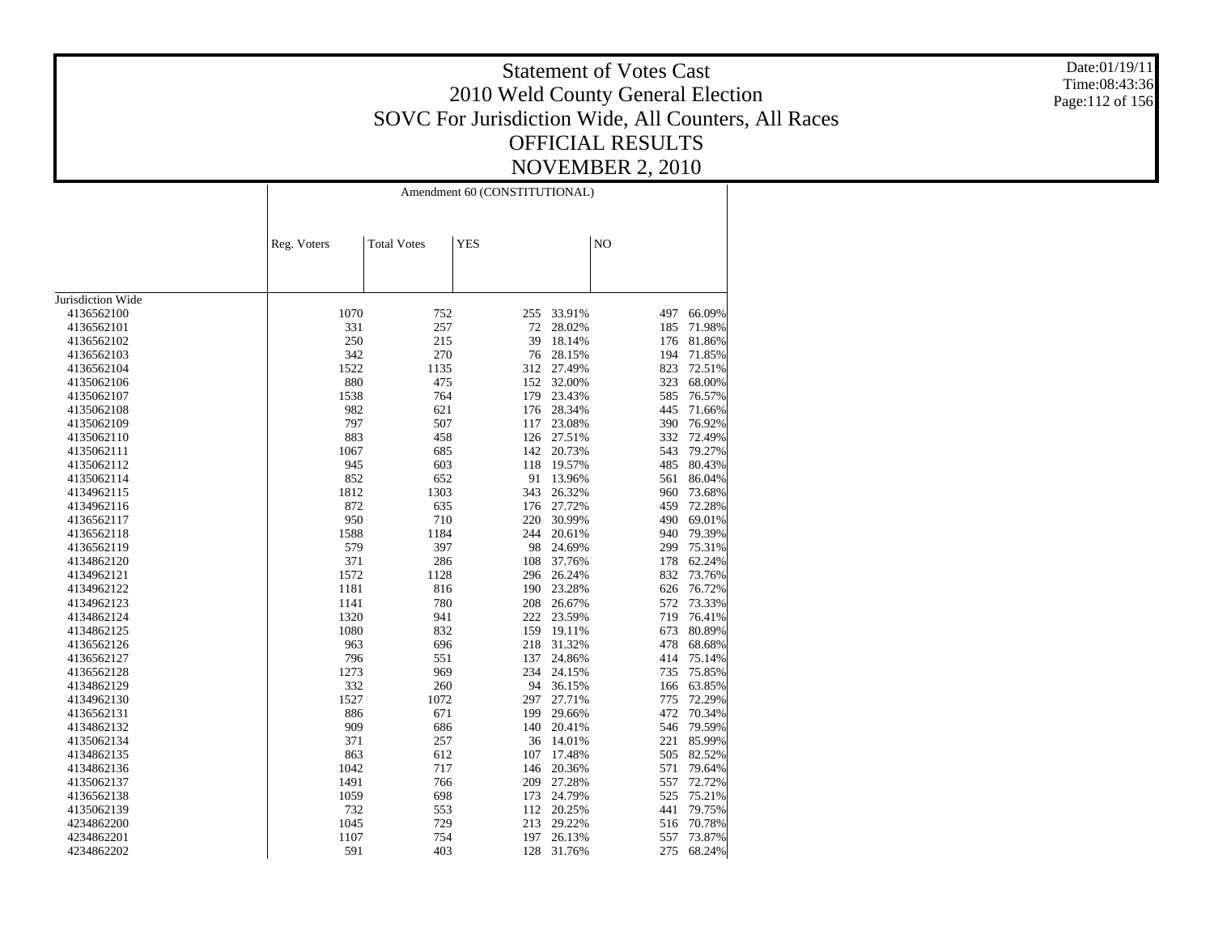# Statement of Votes Cast
# 2010 Weld County General Election
# SOVC For Jurisdiction Wide, All Counters, All Races
# OFFICIAL RESULTS
# NOVEMBER 2, 2010

Date:01/19/11
Time:08:43:36

| | Amendment 60 (CONSTITUTIONAL) | | | | | |
|---|---|---|---|---|---|---|
| | Reg. Voters | Total Votes | YES | | NO | |
| Jurisdiction Wide | | | | | | |
| 4136562100 | 1070 | 752 | 255 | 33.91% | 497 | 66.09% |
| 4136562101 | 331 | 257 | 72 | 28.02% | 185 | 71.98% |
| 4136562102 | 250 | 215 | 39 | 18.14% | 176 | 81.86% |
| 4136562103 | 342 | 270 | 76 | 28.15% | 194 | 71.85% |
| 4136562104 | 1522 | 1135 | 312 | 27.49% | 823 | 72.51% |
| 4135062106 | 880 | 475 | 152 | 32.00% | 323 | 68.00% |
| 4135062107 | 1538 | 764 | 179 | 23.43% | 585 | 76.57% |
| 4135062108 | 982 | 621 | 176 | 28.34% | 445 | 71.66% |
| 4135062109 | 797 | 507 | 117 | 23.08% | 390 | 76.92% |
| 4135062110 | 883 | 458 | 126 | 27.51% | 332 | 72.49% |
| 4135062111 | 1067 | 685 | 142 | 20.73% | 543 | 79.27% |
| 4135062112 | 945 | 603 | 118 | 19.57% | 485 | 80.43% |
| 4135062114 | 852 | 652 | 91 | 13.96% | 561 | 86.04% |
| 4134962115 | 1812 | 1303 | 343 | 26.32% | 960 | 73.68% |
| 4134962116 | 872 | 635 | 176 | 27.72% | 459 | 72.28% |
| 4136562117 | 950 | 710 | 220 | 30.99% | 490 | 69.01% |
| 4136562118 | 1588 | 1184 | 244 | 20.61% | 940 | 79.39% |
| 4136562119 | 579 | 397 | 98 | 24.69% | 299 | 75.31% |
| 4134862120 | 371 | 286 | 108 | 37.76% | 178 | 62.24% |
| 4134962121 | 1572 | 1128 | 296 | 26.24% | 832 | 73.76% |
| 4134962122 | 1181 | 816 | 190 | 23.28% | 626 | 76.72% |
| 4134962123 | 1141 | 780 | 208 | 26.67% | 572 | 73.33% |
| 4134962124 | 1320 | 941 | 222 | 23.59% | 719 | 76.41% |
| 4134862125 | 1080 | 832 | 159 | 19.11% | 673 | 80.89% |
| 4136562126 | 963 | 696 | 218 | 31.32% | 478 | 68.68% |
| 4136562127 | 796 | 551 | 137 | 24.86% | 414 | 75.14% |
| 4136562128 | 1273 | 969 | 234 | 24.15% | 735 | 75.85% |
| 4134862129 | 332 | 260 | 94 | 36.15% | 166 | 63.85% |
| 4134962130 | 1527 | 1072 | 297 | 27.71% | 775 | 72.29% |
| 4136562131 | 886 | 671 | 199 | 29.66% | 472 | 70.34% |
| 4134862132 | 909 | 686 | 140 | 20.41% | 546 | 79.59% |
| 4135062134 | 371 | 257 | 36 | 14.01% | 221 | 85.99% |
| 4134862135 | 863 | 612 | 107 | 17.48% | 505 | 82.52% |
| 4134862136 | 1042 | 717 | 146 | 20.36% | 571 | 79.64% |
| 4135062137 | 1491 | 766 | 209 | 27.28% | 557 | 72.72% |
| 4136562138 | 1059 | 698 | 173 | 24.79% | 525 | 75.21% |
| 4135062139 | 732 | 553 | 112 | 20.25% | 441 | 79.75% |
| 4234862200 | 1045 | 729 | 213 | 29.22% | 516 | 70.78% |
| 4234862201 | 1107 | 754 | 197 | 26.13% | 557 | 73.87% |
| 4234862202 | 591 | 403 | 128 | 31.76% | 275 | 68.24% |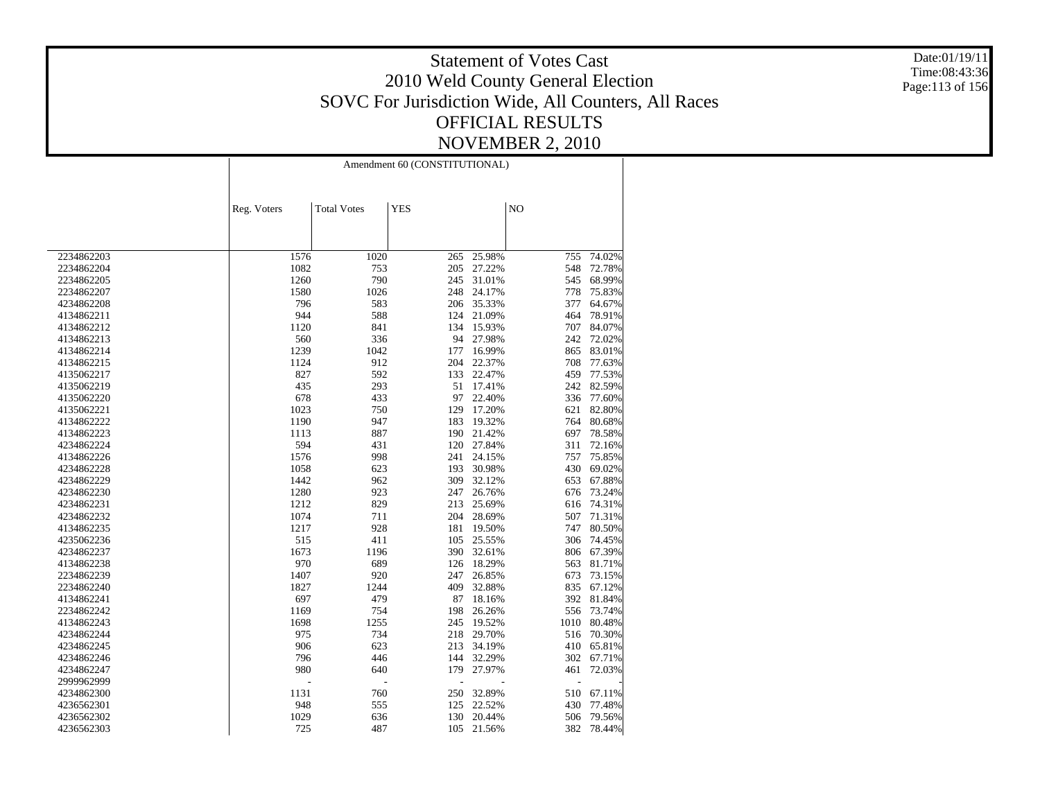# Statement of Votes Cast
# 2010 Weld County General Election
# SOVC For Jurisdiction Wide, All Counters, All Races
# OFFICIAL RESULTS
# NOVEMBER 2, 2010

Date:01/19/11
Time:08:43:36

| | Amendment 60 (CONSTITUTIONAL) | | | | | |
|---|---|---|---|---|---|---|
| | Reg. Voters | Total Votes | YES | | NO | |
| 2234862203 | 1576 | 1020 | 265 | 25.98% | 755 | 74.02% |
| 2234862204 | 1082 | 753 | 205 | 27.22% | 548 | 72.78% |
| 2234862205 | 1260 | 790 | 245 | 31.01% | 545 | 68.99% |
| 2234862207 | 1580 | 1026 | 248 | 24.17% | 778 | 75.83% |
| 4234862208 | 796 | 583 | 206 | 35.33% | 377 | 64.67% |
| 4134862211 | 944 | 588 | 124 | 21.09% | 464 | 78.91% |
| 4134862212 | 1120 | 841 | 134 | 15.93% | 707 | 84.07% |
| 4134862213 | 560 | 336 | 94 | 27.98% | 242 | 72.02% |
| 4134862214 | 1239 | 1042 | 177 | 16.99% | 865 | 83.01% |
| 4134862215 | 1124 | 912 | 204 | 22.37% | 708 | 77.63% |
| 4135062217 | 827 | 592 | 133 | 22.47% | 459 | 77.53% |
| 4135062219 | 435 | 293 | 51 | 17.41% | 242 | 82.59% |
| 4135062220 | 678 | 433 | 97 | 22.40% | 336 | 77.60% |
| 4135062221 | 1023 | 750 | 129 | 17.20% | 621 | 82.80% |
| 4134862222 | 1190 | 947 | 183 | 19.32% | 764 | 80.68% |
| 4134862223 | 1113 | 887 | 190 | 21.42% | 697 | 78.58% |
| 4234862224 | 594 | 431 | 120 | 27.84% | 311 | 72.16% |
| 4134862226 | 1576 | 998 | 241 | 24.15% | 757 | 75.85% |
| 4234862228 | 1058 | 623 | 193 | 30.98% | 430 | 69.02% |
| 4234862229 | 1442 | 962 | 309 | 32.12% | 653 | 67.88% |
| 4234862230 | 1280 | 923 | 247 | 26.76% | 676 | 73.24% |
| 4234862231 | 1212 | 829 | 213 | 25.69% | 616 | 74.31% |
| 4234862232 | 1074 | 711 | 204 | 28.69% | 507 | 71.31% |
| 4134862235 | 1217 | 928 | 181 | 19.50% | 747 | 80.50% |
| 4235062236 | 515 | 411 | 105 | 25.55% | 306 | 74.45% |
| 4234862237 | 1673 | 1196 | 390 | 32.61% | 806 | 67.39% |
| 4134862238 | 970 | 689 | 126 | 18.29% | 563 | 81.71% |
| 2234862239 | 1407 | 920 | 247 | 26.85% | 673 | 73.15% |
| 2234862240 | 1827 | 1244 | 409 | 32.88% | 835 | 67.12% |
| 4134862241 | 697 | 479 | 87 | 18.16% | 392 | 81.84% |
| 2234862242 | 1169 | 754 | 198 | 26.26% | 556 | 73.74% |
| 4134862243 | 1698 | 1255 | 245 | 19.52% | 1010 | 80.48% |
| 4234862244 | 975 | 734 | 218 | 29.70% | 516 | 70.30% |
| 4234862245 | 906 | 623 | 213 | 34.19% | 410 | 65.81% |
| 4234862246 | 796 | 446 | 144 | 32.29% | 302 | 67.71% |
| 4234862247 | 980 | 640 | 179 | 27.97% | 461 | 72.03% |
| 2999962999 | - | - | - | - | - | - |
| 4234862300 | 1131 | 760 | 250 | 32.89% | 510 | 67.11% |
| 4236562301 | 948 | 555 | 125 | 22.52% | 430 | 77.48% |
| 4236562302 | 1029 | 636 | 130 | 20.44% | 506 | 79.56% |
| 4236562303 | 725 | 487 | 105 | 21.56% | 382 | 78.44% |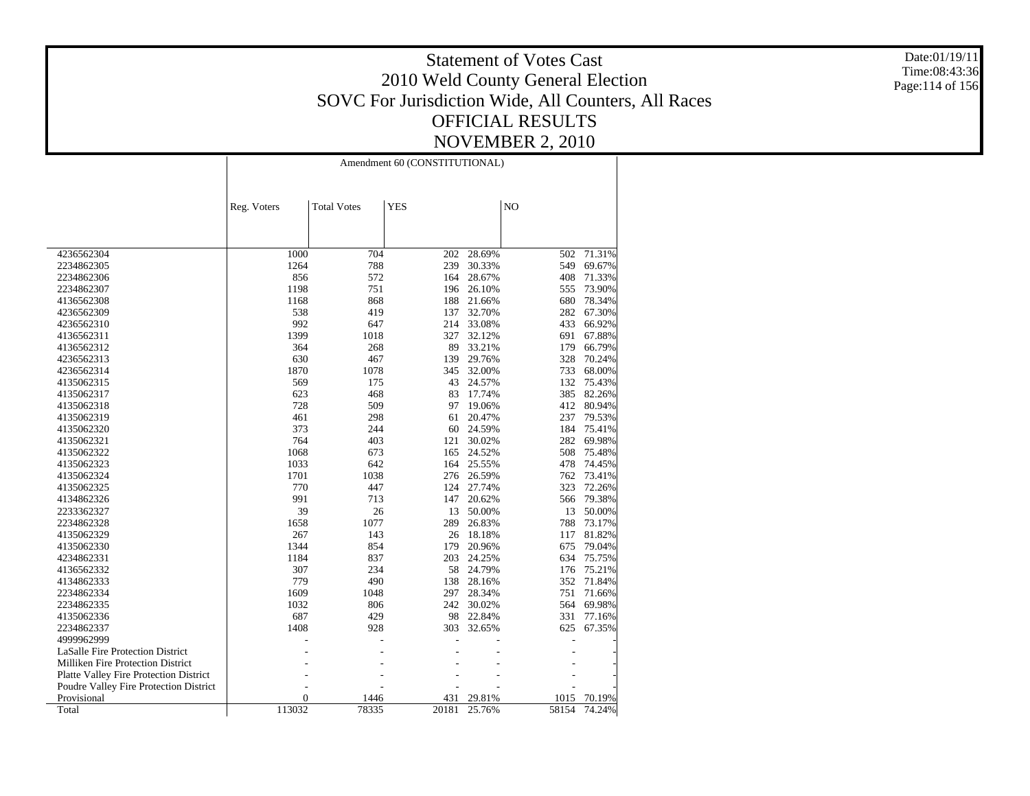# Statement of Votes Cast
## 2010 Weld County General Election
## SOVC For Jurisdiction Wide, All Counters, All Races
## OFFICIAL RESULTS
## NOVEMBER 2, 2010

| | Amendment 60 (CONSTITUTIONAL) | | | | | |
|---|---|---|---|---|---|---|
| | Reg. Voters | Total Votes | YES | | NO | |
| 4236562304 | 1000 | 704 | 202 | 28.69% | 502 | 71.31% |
| 2234862305 | 1264 | 788 | 239 | 30.33% | 549 | 69.67% |
| 2234862306 | 856 | 572 | 164 | 28.67% | 408 | 71.33% |
| 2234862307 | 1198 | 751 | 196 | 26.10% | 555 | 73.90% |
| 4136562308 | 1168 | 868 | 188 | 21.66% | 680 | 78.34% |
| 4236562309 | 538 | 419 | 137 | 32.70% | 282 | 67.30% |
| 4236562310 | 992 | 647 | 214 | 33.08% | 433 | 66.92% |
| 4136562311 | 1399 | 1018 | 327 | 32.12% | 691 | 67.88% |
| 4136562312 | 364 | 268 | 89 | 33.21% | 179 | 66.79% |
| 4236562313 | 630 | 467 | 139 | 29.76% | 328 | 70.24% |
| 4236562314 | 1870 | 1078 | 345 | 32.00% | 733 | 68.00% |
| 4135062315 | 569 | 175 | 43 | 24.57% | 132 | 75.43% |
| 4135062317 | 623 | 468 | 83 | 17.74% | 385 | 82.26% |
| 4135062318 | 728 | 509 | 97 | 19.06% | 412 | 80.94% |
| 4135062319 | 461 | 298 | 61 | 20.47% | 237 | 79.53% |
| 4135062320 | 373 | 244 | 60 | 24.59% | 184 | 75.41% |
| 4135062321 | 764 | 403 | 121 | 30.02% | 282 | 69.98% |
| 4135062322 | 1068 | 673 | 165 | 24.52% | 508 | 75.48% |
| 4135062323 | 1033 | 642 | 164 | 25.55% | 478 | 74.45% |
| 4135062324 | 1701 | 1038 | 276 | 26.59% | 762 | 73.41% |
| 4135062325 | 770 | 447 | 124 | 27.74% | 323 | 72.26% |
| 4134862326 | 991 | 713 | 147 | 20.62% | 566 | 79.38% |
| 2233362327 | 39 | 26 | 13 | 50.00% | 13 | 50.00% |
| 2234862328 | 1658 | 1077 | 289 | 26.83% | 788 | 73.17% |
| 4135062329 | 267 | 143 | 26 | 18.18% | 117 | 81.82% |
| 4135062330 | 1344 | 854 | 179 | 20.96% | 675 | 79.04% |
| 4234862331 | 1184 | 837 | 203 | 24.25% | 634 | 75.75% |
| 4136562332 | 307 | 234 | 58 | 24.79% | 176 | 75.21% |
| 4134862333 | 779 | 490 | 138 | 28.16% | 352 | 71.84% |
| 2234862334 | 1609 | 1048 | 297 | 28.34% | 751 | 71.66% |
| 2234862335 | 1032 | 806 | 242 | 30.02% | 564 | 69.98% |
| 4135062336 | 687 | 429 | 98 | 22.84% | 331 | 77.16% |
| 2234862337 | 1408 | 928 | 303 | 32.65% | 625 | 67.35% |
| 4999962999 | - | - | - | - | - | - |
| LaSalle Fire Protection District | - | - | - | - | - | - |
| Milliken Fire Protection District | - | - | - | - | - | - |
| Platte Valley Fire Protection District | - | - | - | - | - | - |
| Poudre Valley Fire Protection District | - | - | - | - | - | - |
| Provisional | 0 | 1446 | 431 | 29.81% | 1015 | 70.19% |
| Total | 113032 | 78335 | 20181 | 25.76% | 58154 | 74.24% |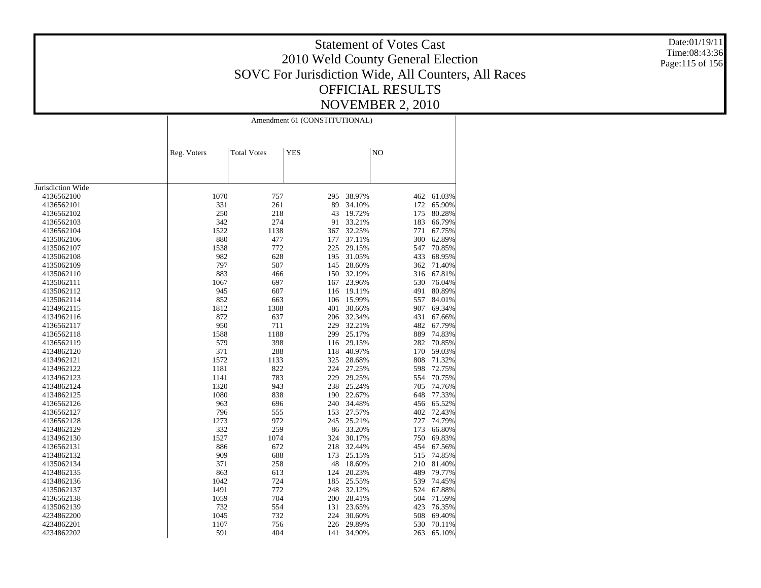# Statement of Votes Cast
## 2010 Weld County General Election
## SOVC For Jurisdiction Wide, All Counters, All Races
## OFFICIAL RESULTS
## NOVEMBER 2, 2010

Date:01/19/11
Time:08:43:36

| | Amendment 61 (CONSTITUTIONAL) | | | | | |
|---|---|---|---|---|---|---|
| | Reg. Voters | Total Votes | YES | | NO | |
| Jurisdiction Wide | | | | | | |
| 4136562100 | 1070 | 757 | 295 | 38.97% | 462 | 61.03% |
| 4136562101 | 331 | 261 | 89 | 34.10% | 172 | 65.90% |
| 4136562102 | 250 | 218 | 43 | 19.72% | 175 | 80.28% |
| 4136562103 | 342 | 274 | 91 | 33.21% | 183 | 66.79% |
| 4136562104 | 1522 | 1138 | 367 | 32.25% | 771 | 67.75% |
| 4135062106 | 880 | 477 | 177 | 37.11% | 300 | 62.89% |
| 4135062107 | 1538 | 772 | 225 | 29.15% | 547 | 70.85% |
| 4135062108 | 982 | 628 | 195 | 31.05% | 433 | 68.95% |
| 4135062109 | 797 | 507 | 145 | 28.60% | 362 | 71.40% |
| 4135062110 | 883 | 466 | 150 | 32.19% | 316 | 67.81% |
| 4135062111 | 1067 | 697 | 167 | 23.96% | 530 | 76.04% |
| 4135062112 | 945 | 607 | 116 | 19.11% | 491 | 80.89% |
| 4135062114 | 852 | 663 | 106 | 15.99% | 557 | 84.01% |
| 4134962115 | 1812 | 1308 | 401 | 30.66% | 907 | 69.34% |
| 4134962116 | 872 | 637 | 206 | 32.34% | 431 | 67.66% |
| 4136562117 | 950 | 711 | 229 | 32.21% | 482 | 67.79% |
| 4136562118 | 1588 | 1188 | 299 | 25.17% | 889 | 74.83% |
| 4136562119 | 579 | 398 | 116 | 29.15% | 282 | 70.85% |
| 4134862120 | 371 | 288 | 118 | 40.97% | 170 | 59.03% |
| 4134962121 | 1572 | 1133 | 325 | 28.68% | 808 | 71.32% |
| 4134962122 | 1181 | 822 | 224 | 27.25% | 598 | 72.75% |
| 4134962123 | 1141 | 783 | 229 | 29.25% | 554 | 70.75% |
| 4134862124 | 1320 | 943 | 238 | 25.24% | 705 | 74.76% |
| 4134862125 | 1080 | 838 | 190 | 22.67% | 648 | 77.33% |
| 4136562126 | 963 | 696 | 240 | 34.48% | 456 | 65.52% |
| 4136562127 | 796 | 555 | 153 | 27.57% | 402 | 72.43% |
| 4136562128 | 1273 | 972 | 245 | 25.21% | 727 | 74.79% |
| 4134862129 | 332 | 259 | 86 | 33.20% | 173 | 66.80% |
| 4134962130 | 1527 | 1074 | 324 | 30.17% | 750 | 69.83% |
| 4136562131 | 886 | 672 | 218 | 32.44% | 454 | 67.56% |
| 4134862132 | 909 | 688 | 173 | 25.15% | 515 | 74.85% |
| 4135062134 | 371 | 258 | 48 | 18.60% | 210 | 81.40% |
| 4134862135 | 863 | 613 | 124 | 20.23% | 489 | 79.77% |
| 4134862136 | 1042 | 724 | 185 | 25.55% | 539 | 74.45% |
| 4135062137 | 1491 | 772 | 248 | 32.12% | 524 | 67.88% |
| 4136562138 | 1059 | 704 | 200 | 28.41% | 504 | 71.59% |
| 4135062139 | 732 | 554 | 131 | 23.65% | 423 | 76.35% |
| 4234862200 | 1045 | 732 | 224 | 30.60% | 508 | 69.40% |
| 4234862201 | 1107 | 756 | 226 | 29.89% | 530 | 70.11% |
| 4234862202 | 591 | 404 | 141 | 34.90% | 263 | 65.10% |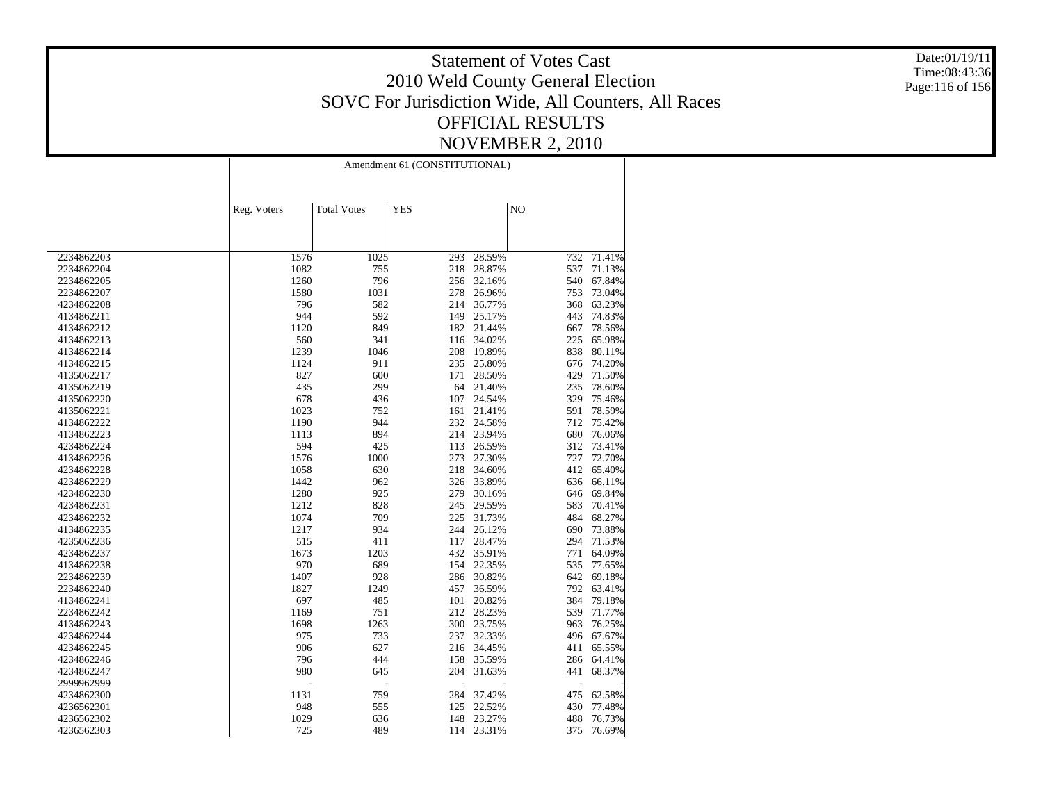# Statement of Votes Cast
# 2010 Weld County General Election
# SOVC For Jurisdiction Wide, All Counters, All Races
# OFFICIAL RESULTS
# NOVEMBER 2, 2010

Date:01/19/11
Time:08:43:36

| | Amendment 61 (CONSTITUTIONAL) | | | | | |
|---|---|---|---|---|---|---|
| | Reg. Voters | Total Votes | YES | | NO | |
| 2234862203 | 1576 | 1025 | 293 | 28.59% | 732 | 71.41% |
| 2234862204 | 1082 | 755 | 218 | 28.87% | 537 | 71.13% |
| 2234862205 | 1260 | 796 | 256 | 32.16% | 540 | 67.84% |
| 2234862207 | 1580 | 1031 | 278 | 26.96% | 753 | 73.04% |
| 4234862208 | 796 | 582 | 214 | 36.77% | 368 | 63.23% |
| 4134862211 | 944 | 592 | 149 | 25.17% | 443 | 74.83% |
| 4134862212 | 1120 | 849 | 182 | 21.44% | 667 | 78.56% |
| 4134862213 | 560 | 341 | 116 | 34.02% | 225 | 65.98% |
| 4134862214 | 1239 | 1046 | 208 | 19.89% | 838 | 80.11% |
| 4134862215 | 1124 | 911 | 235 | 25.80% | 676 | 74.20% |
| 4135062217 | 827 | 600 | 171 | 28.50% | 429 | 71.50% |
| 4135062219 | 435 | 299 | 64 | 21.40% | 235 | 78.60% |
| 4135062220 | 678 | 436 | 107 | 24.54% | 329 | 75.46% |
| 4135062221 | 1023 | 752 | 161 | 21.41% | 591 | 78.59% |
| 4134862222 | 1190 | 944 | 232 | 24.58% | 712 | 75.42% |
| 4134862223 | 1113 | 894 | 214 | 23.94% | 680 | 76.06% |
| 4234862224 | 594 | 425 | 113 | 26.59% | 312 | 73.41% |
| 4134862226 | 1576 | 1000 | 273 | 27.30% | 727 | 72.70% |
| 4234862228 | 1058 | 630 | 218 | 34.60% | 412 | 65.40% |
| 4234862229 | 1442 | 962 | 326 | 33.89% | 636 | 66.11% |
| 4234862230 | 1280 | 925 | 279 | 30.16% | 646 | 69.84% |
| 4234862231 | 1212 | 828 | 245 | 29.59% | 583 | 70.41% |
| 4234862232 | 1074 | 709 | 225 | 31.73% | 484 | 68.27% |
| 4134862235 | 1217 | 934 | 244 | 26.12% | 690 | 73.88% |
| 4235062236 | 515 | 411 | 117 | 28.47% | 294 | 71.53% |
| 4234862237 | 1673 | 1203 | 432 | 35.91% | 771 | 64.09% |
| 4134862238 | 970 | 689 | 154 | 22.35% | 535 | 77.65% |
| 2234862239 | 1407 | 928 | 286 | 30.82% | 642 | 69.18% |
| 2234862240 | 1827 | 1249 | 457 | 36.59% | 792 | 63.41% |
| 4134862241 | 697 | 485 | 101 | 20.82% | 384 | 79.18% |
| 2234862242 | 1169 | 751 | 212 | 28.23% | 539 | 71.77% |
| 4134862243 | 1698 | 1263 | 300 | 23.75% | 963 | 76.25% |
| 4234862244 | 975 | 733 | 237 | 32.33% | 496 | 67.67% |
| 4234862245 | 906 | 627 | 216 | 34.45% | 411 | 65.55% |
| 4234862246 | 796 | 444 | 158 | 35.59% | 286 | 64.41% |
| 4234862247 | 980 | 645 | 204 | 31.63% | 441 | 68.37% |
| 2999962999 | - | - | - | - | - | - |
| 4234862300 | 1131 | 759 | 284 | 37.42% | 475 | 62.58% |
| 4236562301 | 948 | 555 | 125 | 22.52% | 430 | 77.48% |
| 4236562302 | 1029 | 636 | 148 | 23.27% | 488 | 76.73% |
| 4236562303 | 725 | 489 | 114 | 23.31% | 375 | 76.69% |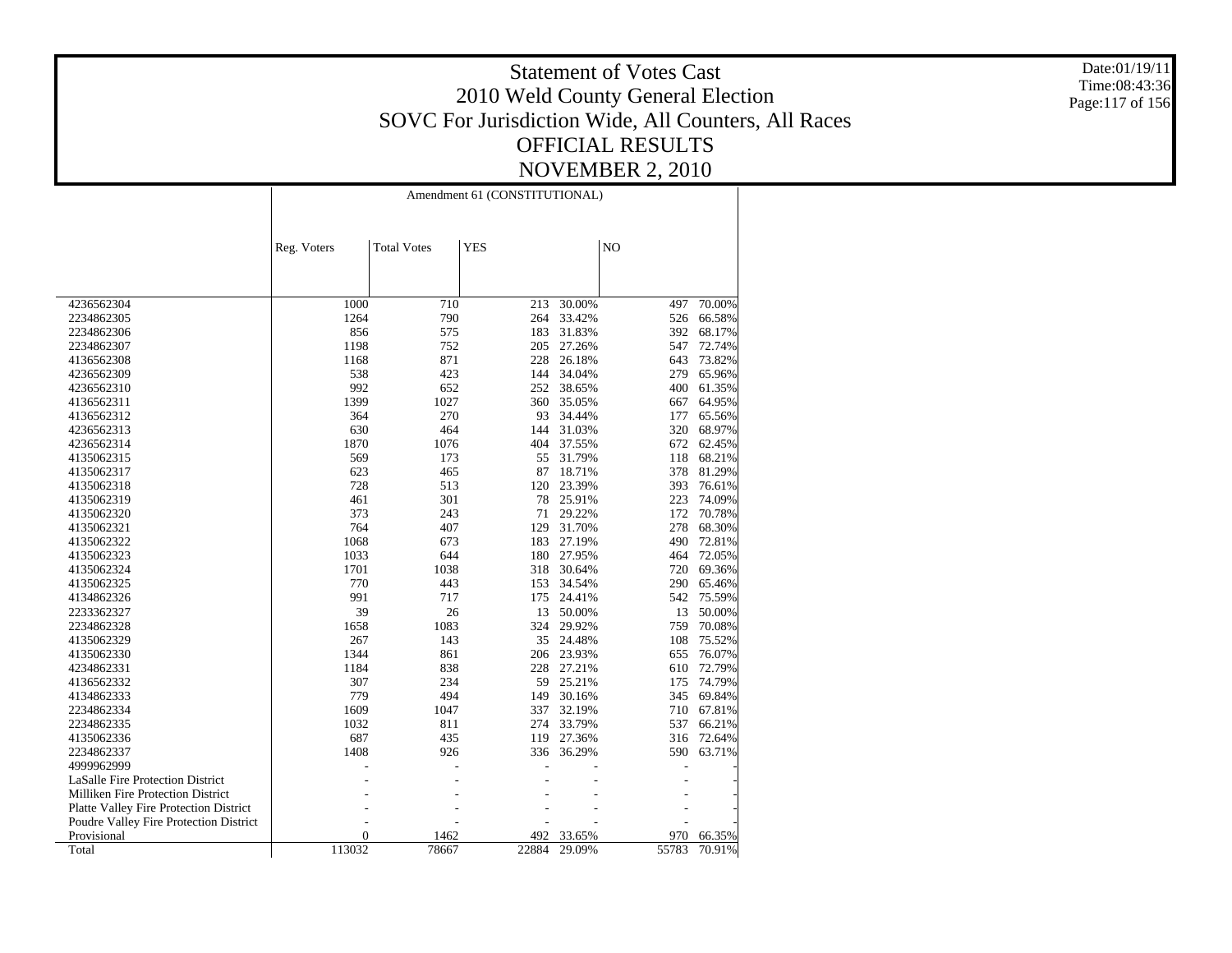# Statement of Votes Cast
## 2010 Weld County General Election
## SOVC For Jurisdiction Wide, All Counters, All Races
## OFFICIAL RESULTS
## NOVEMBER 2, 2010

Date:01/19/11
Time:08:43:36

| | Amendment 61 (CONSTITUTIONAL) | | | | | |
|---|---|---|---|---|---|---|
| | Reg. Voters | Total Votes | YES | | NO | |
| 4236562304 | 1000 | 710 | 213 | 30.00% | 497 | 70.00% |
| 2234862305 | 1264 | 790 | 264 | 33.42% | 526 | 66.58% |
| 2234862306 | 856 | 575 | 183 | 31.83% | 392 | 68.17% |
| 2234862307 | 1198 | 752 | 205 | 27.26% | 547 | 72.74% |
| 4136562308 | 1168 | 871 | 228 | 26.18% | 643 | 73.82% |
| 4236562309 | 538 | 423 | 144 | 34.04% | 279 | 65.96% |
| 4236562310 | 992 | 652 | 252 | 38.65% | 400 | 61.35% |
| 4136562311 | 1399 | 1027 | 360 | 35.05% | 667 | 64.95% |
| 4136562312 | 364 | 270 | 93 | 34.44% | 177 | 65.56% |
| 4236562313 | 630 | 464 | 144 | 31.03% | 320 | 68.97% |
| 4236562314 | 1870 | 1076 | 404 | 37.55% | 672 | 62.45% |
| 4135062315 | 569 | 173 | 55 | 31.79% | 118 | 68.21% |
| 4135062317 | 623 | 465 | 87 | 18.71% | 378 | 81.29% |
| 4135062318 | 728 | 513 | 120 | 23.39% | 393 | 76.61% |
| 4135062319 | 461 | 301 | 78 | 25.91% | 223 | 74.09% |
| 4135062320 | 373 | 243 | 71 | 29.22% | 172 | 70.78% |
| 4135062321 | 764 | 407 | 129 | 31.70% | 278 | 68.30% |
| 4135062322 | 1068 | 673 | 183 | 27.19% | 490 | 72.81% |
| 4135062323 | 1033 | 644 | 180 | 27.95% | 464 | 72.05% |
| 4135062324 | 1701 | 1038 | 318 | 30.64% | 720 | 69.36% |
| 4135062325 | 770 | 443 | 153 | 34.54% | 290 | 65.46% |
| 4134862326 | 991 | 717 | 175 | 24.41% | 542 | 75.59% |
| 2233362327 | 39 | 26 | 13 | 50.00% | 13 | 50.00% |
| 2234862328 | 1658 | 1083 | 324 | 29.92% | 759 | 70.08% |
| 4135062329 | 267 | 143 | 35 | 24.48% | 108 | 75.52% |
| 4135062330 | 1344 | 861 | 206 | 23.93% | 655 | 76.07% |
| 4234862331 | 1184 | 838 | 228 | 27.21% | 610 | 72.79% |
| 4136562332 | 307 | 234 | 59 | 25.21% | 175 | 74.79% |
| 4134862333 | 779 | 494 | 149 | 30.16% | 345 | 69.84% |
| 2234862334 | 1609 | 1047 | 337 | 32.19% | 710 | 67.81% |
| 2234862335 | 1032 | 811 | 274 | 33.79% | 537 | 66.21% |
| 4135062336 | 687 | 435 | 119 | 27.36% | 316 | 72.64% |
| 2234862337 | 1408 | 926 | 336 | 36.29% | 590 | 63.71% |
| 4999962999 | - | - | - | - | - | - |
| LaSalle Fire Protection District | - | - | - | - | - | - |
| Milliken Fire Protection District | - | - | - | - | - | - |
| Platte Valley Fire Protection District | - | - | - | - | - | - |
| Poudre Valley Fire Protection District | - | - | - | - | - | - |
| Provisional | 0 | 1462 | 492 | 33.65% | 970 | 66.35% |
| Total | 113032 | 78667 | 22884 | 29.09% | 55783 | 70.91% |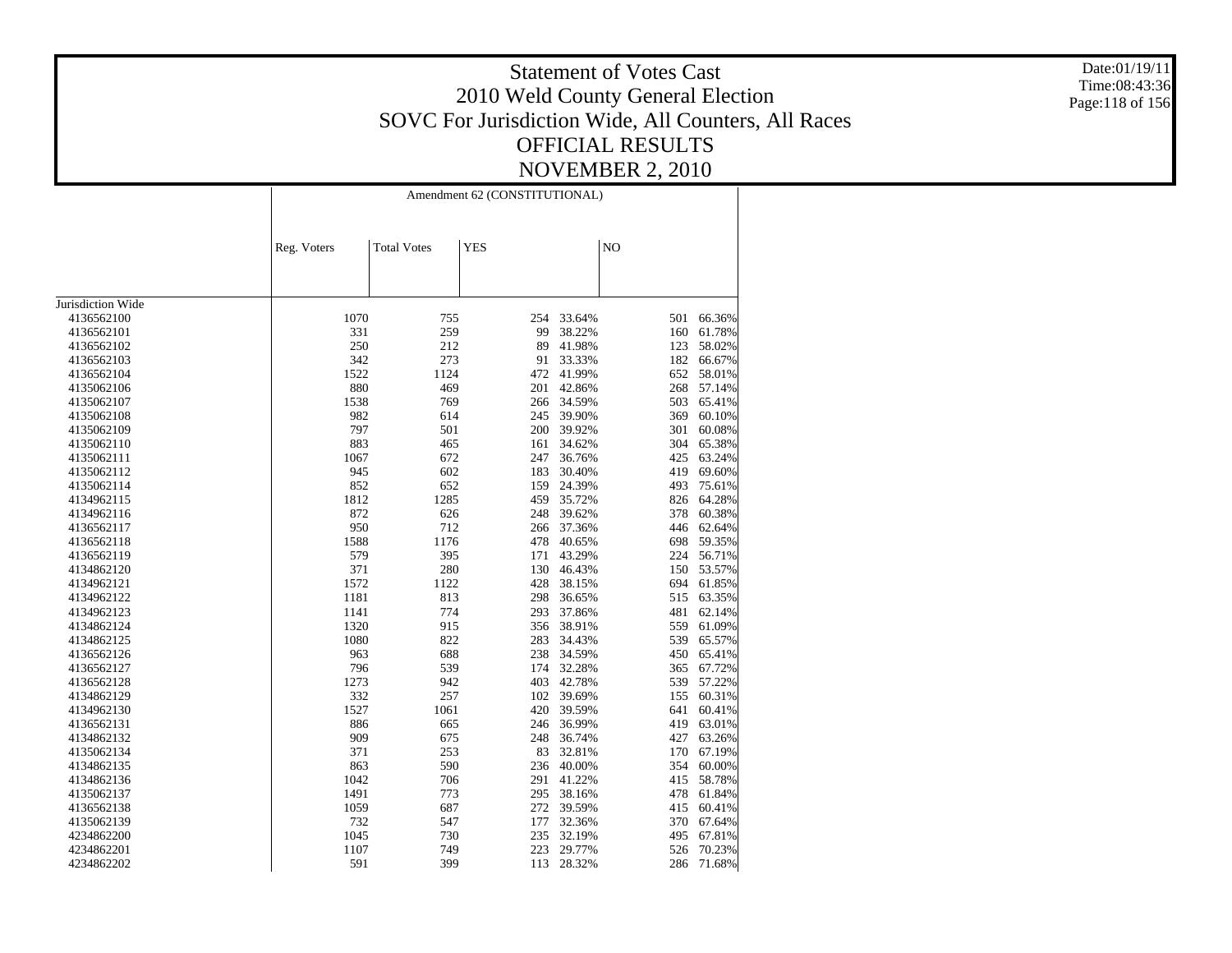# Statement of Votes Cast
## 2010 Weld County General Election
## SOVC For Jurisdiction Wide, All Counters, All Races
## OFFICIAL RESULTS
## NOVEMBER 2, 2010

Date:01/19/11
Time:08:43:36

| | Amendment 62 (CONSTITUTIONAL) | | | | | |
|---|---|---|---|---|---|---|
| | Reg. Voters | Total Votes | YES | | NO | |
| Jurisdiction Wide | | | | | | |
| 4136562100 | 1070 | 755 | 254 | 33.64% | 501 | 66.36% |
| 4136562101 | 331 | 259 | 99 | 38.22% | 160 | 61.78% |
| 4136562102 | 250 | 212 | 89 | 41.98% | 123 | 58.02% |
| 4136562103 | 342 | 273 | 91 | 33.33% | 182 | 66.67% |
| 4136562104 | 1522 | 1124 | 472 | 41.99% | 652 | 58.01% |
| 4135062106 | 880 | 469 | 201 | 42.86% | 268 | 57.14% |
| 4135062107 | 1538 | 769 | 266 | 34.59% | 503 | 65.41% |
| 4135062108 | 982 | 614 | 245 | 39.90% | 369 | 60.10% |
| 4135062109 | 797 | 501 | 200 | 39.92% | 301 | 60.08% |
| 4135062110 | 883 | 465 | 161 | 34.62% | 304 | 65.38% |
| 4135062111 | 1067 | 672 | 247 | 36.76% | 425 | 63.24% |
| 4135062112 | 945 | 602 | 183 | 30.40% | 419 | 69.60% |
| 4135062114 | 852 | 652 | 159 | 24.39% | 493 | 75.61% |
| 4134962115 | 1812 | 1285 | 459 | 35.72% | 826 | 64.28% |
| 4134962116 | 872 | 626 | 248 | 39.62% | 378 | 60.38% |
| 4136562117 | 950 | 712 | 266 | 37.36% | 446 | 62.64% |
| 4136562118 | 1588 | 1176 | 478 | 40.65% | 698 | 59.35% |
| 4136562119 | 579 | 395 | 171 | 43.29% | 224 | 56.71% |
| 4134862120 | 371 | 280 | 130 | 46.43% | 150 | 53.57% |
| 4134962121 | 1572 | 1122 | 428 | 38.15% | 694 | 61.85% |
| 4134962122 | 1181 | 813 | 298 | 36.65% | 515 | 63.35% |
| 4134962123 | 1141 | 774 | 293 | 37.86% | 481 | 62.14% |
| 4134962124 | 1320 | 915 | 356 | 38.91% | 559 | 61.09% |
| 4134862125 | 1080 | 822 | 283 | 34.43% | 539 | 65.57% |
| 4136562126 | 963 | 688 | 238 | 34.59% | 450 | 65.41% |
| 4136562127 | 796 | 539 | 174 | 32.28% | 365 | 67.72% |
| 4136562128 | 1273 | 942 | 403 | 42.78% | 539 | 57.22% |
| 4134862129 | 332 | 257 | 102 | 39.69% | 155 | 60.31% |
| 4134962130 | 1527 | 1061 | 420 | 39.59% | 641 | 60.41% |
| 4136562131 | 886 | 665 | 246 | 36.99% | 419 | 63.01% |
| 4134862132 | 909 | 675 | 248 | 36.74% | 427 | 63.26% |
| 4135062134 | 371 | 253 | 83 | 32.81% | 170 | 67.19% |
| 4134862135 | 863 | 590 | 236 | 40.00% | 354 | 60.00% |
| 4134862136 | 1042 | 706 | 291 | 41.22% | 415 | 58.78% |
| 4135062137 | 1491 | 773 | 295 | 38.16% | 478 | 61.84% |
| 4136562138 | 1059 | 687 | 272 | 39.59% | 415 | 60.41% |
| 4135062139 | 732 | 547 | 177 | 32.36% | 370 | 67.64% |
| 4234862200 | 1045 | 730 | 235 | 32.19% | 495 | 67.81% |
| 4234862201 | 1107 | 749 | 223 | 29.77% | 526 | 70.23% |
| 4234862202 | 591 | 399 | 113 | 28.32% | 286 | 71.68% |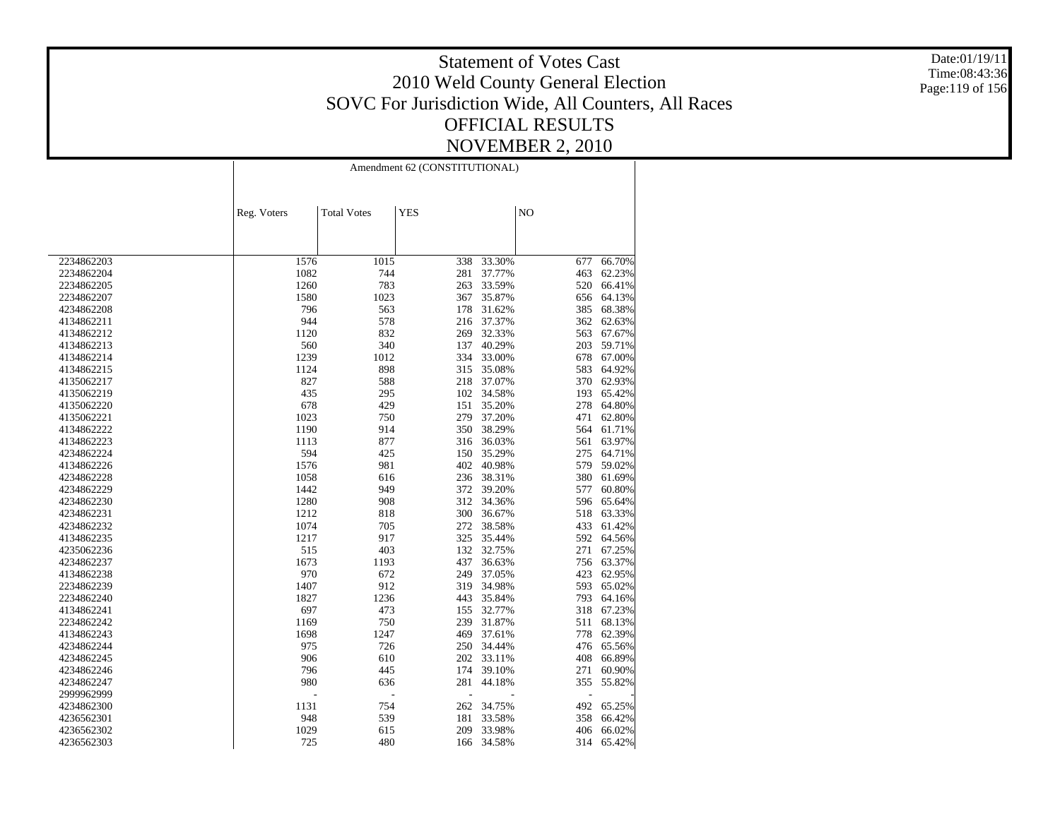# Statement of Votes Cast
## 2010 Weld County General Election
## SOVC For Jurisdiction Wide, All Counters, All Races
## OFFICIAL RESULTS
## NOVEMBER 2, 2010

Date:01/19/11
Time:08:43:36

| | Amendment 62 (CONSTITUTIONAL) | | | | | |
|---|---|---|---|---|---|---|
| | Reg. Voters | Total Votes | YES | | NO | |
| 2234862203 | 1576 | 1015 | 338 | 33.30% | 677 | 66.70% |
| 2234862204 | 1082 | 744 | 281 | 37.77% | 463 | 62.23% |
| 2234862205 | 1260 | 783 | 263 | 33.59% | 520 | 66.41% |
| 2234862207 | 1580 | 1023 | 367 | 35.87% | 656 | 64.13% |
| 4234862208 | 796 | 563 | 178 | 31.62% | 385 | 68.38% |
| 4134862211 | 944 | 578 | 216 | 37.37% | 362 | 62.63% |
| 4134862212 | 1120 | 832 | 269 | 32.33% | 563 | 67.67% |
| 4134862213 | 560 | 340 | 137 | 40.29% | 203 | 59.71% |
| 4134862214 | 1239 | 1012 | 334 | 33.00% | 678 | 67.00% |
| 4134862215 | 1124 | 898 | 315 | 35.08% | 583 | 64.92% |
| 4135062217 | 827 | 588 | 218 | 37.07% | 370 | 62.93% |
| 4135062219 | 435 | 295 | 102 | 34.58% | 193 | 65.42% |
| 4135062220 | 678 | 429 | 151 | 35.20% | 278 | 64.80% |
| 4135062221 | 1023 | 750 | 279 | 37.20% | 471 | 62.80% |
| 4134862222 | 1190 | 914 | 350 | 38.29% | 564 | 61.71% |
| 4134862223 | 1113 | 877 | 316 | 36.03% | 561 | 63.97% |
| 4234862224 | 594 | 425 | 150 | 35.29% | 275 | 64.71% |
| 4134862226 | 1576 | 981 | 402 | 40.98% | 579 | 59.02% |
| 4234862228 | 1058 | 616 | 236 | 38.31% | 380 | 61.69% |
| 4234862229 | 1442 | 949 | 372 | 39.20% | 577 | 60.80% |
| 4234862230 | 1280 | 908 | 312 | 34.36% | 596 | 65.64% |
| 4234862231 | 1212 | 818 | 300 | 36.67% | 518 | 63.33% |
| 4234862232 | 1074 | 705 | 272 | 38.58% | 433 | 61.42% |
| 4134862235 | 1217 | 917 | 325 | 35.44% | 592 | 64.56% |
| 4235062236 | 515 | 403 | 132 | 32.75% | 271 | 67.25% |
| 4234862237 | 1673 | 1193 | 437 | 36.63% | 756 | 63.37% |
| 4134862238 | 970 | 672 | 249 | 37.05% | 423 | 62.95% |
| 2234862239 | 1407 | 912 | 319 | 34.98% | 593 | 65.02% |
| 2234862240 | 1827 | 1236 | 443 | 35.84% | 793 | 64.16% |
| 4134862241 | 697 | 473 | 155 | 32.77% | 318 | 67.23% |
| 2234862242 | 1169 | 750 | 239 | 31.87% | 511 | 68.13% |
| 4134862243 | 1698 | 1247 | 469 | 37.61% | 778 | 62.39% |
| 4234862244 | 975 | 726 | 250 | 34.44% | 476 | 65.56% |
| 4234862245 | 906 | 610 | 202 | 33.11% | 408 | 66.89% |
| 4234862246 | 796 | 445 | 174 | 39.10% | 271 | 60.90% |
| 4234862247 | 980 | 636 | 281 | 44.18% | 355 | 55.82% |
| 2999962999 | - | - | - | - | - | - |
| 4234862300 | 1131 | 754 | 262 | 34.75% | 492 | 65.25% |
| 4236562301 | 948 | 539 | 181 | 33.58% | 358 | 66.42% |
| 4236562302 | 1029 | 615 | 209 | 33.98% | 406 | 66.02% |
| 4236562303 | 725 | 480 | 166 | 34.58% | 314 | 65.42% |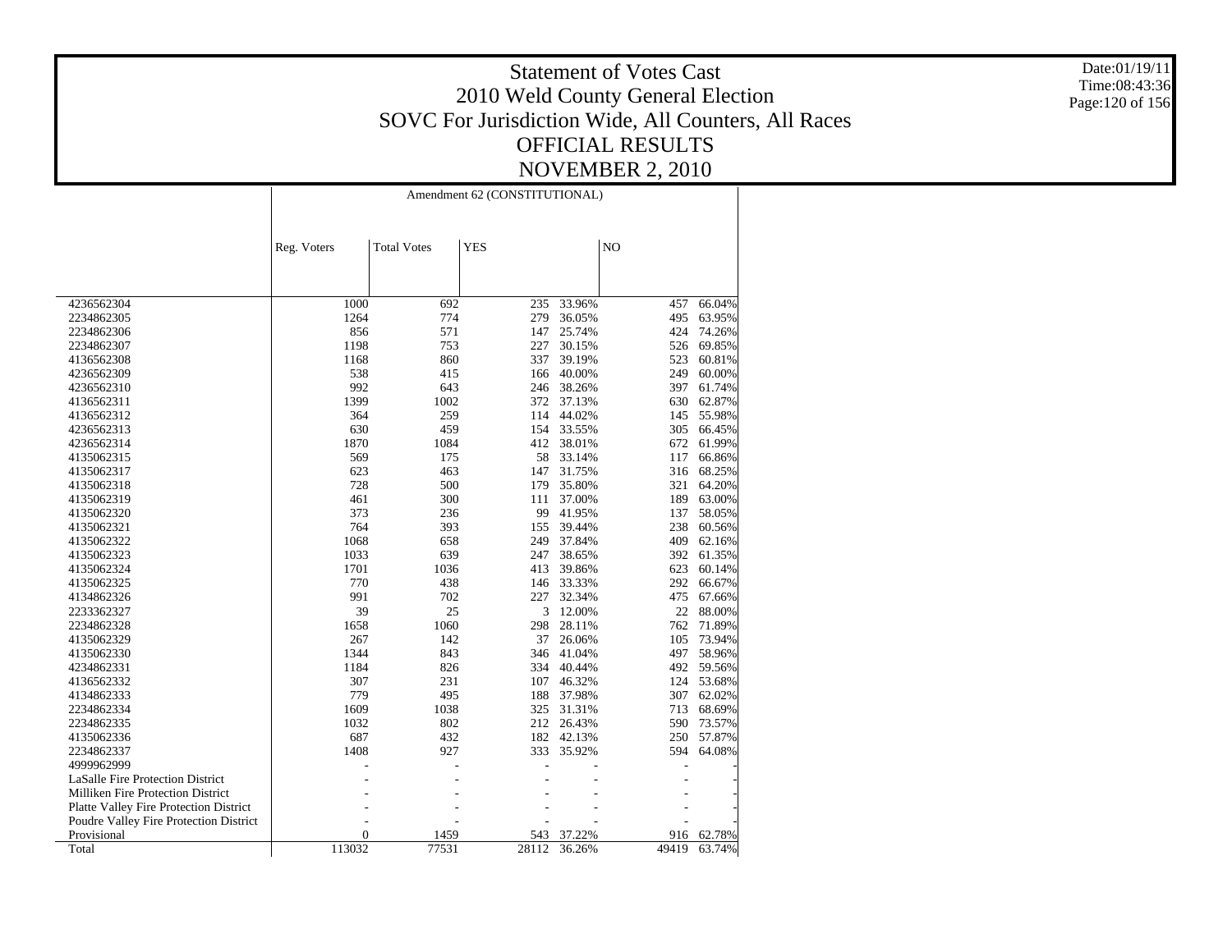# Statement of Votes Cast
# 2010 Weld County General Election
## SOVC For Jurisdiction Wide, All Counters, All Races
## OFFICIAL RESULTS
## NOVEMBER 2, 2010

| | Amendment 62 (CONSTITUTIONAL) | | | | | |
|---|---|---|---|---|---|---|
| | Reg. Voters | Total Votes | YES | | NO | |
| 4236562304 | 1000 | 692 | 235 | 33.96% | 457 | 66.04% |
| 2234862305 | 1264 | 774 | 279 | 36.05% | 495 | 63.95% |
| 2234862306 | 856 | 571 | 147 | 25.74% | 424 | 74.26% |
| 2234862307 | 1198 | 753 | 227 | 30.15% | 526 | 69.85% |
| 4136562308 | 1168 | 860 | 337 | 39.19% | 523 | 60.81% |
| 4236562309 | 538 | 415 | 166 | 40.00% | 249 | 60.00% |
| 4236562310 | 992 | 643 | 246 | 38.26% | 397 | 61.74% |
| 4136562311 | 1399 | 1002 | 372 | 37.13% | 630 | 62.87% |
| 4136562312 | 364 | 259 | 114 | 44.02% | 145 | 55.98% |
| 4236562313 | 630 | 459 | 154 | 33.55% | 305 | 66.45% |
| 4236562314 | 1870 | 1084 | 412 | 38.01% | 672 | 61.99% |
| 4135062315 | 569 | 175 | 58 | 33.14% | 117 | 66.86% |
| 4135062317 | 623 | 463 | 147 | 31.75% | 316 | 68.25% |
| 4135062318 | 728 | 500 | 179 | 35.80% | 321 | 64.20% |
| 4135062319 | 461 | 300 | 111 | 37.00% | 189 | 63.00% |
| 4135062320 | 373 | 236 | 99 | 41.95% | 137 | 58.05% |
| 4135062321 | 764 | 393 | 155 | 39.44% | 238 | 60.56% |
| 4135062322 | 1068 | 658 | 249 | 37.84% | 409 | 62.16% |
| 4135062323 | 1033 | 639 | 247 | 38.65% | 392 | 61.35% |
| 4135062324 | 1701 | 1036 | 413 | 39.86% | 623 | 60.14% |
| 4135062325 | 770 | 438 | 146 | 33.33% | 292 | 66.67% |
| 4134862326 | 991 | 702 | 227 | 32.34% | 475 | 67.66% |
| 2233362327 | 39 | 25 | 3 | 12.00% | 22 | 88.00% |
| 2234862328 | 1658 | 1060 | 298 | 28.11% | 762 | 71.89% |
| 4135062329 | 267 | 142 | 37 | 26.06% | 105 | 73.94% |
| 4135062330 | 1344 | 843 | 346 | 41.04% | 497 | 58.96% |
| 4234862331 | 1184 | 826 | 334 | 40.44% | 492 | 59.56% |
| 4136562332 | 307 | 231 | 107 | 46.32% | 124 | 53.68% |
| 4134862333 | 779 | 495 | 188 | 37.98% | 307 | 62.02% |
| 2234862334 | 1609 | 1038 | 325 | 31.31% | 713 | 68.69% |
| 2234862335 | 1032 | 802 | 212 | 26.43% | 590 | 73.57% |
| 4135062336 | 687 | 432 | 182 | 42.13% | 250 | 57.87% |
| 2234862337 | 1408 | 927 | 333 | 35.92% | 594 | 64.08% |
| 4999962999 | - | - | - | - | - | - |
| LaSalle Fire Protection District | - | - | - | - | - | - |
| Milliken Fire Protection District | - | - | - | - | - | - |
| Platte Valley Fire Protection District | - | - | - | - | - | - |
| Poudre Valley Fire Protection District | - | - | - | - | - | - |
| Provisional | 0 | 1459 | 543 | 37.22% | 916 | 62.78% |
| Total | 113032 | 77531 | 28112 | 36.26% | 49419 | 63.74% |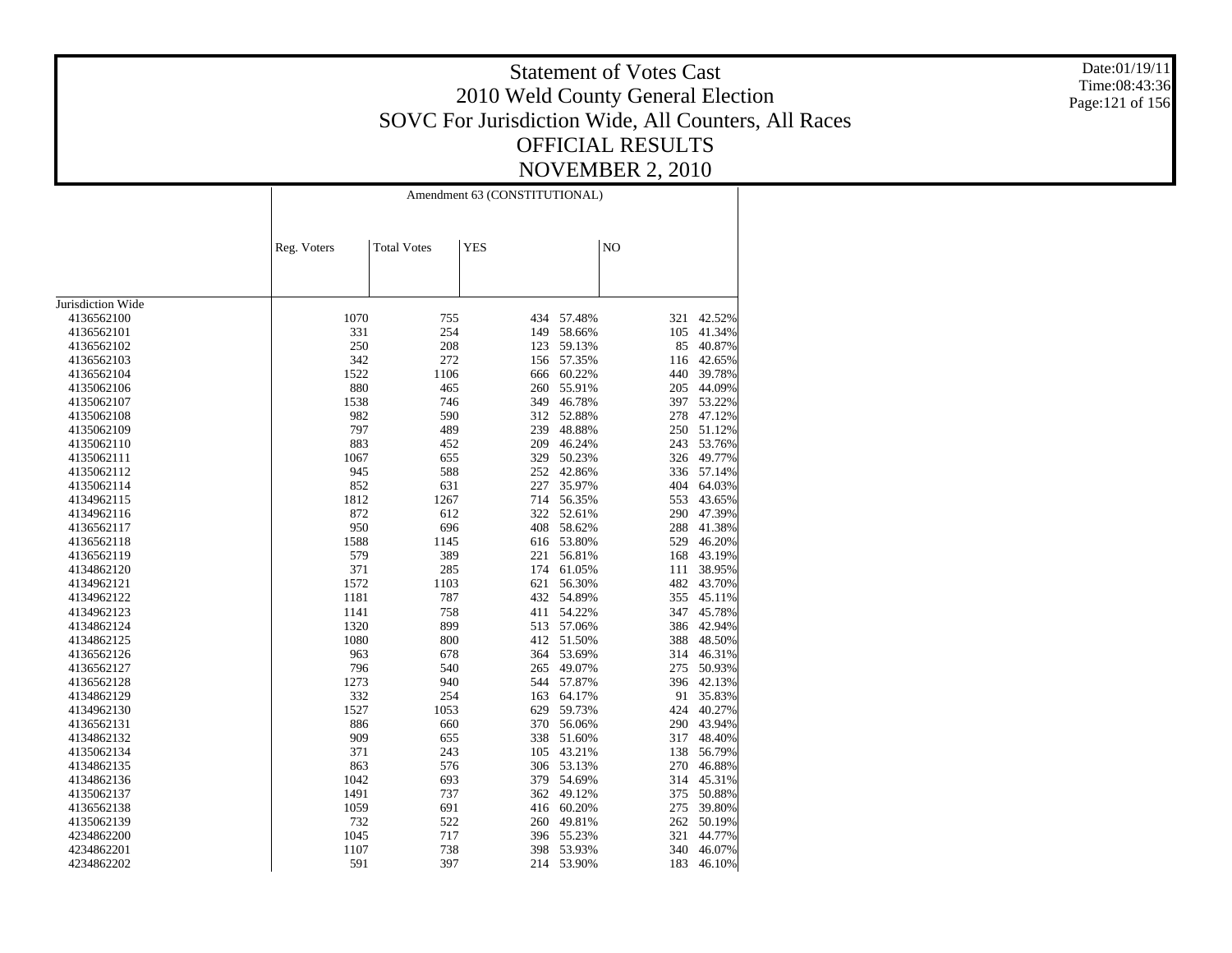# Statement of Votes Cast
## 2010 Weld County General Election
## SOVC For Jurisdiction Wide, All Counters, All Races
## OFFICIAL RESULTS
## NOVEMBER 2, 2010

Date:01/19/11
Time:08:43:36

| | Amendment 63 (CONSTITUTIONAL) | | | | | |
|---|---|---|---|---|---|---|
| | Reg. Voters | Total Votes | YES | | NO | |
| Jurisdiction Wide | | | | | | |
| 4136562100 | 1070 | 755 | 434 | 57.48% | 321 | 42.52% |
| 4136562101 | 331 | 254 | 149 | 58.66% | 105 | 41.34% |
| 4136562102 | 250 | 208 | 123 | 59.13% | 85 | 40.87% |
| 4136562103 | 342 | 272 | 156 | 57.35% | 116 | 42.65% |
| 4136562104 | 1522 | 1106 | 666 | 60.22% | 440 | 39.78% |
| 4135062106 | 880 | 465 | 260 | 55.91% | 205 | 44.09% |
| 4135062107 | 1538 | 746 | 349 | 46.78% | 397 | 53.22% |
| 4135062108 | 982 | 590 | 312 | 52.88% | 278 | 47.12% |
| 4135062109 | 797 | 489 | 239 | 48.88% | 250 | 51.12% |
| 4135062110 | 883 | 452 | 209 | 46.24% | 243 | 53.76% |
| 4135062111 | 1067 | 655 | 329 | 50.23% | 326 | 49.77% |
| 4135062112 | 945 | 588 | 252 | 42.86% | 336 | 57.14% |
| 4135062114 | 852 | 631 | 227 | 35.97% | 404 | 64.03% |
| 4134962115 | 1812 | 1267 | 714 | 56.35% | 553 | 43.65% |
| 4134962116 | 872 | 612 | 322 | 52.61% | 290 | 47.39% |
| 4136562117 | 950 | 696 | 408 | 58.62% | 288 | 41.38% |
| 4136562118 | 1588 | 1145 | 616 | 53.80% | 529 | 46.20% |
| 4136562119 | 579 | 389 | 221 | 56.81% | 168 | 43.19% |
| 4134862120 | 371 | 285 | 174 | 61.05% | 111 | 38.95% |
| 4134962121 | 1572 | 1103 | 621 | 56.30% | 482 | 43.70% |
| 4134962122 | 1181 | 787 | 432 | 54.89% | 355 | 45.11% |
| 4134962123 | 1141 | 758 | 411 | 54.22% | 347 | 45.78% |
| 4134962124 | 1320 | 899 | 513 | 57.06% | 386 | 42.94% |
| 4134862125 | 1080 | 800 | 412 | 51.50% | 388 | 48.50% |
| 4136562126 | 963 | 678 | 364 | 53.69% | 314 | 46.31% |
| 4136562127 | 796 | 540 | 265 | 49.07% | 275 | 50.93% |
| 4136562128 | 1273 | 940 | 544 | 57.87% | 396 | 42.13% |
| 4134862129 | 332 | 254 | 163 | 64.17% | 91 | 35.83% |
| 4134962130 | 1527 | 1053 | 629 | 59.73% | 424 | 40.27% |
| 4136562131 | 886 | 660 | 370 | 56.06% | 290 | 43.94% |
| 4134862132 | 909 | 655 | 338 | 51.60% | 317 | 48.40% |
| 4135062134 | 371 | 243 | 105 | 43.21% | 138 | 56.79% |
| 4134862135 | 863 | 576 | 306 | 53.13% | 270 | 46.88% |
| 4134862136 | 1042 | 693 | 379 | 54.69% | 314 | 45.31% |
| 4135062137 | 1491 | 737 | 362 | 49.12% | 375 | 50.88% |
| 4136562138 | 1059 | 691 | 416 | 60.20% | 275 | 39.80% |
| 4135062139 | 732 | 522 | 260 | 49.81% | 262 | 50.19% |
| 4234862200 | 1045 | 717 | 396 | 55.23% | 321 | 44.77% |
| 4234862201 | 1107 | 738 | 398 | 53.93% | 340 | 46.07% |
| 4234862202 | 591 | 397 | 214 | 53.90% | 183 | 46.10% |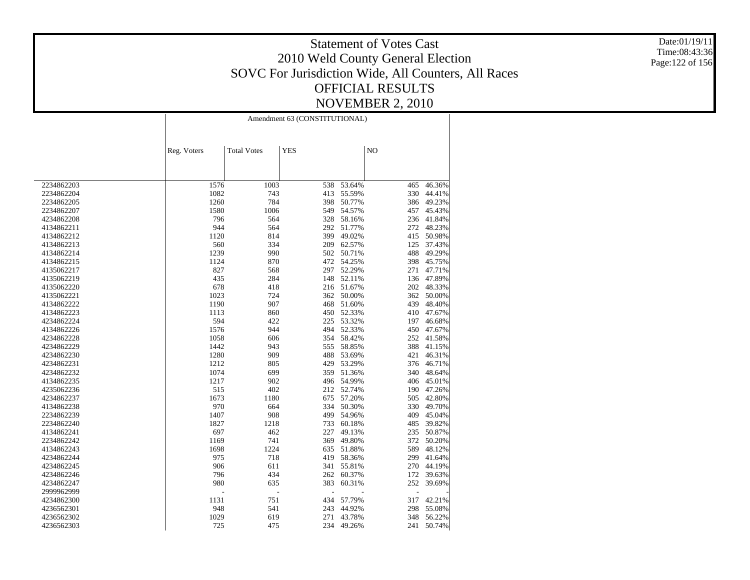# Statement of Votes Cast
# 2010 Weld County General Election
## SOVC For Jurisdiction Wide, All Counters, All Races
## OFFICIAL RESULTS
## NOVEMBER 2, 2010

Date:01/19/11
Time:08:43:36

| | Amendment 63 (CONSTITUTIONAL) | | | | | |
|---|---|---|---|---|---|---|
| | Reg. Voters | Total Votes | YES | | NO | |
| 2234862203 | 1576 | 1003 | 538 | 53.64% | 465 | 46.36% |
| 2234862204 | 1082 | 743 | 413 | 55.59% | 330 | 44.41% |
| 2234862205 | 1260 | 784 | 398 | 50.77% | 386 | 49.23% |
| 2234862207 | 1580 | 1006 | 549 | 54.57% | 457 | 45.43% |
| 4234862208 | 796 | 564 | 328 | 58.16% | 236 | 41.84% |
| 4134862211 | 944 | 564 | 292 | 51.77% | 272 | 48.23% |
| 4134862212 | 1120 | 814 | 399 | 49.02% | 415 | 50.98% |
| 4134862213 | 560 | 334 | 209 | 62.57% | 125 | 37.43% |
| 4134862214 | 1239 | 990 | 502 | 50.71% | 488 | 49.29% |
| 4134862215 | 1124 | 870 | 472 | 54.25% | 398 | 45.75% |
| 4135062217 | 827 | 568 | 297 | 52.29% | 271 | 47.71% |
| 4135062219 | 435 | 284 | 148 | 52.11% | 136 | 47.89% |
| 4135062220 | 678 | 418 | 216 | 51.67% | 202 | 48.33% |
| 4135062221 | 1023 | 724 | 362 | 50.00% | 362 | 50.00% |
| 4134862222 | 1190 | 907 | 468 | 51.60% | 439 | 48.40% |
| 4134862223 | 1113 | 860 | 450 | 52.33% | 410 | 47.67% |
| 4234862224 | 594 | 422 | 225 | 53.32% | 197 | 46.68% |
| 4134862226 | 1576 | 944 | 494 | 52.33% | 450 | 47.67% |
| 4234862228 | 1058 | 606 | 354 | 58.42% | 252 | 41.58% |
| 4234862229 | 1442 | 943 | 555 | 58.85% | 388 | 41.15% |
| 4234862230 | 1280 | 909 | 488 | 53.69% | 421 | 46.31% |
| 4234862231 | 1212 | 805 | 429 | 53.29% | 376 | 46.71% |
| 4234862232 | 1074 | 699 | 359 | 51.36% | 340 | 48.64% |
| 4134862235 | 1217 | 902 | 496 | 54.99% | 406 | 45.01% |
| 4235062236 | 515 | 402 | 212 | 52.74% | 190 | 47.26% |
| 4234862237 | 1673 | 1180 | 675 | 57.20% | 505 | 42.80% |
| 4134862238 | 970 | 664 | 334 | 50.30% | 330 | 49.70% |
| 2234862239 | 1407 | 908 | 499 | 54.96% | 409 | 45.04% |
| 2234862240 | 1827 | 1218 | 733 | 60.18% | 485 | 39.82% |
| 4134862241 | 697 | 462 | 227 | 49.13% | 235 | 50.87% |
| 2234862242 | 1169 | 741 | 369 | 49.80% | 372 | 50.20% |
| 4134862243 | 1698 | 1224 | 635 | 51.88% | 589 | 48.12% |
| 4234862244 | 975 | 718 | 419 | 58.36% | 299 | 41.64% |
| 4234862245 | 906 | 611 | 341 | 55.81% | 270 | 44.19% |
| 4234862246 | 796 | 434 | 262 | 60.37% | 172 | 39.63% |
| 4234862247 | 980 | 635 | 383 | 60.31% | 252 | 39.69% |
| 2999962999 | - | - | - | - | - | - |
| 4234862300 | 1131 | 751 | 434 | 57.79% | 317 | 42.21% |
| 4236562301 | 948 | 541 | 243 | 44.92% | 298 | 55.08% |
| 4236562302 | 1029 | 619 | 271 | 43.78% | 348 | 56.22% |
| 4236562303 | 725 | 475 | 234 | 49.26% | 241 | 50.74% |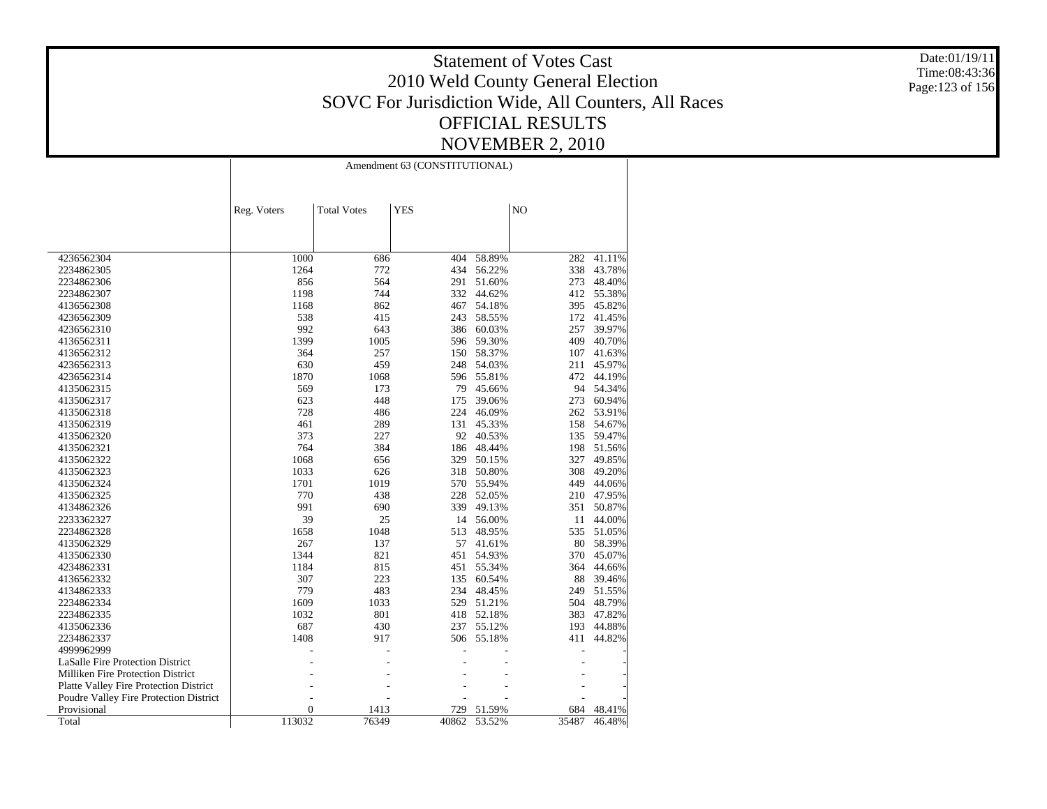# Statement of Votes Cast
## 2010 Weld County General Election
## SOVC For Jurisdiction Wide, All Counters, All Races
## OFFICIAL RESULTS
## NOVEMBER 2, 2010

Date:01/19/11
Time:08:43:36

| | Amendment 63 (CONSTITUTIONAL) | | | | | |
|---|---|---|---|---|---|---|
| | Reg. Voters | Total Votes | YES | | NO | |
| 4236562304 | 1000 | 686 | 404 | 58.89% | 282 | 41.11% |
| 2234862305 | 1264 | 772 | 434 | 56.22% | 338 | 43.78% |
| 2234862306 | 856 | 564 | 291 | 51.60% | 273 | 48.40% |
| 2234862307 | 1198 | 744 | 332 | 44.62% | 412 | 55.38% |
| 4136562308 | 1168 | 862 | 467 | 54.18% | 395 | 45.82% |
| 4236562309 | 538 | 415 | 243 | 58.55% | 172 | 41.45% |
| 4236562310 | 992 | 643 | 386 | 60.03% | 257 | 39.97% |
| 4136562311 | 1399 | 1005 | 596 | 59.30% | 409 | 40.70% |
| 4136562312 | 364 | 257 | 150 | 58.37% | 107 | 41.63% |
| 4236562313 | 630 | 459 | 248 | 54.03% | 211 | 45.97% |
| 4236562314 | 1870 | 1068 | 596 | 55.81% | 472 | 44.19% |
| 4135062315 | 569 | 173 | 79 | 45.66% | 94 | 54.34% |
| 4135062317 | 623 | 448 | 175 | 39.06% | 273 | 60.94% |
| 4135062318 | 728 | 486 | 224 | 46.09% | 262 | 53.91% |
| 4135062319 | 461 | 289 | 131 | 45.33% | 158 | 54.67% |
| 4135062320 | 373 | 227 | 92 | 40.53% | 135 | 59.47% |
| 4135062321 | 764 | 384 | 186 | 48.44% | 198 | 51.56% |
| 4135062322 | 1068 | 656 | 329 | 50.15% | 327 | 49.85% |
| 4135062323 | 1033 | 626 | 318 | 50.80% | 308 | 49.20% |
| 4135062324 | 1701 | 1019 | 570 | 55.94% | 449 | 44.06% |
| 4135062325 | 770 | 438 | 228 | 52.05% | 210 | 47.95% |
| 4134862326 | 991 | 690 | 339 | 49.13% | 351 | 50.87% |
| 2233362327 | 39 | 25 | 14 | 56.00% | 11 | 44.00% |
| 2234862328 | 1658 | 1048 | 513 | 48.95% | 535 | 51.05% |
| 4135062329 | 267 | 137 | 57 | 41.61% | 80 | 58.39% |
| 4135062330 | 1344 | 821 | 451 | 54.93% | 370 | 45.07% |
| 4234862331 | 1184 | 815 | 451 | 55.34% | 364 | 44.66% |
| 4136562332 | 307 | 223 | 135 | 60.54% | 88 | 39.46% |
| 4134862333 | 779 | 483 | 234 | 48.45% | 249 | 51.55% |
| 2234862334 | 1609 | 1033 | 529 | 51.21% | 504 | 48.79% |
| 2234862335 | 1032 | 801 | 418 | 52.18% | 383 | 47.82% |
| 4135062336 | 687 | 430 | 237 | 55.12% | 193 | 44.88% |
| 2234862337 | 1408 | 917 | 506 | 55.18% | 411 | 44.82% |
| 4999962999 | - | - | - | - | - | - |
| LaSalle Fire Protection District | - | - | - | - | - | - |
| Milliken Fire Protection District | - | - | - | - | - | - |
| Platte Valley Fire Protection District | - | - | - | - | - | - |
| Poudre Valley Fire Protection District | - | - | - | - | - | - |
| Provisional | 0 | 1413 | 729 | 51.59% | 684 | 48.41% |
| Total | 113032 | 76349 | 40862 | 53.52% | 35487 | 46.48% |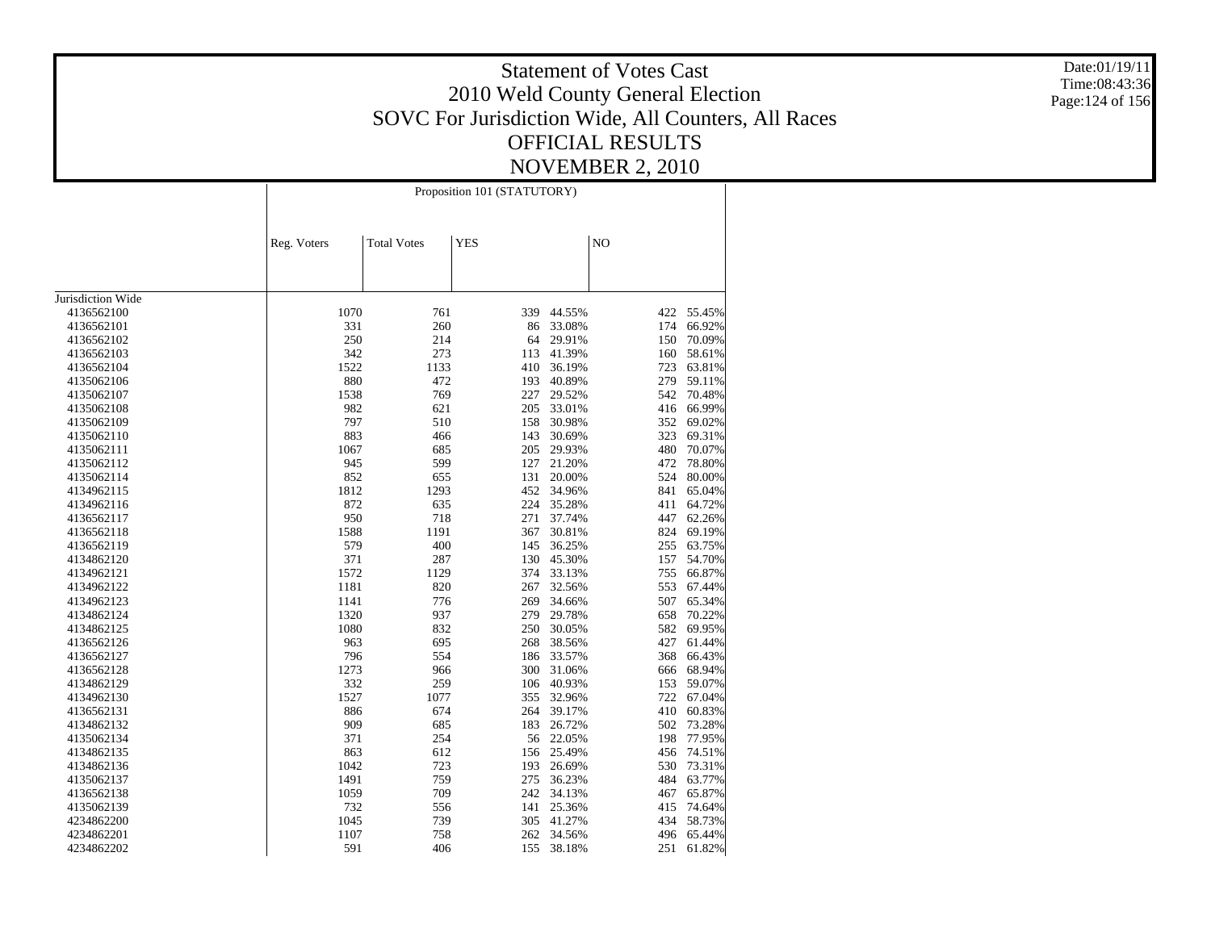# Statement of Votes Cast
# 2010 Weld County General Election
# SOVC For Jurisdiction Wide, All Counters, All Races
# OFFICIAL RESULTS
# NOVEMBER 2, 2010

Date:01/19/11
Time:08:43:36

| | Proposition 101 (STATUTORY) | | | | | |
|---|---|---|---|---|---|---|
| | Reg. Voters | Total Votes | YES | | NO | |
| Jurisdiction Wide | | | | | | |
| 4136562100 | 1070 | 761 | 339 | 44.55% | 422 | 55.45% |
| 4136562101 | 331 | 260 | 86 | 33.08% | 174 | 66.92% |
| 4136562102 | 250 | 214 | 64 | 29.91% | 150 | 70.09% |
| 4136562103 | 342 | 273 | 113 | 41.39% | 160 | 58.61% |
| 4136562104 | 1522 | 1133 | 410 | 36.19% | 723 | 63.81% |
| 4135062106 | 880 | 472 | 193 | 40.89% | 279 | 59.11% |
| 4135062107 | 1538 | 769 | 227 | 29.52% | 542 | 70.48% |
| 4135062108 | 982 | 621 | 205 | 33.01% | 416 | 66.99% |
| 4135062109 | 797 | 510 | 158 | 30.98% | 352 | 69.02% |
| 4135062110 | 883 | 466 | 143 | 30.69% | 323 | 69.31% |
| 4135062111 | 1067 | 685 | 205 | 29.93% | 480 | 70.07% |
| 4135062112 | 945 | 599 | 127 | 21.20% | 472 | 78.80% |
| 4135062114 | 852 | 655 | 131 | 20.00% | 524 | 80.00% |
| 4134962115 | 1812 | 1293 | 452 | 34.96% | 841 | 65.04% |
| 4134962116 | 872 | 635 | 224 | 35.28% | 411 | 64.72% |
| 4136562117 | 950 | 718 | 271 | 37.74% | 447 | 62.26% |
| 4136562118 | 1588 | 1191 | 367 | 30.81% | 824 | 69.19% |
| 4136562119 | 579 | 400 | 145 | 36.25% | 255 | 63.75% |
| 4134862120 | 371 | 287 | 130 | 45.30% | 157 | 54.70% |
| 4134962121 | 1572 | 1129 | 374 | 33.13% | 755 | 66.87% |
| 4134962122 | 1181 | 820 | 267 | 32.56% | 553 | 67.44% |
| 4134962123 | 1141 | 776 | 269 | 34.66% | 507 | 65.34% |
| 4134962124 | 1320 | 937 | 279 | 29.78% | 658 | 70.22% |
| 4134862125 | 1080 | 832 | 250 | 30.05% | 582 | 69.95% |
| 4136562126 | 963 | 695 | 268 | 38.56% | 427 | 61.44% |
| 4136562127 | 796 | 554 | 186 | 33.57% | 368 | 66.43% |
| 4136562128 | 1273 | 966 | 300 | 31.06% | 666 | 68.94% |
| 4134862129 | 332 | 259 | 106 | 40.93% | 153 | 59.07% |
| 4134962130 | 1527 | 1077 | 355 | 32.96% | 722 | 67.04% |
| 4136562131 | 886 | 674 | 264 | 39.17% | 410 | 60.83% |
| 4134862132 | 909 | 685 | 183 | 26.72% | 502 | 73.28% |
| 4135062134 | 371 | 254 | 56 | 22.05% | 198 | 77.95% |
| 4134862135 | 863 | 612 | 156 | 25.49% | 456 | 74.51% |
| 4134862136 | 1042 | 723 | 193 | 26.69% | 530 | 73.31% |
| 4135062137 | 1491 | 759 | 275 | 36.23% | 484 | 63.77% |
| 4136562138 | 1059 | 709 | 242 | 34.13% | 467 | 65.87% |
| 4135062139 | 732 | 556 | 141 | 25.36% | 415 | 74.64% |
| 4234862200 | 1045 | 739 | 305 | 41.27% | 434 | 58.73% |
| 4234862201 | 1107 | 758 | 262 | 34.56% | 496 | 65.44% |
| 4234862202 | 591 | 406 | 155 | 38.18% | 251 | 61.82% |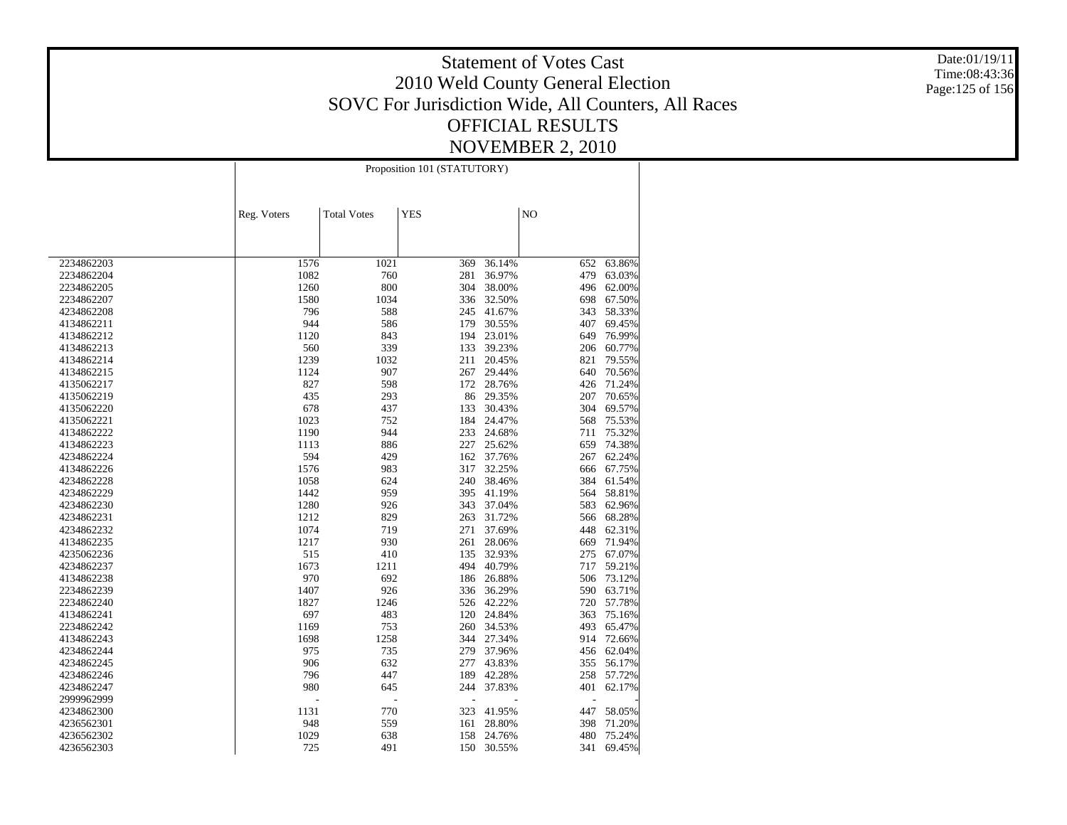# Statement of Votes Cast

## 2010 Weld County General Election

## SOVC For Jurisdiction Wide, All Counters, All Races

## OFFICIAL RESULTS

## NOVEMBER 2, 2010

Date:01/19/11
Time:08:43:36

| | Proposition 101 (STATUTORY) | | | | | |
|---|---|---|---|---|---|---|
| | Reg. Voters | Total Votes | YES | | NO | |
| 2234862203 | 1576 | 1021 | 369 | 36.14% | 652 | 63.86% |
| 2234862204 | 1082 | 760 | 281 | 36.97% | 479 | 63.03% |
| 2234862205 | 1260 | 800 | 304 | 38.00% | 496 | 62.00% |
| 2234862207 | 1580 | 1034 | 336 | 32.50% | 698 | 67.50% |
| 4234862208 | 796 | 588 | 245 | 41.67% | 343 | 58.33% |
| 4134862211 | 944 | 586 | 179 | 30.55% | 407 | 69.45% |
| 4134862212 | 1120 | 843 | 194 | 23.01% | 649 | 76.99% |
| 4134862213 | 560 | 339 | 133 | 39.23% | 206 | 60.77% |
| 4134862214 | 1239 | 1032 | 211 | 20.45% | 821 | 79.55% |
| 4134862215 | 1124 | 907 | 267 | 29.44% | 640 | 70.56% |
| 4135062217 | 827 | 598 | 172 | 28.76% | 426 | 71.24% |
| 4135062219 | 435 | 293 | 86 | 29.35% | 207 | 70.65% |
| 4135062220 | 678 | 437 | 133 | 30.43% | 304 | 69.57% |
| 4135062221 | 1023 | 752 | 184 | 24.47% | 568 | 75.53% |
| 4134862222 | 1190 | 944 | 233 | 24.68% | 711 | 75.32% |
| 4134862223 | 1113 | 886 | 227 | 25.62% | 659 | 74.38% |
| 4234862224 | 594 | 429 | 162 | 37.76% | 267 | 62.24% |
| 4134862226 | 1576 | 983 | 317 | 32.25% | 666 | 67.75% |
| 4234862228 | 1058 | 624 | 240 | 38.46% | 384 | 61.54% |
| 4234862229 | 1442 | 959 | 395 | 41.19% | 564 | 58.81% |
| 4234862230 | 1280 | 926 | 343 | 37.04% | 583 | 62.96% |
| 4234862231 | 1212 | 829 | 263 | 31.72% | 566 | 68.28% |
| 4234862232 | 1074 | 719 | 271 | 37.69% | 448 | 62.31% |
| 4134862235 | 1217 | 930 | 261 | 28.06% | 669 | 71.94% |
| 4235062236 | 515 | 410 | 135 | 32.93% | 275 | 67.07% |
| 4234862237 | 1673 | 1211 | 494 | 40.79% | 717 | 59.21% |
| 4134862238 | 970 | 692 | 186 | 26.88% | 506 | 73.12% |
| 2234862239 | 1407 | 926 | 336 | 36.29% | 590 | 63.71% |
| 2234862240 | 1827 | 1246 | 526 | 42.22% | 720 | 57.78% |
| 4134862241 | 697 | 483 | 120 | 24.84% | 363 | 75.16% |
| 2234862242 | 1169 | 753 | 260 | 34.53% | 493 | 65.47% |
| 4134862243 | 1698 | 1258 | 344 | 27.34% | 914 | 72.66% |
| 4234862244 | 975 | 735 | 279 | 37.96% | 456 | 62.04% |
| 4234862245 | 906 | 632 | 277 | 43.83% | 355 | 56.17% |
| 4234862246 | 796 | 447 | 189 | 42.28% | 258 | 57.72% |
| 4234862247 | 980 | 645 | 244 | 37.83% | 401 | 62.17% |
| 2999962999 | - | - | - | - | - | - |
| 4234862300 | 1131 | 770 | 323 | 41.95% | 447 | 58.05% |
| 4236562301 | 948 | 559 | 161 | 28.80% | 398 | 71.20% |
| 4236562302 | 1029 | 638 | 158 | 24.76% | 480 | 75.24% |
| 4236562303 | 725 | 491 | 150 | 30.55% | 341 | 69.45% |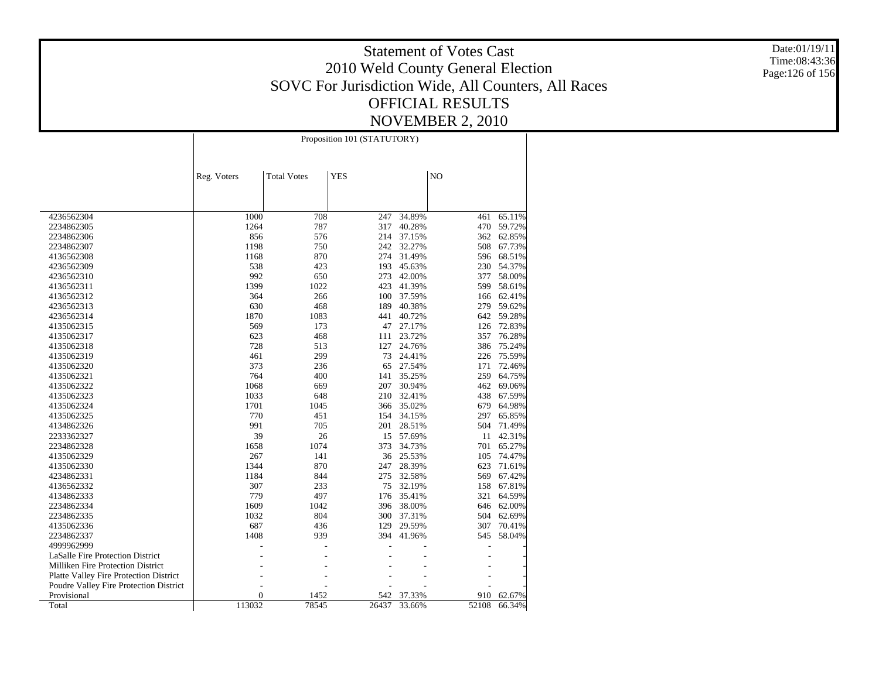# Statement of Votes Cast
## 2010 Weld County General Election
## SOVC For Jurisdiction Wide, All Counters, All Races
## OFFICIAL RESULTS
## NOVEMBER 2, 2010

Date:01/19/11
Time:08:43:36

| | Proposition 101 (STATUTORY) | | | | | |
|---|---|---|---|---|---|---|
| | Reg. Voters | Total Votes | YES | | NO | |
| 4236562304 | 1000 | 708 | 247 | 34.89% | 461 | 65.11% |
| 2234862305 | 1264 | 787 | 317 | 40.28% | 470 | 59.72% |
| 2234862306 | 856 | 576 | 214 | 37.15% | 362 | 62.85% |
| 2234862307 | 1198 | 750 | 242 | 32.27% | 508 | 67.73% |
| 4136562308 | 1168 | 870 | 274 | 31.49% | 596 | 68.51% |
| 4236562309 | 538 | 423 | 193 | 45.63% | 230 | 54.37% |
| 4236562310 | 992 | 650 | 273 | 42.00% | 377 | 58.00% |
| 4136562311 | 1399 | 1022 | 423 | 41.39% | 599 | 58.61% |
| 4136562312 | 364 | 266 | 100 | 37.59% | 166 | 62.41% |
| 4236562313 | 630 | 468 | 189 | 40.38% | 279 | 59.62% |
| 4236562314 | 1870 | 1083 | 441 | 40.72% | 642 | 59.28% |
| 4135062315 | 569 | 173 | 47 | 27.17% | 126 | 72.83% |
| 4135062317 | 623 | 468 | 111 | 23.72% | 357 | 76.28% |
| 4135062318 | 728 | 513 | 127 | 24.76% | 386 | 75.24% |
| 4135062319 | 461 | 299 | 73 | 24.41% | 226 | 75.59% |
| 4135062320 | 373 | 236 | 65 | 27.54% | 171 | 72.46% |
| 4135062321 | 764 | 400 | 141 | 35.25% | 259 | 64.75% |
| 4135062322 | 1068 | 669 | 207 | 30.94% | 462 | 69.06% |
| 4135062323 | 1033 | 648 | 210 | 32.41% | 438 | 67.59% |
| 4135062324 | 1701 | 1045 | 366 | 35.02% | 679 | 64.98% |
| 4135062325 | 770 | 451 | 154 | 34.15% | 297 | 65.85% |
| 4134862326 | 991 | 705 | 201 | 28.51% | 504 | 71.49% |
| 2233362327 | 39 | 26 | 15 | 57.69% | 11 | 42.31% |
| 2234862328 | 1658 | 1074 | 373 | 34.73% | 701 | 65.27% |
| 4135062329 | 267 | 141 | 36 | 25.53% | 105 | 74.47% |
| 4135062330 | 1344 | 870 | 247 | 28.39% | 623 | 71.61% |
| 4234862331 | 1184 | 844 | 275 | 32.58% | 569 | 67.42% |
| 4136562332 | 307 | 233 | 75 | 32.19% | 158 | 67.81% |
| 4134862333 | 779 | 497 | 176 | 35.41% | 321 | 64.59% |
| 2234862334 | 1609 | 1042 | 396 | 38.00% | 646 | 62.00% |
| 2234862335 | 1032 | 804 | 300 | 37.31% | 504 | 62.69% |
| 4135062336 | 687 | 436 | 129 | 29.59% | 307 | 70.41% |
| 2234862337 | 1408 | 939 | 394 | 41.96% | 545 | 58.04% |
| 4999962999 | - | - | - | - | - | - |
| LaSalle Fire Protection District | - | - | - | - | - | - |
| Milliken Fire Protection District | - | - | - | - | - | - |
| Platte Valley Fire Protection District | - | - | - | - | - | - |
| Poudre Valley Fire Protection District | - | - | - | - | - | - |
| Provisional | 0 | 1452 | 542 | 37.33% | 910 | 62.67% |
| Total | 113032 | 78545 | 26437 | 33.66% | 52108 | 66.34% |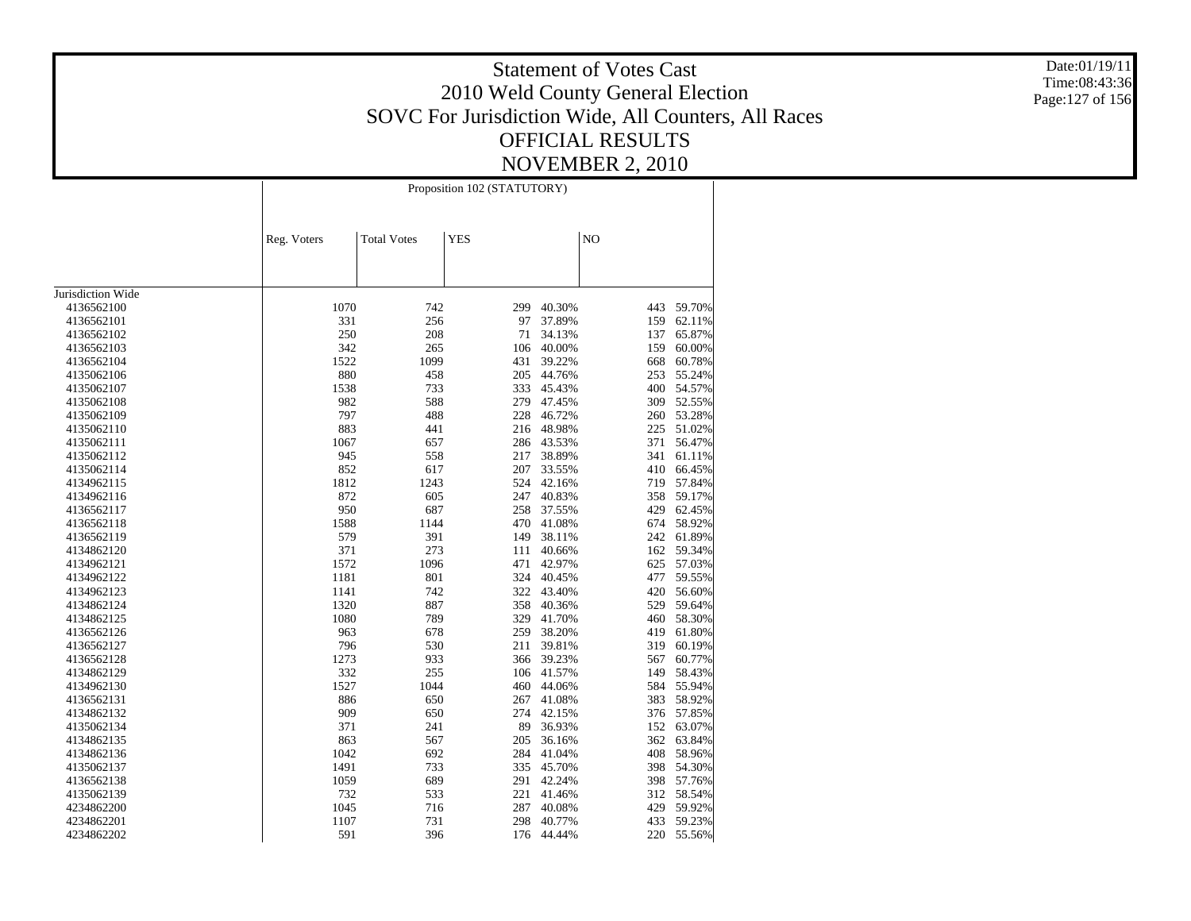# Statement of Votes Cast
# 2010 Weld County General Election
# SOVC For Jurisdiction Wide, All Counters, All Races
# OFFICIAL RESULTS
# NOVEMBER 2, 2010

Date:01/19/11
Time:08:43:36

| | Proposition 102 (STATUTORY) | | | | | |
|---|---|---|---|---|---|---|
| | Reg. Voters | Total Votes | YES | | NO | |
| Jurisdiction Wide | | | | | | |
| 4136562100 | 1070 | 742 | 299 | 40.30% | 443 | 59.70% |
| 4136562101 | 331 | 256 | 97 | 37.89% | 159 | 62.11% |
| 4136562102 | 250 | 208 | 71 | 34.13% | 137 | 65.87% |
| 4136562103 | 342 | 265 | 106 | 40.00% | 159 | 60.00% |
| 4136562104 | 1522 | 1099 | 431 | 39.22% | 668 | 60.78% |
| 4135062106 | 880 | 458 | 205 | 44.76% | 253 | 55.24% |
| 4135062107 | 1538 | 733 | 333 | 45.43% | 400 | 54.57% |
| 4135062108 | 982 | 588 | 279 | 47.45% | 309 | 52.55% |
| 4135062109 | 797 | 488 | 228 | 46.72% | 260 | 53.28% |
| 4135062110 | 883 | 441 | 216 | 48.98% | 225 | 51.02% |
| 4135062111 | 1067 | 657 | 286 | 43.53% | 371 | 56.47% |
| 4135062112 | 945 | 558 | 217 | 38.89% | 341 | 61.11% |
| 4135062114 | 852 | 617 | 207 | 33.55% | 410 | 66.45% |
| 4134962115 | 1812 | 1243 | 524 | 42.16% | 719 | 57.84% |
| 4134962116 | 872 | 605 | 247 | 40.83% | 358 | 59.17% |
| 4136562117 | 950 | 687 | 258 | 37.55% | 429 | 62.45% |
| 4136562118 | 1588 | 1144 | 470 | 41.08% | 674 | 58.92% |
| 4136562119 | 579 | 391 | 149 | 38.11% | 242 | 61.89% |
| 4134862120 | 371 | 273 | 111 | 40.66% | 162 | 59.34% |
| 4134962121 | 1572 | 1096 | 471 | 42.97% | 625 | 57.03% |
| 4134962122 | 1181 | 801 | 324 | 40.45% | 477 | 59.55% |
| 4134962123 | 1141 | 742 | 322 | 43.40% | 420 | 56.60% |
| 4134962124 | 1320 | 887 | 358 | 40.36% | 529 | 59.64% |
| 4134862125 | 1080 | 789 | 329 | 41.70% | 460 | 58.30% |
| 4136562126 | 963 | 678 | 259 | 38.20% | 419 | 61.80% |
| 4136562127 | 796 | 530 | 211 | 39.81% | 319 | 60.19% |
| 4136562128 | 1273 | 933 | 366 | 39.23% | 567 | 60.77% |
| 4134862129 | 332 | 255 | 106 | 41.57% | 149 | 58.43% |
| 4134962130 | 1527 | 1044 | 460 | 44.06% | 584 | 55.94% |
| 4136562131 | 886 | 650 | 267 | 41.08% | 383 | 58.92% |
| 4134862132 | 909 | 650 | 274 | 42.15% | 376 | 57.85% |
| 4135062134 | 371 | 241 | 89 | 36.93% | 152 | 63.07% |
| 4134862135 | 863 | 567 | 205 | 36.16% | 362 | 63.84% |
| 4134862136 | 1042 | 692 | 284 | 41.04% | 408 | 58.96% |
| 4135062137 | 1491 | 733 | 335 | 45.70% | 398 | 54.30% |
| 4136562138 | 1059 | 689 | 291 | 42.24% | 398 | 57.76% |
| 4135062139 | 732 | 533 | 221 | 41.46% | 312 | 58.54% |
| 4234862200 | 1045 | 716 | 287 | 40.08% | 429 | 59.92% |
| 4234862201 | 1107 | 731 | 298 | 40.77% | 433 | 59.23% |
| 4234862202 | 591 | 396 | 176 | 44.44% | 220 | 55.56% |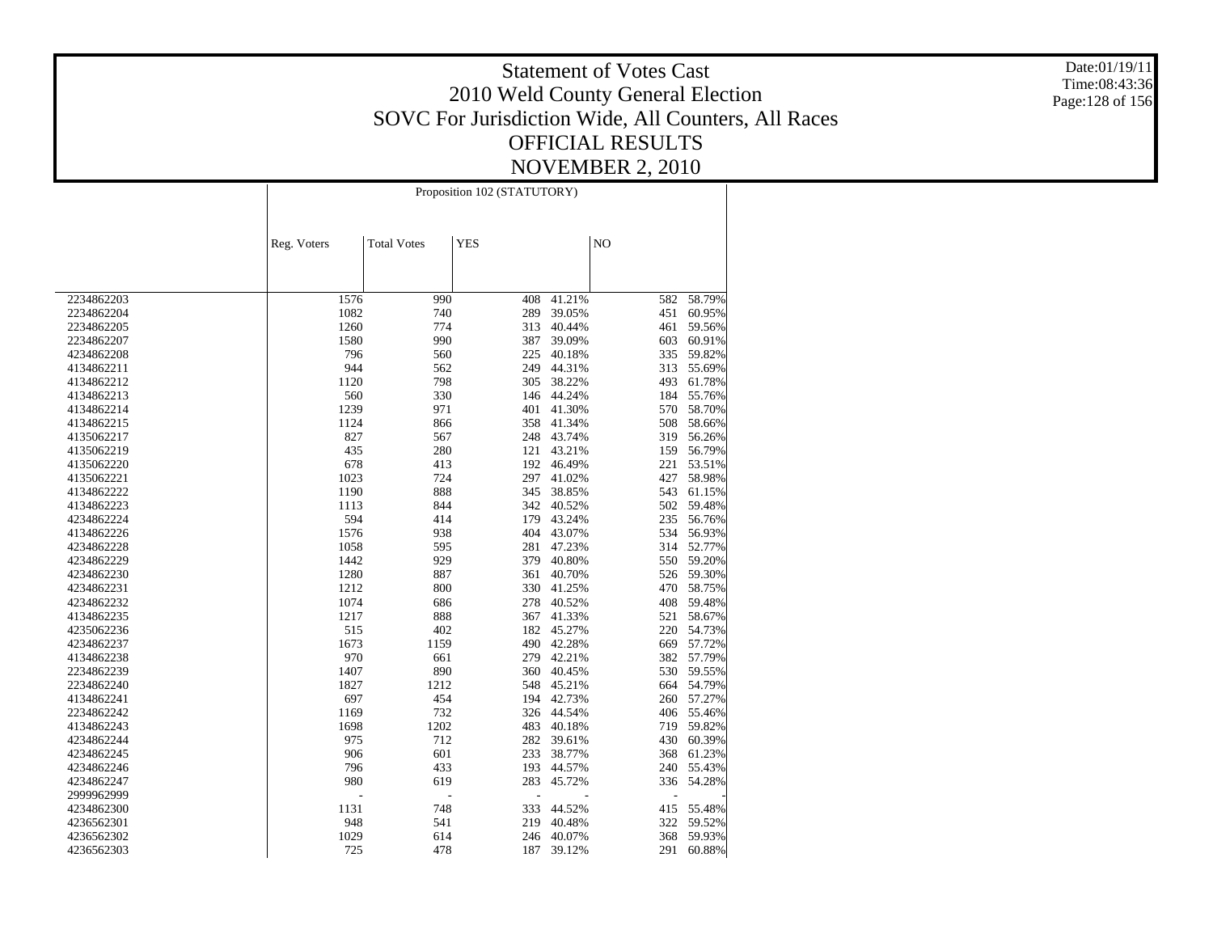# Statement of Votes Cast
## 2010 Weld County General Election
## SOVC For Jurisdiction Wide, All Counters, All Races
## OFFICIAL RESULTS
## NOVEMBER 2, 2010

Date:01/19/11
Time:08:43:36

| | Proposition 102 (STATUTORY) | | | | | |
|---|---|---|---|---|---|---|
| | Reg. Voters | Total Votes | YES | | NO | |
| 2234862203 | 1576 | 990 | 408 | 41.21% | 582 | 58.79% |
| 2234862204 | 1082 | 740 | 289 | 39.05% | 451 | 60.95% |
| 2234862205 | 1260 | 774 | 313 | 40.44% | 461 | 59.56% |
| 2234862207 | 1580 | 990 | 387 | 39.09% | 603 | 60.91% |
| 4234862208 | 796 | 560 | 225 | 40.18% | 335 | 59.82% |
| 4134862211 | 944 | 562 | 249 | 44.31% | 313 | 55.69% |
| 4134862212 | 1120 | 798 | 305 | 38.22% | 493 | 61.78% |
| 4134862213 | 560 | 330 | 146 | 44.24% | 184 | 55.76% |
| 4134862214 | 1239 | 971 | 401 | 41.30% | 570 | 58.70% |
| 4134862215 | 1124 | 866 | 358 | 41.34% | 508 | 58.66% |
| 4135062217 | 827 | 567 | 248 | 43.74% | 319 | 56.26% |
| 4135062219 | 435 | 280 | 121 | 43.21% | 159 | 56.79% |
| 4135062220 | 678 | 413 | 192 | 46.49% | 221 | 53.51% |
| 4135062221 | 1023 | 724 | 297 | 41.02% | 427 | 58.98% |
| 4134862222 | 1190 | 888 | 345 | 38.85% | 543 | 61.15% |
| 4134862223 | 1113 | 844 | 342 | 40.52% | 502 | 59.48% |
| 4234862224 | 594 | 414 | 179 | 43.24% | 235 | 56.76% |
| 4134862226 | 1576 | 938 | 404 | 43.07% | 534 | 56.93% |
| 4234862228 | 1058 | 595 | 281 | 47.23% | 314 | 52.77% |
| 4234862229 | 1442 | 929 | 379 | 40.80% | 550 | 59.20% |
| 4234862230 | 1280 | 887 | 361 | 40.70% | 526 | 59.30% |
| 4234862231 | 1212 | 800 | 330 | 41.25% | 470 | 58.75% |
| 4234862232 | 1074 | 686 | 278 | 40.52% | 408 | 59.48% |
| 4134862235 | 1217 | 888 | 367 | 41.33% | 521 | 58.67% |
| 4235062236 | 515 | 402 | 182 | 45.27% | 220 | 54.73% |
| 4234862237 | 1673 | 1159 | 490 | 42.28% | 669 | 57.72% |
| 4134862238 | 970 | 661 | 279 | 42.21% | 382 | 57.79% |
| 2234862239 | 1407 | 890 | 360 | 40.45% | 530 | 59.55% |
| 2234862240 | 1827 | 1212 | 548 | 45.21% | 664 | 54.79% |
| 4134862241 | 697 | 454 | 194 | 42.73% | 260 | 57.27% |
| 2234862242 | 1169 | 732 | 326 | 44.54% | 406 | 55.46% |
| 4134862243 | 1698 | 1202 | 483 | 40.18% | 719 | 59.82% |
| 4234862244 | 975 | 712 | 282 | 39.61% | 430 | 60.39% |
| 4234862245 | 906 | 601 | 233 | 38.77% | 368 | 61.23% |
| 4234862246 | 796 | 433 | 193 | 44.57% | 240 | 55.43% |
| 4234862247 | 980 | 619 | 283 | 45.72% | 336 | 54.28% |
| 2999962999 | - | - | - | - | - | - |
| 4234862300 | 1131 | 748 | 333 | 44.52% | 415 | 55.48% |
| 4236562301 | 948 | 541 | 219 | 40.48% | 322 | 59.52% |
| 4236562302 | 1029 | 614 | 246 | 40.07% | 368 | 59.93% |
| 4236562303 | 725 | 478 | 187 | 39.12% | 291 | 60.88% |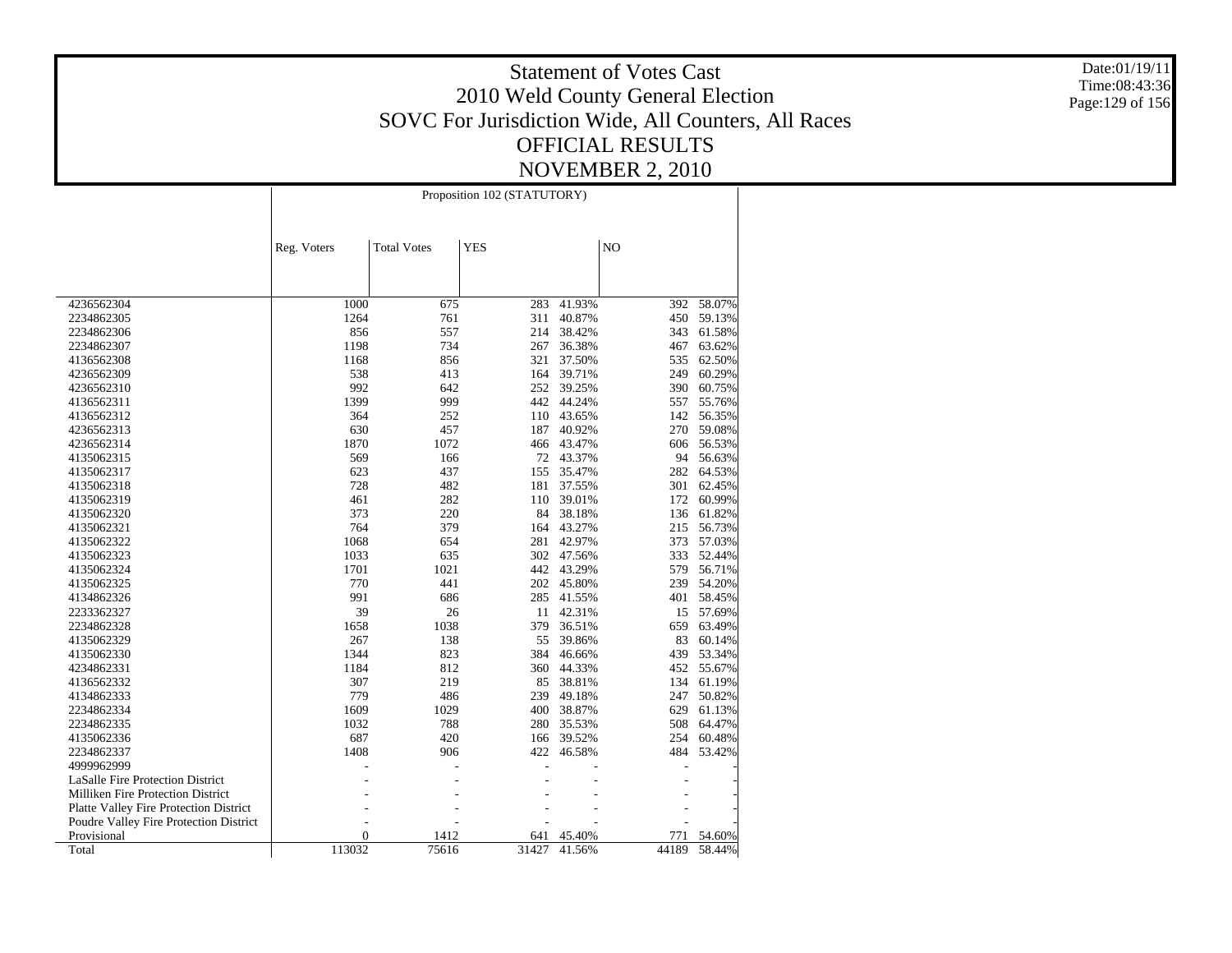# Statement of Votes Cast
## 2010 Weld County General Election
## SOVC For Jurisdiction Wide, All Counters, All Races
## OFFICIAL RESULTS
## NOVEMBER 2, 2010

Date:01/19/11
Time:08:43:36

| | Proposition 102 (STATUTORY) | | | | | |
|---|---|---|---|---|---|---|
| | Reg. Voters | Total Votes | YES | | NO | |
| 4236562304 | 1000 | 675 | 283 | 41.93% | 392 | 58.07% |
| 2234862305 | 1264 | 761 | 311 | 40.87% | 450 | 59.13% |
| 2234862306 | 856 | 557 | 214 | 38.42% | 343 | 61.58% |
| 2234862307 | 1198 | 734 | 267 | 36.38% | 467 | 63.62% |
| 4136562308 | 1168 | 856 | 321 | 37.50% | 535 | 62.50% |
| 4236562309 | 538 | 413 | 164 | 39.71% | 249 | 60.29% |
| 4236562310 | 992 | 642 | 252 | 39.25% | 390 | 60.75% |
| 4136562311 | 1399 | 999 | 442 | 44.24% | 557 | 55.76% |
| 4136562312 | 364 | 252 | 110 | 43.65% | 142 | 56.35% |
| 4236562313 | 630 | 457 | 187 | 40.92% | 270 | 59.08% |
| 4236562314 | 1870 | 1072 | 466 | 43.47% | 606 | 56.53% |
| 4135062315 | 569 | 166 | 72 | 43.37% | 94 | 56.63% |
| 4135062317 | 623 | 437 | 155 | 35.47% | 282 | 64.53% |
| 4135062318 | 728 | 482 | 181 | 37.55% | 301 | 62.45% |
| 4135062319 | 461 | 282 | 110 | 39.01% | 172 | 60.99% |
| 4135062320 | 373 | 220 | 84 | 38.18% | 136 | 61.82% |
| 4135062321 | 764 | 379 | 164 | 43.27% | 215 | 56.73% |
| 4135062322 | 1068 | 654 | 281 | 42.97% | 373 | 57.03% |
| 4135062323 | 1033 | 635 | 302 | 47.56% | 333 | 52.44% |
| 4135062324 | 1701 | 1021 | 442 | 43.29% | 579 | 56.71% |
| 4135062325 | 770 | 441 | 202 | 45.80% | 239 | 54.20% |
| 4134862326 | 991 | 686 | 285 | 41.55% | 401 | 58.45% |
| 2233362327 | 39 | 26 | 11 | 42.31% | 15 | 57.69% |
| 2234862328 | 1658 | 1038 | 379 | 36.51% | 659 | 63.49% |
| 4135062329 | 267 | 138 | 55 | 39.86% | 83 | 60.14% |
| 4135062330 | 1344 | 823 | 384 | 46.66% | 439 | 53.34% |
| 4234862331 | 1184 | 812 | 360 | 44.33% | 452 | 55.67% |
| 4136562332 | 307 | 219 | 85 | 38.81% | 134 | 61.19% |
| 4134862333 | 779 | 486 | 239 | 49.18% | 247 | 50.82% |
| 2234862334 | 1609 | 1029 | 400 | 38.87% | 629 | 61.13% |
| 2234862335 | 1032 | 788 | 280 | 35.53% | 508 | 64.47% |
| 4135062336 | 687 | 420 | 166 | 39.52% | 254 | 60.48% |
| 2234862337 | 1408 | 906 | 422 | 46.58% | 484 | 53.42% |
| 4999962999 | - | - | - | - | - | - |
| LaSalle Fire Protection District | - | - | - | - | - | - |
| Milliken Fire Protection District | - | - | - | - | - | - |
| Platte Valley Fire Protection District | - | - | - | - | - | - |
| Poudre Valley Fire Protection District | - | - | - | - | - | - |
| Provisional | 0 | 1412 | 641 | 45.40% | 771 | 54.60% |
| Total | 113032 | 75616 | 31427 | 41.56% | 44189 | 58.44% |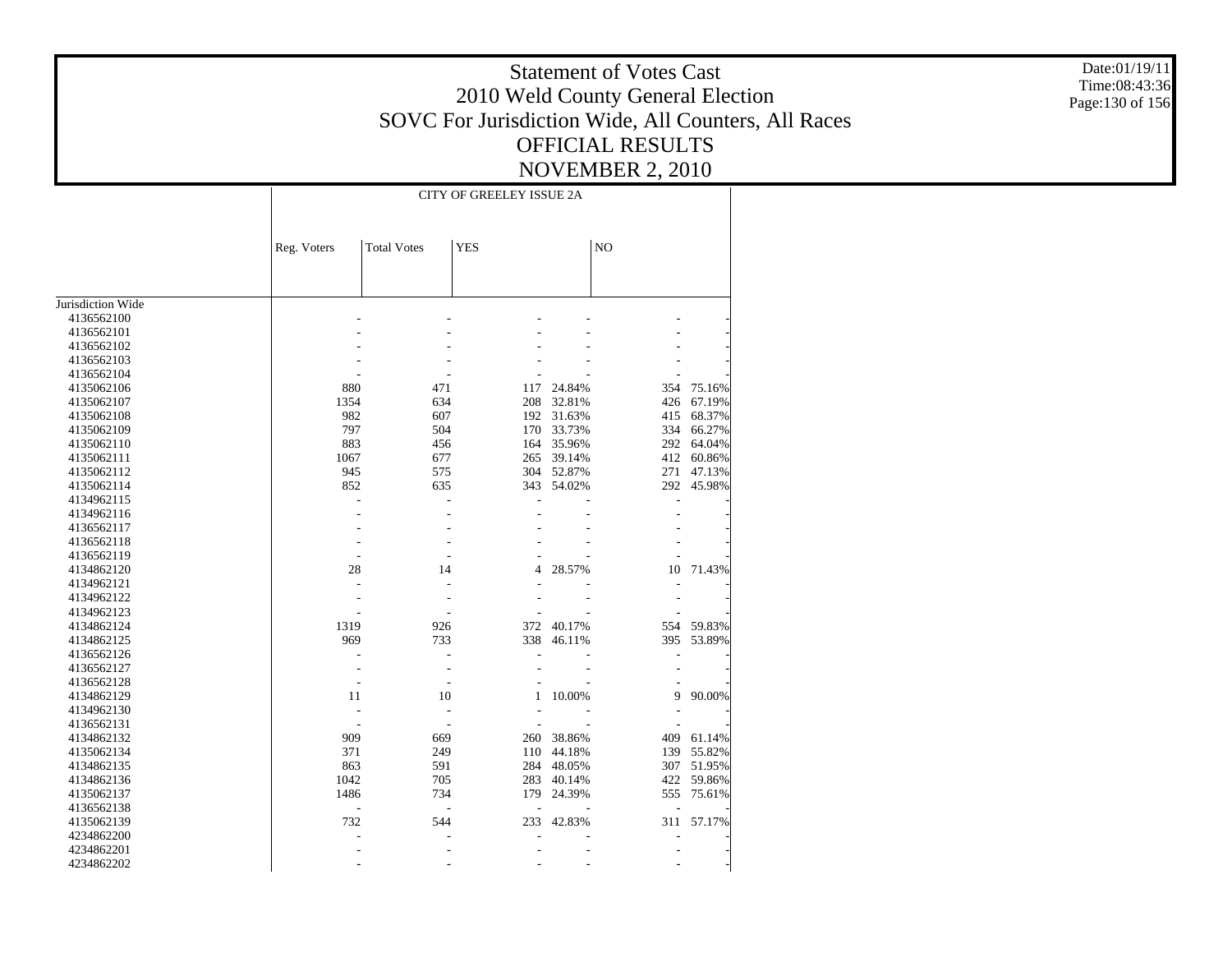# Statement of Votes Cast
## 2010 Weld County General Election
## SOVC For Jurisdiction Wide, All Counters, All Races
## OFFICIAL RESULTS
## NOVEMBER 2, 2010

Date:01/19/11
Time:08:43:36

| | CITY OF GREELEY ISSUE 2A | | | | | |
|---|---|---|---|---|---|---|
| | Reg. Voters | Total Votes | YES | | NO | |
| Jurisdiction Wide | | | | | | |
| 4136562100 | - | - | - | - | - | - |
| 4136562101 | - | - | - | - | - | - |
| 4136562102 | - | - | - | - | - | - |
| 4136562103 | - | - | - | - | - | - |
| 4136562104 | - | - | - | - | - | - |
| 4135062106 | 880 | 471 | 117 | 24.84% | 354 | 75.16% |
| 4135062107 | 1354 | 634 | 208 | 32.81% | 426 | 67.19% |
| 4135062108 | 982 | 607 | 192 | 31.63% | 415 | 68.37% |
| 4135062109 | 797 | 504 | 170 | 33.73% | 334 | 66.27% |
| 4135062110 | 883 | 456 | 164 | 35.96% | 292 | 64.04% |
| 4135062111 | 1067 | 677 | 265 | 39.14% | 412 | 60.86% |
| 4135062112 | 945 | 575 | 304 | 52.87% | 271 | 47.13% |
| 4135062114 | 852 | 635 | 343 | 54.02% | 292 | 45.98% |
| 4134962115 | - | - | - | - | - | - |
| 4134962116 | - | - | - | - | - | - |
| 4136562117 | - | - | - | - | - | - |
| 4136562118 | - | - | - | - | - | - |
| 4136562119 | - | - | - | - | - | - |
| 4134862120 | 28 | 14 | 4 | 28.57% | 10 | 71.43% |
| 4134962121 | - | - | - | - | - | - |
| 4134962122 | - | - | - | - | - | - |
| 4134962123 | - | - | - | - | - | - |
| 4134862124 | 1319 | 926 | 372 | 40.17% | 554 | 59.83% |
| 4134862125 | 969 | 733 | 338 | 46.11% | 395 | 53.89% |
| 4136562126 | - | - | - | - | - | - |
| 4136562127 | - | - | - | - | - | - |
| 4136562128 | - | - | - | - | - | - |
| 4134862129 | 11 | 10 | 1 | 10.00% | 9 | 90.00% |
| 4134962130 | - | - | - | - | - | - |
| 4136562131 | - | - | - | - | - | - |
| 4134862132 | 909 | 669 | 260 | 38.86% | 409 | 61.14% |
| 4135062134 | 371 | 249 | 110 | 44.18% | 139 | 55.82% |
| 4134862135 | 863 | 591 | 284 | 48.05% | 307 | 51.95% |
| 4134862136 | 1042 | 705 | 283 | 40.14% | 422 | 59.86% |
| 4135062137 | 1486 | 734 | 179 | 24.39% | 555 | 75.61% |
| 4136562138 | - | - | - | - | - | - |
| 4135062139 | 732 | 544 | 233 | 42.83% | 311 | 57.17% |
| 4234862200 | - | - | - | - | - | - |
| 4234862201 | - | - | - | - | - | - |
| 4234862202 | - | - | - | - | - | - |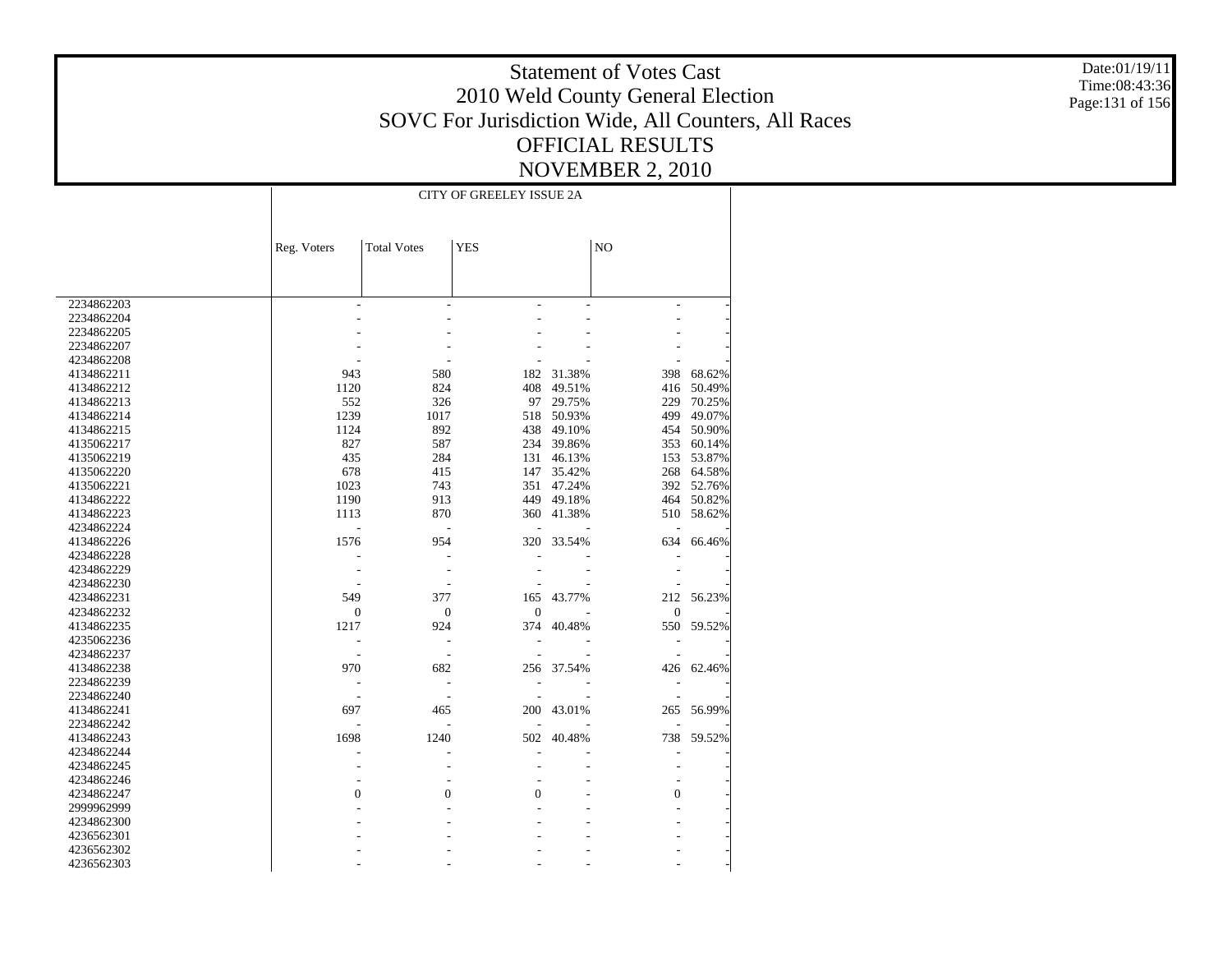# Statement of Votes Cast
## 2010 Weld County General Election
## SOVC For Jurisdiction Wide, All Counters, All Races
## OFFICIAL RESULTS
## NOVEMBER 2, 2010

Date:01/19/11
Time:08:43:36

| | CITY OF GREELEY ISSUE 2A | | | | | |
|---|---|---|---|---|---|---|
| | Reg. Voters | Total Votes | YES | | NO | |
| 2234862203 | - | - | - | - | - | - |
| 2234862204 | - | - | - | - | - | - |
| 2234862205 | - | - | - | - | - | - |
| 2234862207 | - | - | - | - | - | - |
| 4234862208 | - | - | - | - | - | - |
| 4134862211 | 943 | 580 | 182 | 31.38% | 398 | 68.62% |
| 4134862212 | 1120 | 824 | 408 | 49.51% | 416 | 50.49% |
| 4134862213 | 552 | 326 | 97 | 29.75% | 229 | 70.25% |
| 4134862214 | 1239 | 1017 | 518 | 50.93% | 499 | 49.07% |
| 4134862215 | 1124 | 892 | 438 | 49.10% | 454 | 50.90% |
| 4135062217 | 827 | 587 | 234 | 39.86% | 353 | 60.14% |
| 4135062219 | 435 | 284 | 131 | 46.13% | 153 | 53.87% |
| 4135062220 | 678 | 415 | 147 | 35.42% | 268 | 64.58% |
| 4135062221 | 1023 | 743 | 351 | 47.24% | 392 | 52.76% |
| 4134862222 | 1190 | 913 | 449 | 49.18% | 464 | 50.82% |
| 4134862223 | 1113 | 870 | 360 | 41.38% | 510 | 58.62% |
| 4234862224 | - | - | - | - | - | - |
| 4134862226 | 1576 | 954 | 320 | 33.54% | 634 | 66.46% |
| 4234862228 | - | - | - | - | - | - |
| 4234862229 | - | - | - | - | - | - |
| 4234862230 | - | - | - | - | - | - |
| 4234862231 | 549 | 377 | 165 | 43.77% | 212 | 56.23% |
| 4234862232 | 0 | 0 | 0 | - | 0 | - |
| 4134862235 | 1217 | 924 | 374 | 40.48% | 550 | 59.52% |
| 4235062236 | - | - | - | - | - | - |
| 4234862237 | - | - | - | - | - | - |
| 4134862238 | 970 | 682 | 256 | 37.54% | 426 | 62.46% |
| 2234862239 | - | - | - | - | - | - |
| 2234862240 | - | - | - | - | - | - |
| 4134862241 | 697 | 465 | 200 | 43.01% | 265 | 56.99% |
| 2234862242 | - | - | - | - | - | - |
| 4134862243 | 1698 | 1240 | 502 | 40.48% | 738 | 59.52% |
| 4234862244 | - | - | - | - | - | - |
| 4234862245 | - | - | - | - | - | - |
| 4234862246 | - | - | - | - | - | - |
| 4234862247 | 0 | 0 | 0 | - | 0 | - |
| 2999962999 | - | - | - | - | - | - |
| 4234862300 | - | - | - | - | - | - |
| 4236562301 | - | - | - | - | - | - |
| 4236562302 | - | - | - | - | - | - |
| 4236562303 | - | - | - | - | - | - |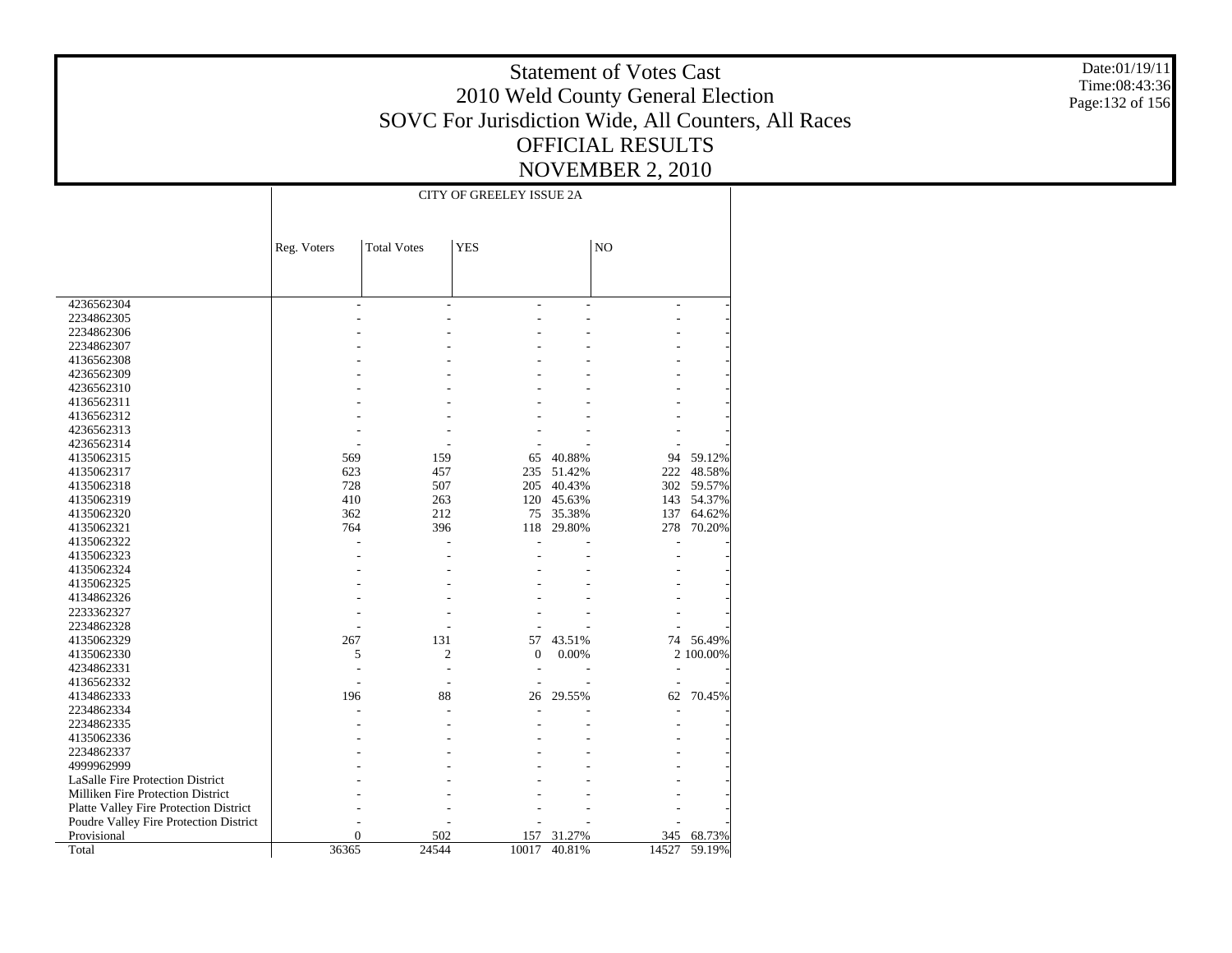# Statement of Votes Cast
## 2010 Weld County General Election
## SOVC For Jurisdiction Wide, All Counters, All Races
## OFFICIAL RESULTS
## NOVEMBER 2, 2010

Date:01/19/11
Time:08:43:36

| | CITY OF GREELEY ISSUE 2A | | | | | |
|---|---|---|---|---|---|---|
| | Reg. Voters | Total Votes | YES | | NO | |
| 4236562304 | - | - | - | - | - | - |
| 2234862305 | - | - | - | - | - | - |
| 2234862306 | - | - | - | - | - | - |
| 2234862307 | - | - | - | - | - | - |
| 4136562308 | - | - | - | - | - | - |
| 4236562309 | - | - | - | - | - | - |
| 4236562310 | - | - | - | - | - | - |
| 4136562311 | - | - | - | - | - | - |
| 4136562312 | - | - | - | - | - | - |
| 4236562313 | - | - | - | - | - | - |
| 4236562314 | - | - | - | - | - | - |
| 4135062315 | 569 | 159 | 65 | 40.88% | 94 | 59.12% |
| 4135062317 | 623 | 457 | 235 | 51.42% | 222 | 48.58% |
| 4135062318 | 728 | 507 | 205 | 40.43% | 302 | 59.57% |
| 4135062319 | 410 | 263 | 120 | 45.63% | 143 | 54.37% |
| 4135062320 | 362 | 212 | 75 | 35.38% | 137 | 64.62% |
| 4135062321 | 764 | 396 | 118 | 29.80% | 278 | 70.20% |
| 4135062322 | - | - | - | - | - | - |
| 4135062323 | - | - | - | - | - | - |
| 4135062324 | - | - | - | - | - | - |
| 4135062325 | - | - | - | - | - | - |
| 4134862326 | - | - | - | - | - | - |
| 2233362327 | - | - | - | - | - | - |
| 2234862328 | - | - | - | - | - | - |
| 4135062329 | 267 | 131 | 57 | 43.51% | 74 | 56.49% |
| 4135062330 | 5 | 2 | 0 | 0.00% | 2 | 100.00% |
| 4234862331 | - | - | - | - | - | - |
| 4136562332 | - | - | - | - | - | - |
| 4134862333 | 196 | 88 | 26 | 29.55% | 62 | 70.45% |
| 2234862334 | - | - | - | - | - | - |
| 2234862335 | - | - | - | - | - | - |
| 4135062336 | - | - | - | - | - | - |
| 2234862337 | - | - | - | - | - | - |
| 4999962999 | - | - | - | - | - | - |
| LaSalle Fire Protection District | - | - | - | - | - | - |
| Milliken Fire Protection District | - | - | - | - | - | - |
| Platte Valley Fire Protection District | - | - | - | - | - | - |
| Poudre Valley Fire Protection District | - | - | - | - | - | - |
| Provisional | 0 | 502 | 157 | 31.27% | 345 | 68.73% |
| Total | 36365 | 24544 | 10017 | 40.81% | 14527 | 59.19% |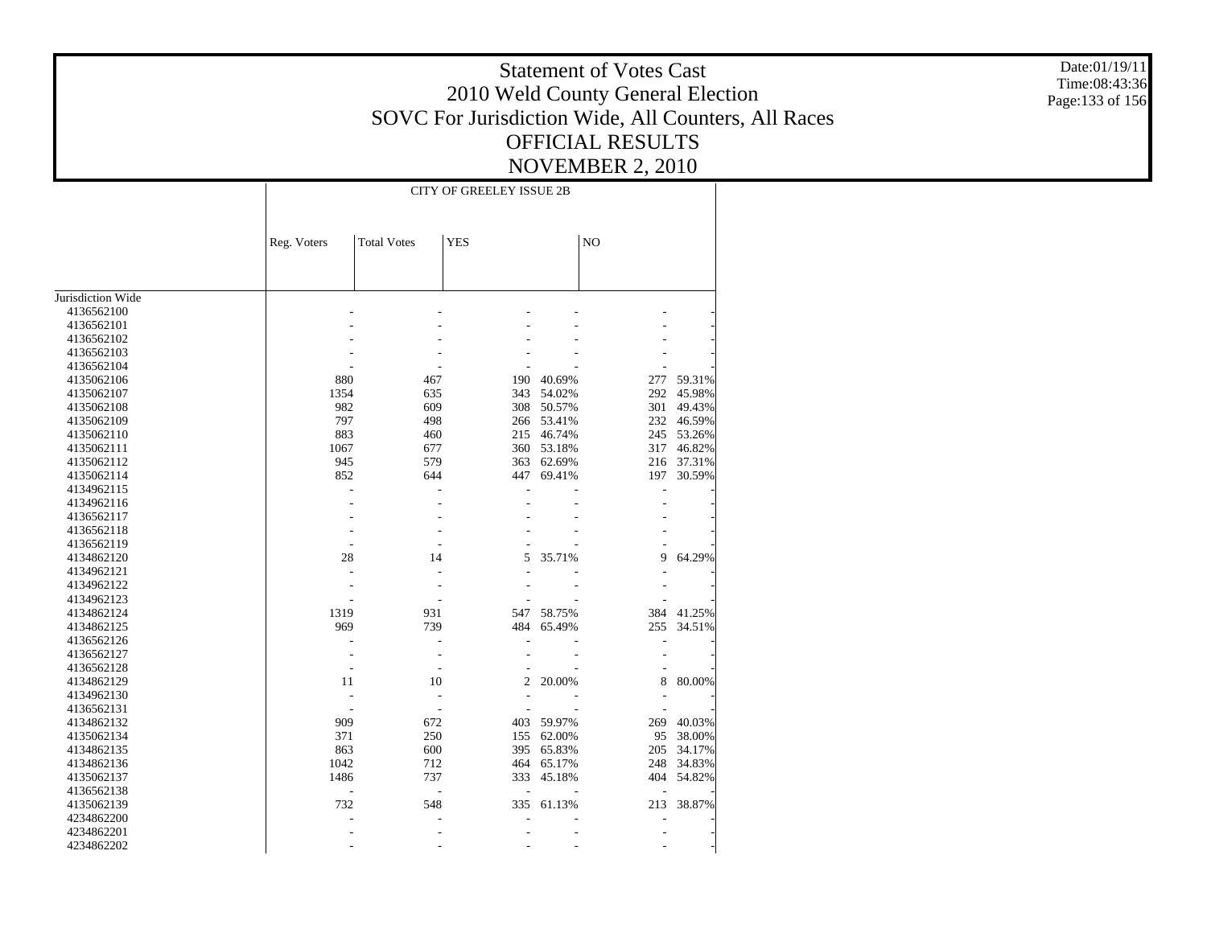# Statement of Votes Cast
## 2010 Weld County General Election
## SOVC For Jurisdiction Wide, All Counters, All Races
## OFFICIAL RESULTS
## NOVEMBER 2, 2010

Date:01/19/11
Time:08:43:36

| | CITY OF GREELEY ISSUE 2B | | | | | |
|---|---|---|---|---|---|---|
| | Reg. Voters | Total Votes | YES | | NO | |
| Jurisdiction Wide | | | | | | |
| 4136562100 | - | - | - | - | - | - |
| 4136562101 | - | - | - | - | - | - |
| 4136562102 | - | - | - | - | - | - |
| 4136562103 | - | - | - | - | - | - |
| 4136562104 | - | - | - | - | - | - |
| 4135062106 | 880 | 467 | 190 | 40.69% | 277 | 59.31% |
| 4135062107 | 1354 | 635 | 343 | 54.02% | 292 | 45.98% |
| 4135062108 | 982 | 609 | 308 | 50.57% | 301 | 49.43% |
| 4135062109 | 797 | 498 | 266 | 53.41% | 232 | 46.59% |
| 4135062110 | 883 | 460 | 215 | 46.74% | 245 | 53.26% |
| 4135062111 | 1067 | 677 | 360 | 53.18% | 317 | 46.82% |
| 4135062112 | 945 | 579 | 363 | 62.69% | 216 | 37.31% |
| 4135062114 | 852 | 644 | 447 | 69.41% | 197 | 30.59% |
| 4134962115 | - | - | - | - | - | - |
| 4134962116 | - | - | - | - | - | - |
| 4136562117 | - | - | - | - | - | - |
| 4136562118 | - | - | - | - | - | - |
| 4136562119 | - | - | - | - | - | - |
| 4134862120 | 28 | 14 | 5 | 35.71% | 9 | 64.29% |
| 4134962121 | - | - | - | - | - | - |
| 4134962122 | - | - | - | - | - | - |
| 4134962123 | - | - | - | - | - | - |
| 4134862124 | 1319 | 931 | 547 | 58.75% | 384 | 41.25% |
| 4134862125 | 969 | 739 | 484 | 65.49% | 255 | 34.51% |
| 4136562126 | - | - | - | - | - | - |
| 4136562127 | - | - | - | - | - | - |
| 4136562128 | - | - | - | - | - | - |
| 4134862129 | 11 | 10 | 2 | 20.00% | 8 | 80.00% |
| 4134962130 | - | - | - | - | - | - |
| 4136562131 | - | - | - | - | - | - |
| 4134862132 | 909 | 672 | 403 | 59.97% | 269 | 40.03% |
| 4135062134 | 371 | 250 | 155 | 62.00% | 95 | 38.00% |
| 4134862135 | 863 | 600 | 395 | 65.83% | 205 | 34.17% |
| 4134862136 | 1042 | 712 | 464 | 65.17% | 248 | 34.83% |
| 4135062137 | 1486 | 737 | 333 | 45.18% | 404 | 54.82% |
| 4136562138 | - | - | - | - | - | - |
| 4135062139 | 732 | 548 | 335 | 61.13% | 213 | 38.87% |
| 4234862200 | - | - | - | - | - | - |
| 4234862201 | - | - | - | - | - | - |
| 4234862202 | - | - | - | - | - | - |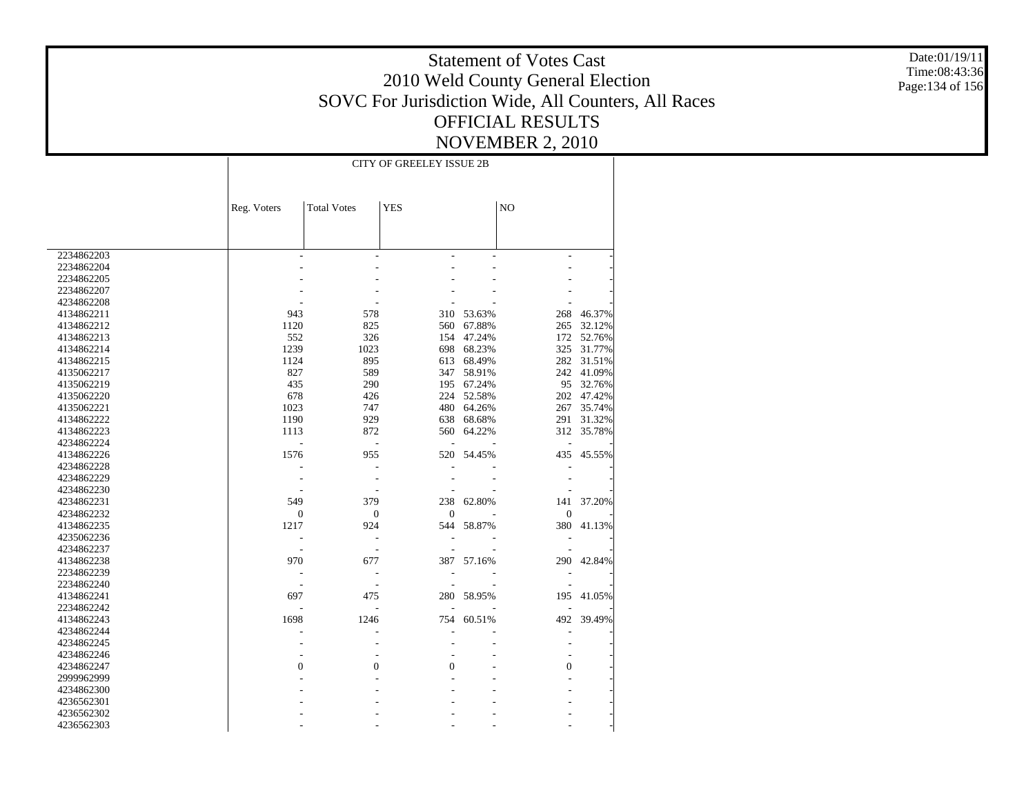# Statement of Votes Cast
## 2010 Weld County General Election
## SOVC For Jurisdiction Wide, All Counters, All Races
## OFFICIAL RESULTS
## NOVEMBER 2, 2010

Date:01/19/11
Time:08:43:36

| | CITY OF GREELEY ISSUE 2B | | | | | |
|---|---|---|---|---|---|---|
| | Reg. Voters | Total Votes | YES | | NO | |
| 2234862203 | - | - | - | - | - | - |
| 2234862204 | - | - | - | - | - | - |
| 2234862205 | - | - | - | - | - | - |
| 2234862207 | - | - | - | - | - | - |
| 4234862208 | - | - | - | - | - | - |
| 4134862211 | 943 | 578 | 310 | 53.63% | 268 | 46.37% |
| 4134862212 | 1120 | 825 | 560 | 67.88% | 265 | 32.12% |
| 4134862213 | 552 | 326 | 154 | 47.24% | 172 | 52.76% |
| 4134862214 | 1239 | 1023 | 698 | 68.23% | 325 | 31.77% |
| 4134862215 | 1124 | 895 | 613 | 68.49% | 282 | 31.51% |
| 4135062217 | 827 | 589 | 347 | 58.91% | 242 | 41.09% |
| 4135062219 | 435 | 290 | 195 | 67.24% | 95 | 32.76% |
| 4135062220 | 678 | 426 | 224 | 52.58% | 202 | 47.42% |
| 4135062221 | 1023 | 747 | 480 | 64.26% | 267 | 35.74% |
| 4134862222 | 1190 | 929 | 638 | 68.68% | 291 | 31.32% |
| 4134862223 | 1113 | 872 | 560 | 64.22% | 312 | 35.78% |
| 4234862224 | - | - | - | - | - | - |
| 4134862226 | 1576 | 955 | 520 | 54.45% | 435 | 45.55% |
| 4234862228 | - | - | - | - | - | - |
| 4234862229 | - | - | - | - | - | - |
| 4234862230 | - | - | - | - | - | - |
| 4234862231 | 549 | 379 | 238 | 62.80% | 141 | 37.20% |
| 4234862232 | 0 | 0 | 0 | - | 0 | - |
| 4134862235 | 1217 | 924 | 544 | 58.87% | 380 | 41.13% |
| 4235062236 | - | - | - | - | - | - |
| 4234862237 | - | - | - | - | - | - |
| 4134862238 | 970 | 677 | 387 | 57.16% | 290 | 42.84% |
| 2234862239 | - | - | - | - | - | - |
| 2234862240 | - | - | - | - | - | - |
| 4134862241 | 697 | 475 | 280 | 58.95% | 195 | 41.05% |
| 2234862242 | - | - | - | - | - | - |
| 4134862243 | 1698 | 1246 | 754 | 60.51% | 492 | 39.49% |
| 4234862244 | - | - | - | - | - | - |
| 4234862245 | - | - | - | - | - | - |
| 4234862246 | - | - | - | - | - | - |
| 4234862247 | 0 | 0 | 0 | - | 0 | - |
| 2999962999 | - | - | - | - | - | - |
| 4234862300 | - | - | - | - | - | - |
| 4236562301 | - | - | - | - | - | - |
| 4236562302 | - | - | - | - | - | - |
| 4236562303 | - | - | - | - | - | - |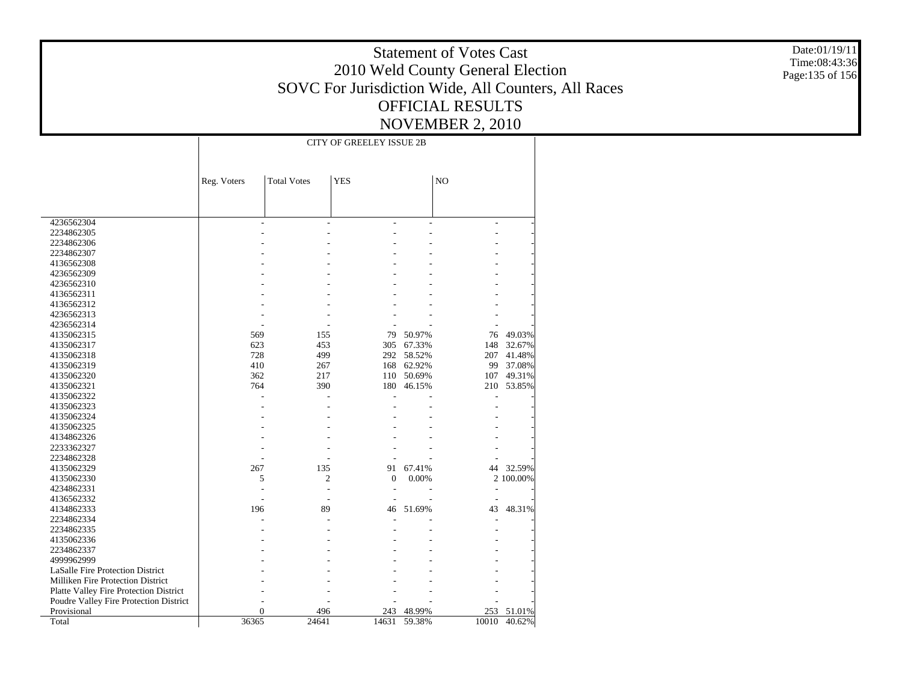# Statement of Votes Cast
# 2010 Weld County General Election
## SOVC For Jurisdiction Wide, All Counters, All Races
## OFFICIAL RESULTS
## NOVEMBER 2, 2010

Date:01/19/11
Time:08:43:36

| | CITY OF GREELEY ISSUE 2B | | | | | |
|---|---|---|---|---|---|---|
| | Reg. Voters | Total Votes | YES | | NO | |
| 4236562304 | - | - | - | - | - | - |
| 2234862305 | - | - | - | - | - | - |
| 2234862306 | - | - | - | - | - | - |
| 2234862307 | - | - | - | - | - | - |
| 4136562308 | - | - | - | - | - | - |
| 4236562309 | - | - | - | - | - | - |
| 4236562310 | - | - | - | - | - | - |
| 4136562311 | - | - | - | - | - | - |
| 4136562312 | - | - | - | - | - | - |
| 4236562313 | - | - | - | - | - | - |
| 4236562314 | - | - | - | - | - | - |
| 4135062315 | 569 | 155 | 79 | 50.97% | 76 | 49.03% |
| 4135062317 | 623 | 453 | 305 | 67.33% | 148 | 32.67% |
| 4135062318 | 728 | 499 | 292 | 58.52% | 207 | 41.48% |
| 4135062319 | 410 | 267 | 168 | 62.92% | 99 | 37.08% |
| 4135062320 | 362 | 217 | 110 | 50.69% | 107 | 49.31% |
| 4135062321 | 764 | 390 | 180 | 46.15% | 210 | 53.85% |
| 4135062322 | - | - | - | - | - | - |
| 4135062323 | - | - | - | - | - | - |
| 4135062324 | - | - | - | - | - | - |
| 4135062325 | - | - | - | - | - | - |
| 4134862326 | - | - | - | - | - | - |
| 2233362327 | - | - | - | - | - | - |
| 2234862328 | - | - | - | - | - | - |
| 4135062329 | 267 | 135 | 91 | 67.41% | 44 | 32.59% |
| 4135062330 | 5 | 2 | 0 | 0.00% | 2 | 100.00% |
| 4234862331 | - | - | - | - | - | - |
| 4136562332 | - | - | - | - | - | - |
| 4134862333 | 196 | 89 | 46 | 51.69% | 43 | 48.31% |
| 2234862334 | - | - | - | - | - | - |
| 2234862335 | - | - | - | - | - | - |
| 4135062336 | - | - | - | - | - | - |
| 2234862337 | - | - | - | - | - | - |
| 4999962999 | - | - | - | - | - | - |
| LaSalle Fire Protection District | - | - | - | - | - | - |
| Milliken Fire Protection District | - | - | - | - | - | - |
| Platte Valley Fire Protection District | - | - | - | - | - | - |
| Poudre Valley Fire Protection District | - | - | - | - | - | - |
| Provisional | 0 | 496 | 243 | 48.99% | 253 | 51.01% |
| Total | 36365 | 24641 | 14631 | 59.38% | 10010 | 40.62% |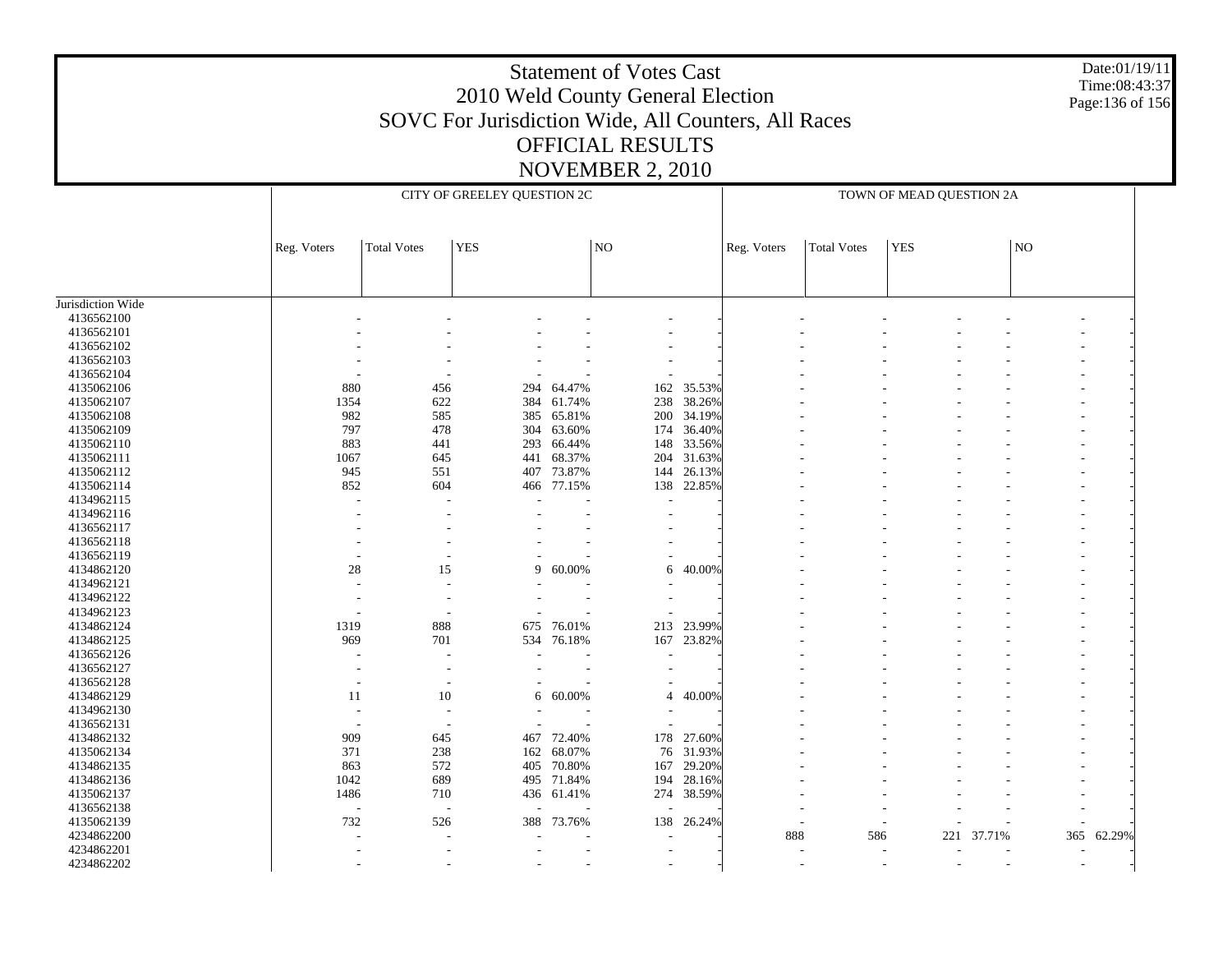# Statement of Votes Cast
## 2010 Weld County General Election
## SOVC For Jurisdiction Wide, All Counters, All Races
## OFFICIAL RESULTS
## NOVEMBER 2, 2010

Date:01/19/11
Time:08:43:37

| | CITY OF GREELEY QUESTION 2C | | | | | | TOWN OF MEAD QUESTION 2A | | | | | |
|---|---|---|---|---|---|---|---|---|---|---|---|---|
| | Reg. Voters | Total Votes | YES | | NO | | Reg. Voters | Total Votes | YES | | NO | |
| Jurisdiction Wide | | | | | | | | | | | | |
| 4136562100 | - | - | - | - | - | - | - | - | - | - | - | - |
| 4136562101 | - | - | - | - | - | - | - | - | - | - | - | - |
| 4136562102 | - | - | - | - | - | - | - | - | - | - | - | - |
| 4136562103 | - | - | - | - | - | - | - | - | - | - | - | - |
| 4136562104 | - | - | - | - | - | - | - | - | - | - | - | - |
| 4135062106 | 880 | 456 | 294 | 64.47% | 162 | 35.53% | - | - | - | - | - | - |
| 4135062107 | 1354 | 622 | 384 | 61.74% | 238 | 38.26% | - | - | - | - | - | - |
| 4135062108 | 982 | 585 | 385 | 65.81% | 200 | 34.19% | - | - | - | - | - | - |
| 4135062109 | 797 | 478 | 304 | 63.60% | 174 | 36.40% | - | - | - | - | - | - |
| 4135062110 | 883 | 441 | 293 | 66.44% | 148 | 33.56% | - | - | - | - | - | - |
| 4135062111 | 1067 | 645 | 441 | 68.37% | 204 | 31.63% | - | - | - | - | - | - |
| 4135062112 | 945 | 551 | 407 | 73.87% | 144 | 26.13% | - | - | - | - | - | - |
| 4135062114 | 852 | 604 | 466 | 77.15% | 138 | 22.85% | - | - | - | - | - | - |
| 4134962115 | - | - | - | - | - | - | - | - | - | - | - | - |
| 4134962116 | - | - | - | - | - | - | - | - | - | - | - | - |
| 4136562117 | - | - | - | - | - | - | - | - | - | - | - | - |
| 4136562118 | - | - | - | - | - | - | - | - | - | - | - | - |
| 4136562119 | - | - | - | - | - | - | - | - | - | - | - | - |
| 4134862120 | 28 | 15 | 9 | 60.00% | 6 | 40.00% | - | - | - | - | - | - |
| 4134962121 | - | - | - | - | - | - | - | - | - | - | - | - |
| 4134962122 | - | - | - | - | - | - | - | - | - | - | - | - |
| 4134962123 | - | - | - | - | - | - | - | - | - | - | - | - |
| 4134862124 | 1319 | 888 | 675 | 76.01% | 213 | 23.99% | - | - | - | - | - | - |
| 4134862125 | 969 | 701 | 534 | 76.18% | 167 | 23.82% | - | - | - | - | - | - |
| 4136562126 | - | - | - | - | - | - | - | - | - | - | - | - |
| 4136562127 | - | - | - | - | - | - | - | - | - | - | - | - |
| 4136562128 | - | - | - | - | - | - | - | - | - | - | - | - |
| 4134862129 | 11 | 10 | 6 | 60.00% | 4 | 40.00% | - | - | - | - | - | - |
| 4134962130 | - | - | - | - | - | - | - | - | - | - | - | - |
| 4136562131 | - | - | - | - | - | - | - | - | - | - | - | - |
| 4134862132 | 909 | 645 | 467 | 72.40% | 178 | 27.60% | - | - | - | - | - | - |
| 4135062134 | 371 | 238 | 162 | 68.07% | 76 | 31.93% | - | - | - | - | - | - |
| 4134862135 | 863 | 572 | 405 | 70.80% | 167 | 29.20% | - | - | - | - | - | - |
| 4134862136 | 1042 | 689 | 495 | 71.84% | 194 | 28.16% | - | - | - | - | - | - |
| 4135062137 | 1486 | 710 | 436 | 61.41% | 274 | 38.59% | - | - | - | - | - | - |
| 4136562138 | - | - | - | - | - | - | - | - | - | - | - | - |
| 4135062139 | 732 | 526 | 388 | 73.76% | 138 | 26.24% | - | - | - | - | - | - |
| 4234862200 | - | - | - | - | - | - | 888 | 586 | 221 | 37.71% | 365 | 62.29% |
| 4234862201 | - | - | - | - | - | - | - | - | - | - | - | - |
| 4234862202 | - | - | - | - | - | - | - | - | - | - | - | - |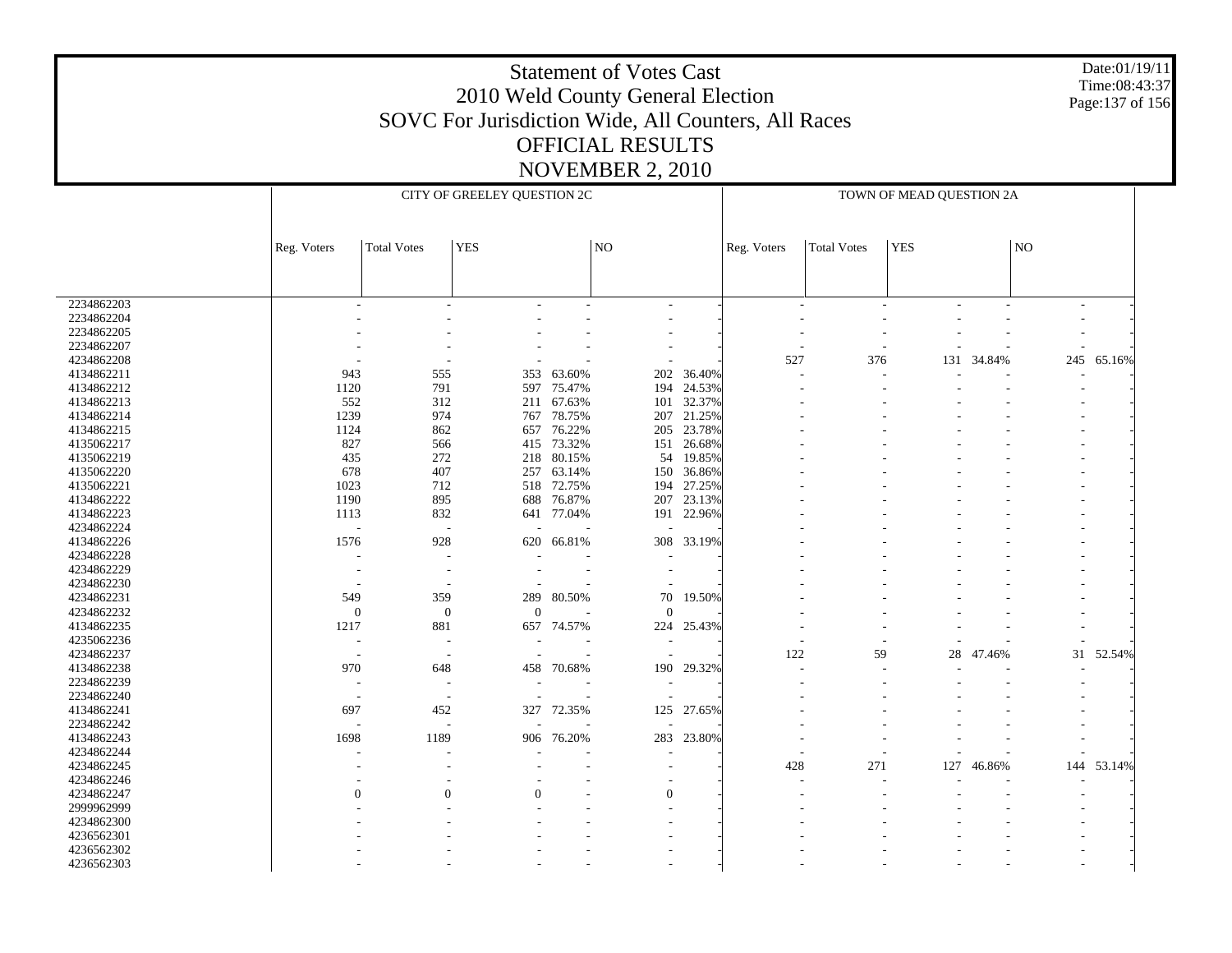# Statement of Votes Cast
## 2010 Weld County General Election
## SOVC For Jurisdiction Wide, All Counters, All Races
## OFFICIAL RESULTS
## NOVEMBER 2, 2010

Date:01/19/11
Time:08:43:37

| | CITY OF GREELEY QUESTION 2C | | | | | | TOWN OF MEAD QUESTION 2A | | | | | |
|---|---|---|---|---|---|---|---|---|---|---|---|---|
| | Reg. Voters | Total Votes | YES | | NO | | Reg. Voters | Total Votes | YES | | NO | |
| 2234862203 | - | - | - | - | - | - | - | - | - | - | - | - |
| 2234862204 | - | - | - | - | - | - | - | - | - | - | - | - |
| 2234862205 | - | - | - | - | - | - | - | - | - | - | - | - |
| 2234862207 | - | - | - | - | - | - | - | - | - | - | - | - |
| 4234862208 | - | - | - | - | - | - | 527 | 376 | 131 | 34.84% | 245 | 65.16% |
| 4134862211 | 943 | 555 | 353 | 63.60% | 202 | 36.40% | - | - | - | - | - | - |
| 4134862212 | 1120 | 791 | 597 | 75.47% | 194 | 24.53% | - | - | - | - | - | - |
| 4134862213 | 552 | 312 | 211 | 67.63% | 101 | 32.37% | - | - | - | - | - | - |
| 4134862214 | 1239 | 974 | 767 | 78.75% | 207 | 21.25% | - | - | - | - | - | - |
| 4134862215 | 1124 | 862 | 657 | 76.22% | 205 | 23.78% | - | - | - | - | - | - |
| 4135062217 | 827 | 566 | 415 | 73.32% | 151 | 26.68% | - | - | - | - | - | - |
| 4135062219 | 435 | 272 | 218 | 80.15% | 54 | 19.85% | - | - | - | - | - | - |
| 4135062220 | 678 | 407 | 257 | 63.14% | 150 | 36.86% | - | - | - | - | - | - |
| 4135062221 | 1023 | 712 | 518 | 72.75% | 194 | 27.25% | - | - | - | - | - | - |
| 4134862222 | 1190 | 895 | 688 | 76.87% | 207 | 23.13% | - | - | - | - | - | - |
| 4134862223 | 1113 | 832 | 641 | 77.04% | 191 | 22.96% | - | - | - | - | - | - |
| 4234862224 | - | - | - | - | - | - | - | - | - | - | - | - |
| 4134862226 | 1576 | 928 | 620 | 66.81% | 308 | 33.19% | - | - | - | - | - | - |
| 4234862228 | - | - | - | - | - | - | - | - | - | - | - | - |
| 4234862229 | - | - | - | - | - | - | - | - | - | - | - | - |
| 4234862230 | - | - | - | - | - | - | - | - | - | - | - | - |
| 4234862231 | 549 | 359 | 289 | 80.50% | 70 | 19.50% | - | - | - | - | - | - |
| 4234862232 | 0 | 0 | 0 | - | 0 | - | - | - | - | - | - | - |
| 4134862235 | 1217 | 881 | 657 | 74.57% | 224 | 25.43% | - | - | - | - | - | - |
| 4235062236 | - | - | - | - | - | - | - | - | - | - | - | - |
| 4234862237 | - | - | - | - | - | - | 122 | 59 | 28 | 47.46% | 31 | 52.54% |
| 4134862238 | 970 | 648 | 458 | 70.68% | 190 | 29.32% | - | - | - | - | - | - |
| 2234862239 | - | - | - | - | - | - | - | - | - | - | - | - |
| 2234862240 | - | - | - | - | - | - | - | - | - | - | - | - |
| 4134862241 | 697 | 452 | 327 | 72.35% | 125 | 27.65% | - | - | - | - | - | - |
| 2234862242 | - | - | - | - | - | - | - | - | - | - | - | - |
| 4134862243 | 1698 | 1189 | 906 | 76.20% | 283 | 23.80% | - | - | - | - | - | - |
| 4234862244 | - | - | - | - | - | - | - | - | - | - | - | - |
| 4234862245 | - | - | - | - | - | - | 428 | 271 | 127 | 46.86% | 144 | 53.14% |
| 4234862246 | - | - | - | - | - | - | - | - | - | - | - | - |
| 4234862247 | 0 | 0 | 0 | - | 0 | - | - | - | - | - | - | - |
| 2999962999 | - | - | - | - | - | - | - | - | - | - | - | - |
| 4234862300 | - | - | - | - | - | - | - | - | - | - | - | - |
| 4236562301 | - | - | - | - | - | - | - | - | - | - | - | - |
| 4236562302 | - | - | - | - | - | - | - | - | - | - | - | - |
| 4236562303 | - | - | - | - | - | - | - | - | - | - | - | - |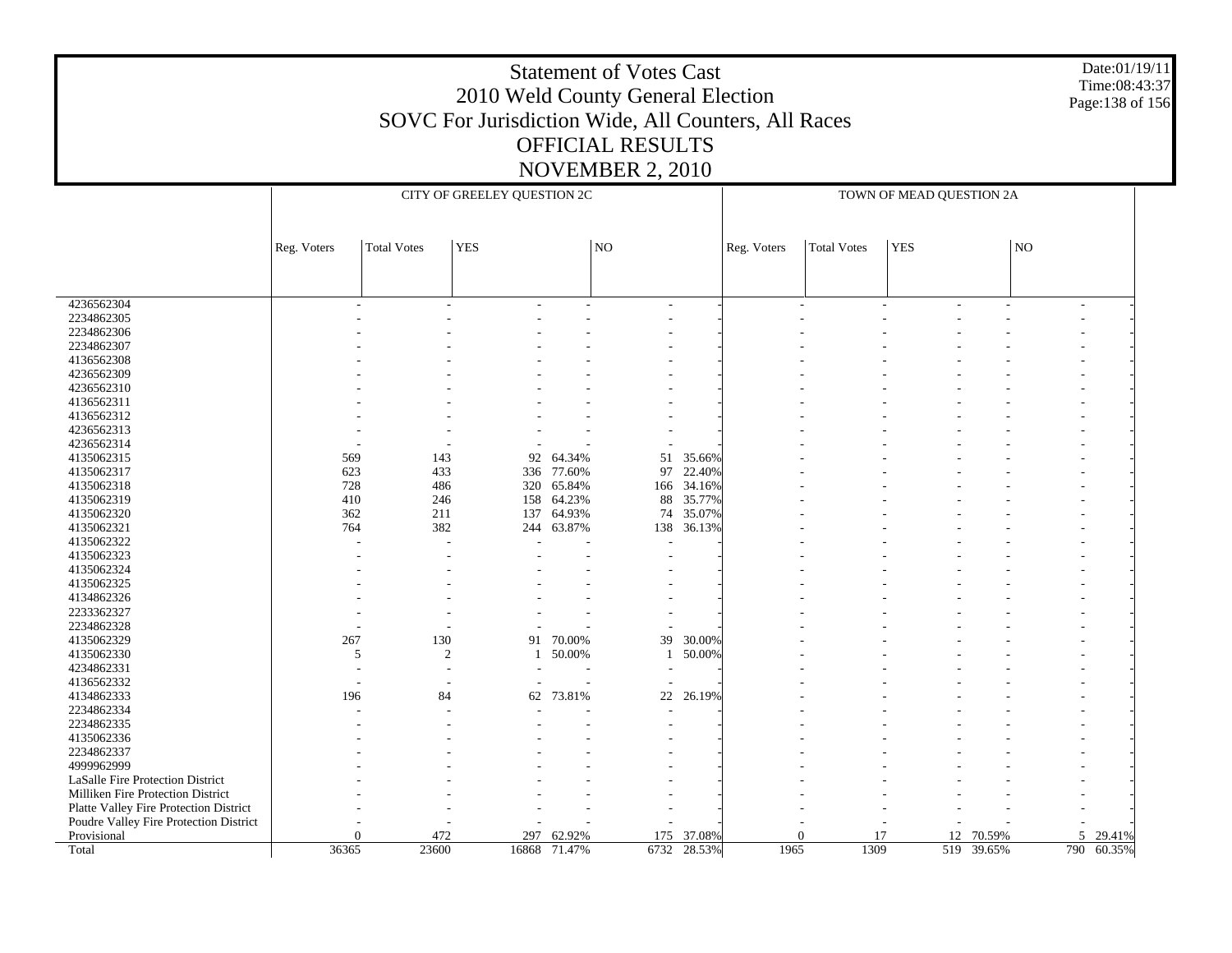# Statement of Votes Cast
## 2010 Weld County General Election
## SOVC For Jurisdiction Wide, All Counters, All Races
## OFFICIAL RESULTS
## NOVEMBER 2, 2010

Date:01/19/11
Time:08:43:37

| | CITY OF GREELEY QUESTION 2C | | | | | | | TOWN OF MEAD QUESTION 2A | | | | | | |
|---|---|---|---|---|---|---|---|---|---|---|---|---|---|---|
| | Reg. Voters | Total Votes | YES | | NO | | | Reg. Voters | Total Votes | YES | | NO | | |
| 4236562304 | - | - | - | - | - | - | | - | - | - | - | - | - | |
| 2234862305 | - | - | - | - | - | - | | - | - | - | - | - | - | |
| 2234862306 | - | - | - | - | - | - | | - | - | - | - | - | - | |
| 2234862307 | - | - | - | - | - | - | | - | - | - | - | - | - | |
| 4136562308 | - | - | - | - | - | - | | - | - | - | - | - | - | |
| 4236562309 | - | - | - | - | - | - | | - | - | - | - | - | - | |
| 4236562310 | - | - | - | - | - | - | | - | - | - | - | - | - | |
| 4136562311 | - | - | - | - | - | - | | - | - | - | - | - | - | |
| 4136562312 | - | - | - | - | - | - | | - | - | - | - | - | - | |
| 4236562313 | - | - | - | - | - | - | | - | - | - | - | - | - | |
| 4236562314 | - | - | - | - | - | - | | - | - | - | - | - | - | |
| 4135062315 | 569 | 143 | 92 | 64.34% | 51 | 35.66% | | - | - | - | - | - | - | |
| 4135062317 | 623 | 433 | 336 | 77.60% | 97 | 22.40% | | - | - | - | - | - | - | |
| 4135062318 | 728 | 486 | 320 | 65.84% | 166 | 34.16% | | - | - | - | - | - | - | |
| 4135062319 | 410 | 246 | 158 | 64.23% | 88 | 35.77% | | - | - | - | - | - | - | |
| 4135062320 | 362 | 211 | 137 | 64.93% | 74 | 35.07% | | - | - | - | - | - | - | |
| 4135062321 | 764 | 382 | 244 | 63.87% | 138 | 36.13% | | - | - | - | - | - | - | |
| 4135062322 | - | - | - | - | - | - | | - | - | - | - | - | - | |
| 4135062323 | - | - | - | - | - | - | | - | - | - | - | - | - | |
| 4135062324 | - | - | - | - | - | - | | - | - | - | - | - | - | |
| 4135062325 | - | - | - | - | - | - | | - | - | - | - | - | - | |
| 4134862326 | - | - | - | - | - | - | | - | - | - | - | - | - | |
| 2233362327 | - | - | - | - | - | - | | - | - | - | - | - | - | |
| 2234862328 | - | - | - | - | - | - | | - | - | - | - | - | - | |
| 4135062329 | 267 | 130 | 91 | 70.00% | 39 | 30.00% | | - | - | - | - | - | - | |
| 4135062330 | 5 | 2 | 1 | 50.00% | 1 | 50.00% | | - | - | - | - | - | - | |
| 4234862331 | - | - | - | - | - | - | | - | - | - | - | - | - | |
| 4136562332 | - | - | - | - | - | - | | - | - | - | - | - | - | |
| 4134862333 | 196 | 84 | 62 | 73.81% | 22 | 26.19% | | - | - | - | - | - | - | |
| 2234862334 | - | - | - | - | - | - | | - | - | - | - | - | - | |
| 2234862335 | - | - | - | - | - | - | | - | - | - | - | - | - | |
| 4135062336 | - | - | - | - | - | - | | - | - | - | - | - | - | |
| 2234862337 | - | - | - | - | - | - | | - | - | - | - | - | - | |
| 4999962999 | - | - | - | - | - | - | | - | - | - | - | - | - | |
| LaSalle Fire Protection District | - | - | - | - | - | - | | - | - | - | - | - | - | |
| Milliken Fire Protection District | - | - | - | - | - | - | | - | - | - | - | - | - | |
| Platte Valley Fire Protection District | - | - | - | - | - | - | | - | - | - | - | - | - | |
| Poudre Valley Fire Protection District | - | - | - | - | - | - | | - | - | - | - | - | - | |
| Provisional | 0 | 472 | 297 | 62.92% | 175 | 37.08% | | 0 | 17 | 12 | 70.59% | 5 | 29.41% | |
| Total | 36365 | 23600 | 16868 | 71.47% | 6732 | 28.53% | | 1965 | 1309 | 519 | 39.65% | 790 | 60.35% | |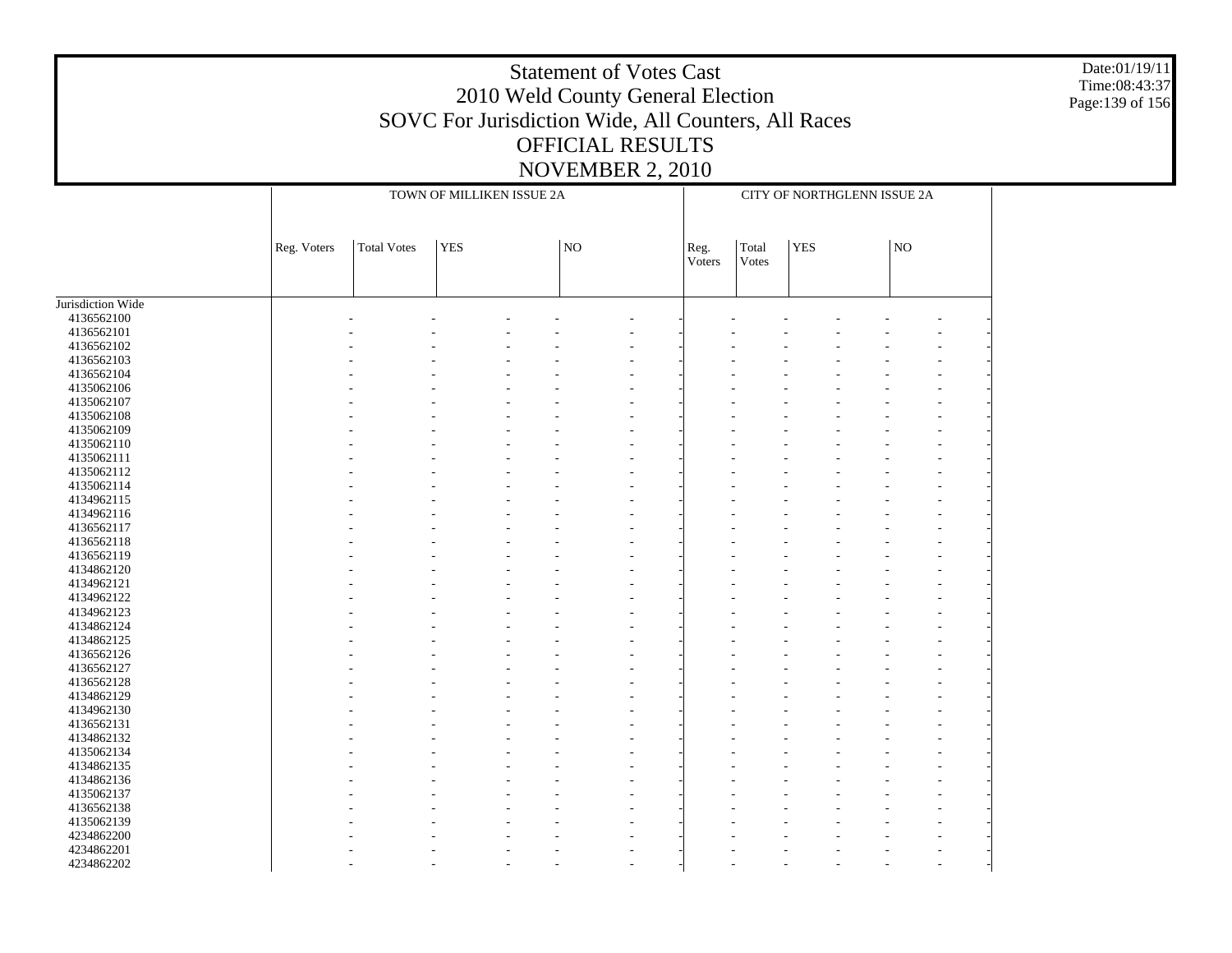# Statement of Votes Cast
# 2010 Weld County General Election
# SOVC For Jurisdiction Wide, All Counters, All Races
# OFFICIAL RESULTS
# NOVEMBER 2, 2010

| | TOWN OF MILLIKEN ISSUE 2A | | | | | | CITY OF NORTHGLENN ISSUE 2A | | | | | |
|---|---|---|---|---|---|---|---|---|---|---|---|---|
| | Reg. Voters | Total Votes | YES | | NO | | Reg. Voters | Total Votes | YES | | NO | |
| Jurisdiction Wide | | | | | | | | | | | | |
| 4136562100 | - | - | - | - | - | - | - | - | - | - | - | - |
| 4136562101 | - | - | - | - | - | - | - | - | - | - | - | - |
| 4136562102 | - | - | - | - | - | - | - | - | - | - | - | - |
| 4136562103 | - | - | - | - | - | - | - | - | - | - | - | - |
| 4136562104 | - | - | - | - | - | - | - | - | - | - | - | - |
| 4135062106 | - | - | - | - | - | - | - | - | - | - | - | - |
| 4135062107 | - | - | - | - | - | - | - | - | - | - | - | - |
| 4135062108 | - | - | - | - | - | - | - | - | - | - | - | - |
| 4135062109 | - | - | - | - | - | - | - | - | - | - | - | - |
| 4135062110 | - | - | - | - | - | - | - | - | - | - | - | - |
| 4135062111 | - | - | - | - | - | - | - | - | - | - | - | - |
| 4135062112 | - | - | - | - | - | - | - | - | - | - | - | - |
| 4135062114 | - | - | - | - | - | - | - | - | - | - | - | - |
| 4134962115 | - | - | - | - | - | - | - | - | - | - | - | - |
| 4134962116 | - | - | - | - | - | - | - | - | - | - | - | - |
| 4136562117 | - | - | - | - | - | - | - | - | - | - | - | - |
| 4136562118 | - | - | - | - | - | - | - | - | - | - | - | - |
| 4136562119 | - | - | - | - | - | - | - | - | - | - | - | - |
| 4134862120 | - | - | - | - | - | - | - | - | - | - | - | - |
| 4134962121 | - | - | - | - | - | - | - | - | - | - | - | - |
| 4134962122 | - | - | - | - | - | - | - | - | - | - | - | - |
| 4134962123 | - | - | - | - | - | - | - | - | - | - | - | - |
| 4134862124 | - | - | - | - | - | - | - | - | - | - | - | - |
| 4134862125 | - | - | - | - | - | - | - | - | - | - | - | - |
| 4136562126 | - | - | - | - | - | - | - | - | - | - | - | - |
| 4136562127 | - | - | - | - | - | - | - | - | - | - | - | - |
| 4136562128 | - | - | - | - | - | - | - | - | - | - | - | - |
| 4134862129 | - | - | - | - | - | - | - | - | - | - | - | - |
| 4134962130 | - | - | - | - | - | - | - | - | - | - | - | - |
| 4136562131 | - | - | - | - | - | - | - | - | - | - | - | - |
| 4134862132 | - | - | - | - | - | - | - | - | - | - | - | - |
| 4135062134 | - | - | - | - | - | - | - | - | - | - | - | - |
| 4134862135 | - | - | - | - | - | - | - | - | - | - | - | - |
| 4134862136 | - | - | - | - | - | - | - | - | - | - | - | - |
| 4135062137 | - | - | - | - | - | - | - | - | - | - | - | - |
| 4136562138 | - | - | - | - | - | - | - | - | - | - | - | - |
| 4135062139 | - | - | - | - | - | - | - | - | - | - | - | - |
| 4234862200 | - | - | - | - | - | - | - | - | - | - | - | - |
| 4234862201 | - | - | - | - | - | - | - | - | - | - | - | - |
| 4234862202 | - | - | - | - | - | - | - | - | - | - | - | - |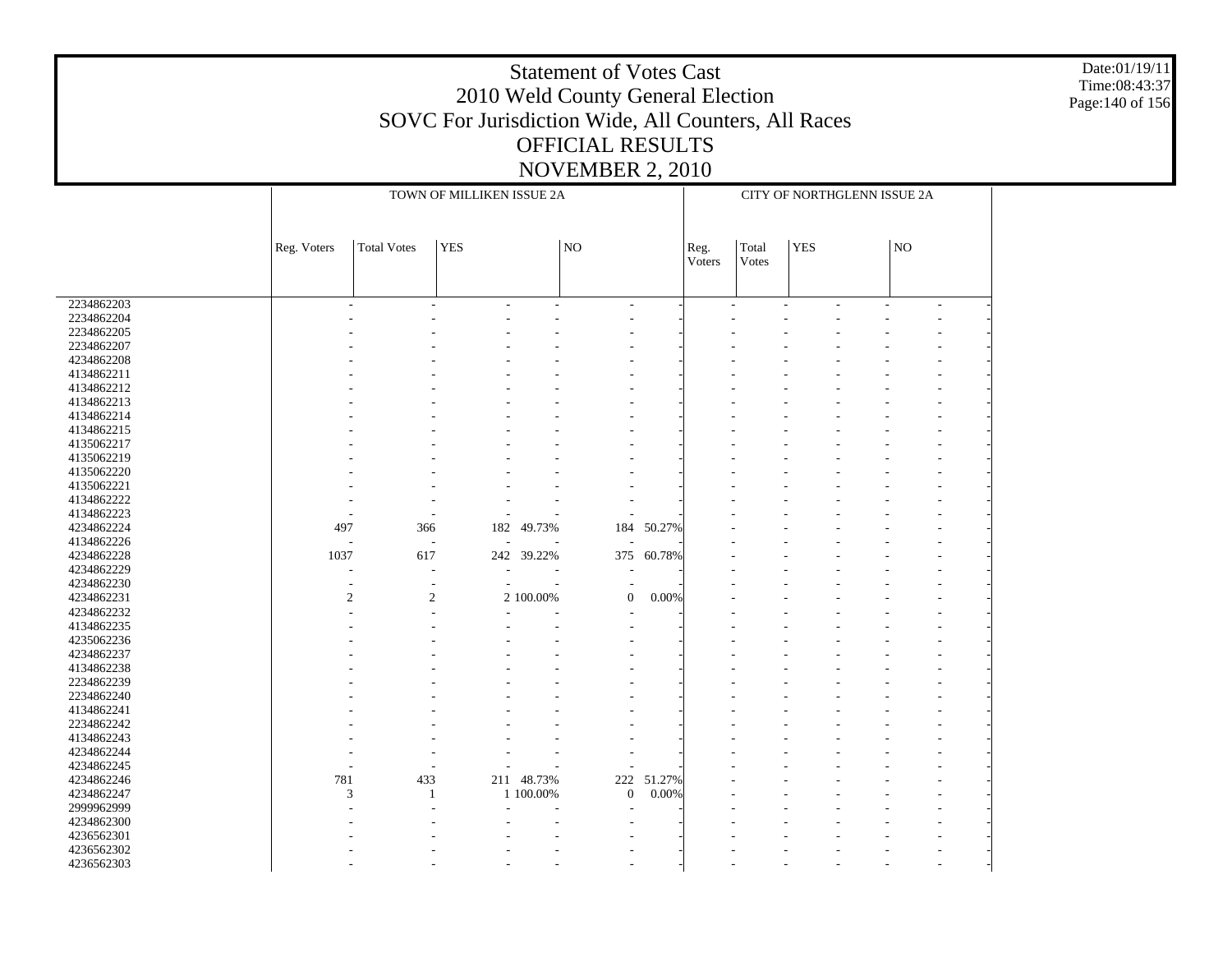# Statement of Votes Cast
## 2010 Weld County General Election
## SOVC For Jurisdiction Wide, All Counters, All Races
## OFFICIAL RESULTS
## NOVEMBER 2, 2010

Date:01/19/11
Time:08:43:37

| | TOWN OF MILLIKEN ISSUE 2A | | | | | | CITY OF NORTHGLENN ISSUE 2A | | | | | |
|---|---|---|---|---|---|---|---|---|---|---|---|---|
| | Reg. Voters | Total Votes | YES | | NO | | Reg. Voters | Total Votes | YES | | NO | |
| 2234862203 | - | - | - | - | - | - | - | - | - | - | - | - |
| 2234862204 | - | - | - | - | - | - | - | - | - | - | - | - |
| 2234862205 | - | - | - | - | - | - | - | - | - | - | - | - |
| 2234862207 | - | - | - | - | - | - | - | - | - | - | - | - |
| 4234862208 | - | - | - | - | - | - | - | - | - | - | - | - |
| 4134862211 | - | - | - | - | - | - | - | - | - | - | - | - |
| 4134862212 | - | - | - | - | - | - | - | - | - | - | - | - |
| 4134862213 | - | - | - | - | - | - | - | - | - | - | - | - |
| 4134862214 | - | - | - | - | - | - | - | - | - | - | - | - |
| 4134862215 | - | - | - | - | - | - | - | - | - | - | - | - |
| 4135062217 | - | - | - | - | - | - | - | - | - | - | - | - |
| 4135062219 | - | - | - | - | - | - | - | - | - | - | - | - |
| 4135062220 | - | - | - | - | - | - | - | - | - | - | - | - |
| 4135062221 | - | - | - | - | - | - | - | - | - | - | - | - |
| 4134862222 | - | - | - | - | - | - | - | - | - | - | - | - |
| 4134862223 | - | - | - | - | - | - | - | - | - | - | - | - |
| 4234862224 | 497 | 366 | 182 | 49.73% | 184 | 50.27% | - | - | - | - | - | - |
| 4134862226 | - | - | - | - | - | - | - | - | - | - | - | - |
| 4234862228 | 1037 | 617 | 242 | 39.22% | 375 | 60.78% | - | - | - | - | - | - |
| 4234862229 | - | - | - | - | - | - | - | - | - | - | - | - |
| 4234862230 | - | - | - | - | - | - | - | - | - | - | - | - |
| 4234862231 | 2 | 2 | 2 | 100.00% | 0 | 0.00% | - | - | - | - | - | - |
| 4234862232 | - | - | - | - | - | - | - | - | - | - | - | - |
| 4134862235 | - | - | - | - | - | - | - | - | - | - | - | - |
| 4235062236 | - | - | - | - | - | - | - | - | - | - | - | - |
| 4234862237 | - | - | - | - | - | - | - | - | - | - | - | - |
| 4134862238 | - | - | - | - | - | - | - | - | - | - | - | - |
| 2234862239 | - | - | - | - | - | - | - | - | - | - | - | - |
| 2234862240 | - | - | - | - | - | - | - | - | - | - | - | - |
| 4134862241 | - | - | - | - | - | - | - | - | - | - | - | - |
| 2234862242 | - | - | - | - | - | - | - | - | - | - | - | - |
| 4134862243 | - | - | - | - | - | - | - | - | - | - | - | - |
| 4234862244 | - | - | - | - | - | - | - | - | - | - | - | - |
| 4234862245 | - | - | - | - | - | - | - | - | - | - | - | - |
| 4234862246 | 781 | 433 | 211 | 48.73% | 222 | 51.27% | - | - | - | - | - | - |
| 4234862247 | 3 | 1 | 1 | 100.00% | 0 | 0.00% | - | - | - | - | - | - |
| 2999962999 | - | - | - | - | - | - | - | - | - | - | - | - |
| 4234862300 | - | - | - | - | - | - | - | - | - | - | - | - |
| 4236562301 | - | - | - | - | - | - | - | - | - | - | - | - |
| 4236562302 | - | - | - | - | - | - | - | - | - | - | - | - |
| 4236562303 | - | - | - | - | - | - | - | - | - | - | - | - |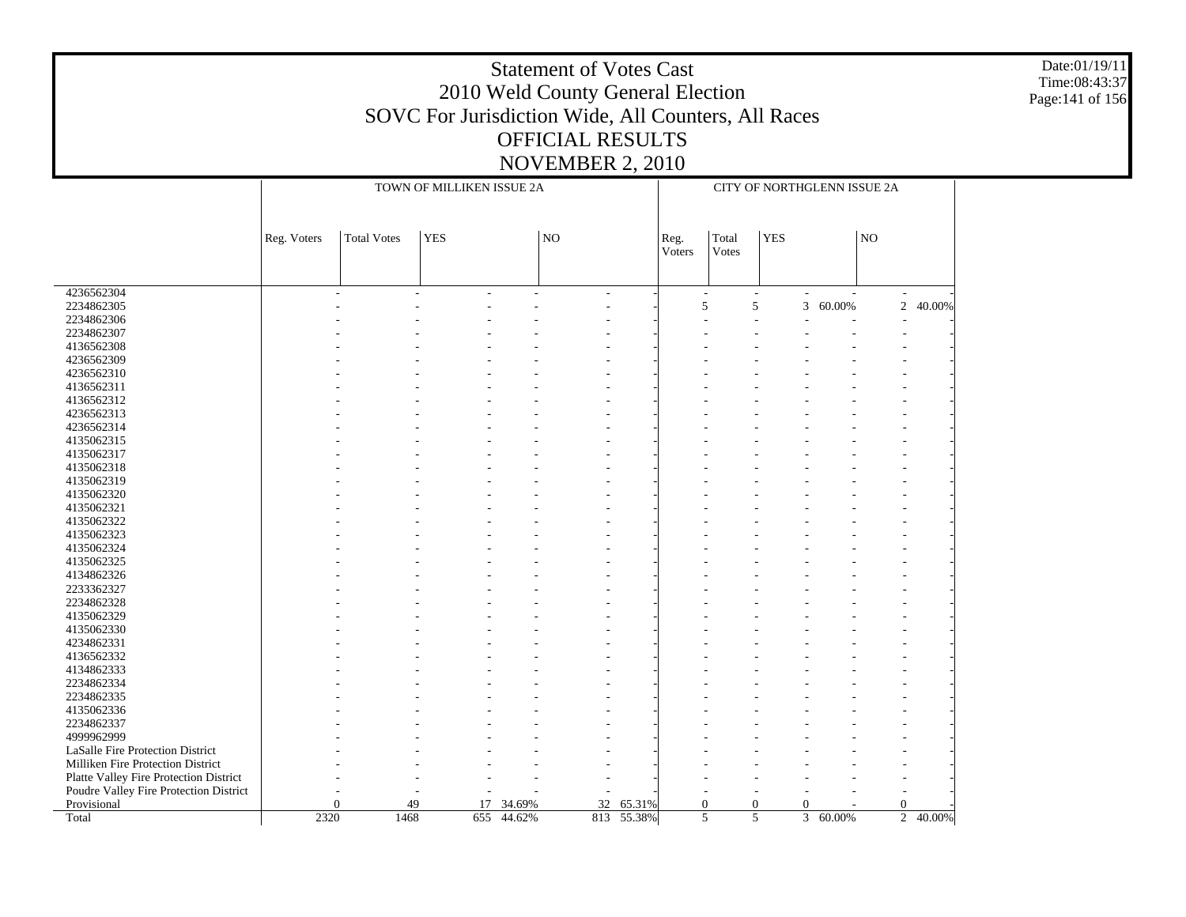# Statement of Votes Cast
# 2010 Weld County General Election
# SOVC For Jurisdiction Wide, All Counters, All Races
# OFFICIAL RESULTS
# NOVEMBER 2, 2010

Date:01/19/11
Time:08:43:37

| | TOWN OF MILLIKEN ISSUE 2A | | | | | | CITY OF NORTHGLENN ISSUE 2A | | | | | |
|---|---|---|---|---|---|---|---|---|---|---|---|---|
| | Reg. Voters | Total Votes | YES | | NO | | Reg. Voters | Total Votes | YES | | NO | |
| 4236562304 | - | - | - | - | - | - | - | - | - | - | - | - |
| 2234862305 | - | - | - | - | - | - | 5 | 5 | 3 | 60.00% | 2 | 40.00% |
| 2234862306 | - | - | - | - | - | - | - | - | - | - | - | - |
| 2234862307 | - | - | - | - | - | - | - | - | - | - | - | - |
| 4136562308 | - | - | - | - | - | - | - | - | - | - | - | - |
| 4236562309 | - | - | - | - | - | - | - | - | - | - | - | - |
| 4236562310 | - | - | - | - | - | - | - | - | - | - | - | - |
| 4136562311 | - | - | - | - | - | - | - | - | - | - | - | - |
| 4136562312 | - | - | - | - | - | - | - | - | - | - | - | - |
| 4236562313 | - | - | - | - | - | - | - | - | - | - | - | - |
| 4236562314 | - | - | - | - | - | - | - | - | - | - | - | - |
| 4135062315 | - | - | - | - | - | - | - | - | - | - | - | - |
| 4135062317 | - | - | - | - | - | - | - | - | - | - | - | - |
| 4135062318 | - | - | - | - | - | - | - | - | - | - | - | - |
| 4135062319 | - | - | - | - | - | - | - | - | - | - | - | - |
| 4135062320 | - | - | - | - | - | - | - | - | - | - | - | - |
| 4135062321 | - | - | - | - | - | - | - | - | - | - | - | - |
| 4135062322 | - | - | - | - | - | - | - | - | - | - | - | - |
| 4135062323 | - | - | - | - | - | - | - | - | - | - | - | - |
| 4135062324 | - | - | - | - | - | - | - | - | - | - | - | - |
| 4135062325 | - | - | - | - | - | - | - | - | - | - | - | - |
| 4134862326 | - | - | - | - | - | - | - | - | - | - | - | - |
| 2233362327 | - | - | - | - | - | - | - | - | - | - | - | - |
| 2234862328 | - | - | - | - | - | - | - | - | - | - | - | - |
| 4135062329 | - | - | - | - | - | - | - | - | - | - | - | - |
| 4135062330 | - | - | - | - | - | - | - | - | - | - | - | - |
| 4234862331 | - | - | - | - | - | - | - | - | - | - | - | - |
| 4136562332 | - | - | - | - | - | - | - | - | - | - | - | - |
| 4134862333 | - | - | - | - | - | - | - | - | - | - | - | - |
| 2234862334 | - | - | - | - | - | - | - | - | - | - | - | - |
| 2234862335 | - | - | - | - | - | - | - | - | - | - | - | - |
| 4135062336 | - | - | - | - | - | - | - | - | - | - | - | - |
| 2234862337 | - | - | - | - | - | - | - | - | - | - | - | - |
| 4999962999 | - | - | - | - | - | - | - | - | - | - | - | - |
| LaSalle Fire Protection District | - | - | - | - | - | - | - | - | - | - | - | - |
| Milliken Fire Protection District | - | - | - | - | - | - | - | - | - | - | - | - |
| Platte Valley Fire Protection District | - | - | - | - | - | - | - | - | - | - | - | - |
| Poudre Valley Fire Protection District | - | - | - | - | - | - | - | - | - | - | - | - |
| Provisional | 0 | 49 | 17 | 34.69% | 32 | 65.31% | 0 | 0 | 0 | - | 0 | - |
| Total | 2320 | 1468 | 655 | 44.62% | 813 | 55.38% | 5 | 5 | 3 | 60.00% | 2 | 40.00% |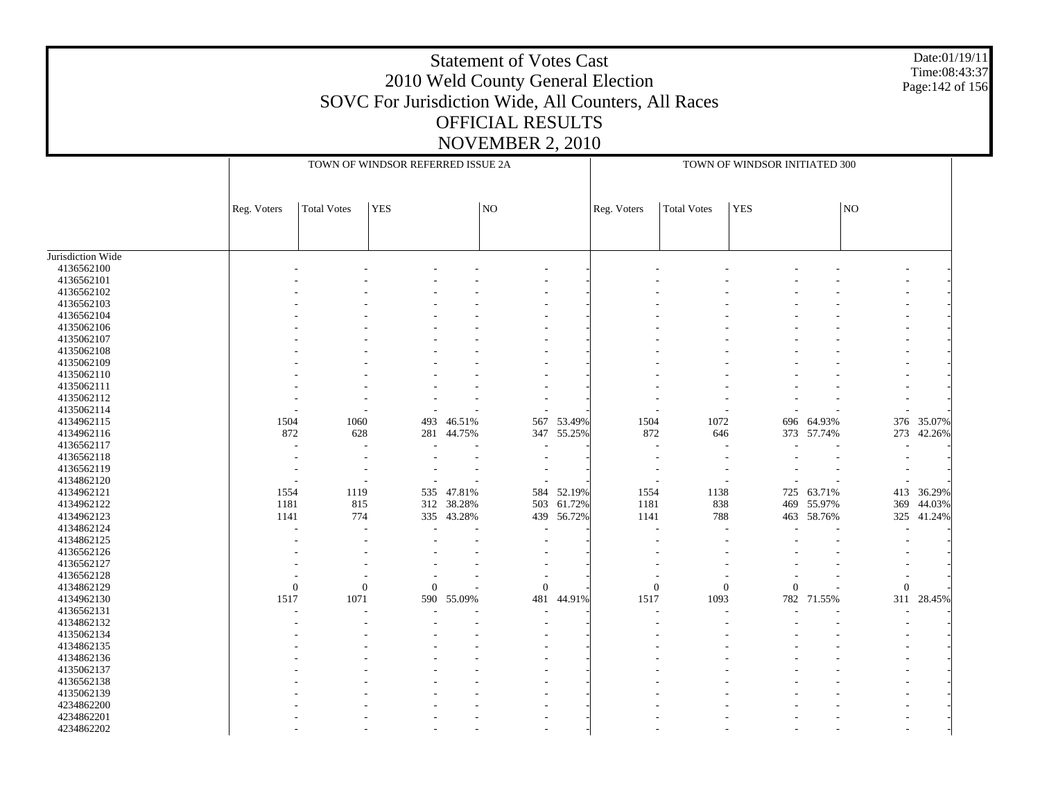# Statement of Votes Cast
## 2010 Weld County General Election
## SOVC For Jurisdiction Wide, All Counters, All Races
## OFFICIAL RESULTS
## NOVEMBER 2, 2010

Date:01/19/11
Time:08:43:37

| | TOWN OF WINDSOR REFERRED ISSUE 2A | | | | | | TOWN OF WINDSOR INITIATED 300 | | | | | |
|---|---|---|---|---|---|---|---|---|---|---|---|---|
| | Reg. Voters | Total Votes | YES | | NO | | Reg. Voters | Total Votes | YES | | NO | |
| Jurisdiction Wide | | | | | | | | | | | | |
| 4136562100 | - | - | - | - | - | - | - | - | - | - | - | - |
| 4136562101 | - | - | - | - | - | - | - | - | - | - | - | - |
| 4136562102 | - | - | - | - | - | - | - | - | - | - | - | - |
| 4136562103 | - | - | - | - | - | - | - | - | - | - | - | - |
| 4136562104 | - | - | - | - | - | - | - | - | - | - | - | - |
| 4135062106 | - | - | - | - | - | - | - | - | - | - | - | - |
| 4135062107 | - | - | - | - | - | - | - | - | - | - | - | - |
| 4135062108 | - | - | - | - | - | - | - | - | - | - | - | - |
| 4135062109 | - | - | - | - | - | - | - | - | - | - | - | - |
| 4135062110 | - | - | - | - | - | - | - | - | - | - | - | - |
| 4135062111 | - | - | - | - | - | - | - | - | - | - | - | - |
| 4135062112 | - | - | - | - | - | - | - | - | - | - | - | - |
| 4135062114 | - | - | - | - | - | - | - | - | - | - | - | - |
| 4134962115 | 1504 | 1060 | 493 | 46.51% | 567 | 53.49% | 1504 | 1072 | 696 | 64.93% | 376 | 35.07% |
| 4134962116 | 872 | 628 | 281 | 44.75% | 347 | 55.25% | 872 | 646 | 373 | 57.74% | 273 | 42.26% |
| 4136562117 | - | - | - | - | - | - | - | - | - | - | - | - |
| 4136562118 | - | - | - | - | - | - | - | - | - | - | - | - |
| 4136562119 | - | - | - | - | - | - | - | - | - | - | - | - |
| 4134862120 | - | - | - | - | - | - | - | - | - | - | - | - |
| 4134962121 | 1554 | 1119 | 535 | 47.81% | 584 | 52.19% | 1554 | 1138 | 725 | 63.71% | 413 | 36.29% |
| 4134962122 | 1181 | 815 | 312 | 38.28% | 503 | 61.72% | 1181 | 838 | 469 | 55.97% | 369 | 44.03% |
| 4134962123 | 1141 | 774 | 335 | 43.28% | 439 | 56.72% | 1141 | 788 | 463 | 58.76% | 325 | 41.24% |
| 4134862124 | - | - | - | - | - | - | - | - | - | - | - | - |
| 4134862125 | - | - | - | - | - | - | - | - | - | - | - | - |
| 4136562126 | - | - | - | - | - | - | - | - | - | - | - | - |
| 4136562127 | - | - | - | - | - | - | - | - | - | - | - | - |
| 4136562128 | - | - | - | - | - | - | - | - | - | - | - | - |
| 4134862129 | 0 | 0 | 0 | - | 0 | - | 0 | 0 | 0 | - | 0 | - |
| 4134962130 | 1517 | 1071 | 590 | 55.09% | 481 | 44.91% | 1517 | 1093 | 782 | 71.55% | 311 | 28.45% |
| 4136562131 | - | - | - | - | - | - | - | - | - | - | - | - |
| 4134862132 | - | - | - | - | - | - | - | - | - | - | - | - |
| 4135062134 | - | - | - | - | - | - | - | - | - | - | - | - |
| 4134862135 | - | - | - | - | - | - | - | - | - | - | - | - |
| 4134862136 | - | - | - | - | - | - | - | - | - | - | - | - |
| 4135062137 | - | - | - | - | - | - | - | - | - | - | - | - |
| 4136562138 | - | - | - | - | - | - | - | - | - | - | - | - |
| 4135062139 | - | - | - | - | - | - | - | - | - | - | - | - |
| 4234862200 | - | - | - | - | - | - | - | - | - | - | - | - |
| 4234862201 | - | - | - | - | - | - | - | - | - | - | - | - |
| 4234862202 | - | - | - | - | - | - | - | - | - | - | - | - |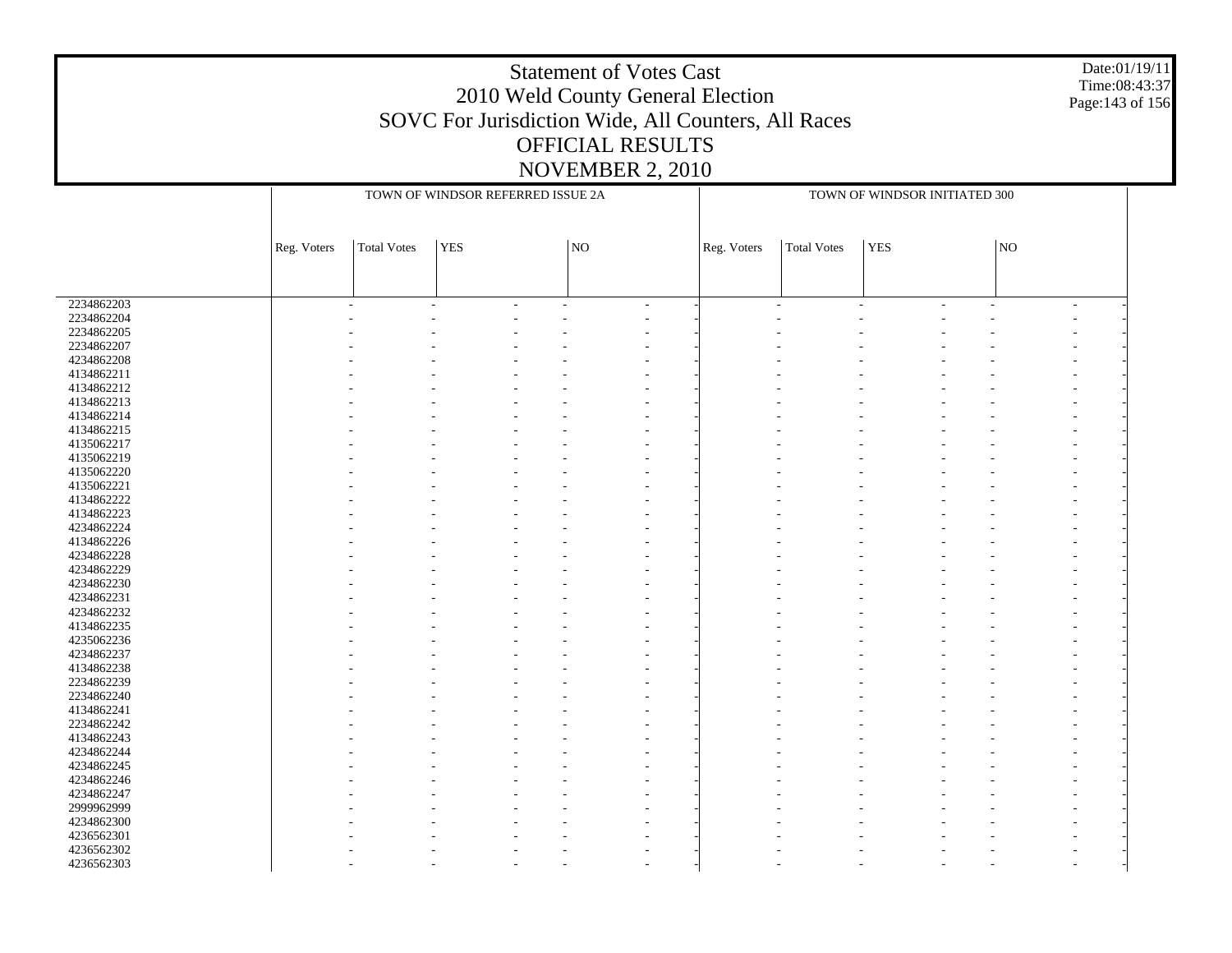# Statement of Votes Cast
## 2010 Weld County General Election
## SOVC For Jurisdiction Wide, All Counters, All Races
## OFFICIAL RESULTS
## NOVEMBER 2, 2010

Date:01/19/11
Time:08:43:37

| | TOWN OF WINDSOR REFERRED ISSUE 2A | | | | | | TOWN OF WINDSOR INITIATED 300 | | | | | |
|---|---|---|---|---|---|---|---|---|---|---|---|---|
| | Reg. Voters | Total Votes | YES | | NO | | Reg. Voters | Total Votes | YES | | NO | |
| 2234862203 | - | - | - | - | - | - | - | - | - | - | - | - |
| 2234862204 | - | - | - | - | - | - | - | - | - | - | - | - |
| 2234862205 | - | - | - | - | - | - | - | - | - | - | - | - |
| 2234862207 | - | - | - | - | - | - | - | - | - | - | - | - |
| 4234862208 | - | - | - | - | - | - | - | - | - | - | - | - |
| 4134862211 | - | - | - | - | - | - | - | - | - | - | - | - |
| 4134862212 | - | - | - | - | - | - | - | - | - | - | - | - |
| 4134862213 | - | - | - | - | - | - | - | - | - | - | - | - |
| 4134862214 | - | - | - | - | - | - | - | - | - | - | - | - |
| 4134862215 | - | - | - | - | - | - | - | - | - | - | - | - |
| 4135062217 | - | - | - | - | - | - | - | - | - | - | - | - |
| 4135062219 | - | - | - | - | - | - | - | - | - | - | - | - |
| 4135062220 | - | - | - | - | - | - | - | - | - | - | - | - |
| 4135062221 | - | - | - | - | - | - | - | - | - | - | - | - |
| 4134862222 | - | - | - | - | - | - | - | - | - | - | - | - |
| 4134862223 | - | - | - | - | - | - | - | - | - | - | - | - |
| 4234862224 | - | - | - | - | - | - | - | - | - | - | - | - |
| 4134862226 | - | - | - | - | - | - | - | - | - | - | - | - |
| 4234862228 | - | - | - | - | - | - | - | - | - | - | - | - |
| 4234862229 | - | - | - | - | - | - | - | - | - | - | - | - |
| 4234862230 | - | - | - | - | - | - | - | - | - | - | - | - |
| 4234862231 | - | - | - | - | - | - | - | - | - | - | - | - |
| 4234862232 | - | - | - | - | - | - | - | - | - | - | - | - |
| 4134862235 | - | - | - | - | - | - | - | - | - | - | - | - |
| 4235062236 | - | - | - | - | - | - | - | - | - | - | - | - |
| 4234862237 | - | - | - | - | - | - | - | - | - | - | - | - |
| 4134862238 | - | - | - | - | - | - | - | - | - | - | - | - |
| 2234862239 | - | - | - | - | - | - | - | - | - | - | - | - |
| 2234862240 | - | - | - | - | - | - | - | - | - | - | - | - |
| 4134862241 | - | - | - | - | - | - | - | - | - | - | - | - |
| 2234862242 | - | - | - | - | - | - | - | - | - | - | - | - |
| 4134862243 | - | - | - | - | - | - | - | - | - | - | - | - |
| 4234862244 | - | - | - | - | - | - | - | - | - | - | - | - |
| 4234862245 | - | - | - | - | - | - | - | - | - | - | - | - |
| 4234862246 | - | - | - | - | - | - | - | - | - | - | - | - |
| 4234862247 | - | - | - | - | - | - | - | - | - | - | - | - |
| 2999962999 | - | - | - | - | - | - | - | - | - | - | - | - |
| 4234862300 | - | - | - | - | - | - | - | - | - | - | - | - |
| 4236562301 | - | - | - | - | - | - | - | - | - | - | - | - |
| 4236562302 | - | - | - | - | - | - | - | - | - | - | - | - |
| 4236562303 | - | - | - | - | - | - | - | - | - | - | - | - |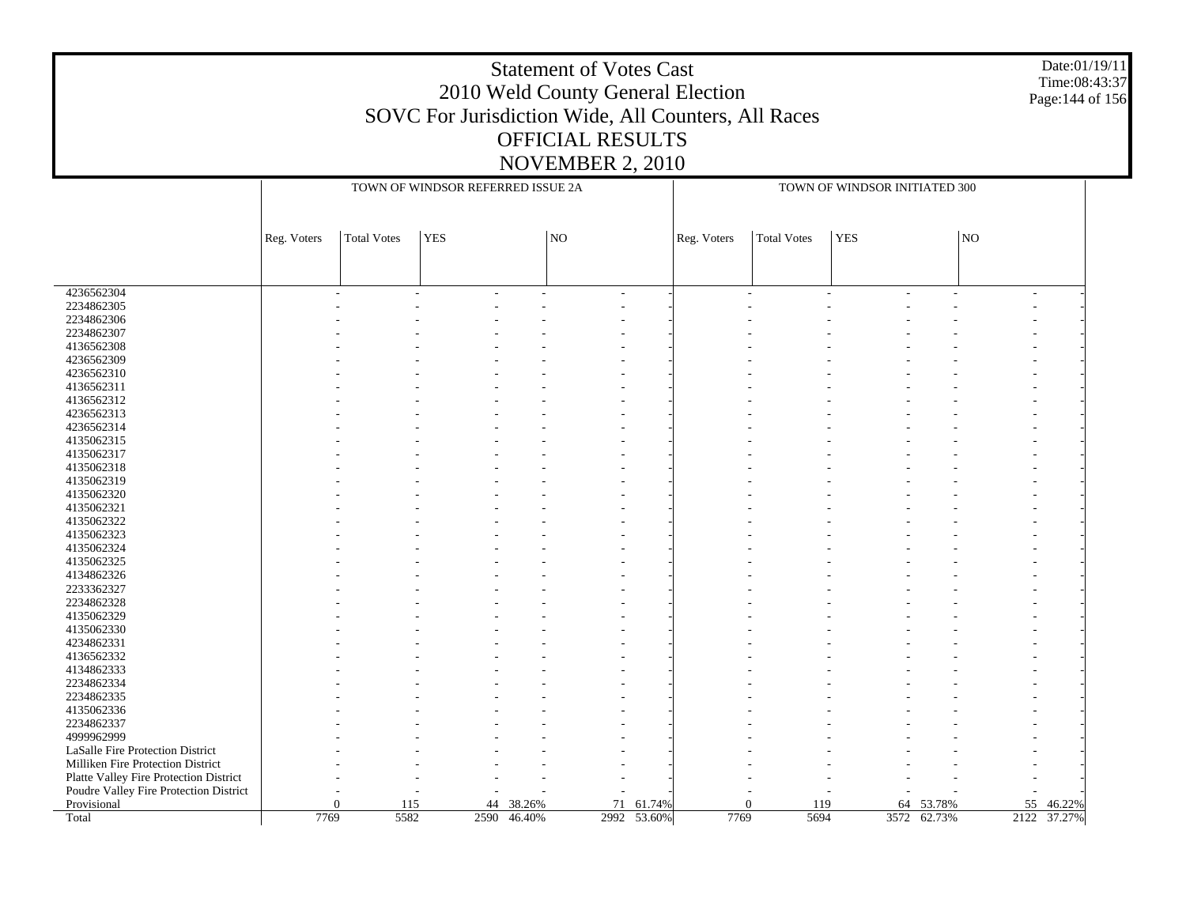# Statement of Votes Cast
## 2010 Weld County General Election
## SOVC For Jurisdiction Wide, All Counters, All Races
## OFFICIAL RESULTS
## NOVEMBER 2, 2010

Date:01/19/11
Time:08:43:37

| | TOWN OF WINDSOR REFERRED ISSUE 2A | | | | | | TOWN OF WINDSOR INITIATED 300 | | | | | |
|---|---|---|---|---|---|---|---|---|---|---|---|---|
| | Reg. Voters | Total Votes | YES | | NO | | Reg. Voters | Total Votes | YES | | NO | |
| 4236562304 | - | - | - | - | - | - | - | - | - | - | - | - |
| 2234862305 | - | - | - | - | - | - | - | - | - | - | - | - |
| 2234862306 | - | - | - | - | - | - | - | - | - | - | - | - |
| 2234862307 | - | - | - | - | - | - | - | - | - | - | - | - |
| 4136562308 | - | - | - | - | - | - | - | - | - | - | - | - |
| 4236562309 | - | - | - | - | - | - | - | - | - | - | - | - |
| 4236562310 | - | - | - | - | - | - | - | - | - | - | - | - |
| 4136562311 | - | - | - | - | - | - | - | - | - | - | - | - |
| 4136562312 | - | - | - | - | - | - | - | - | - | - | - | - |
| 4236562313 | - | - | - | - | - | - | - | - | - | - | - | - |
| 4236562314 | - | - | - | - | - | - | - | - | - | - | - | - |
| 4135062315 | - | - | - | - | - | - | - | - | - | - | - | - |
| 4135062317 | - | - | - | - | - | - | - | - | - | - | - | - |
| 4135062318 | - | - | - | - | - | - | - | - | - | - | - | - |
| 4135062319 | - | - | - | - | - | - | - | - | - | - | - | - |
| 4135062320 | - | - | - | - | - | - | - | - | - | - | - | - |
| 4135062321 | - | - | - | - | - | - | - | - | - | - | - | - |
| 4135062322 | - | - | - | - | - | - | - | - | - | - | - | - |
| 4135062323 | - | - | - | - | - | - | - | - | - | - | - | - |
| 4135062324 | - | - | - | - | - | - | - | - | - | - | - | - |
| 4135062325 | - | - | - | - | - | - | - | - | - | - | - | - |
| 4134862326 | - | - | - | - | - | - | - | - | - | - | - | - |
| 2233362327 | - | - | - | - | - | - | - | - | - | - | - | - |
| 2234862328 | - | - | - | - | - | - | - | - | - | - | - | - |
| 4135062329 | - | - | - | - | - | - | - | - | - | - | - | - |
| 4135062330 | - | - | - | - | - | - | - | - | - | - | - | - |
| 4234862331 | - | - | - | - | - | - | - | - | - | - | - | - |
| 4136562332 | - | - | - | - | - | - | - | - | - | - | - | - |
| 4134862333 | - | - | - | - | - | - | - | - | - | - | - | - |
| 2234862334 | - | - | - | - | - | - | - | - | - | - | - | - |
| 2234862335 | - | - | - | - | - | - | - | - | - | - | - | - |
| 4135062336 | - | - | - | - | - | - | - | - | - | - | - | - |
| 2234862337 | - | - | - | - | - | - | - | - | - | - | - | - |
| 4999962999 | - | - | - | - | - | - | - | - | - | - | - | - |
| LaSalle Fire Protection District | - | - | - | - | - | - | - | - | - | - | - | - |
| Milliken Fire Protection District | - | - | - | - | - | - | - | - | - | - | - | - |
| Platte Valley Fire Protection District | - | - | - | - | - | - | - | - | - | - | - | - |
| Poudre Valley Fire Protection District | - | - | - | - | - | - | - | - | - | - | - | - |
| Provisional | 0 | 115 | 44 | 38.26% | 71 | 61.74% | 0 | 119 | 64 | 53.78% | 55 | 46.22% |
| Total | 7769 | 5582 | 2590 | 46.40% | 2992 | 53.60% | 7769 | 5694 | 3572 | 62.73% | 2122 | 37.27% |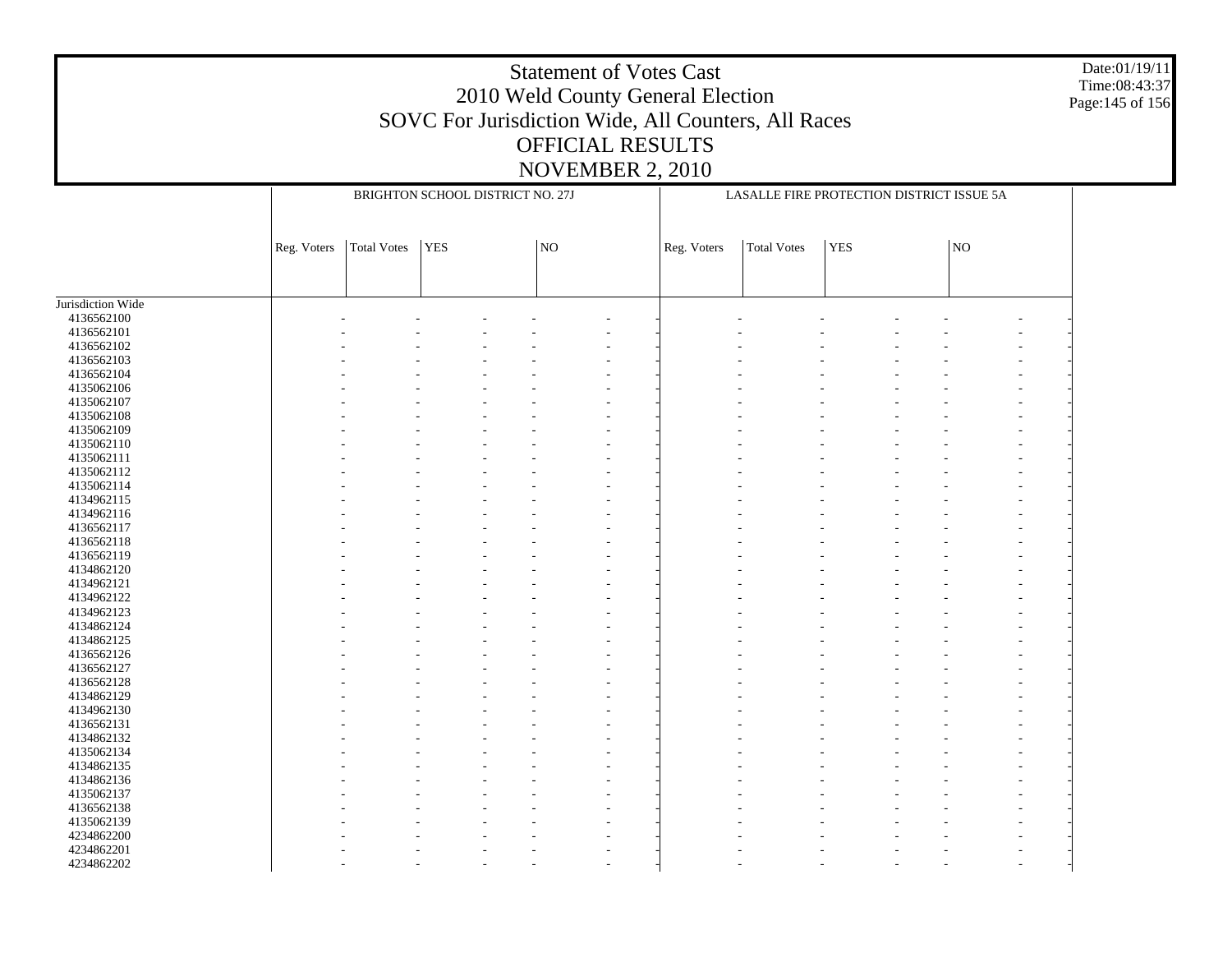# Statement of Votes Cast
## 2010 Weld County General Election
## SOVC For Jurisdiction Wide, All Counters, All Races
## OFFICIAL RESULTS
## NOVEMBER 2, 2010

| | BRIGHTON SCHOOL DISTRICT NO. 27J | | | | | | LASALLE FIRE PROTECTION DISTRICT ISSUE 5A | | | | | |
|---|---|---|---|---|---|---|---|---|---|---|---|---|
| | Reg. Voters | Total Votes | YES | | NO | | Reg. Voters | Total Votes | YES | | NO | |
| Jurisdiction Wide | | | | | | | | | | | | |
| 4136562100 | - | - | - | - | - | - | - | - | - | - | - | - |
| 4136562101 | - | - | - | - | - | - | - | - | - | - | - | - |
| 4136562102 | - | - | - | - | - | - | - | - | - | - | - | - |
| 4136562103 | - | - | - | - | - | - | - | - | - | - | - | - |
| 4136562104 | - | - | - | - | - | - | - | - | - | - | - | - |
| 4135062106 | - | - | - | - | - | - | - | - | - | - | - | - |
| 4135062107 | - | - | - | - | - | - | - | - | - | - | - | - |
| 4135062108 | - | - | - | - | - | - | - | - | - | - | - | - |
| 4135062109 | - | - | - | - | - | - | - | - | - | - | - | - |
| 4135062110 | - | - | - | - | - | - | - | - | - | - | - | - |
| 4135062111 | - | - | - | - | - | - | - | - | - | - | - | - |
| 4135062112 | - | - | - | - | - | - | - | - | - | - | - | - |
| 4135062114 | - | - | - | - | - | - | - | - | - | - | - | - |
| 4134962115 | - | - | - | - | - | - | - | - | - | - | - | - |
| 4134962116 | - | - | - | - | - | - | - | - | - | - | - | - |
| 4136562117 | - | - | - | - | - | - | - | - | - | - | - | - |
| 4136562118 | - | - | - | - | - | - | - | - | - | - | - | - |
| 4136562119 | - | - | - | - | - | - | - | - | - | - | - | - |
| 4134862120 | - | - | - | - | - | - | - | - | - | - | - | - |
| 4134962121 | - | - | - | - | - | - | - | - | - | - | - | - |
| 4134962122 | - | - | - | - | - | - | - | - | - | - | - | - |
| 4134962123 | - | - | - | - | - | - | - | - | - | - | - | - |
| 4134862124 | - | - | - | - | - | - | - | - | - | - | - | - |
| 4134862125 | - | - | - | - | - | - | - | - | - | - | - | - |
| 4136562126 | - | - | - | - | - | - | - | - | - | - | - | - |
| 4136562127 | - | - | - | - | - | - | - | - | - | - | - | - |
| 4136562128 | - | - | - | - | - | - | - | - | - | - | - | - |
| 4134862129 | - | - | - | - | - | - | - | - | - | - | - | - |
| 4134962130 | - | - | - | - | - | - | - | - | - | - | - | - |
| 4136562131 | - | - | - | - | - | - | - | - | - | - | - | - |
| 4134862132 | - | - | - | - | - | - | - | - | - | - | - | - |
| 4135062134 | - | - | - | - | - | - | - | - | - | - | - | - |
| 4134862135 | - | - | - | - | - | - | - | - | - | - | - | - |
| 4134862136 | - | - | - | - | - | - | - | - | - | - | - | - |
| 4135062137 | - | - | - | - | - | - | - | - | - | - | - | - |
| 4136562138 | - | - | - | - | - | - | - | - | - | - | - | - |
| 4135062139 | - | - | - | - | - | - | - | - | - | - | - | - |
| 4234862200 | - | - | - | - | - | - | - | - | - | - | - | - |
| 4234862201 | - | - | - | - | - | - | - | - | - | - | - | - |
| 4234862202 | - | - | - | - | - | - | - | - | - | - | - | - |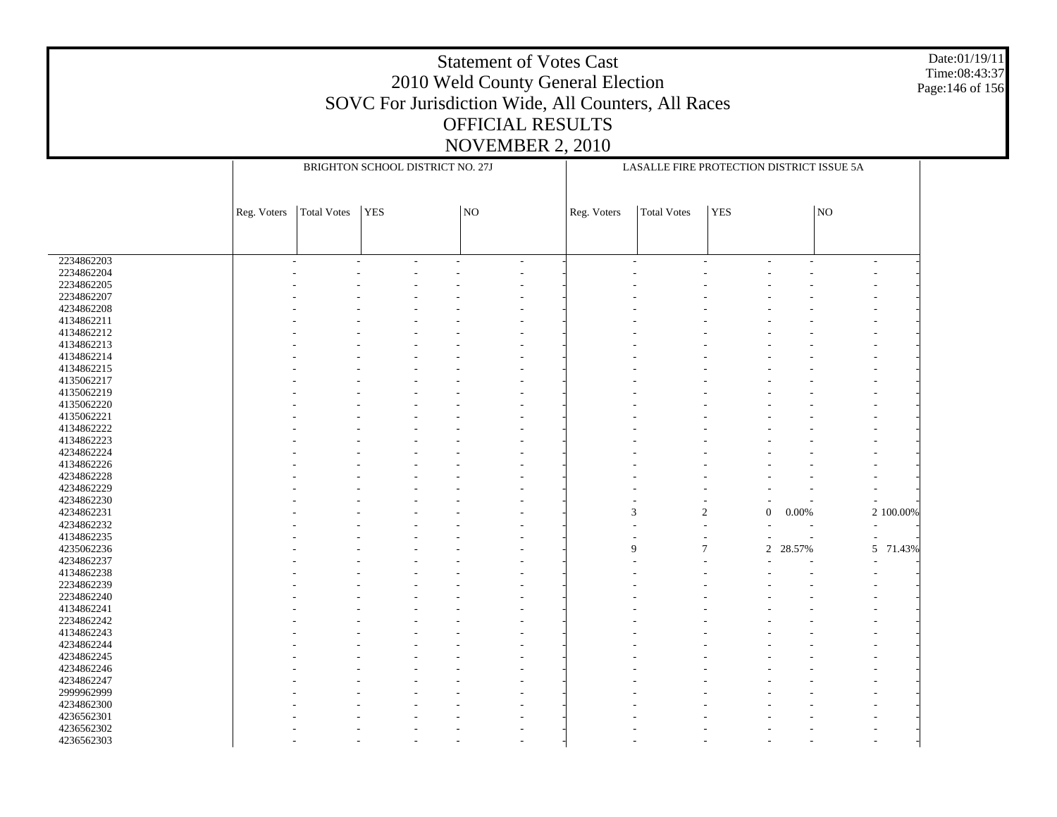# Statement of Votes Cast
## 2010 Weld County General Election
## SOVC For Jurisdiction Wide, All Counters, All Races
## OFFICIAL RESULTS
## NOVEMBER 2, 2010

Date:01/19/11
Time:08:43:37

| | BRIGHTON SCHOOL DISTRICT NO. 27J | | | | | | LASALLE FIRE PROTECTION DISTRICT ISSUE 5A | | | | | |
|---|---|---|---|---|---|---|---|---|---|---|---|---|
| | Reg. Voters | Total Votes | YES | | NO | | Reg. Voters | Total Votes | YES | | NO | |
| 2234862203 | - | - | - | - | - | - | - | - | - | - | - | - |
| 2234862204 | - | - | - | - | - | - | - | - | - | - | - | - |
| 2234862205 | - | - | - | - | - | - | - | - | - | - | - | - |
| 2234862207 | - | - | - | - | - | - | - | - | - | - | - | - |
| 4234862208 | - | - | - | - | - | - | - | - | - | - | - | - |
| 4134862211 | - | - | - | - | - | - | - | - | - | - | - | - |
| 4134862212 | - | - | - | - | - | - | - | - | - | - | - | - |
| 4134862213 | - | - | - | - | - | - | - | - | - | - | - | - |
| 4134862214 | - | - | - | - | - | - | - | - | - | - | - | - |
| 4134862215 | - | - | - | - | - | - | - | - | - | - | - | - |
| 4135062217 | - | - | - | - | - | - | - | - | - | - | - | - |
| 4135062219 | - | - | - | - | - | - | - | - | - | - | - | - |
| 4135062220 | - | - | - | - | - | - | - | - | - | - | - | - |
| 4135062221 | - | - | - | - | - | - | - | - | - | - | - | - |
| 4134862222 | - | - | - | - | - | - | - | - | - | - | - | - |
| 4134862223 | - | - | - | - | - | - | - | - | - | - | - | - |
| 4234862224 | - | - | - | - | - | - | - | - | - | - | - | - |
| 4134862226 | - | - | - | - | - | - | - | - | - | - | - | - |
| 4234862228 | - | - | - | - | - | - | - | - | - | - | - | - |
| 4234862229 | - | - | - | - | - | - | - | - | - | - | - | - |
| 4234862230 | - | - | - | - | - | - | - | - | - | - | - | - |
| 4234862231 | - | - | - | - | - | - | 3 | 2 | 0 | 0.00% | 2 | 100.00% |
| 4234862232 | - | - | - | - | - | - | - | - | - | - | - | - |
| 4134862235 | - | - | - | - | - | - | - | - | - | - | - | - |
| 4235062236 | - | - | - | - | - | - | 9 | 7 | 2 | 28.57% | 5 | 71.43% |
| 4234862237 | - | - | - | - | - | - | - | - | - | - | - | - |
| 4134862238 | - | - | - | - | - | - | - | - | - | - | - | - |
| 2234862239 | - | - | - | - | - | - | - | - | - | - | - | - |
| 2234862240 | - | - | - | - | - | - | - | - | - | - | - | - |
| 4134862241 | - | - | - | - | - | - | - | - | - | - | - | - |
| 2234862242 | - | - | - | - | - | - | - | - | - | - | - | - |
| 4134862243 | - | - | - | - | - | - | - | - | - | - | - | - |
| 4234862244 | - | - | - | - | - | - | - | - | - | - | - | - |
| 4234862245 | - | - | - | - | - | - | - | - | - | - | - | - |
| 4234862246 | - | - | - | - | - | - | - | - | - | - | - | - |
| 4234862247 | - | - | - | - | - | - | - | - | - | - | - | - |
| 2999962999 | - | - | - | - | - | - | - | - | - | - | - | - |
| 4234862300 | - | - | - | - | - | - | - | - | - | - | - | - |
| 4236562301 | - | - | - | - | - | - | - | - | - | - | - | - |
| 4236562302 | - | - | - | - | - | - | - | - | - | - | - | - |
| 4236562303 | - | - | - | - | - | - | - | - | - | - | - | - |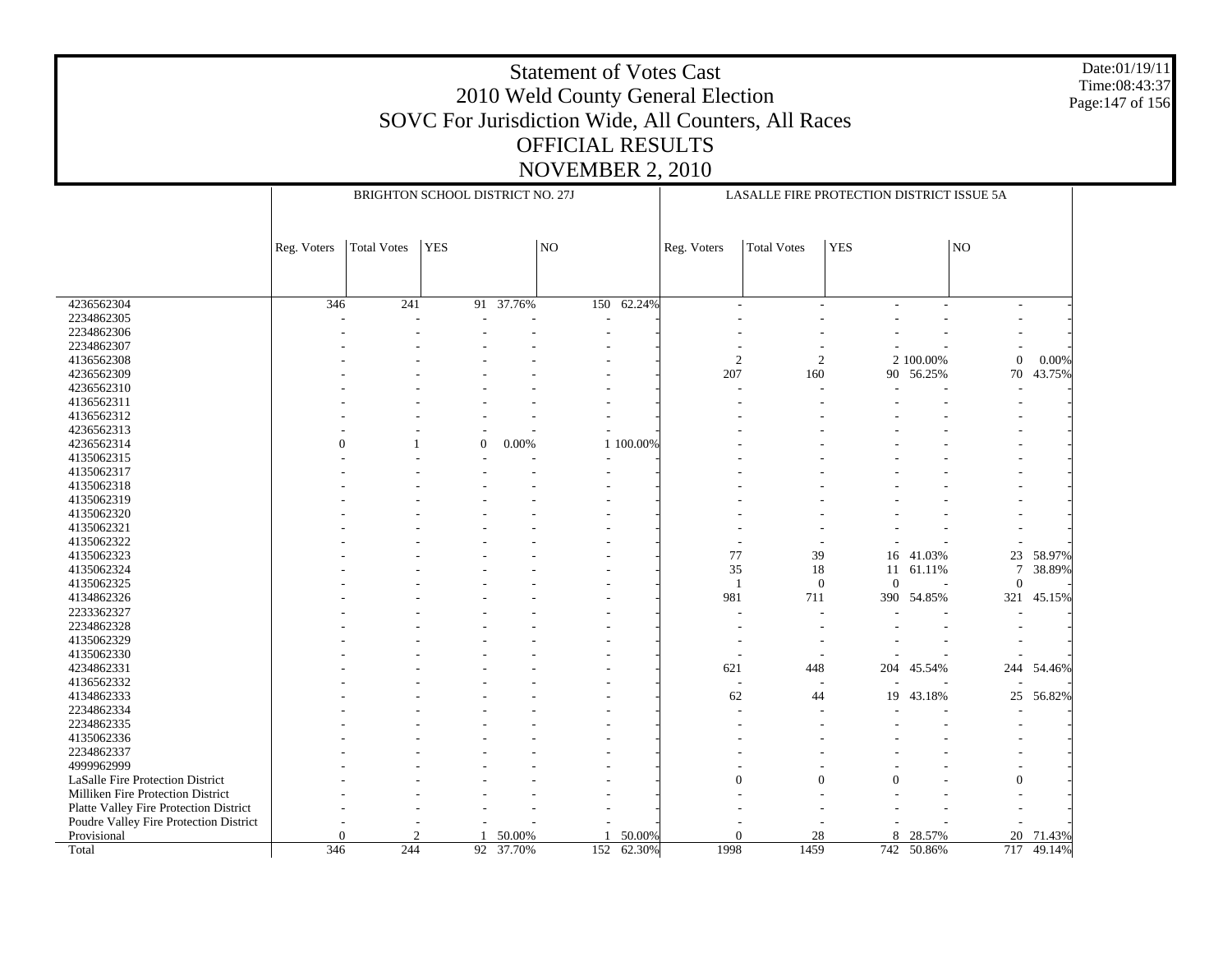# Statement of Votes Cast
## 2010 Weld County General Election
## SOVC For Jurisdiction Wide, All Counters, All Races
## OFFICIAL RESULTS
## NOVEMBER 2, 2010

Date:01/19/11
Time:08:43:37

| | BRIGHTON SCHOOL DISTRICT NO. 27J | | | | | | LASALLE FIRE PROTECTION DISTRICT ISSUE 5A | | | | | |
|---|---|---|---|---|---|---|---|---|---|---|---|---|
| | Reg. Voters | Total Votes | YES | | NO | | Reg. Voters | Total Votes | YES | | NO | |
| 4236562304 | 346 | 241 | 91 | 37.76% | 150 | 62.24% | - | - | - | - | - | - |
| 2234862305 | - | - | - | - | - | - | - | - | - | - | - | - |
| 2234862306 | - | - | - | - | - | - | - | - | - | - | - | - |
| 2234862307 | - | - | - | - | - | - | - | - | - | - | - | - |
| 4136562308 | - | - | - | - | - | - | 2 | 2 | 2 | 100.00% | 0 | 0.00% |
| 4236562309 | - | - | - | - | - | - | 207 | 160 | 90 | 56.25% | 70 | 43.75% |
| 4236562310 | - | - | - | - | - | - | - | - | - | - | - | - |
| 4136562311 | - | - | - | - | - | - | - | - | - | - | - | - |
| 4136562312 | - | - | - | - | - | - | - | - | - | - | - | - |
| 4236562313 | - | - | - | - | - | - | - | - | - | - | - | - |
| 4236562314 | 0 | 1 | 0 | 0.00% | 1 | 100.00% | - | - | - | - | - | - |
| 4135062315 | - | - | - | - | - | - | - | - | - | - | - | - |
| 4135062317 | - | - | - | - | - | - | - | - | - | - | - | - |
| 4135062318 | - | - | - | - | - | - | - | - | - | - | - | - |
| 4135062319 | - | - | - | - | - | - | - | - | - | - | - | - |
| 4135062320 | - | - | - | - | - | - | - | - | - | - | - | - |
| 4135062321 | - | - | - | - | - | - | - | - | - | - | - | - |
| 4135062322 | - | - | - | - | - | - | - | - | - | - | - | - |
| 4135062323 | - | - | - | - | - | - | 77 | 39 | 16 | 41.03% | 23 | 58.97% |
| 4135062324 | - | - | - | - | - | - | 35 | 18 | 11 | 61.11% | 7 | 38.89% |
| 4135062325 | - | - | - | - | - | - | 1 | 0 | 0 | - | 0 | - |
| 4134862326 | - | - | - | - | - | - | 981 | 711 | 390 | 54.85% | 321 | 45.15% |
| 2233362327 | - | - | - | - | - | - | - | - | - | - | - | - |
| 2234862328 | - | - | - | - | - | - | - | - | - | - | - | - |
| 4135062329 | - | - | - | - | - | - | - | - | - | - | - | - |
| 4135062330 | - | - | - | - | - | - | - | - | - | - | - | - |
| 4234862331 | - | - | - | - | - | - | 621 | 448 | 204 | 45.54% | 244 | 54.46% |
| 4136562332 | - | - | - | - | - | - | - | - | - | - | - | - |
| 4134862333 | - | - | - | - | - | - | 62 | 44 | 19 | 43.18% | 25 | 56.82% |
| 2234862334 | - | - | - | - | - | - | - | - | - | - | - | - |
| 2234862335 | - | - | - | - | - | - | - | - | - | - | - | - |
| 4135062336 | - | - | - | - | - | - | - | - | - | - | - | - |
| 2234862337 | - | - | - | - | - | - | - | - | - | - | - | - |
| 4999962999 | - | - | - | - | - | - | - | - | - | - | - | - |
| LaSalle Fire Protection District | - | - | - | - | - | - | 0 | 0 | 0 | - | 0 | - |
| Milliken Fire Protection District | - | - | - | - | - | - | - | - | - | - | - | - |
| Platte Valley Fire Protection District | - | - | - | - | - | - | - | - | - | - | - | - |
| Poudre Valley Fire Protection District | - | - | - | - | - | - | - | - | - | - | - | - |
| Provisional | 0 | 2 | 1 | 50.00% | 1 | 50.00% | 0 | 28 | 8 | 28.57% | 20 | 71.43% |
| Total | 346 | 244 | 92 | 37.70% | 152 | 62.30% | 1998 | 1459 | 742 | 50.86% | 717 | 49.14% |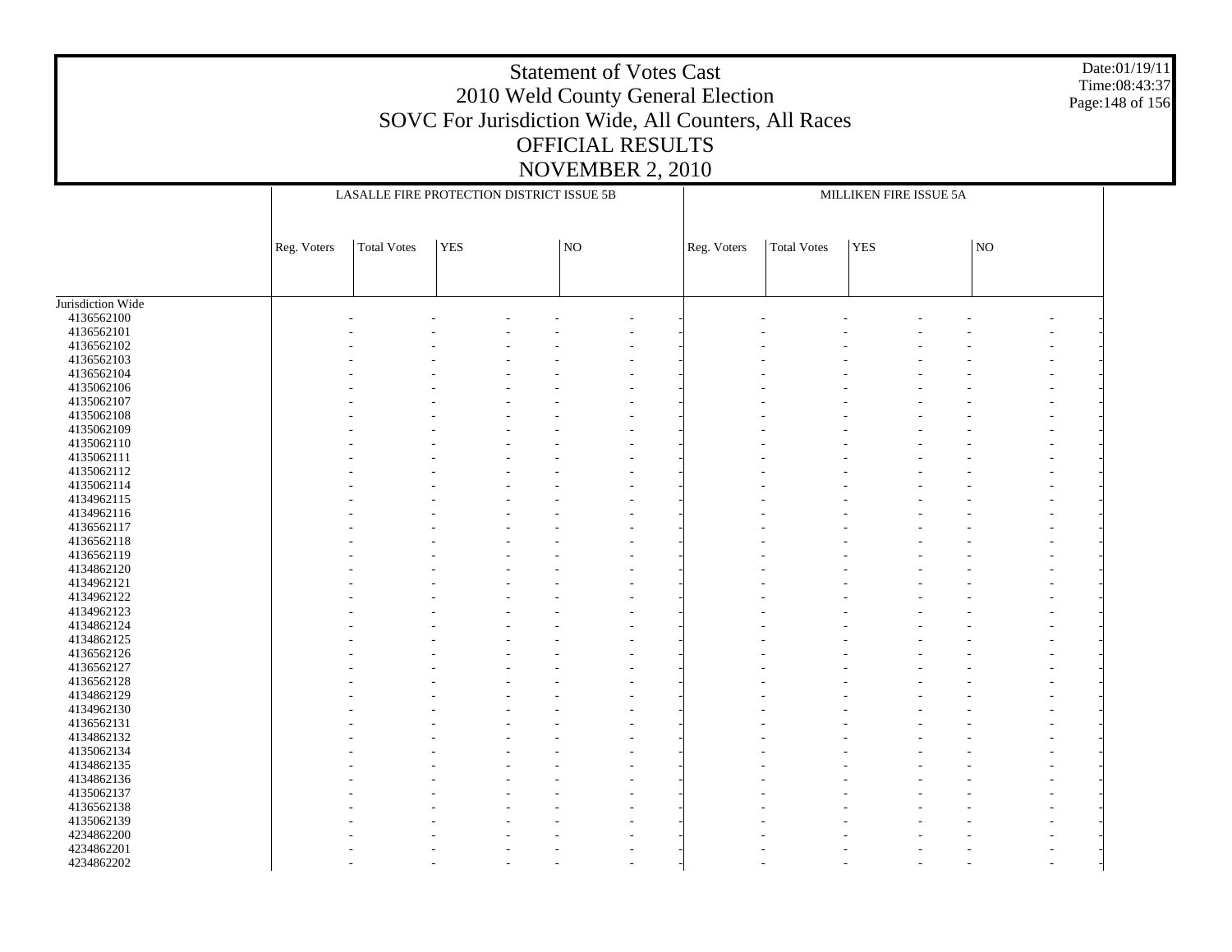# Statement of Votes Cast
## 2010 Weld County General Election
## SOVC For Jurisdiction Wide, All Counters, All Races
## OFFICIAL RESULTS
## NOVEMBER 2, 2010

| | LASALLE FIRE PROTECTION DISTRICT ISSUE 5B | | | | | | MILLIKEN FIRE ISSUE 5A | | | | | |
|---|---|---|---|---|---|---|---|---|---|---|---|---|
| | Reg. Voters | Total Votes | YES | | NO | | Reg. Voters | Total Votes | YES | | NO | |
| Jurisdiction Wide | | | | | | | | | | | | |
| 4136562100 | - | - | - | - | - | - | - | - | - | - | - | - |
| 4136562101 | - | - | - | - | - | - | - | - | - | - | - | - |
| 4136562102 | - | - | - | - | - | - | - | - | - | - | - | - |
| 4136562103 | - | - | - | - | - | - | - | - | - | - | - | - |
| 4136562104 | - | - | - | - | - | - | - | - | - | - | - | - |
| 4135062106 | - | - | - | - | - | - | - | - | - | - | - | - |
| 4135062107 | - | - | - | - | - | - | - | - | - | - | - | - |
| 4135062108 | - | - | - | - | - | - | - | - | - | - | - | - |
| 4135062109 | - | - | - | - | - | - | - | - | - | - | - | - |
| 4135062110 | - | - | - | - | - | - | - | - | - | - | - | - |
| 4135062111 | - | - | - | - | - | - | - | - | - | - | - | - |
| 4135062112 | - | - | - | - | - | - | - | - | - | - | - | - |
| 4135062114 | - | - | - | - | - | - | - | - | - | - | - | - |
| 4134962115 | - | - | - | - | - | - | - | - | - | - | - | - |
| 4134962116 | - | - | - | - | - | - | - | - | - | - | - | - |
| 4136562117 | - | - | - | - | - | - | - | - | - | - | - | - |
| 4136562118 | - | - | - | - | - | - | - | - | - | - | - | - |
| 4136562119 | - | - | - | - | - | - | - | - | - | - | - | - |
| 4134862120 | - | - | - | - | - | - | - | - | - | - | - | - |
| 4134962121 | - | - | - | - | - | - | - | - | - | - | - | - |
| 4134962122 | - | - | - | - | - | - | - | - | - | - | - | - |
| 4134962123 | - | - | - | - | - | - | - | - | - | - | - | - |
| 4134862124 | - | - | - | - | - | - | - | - | - | - | - | - |
| 4134862125 | - | - | - | - | - | - | - | - | - | - | - | - |
| 4136562126 | - | - | - | - | - | - | - | - | - | - | - | - |
| 4136562127 | - | - | - | - | - | - | - | - | - | - | - | - |
| 4136562128 | - | - | - | - | - | - | - | - | - | - | - | - |
| 4134862129 | - | - | - | - | - | - | - | - | - | - | - | - |
| 4134962130 | - | - | - | - | - | - | - | - | - | - | - | - |
| 4136562131 | - | - | - | - | - | - | - | - | - | - | - | - |
| 4134862132 | - | - | - | - | - | - | - | - | - | - | - | - |
| 4135062134 | - | - | - | - | - | - | - | - | - | - | - | - |
| 4134862135 | - | - | - | - | - | - | - | - | - | - | - | - |
| 4134862136 | - | - | - | - | - | - | - | - | - | - | - | - |
| 4135062137 | - | - | - | - | - | - | - | - | - | - | - | - |
| 4136562138 | - | - | - | - | - | - | - | - | - | - | - | - |
| 4135062139 | - | - | - | - | - | - | - | - | - | - | - | - |
| 4234862200 | - | - | - | - | - | - | - | - | - | - | - | - |
| 4234862201 | - | - | - | - | - | - | - | - | - | - | - | - |
| 4234862202 | - | - | - | - | - | - | - | - | - | - | - | - |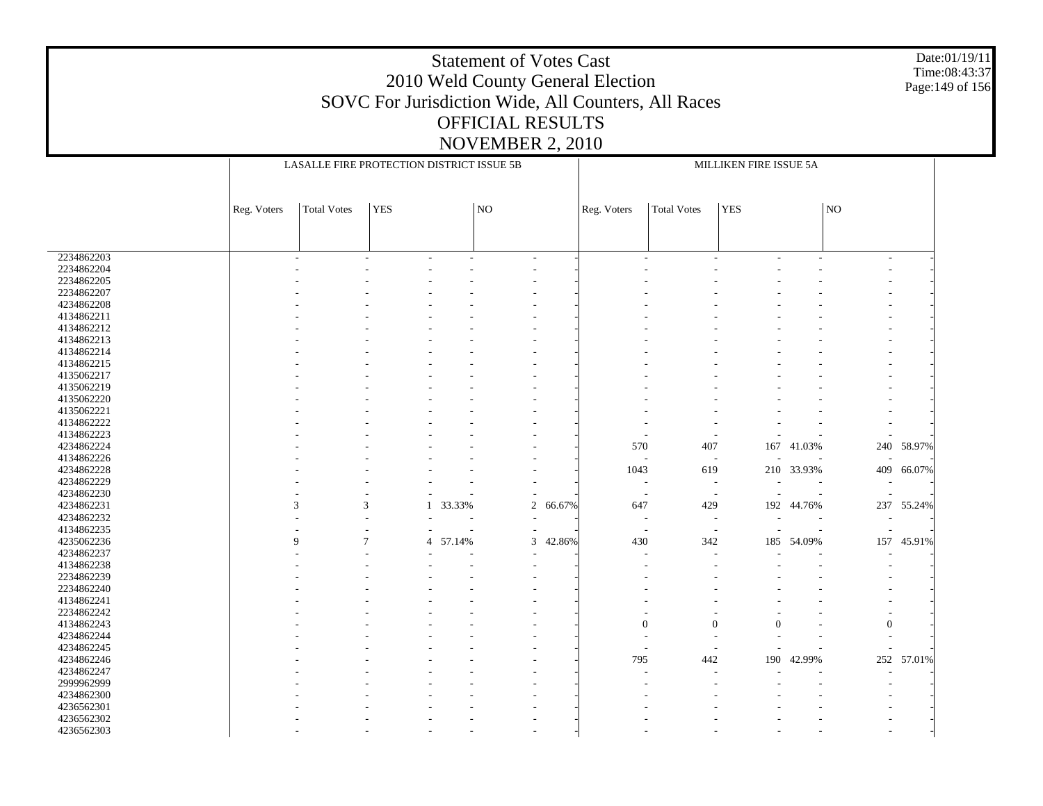# Statement of Votes Cast
## 2010 Weld County General Election
## SOVC For Jurisdiction Wide, All Counters, All Races
## OFFICIAL RESULTS
## NOVEMBER 2, 2010

Date:01/19/11
Time:08:43:37

| | LASALLE FIRE PROTECTION DISTRICT ISSUE 5B | | | | | | MILLIKEN FIRE ISSUE 5A | | | | | |
|---|---|---|---|---|---|---|---|---|---|---|---|---|
| | Reg. Voters | Total Votes | YES | | NO | | Reg. Voters | Total Votes | YES | | NO | |
| 2234862203 | - | - | - | - | - | - | - | - | - | - | - | - |
| 2234862204 | - | - | - | - | - | - | - | - | - | - | - | - |
| 2234862205 | - | - | - | - | - | - | - | - | - | - | - | - |
| 2234862207 | - | - | - | - | - | - | - | - | - | - | - | - |
| 4234862208 | - | - | - | - | - | - | - | - | - | - | - | - |
| 4134862211 | - | - | - | - | - | - | - | - | - | - | - | - |
| 4134862212 | - | - | - | - | - | - | - | - | - | - | - | - |
| 4134862213 | - | - | - | - | - | - | - | - | - | - | - | - |
| 4134862214 | - | - | - | - | - | - | - | - | - | - | - | - |
| 4134862215 | - | - | - | - | - | - | - | - | - | - | - | - |
| 4135062217 | - | - | - | - | - | - | - | - | - | - | - | - |
| 4135062219 | - | - | - | - | - | - | - | - | - | - | - | - |
| 4135062220 | - | - | - | - | - | - | - | - | - | - | - | - |
| 4135062221 | - | - | - | - | - | - | - | - | - | - | - | - |
| 4134862222 | - | - | - | - | - | - | - | - | - | - | - | - |
| 4134862223 | - | - | - | - | - | - | - | - | - | - | - | - |
| 4234862224 | - | - | - | - | - | - | 570 | 407 | 167 | 41.03% | 240 | 58.97% |
| 4134862226 | - | - | - | - | - | - | - | - | - | - | - | - |
| 4234862228 | - | - | - | - | - | - | 1043 | 619 | 210 | 33.93% | 409 | 66.07% |
| 4234862229 | - | - | - | - | - | - | - | - | - | - | - | - |
| 4234862230 | - | - | - | - | - | - | - | - | - | - | - | - |
| 4234862231 | 3 | 3 | 1 | 33.33% | 2 | 66.67% | 647 | 429 | 192 | 44.76% | 237 | 55.24% |
| 4234862232 | - | - | - | - | - | - | - | - | - | - | - | - |
| 4134862235 | - | - | - | - | - | - | - | - | - | - | - | - |
| 4235062236 | 9 | 7 | 4 | 57.14% | 3 | 42.86% | 430 | 342 | 185 | 54.09% | 157 | 45.91% |
| 4234862237 | - | - | - | - | - | - | - | - | - | - | - | - |
| 4134862238 | - | - | - | - | - | - | - | - | - | - | - | - |
| 2234862239 | - | - | - | - | - | - | - | - | - | - | - | - |
| 2234862240 | - | - | - | - | - | - | - | - | - | - | - | - |
| 4134862241 | - | - | - | - | - | - | - | - | - | - | - | - |
| 2234862242 | - | - | - | - | - | - | - | - | - | - | - | - |
| 4134862243 | - | - | - | - | - | - | 0 | 0 | 0 | - | 0 | - |
| 4234862244 | - | - | - | - | - | - | - | - | - | - | - | - |
| 4234862245 | - | - | - | - | - | - | - | - | - | - | - | - |
| 4234862246 | - | - | - | - | - | - | 795 | 442 | 190 | 42.99% | 252 | 57.01% |
| 4234862247 | - | - | - | - | - | - | - | - | - | - | - | - |
| 2999962999 | - | - | - | - | - | - | - | - | - | - | - | - |
| 4234862300 | - | - | - | - | - | - | - | - | - | - | - | - |
| 4236562301 | - | - | - | - | - | - | - | - | - | - | - | - |
| 4236562302 | - | - | - | - | - | - | - | - | - | - | - | - |
| 4236562303 | - | - | - | - | - | - | - | - | - | - | - | - |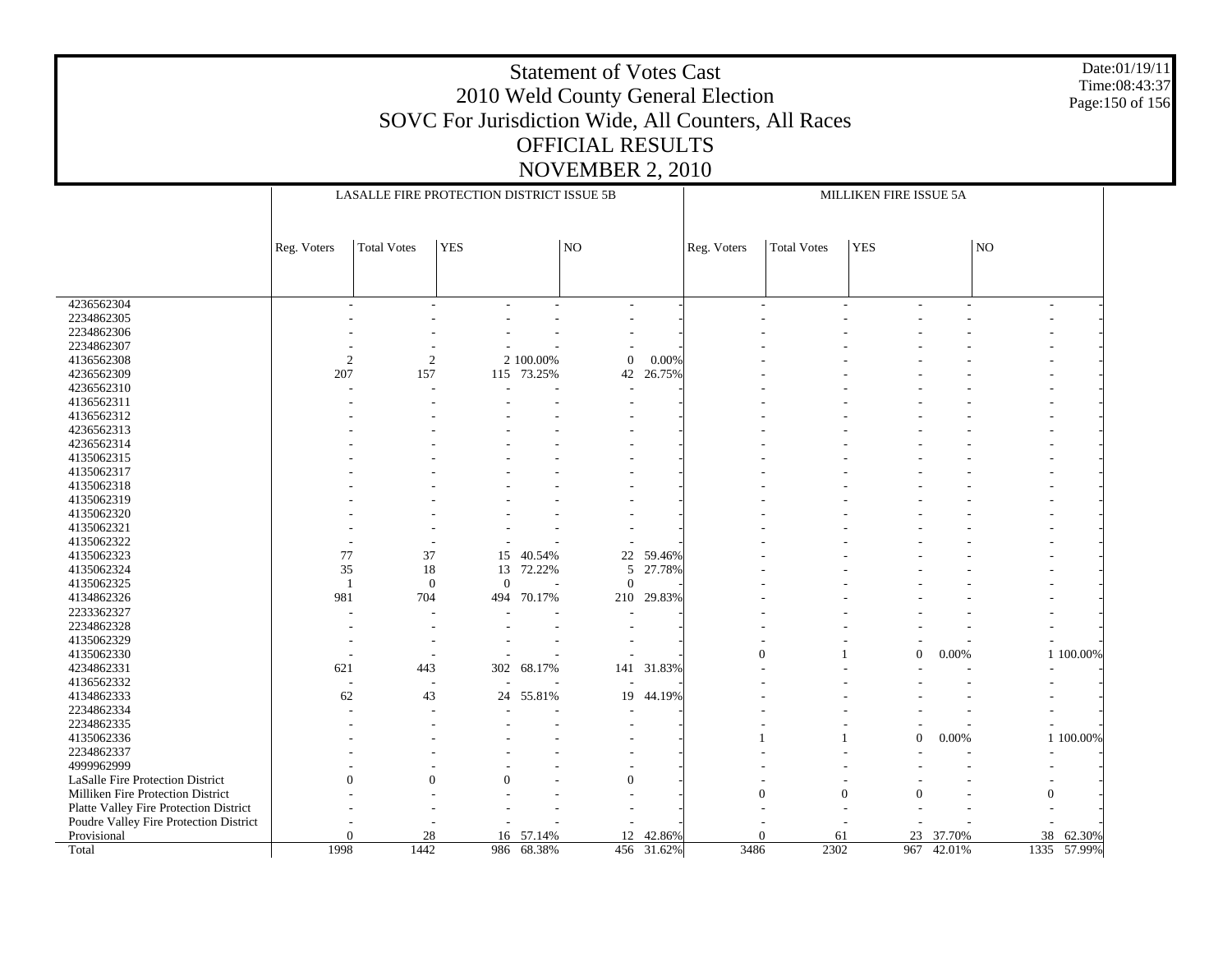# Statement of Votes Cast
# 2010 Weld County General Election
## SOVC For Jurisdiction Wide, All Counters, All Races
## OFFICIAL RESULTS
## NOVEMBER 2, 2010

Date:01/19/11
Time:08:43:37

| | LASALLE FIRE PROTECTION DISTRICT ISSUE 5B | | | | | | MILLIKEN FIRE ISSUE 5A | | | | | |
|---|---|---|---|---|---|---|---|---|---|---|---|---|
| | Reg. Voters | Total Votes | YES | | NO | | Reg. Voters | Total Votes | YES | | NO | |
| 4236562304 | - | - | - | - | - | - | - | - | - | - | - | - |
| 2234862305 | - | - | - | - | - | - | - | - | - | - | - | - |
| 2234862306 | - | - | - | - | - | - | - | - | - | - | - | - |
| 2234862307 | - | - | - | - | - | - | - | - | - | - | - | - |
| 4136562308 | 2 | 2 | 2 | 100.00% | 0 | 0.00% | - | - | - | - | - | - |
| 4236562309 | 207 | 157 | 115 | 73.25% | 42 | 26.75% | - | - | - | - | - | - |
| 4236562310 | - | - | - | - | - | - | - | - | - | - | - | - |
| 4136562311 | - | - | - | - | - | - | - | - | - | - | - | - |
| 4136562312 | - | - | - | - | - | - | - | - | - | - | - | - |
| 4236562313 | - | - | - | - | - | - | - | - | - | - | - | - |
| 4236562314 | - | - | - | - | - | - | - | - | - | - | - | - |
| 4135062315 | - | - | - | - | - | - | - | - | - | - | - | - |
| 4135062317 | - | - | - | - | - | - | - | - | - | - | - | - |
| 4135062318 | - | - | - | - | - | - | - | - | - | - | - | - |
| 4135062319 | - | - | - | - | - | - | - | - | - | - | - | - |
| 4135062320 | - | - | - | - | - | - | - | - | - | - | - | - |
| 4135062321 | - | - | - | - | - | - | - | - | - | - | - | - |
| 4135062322 | - | - | - | - | - | - | - | - | - | - | - | - |
| 4135062323 | 77 | 37 | 15 | 40.54% | 22 | 59.46% | - | - | - | - | - | - |
| 4135062324 | 35 | 18 | 13 | 72.22% | 5 | 27.78% | - | - | - | - | - | - |
| 4135062325 | 1 | 0 | 0 | - | 0 | - | - | - | - | - | - | - |
| 4134862326 | 981 | 704 | 494 | 70.17% | 210 | 29.83% | - | - | - | - | - | - |
| 2233362327 | - | - | - | - | - | - | - | - | - | - | - | - |
| 2234862328 | - | - | - | - | - | - | - | - | - | - | - | - |
| 4135062329 | - | - | - | - | - | - | - | - | - | - | - | - |
| 4135062330 | - | - | - | - | - | - | 0 | 1 | 0 | 0.00% | 1 | 100.00% |
| 4234862331 | 621 | 443 | 302 | 68.17% | 141 | 31.83% | - | - | - | - | - | - |
| 4136562332 | - | - | - | - | - | - | - | - | - | - | - | - |
| 4134862333 | 62 | 43 | 24 | 55.81% | 19 | 44.19% | - | - | - | - | - | - |
| 2234862334 | - | - | - | - | - | - | - | - | - | - | - | - |
| 2234862335 | - | - | - | - | - | - | - | - | - | - | - | - |
| 4135062336 | - | - | - | - | - | - | 1 | 1 | 0 | 0.00% | 1 | 100.00% |
| 2234862337 | - | - | - | - | - | - | - | - | - | - | - | - |
| 4999962999 | - | - | - | - | - | - | - | - | - | - | - | - |
| LaSalle Fire Protection District | 0 | 0 | 0 | - | 0 | - | - | - | - | - | - | - |
| Milliken Fire Protection District | - | - | - | - | - | - | 0 | 0 | 0 | - | 0 | - |
| Platte Valley Fire Protection District | - | - | - | - | - | - | - | - | - | - | - | - |
| Poudre Valley Fire Protection District | - | - | - | - | - | - | - | - | - | - | - | - |
| Provisional | 0 | 28 | 16 | 57.14% | 12 | 42.86% | 0 | 61 | 23 | 37.70% | 38 | 62.30% |
| Total | 1998 | 1442 | 986 | 68.38% | 456 | 31.62% | 3486 | 2302 | 967 | 42.01% | 1335 | 57.99% |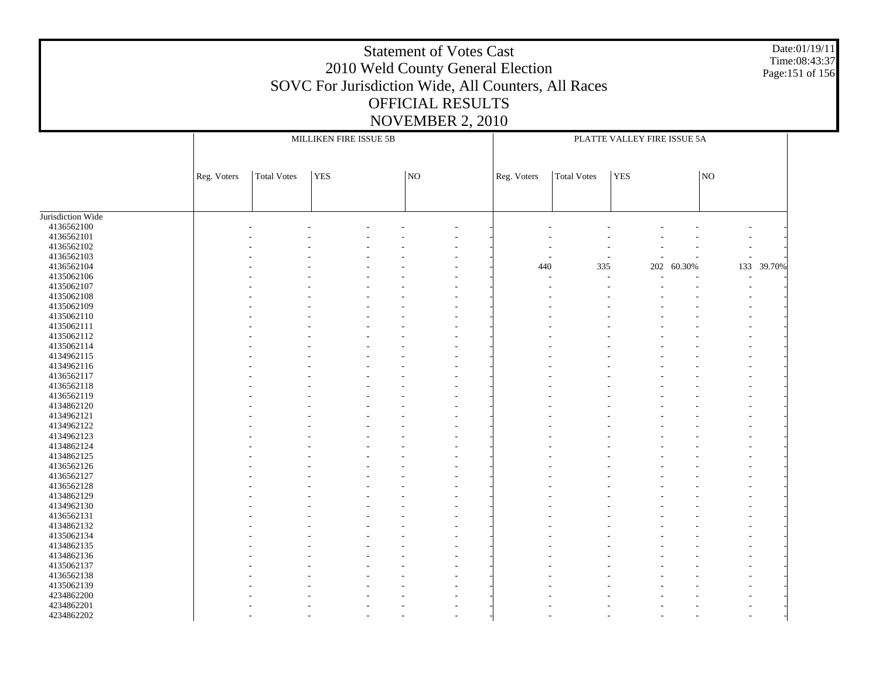# Statement of Votes Cast
## 2010 Weld County General Election
## SOVC For Jurisdiction Wide, All Counters, All Races
## OFFICIAL RESULTS
## NOVEMBER 2, 2010

Date:01/19/11
Time:08:43:37

| | MILLIKEN FIRE ISSUE 5B | | | | | | PLATTE VALLEY FIRE ISSUE 5A | | | | | |
|---|---|---|---|---|---|---|---|---|---|---|---|---|
| | Reg. Voters | Total Votes | YES | | NO | | Reg. Voters | Total Votes | YES | | NO | |
| Jurisdiction Wide | | | | | | | | | | | | |
| 4136562100 | - | - | - | - | - | - | - | - | - | - | - | - |
| 4136562101 | - | - | - | - | - | - | - | - | - | - | - | - |
| 4136562102 | - | - | - | - | - | - | - | - | - | - | - | - |
| 4136562103 | - | - | - | - | - | - | - | - | - | - | - | - |
| 4136562104 | - | - | - | - | - | - | 440 | 335 | 202 | 60.30% | 133 | 39.70% |
| 4135062106 | - | - | - | - | - | - | - | - | - | - | - | - |
| 4135062107 | - | - | - | - | - | - | - | - | - | - | - | - |
| 4135062108 | - | - | - | - | - | - | - | - | - | - | - | - |
| 4135062109 | - | - | - | - | - | - | - | - | - | - | - | - |
| 4135062110 | - | - | - | - | - | - | - | - | - | - | - | - |
| 4135062111 | - | - | - | - | - | - | - | - | - | - | - | - |
| 4135062112 | - | - | - | - | - | - | - | - | - | - | - | - |
| 4135062114 | - | - | - | - | - | - | - | - | - | - | - | - |
| 4134962115 | - | - | - | - | - | - | - | - | - | - | - | - |
| 4134962116 | - | - | - | - | - | - | - | - | - | - | - | - |
| 4136562117 | - | - | - | - | - | - | - | - | - | - | - | - |
| 4136562118 | - | - | - | - | - | - | - | - | - | - | - | - |
| 4136562119 | - | - | - | - | - | - | - | - | - | - | - | - |
| 4134862120 | - | - | - | - | - | - | - | - | - | - | - | - |
| 4134962121 | - | - | - | - | - | - | - | - | - | - | - | - |
| 4134962122 | - | - | - | - | - | - | - | - | - | - | - | - |
| 4134962123 | - | - | - | - | - | - | - | - | - | - | - | - |
| 4134862124 | - | - | - | - | - | - | - | - | - | - | - | - |
| 4134862125 | - | - | - | - | - | - | - | - | - | - | - | - |
| 4136562126 | - | - | - | - | - | - | - | - | - | - | - | - |
| 4136562127 | - | - | - | - | - | - | - | - | - | - | - | - |
| 4136562128 | - | - | - | - | - | - | - | - | - | - | - | - |
| 4134862129 | - | - | - | - | - | - | - | - | - | - | - | - |
| 4134962130 | - | - | - | - | - | - | - | - | - | - | - | - |
| 4136562131 | - | - | - | - | - | - | - | - | - | - | - | - |
| 4134862132 | - | - | - | - | - | - | - | - | - | - | - | - |
| 4135062134 | - | - | - | - | - | - | - | - | - | - | - | - |
| 4134862135 | - | - | - | - | - | - | - | - | - | - | - | - |
| 4134862136 | - | - | - | - | - | - | - | - | - | - | - | - |
| 4135062137 | - | - | - | - | - | - | - | - | - | - | - | - |
| 4136562138 | - | - | - | - | - | - | - | - | - | - | - | - |
| 4135062139 | - | - | - | - | - | - | - | - | - | - | - | - |
| 4234862200 | - | - | - | - | - | - | - | - | - | - | - | - |
| 4234862201 | - | - | - | - | - | - | - | - | - | - | - | - |
| 4234862202 | - | - | - | - | - | - | - | - | - | - | - | - |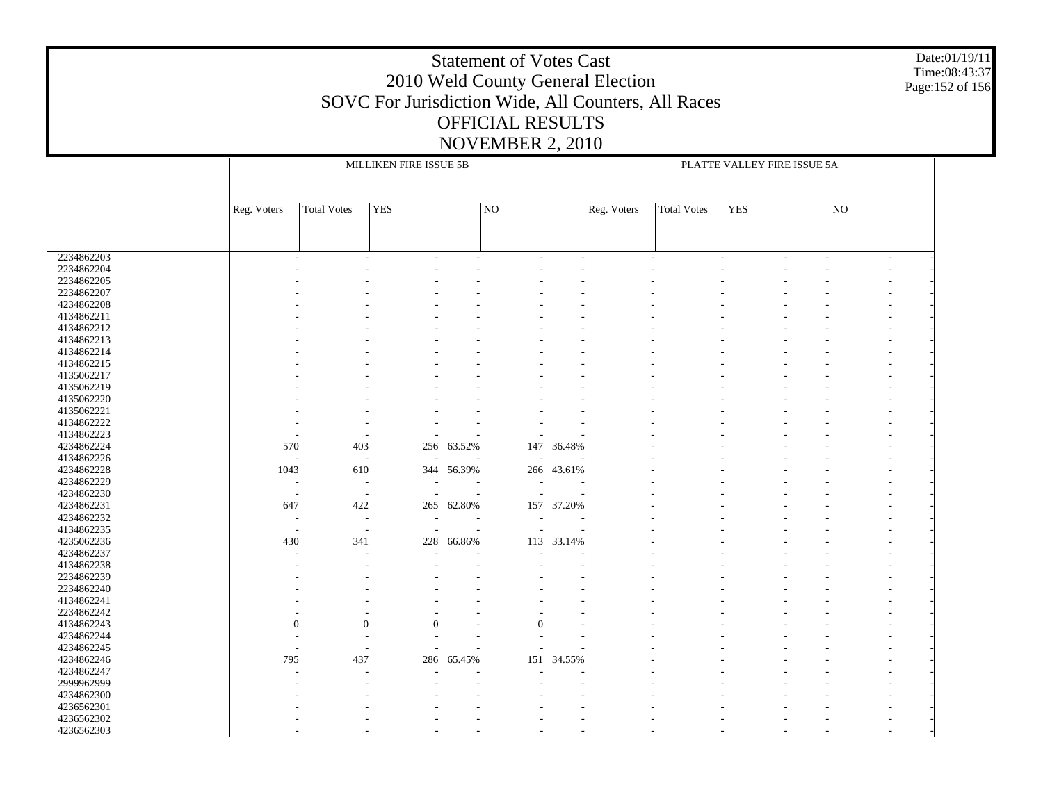# Statement of Votes Cast
## 2010 Weld County General Election
## SOVC For Jurisdiction Wide, All Counters, All Races
## OFFICIAL RESULTS
## NOVEMBER 2, 2010

Date:01/19/11
Time:08:43:37

| | MILLIKEN FIRE ISSUE 5B | | | | | | PLATTE VALLEY FIRE ISSUE 5A | | | | | |
|---|---|---|---|---|---|---|---|---|---|---|---|---|
| | Reg. Voters | Total Votes | YES | | NO | | Reg. Voters | Total Votes | YES | | NO | |
| 2234862203 | - | - | - | - | - | - | - | - | - | - | - | - |
| 2234862204 | - | - | - | - | - | - | - | - | - | - | - | - |
| 2234862205 | - | - | - | - | - | - | - | - | - | - | - | - |
| 2234862207 | - | - | - | - | - | - | - | - | - | - | - | - |
| 4234862208 | - | - | - | - | - | - | - | - | - | - | - | - |
| 4134862211 | - | - | - | - | - | - | - | - | - | - | - | - |
| 4134862212 | - | - | - | - | - | - | - | - | - | - | - | - |
| 4134862213 | - | - | - | - | - | - | - | - | - | - | - | - |
| 4134862214 | - | - | - | - | - | - | - | - | - | - | - | - |
| 4134862215 | - | - | - | - | - | - | - | - | - | - | - | - |
| 4135062217 | - | - | - | - | - | - | - | - | - | - | - | - |
| 4135062219 | - | - | - | - | - | - | - | - | - | - | - | - |
| 4135062220 | - | - | - | - | - | - | - | - | - | - | - | - |
| 4135062221 | - | - | - | - | - | - | - | - | - | - | - | - |
| 4134862222 | - | - | - | - | - | - | - | - | - | - | - | - |
| 4134862223 | - | - | - | - | - | - | - | - | - | - | - | - |
| 4234862224 | 570 | 403 | 256 | 63.52% | 147 | 36.48% | - | - | - | - | - | - |
| 4134862226 | - | - | - | - | - | - | - | - | - | - | - | - |
| 4234862228 | 1043 | 610 | 344 | 56.39% | 266 | 43.61% | - | - | - | - | - | - |
| 4234862229 | - | - | - | - | - | - | - | - | - | - | - | - |
| 4234862230 | - | - | - | - | - | - | - | - | - | - | - | - |
| 4234862231 | 647 | 422 | 265 | 62.80% | 157 | 37.20% | - | - | - | - | - | - |
| 4234862232 | - | - | - | - | - | - | - | - | - | - | - | - |
| 4134862235 | - | - | - | - | - | - | - | - | - | - | - | - |
| 4235062236 | 430 | 341 | 228 | 66.86% | 113 | 33.14% | - | - | - | - | - | - |
| 4234862237 | - | - | - | - | - | - | - | - | - | - | - | - |
| 4134862238 | - | - | - | - | - | - | - | - | - | - | - | - |
| 2234862239 | - | - | - | - | - | - | - | - | - | - | - | - |
| 2234862240 | - | - | - | - | - | - | - | - | - | - | - | - |
| 4134862241 | - | - | - | - | - | - | - | - | - | - | - | - |
| 2234862242 | - | - | - | - | - | - | - | - | - | - | - | - |
| 4134862243 | 0 | 0 | 0 | - | 0 | - | - | - | - | - | - | - |
| 4234862244 | - | - | - | - | - | - | - | - | - | - | - | - |
| 4234862245 | - | - | - | - | - | - | - | - | - | - | - | - |
| 4234862246 | 795 | 437 | 286 | 65.45% | 151 | 34.55% | - | - | - | - | - | - |
| 4234862247 | - | - | - | - | - | - | - | - | - | - | - | - |
| 2999962999 | - | - | - | - | - | - | - | - | - | - | - | - |
| 4234862300 | - | - | - | - | - | - | - | - | - | - | - | - |
| 4236562301 | - | - | - | - | - | - | - | - | - | - | - | - |
| 4236562302 | - | - | - | - | - | - | - | - | - | - | - | - |
| 4236562303 | - | - | - | - | - | - | - | - | - | - | - | - |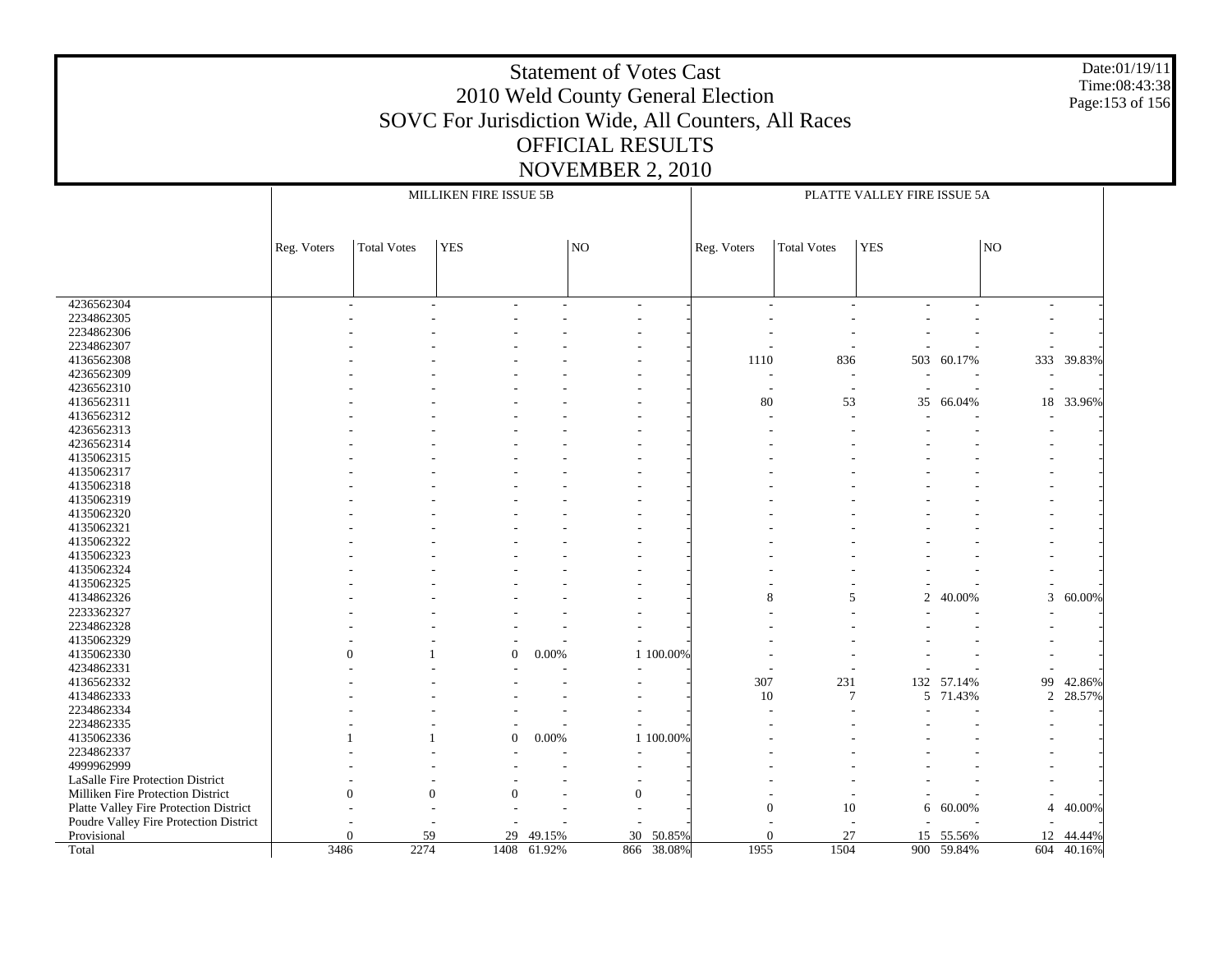# Statement of Votes Cast
## 2010 Weld County General Election
## SOVC For Jurisdiction Wide, All Counters, All Races
## OFFICIAL RESULTS
## NOVEMBER 2, 2010

Date:01/19/11
Time:08:43:38

| | MILLIKEN FIRE ISSUE 5B | | | | | | PLATTE VALLEY FIRE ISSUE 5A | | | | | |
|---|---|---|---|---|---|---|---|---|---|---|---|---|
| | Reg. Voters | Total Votes | YES | | NO | | Reg. Voters | Total Votes | YES | | NO | |
| 4236562304 | - | - | - | - | - | - | - | - | - | - | - | - |
| 2234862305 | - | - | - | - | - | - | - | - | - | - | - | - |
| 2234862306 | - | - | - | - | - | - | - | - | - | - | - | - |
| 2234862307 | - | - | - | - | - | - | - | - | - | - | - | - |
| 4136562308 | - | - | - | - | - | - | 1110 | 836 | 503 | 60.17% | 333 | 39.83% |
| 4236562309 | - | - | - | - | - | - | - | - | - | - | - | - |
| 4236562310 | - | - | - | - | - | - | - | - | - | - | - | - |
| 4136562311 | - | - | - | - | - | - | 80 | 53 | 35 | 66.04% | 18 | 33.96% |
| 4136562312 | - | - | - | - | - | - | - | - | - | - | - | - |
| 4236562313 | - | - | - | - | - | - | - | - | - | - | - | - |
| 4236562314 | - | - | - | - | - | - | - | - | - | - | - | - |
| 4135062315 | - | - | - | - | - | - | - | - | - | - | - | - |
| 4135062317 | - | - | - | - | - | - | - | - | - | - | - | - |
| 4135062318 | - | - | - | - | - | - | - | - | - | - | - | - |
| 4135062319 | - | - | - | - | - | - | - | - | - | - | - | - |
| 4135062320 | - | - | - | - | - | - | - | - | - | - | - | - |
| 4135062321 | - | - | - | - | - | - | - | - | - | - | - | - |
| 4135062322 | - | - | - | - | - | - | - | - | - | - | - | - |
| 4135062323 | - | - | - | - | - | - | - | - | - | - | - | - |
| 4135062324 | - | - | - | - | - | - | - | - | - | - | - | - |
| 4135062325 | - | - | - | - | - | - | - | - | - | - | - | - |
| 4134862326 | - | - | - | - | - | - | 8 | 5 | 2 | 40.00% | 3 | 60.00% |
| 2233362327 | - | - | - | - | - | - | - | - | - | - | - | - |
| 2234862328 | - | - | - | - | - | - | - | - | - | - | - | - |
| 4135062329 | - | - | - | - | - | - | - | - | - | - | - | - |
| 4135062330 | 0 | 1 | 0 | 0.00% | 1 | 100.00% | - | - | - | - | - | - |
| 4234862331 | - | - | - | - | - | - | - | - | - | - | - | - |
| 4136562332 | - | - | - | - | - | - | 307 | 231 | 132 | 57.14% | 99 | 42.86% |
| 4134862333 | - | - | - | - | - | - | 10 | 7 | 5 | 71.43% | 2 | 28.57% |
| 2234862334 | - | - | - | - | - | - | - | - | - | - | - | - |
| 2234862335 | - | - | - | - | - | - | - | - | - | - | - | - |
| 4135062336 | 1 | 1 | 0 | 0.00% | 1 | 100.00% | - | - | - | - | - | - |
| 2234862337 | - | - | - | - | - | - | - | - | - | - | - | - |
| 4999962999 | - | - | - | - | - | - | - | - | - | - | - | - |
| LaSalle Fire Protection District | - | - | - | - | - | - | - | - | - | - | - | - |
| Milliken Fire Protection District | 0 | 0 | 0 | - | 0 | - | - | - | - | - | - | - |
| Platte Valley Fire Protection District | - | - | - | - | - | - | 0 | 10 | 6 | 60.00% | 4 | 40.00% |
| Poudre Valley Fire Protection District | - | - | - | - | - | - | - | - | - | - | - | - |
| Provisional | 0 | 59 | 29 | 49.15% | 30 | 50.85% | 0 | 27 | 15 | 55.56% | 12 | 44.44% |
| Total | 3486 | 2274 | 1408 | 61.92% | 866 | 38.08% | 1955 | 1504 | 900 | 59.84% | 604 | 40.16% |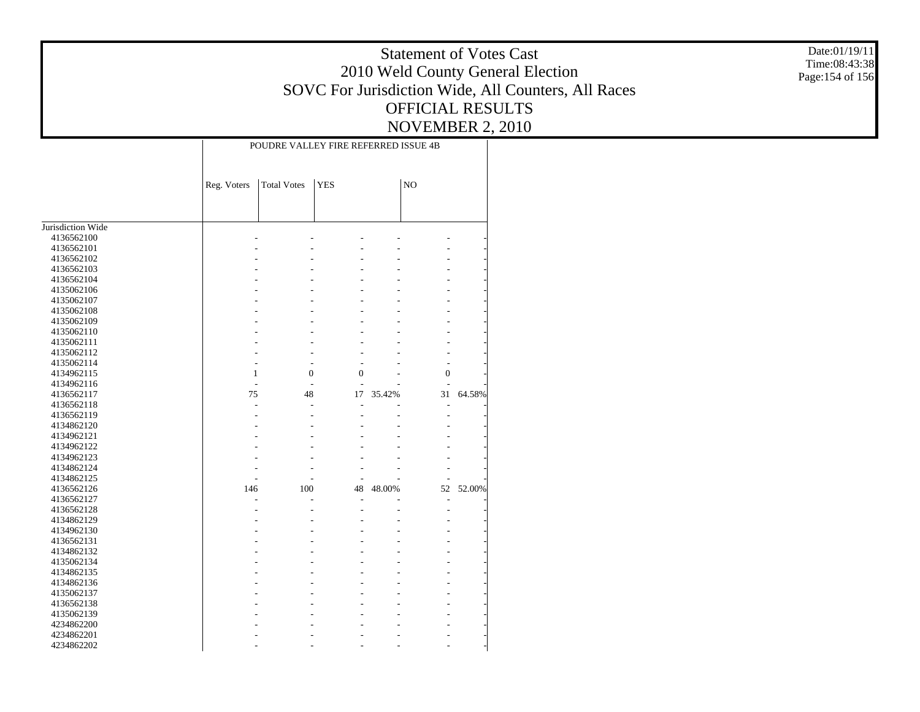# Statement of Votes Cast
# 2010 Weld County General Election
# SOVC For Jurisdiction Wide, All Counters, All Races
# OFFICIAL RESULTS
# NOVEMBER 2, 2010

Date:01/19/11
Time:08:43:38

| | POUDRE VALLEY FIRE REFERRED ISSUE 4B | | | | | |
|---|---|---|---|---|---|---|
| | Reg. Voters | Total Votes | YES | | NO | |
| Jurisdiction Wide | | | | | | |
| 4136562100 | - | - | - | - | - | - |
| 4136562101 | - | - | - | - | - | - |
| 4136562102 | - | - | - | - | - | - |
| 4136562103 | - | - | - | - | - | - |
| 4136562104 | - | - | - | - | - | - |
| 4135062106 | - | - | - | - | - | - |
| 4135062107 | - | - | - | - | - | - |
| 4135062108 | - | - | - | - | - | - |
| 4135062109 | - | - | - | - | - | - |
| 4135062110 | - | - | - | - | - | - |
| 4135062111 | - | - | - | - | - | - |
| 4135062112 | - | - | - | - | - | - |
| 4135062114 | - | - | - | - | - | - |
| 4134962115 | 1 | 0 | 0 | - | 0 | - |
| 4134962116 | - | - | - | - | - | - |
| 4136562117 | 75 | 48 | 17 | 35.42% | 31 | 64.58% |
| 4136562118 | - | - | - | - | - | - |
| 4136562119 | - | - | - | - | - | - |
| 4134862120 | - | - | - | - | - | - |
| 4134962121 | - | - | - | - | - | - |
| 4134962122 | - | - | - | - | - | - |
| 4134962123 | - | - | - | - | - | - |
| 4134862124 | - | - | - | - | - | - |
| 4134862125 | - | - | - | - | - | - |
| 4136562126 | 146 | 100 | 48 | 48.00% | 52 | 52.00% |
| 4136562127 | - | - | - | - | - | - |
| 4136562128 | - | - | - | - | - | - |
| 4134862129 | - | - | - | - | - | - |
| 4134962130 | - | - | - | - | - | - |
| 4136562131 | - | - | - | - | - | - |
| 4134862132 | - | - | - | - | - | - |
| 4135062134 | - | - | - | - | - | - |
| 4134862135 | - | - | - | - | - | - |
| 4134862136 | - | - | - | - | - | - |
| 4135062137 | - | - | - | - | - | - |
| 4136562138 | - | - | - | - | - | - |
| 4135062139 | - | - | - | - | - | - |
| 4234862200 | - | - | - | - | - | - |
| 4234862201 | - | - | - | - | - | - |
| 4234862202 | - | - | - | - | - | - |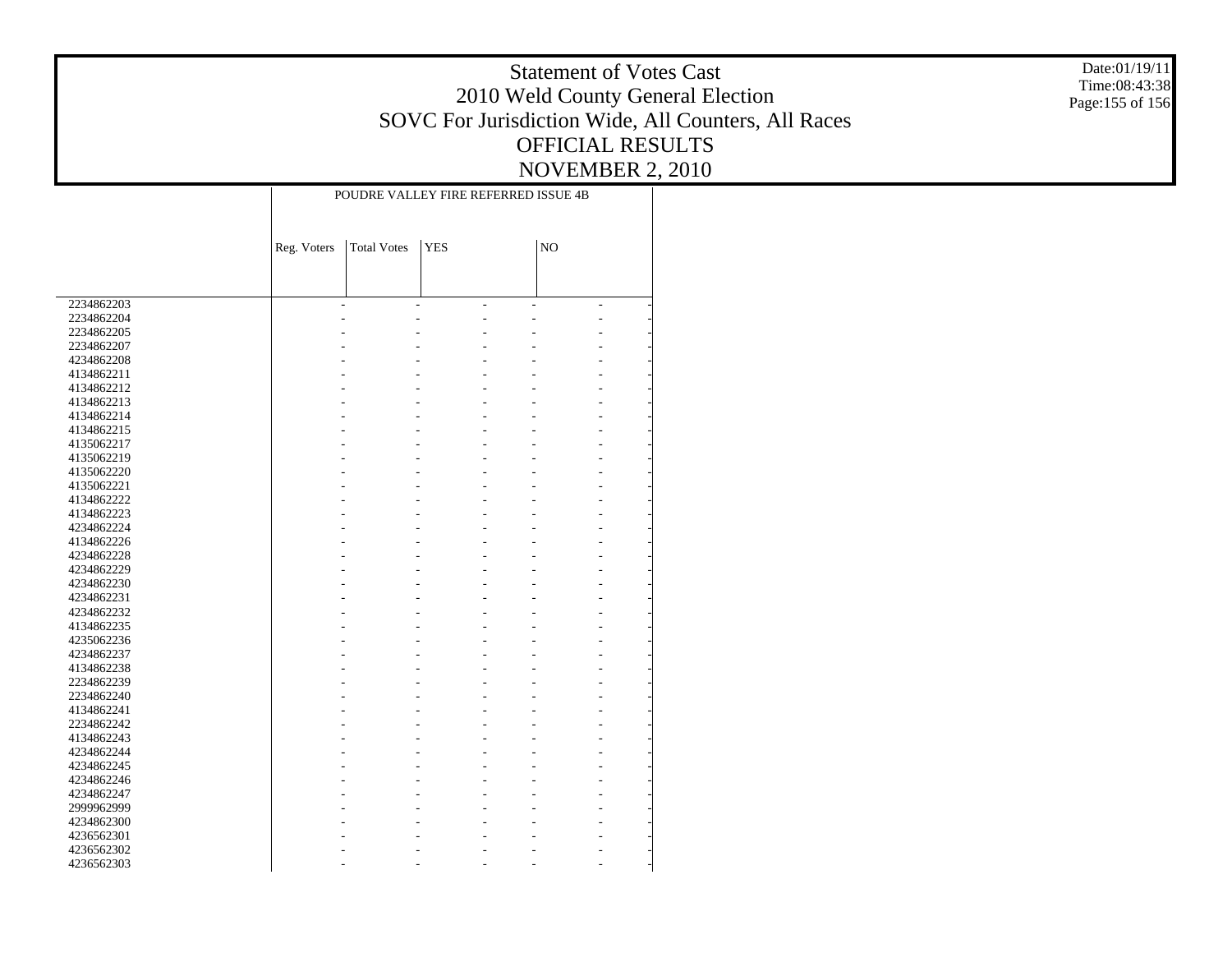# Statement of Votes Cast
## 2010 Weld County General Election
## SOVC For Jurisdiction Wide, All Counters, All Races
## OFFICIAL RESULTS
## NOVEMBER 2, 2010

| | POUDRE VALLEY FIRE REFERRED ISSUE 4B | | | | | |
|---|---|---|---|---|---|---|
| | Reg. Voters | Total Votes | YES | | NO | |
| 2234862203 | - | - | - | - | - | - |
| 2234862204 | - | - | - | - | - | - |
| 2234862205 | - | - | - | - | - | - |
| 2234862207 | - | - | - | - | - | - |
| 4234862208 | - | - | - | - | - | - |
| 4134862211 | - | - | - | - | - | - |
| 4134862212 | - | - | - | - | - | - |
| 4134862213 | - | - | - | - | - | - |
| 4134862214 | - | - | - | - | - | - |
| 4134862215 | - | - | - | - | - | - |
| 4135062217 | - | - | - | - | - | - |
| 4135062219 | - | - | - | - | - | - |
| 4135062220 | - | - | - | - | - | - |
| 4135062221 | - | - | - | - | - | - |
| 4134862222 | - | - | - | - | - | - |
| 4134862223 | - | - | - | - | - | - |
| 4234862224 | - | - | - | - | - | - |
| 4134862226 | - | - | - | - | - | - |
| 4234862228 | - | - | - | - | - | - |
| 4234862229 | - | - | - | - | - | - |
| 4234862230 | - | - | - | - | - | - |
| 4234862231 | - | - | - | - | - | - |
| 4234862232 | - | - | - | - | - | - |
| 4134862235 | - | - | - | - | - | - |
| 4235062236 | - | - | - | - | - | - |
| 4234862237 | - | - | - | - | - | - |
| 4134862238 | - | - | - | - | - | - |
| 2234862239 | - | - | - | - | - | - |
| 2234862240 | - | - | - | - | - | - |
| 4134862241 | - | - | - | - | - | - |
| 2234862242 | - | - | - | - | - | - |
| 4134862243 | - | - | - | - | - | - |
| 4234862244 | - | - | - | - | - | - |
| 4234862245 | - | - | - | - | - | - |
| 4234862246 | - | - | - | - | - | - |
| 4234862247 | - | - | - | - | - | - |
| 2999962999 | - | - | - | - | - | - |
| 4234862300 | - | - | - | - | - | - |
| 4236562301 | - | - | - | - | - | - |
| 4236562302 | - | - | - | - | - | - |
| 4236562303 | - | - | - | - | - | - |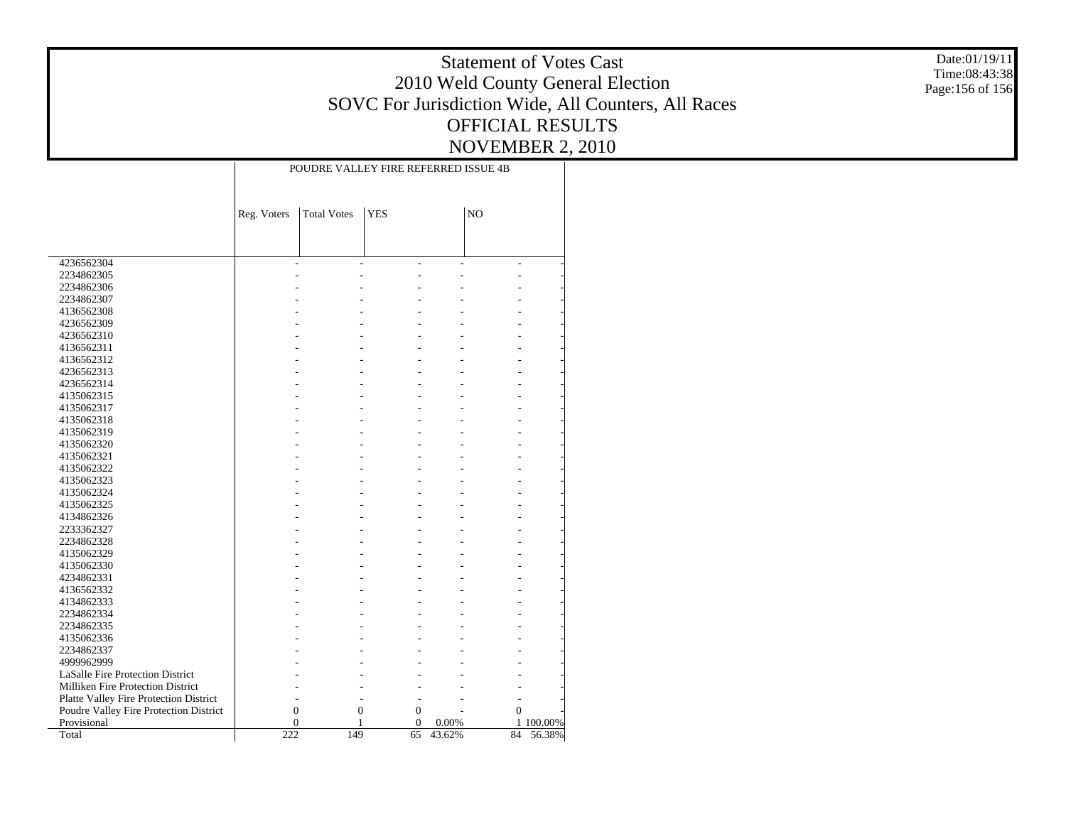# Statement of Votes Cast
## 2010 Weld County General Election
## SOVC For Jurisdiction Wide, All Counters, All Races
## OFFICIAL RESULTS
## NOVEMBER 2, 2010

Date:01/19/11
Time:08:43:38

| | POUDRE VALLEY FIRE REFERRED ISSUE 4B | | | | | |
|---|---|---|---|---|---|---|
| | Reg. Voters | Total Votes | YES | | NO | |
| 4236562304 | - | - | - | - | - | - |
| 2234862305 | - | - | - | - | - | - |
| 2234862306 | - | - | - | - | - | - |
| 2234862307 | - | - | - | - | - | - |
| 4136562308 | - | - | - | - | - | - |
| 4236562309 | - | - | - | - | - | - |
| 4236562310 | - | - | - | - | - | - |
| 4136562311 | - | - | - | - | - | - |
| 4136562312 | - | - | - | - | - | - |
| 4236562313 | - | - | - | - | - | - |
| 4236562314 | - | - | - | - | - | - |
| 4135062315 | - | - | - | - | - | - |
| 4135062317 | - | - | - | - | - | - |
| 4135062318 | - | - | - | - | - | - |
| 4135062319 | - | - | - | - | - | - |
| 4135062320 | - | - | - | - | - | - |
| 4135062321 | - | - | - | - | - | - |
| 4135062322 | - | - | - | - | - | - |
| 4135062323 | - | - | - | - | - | - |
| 4135062324 | - | - | - | - | - | - |
| 4135062325 | - | - | - | - | - | - |
| 4134862326 | - | - | - | - | - | - |
| 2233362327 | - | - | - | - | - | - |
| 2234862328 | - | - | - | - | - | - |
| 4135062329 | - | - | - | - | - | - |
| 4135062330 | - | - | - | - | - | - |
| 4234862331 | - | - | - | - | - | - |
| 4136562332 | - | - | - | - | - | - |
| 4134862333 | - | - | - | - | - | - |
| 2234862334 | - | - | - | - | - | - |
| 2234862335 | - | - | - | - | - | - |
| 4135062336 | - | - | - | - | - | - |
| 2234862337 | - | - | - | - | - | - |
| 4999962999 | - | - | - | - | - | - |
| LaSalle Fire Protection District | - | - | - | - | - | - |
| Milliken Fire Protection District | - | - | - | - | - | - |
| Platte Valley Fire Protection District | - | - | - | - | - | - |
| Poudre Valley Fire Protection District | 0 | 0 | 0 | - | 0 | - |
| Provisional | 0 | 1 | 0 | 0.00% | 1 | 100.00% |
| Total | 222 | 149 | 65 | 43.62% | 84 | 56.38% |